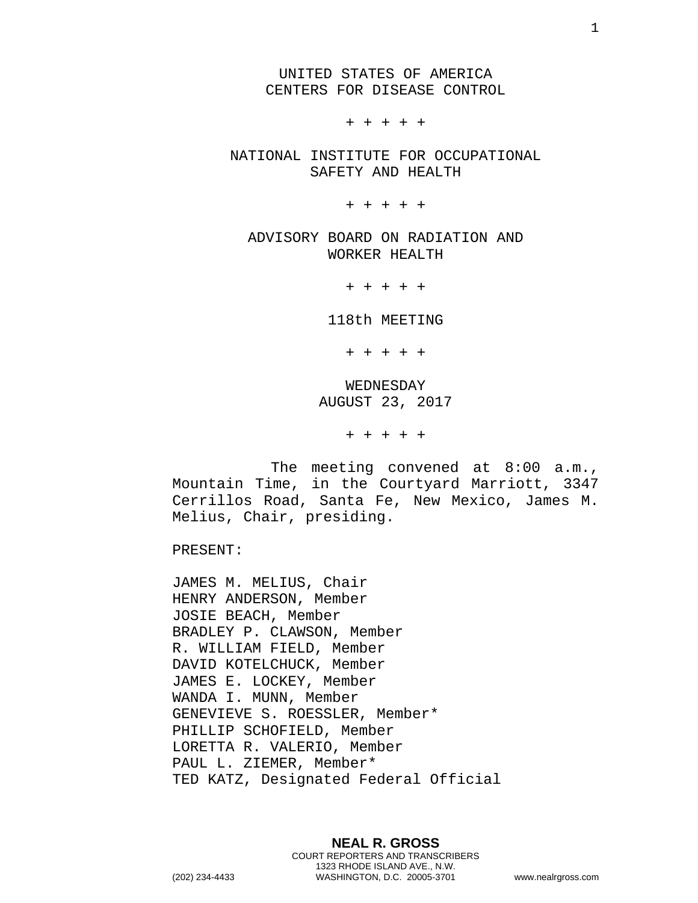UNITED STATES OF AMERICA
CENTERS FOR DISEASE CONTROL

+ + + + +

NATIONAL INSTITUTE FOR OCCUPATIONAL
SAFETY AND HEALTH

+ + + + +

ADVISORY BOARD ON RADIATION AND
WORKER HEALTH

+ + + + +

118th MEETING

+ + + + +

WEDNESDAY
AUGUST 23, 2017

+ + + + +

The meeting convened at 8:00 a.m., Mountain Time, in the Courtyard Marriott, 3347 Cerrillos Road, Santa Fe, New Mexico, James M. Melius, Chair, presiding.

PRESENT:

JAMES M. MELIUS, Chair
HENRY ANDERSON, Member
JOSIE BEACH, Member
BRADLEY P. CLAWSON, Member
R. WILLIAM FIELD, Member
DAVID KOTELCHUCK, Member
JAMES E. LOCKEY, Member
WANDA I. MUNN, Member
GENEVIEVE S. ROESSLER, Member*
PHILLIP SCHOFIELD, Member
LORETTA R. VALERIO, Member
PAUL L. ZIEMER, Member*
TED KATZ, Designated Federal Official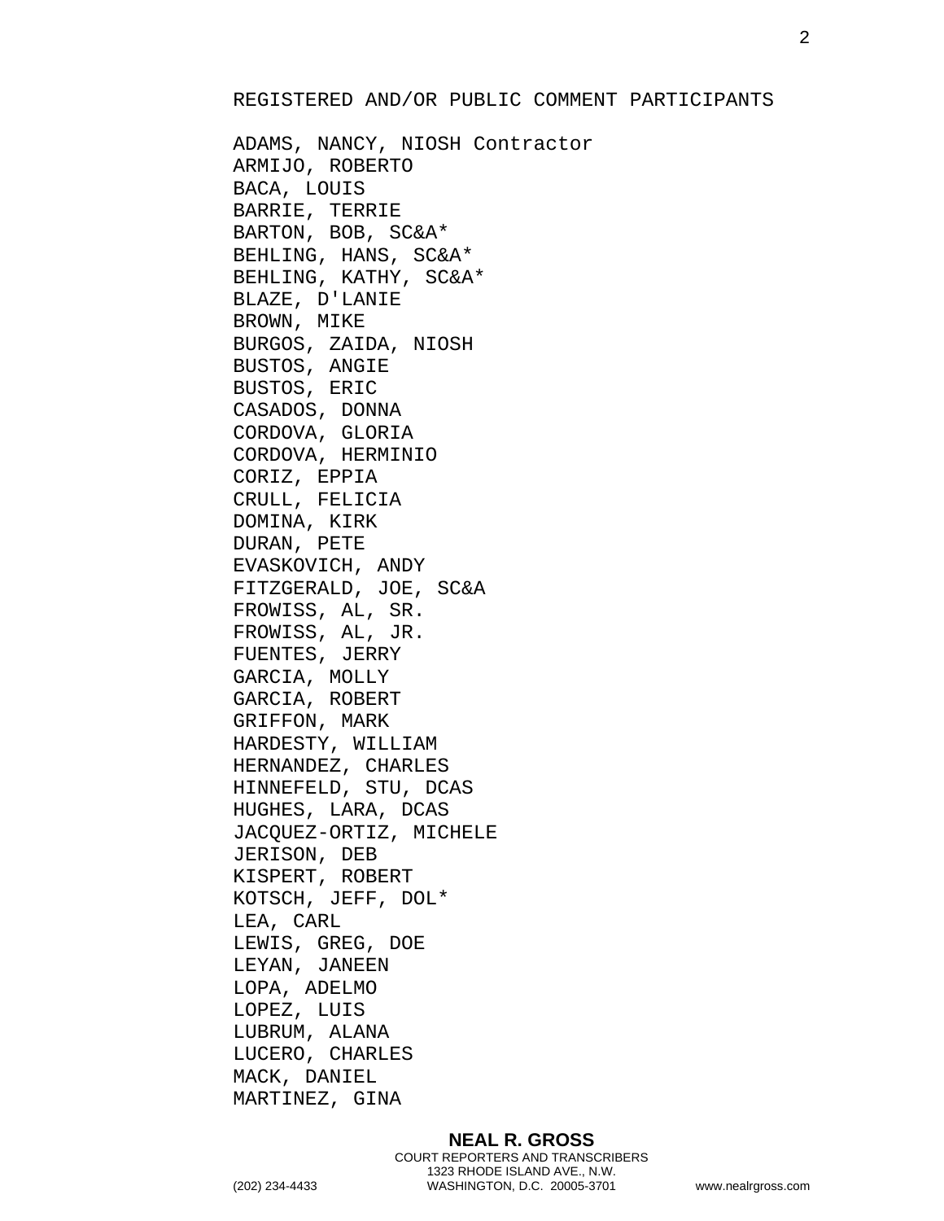REGISTERED AND/OR PUBLIC COMMENT PARTICIPANTS

ADAMS, NANCY, NIOSH Contractor
ARMIJO, ROBERTO
BACA, LOUIS
BARRIE, TERRIE
BARTON, BOB, SC&A*
BEHLING, HANS, SC&A*
BEHLING, KATHY, SC&A*
BLAZE, D'LANIE
BROWN, MIKE
BURGOS, ZAIDA, NIOSH
BUSTOS, ANGIE
BUSTOS, ERIC
CASADOS, DONNA
CORDOVA, GLORIA
CORDOVA, HERMINIO
CORIZ, EPPIA
CRULL, FELICIA
DOMINA, KIRK
DURAN, PETE
EVASKOVICH, ANDY
FITZGERALD, JOE, SC&A
FROWISS, AL, SR.
FROWISS, AL, JR.
FUENTES, JERRY
GARCIA, MOLLY
GARCIA, ROBERT
GRIFFON, MARK
HARDESTY, WILLIAM
HERNANDEZ, CHARLES
HINNEFELD, STU, DCAS
HUGHES, LARA, DCAS
JACQUEZ-ORTIZ, MICHELE
JERISON, DEB
KISPERT, ROBERT
KOTSCH, JEFF, DOL*
LEA, CARL
LEWIS, GREG, DOE
LEYAN, JANEEN
LOPA, ADELMO
LOPEZ, LUIS
LUBRUM, ALANA
LUCERO, CHARLES
MACK, DANIEL
MARTINEZ, GINA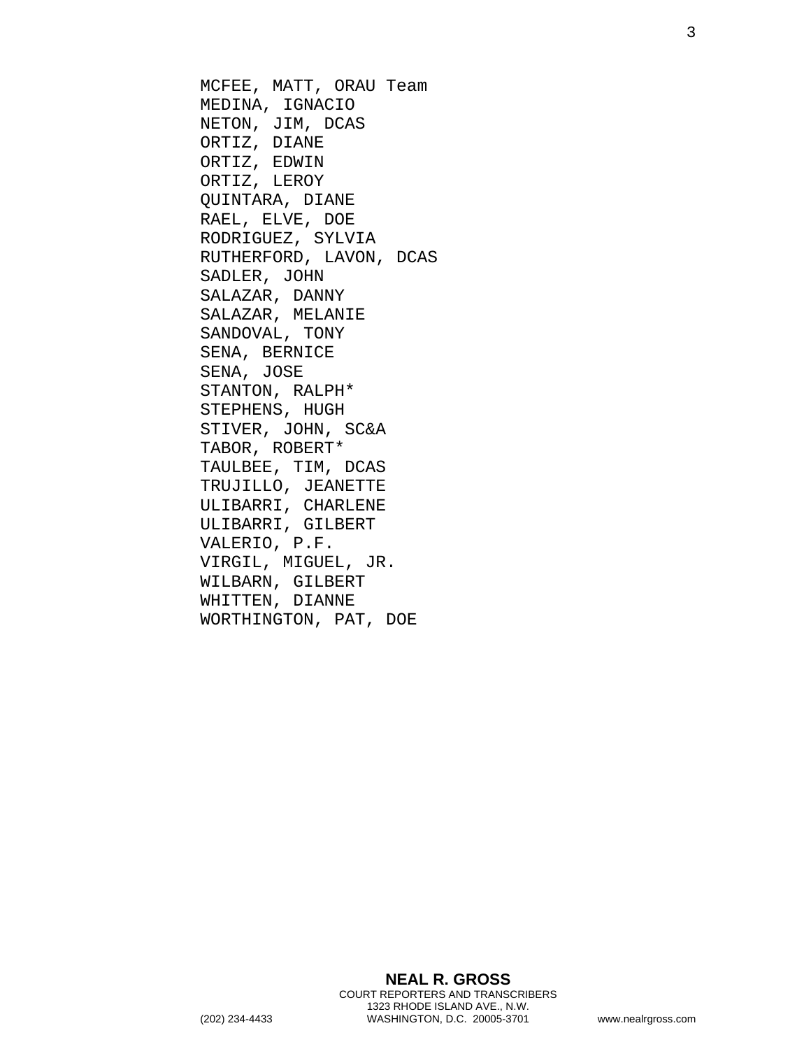MCFEE, MATT, ORAU Team
MEDINA, IGNACIO
NETON, JIM, DCAS
ORTIZ, DIANE
ORTIZ, EDWIN
ORTIZ, LEROY
QUINTARA, DIANE
RAEL, ELVE, DOE
RODRIGUEZ, SYLVIA
RUTHERFORD, LAVON, DCAS
SADLER, JOHN
SALAZAR, DANNY
SALAZAR, MELANIE
SANDOVAL, TONY
SENA, BERNICE
SENA, JOSE
STANTON, RALPH*
STEPHENS, HUGH
STIVER, JOHN, SC&A
TABOR, ROBERT*
TAULBEE, TIM, DCAS
TRUJILLO, JEANETTE
ULIBARRI, CHARLENE
ULIBARRI, GILBERT
VALERIO, P.F.
VIRGIL, MIGUEL, JR.
WILBARN, GILBERT
WHITTEN, DIANNE
WORTHINGTON, PAT, DOE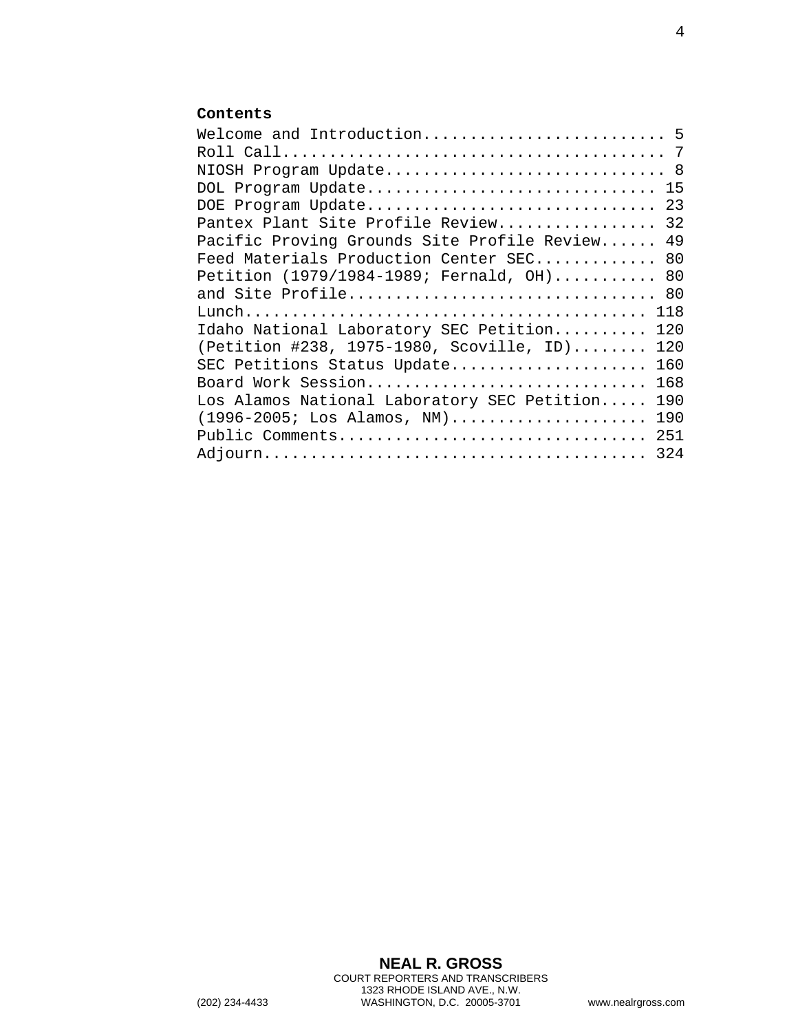**Contents**

Welcome and Introduction......................... 5
Roll Call........................................ 7
NIOSH Program Update............................. 8
DOL Program Update.............................. 15
DOE Program Update.............................. 23
Pantex Plant Site Profile Review................ 32
Pacific Proving Grounds Site Profile Review...... 49
Feed Materials Production Center SEC............ 80
Petition (1979/1984-1989; Fernald, OH).......... 80
and Site Profile................................ 80
Lunch.......................................... 118
Idaho National Laboratory SEC Petition.......... 120
(Petition #238, 1975-1980, Scoville, ID)........ 120
SEC Petitions Status Update.................... 160
Board Work Session............................. 168
Los Alamos National Laboratory SEC Petition..... 190
(1996-2005; Los Alamos, NM).................... 190
Public Comments................................ 251
Adjourn........................................ 324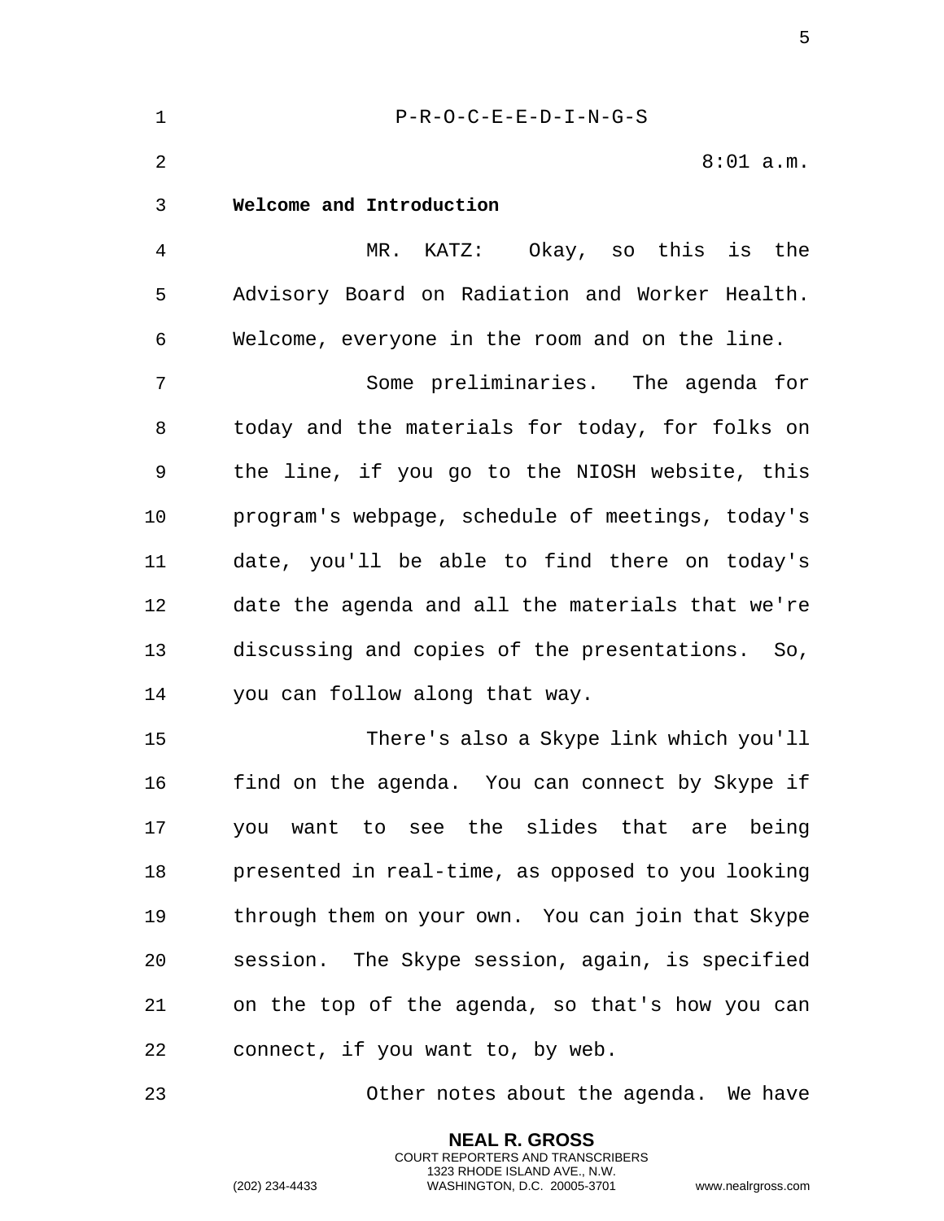P-R-O-C-E-E-D-I-N-G-S

8:01 a.m.

**Welcome and Introduction**

MR. KATZ: Okay, so this is the Advisory Board on Radiation and Worker Health. Welcome, everyone in the room and on the line.

Some preliminaries. The agenda for today and the materials for today, for folks on the line, if you go to the NIOSH website, this program's webpage, schedule of meetings, today's date, you'll be able to find there on today's date the agenda and all the materials that we're discussing and copies of the presentations. So, you can follow along that way.

There's also a Skype link which you'll find on the agenda. You can connect by Skype if you want to see the slides that are being presented in real-time, as opposed to you looking through them on your own. You can join that Skype session. The Skype session, again, is specified on the top of the agenda, so that's how you can connect, if you want to, by web.

Other notes about the agenda. We have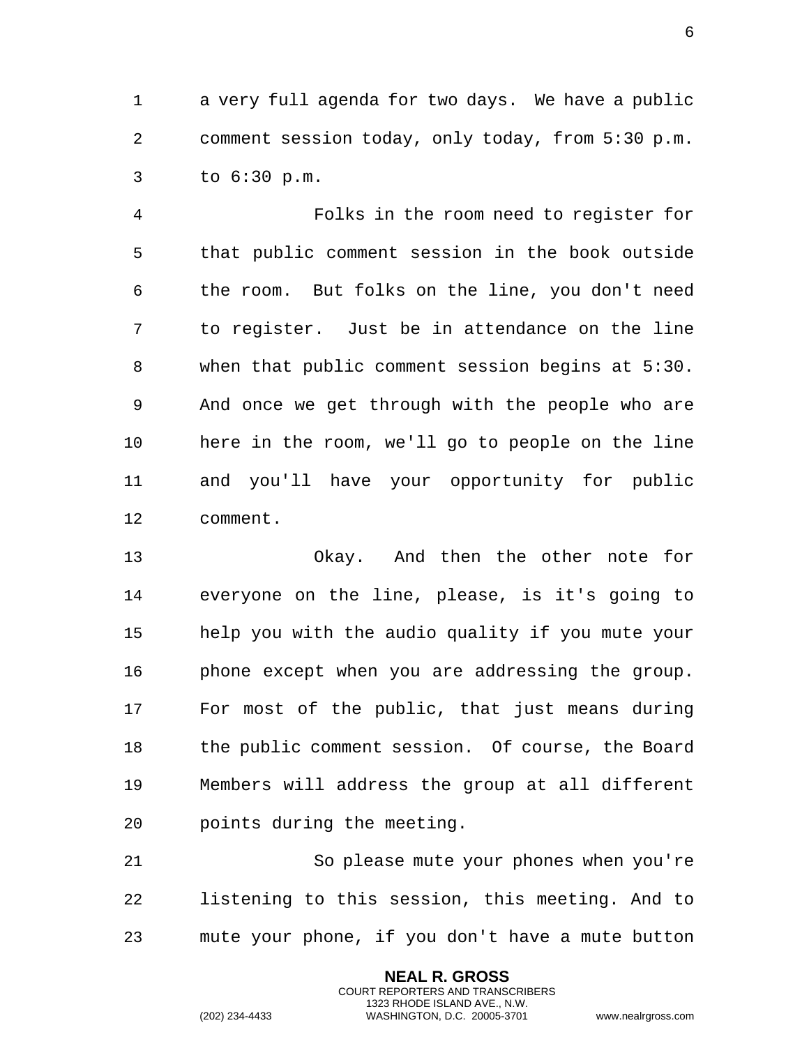a very full agenda for two days. We have a public comment session today, only today, from 5:30 p.m. to 6:30 p.m.

Folks in the room need to register for that public comment session in the book outside the room. But folks on the line, you don't need to register. Just be in attendance on the line when that public comment session begins at 5:30. And once we get through with the people who are here in the room, we'll go to people on the line and you'll have your opportunity for public comment.

Okay. And then the other note for everyone on the line, please, is it's going to help you with the audio quality if you mute your phone except when you are addressing the group. For most of the public, that just means during the public comment session. Of course, the Board Members will address the group at all different points during the meeting.

So please mute your phones when you're listening to this session, this meeting. And to mute your phone, if you don't have a mute button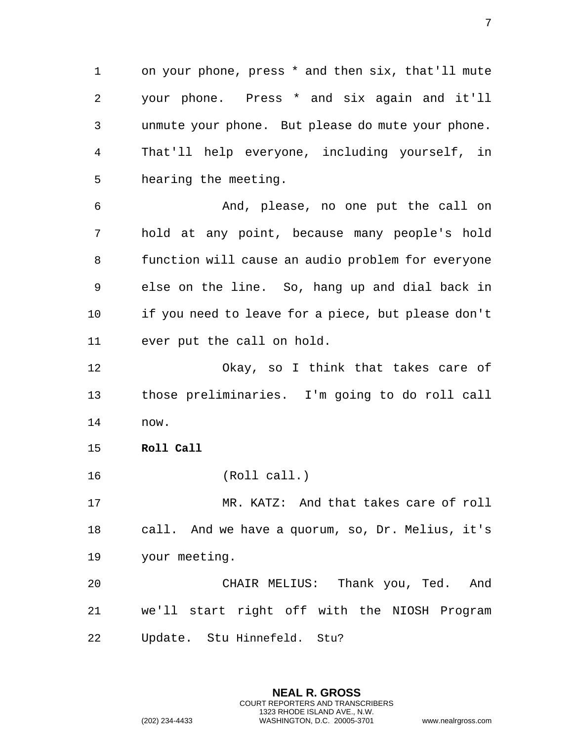on your phone, press * and then six, that'll mute your phone. Press * and six again and it'll unmute your phone. But please do mute your phone. That'll help everyone, including yourself, in hearing the meeting.

And, please, no one put the call on hold at any point, because many people's hold function will cause an audio problem for everyone else on the line. So, hang up and dial back in if you need to leave for a piece, but please don't ever put the call on hold.

Okay, so I think that takes care of those preliminaries. I'm going to do roll call now.

**Roll Call**

(Roll call.)

MR. KATZ: And that takes care of roll call. And we have a quorum, so, Dr. Melius, it's your meeting.

CHAIR MELIUS: Thank you, Ted. And we'll start right off with the NIOSH Program Update. Stu Hinnefeld. Stu?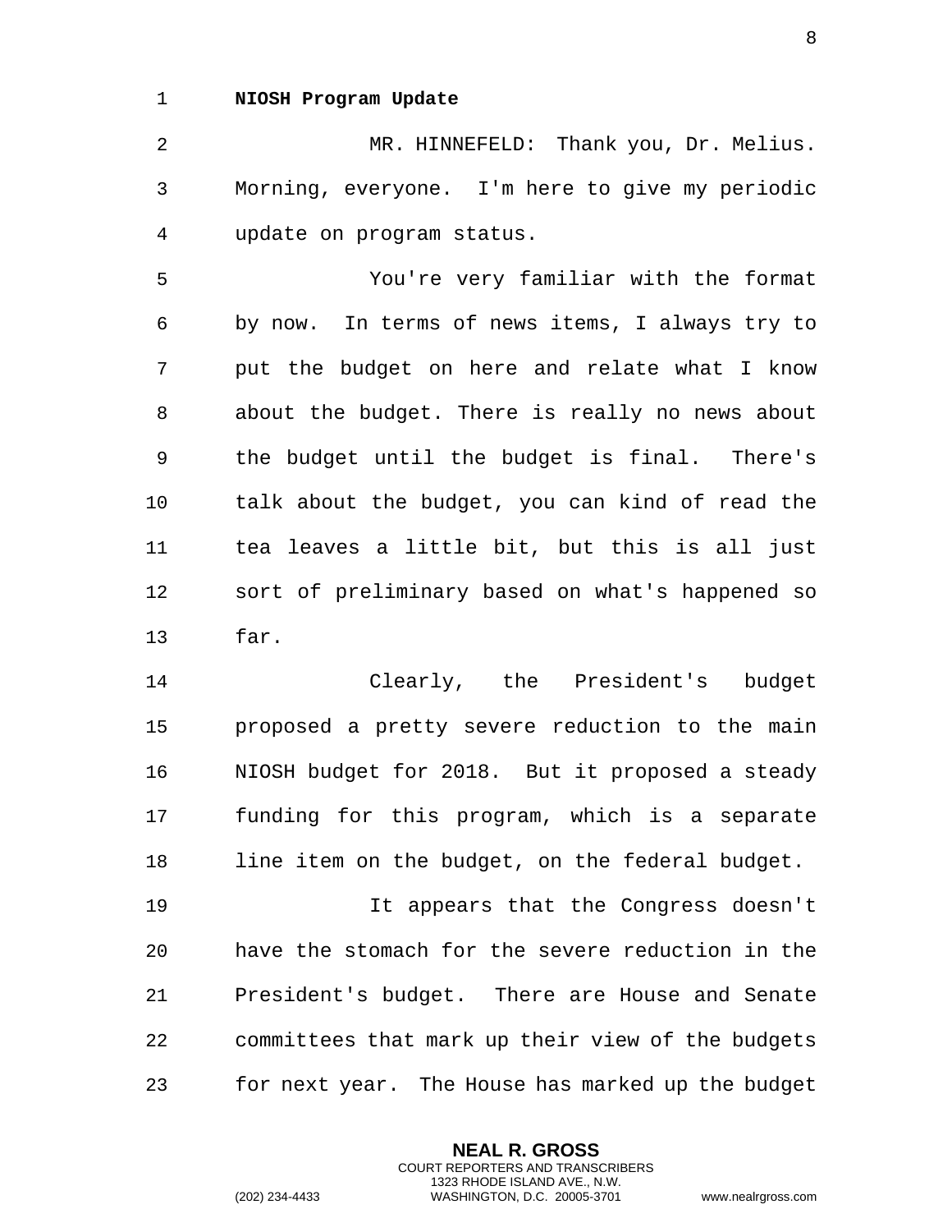**NIOSH Program Update**

MR. HINNEFELD: Thank you, Dr. Melius. Morning, everyone. I'm here to give my periodic update on program status.

You're very familiar with the format by now. In terms of news items, I always try to put the budget on here and relate what I know about the budget. There is really no news about the budget until the budget is final. There's talk about the budget, you can kind of read the tea leaves a little bit, but this is all just sort of preliminary based on what's happened so far.

Clearly, the President's budget proposed a pretty severe reduction to the main NIOSH budget for 2018. But it proposed a steady funding for this program, which is a separate line item on the budget, on the federal budget.

It appears that the Congress doesn't have the stomach for the severe reduction in the President's budget. There are House and Senate committees that mark up their view of the budgets for next year. The House has marked up the budget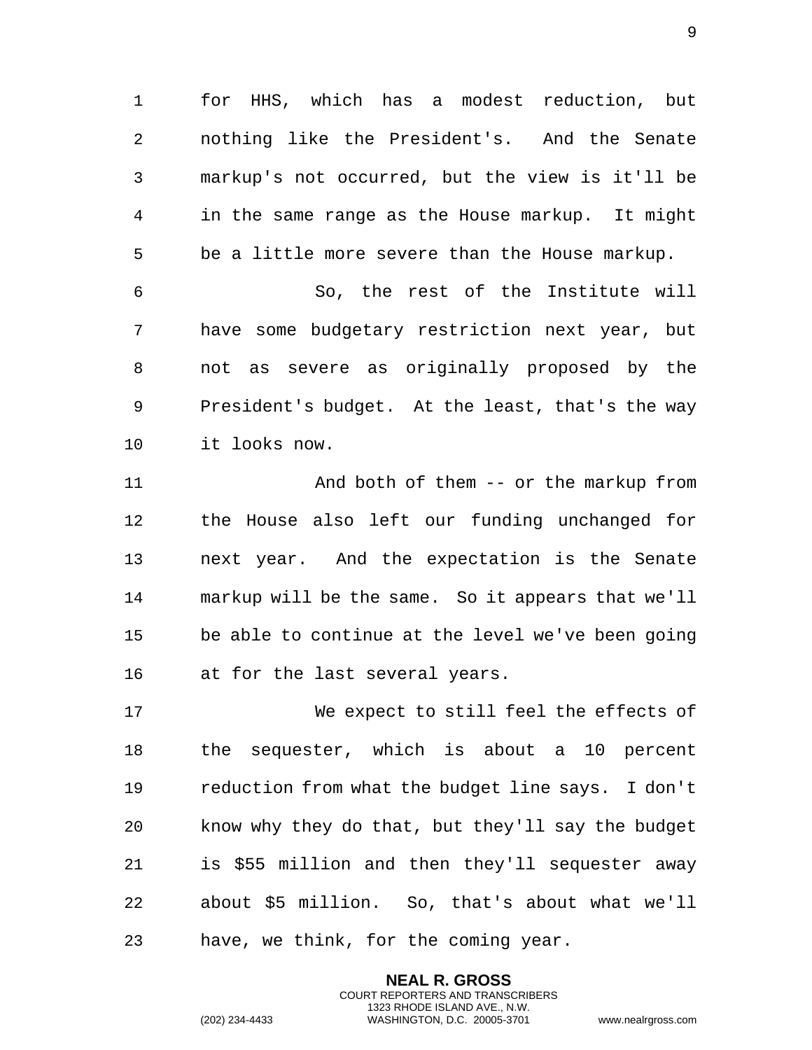for HHS, which has a modest reduction, but nothing like the President's. And the Senate markup's not occurred, but the view is it'll be in the same range as the House markup. It might be a little more severe than the House markup.

So, the rest of the Institute will have some budgetary restriction next year, but not as severe as originally proposed by the President's budget. At the least, that's the way it looks now.

And both of them -- or the markup from the House also left our funding unchanged for next year. And the expectation is the Senate markup will be the same. So it appears that we'll be able to continue at the level we've been going at for the last several years.

We expect to still feel the effects of the sequester, which is about a 10 percent reduction from what the budget line says. I don't know why they do that, but they'll say the budget is $55 million and then they'll sequester away about $5 million. So, that's about what we'll have, we think, for the coming year.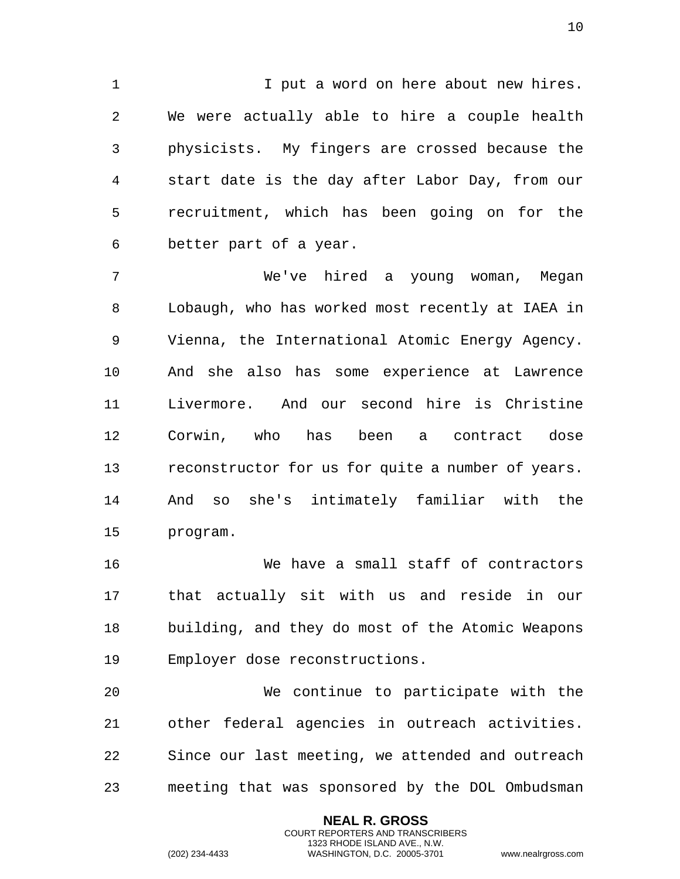I put a word on here about new hires. We were actually able to hire a couple health physicists. My fingers are crossed because the start date is the day after Labor Day, from our recruitment, which has been going on for the better part of a year.

We've hired a young woman, Megan Lobaugh, who has worked most recently at IAEA in Vienna, the International Atomic Energy Agency. And she also has some experience at Lawrence Livermore. And our second hire is Christine Corwin, who has been a contract dose reconstructor for us for quite a number of years. And so she's intimately familiar with the program.

We have a small staff of contractors that actually sit with us and reside in our building, and they do most of the Atomic Weapons Employer dose reconstructions.

We continue to participate with the other federal agencies in outreach activities. Since our last meeting, we attended and outreach meeting that was sponsored by the DOL Ombudsman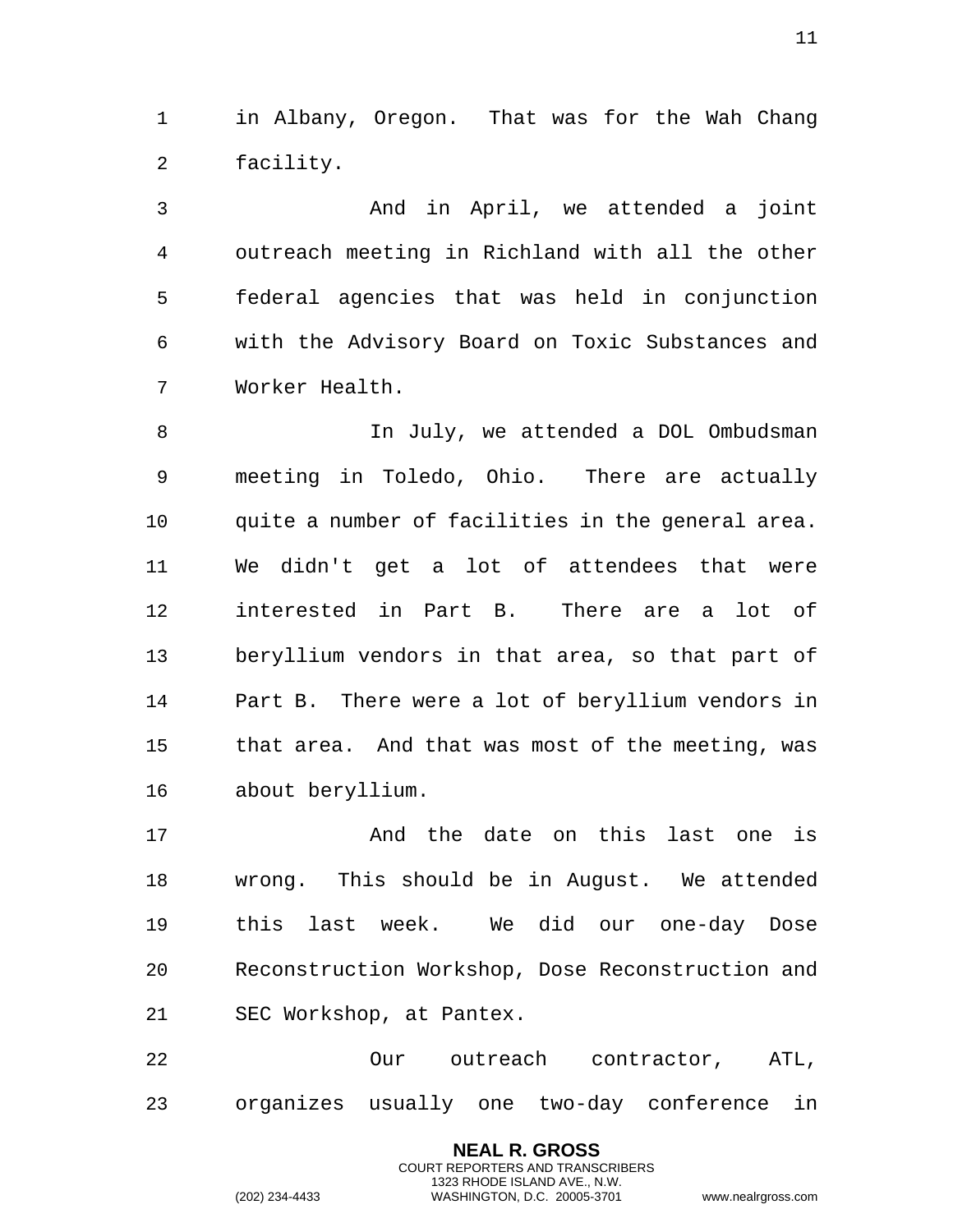in Albany, Oregon. That was for the Wah Chang facility.

And in April, we attended a joint outreach meeting in Richland with all the other federal agencies that was held in conjunction with the Advisory Board on Toxic Substances and Worker Health.

In July, we attended a DOL Ombudsman meeting in Toledo, Ohio. There are actually quite a number of facilities in the general area. We didn't get a lot of attendees that were interested in Part B. There are a lot of beryllium vendors in that area, so that part of Part B. There were a lot of beryllium vendors in that area. And that was most of the meeting, was about beryllium.

And the date on this last one is wrong. This should be in August. We attended this last week. We did our one-day Dose Reconstruction Workshop, Dose Reconstruction and SEC Workshop, at Pantex.

Our outreach contractor, ATL, organizes usually one two-day conference in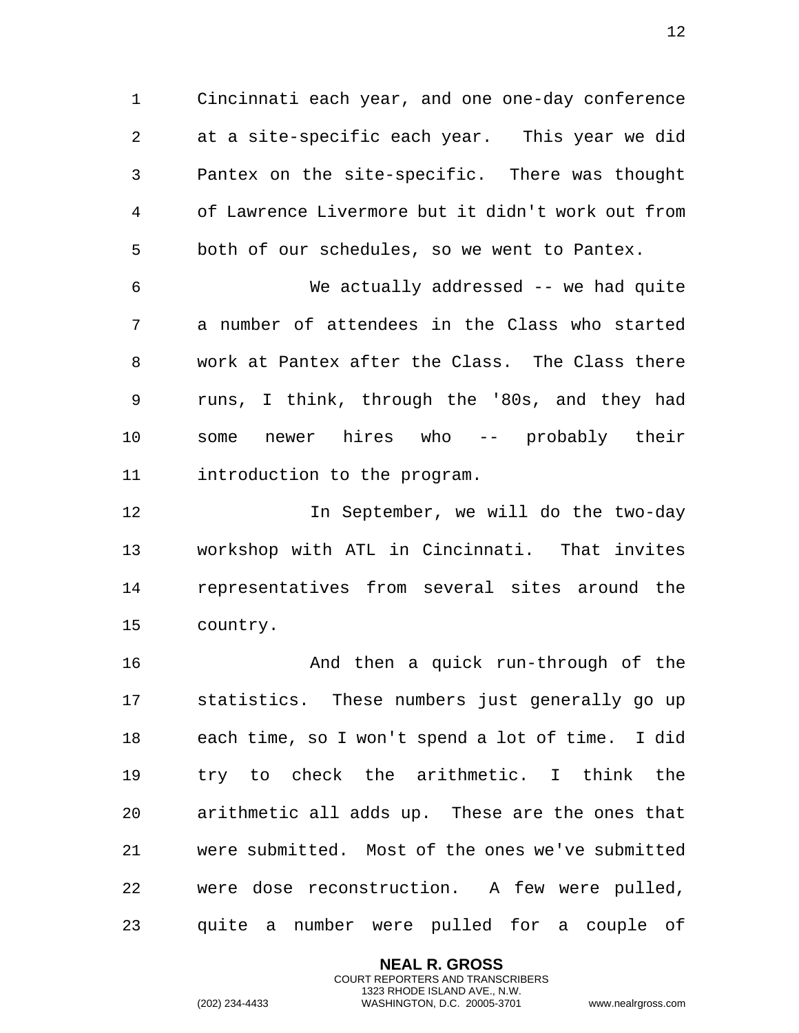Cincinnati each year, and one one-day conference at a site-specific each year. This year we did Pantex on the site-specific. There was thought of Lawrence Livermore but it didn't work out from both of our schedules, so we went to Pantex.

We actually addressed -- we had quite a number of attendees in the Class who started work at Pantex after the Class. The Class there runs, I think, through the '80s, and they had some newer hires who -- probably their introduction to the program.

In September, we will do the two-day workshop with ATL in Cincinnati. That invites representatives from several sites around the country.

And then a quick run-through of the statistics. These numbers just generally go up each time, so I won't spend a lot of time. I did try to check the arithmetic. I think the arithmetic all adds up. These are the ones that were submitted. Most of the ones we've submitted were dose reconstruction. A few were pulled, quite a number were pulled for a couple of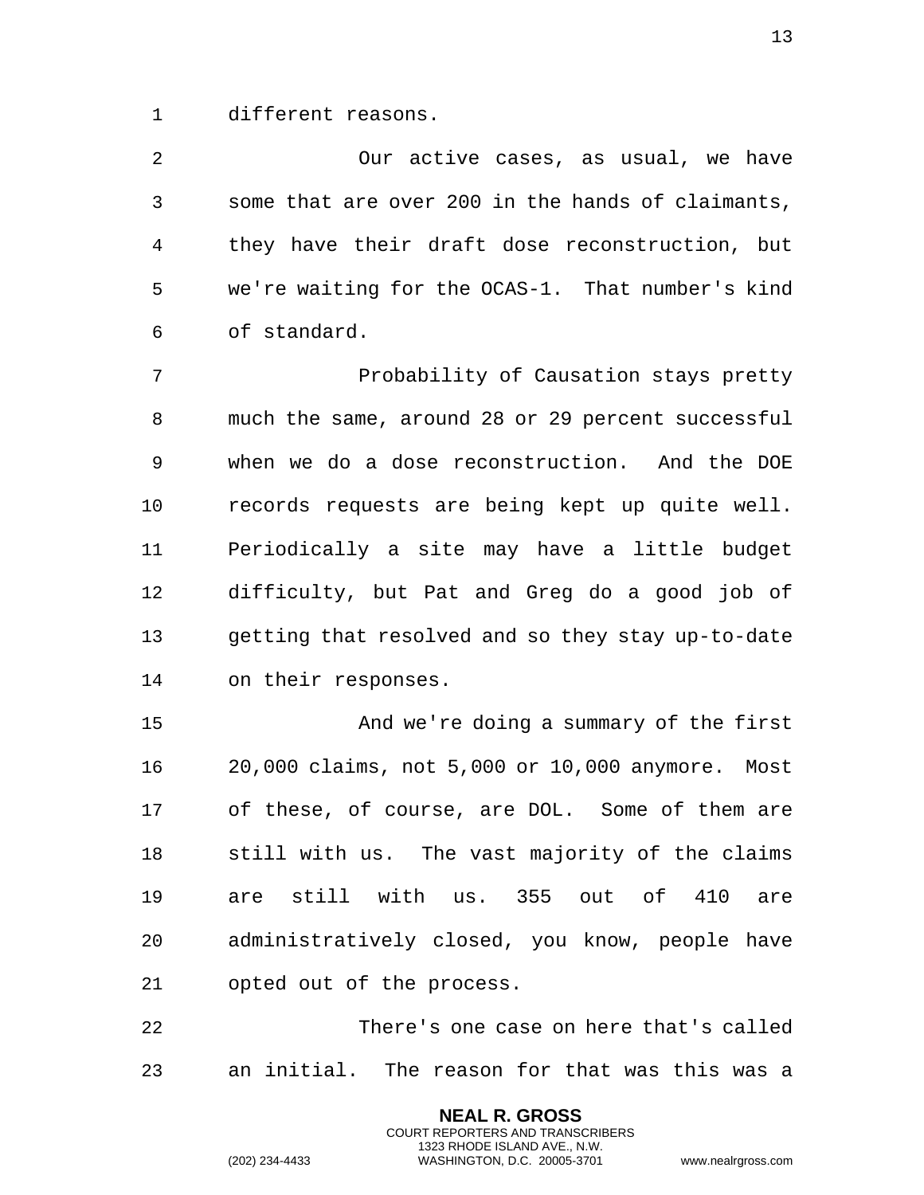different reasons.

Our active cases, as usual, we have some that are over 200 in the hands of claimants, they have their draft dose reconstruction, but we're waiting for the OCAS-1. That number's kind of standard.

Probability of Causation stays pretty much the same, around 28 or 29 percent successful when we do a dose reconstruction. And the DOE records requests are being kept up quite well. Periodically a site may have a little budget difficulty, but Pat and Greg do a good job of getting that resolved and so they stay up-to-date on their responses.

And we're doing a summary of the first 20,000 claims, not 5,000 or 10,000 anymore. Most of these, of course, are DOL. Some of them are still with us. The vast majority of the claims are still with us. 355 out of 410 are administratively closed, you know, people have opted out of the process.

There's one case on here that's called an initial. The reason for that was this was a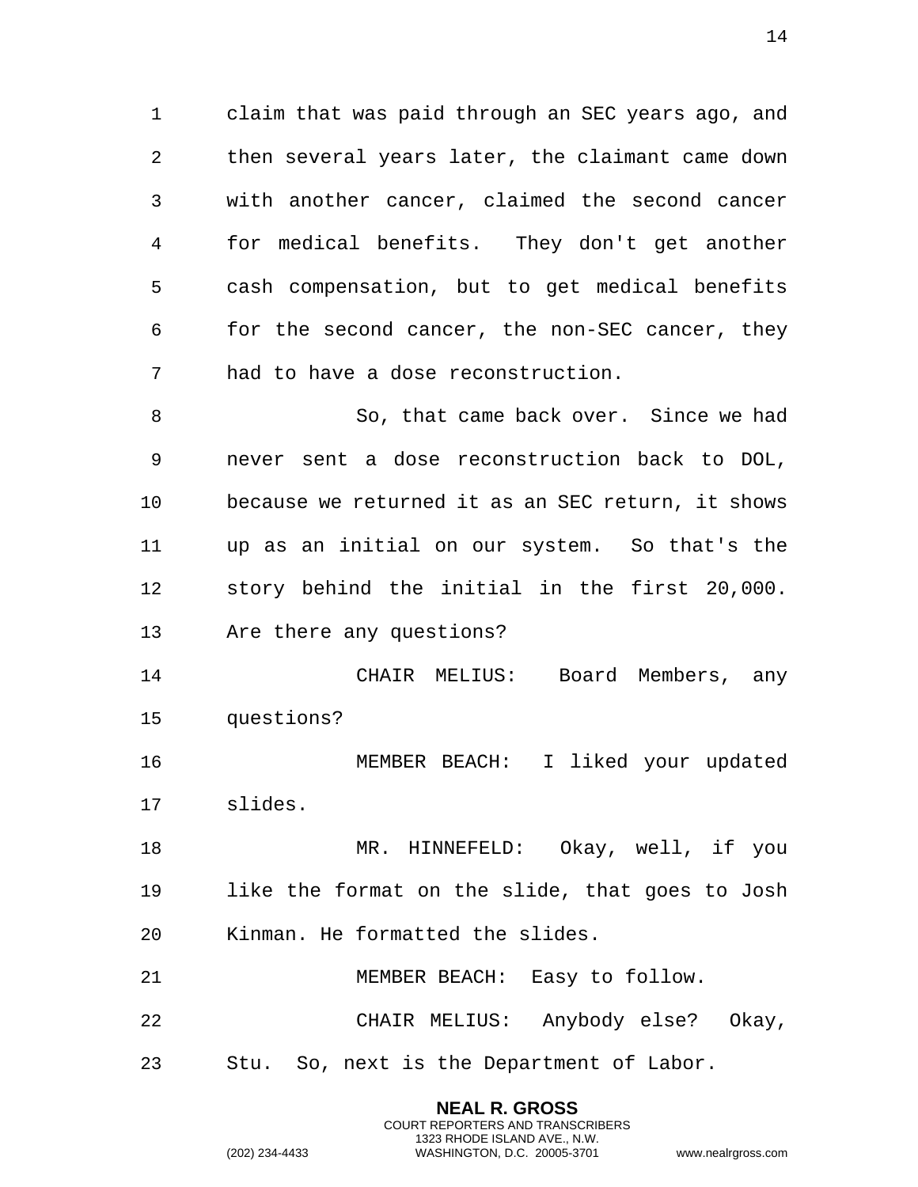claim that was paid through an SEC years ago, and then several years later, the claimant came down with another cancer, claimed the second cancer for medical benefits. They don't get another cash compensation, but to get medical benefits for the second cancer, the non-SEC cancer, they had to have a dose reconstruction.

So, that came back over. Since we had never sent a dose reconstruction back to DOL, because we returned it as an SEC return, it shows up as an initial on our system. So that's the story behind the initial in the first 20,000. Are there any questions?

CHAIR MELIUS: Board Members, any questions?

MEMBER BEACH: I liked your updated slides.

MR. HINNEFELD: Okay, well, if you like the format on the slide, that goes to Josh Kinman. He formatted the slides.

MEMBER BEACH: Easy to follow.

CHAIR MELIUS: Anybody else? Okay, Stu. So, next is the Department of Labor.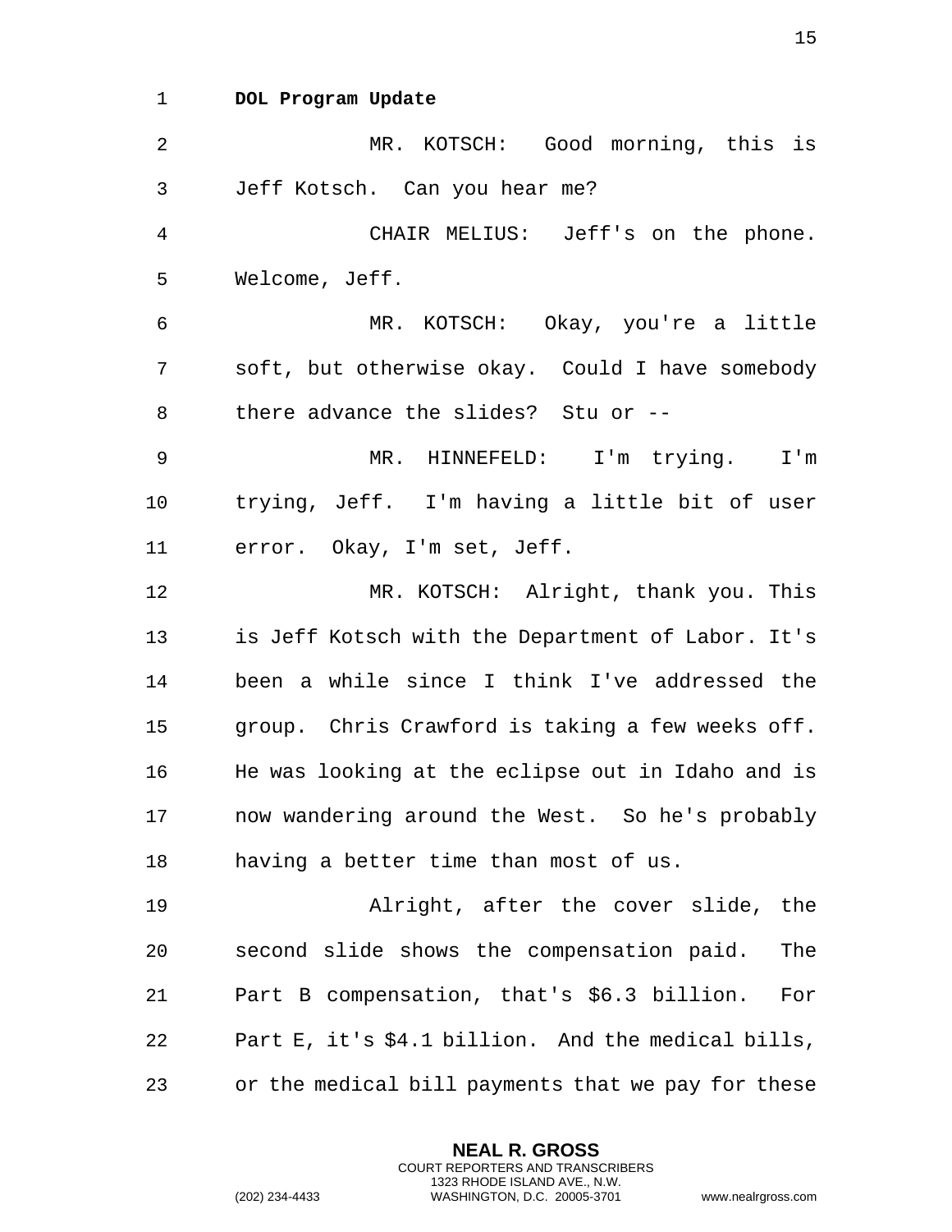**DOL Program Update**

MR. KOTSCH: Good morning, this is Jeff Kotsch. Can you hear me?

CHAIR MELIUS: Jeff's on the phone. Welcome, Jeff.

MR. KOTSCH: Okay, you're a little soft, but otherwise okay. Could I have somebody there advance the slides? Stu or --

MR. HINNEFELD: I'm trying. I'm trying, Jeff. I'm having a little bit of user error. Okay, I'm set, Jeff.

MR. KOTSCH: Alright, thank you. This is Jeff Kotsch with the Department of Labor. It's been a while since I think I've addressed the group. Chris Crawford is taking a few weeks off. He was looking at the eclipse out in Idaho and is now wandering around the West. So he's probably having a better time than most of us.

Alright, after the cover slide, the second slide shows the compensation paid. The Part B compensation, that's $6.3 billion. For Part E, it's $4.1 billion. And the medical bills, or the medical bill payments that we pay for these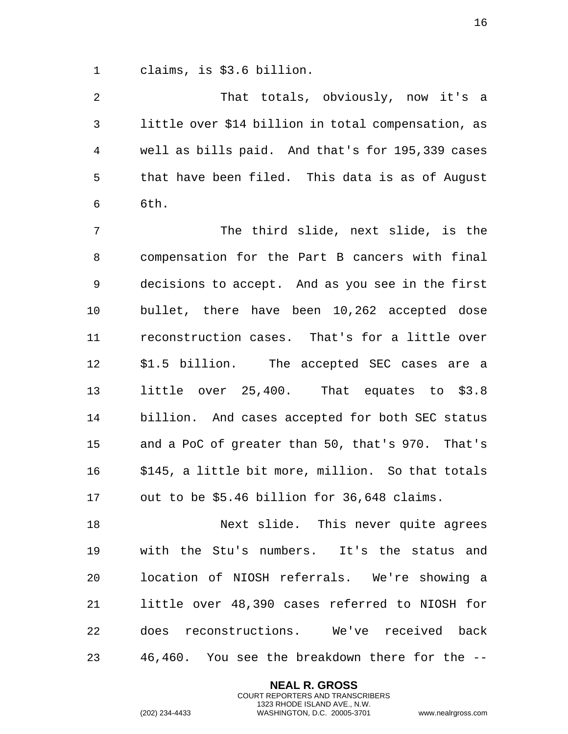claims, is $3.6 billion.

That totals, obviously, now it's a little over $14 billion in total compensation, as well as bills paid. And that's for 195,339 cases that have been filed. This data is as of August 6th.

The third slide, next slide, is the compensation for the Part B cancers with final decisions to accept. And as you see in the first bullet, there have been 10,262 accepted dose reconstruction cases. That's for a little over $1.5 billion. The accepted SEC cases are a little over 25,400. That equates to $3.8 billion. And cases accepted for both SEC status and a PoC of greater than 50, that's 970. That's $145, a little bit more, million. So that totals out to be $5.46 billion for 36,648 claims.

Next slide. This never quite agrees with the Stu's numbers. It's the status and location of NIOSH referrals. We're showing a little over 48,390 cases referred to NIOSH for does reconstructions. We've received back 46,460. You see the breakdown there for the --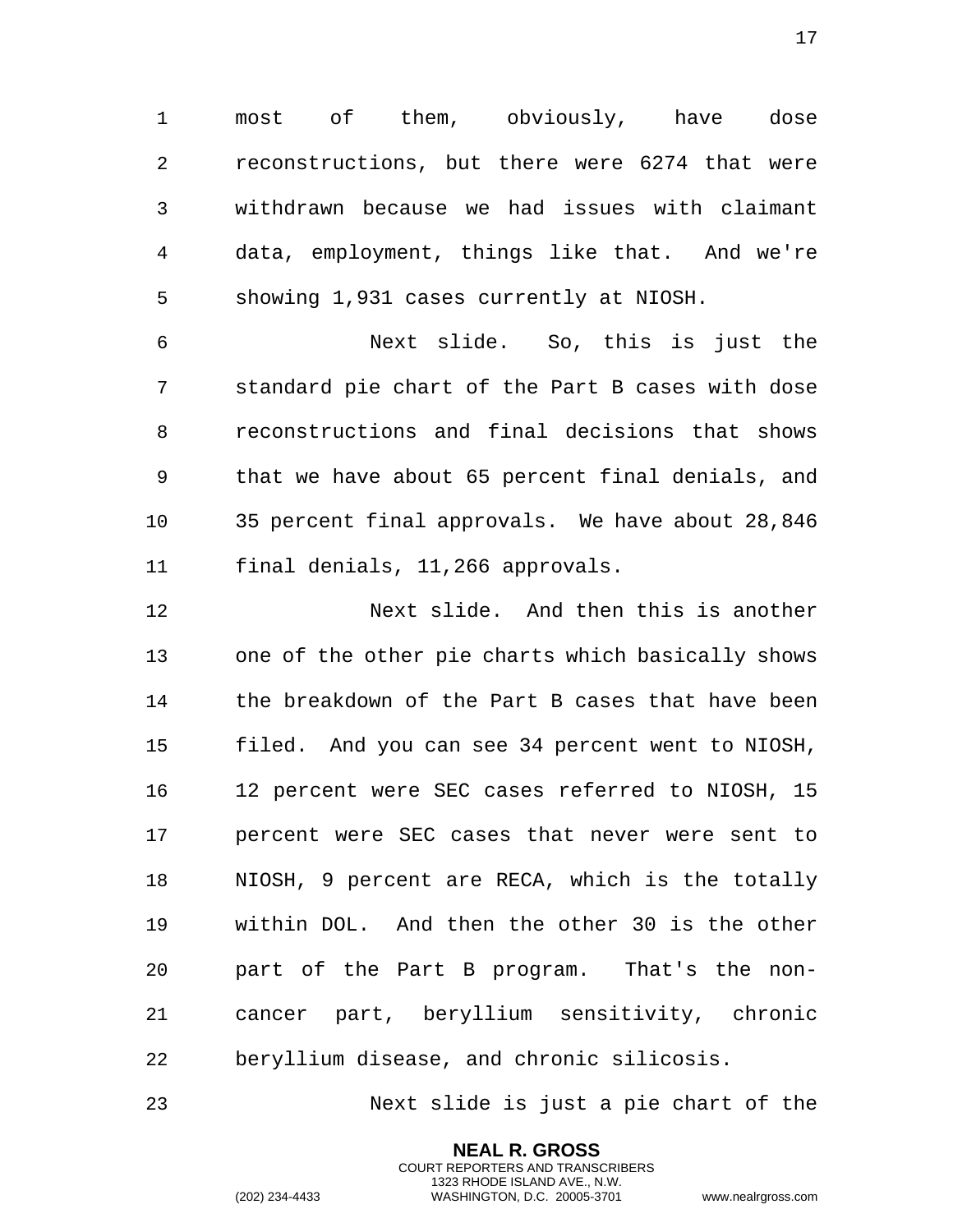most of them, obviously, have dose reconstructions, but there were 6274 that were withdrawn because we had issues with claimant data, employment, things like that. And we're showing 1,931 cases currently at NIOSH.

Next slide. So, this is just the standard pie chart of the Part B cases with dose reconstructions and final decisions that shows that we have about 65 percent final denials, and 35 percent final approvals. We have about 28,846 final denials, 11,266 approvals.

Next slide. And then this is another one of the other pie charts which basically shows the breakdown of the Part B cases that have been filed. And you can see 34 percent went to NIOSH, 12 percent were SEC cases referred to NIOSH, 15 percent were SEC cases that never were sent to NIOSH, 9 percent are RECA, which is the totally within DOL. And then the other 30 is the other part of the Part B program. That's the non-cancer part, beryllium sensitivity, chronic beryllium disease, and chronic silicosis.

Next slide is just a pie chart of the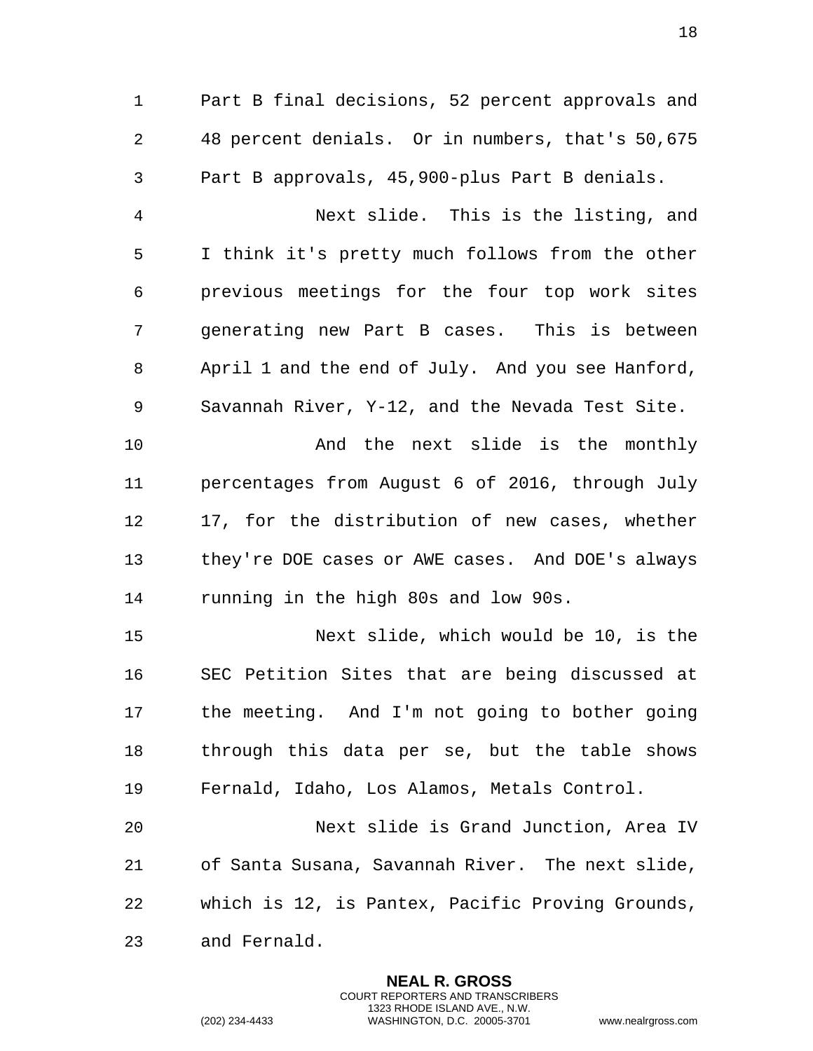Part B final decisions, 52 percent approvals and 48 percent denials. Or in numbers, that's 50,675 Part B approvals, 45,900-plus Part B denials.

Next slide. This is the listing, and I think it's pretty much follows from the other previous meetings for the four top work sites generating new Part B cases. This is between April 1 and the end of July. And you see Hanford, Savannah River, Y-12, and the Nevada Test Site.

And the next slide is the monthly percentages from August 6 of 2016, through July 17, for the distribution of new cases, whether they're DOE cases or AWE cases. And DOE's always running in the high 80s and low 90s.

Next slide, which would be 10, is the SEC Petition Sites that are being discussed at the meeting. And I'm not going to bother going through this data per se, but the table shows Fernald, Idaho, Los Alamos, Metals Control.

Next slide is Grand Junction, Area IV of Santa Susana, Savannah River. The next slide, which is 12, is Pantex, Pacific Proving Grounds, and Fernald.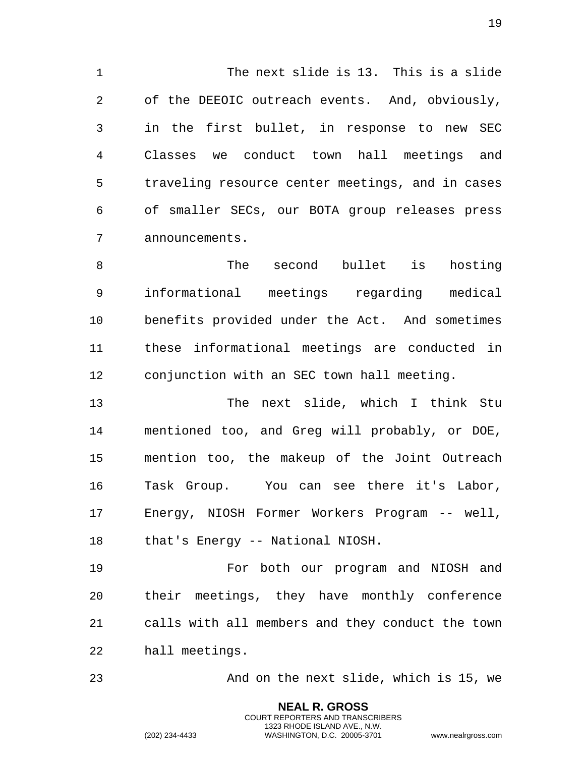The next slide is 13. This is a slide of the DEEOIC outreach events. And, obviously, in the first bullet, in response to new SEC Classes we conduct town hall meetings and traveling resource center meetings, and in cases of smaller SECs, our BOTA group releases press announcements.

The second bullet is hosting informational meetings regarding medical benefits provided under the Act. And sometimes these informational meetings are conducted in conjunction with an SEC town hall meeting.

The next slide, which I think Stu mentioned too, and Greg will probably, or DOE, mention too, the makeup of the Joint Outreach Task Group. You can see there it's Labor, Energy, NIOSH Former Workers Program -- well, that's Energy -- National NIOSH.

For both our program and NIOSH and their meetings, they have monthly conference calls with all members and they conduct the town hall meetings.

And on the next slide, which is 15, we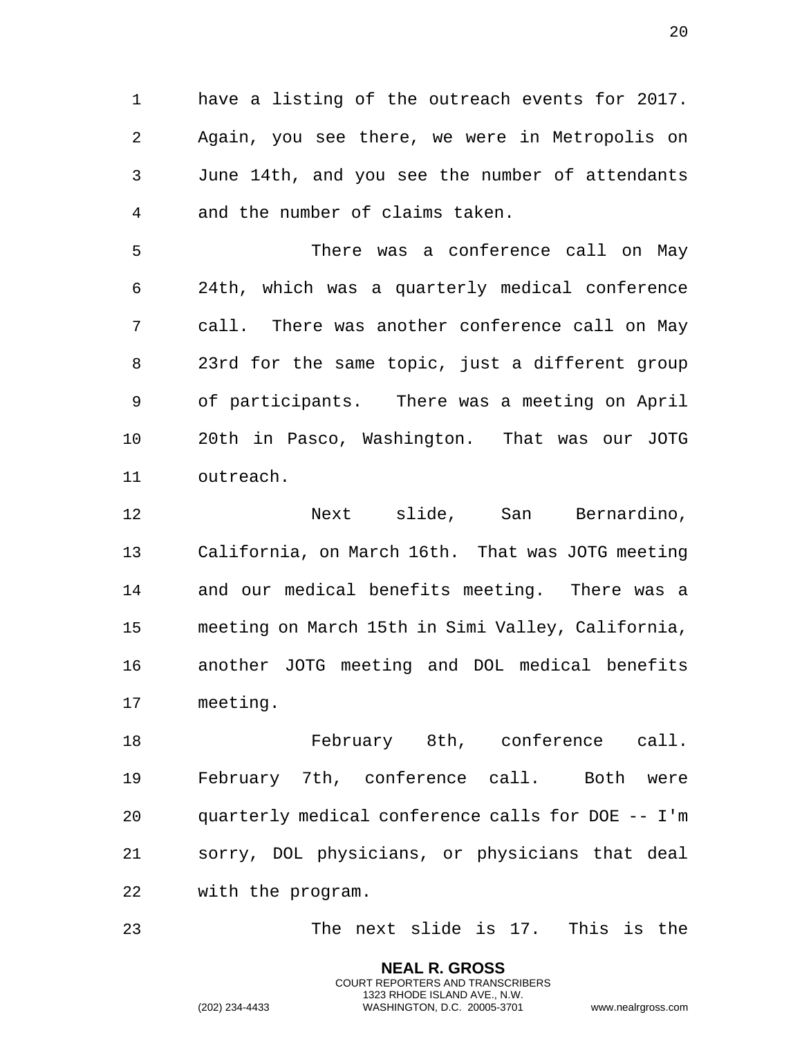have a listing of the outreach events for 2017. Again, you see there, we were in Metropolis on June 14th, and you see the number of attendants and the number of claims taken.

There was a conference call on May 24th, which was a quarterly medical conference call. There was another conference call on May 23rd for the same topic, just a different group of participants. There was a meeting on April 20th in Pasco, Washington. That was our JOTG outreach.

Next slide, San Bernardino, California, on March 16th. That was JOTG meeting and our medical benefits meeting. There was a meeting on March 15th in Simi Valley, California, another JOTG meeting and DOL medical benefits meeting.

February 8th, conference call. February 7th, conference call. Both were quarterly medical conference calls for DOE -- I'm sorry, DOL physicians, or physicians that deal with the program.

The next slide is 17. This is the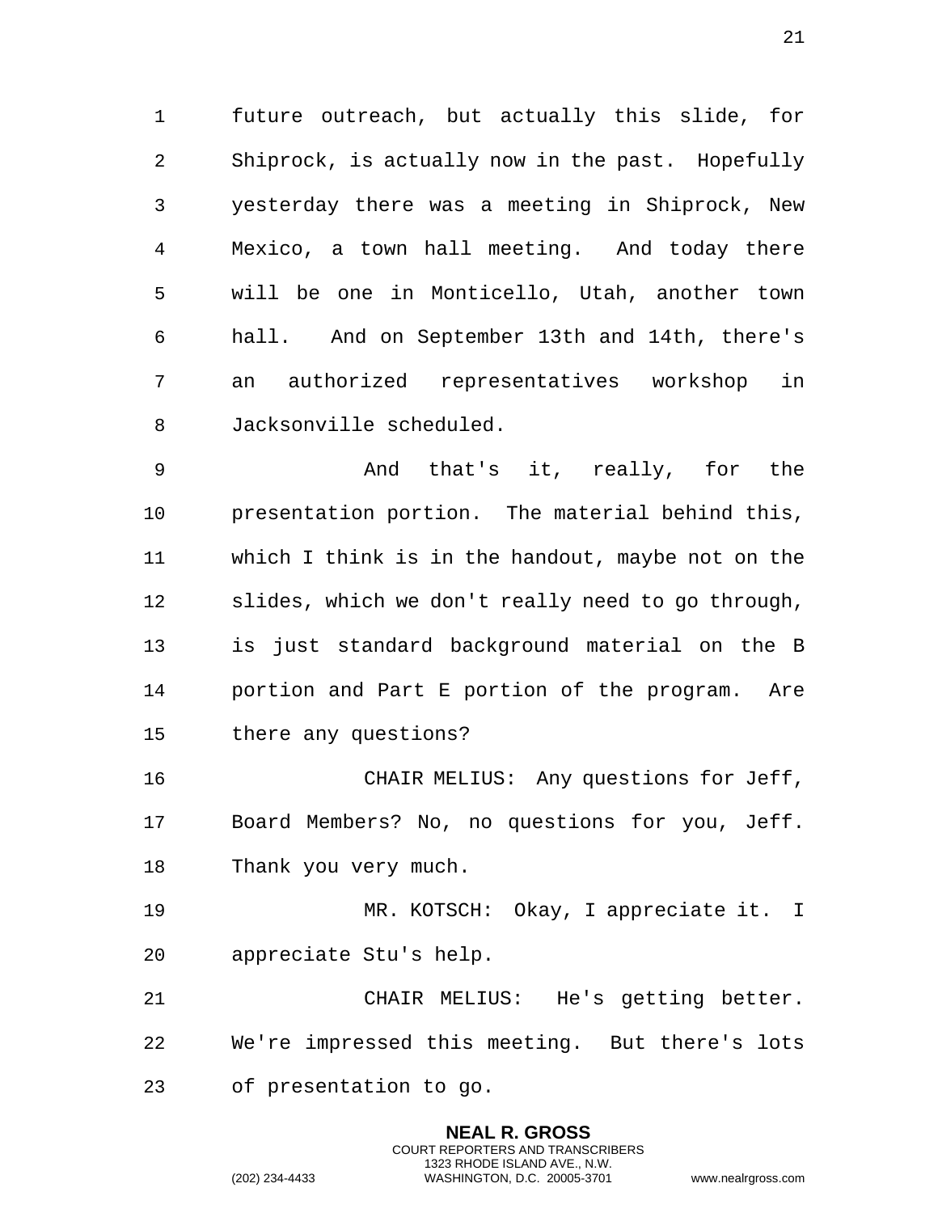future outreach, but actually this slide, for Shiprock, is actually now in the past. Hopefully yesterday there was a meeting in Shiprock, New Mexico, a town hall meeting. And today there will be one in Monticello, Utah, another town hall. And on September 13th and 14th, there's an authorized representatives workshop in Jacksonville scheduled.

And that's it, really, for the presentation portion. The material behind this, which I think is in the handout, maybe not on the slides, which we don't really need to go through, is just standard background material on the B portion and Part E portion of the program. Are there any questions?

CHAIR MELIUS: Any questions for Jeff, Board Members? No, no questions for you, Jeff. Thank you very much.

MR. KOTSCH: Okay, I appreciate it. I appreciate Stu's help.

CHAIR MELIUS: He's getting better. We're impressed this meeting. But there's lots of presentation to go.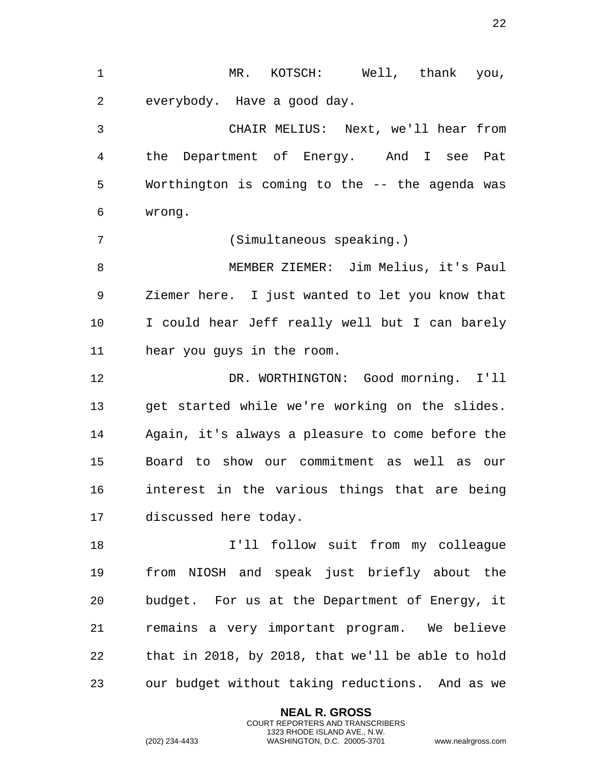MR. KOTSCH: Well, thank you, everybody. Have a good day.

CHAIR MELIUS: Next, we'll hear from the Department of Energy. And I see Pat Worthington is coming to the -- the agenda was wrong.

(Simultaneous speaking.)

MEMBER ZIEMER: Jim Melius, it's Paul Ziemer here. I just wanted to let you know that I could hear Jeff really well but I can barely hear you guys in the room.

DR. WORTHINGTON: Good morning. I'll get started while we're working on the slides. Again, it's always a pleasure to come before the Board to show our commitment as well as our interest in the various things that are being discussed here today.

I'll follow suit from my colleague from NIOSH and speak just briefly about the budget. For us at the Department of Energy, it remains a very important program. We believe that in 2018, by 2018, that we'll be able to hold our budget without taking reductions. And as we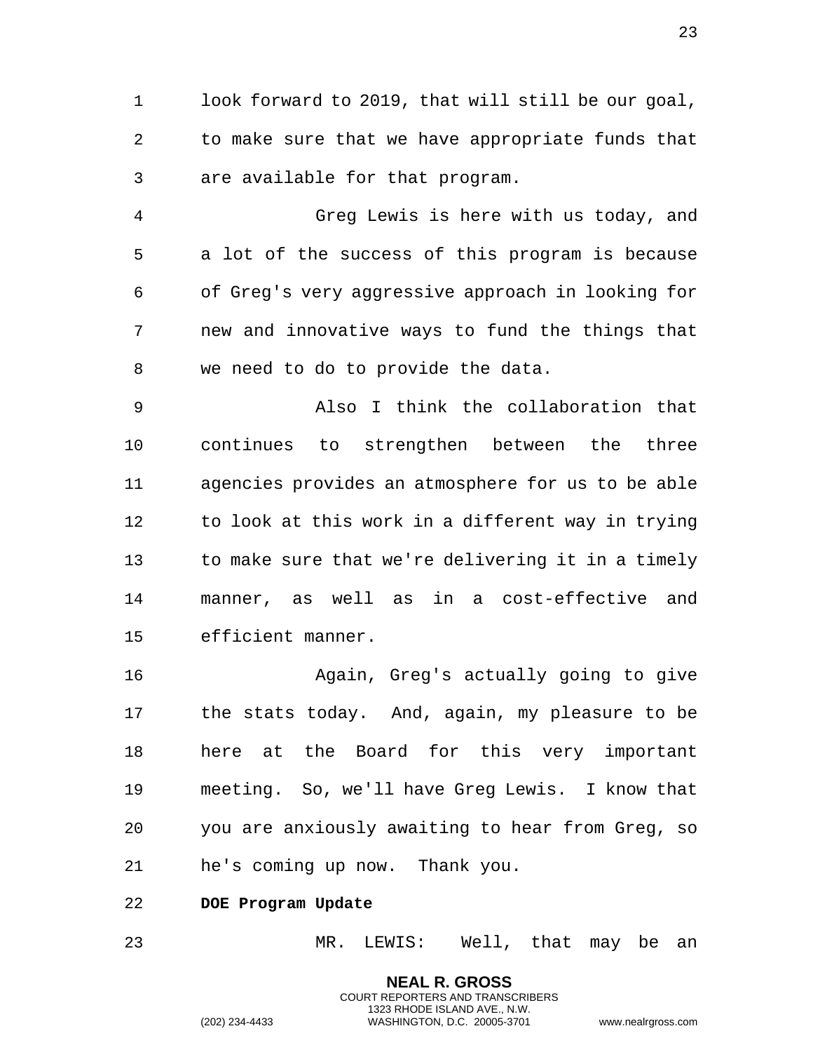look forward to 2019, that will still be our goal, to make sure that we have appropriate funds that are available for that program.

Greg Lewis is here with us today, and a lot of the success of this program is because of Greg's very aggressive approach in looking for new and innovative ways to fund the things that we need to do to provide the data.

Also I think the collaboration that continues to strengthen between the three agencies provides an atmosphere for us to be able to look at this work in a different way in trying to make sure that we're delivering it in a timely manner, as well as in a cost-effective and efficient manner.

Again, Greg's actually going to give the stats today. And, again, my pleasure to be here at the Board for this very important meeting. So, we'll have Greg Lewis. I know that you are anxiously awaiting to hear from Greg, so he's coming up now. Thank you.

**DOE Program Update**

MR. LEWIS: Well, that may be an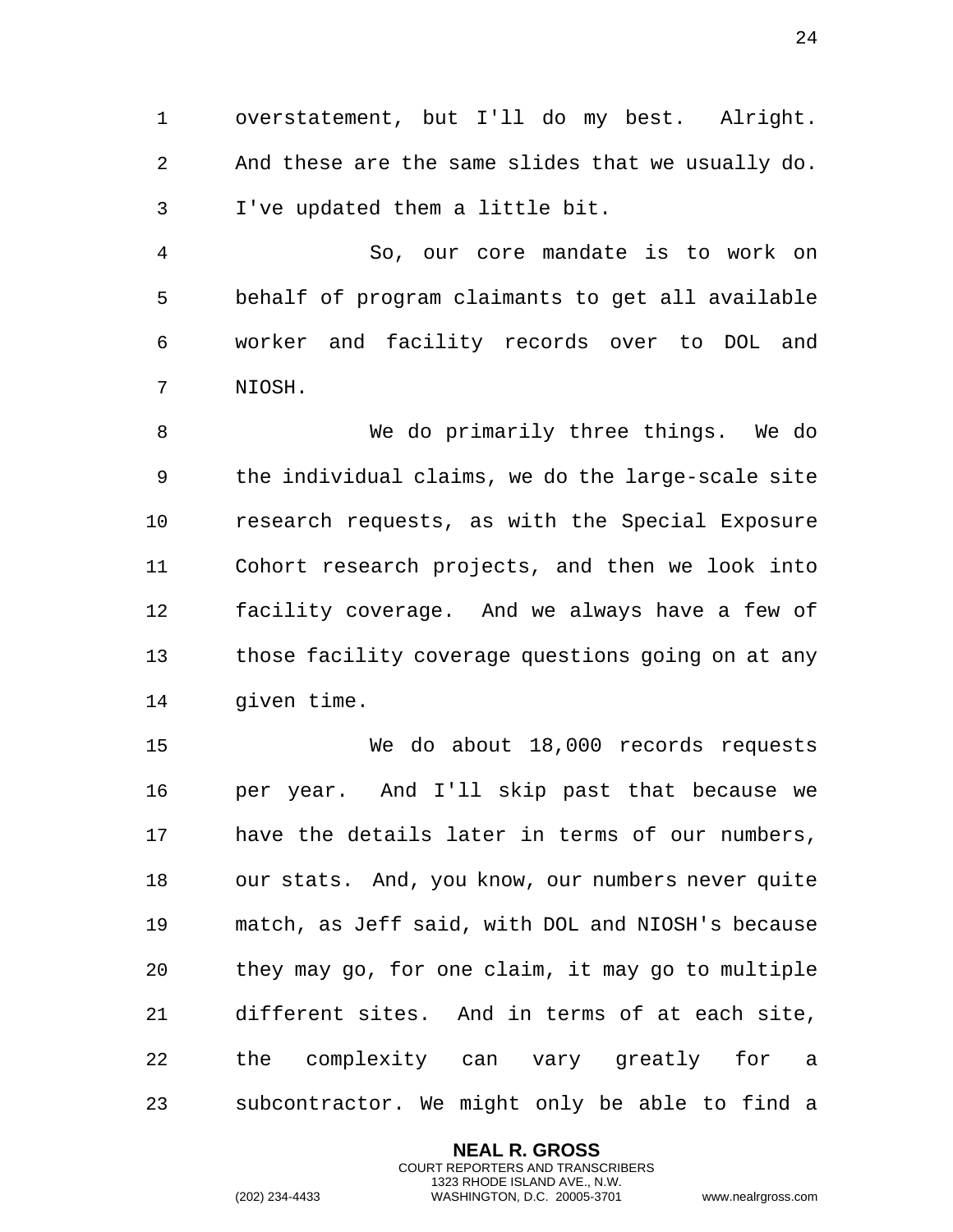overstatement, but I'll do my best. Alright. And these are the same slides that we usually do. I've updated them a little bit.

So, our core mandate is to work on behalf of program claimants to get all available worker and facility records over to DOL and NIOSH.

We do primarily three things. We do the individual claims, we do the large-scale site research requests, as with the Special Exposure Cohort research projects, and then we look into facility coverage. And we always have a few of those facility coverage questions going on at any given time.

We do about 18,000 records requests per year. And I'll skip past that because we have the details later in terms of our numbers, our stats. And, you know, our numbers never quite match, as Jeff said, with DOL and NIOSH's because they may go, for one claim, it may go to multiple different sites. And in terms of at each site, the complexity can vary greatly for a subcontractor. We might only be able to find a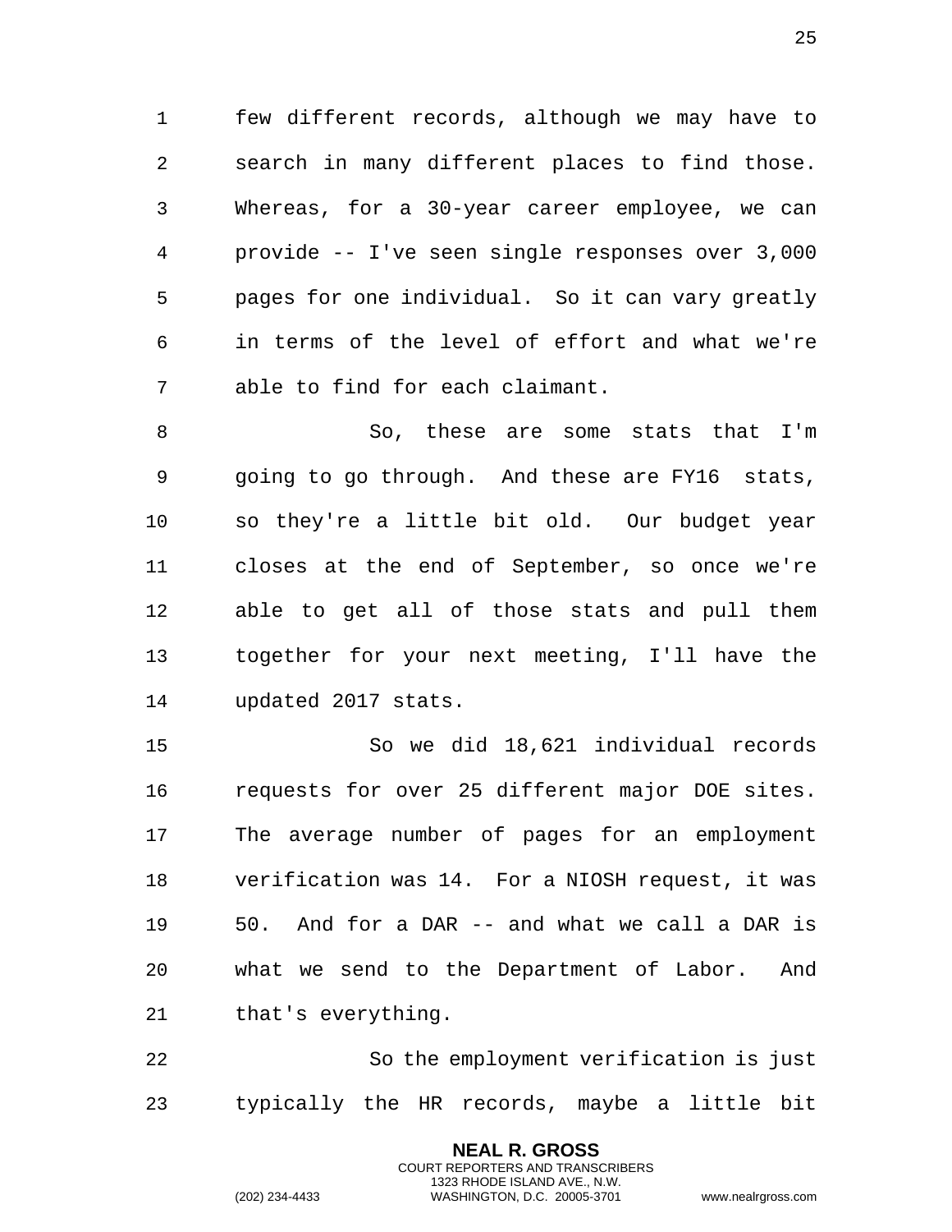few different records, although we may have to search in many different places to find those. Whereas, for a 30-year career employee, we can provide -- I've seen single responses over 3,000 pages for one individual. So it can vary greatly in terms of the level of effort and what we're able to find for each claimant.

So, these are some stats that I'm going to go through. And these are FY16 stats, so they're a little bit old. Our budget year closes at the end of September, so once we're able to get all of those stats and pull them together for your next meeting, I'll have the updated 2017 stats.

So we did 18,621 individual records requests for over 25 different major DOE sites. The average number of pages for an employment verification was 14. For a NIOSH request, it was 50. And for a DAR -- and what we call a DAR is what we send to the Department of Labor. And that's everything.

So the employment verification is just typically the HR records, maybe a little bit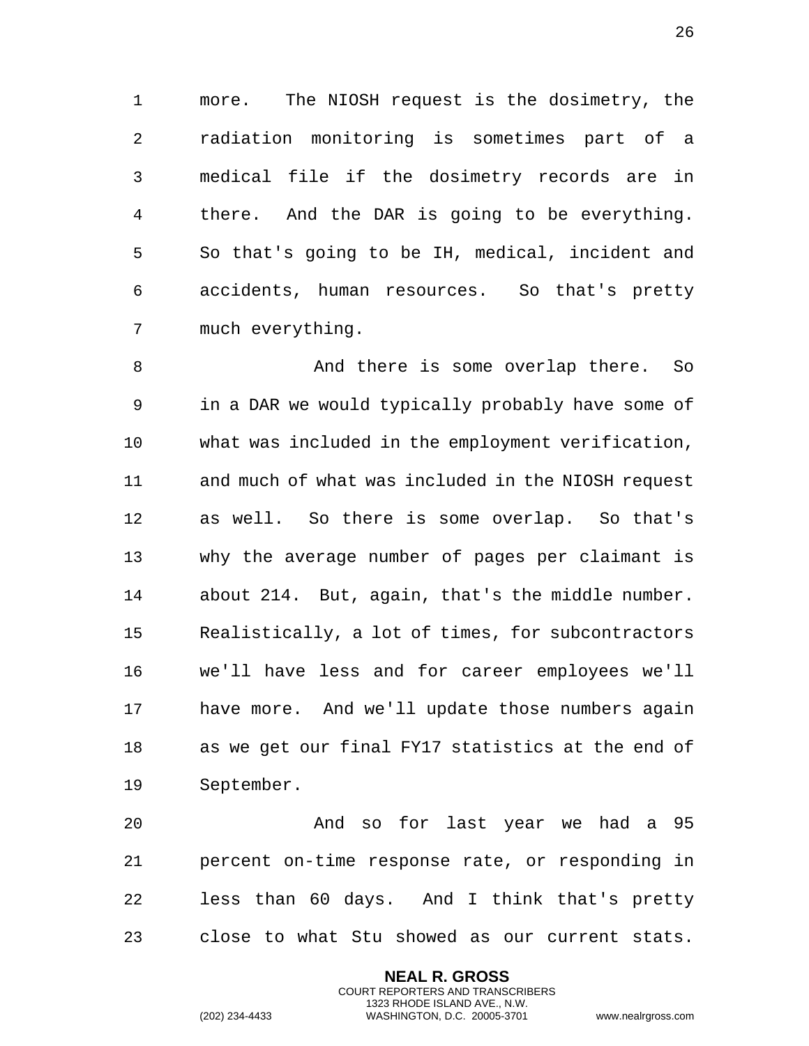more. The NIOSH request is the dosimetry, the radiation monitoring is sometimes part of a medical file if the dosimetry records are in there. And the DAR is going to be everything. So that's going to be IH, medical, incident and accidents, human resources. So that's pretty much everything.

And there is some overlap there. So in a DAR we would typically probably have some of what was included in the employment verification, and much of what was included in the NIOSH request as well. So there is some overlap. So that's why the average number of pages per claimant is about 214. But, again, that's the middle number. Realistically, a lot of times, for subcontractors we'll have less and for career employees we'll have more. And we'll update those numbers again as we get our final FY17 statistics at the end of September.

And so for last year we had a 95 percent on-time response rate, or responding in less than 60 days. And I think that's pretty close to what Stu showed as our current stats.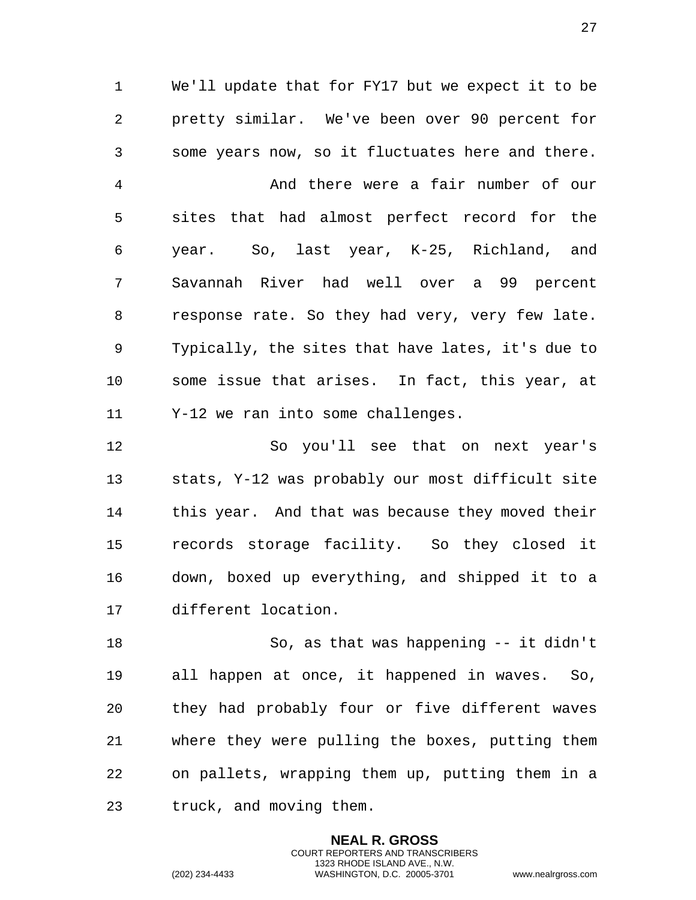We'll update that for FY17 but we expect it to be pretty similar. We've been over 90 percent for some years now, so it fluctuates here and there.

And there were a fair number of our sites that had almost perfect record for the year. So, last year, K-25, Richland, and Savannah River had well over a 99 percent response rate. So they had very, very few late. Typically, the sites that have lates, it's due to some issue that arises. In fact, this year, at Y-12 we ran into some challenges.

So you'll see that on next year's stats, Y-12 was probably our most difficult site this year. And that was because they moved their records storage facility. So they closed it down, boxed up everything, and shipped it to a different location.

So, as that was happening -- it didn't all happen at once, it happened in waves. So, they had probably four or five different waves where they were pulling the boxes, putting them on pallets, wrapping them up, putting them in a truck, and moving them.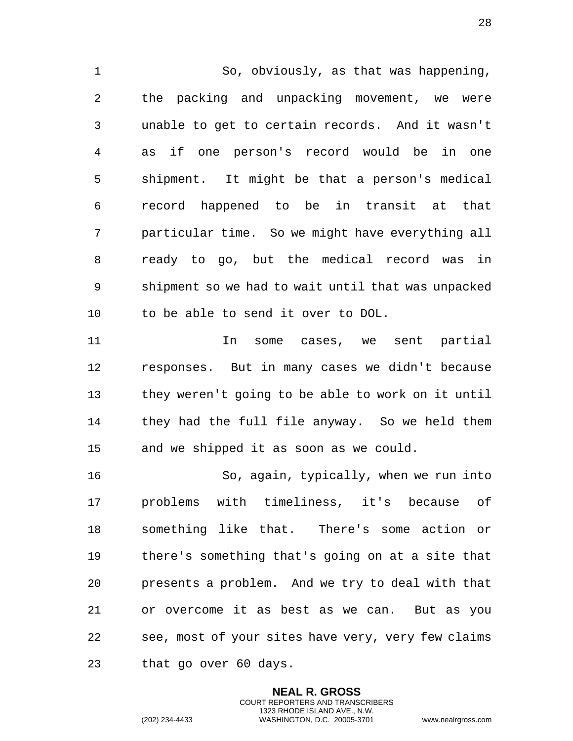So, obviously, as that was happening, the packing and unpacking movement, we were unable to get to certain records. And it wasn't as if one person's record would be in one shipment. It might be that a person's medical record happened to be in transit at that particular time. So we might have everything all ready to go, but the medical record was in shipment so we had to wait until that was unpacked to be able to send it over to DOL.

In some cases, we sent partial responses. But in many cases we didn't because they weren't going to be able to work on it until they had the full file anyway. So we held them and we shipped it as soon as we could.

So, again, typically, when we run into problems with timeliness, it's because of something like that. There's some action or there's something that's going on at a site that presents a problem. And we try to deal with that or overcome it as best as we can. But as you see, most of your sites have very, very few claims that go over 60 days.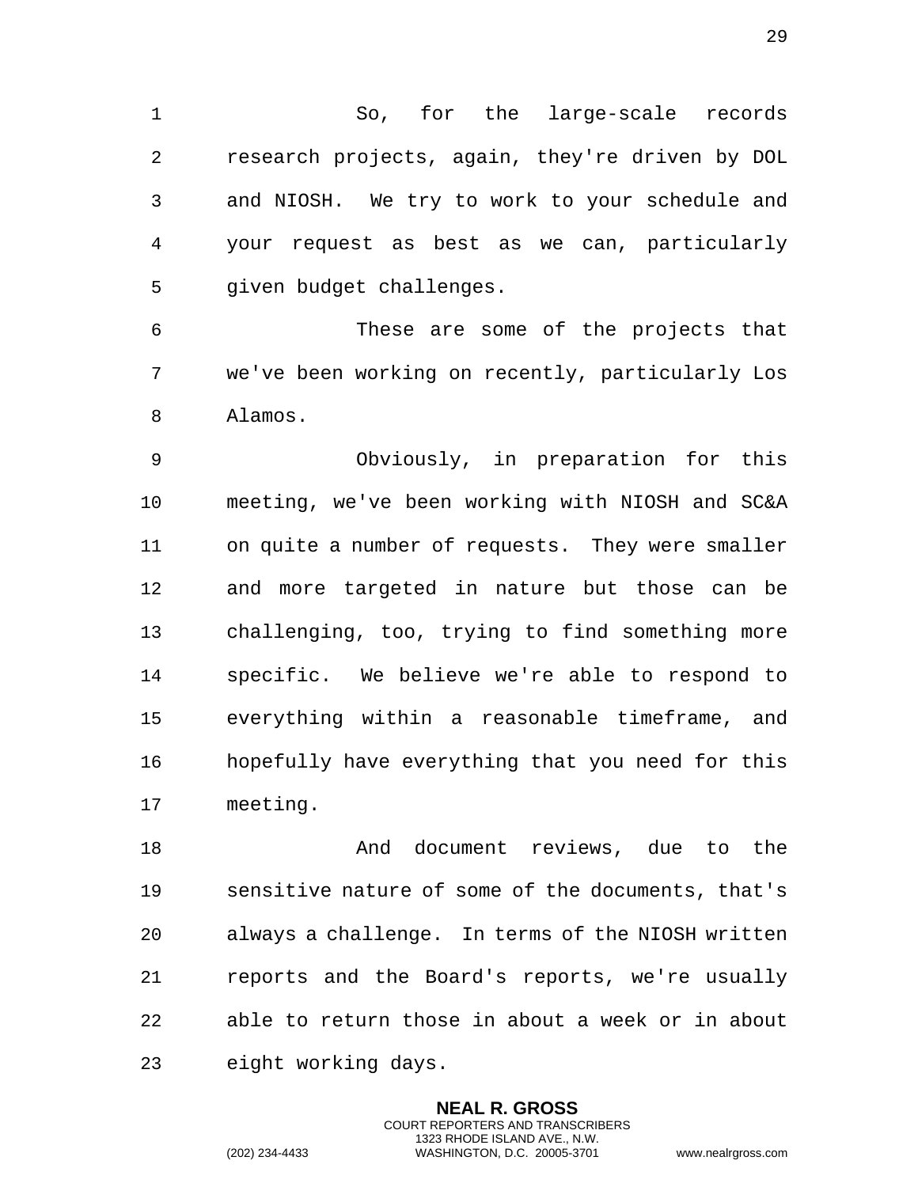So, for the large-scale records research projects, again, they're driven by DOL and NIOSH. We try to work to your schedule and your request as best as we can, particularly given budget challenges.

These are some of the projects that we've been working on recently, particularly Los Alamos.

Obviously, in preparation for this meeting, we've been working with NIOSH and SC&A on quite a number of requests. They were smaller and more targeted in nature but those can be challenging, too, trying to find something more specific. We believe we're able to respond to everything within a reasonable timeframe, and hopefully have everything that you need for this meeting.

And document reviews, due to the sensitive nature of some of the documents, that's always a challenge. In terms of the NIOSH written reports and the Board's reports, we're usually able to return those in about a week or in about eight working days.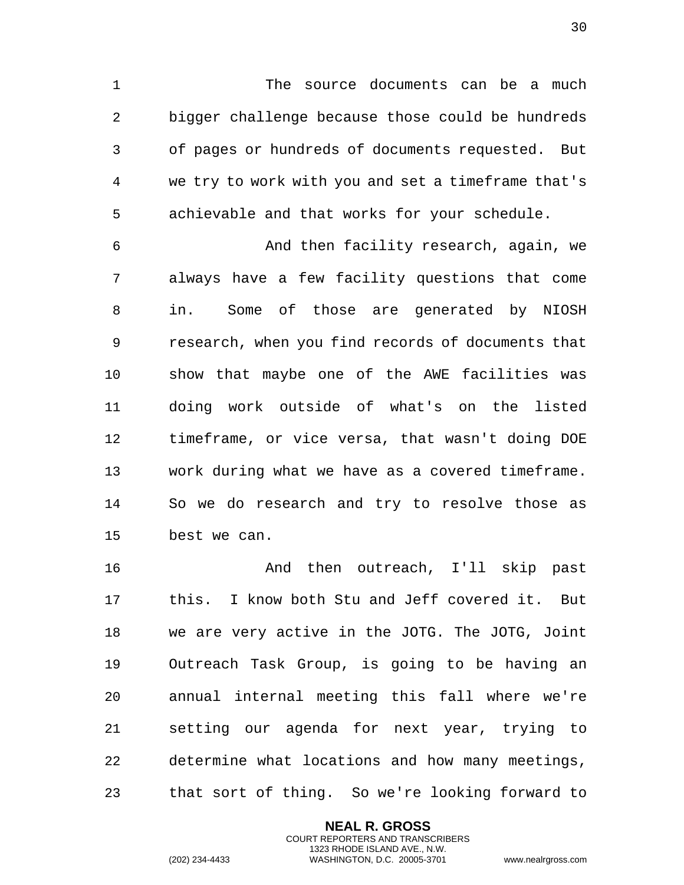The source documents can be a much bigger challenge because those could be hundreds of pages or hundreds of documents requested. But we try to work with you and set a timeframe that's achievable and that works for your schedule.

And then facility research, again, we always have a few facility questions that come in. Some of those are generated by NIOSH research, when you find records of documents that show that maybe one of the AWE facilities was doing work outside of what's on the listed timeframe, or vice versa, that wasn't doing DOE work during what we have as a covered timeframe. So we do research and try to resolve those as best we can.

And then outreach, I'll skip past this. I know both Stu and Jeff covered it. But we are very active in the JOTG. The JOTG, Joint Outreach Task Group, is going to be having an annual internal meeting this fall where we're setting our agenda for next year, trying to determine what locations and how many meetings, that sort of thing. So we're looking forward to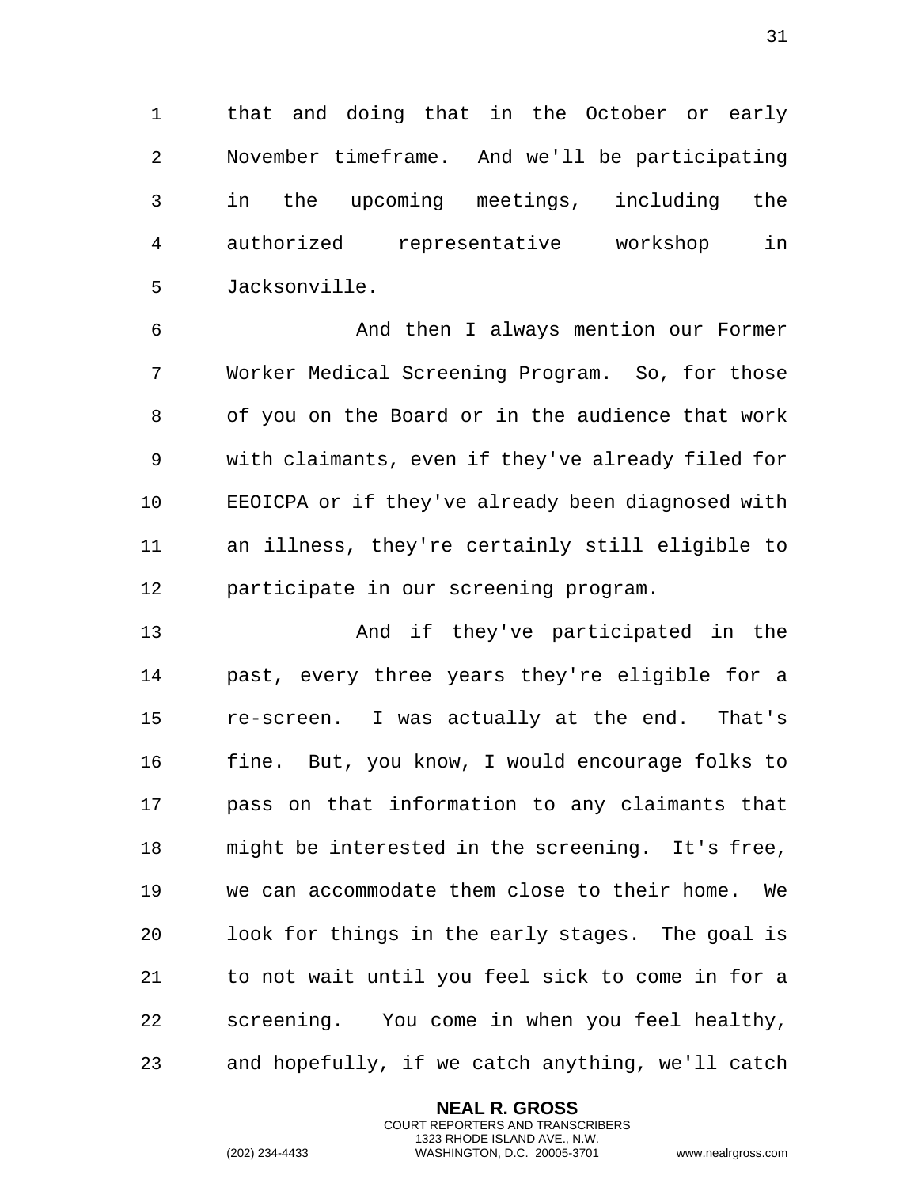that and doing that in the October or early November timeframe. And we'll be participating in the upcoming meetings, including the authorized representative workshop in Jacksonville.

And then I always mention our Former Worker Medical Screening Program. So, for those of you on the Board or in the audience that work with claimants, even if they've already filed for EEOICPA or if they've already been diagnosed with an illness, they're certainly still eligible to participate in our screening program.

And if they've participated in the past, every three years they're eligible for a re-screen. I was actually at the end. That's fine. But, you know, I would encourage folks to pass on that information to any claimants that might be interested in the screening. It's free, we can accommodate them close to their home. We look for things in the early stages. The goal is to not wait until you feel sick to come in for a screening. You come in when you feel healthy, and hopefully, if we catch anything, we'll catch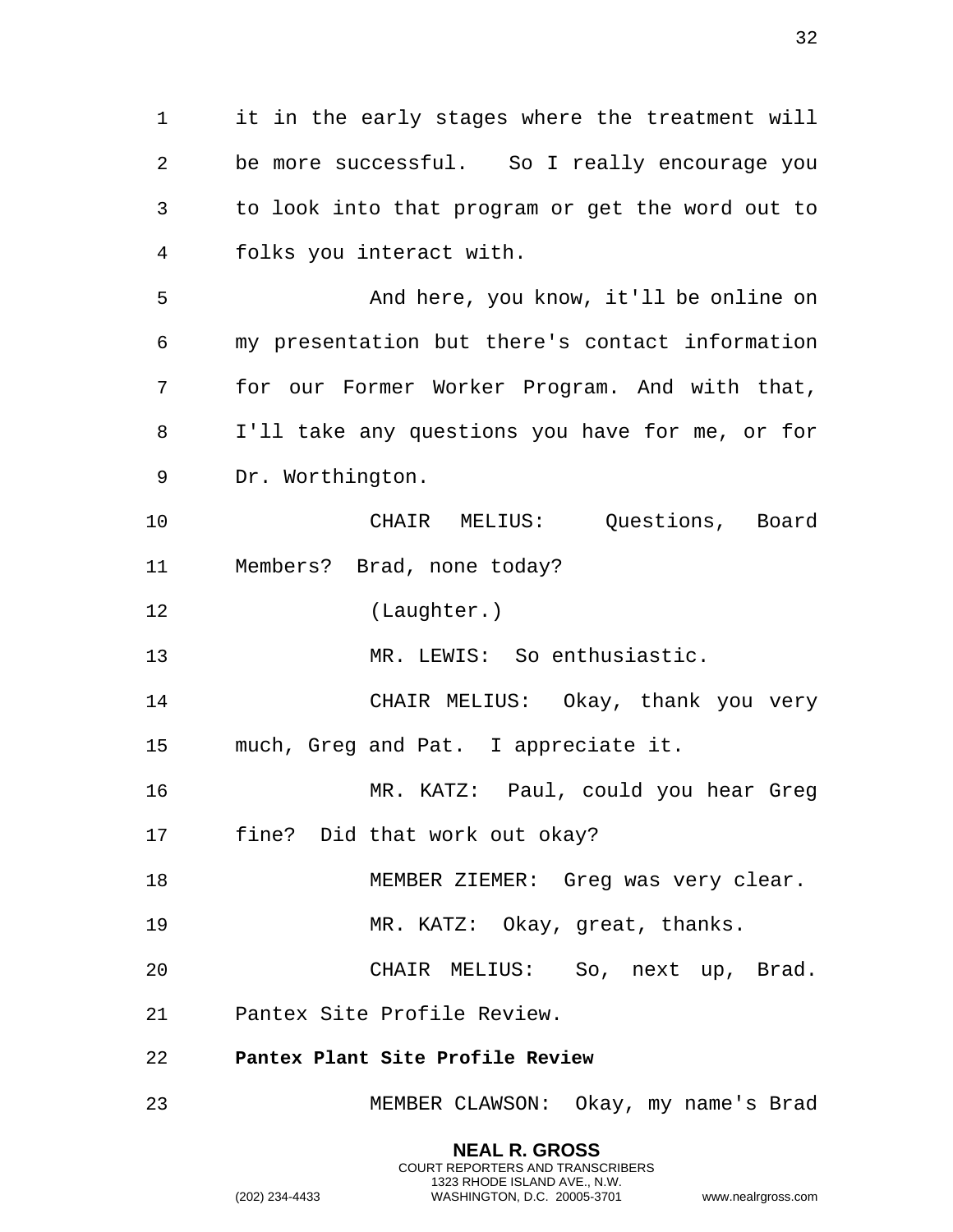it in the early stages where the treatment will be more successful. So I really encourage you to look into that program or get the word out to folks you interact with.

And here, you know, it'll be online on my presentation but there's contact information for our Former Worker Program. And with that, I'll take any questions you have for me, or for Dr. Worthington.

CHAIR MELIUS: Questions, Board Members? Brad, none today?

(Laughter.)

MR. LEWIS: So enthusiastic.

CHAIR MELIUS: Okay, thank you very much, Greg and Pat. I appreciate it.

MR. KATZ: Paul, could you hear Greg fine? Did that work out okay?

MEMBER ZIEMER: Greg was very clear.

MR. KATZ: Okay, great, thanks.

CHAIR MELIUS: So, next up, Brad. Pantex Site Profile Review.

**Pantex Plant Site Profile Review**

MEMBER CLAWSON: Okay, my name's Brad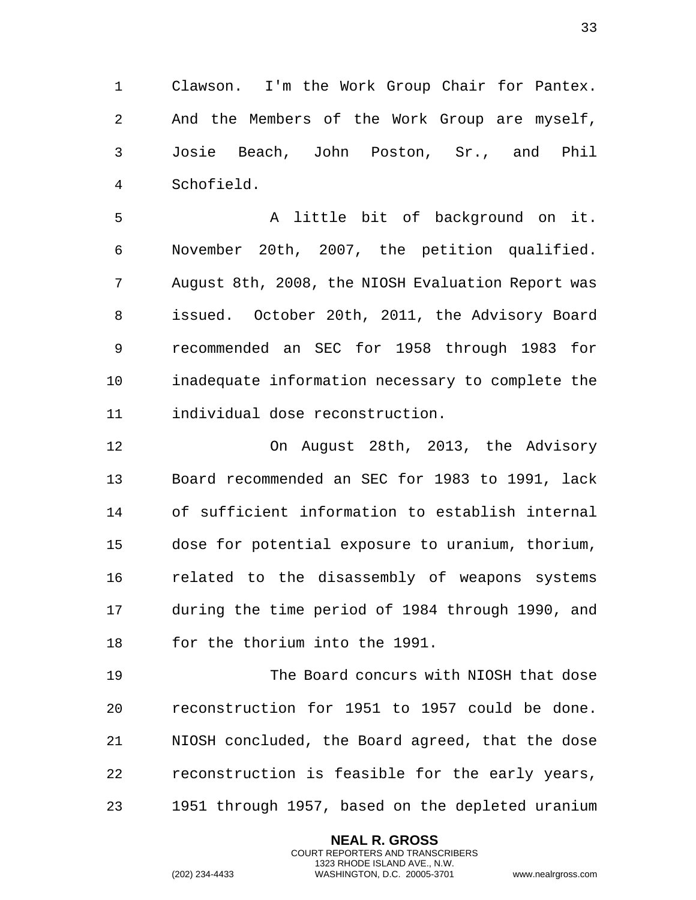Clawson. I'm the Work Group Chair for Pantex. And the Members of the Work Group are myself, Josie Beach, John Poston, Sr., and Phil Schofield.

A little bit of background on it. November 20th, 2007, the petition qualified. August 8th, 2008, the NIOSH Evaluation Report was issued. October 20th, 2011, the Advisory Board recommended an SEC for 1958 through 1983 for inadequate information necessary to complete the individual dose reconstruction.

On August 28th, 2013, the Advisory Board recommended an SEC for 1983 to 1991, lack of sufficient information to establish internal dose for potential exposure to uranium, thorium, related to the disassembly of weapons systems during the time period of 1984 through 1990, and for the thorium into the 1991.

The Board concurs with NIOSH that dose reconstruction for 1951 to 1957 could be done. NIOSH concluded, the Board agreed, that the dose reconstruction is feasible for the early years, 1951 through 1957, based on the depleted uranium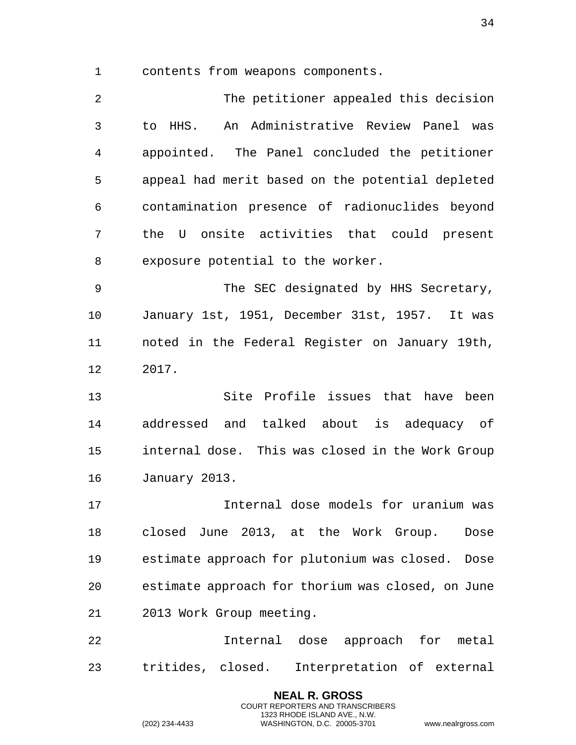contents from weapons components.

The petitioner appealed this decision to HHS. An Administrative Review Panel was appointed. The Panel concluded the petitioner appeal had merit based on the potential depleted contamination presence of radionuclides beyond the U onsite activities that could present exposure potential to the worker.

The SEC designated by HHS Secretary, January 1st, 1951, December 31st, 1957. It was noted in the Federal Register on January 19th, 2017.

Site Profile issues that have been addressed and talked about is adequacy of internal dose. This was closed in the Work Group January 2013.

Internal dose models for uranium was closed June 2013, at the Work Group. Dose estimate approach for plutonium was closed. Dose estimate approach for thorium was closed, on June 2013 Work Group meeting.

Internal dose approach for metal tritides, closed. Interpretation of external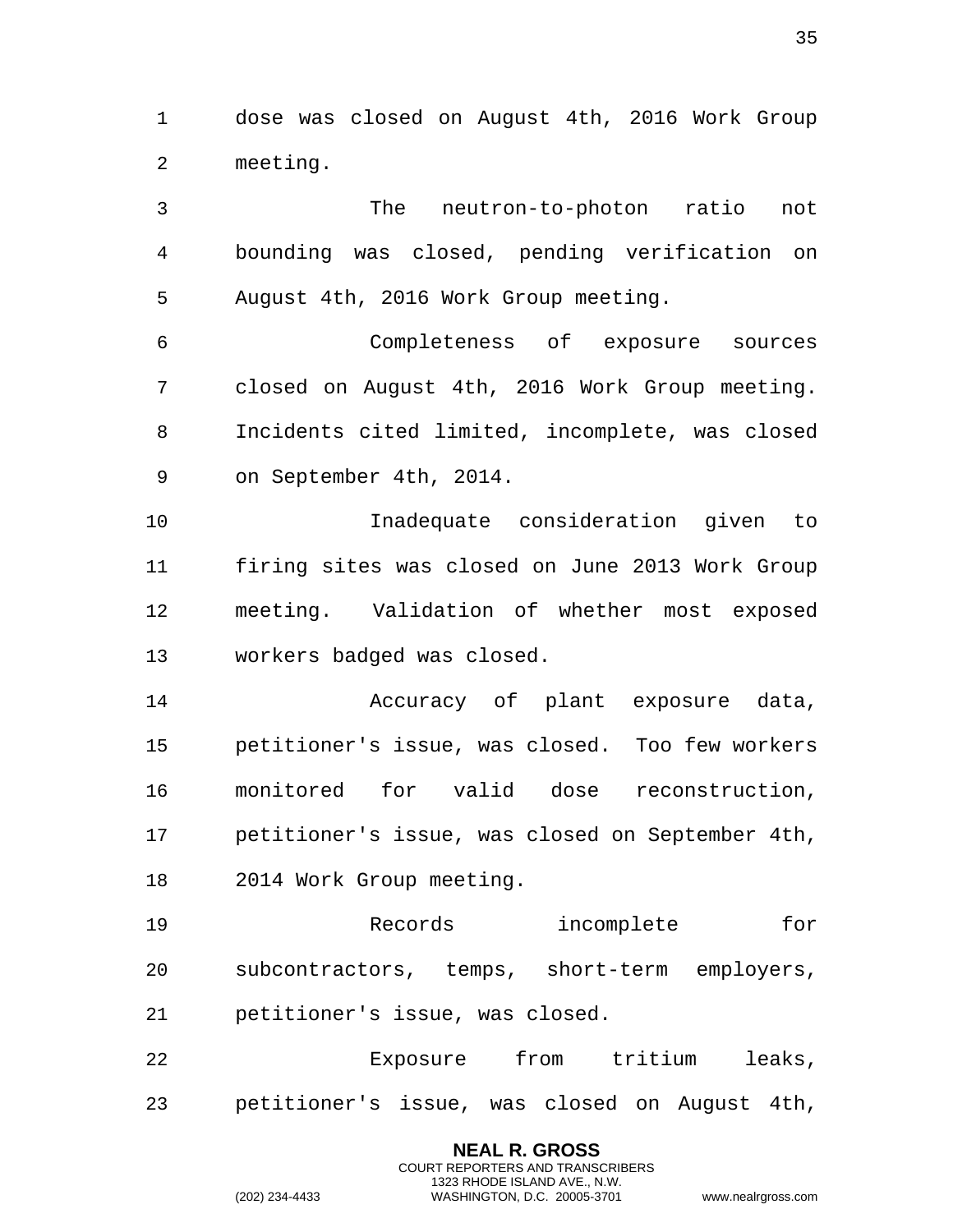dose was closed on August 4th, 2016 Work Group meeting.

The neutron-to-photon ratio not bounding was closed, pending verification on August 4th, 2016 Work Group meeting.

Completeness of exposure sources closed on August 4th, 2016 Work Group meeting. Incidents cited limited, incomplete, was closed on September 4th, 2014.

Inadequate consideration given to firing sites was closed on June 2013 Work Group meeting. Validation of whether most exposed workers badged was closed.

Accuracy of plant exposure data, petitioner's issue, was closed. Too few workers monitored for valid dose reconstruction, petitioner's issue, was closed on September 4th, 2014 Work Group meeting.

Records incomplete for subcontractors, temps, short-term employers, petitioner's issue, was closed.

Exposure from tritium leaks, petitioner's issue, was closed on August 4th,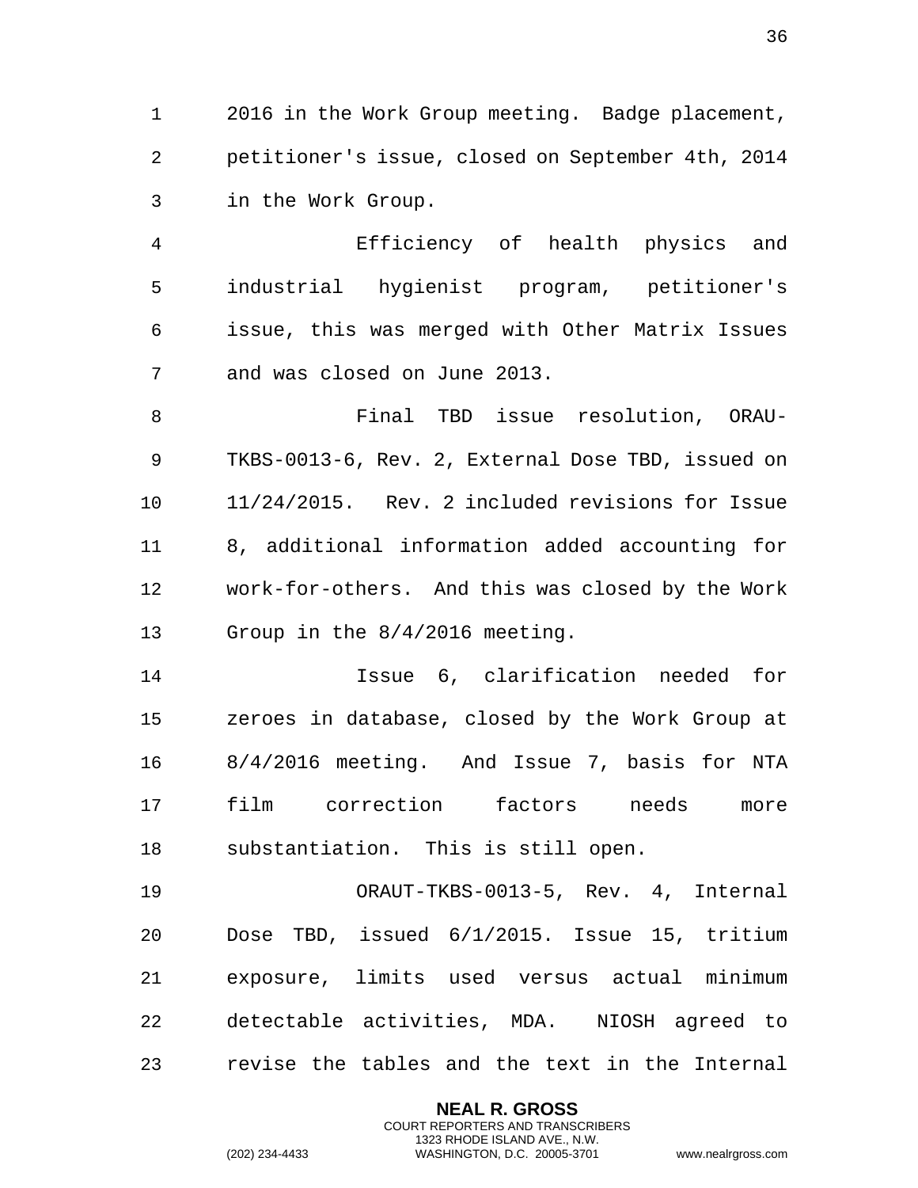2016 in the Work Group meeting. Badge placement, petitioner's issue, closed on September 4th, 2014 in the Work Group.

Efficiency of health physics and industrial hygienist program, petitioner's issue, this was merged with Other Matrix Issues and was closed on June 2013.

Final TBD issue resolution, ORAU-TKBS-0013-6, Rev. 2, External Dose TBD, issued on 11/24/2015. Rev. 2 included revisions for Issue 8, additional information added accounting for work-for-others. And this was closed by the Work Group in the 8/4/2016 meeting.

Issue 6, clarification needed for zeroes in database, closed by the Work Group at 8/4/2016 meeting. And Issue 7, basis for NTA film correction factors needs more substantiation. This is still open.

ORAUT-TKBS-0013-5, Rev. 4, Internal Dose TBD, issued 6/1/2015. Issue 15, tritium exposure, limits used versus actual minimum detectable activities, MDA. NIOSH agreed to revise the tables and the text in the Internal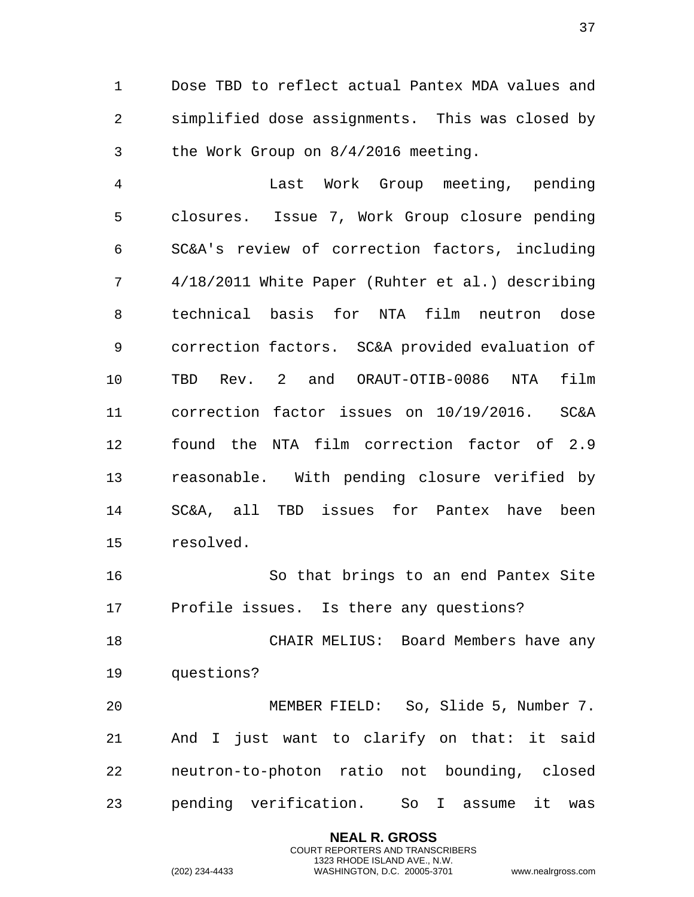Dose TBD to reflect actual Pantex MDA values and simplified dose assignments. This was closed by the Work Group on 8/4/2016 meeting.

Last Work Group meeting, pending closures. Issue 7, Work Group closure pending SC&A's review of correction factors, including 4/18/2011 White Paper (Ruhter et al.) describing technical basis for NTA film neutron dose correction factors. SC&A provided evaluation of TBD Rev. 2 and ORAUT-OTIB-0086 NTA film correction factor issues on 10/19/2016. SC&A found the NTA film correction factor of 2.9 reasonable. With pending closure verified by SC&A, all TBD issues for Pantex have been resolved.

So that brings to an end Pantex Site Profile issues. Is there any questions?

CHAIR MELIUS: Board Members have any questions?

MEMBER FIELD: So, Slide 5, Number 7. And I just want to clarify on that: it said neutron-to-photon ratio not bounding, closed pending verification. So I assume it was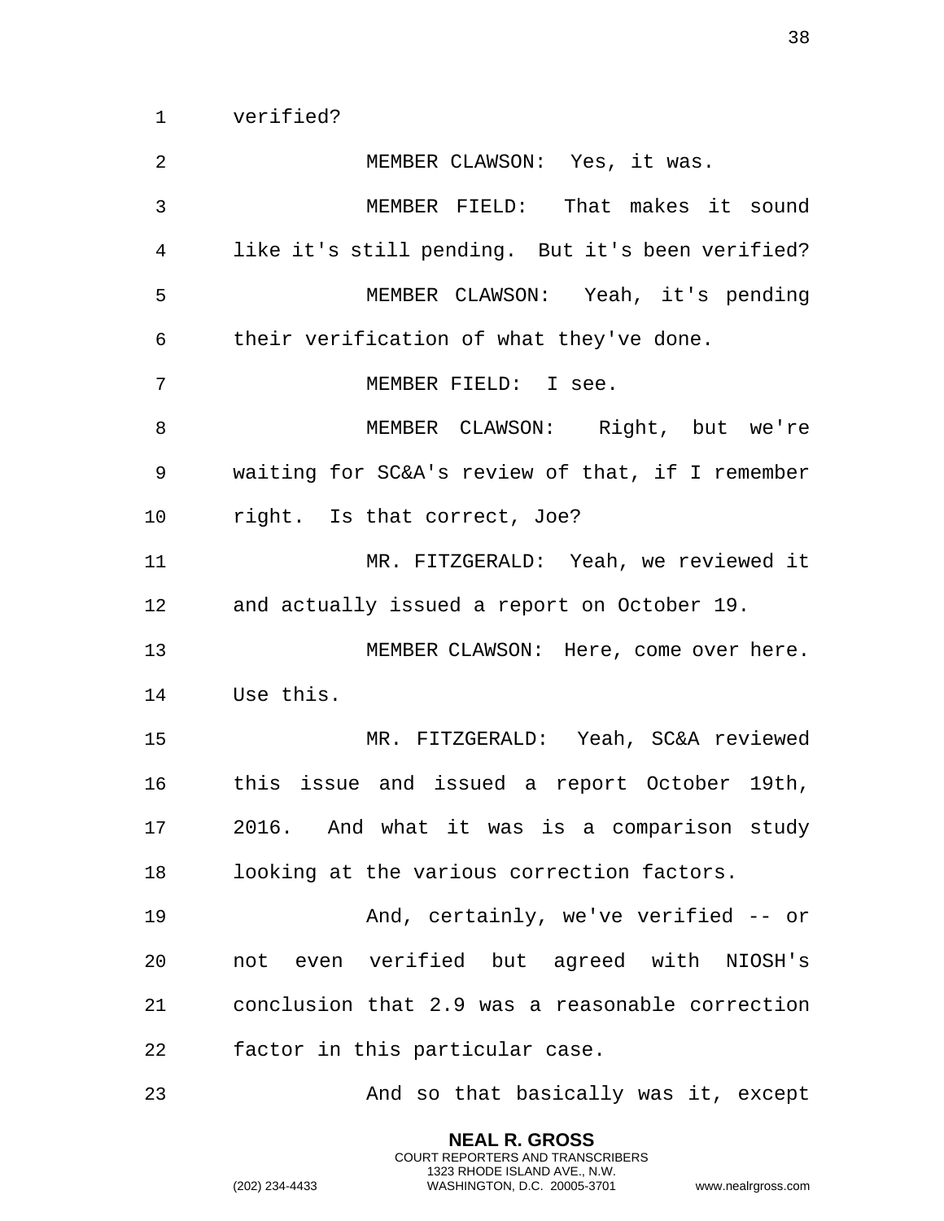verified?

MEMBER CLAWSON: Yes, it was.

MEMBER FIELD: That makes it sound like it's still pending. But it's been verified?

MEMBER CLAWSON: Yeah, it's pending their verification of what they've done.

MEMBER FIELD: I see.

MEMBER CLAWSON: Right, but we're waiting for SC&A's review of that, if I remember right. Is that correct, Joe?

MR. FITZGERALD: Yeah, we reviewed it and actually issued a report on October 19.

MEMBER CLAWSON: Here, come over here. Use this.

MR. FITZGERALD: Yeah, SC&A reviewed this issue and issued a report October 19th, 2016. And what it was is a comparison study looking at the various correction factors.

And, certainly, we've verified -- or not even verified but agreed with NIOSH's conclusion that 2.9 was a reasonable correction factor in this particular case.

And so that basically was it, except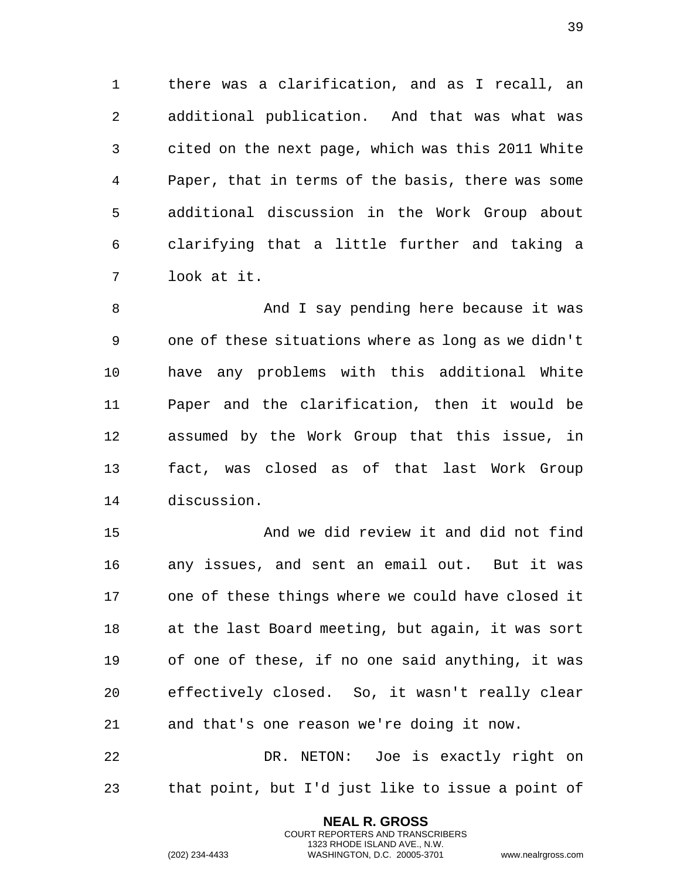there was a clarification, and as I recall, an additional publication. And that was what was cited on the next page, which was this 2011 White Paper, that in terms of the basis, there was some additional discussion in the Work Group about clarifying that a little further and taking a look at it.

And I say pending here because it was one of these situations where as long as we didn't have any problems with this additional White Paper and the clarification, then it would be assumed by the Work Group that this issue, in fact, was closed as of that last Work Group discussion.

And we did review it and did not find any issues, and sent an email out. But it was one of these things where we could have closed it at the last Board meeting, but again, it was sort of one of these, if no one said anything, it was effectively closed. So, it wasn't really clear and that's one reason we're doing it now.

DR. NETON: Joe is exactly right on that point, but I'd just like to issue a point of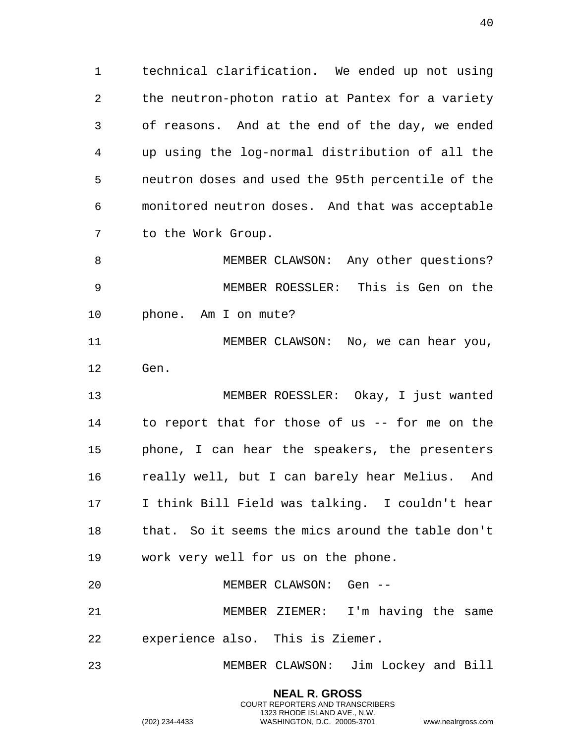technical clarification. We ended up not using the neutron-photon ratio at Pantex for a variety of reasons. And at the end of the day, we ended up using the log-normal distribution of all the neutron doses and used the 95th percentile of the monitored neutron doses. And that was acceptable to the Work Group.

MEMBER CLAWSON: Any other questions?

MEMBER ROESSLER: This is Gen on the phone. Am I on mute?

MEMBER CLAWSON: No, we can hear you, Gen.

MEMBER ROESSLER: Okay, I just wanted to report that for those of us -- for me on the phone, I can hear the speakers, the presenters really well, but I can barely hear Melius. And I think Bill Field was talking. I couldn't hear that. So it seems the mics around the table don't work very well for us on the phone.

MEMBER CLAWSON: Gen --

MEMBER ZIEMER: I'm having the same experience also. This is Ziemer.

MEMBER CLAWSON: Jim Lockey and Bill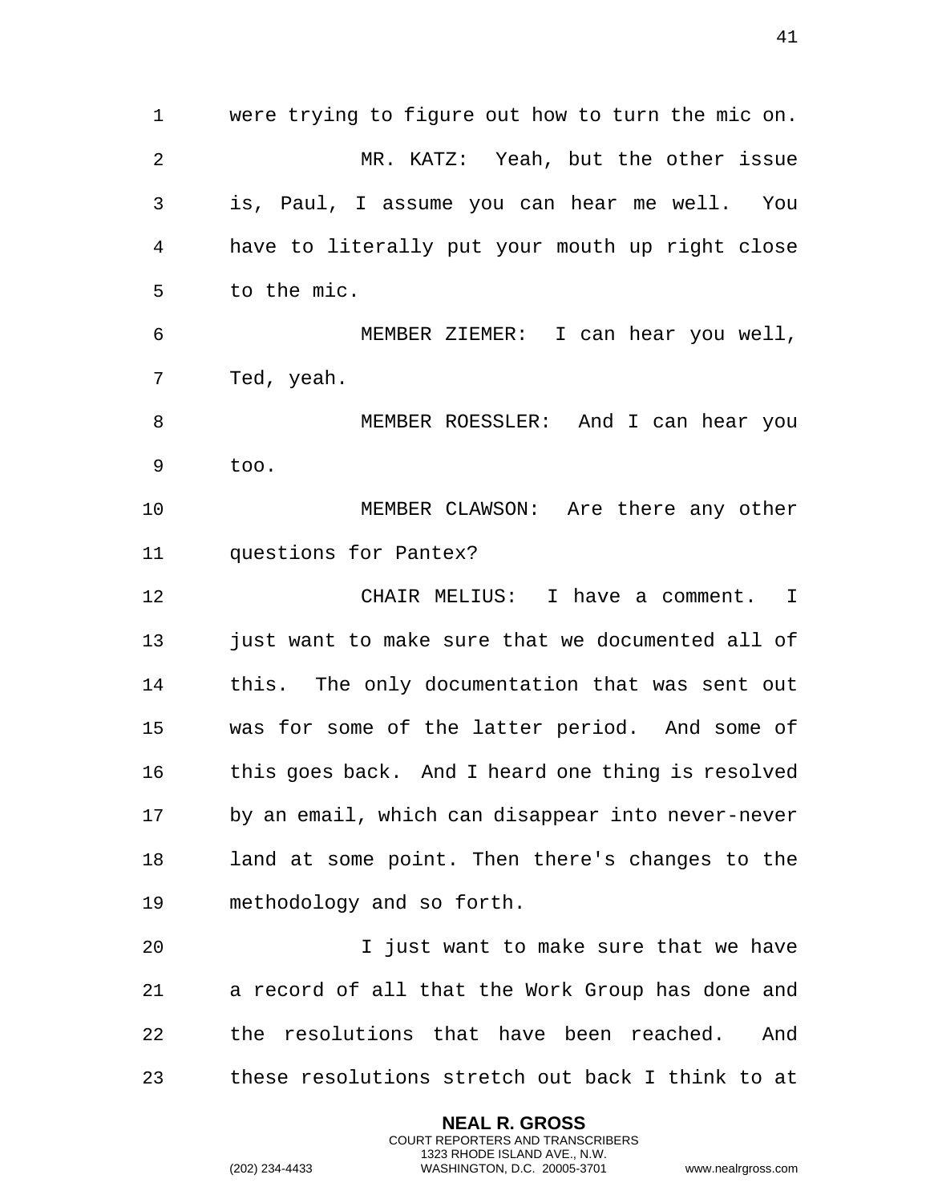were trying to figure out how to turn the mic on.

MR. KATZ: Yeah, but the other issue is, Paul, I assume you can hear me well. You have to literally put your mouth up right close to the mic.

MEMBER ZIEMER: I can hear you well, Ted, yeah.

MEMBER ROESSLER: And I can hear you too.

MEMBER CLAWSON: Are there any other questions for Pantex?

CHAIR MELIUS: I have a comment. I just want to make sure that we documented all of this. The only documentation that was sent out was for some of the latter period. And some of this goes back. And I heard one thing is resolved by an email, which can disappear into never-never land at some point. Then there's changes to the methodology and so forth.

I just want to make sure that we have a record of all that the Work Group has done and the resolutions that have been reached. And these resolutions stretch out back I think to at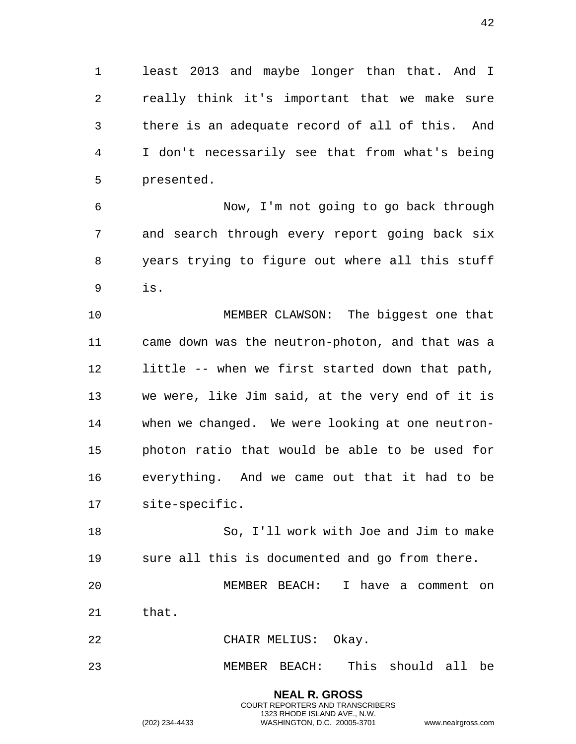least 2013 and maybe longer than that. And I really think it's important that we make sure there is an adequate record of all of this. And I don't necessarily see that from what's being presented.

Now, I'm not going to go back through and search through every report going back six years trying to figure out where all this stuff is.

MEMBER CLAWSON: The biggest one that came down was the neutron-photon, and that was a little -- when we first started down that path, we were, like Jim said, at the very end of it is when we changed. We were looking at one neutron-photon ratio that would be able to be used for everything. And we came out that it had to be site-specific.

So, I'll work with Joe and Jim to make sure all this is documented and go from there.

MEMBER BEACH: I have a comment on that.

CHAIR MELIUS: Okay.

MEMBER BEACH: This should all be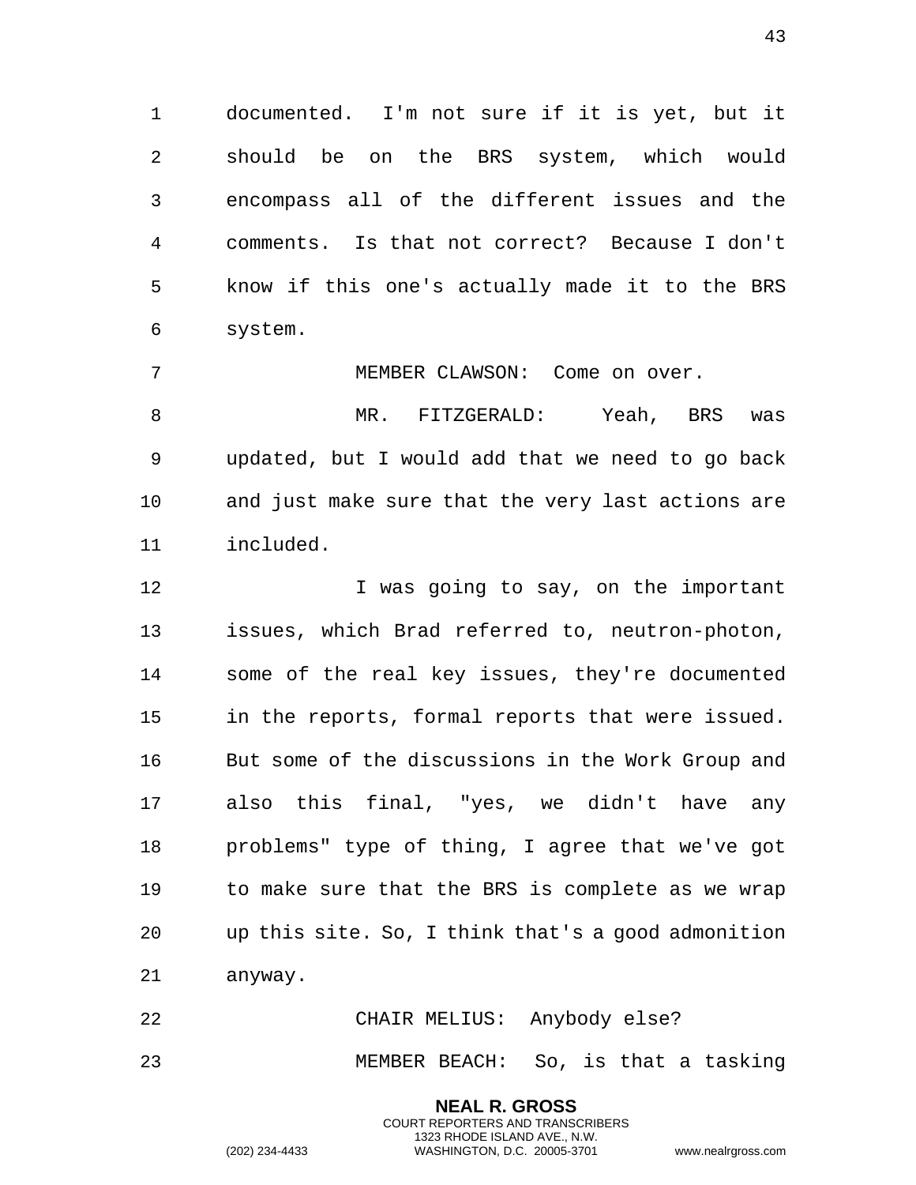documented. I'm not sure if it is yet, but it should be on the BRS system, which would encompass all of the different issues and the comments. Is that not correct? Because I don't know if this one's actually made it to the BRS system.

MEMBER CLAWSON: Come on over.

MR. FITZGERALD: Yeah, BRS was updated, but I would add that we need to go back and just make sure that the very last actions are included.

I was going to say, on the important issues, which Brad referred to, neutron-photon, some of the real key issues, they're documented in the reports, formal reports that were issued. But some of the discussions in the Work Group and also this final, "yes, we didn't have any problems" type of thing, I agree that we've got to make sure that the BRS is complete as we wrap up this site. So, I think that's a good admonition anyway.

CHAIR MELIUS: Anybody else?

MEMBER BEACH: So, is that a tasking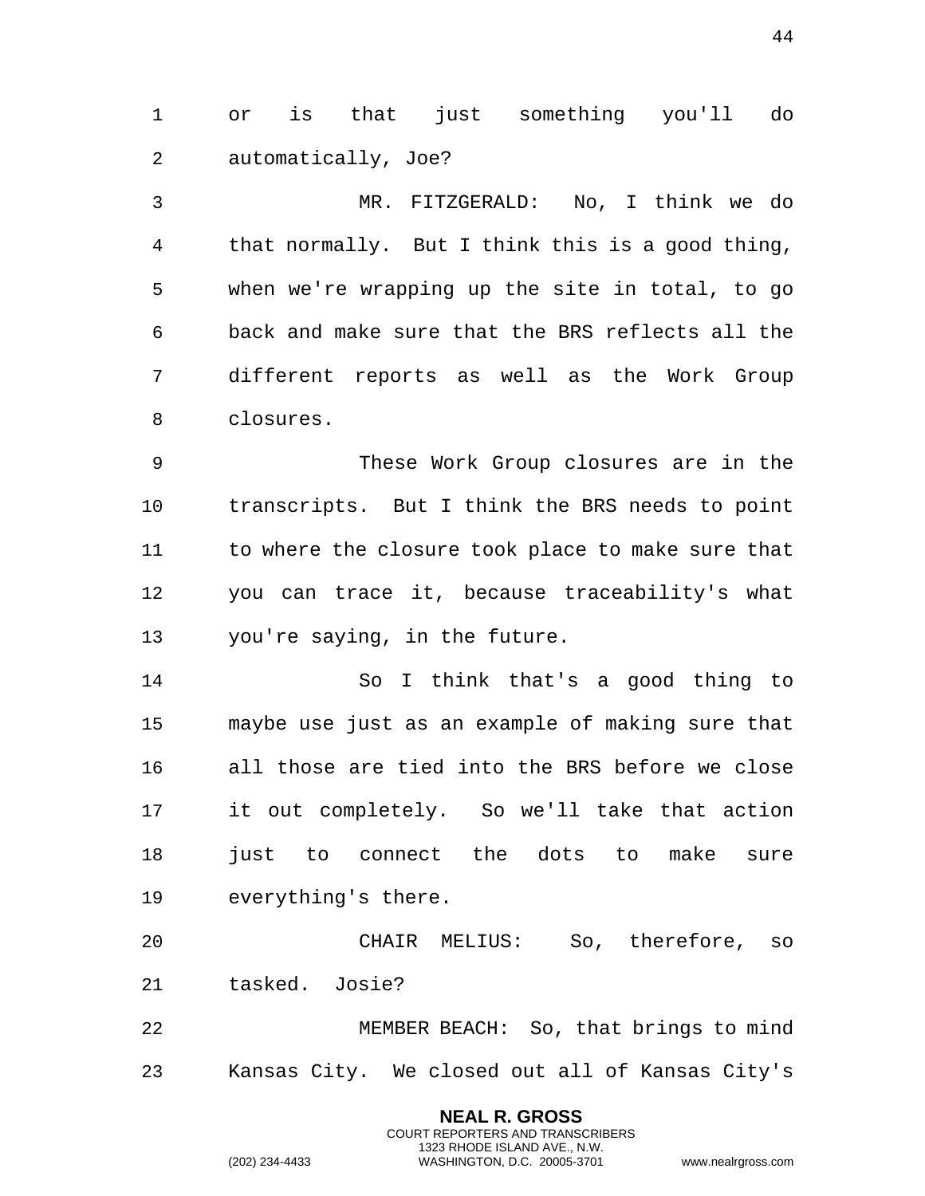or is that just something you'll do automatically, Joe?

MR. FITZGERALD: No, I think we do that normally. But I think this is a good thing, when we're wrapping up the site in total, to go back and make sure that the BRS reflects all the different reports as well as the Work Group closures.

These Work Group closures are in the transcripts. But I think the BRS needs to point to where the closure took place to make sure that you can trace it, because traceability's what you're saying, in the future.

So I think that's a good thing to maybe use just as an example of making sure that all those are tied into the BRS before we close it out completely. So we'll take that action just to connect the dots to make sure everything's there.

CHAIR MELIUS: So, therefore, so tasked. Josie?

MEMBER BEACH: So, that brings to mind Kansas City. We closed out all of Kansas City's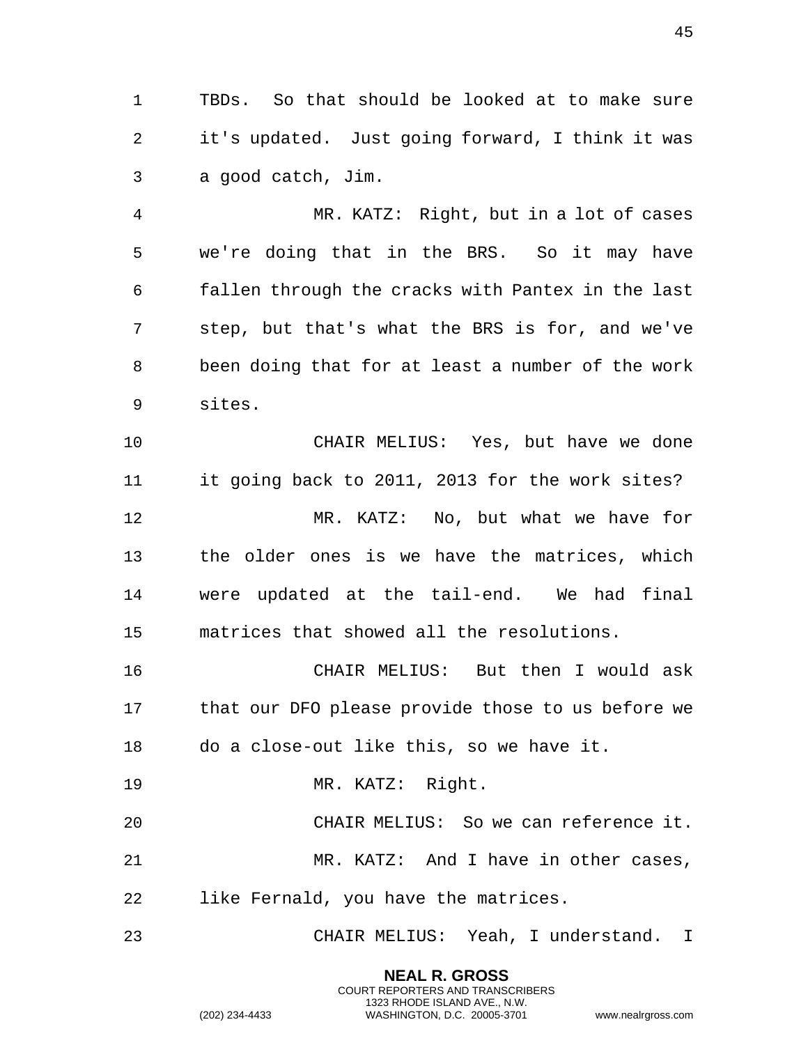TBDs. So that should be looked at to make sure it's updated. Just going forward, I think it was a good catch, Jim.

MR. KATZ: Right, but in a lot of cases we're doing that in the BRS. So it may have fallen through the cracks with Pantex in the last step, but that's what the BRS is for, and we've been doing that for at least a number of the work sites.

CHAIR MELIUS: Yes, but have we done it going back to 2011, 2013 for the work sites?

MR. KATZ: No, but what we have for the older ones is we have the matrices, which were updated at the tail-end. We had final matrices that showed all the resolutions.

CHAIR MELIUS: But then I would ask that our DFO please provide those to us before we do a close-out like this, so we have it.

MR. KATZ: Right.

CHAIR MELIUS: So we can reference it.

MR. KATZ: And I have in other cases, like Fernald, you have the matrices.

CHAIR MELIUS: Yeah, I understand. I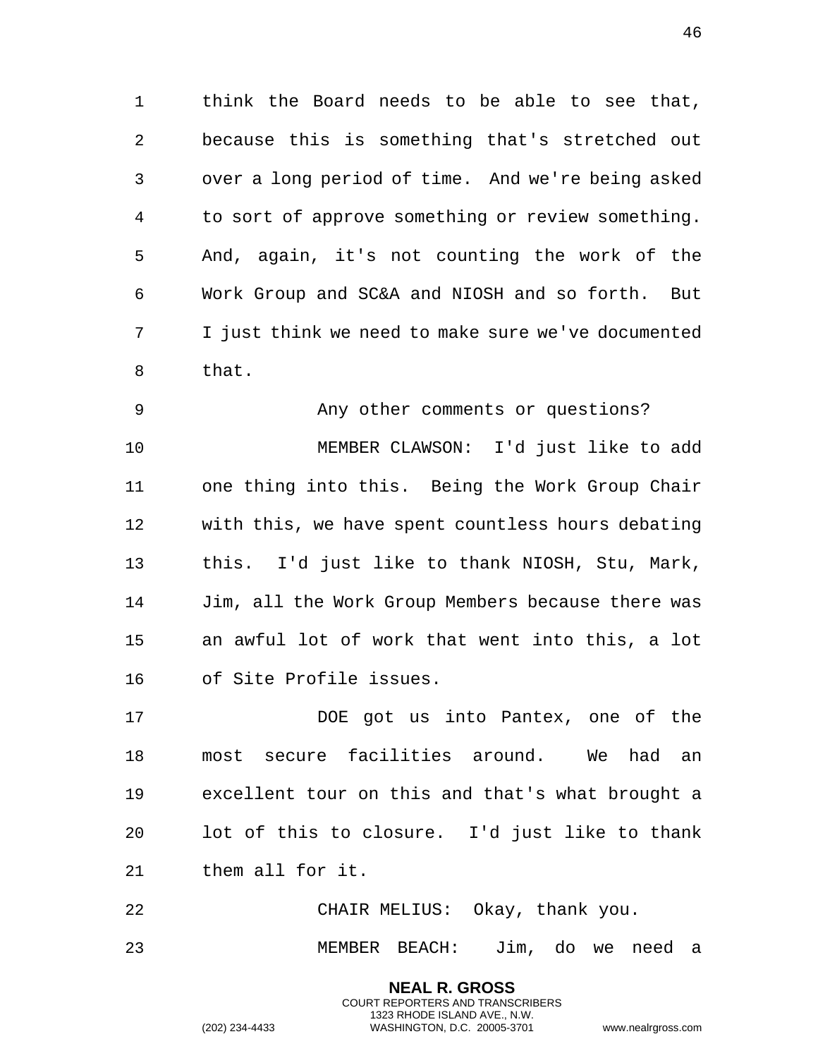think the Board needs to be able to see that, because this is something that's stretched out over a long period of time. And we're being asked to sort of approve something or review something. And, again, it's not counting the work of the Work Group and SC&A and NIOSH and so forth. But I just think we need to make sure we've documented that.

Any other comments or questions?

MEMBER CLAWSON: I'd just like to add one thing into this. Being the Work Group Chair with this, we have spent countless hours debating this. I'd just like to thank NIOSH, Stu, Mark, Jim, all the Work Group Members because there was an awful lot of work that went into this, a lot of Site Profile issues.

DOE got us into Pantex, one of the most secure facilities around. We had an excellent tour on this and that's what brought a lot of this to closure. I'd just like to thank them all for it.

CHAIR MELIUS: Okay, thank you.

MEMBER BEACH: Jim, do we need a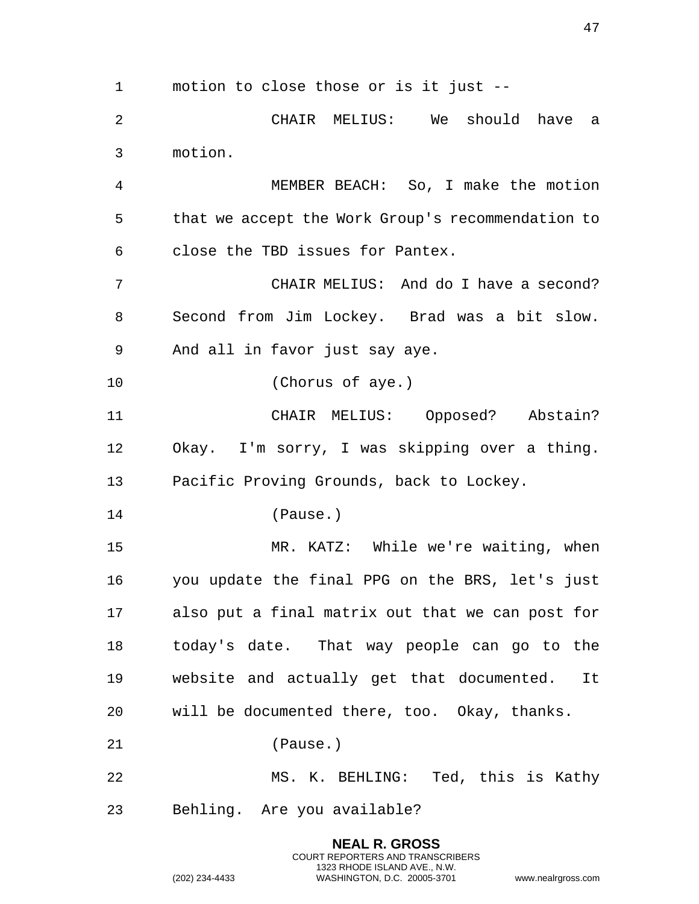motion to close those or is it just --

CHAIR MELIUS: We should have a motion.

MEMBER BEACH: So, I make the motion that we accept the Work Group's recommendation to close the TBD issues for Pantex.

CHAIR MELIUS: And do I have a second? Second from Jim Lockey. Brad was a bit slow. And all in favor just say aye.

(Chorus of aye.)

CHAIR MELIUS: Opposed? Abstain? Okay. I'm sorry, I was skipping over a thing. Pacific Proving Grounds, back to Lockey.

(Pause.)

MR. KATZ: While we're waiting, when you update the final PPG on the BRS, let's just also put a final matrix out that we can post for today's date. That way people can go to the website and actually get that documented. It will be documented there, too. Okay, thanks.

(Pause.)

MS. K. BEHLING: Ted, this is Kathy Behling. Are you available?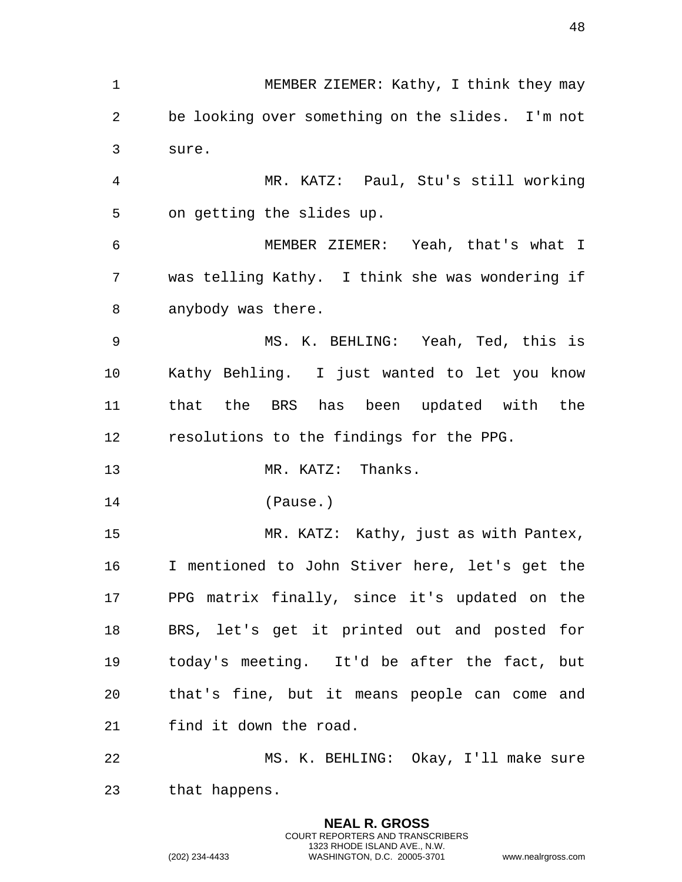MEMBER ZIEMER: Kathy, I think they may be looking over something on the slides. I'm not sure.

MR. KATZ: Paul, Stu's still working on getting the slides up.

MEMBER ZIEMER: Yeah, that's what I was telling Kathy. I think she was wondering if anybody was there.

MS. K. BEHLING: Yeah, Ted, this is Kathy Behling. I just wanted to let you know that the BRS has been updated with the resolutions to the findings for the PPG.

MR. KATZ: Thanks.

(Pause.)

MR. KATZ: Kathy, just as with Pantex, I mentioned to John Stiver here, let's get the PPG matrix finally, since it's updated on the BRS, let's get it printed out and posted for today's meeting. It'd be after the fact, but that's fine, but it means people can come and find it down the road.

MS. K. BEHLING: Okay, I'll make sure that happens.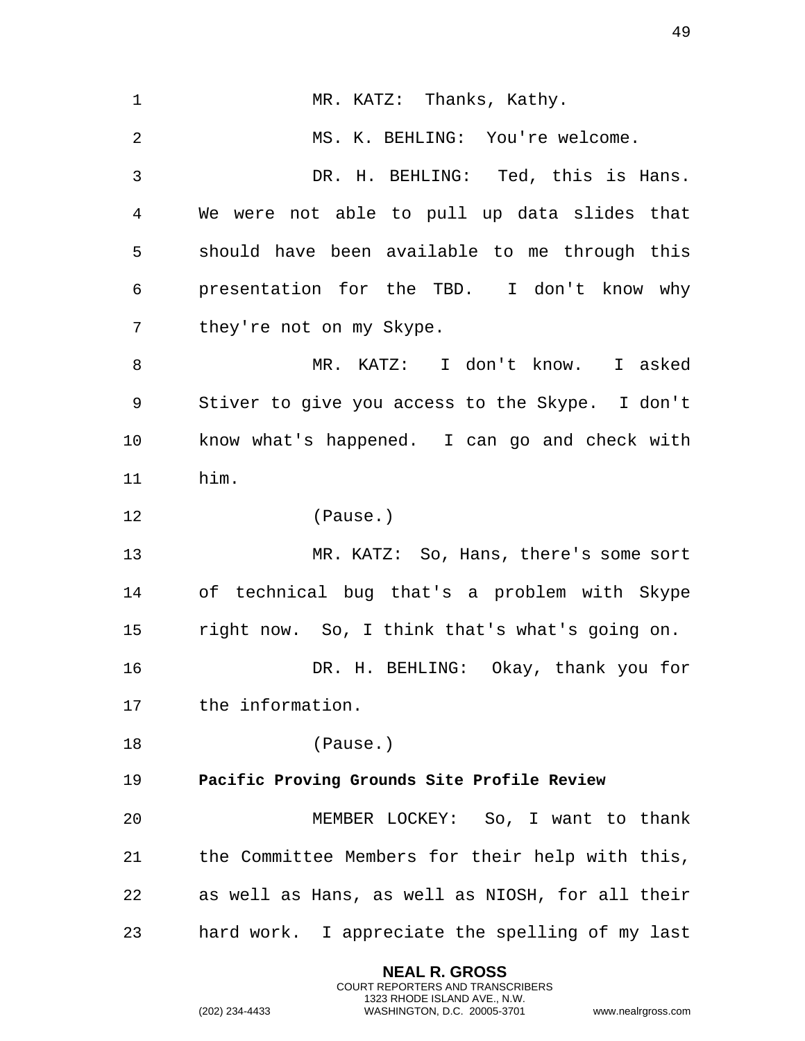MR. KATZ: Thanks, Kathy.

MS. K. BEHLING: You're welcome.

DR. H. BEHLING: Ted, this is Hans. We were not able to pull up data slides that should have been available to me through this presentation for the TBD. I don't know why they're not on my Skype.

MR. KATZ: I don't know. I asked Stiver to give you access to the Skype. I don't know what's happened. I can go and check with him.

(Pause.)

MR. KATZ: So, Hans, there's some sort of technical bug that's a problem with Skype right now. So, I think that's what's going on.

DR. H. BEHLING: Okay, thank you for the information.

(Pause.)

**Pacific Proving Grounds Site Profile Review**

MEMBER LOCKEY: So, I want to thank the Committee Members for their help with this, as well as Hans, as well as NIOSH, for all their hard work. I appreciate the spelling of my last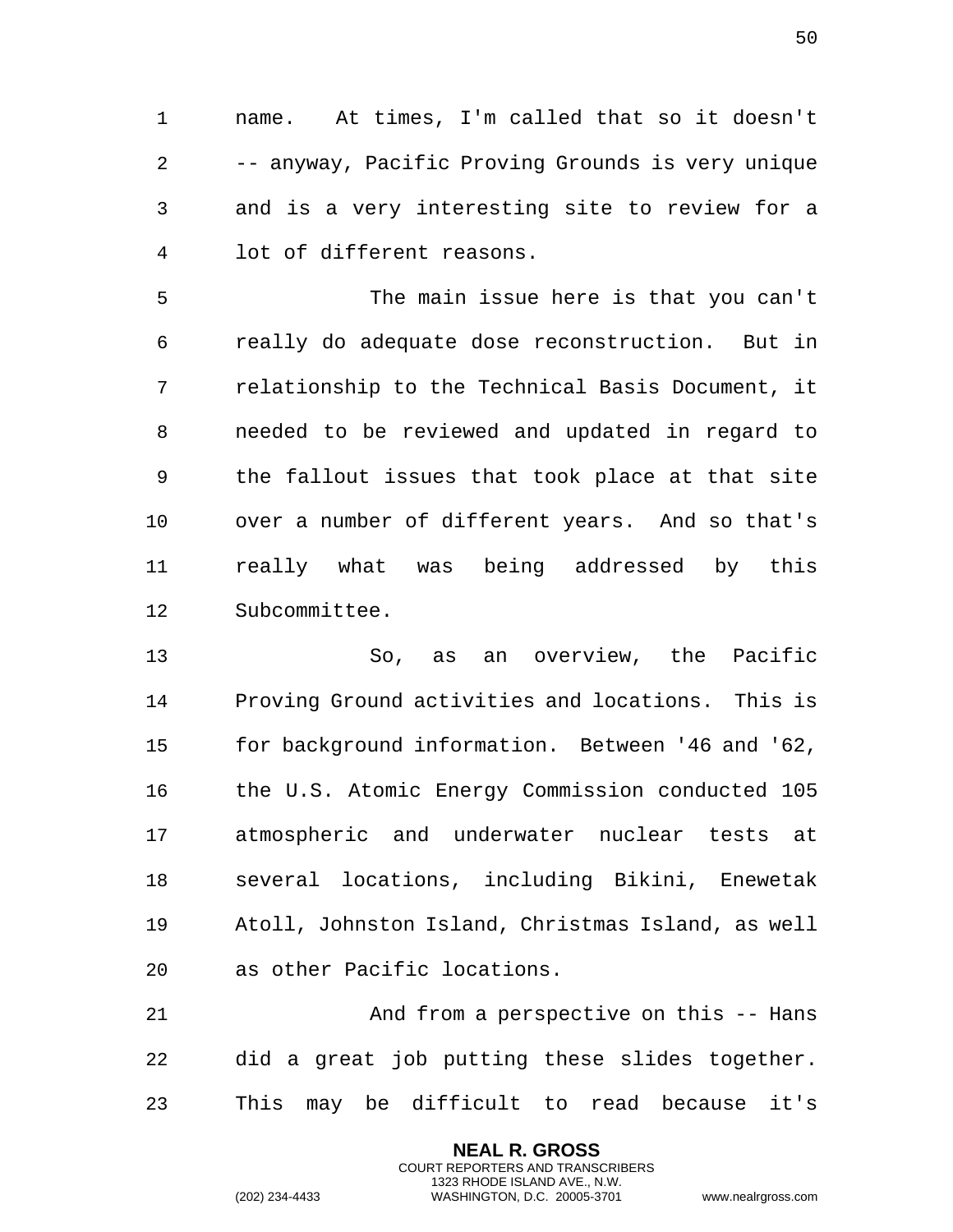name. At times, I'm called that so it doesn't -- anyway, Pacific Proving Grounds is very unique and is a very interesting site to review for a lot of different reasons.

The main issue here is that you can't really do adequate dose reconstruction. But in relationship to the Technical Basis Document, it needed to be reviewed and updated in regard to the fallout issues that took place at that site over a number of different years. And so that's really what was being addressed by this Subcommittee.

So, as an overview, the Pacific Proving Ground activities and locations. This is for background information. Between '46 and '62, the U.S. Atomic Energy Commission conducted 105 atmospheric and underwater nuclear tests at several locations, including Bikini, Enewetak Atoll, Johnston Island, Christmas Island, as well as other Pacific locations.

And from a perspective on this -- Hans did a great job putting these slides together. This may be difficult to read because it's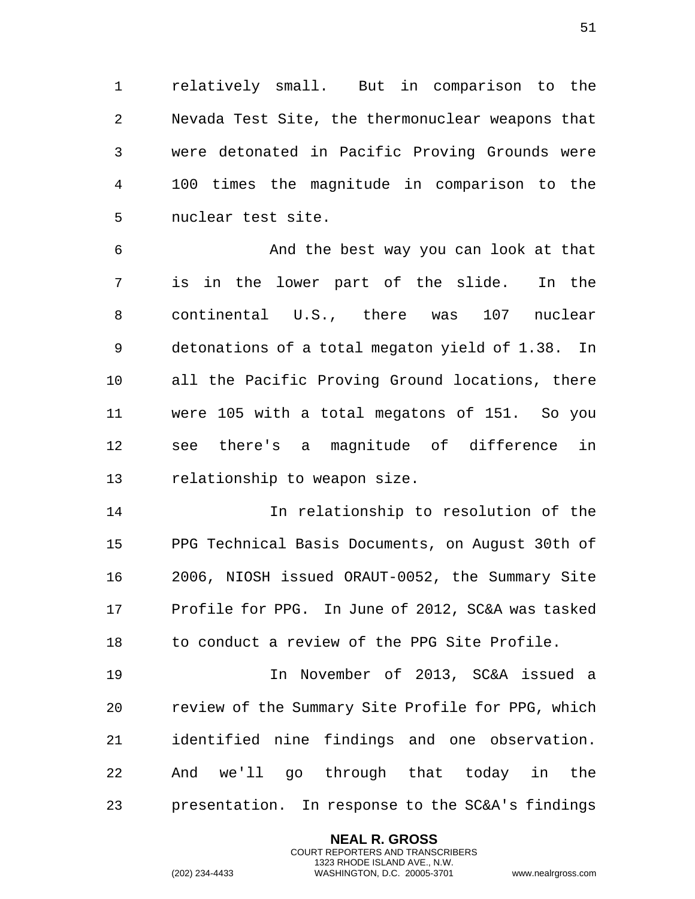relatively small. But in comparison to the Nevada Test Site, the thermonuclear weapons that were detonated in Pacific Proving Grounds were 100 times the magnitude in comparison to the nuclear test site.

And the best way you can look at that is in the lower part of the slide. In the continental U.S., there was 107 nuclear detonations of a total megaton yield of 1.38. In all the Pacific Proving Ground locations, there were 105 with a total megatons of 151. So you see there's a magnitude of difference in relationship to weapon size.

In relationship to resolution of the PPG Technical Basis Documents, on August 30th of 2006, NIOSH issued ORAUT-0052, the Summary Site Profile for PPG. In June of 2012, SC&A was tasked to conduct a review of the PPG Site Profile.

In November of 2013, SC&A issued a review of the Summary Site Profile for PPG, which identified nine findings and one observation. And we'll go through that today in the presentation. In response to the SC&A's findings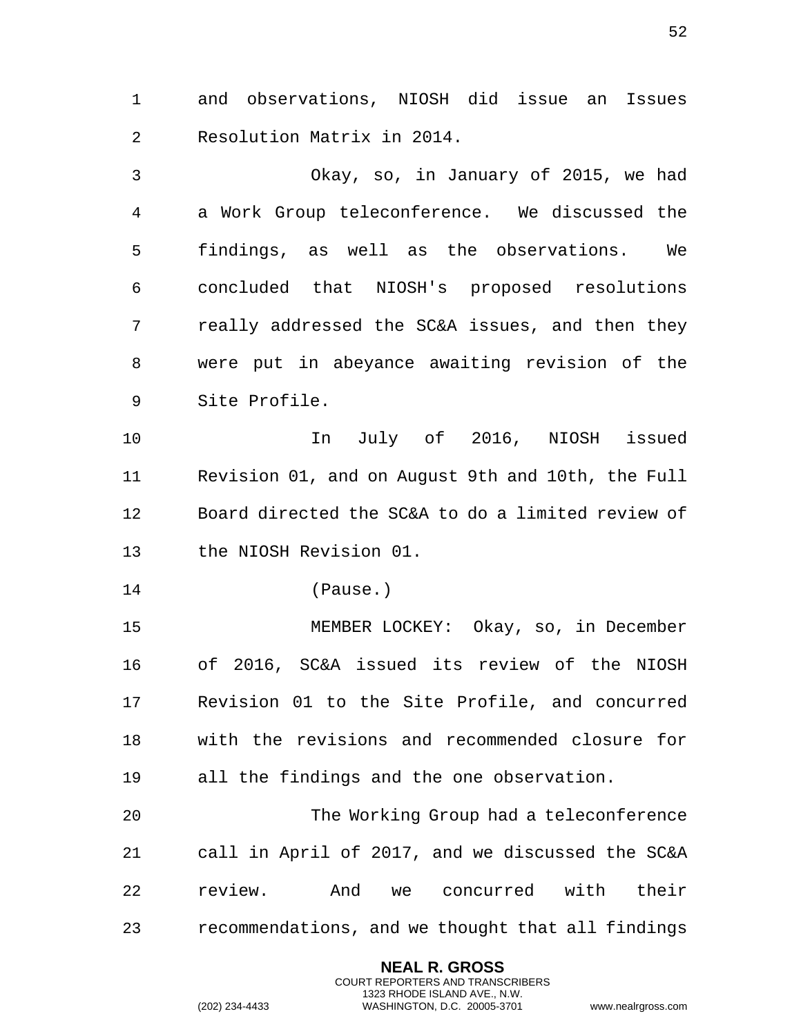and observations, NIOSH did issue an Issues Resolution Matrix in 2014.

Okay, so, in January of 2015, we had a Work Group teleconference. We discussed the findings, as well as the observations. We concluded that NIOSH's proposed resolutions really addressed the SC&A issues, and then they were put in abeyance awaiting revision of the Site Profile.

In July of 2016, NIOSH issued Revision 01, and on August 9th and 10th, the Full Board directed the SC&A to do a limited review of the NIOSH Revision 01.

(Pause.)

MEMBER LOCKEY: Okay, so, in December of 2016, SC&A issued its review of the NIOSH Revision 01 to the Site Profile, and concurred with the revisions and recommended closure for all the findings and the one observation.

The Working Group had a teleconference call in April of 2017, and we discussed the SC&A review. And we concurred with their recommendations, and we thought that all findings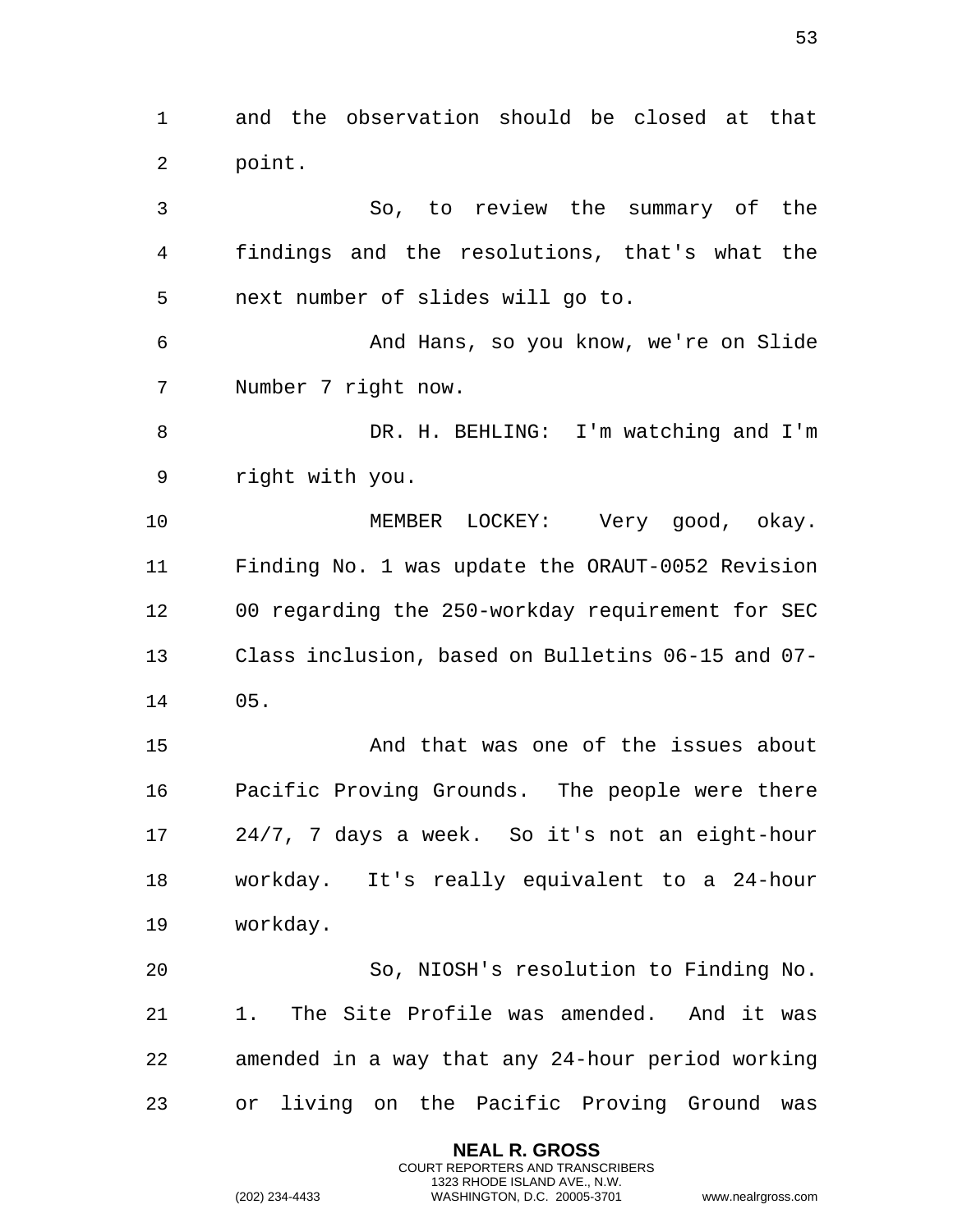and the observation should be closed at that point.

So, to review the summary of the findings and the resolutions, that's what the next number of slides will go to.

And Hans, so you know, we're on Slide Number 7 right now.

DR. H. BEHLING: I'm watching and I'm right with you.

MEMBER LOCKEY: Very good, okay. Finding No. 1 was update the ORAUT-0052 Revision 00 regarding the 250-workday requirement for SEC Class inclusion, based on Bulletins 06-15 and 07-05.

And that was one of the issues about Pacific Proving Grounds. The people were there 24/7, 7 days a week. So it's not an eight-hour workday. It's really equivalent to a 24-hour workday.

So, NIOSH's resolution to Finding No. 1. The Site Profile was amended. And it was amended in a way that any 24-hour period working or living on the Pacific Proving Ground was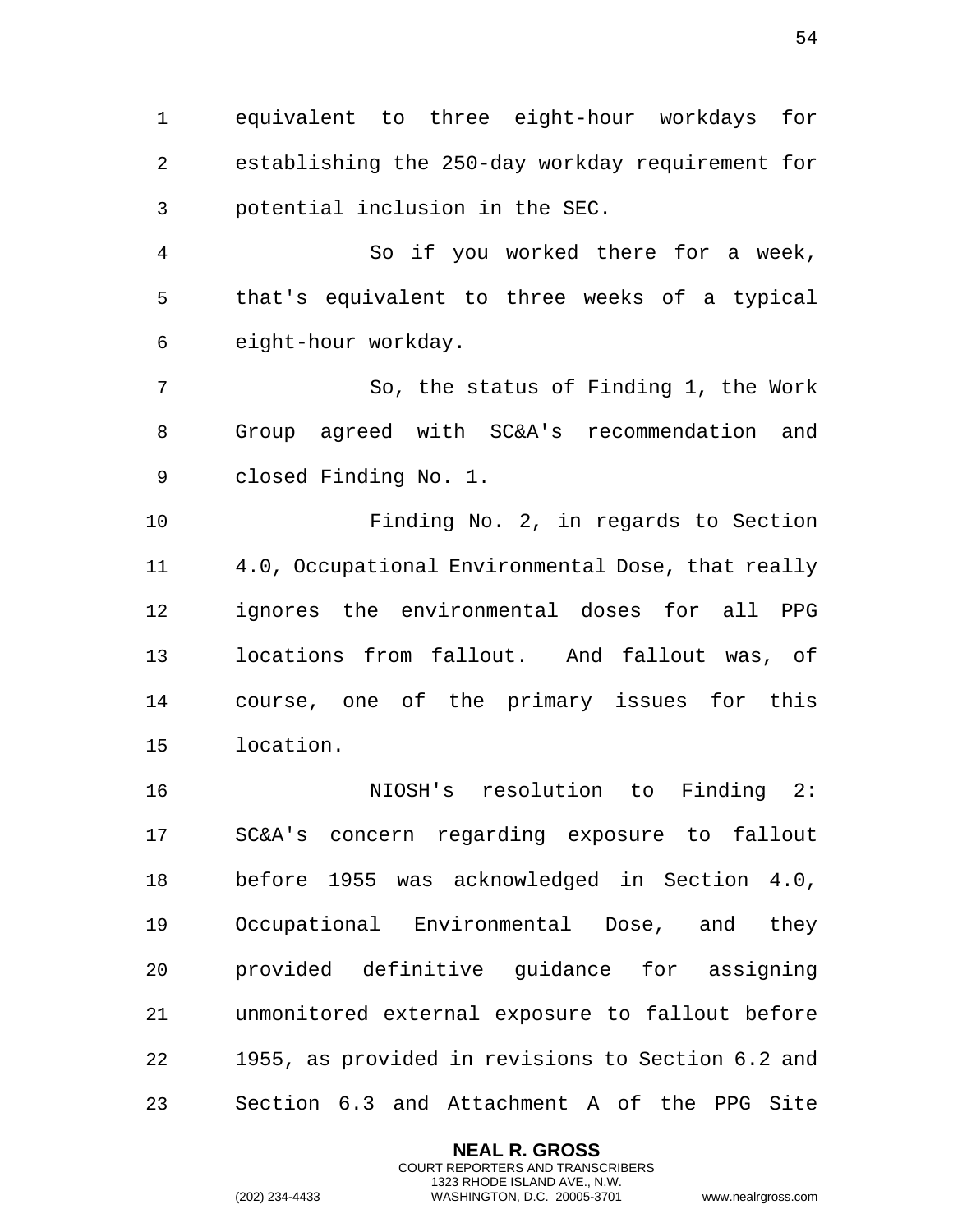equivalent to three eight-hour workdays for establishing the 250-day workday requirement for potential inclusion in the SEC.

So if you worked there for a week, that's equivalent to three weeks of a typical eight-hour workday.

So, the status of Finding 1, the Work Group agreed with SC&A's recommendation and closed Finding No. 1.

Finding No. 2, in regards to Section 4.0, Occupational Environmental Dose, that really ignores the environmental doses for all PPG locations from fallout. And fallout was, of course, one of the primary issues for this location.

NIOSH's resolution to Finding 2: SC&A's concern regarding exposure to fallout before 1955 was acknowledged in Section 4.0, Occupational Environmental Dose, and they provided definitive guidance for assigning unmonitored external exposure to fallout before 1955, as provided in revisions to Section 6.2 and Section 6.3 and Attachment A of the PPG Site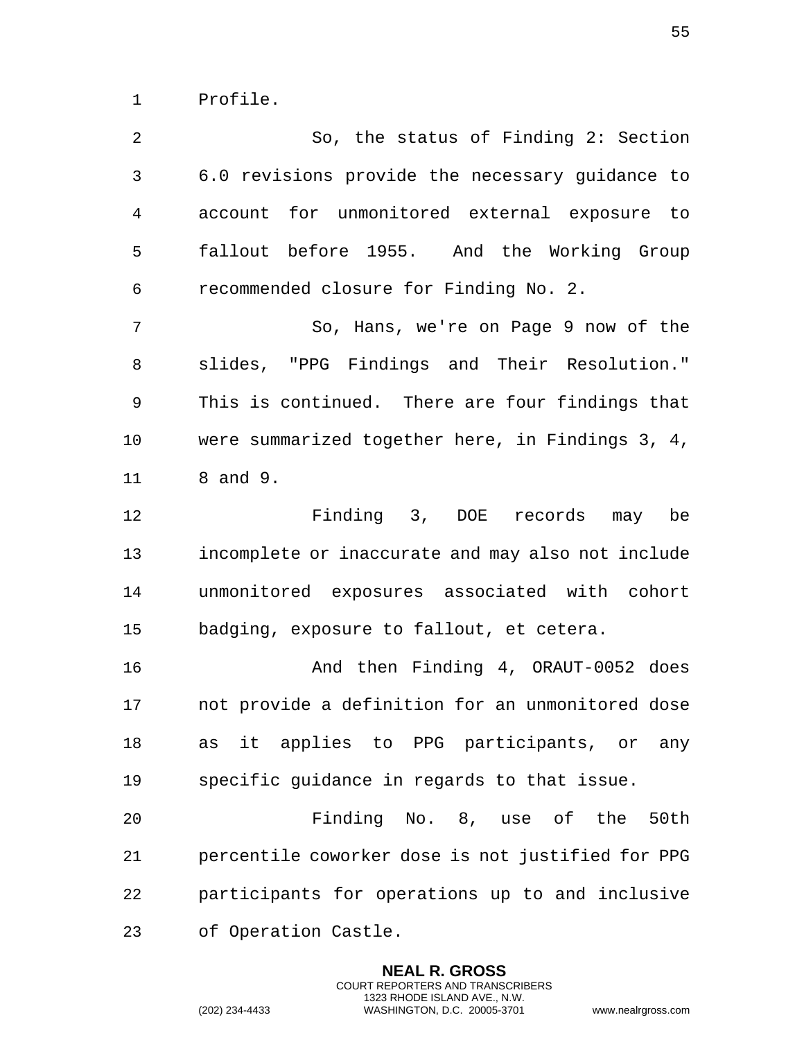Profile.

So, the status of Finding 2: Section 6.0 revisions provide the necessary guidance to account for unmonitored external exposure to fallout before 1955. And the Working Group recommended closure for Finding No. 2.

So, Hans, we're on Page 9 now of the slides, "PPG Findings and Their Resolution." This is continued. There are four findings that were summarized together here, in Findings 3, 4, 8 and 9.

Finding 3, DOE records may be incomplete or inaccurate and may also not include unmonitored exposures associated with cohort badging, exposure to fallout, et cetera.

And then Finding 4, ORAUT-0052 does not provide a definition for an unmonitored dose as it applies to PPG participants, or any specific guidance in regards to that issue.

Finding No. 8, use of the 50th percentile coworker dose is not justified for PPG participants for operations up to and inclusive of Operation Castle.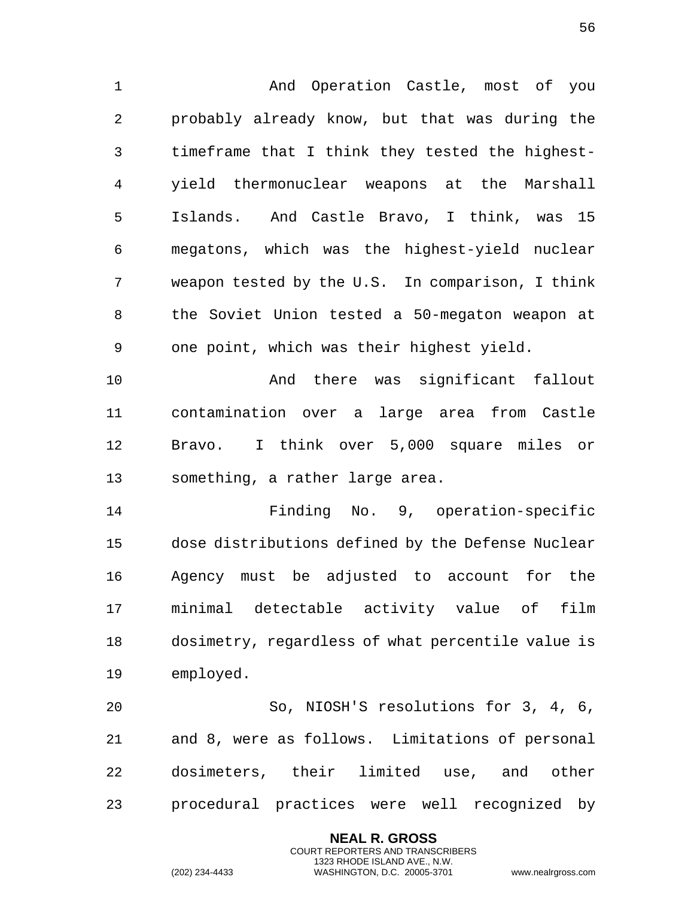And Operation Castle, most of you probably already know, but that was during the timeframe that I think they tested the highest-yield thermonuclear weapons at the Marshall Islands. And Castle Bravo, I think, was 15 megatons, which was the highest-yield nuclear weapon tested by the U.S. In comparison, I think the Soviet Union tested a 50-megaton weapon at one point, which was their highest yield.

And there was significant fallout contamination over a large area from Castle Bravo. I think over 5,000 square miles or something, a rather large area.

Finding No. 9, operation-specific dose distributions defined by the Defense Nuclear Agency must be adjusted to account for the minimal detectable activity value of film dosimetry, regardless of what percentile value is employed.

So, NIOSH'S resolutions for 3, 4, 6, and 8, were as follows. Limitations of personal dosimeters, their limited use, and other procedural practices were well recognized by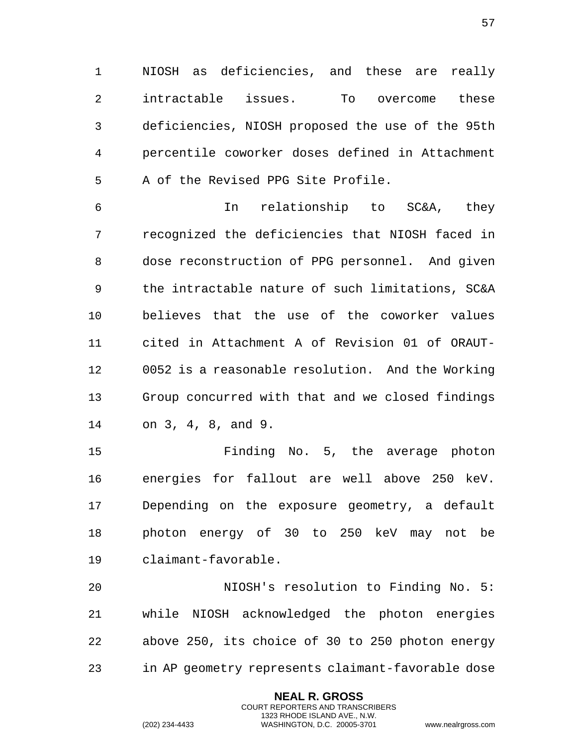NIOSH as deficiencies, and these are really intractable issues. To overcome these deficiencies, NIOSH proposed the use of the 95th percentile coworker doses defined in Attachment A of the Revised PPG Site Profile.

In relationship to SC&A, they recognized the deficiencies that NIOSH faced in dose reconstruction of PPG personnel. And given the intractable nature of such limitations, SC&A believes that the use of the coworker values cited in Attachment A of Revision 01 of ORAUT-0052 is a reasonable resolution. And the Working Group concurred with that and we closed findings on 3, 4, 8, and 9.

Finding No. 5, the average photon energies for fallout are well above 250 keV. Depending on the exposure geometry, a default photon energy of 30 to 250 keV may not be claimant-favorable.

NIOSH's resolution to Finding No. 5: while NIOSH acknowledged the photon energies above 250, its choice of 30 to 250 photon energy in AP geometry represents claimant-favorable dose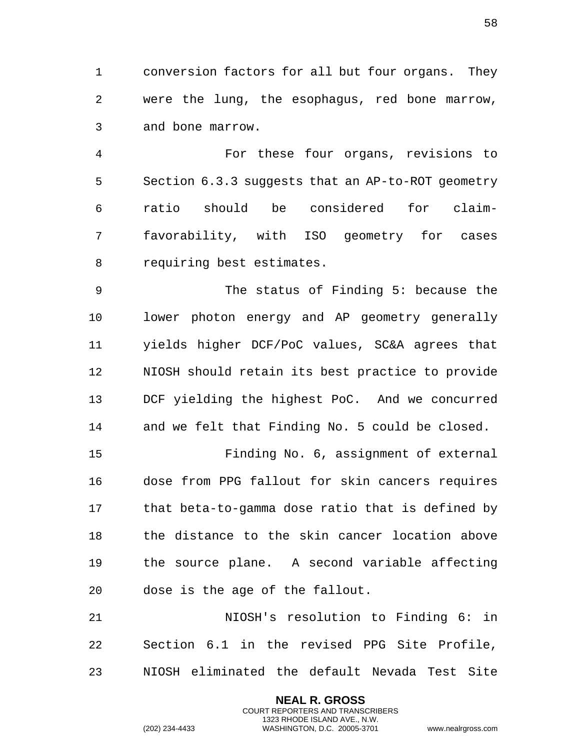conversion factors for all but four organs. They were the lung, the esophagus, red bone marrow, and bone marrow.

For these four organs, revisions to Section 6.3.3 suggests that an AP-to-ROT geometry ratio should be considered for claim-favorability, with ISO geometry for cases requiring best estimates.

The status of Finding 5: because the lower photon energy and AP geometry generally yields higher DCF/PoC values, SC&A agrees that NIOSH should retain its best practice to provide DCF yielding the highest PoC. And we concurred and we felt that Finding No. 5 could be closed.

Finding No. 6, assignment of external dose from PPG fallout for skin cancers requires that beta-to-gamma dose ratio that is defined by the distance to the skin cancer location above the source plane. A second variable affecting dose is the age of the fallout.

NIOSH's resolution to Finding 6: in Section 6.1 in the revised PPG Site Profile, NIOSH eliminated the default Nevada Test Site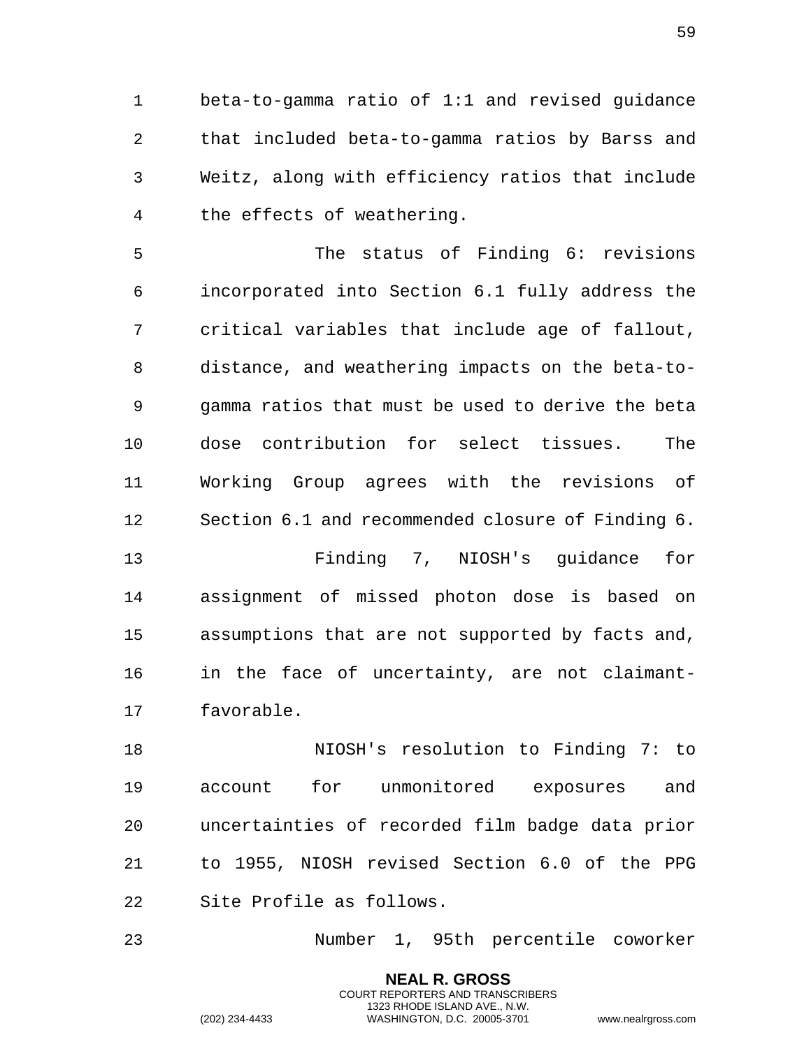beta-to-gamma ratio of 1:1 and revised guidance that included beta-to-gamma ratios by Barss and Weitz, along with efficiency ratios that include the effects of weathering.

The status of Finding 6: revisions incorporated into Section 6.1 fully address the critical variables that include age of fallout, distance, and weathering impacts on the beta-to-gamma ratios that must be used to derive the beta dose contribution for select tissues. The Working Group agrees with the revisions of Section 6.1 and recommended closure of Finding 6.

Finding 7, NIOSH's guidance for assignment of missed photon dose is based on assumptions that are not supported by facts and, in the face of uncertainty, are not claimant-favorable.

NIOSH's resolution to Finding 7: to account for unmonitored exposures and uncertainties of recorded film badge data prior to 1955, NIOSH revised Section 6.0 of the PPG Site Profile as follows.

Number 1, 95th percentile coworker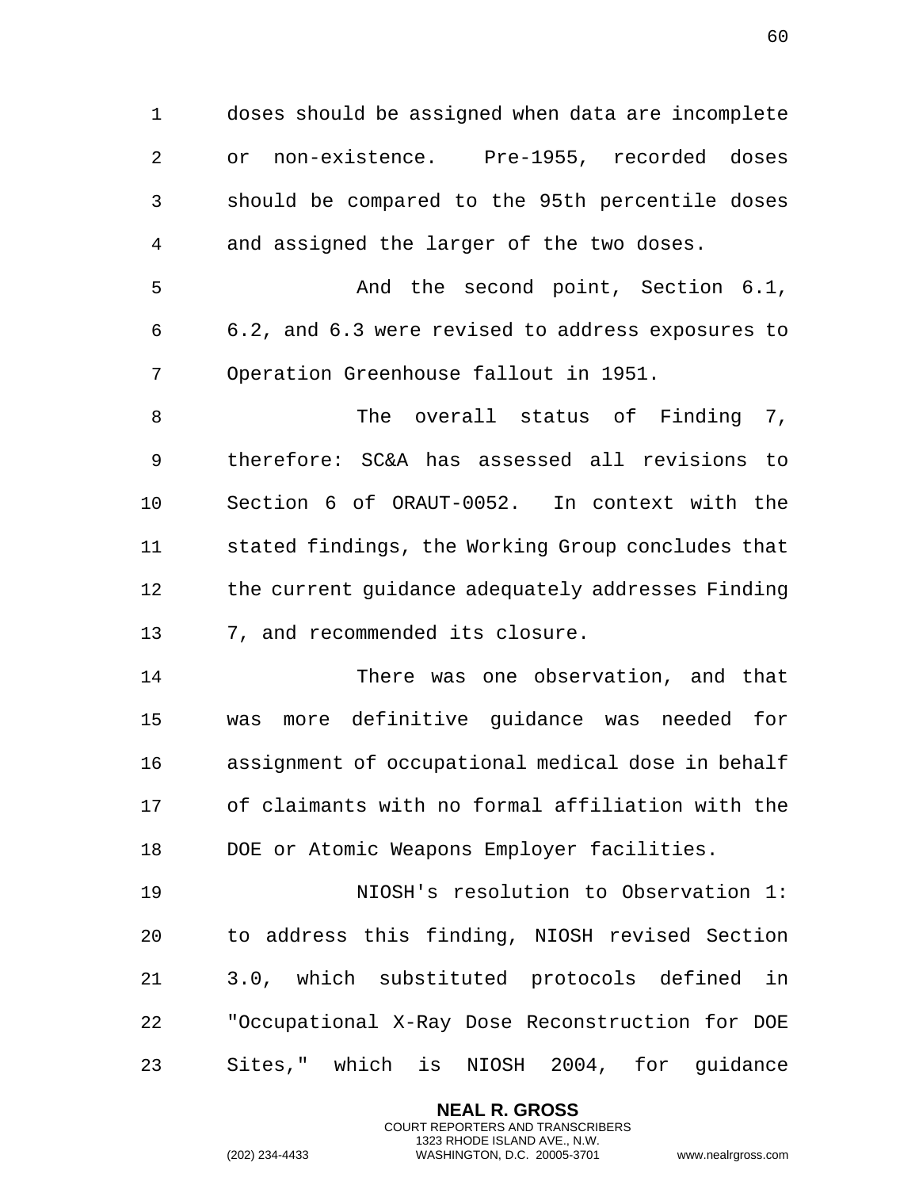doses should be assigned when data are incomplete or non-existence. Pre-1955, recorded doses should be compared to the 95th percentile doses and assigned the larger of the two doses.

And the second point, Section 6.1, 6.2, and 6.3 were revised to address exposures to Operation Greenhouse fallout in 1951.

The overall status of Finding 7, therefore: SC&A has assessed all revisions to Section 6 of ORAUT-0052. In context with the stated findings, the Working Group concludes that the current guidance adequately addresses Finding 7, and recommended its closure.

There was one observation, and that was more definitive guidance was needed for assignment of occupational medical dose in behalf of claimants with no formal affiliation with the DOE or Atomic Weapons Employer facilities.

NIOSH's resolution to Observation 1: to address this finding, NIOSH revised Section 3.0, which substituted protocols defined in "Occupational X-Ray Dose Reconstruction for DOE Sites," which is NIOSH 2004, for guidance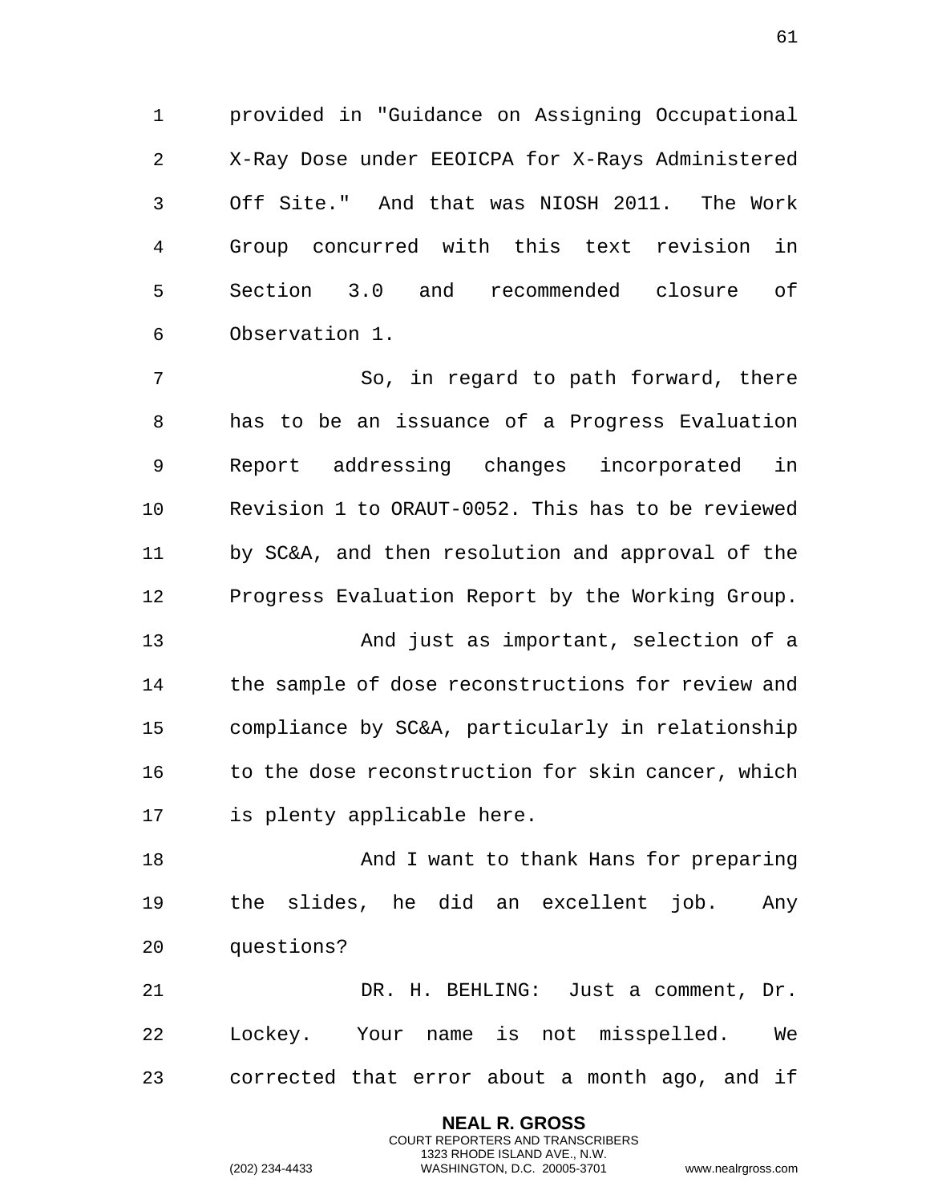provided in "Guidance on Assigning Occupational X-Ray Dose under EEOICPA for X-Rays Administered Off Site." And that was NIOSH 2011. The Work Group concurred with this text revision in Section 3.0 and recommended closure of Observation 1.

So, in regard to path forward, there has to be an issuance of a Progress Evaluation Report addressing changes incorporated in Revision 1 to ORAUT-0052. This has to be reviewed by SC&A, and then resolution and approval of the Progress Evaluation Report by the Working Group.

And just as important, selection of a the sample of dose reconstructions for review and compliance by SC&A, particularly in relationship to the dose reconstruction for skin cancer, which is plenty applicable here.

And I want to thank Hans for preparing the slides, he did an excellent job. Any questions?

DR. H. BEHLING: Just a comment, Dr. Lockey. Your name is not misspelled. We corrected that error about a month ago, and if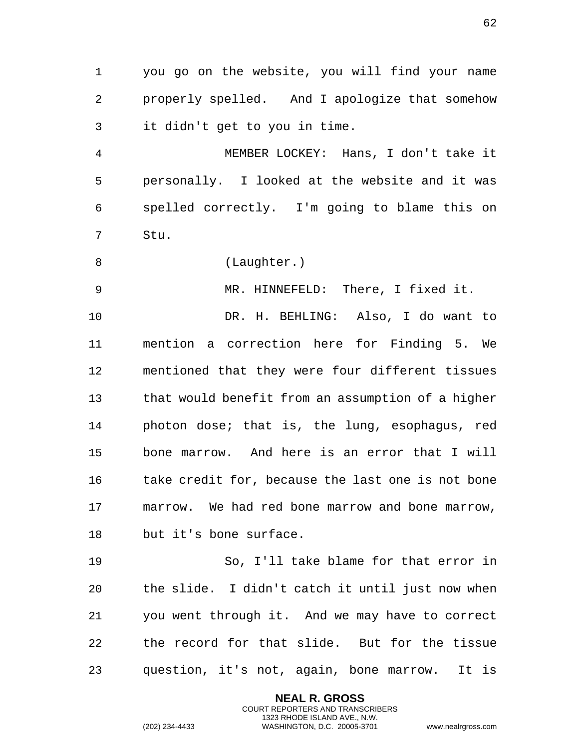you go on the website, you will find your name properly spelled. And I apologize that somehow it didn't get to you in time.

MEMBER LOCKEY: Hans, I don't take it personally. I looked at the website and it was spelled correctly. I'm going to blame this on Stu.

(Laughter.)

MR. HINNEFELD: There, I fixed it.

DR. H. BEHLING: Also, I do want to mention a correction here for Finding 5. We mentioned that they were four different tissues that would benefit from an assumption of a higher photon dose; that is, the lung, esophagus, red bone marrow. And here is an error that I will take credit for, because the last one is not bone marrow. We had red bone marrow and bone marrow, but it's bone surface.

So, I'll take blame for that error in the slide. I didn't catch it until just now when you went through it. And we may have to correct the record for that slide. But for the tissue question, it's not, again, bone marrow. It is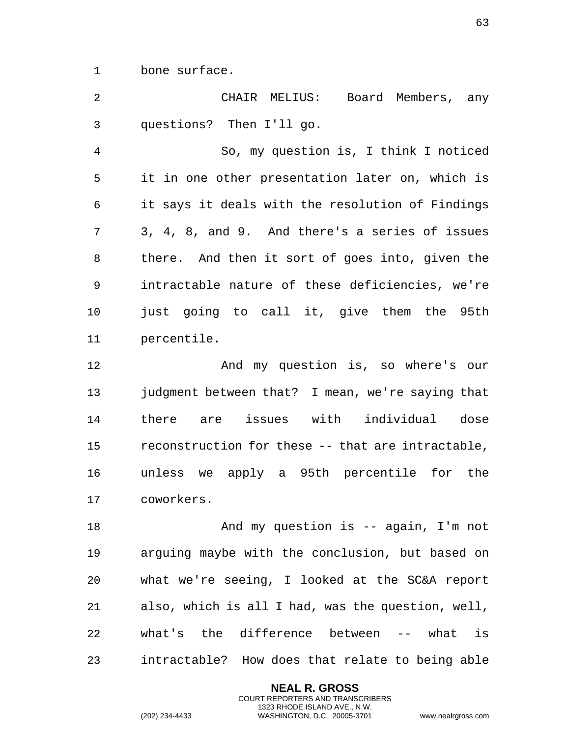bone surface.

CHAIR MELIUS: Board Members, any questions? Then I'll go.

So, my question is, I think I noticed it in one other presentation later on, which is it says it deals with the resolution of Findings 3, 4, 8, and 9. And there's a series of issues there. And then it sort of goes into, given the intractable nature of these deficiencies, we're just going to call it, give them the 95th percentile.

And my question is, so where's our judgment between that? I mean, we're saying that there are issues with individual dose reconstruction for these -- that are intractable, unless we apply a 95th percentile for the coworkers.

And my question is -- again, I'm not arguing maybe with the conclusion, but based on what we're seeing, I looked at the SC&A report also, which is all I had, was the question, well, what's the difference between -- what is intractable? How does that relate to being able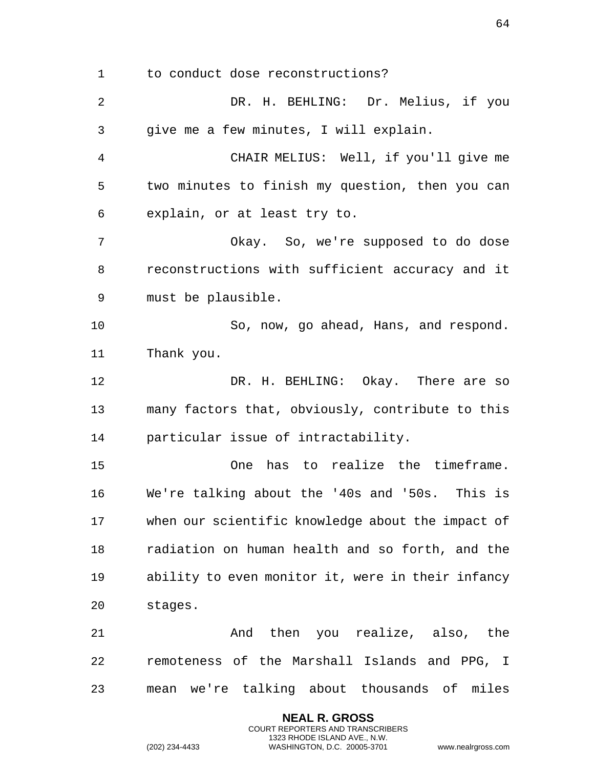to conduct dose reconstructions?

DR. H. BEHLING: Dr. Melius, if you give me a few minutes, I will explain.

CHAIR MELIUS: Well, if you'll give me two minutes to finish my question, then you can explain, or at least try to.

Okay. So, we're supposed to do dose reconstructions with sufficient accuracy and it must be plausible.

So, now, go ahead, Hans, and respond. Thank you.

DR. H. BEHLING: Okay. There are so many factors that, obviously, contribute to this particular issue of intractability.

One has to realize the timeframe. We're talking about the '40s and '50s. This is when our scientific knowledge about the impact of radiation on human health and so forth, and the ability to even monitor it, were in their infancy stages.

And then you realize, also, the remoteness of the Marshall Islands and PPG, I mean we're talking about thousands of miles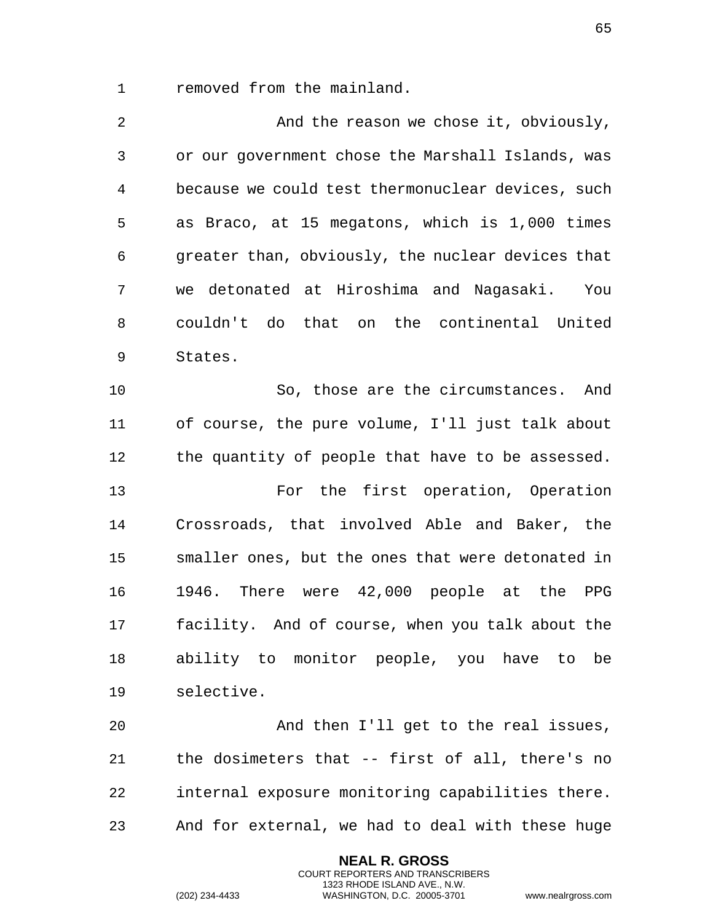removed from the mainland.

And the reason we chose it, obviously, or our government chose the Marshall Islands, was because we could test thermonuclear devices, such as Braco, at 15 megatons, which is 1,000 times greater than, obviously, the nuclear devices that we detonated at Hiroshima and Nagasaki. You couldn't do that on the continental United States.

So, those are the circumstances. And of course, the pure volume, I'll just talk about the quantity of people that have to be assessed.

For the first operation, Operation Crossroads, that involved Able and Baker, the smaller ones, but the ones that were detonated in 1946. There were 42,000 people at the PPG facility. And of course, when you talk about the ability to monitor people, you have to be selective.

And then I'll get to the real issues, the dosimeters that -- first of all, there's no internal exposure monitoring capabilities there. And for external, we had to deal with these huge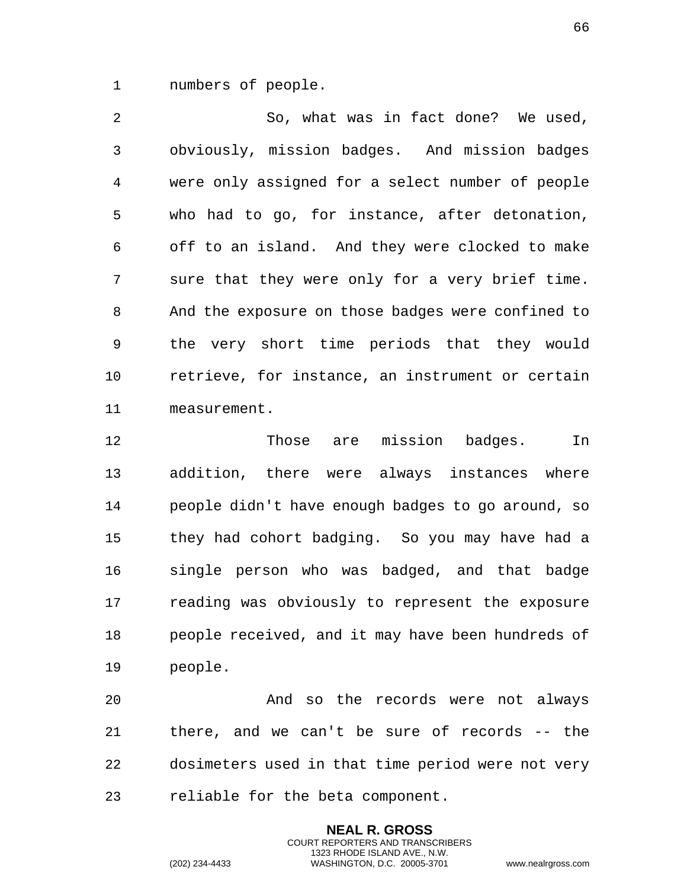numbers of people.

So, what was in fact done? We used, obviously, mission badges. And mission badges were only assigned for a select number of people who had to go, for instance, after detonation, off to an island. And they were clocked to make sure that they were only for a very brief time. And the exposure on those badges were confined to the very short time periods that they would retrieve, for instance, an instrument or certain measurement.

Those are mission badges. In addition, there were always instances where people didn't have enough badges to go around, so they had cohort badging. So you may have had a single person who was badged, and that badge reading was obviously to represent the exposure people received, and it may have been hundreds of people.

And so the records were not always there, and we can't be sure of records -- the dosimeters used in that time period were not very reliable for the beta component.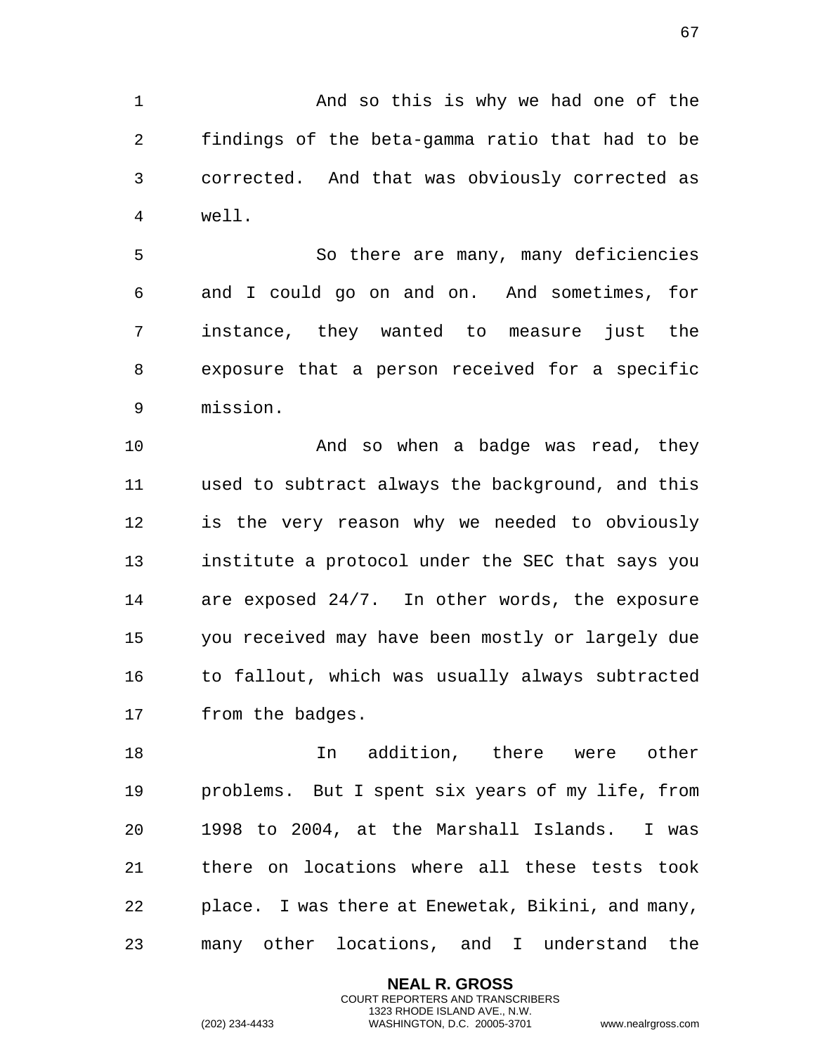And so this is why we had one of the findings of the beta-gamma ratio that had to be corrected. And that was obviously corrected as well.

So there are many, many deficiencies and I could go on and on. And sometimes, for instance, they wanted to measure just the exposure that a person received for a specific mission.

And so when a badge was read, they used to subtract always the background, and this is the very reason why we needed to obviously institute a protocol under the SEC that says you are exposed 24/7. In other words, the exposure you received may have been mostly or largely due to fallout, which was usually always subtracted from the badges.

In addition, there were other problems. But I spent six years of my life, from 1998 to 2004, at the Marshall Islands. I was there on locations where all these tests took place. I was there at Enewetak, Bikini, and many, many other locations, and I understand the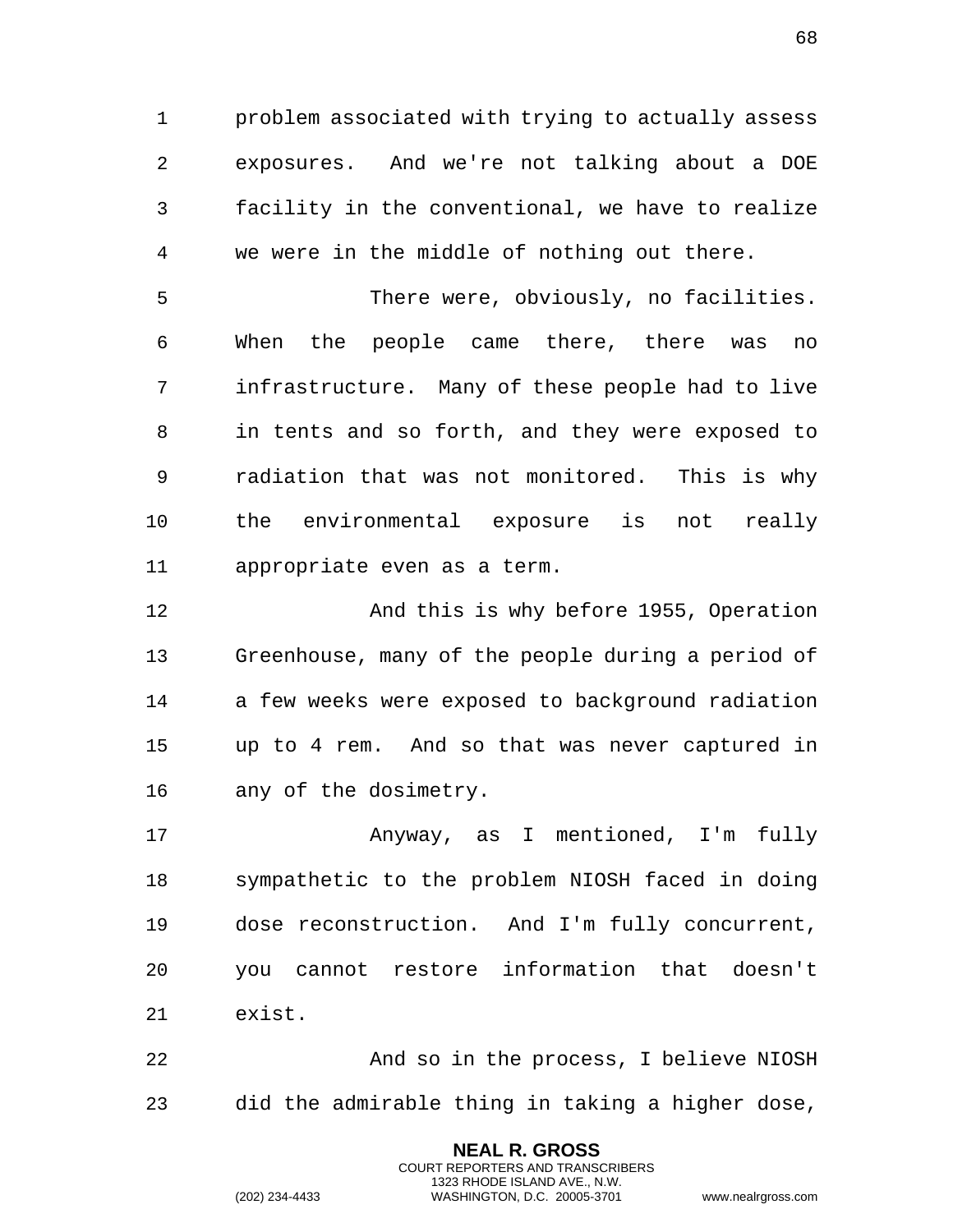problem associated with trying to actually assess exposures. And we're not talking about a DOE facility in the conventional, we have to realize we were in the middle of nothing out there.

There were, obviously, no facilities. When the people came there, there was no infrastructure. Many of these people had to live in tents and so forth, and they were exposed to radiation that was not monitored. This is why the environmental exposure is not really appropriate even as a term.

And this is why before 1955, Operation Greenhouse, many of the people during a period of a few weeks were exposed to background radiation up to 4 rem. And so that was never captured in any of the dosimetry.

Anyway, as I mentioned, I'm fully sympathetic to the problem NIOSH faced in doing dose reconstruction. And I'm fully concurrent, you cannot restore information that doesn't exist.

And so in the process, I believe NIOSH did the admirable thing in taking a higher dose,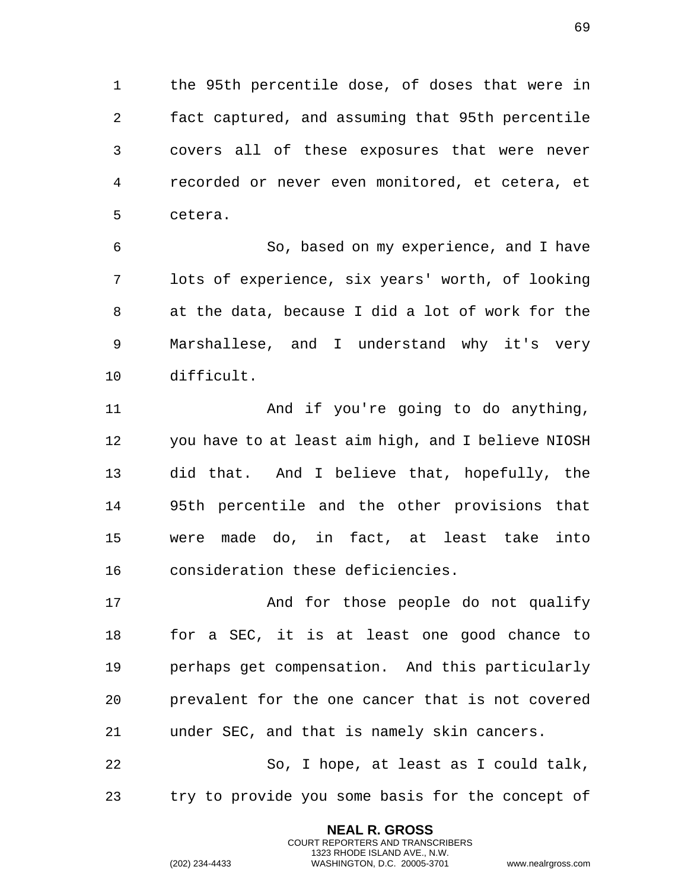the 95th percentile dose, of doses that were in fact captured, and assuming that 95th percentile covers all of these exposures that were never recorded or never even monitored, et cetera, et cetera.

So, based on my experience, and I have lots of experience, six years' worth, of looking at the data, because I did a lot of work for the Marshallese, and I understand why it's very difficult.

And if you're going to do anything, you have to at least aim high, and I believe NIOSH did that. And I believe that, hopefully, the 95th percentile and the other provisions that were made do, in fact, at least take into consideration these deficiencies.

And for those people do not qualify for a SEC, it is at least one good chance to perhaps get compensation. And this particularly prevalent for the one cancer that is not covered under SEC, and that is namely skin cancers.

So, I hope, at least as I could talk, try to provide you some basis for the concept of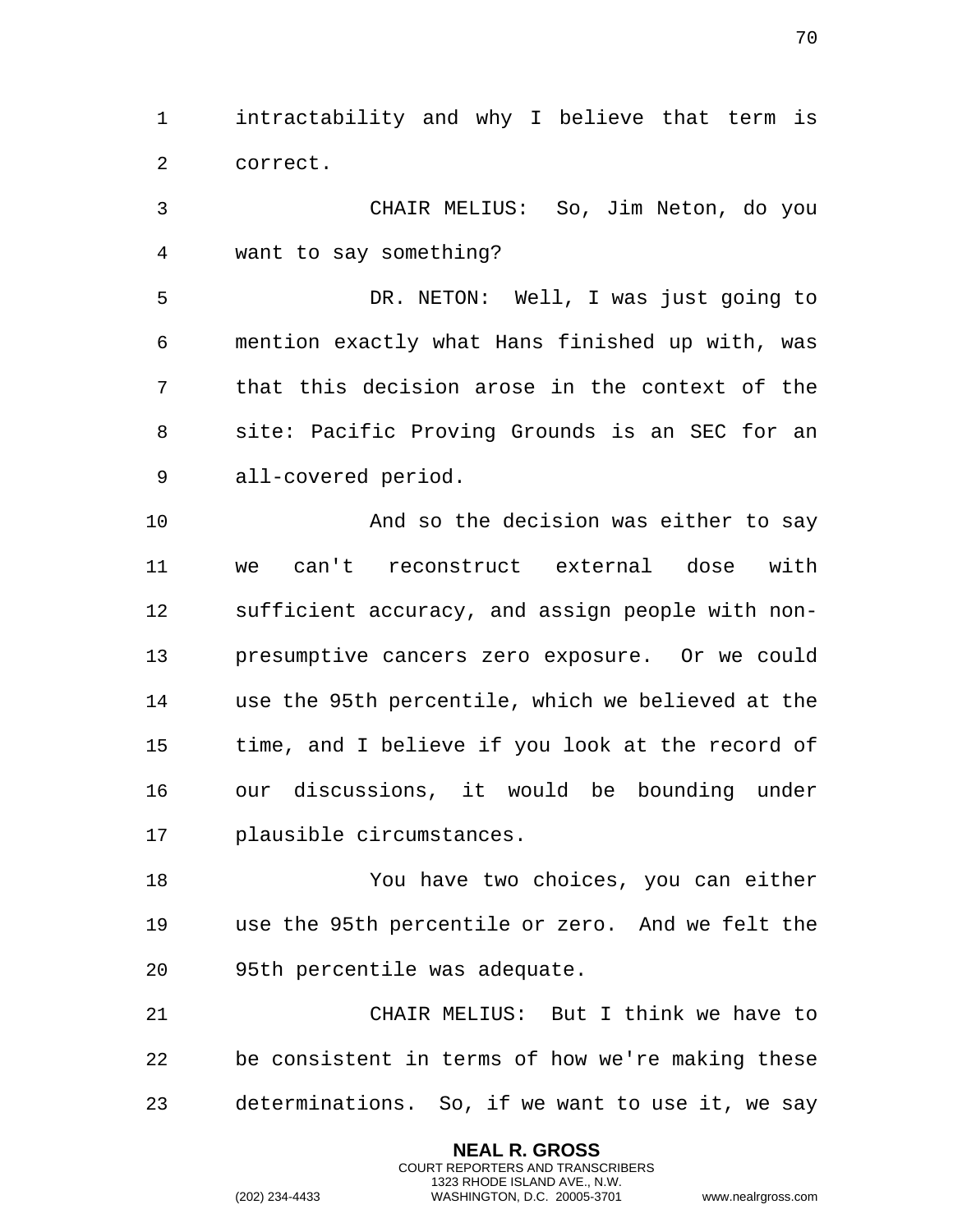intractability and why I believe that term is correct.

CHAIR MELIUS: So, Jim Neton, do you want to say something?

DR. NETON: Well, I was just going to mention exactly what Hans finished up with, was that this decision arose in the context of the site: Pacific Proving Grounds is an SEC for an all-covered period.

And so the decision was either to say we can't reconstruct external dose with sufficient accuracy, and assign people with non-presumptive cancers zero exposure. Or we could use the 95th percentile, which we believed at the time, and I believe if you look at the record of our discussions, it would be bounding under plausible circumstances.

You have two choices, you can either use the 95th percentile or zero. And we felt the 95th percentile was adequate.

CHAIR MELIUS: But I think we have to be consistent in terms of how we're making these determinations. So, if we want to use it, we say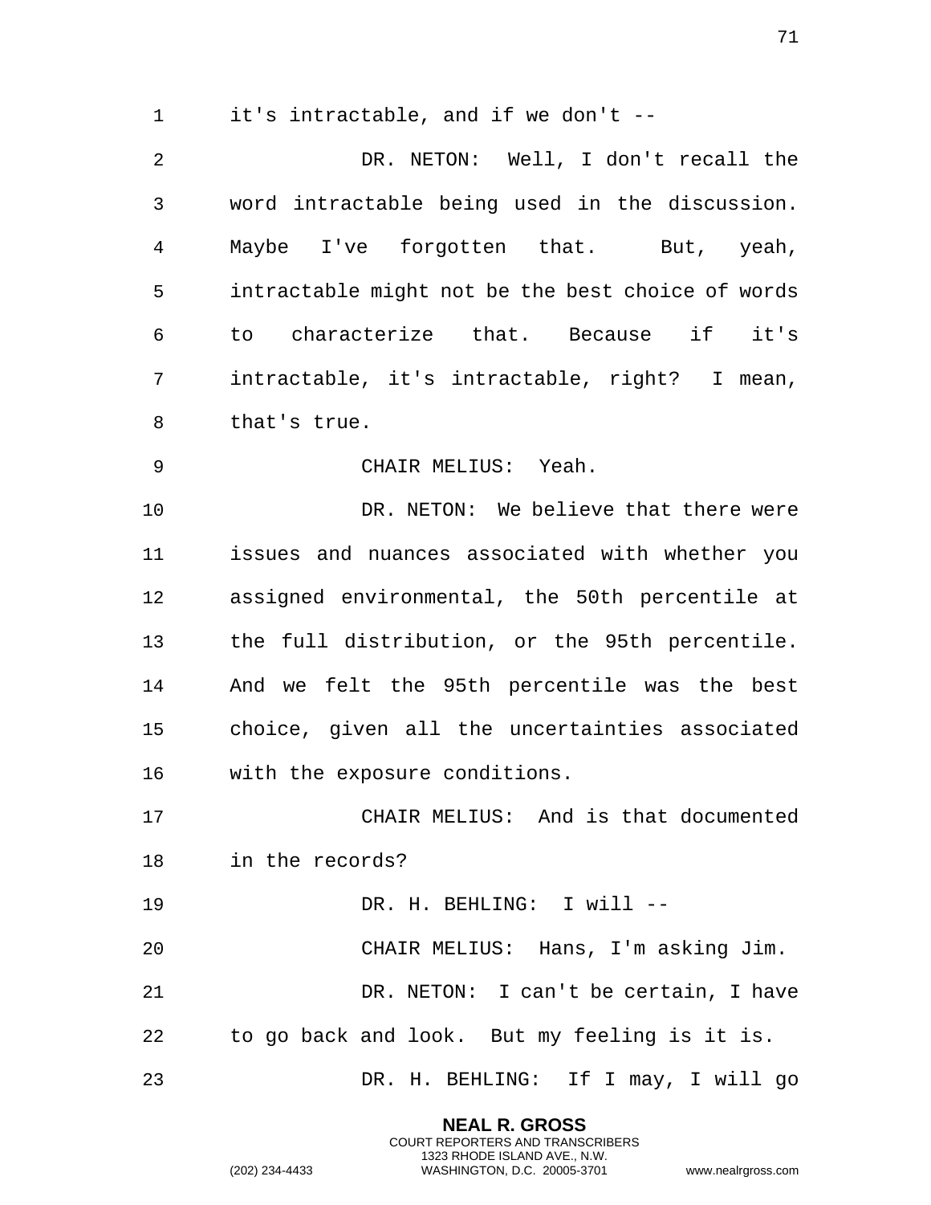it's intractable, and if we don't --

DR. NETON: Well, I don't recall the word intractable being used in the discussion. Maybe I've forgotten that. But, yeah, intractable might not be the best choice of words to characterize that. Because if it's intractable, it's intractable, right? I mean, that's true.

CHAIR MELIUS: Yeah.

DR. NETON: We believe that there were issues and nuances associated with whether you assigned environmental, the 50th percentile at the full distribution, or the 95th percentile. And we felt the 95th percentile was the best choice, given all the uncertainties associated with the exposure conditions.

CHAIR MELIUS: And is that documented in the records?

DR. H. BEHLING: I will --

CHAIR MELIUS: Hans, I'm asking Jim.

DR. NETON: I can't be certain, I have to go back and look. But my feeling is it is.

DR. H. BEHLING: If I may, I will go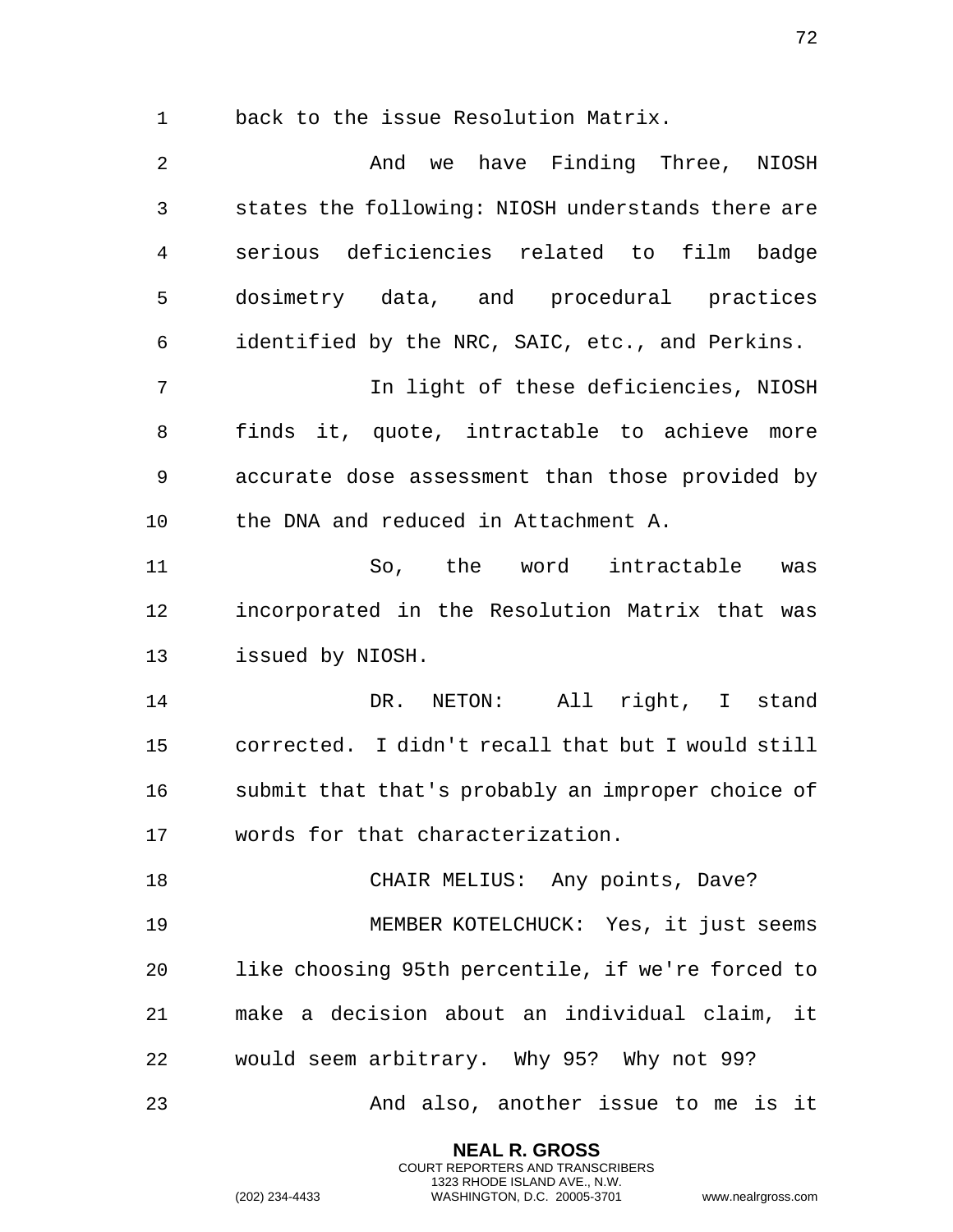back to the issue Resolution Matrix.

And we have Finding Three, NIOSH states the following: NIOSH understands there are serious deficiencies related to film badge dosimetry data, and procedural practices identified by the NRC, SAIC, etc., and Perkins.

In light of these deficiencies, NIOSH finds it, quote, intractable to achieve more accurate dose assessment than those provided by the DNA and reduced in Attachment A.

So, the word intractable was incorporated in the Resolution Matrix that was issued by NIOSH.

DR. NETON: All right, I stand corrected. I didn't recall that but I would still submit that that's probably an improper choice of words for that characterization.

CHAIR MELIUS: Any points, Dave?

MEMBER KOTELCHUCK: Yes, it just seems like choosing 95th percentile, if we're forced to make a decision about an individual claim, it would seem arbitrary. Why 95? Why not 99?

And also, another issue to me is it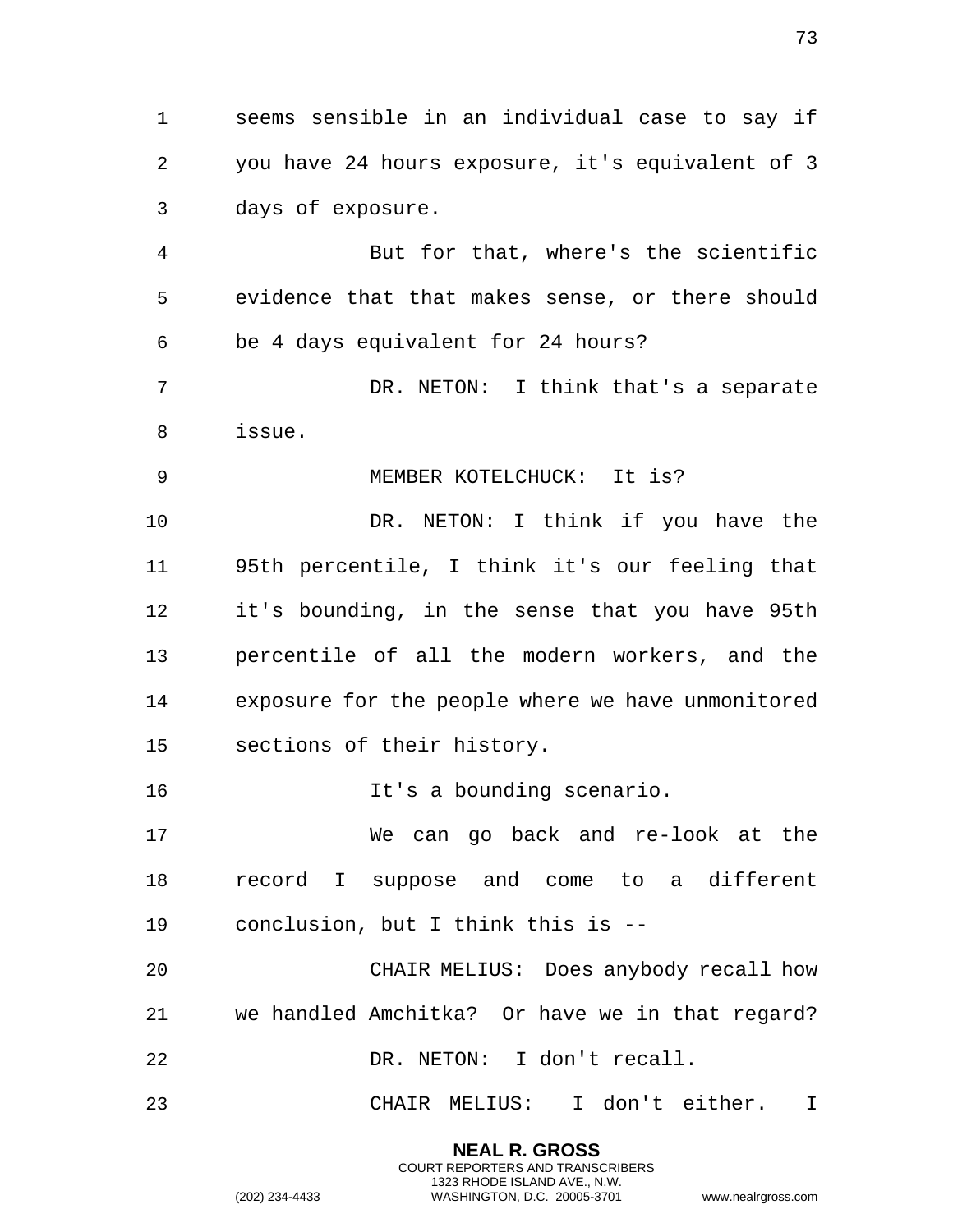seems sensible in an individual case to say if you have 24 hours exposure, it's equivalent of 3 days of exposure.

But for that, where's the scientific evidence that that makes sense, or there should be 4 days equivalent for 24 hours?

DR. NETON: I think that's a separate issue.

MEMBER KOTELCHUCK: It is?

DR. NETON: I think if you have the 95th percentile, I think it's our feeling that it's bounding, in the sense that you have 95th percentile of all the modern workers, and the exposure for the people where we have unmonitored sections of their history.

It's a bounding scenario.

We can go back and re-look at the record I suppose and come to a different conclusion, but I think this is --

CHAIR MELIUS: Does anybody recall how we handled Amchitka? Or have we in that regard?

DR. NETON: I don't recall.

CHAIR MELIUS: I don't either. I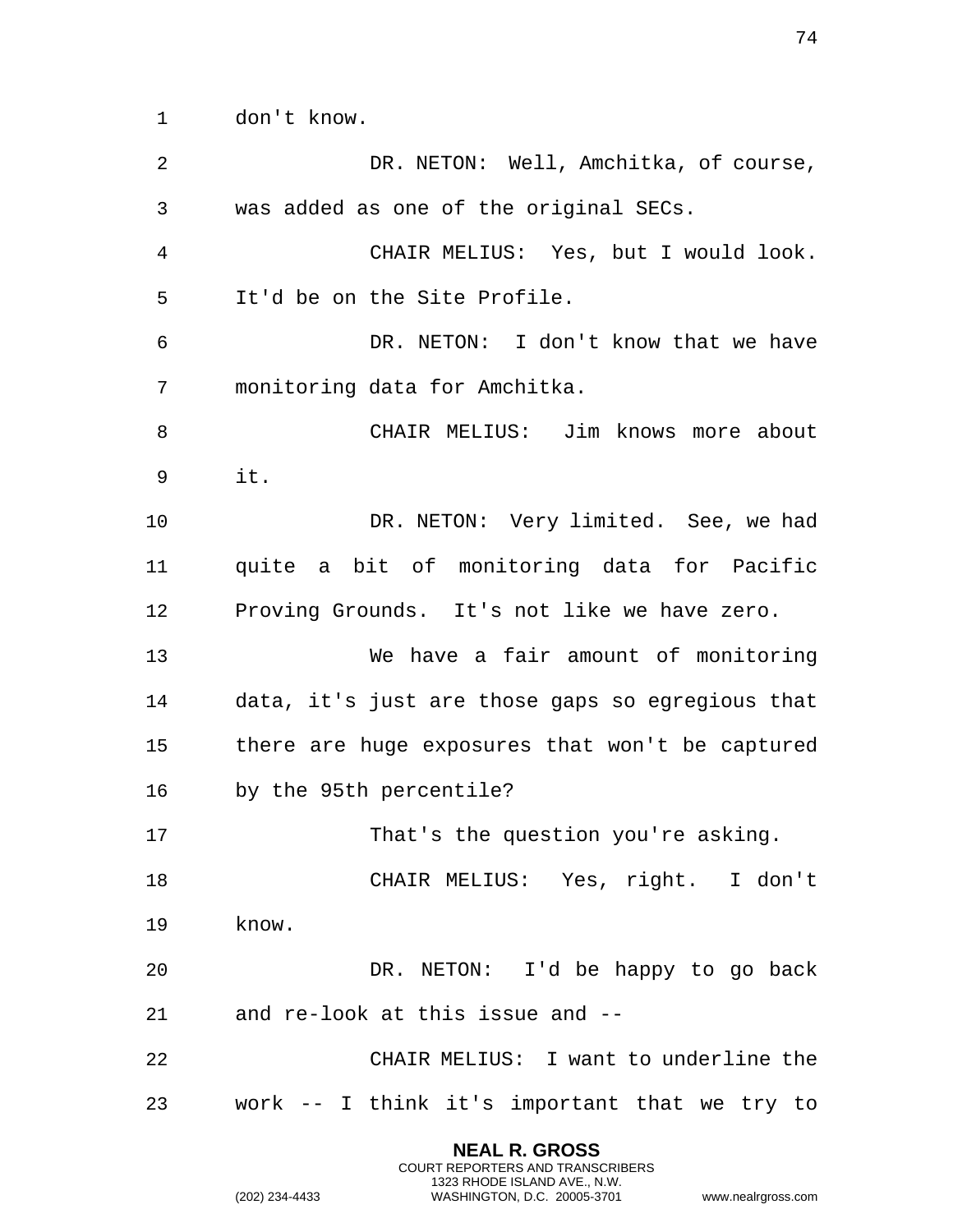don't know.

DR. NETON: Well, Amchitka, of course, was added as one of the original SECs.

CHAIR MELIUS: Yes, but I would look. It'd be on the Site Profile.

DR. NETON: I don't know that we have monitoring data for Amchitka.

CHAIR MELIUS: Jim knows more about it.

DR. NETON: Very limited. See, we had quite a bit of monitoring data for Pacific Proving Grounds. It's not like we have zero.

We have a fair amount of monitoring data, it's just are those gaps so egregious that there are huge exposures that won't be captured by the 95th percentile?

That's the question you're asking.

CHAIR MELIUS: Yes, right. I don't know.

DR. NETON: I'd be happy to go back and re-look at this issue and --

CHAIR MELIUS: I want to underline the work -- I think it's important that we try to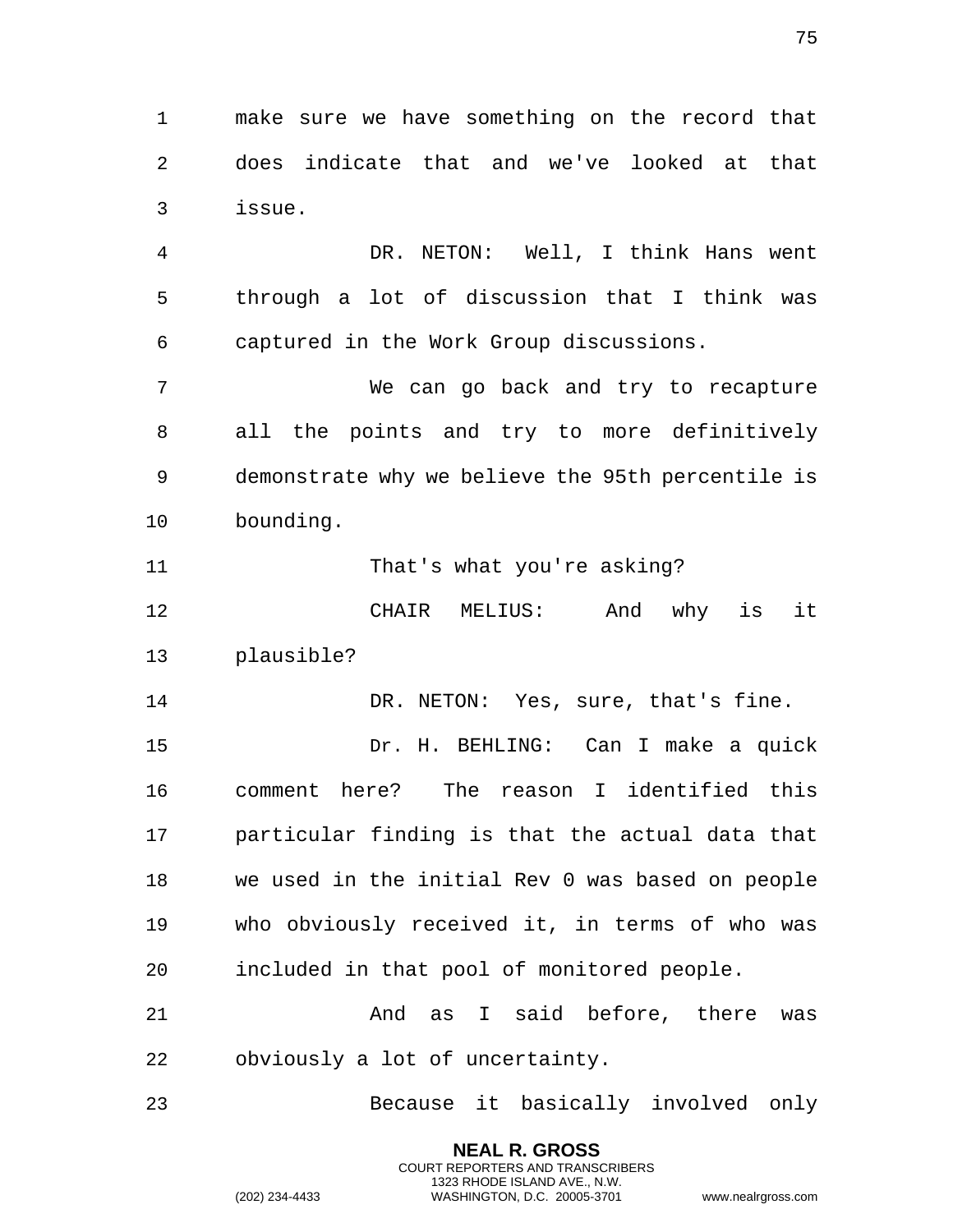make sure we have something on the record that does indicate that and we've looked at that issue.

DR. NETON: Well, I think Hans went through a lot of discussion that I think was captured in the Work Group discussions.

We can go back and try to recapture all the points and try to more definitively demonstrate why we believe the 95th percentile is bounding.

That's what you're asking?

CHAIR MELIUS: And why is it plausible?

DR. NETON: Yes, sure, that's fine.

Dr. H. BEHLING: Can I make a quick comment here? The reason I identified this particular finding is that the actual data that we used in the initial Rev 0 was based on people who obviously received it, in terms of who was included in that pool of monitored people.

And as I said before, there was obviously a lot of uncertainty.

Because it basically involved only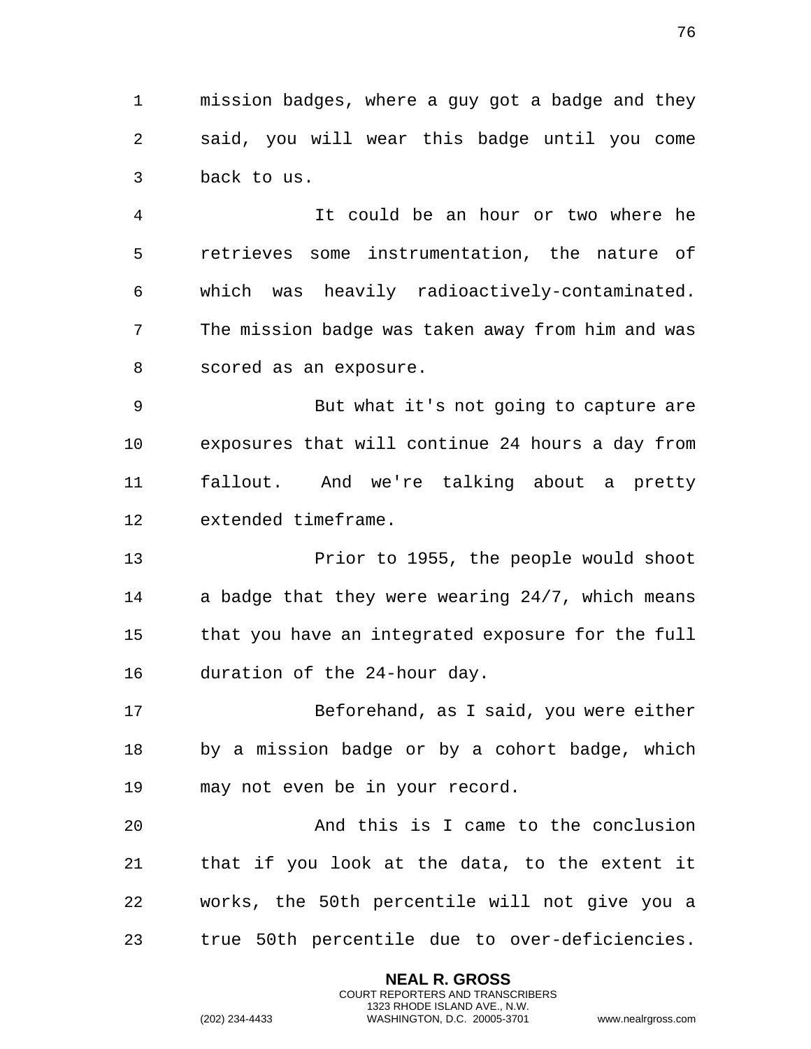mission badges, where a guy got a badge and they said, you will wear this badge until you come back to us.

It could be an hour or two where he retrieves some instrumentation, the nature of which was heavily radioactively-contaminated. The mission badge was taken away from him and was scored as an exposure.

But what it's not going to capture are exposures that will continue 24 hours a day from fallout. And we're talking about a pretty extended timeframe.

Prior to 1955, the people would shoot a badge that they were wearing 24/7, which means that you have an integrated exposure for the full duration of the 24-hour day.

Beforehand, as I said, you were either by a mission badge or by a cohort badge, which may not even be in your record.

And this is I came to the conclusion that if you look at the data, to the extent it works, the 50th percentile will not give you a true 50th percentile due to over-deficiencies.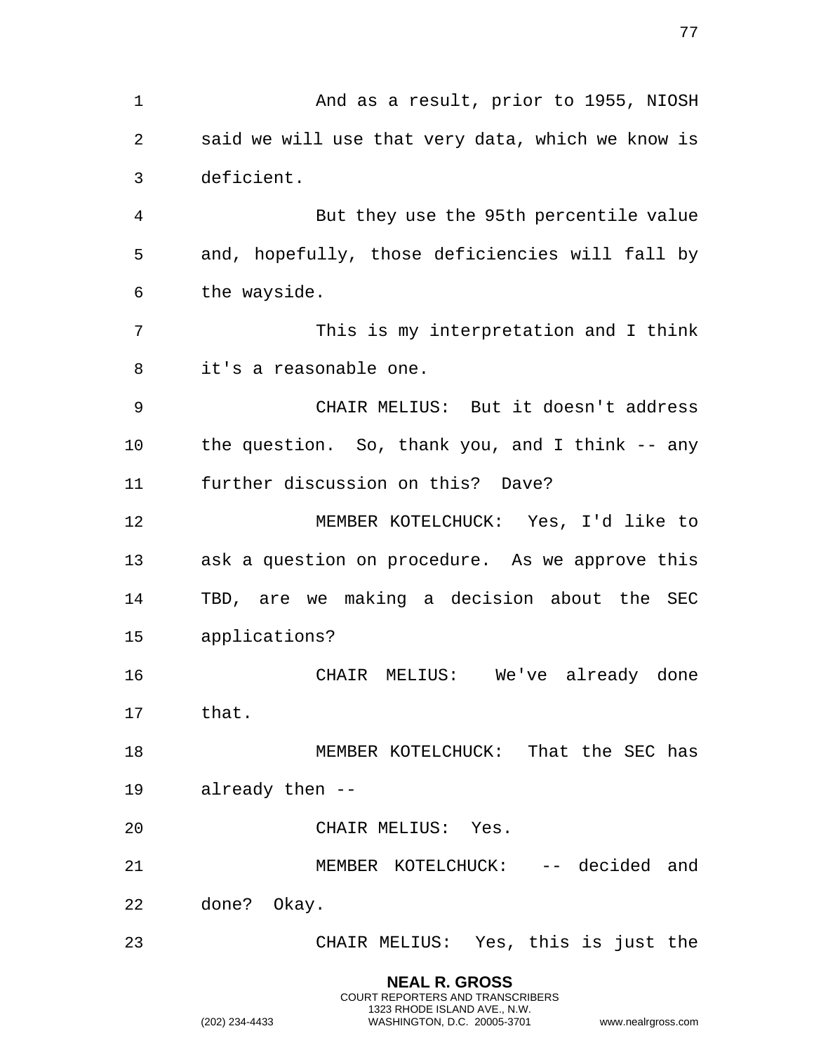And as a result, prior to 1955, NIOSH said we will use that very data, which we know is deficient.

But they use the 95th percentile value and, hopefully, those deficiencies will fall by the wayside.

This is my interpretation and I think it's a reasonable one.

CHAIR MELIUS: But it doesn't address the question. So, thank you, and I think -- any further discussion on this? Dave?

MEMBER KOTELCHUCK: Yes, I'd like to ask a question on procedure. As we approve this TBD, are we making a decision about the SEC applications?

CHAIR MELIUS: We've already done that.

MEMBER KOTELCHUCK: That the SEC has already then --

CHAIR MELIUS: Yes.

MEMBER KOTELCHUCK: -- decided and done? Okay.

CHAIR MELIUS: Yes, this is just the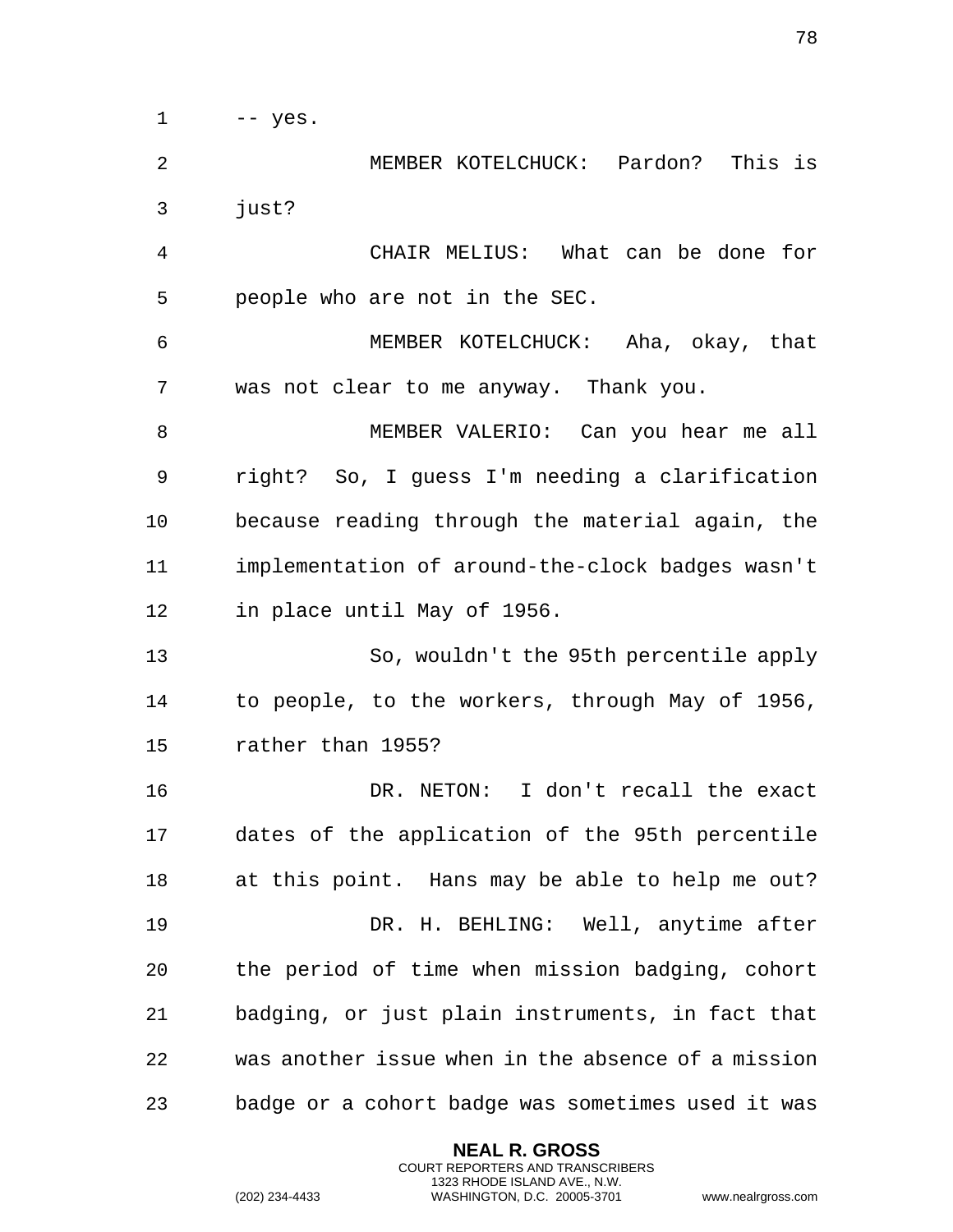-- yes.

MEMBER KOTELCHUCK: Pardon? This is just?

CHAIR MELIUS: What can be done for people who are not in the SEC.

MEMBER KOTELCHUCK: Aha, okay, that was not clear to me anyway. Thank you.

MEMBER VALERIO: Can you hear me all right? So, I guess I'm needing a clarification because reading through the material again, the implementation of around-the-clock badges wasn't in place until May of 1956.

So, wouldn't the 95th percentile apply to people, to the workers, through May of 1956, rather than 1955?

DR. NETON: I don't recall the exact dates of the application of the 95th percentile at this point. Hans may be able to help me out?

DR. H. BEHLING: Well, anytime after the period of time when mission badging, cohort badging, or just plain instruments, in fact that was another issue when in the absence of a mission badge or a cohort badge was sometimes used it was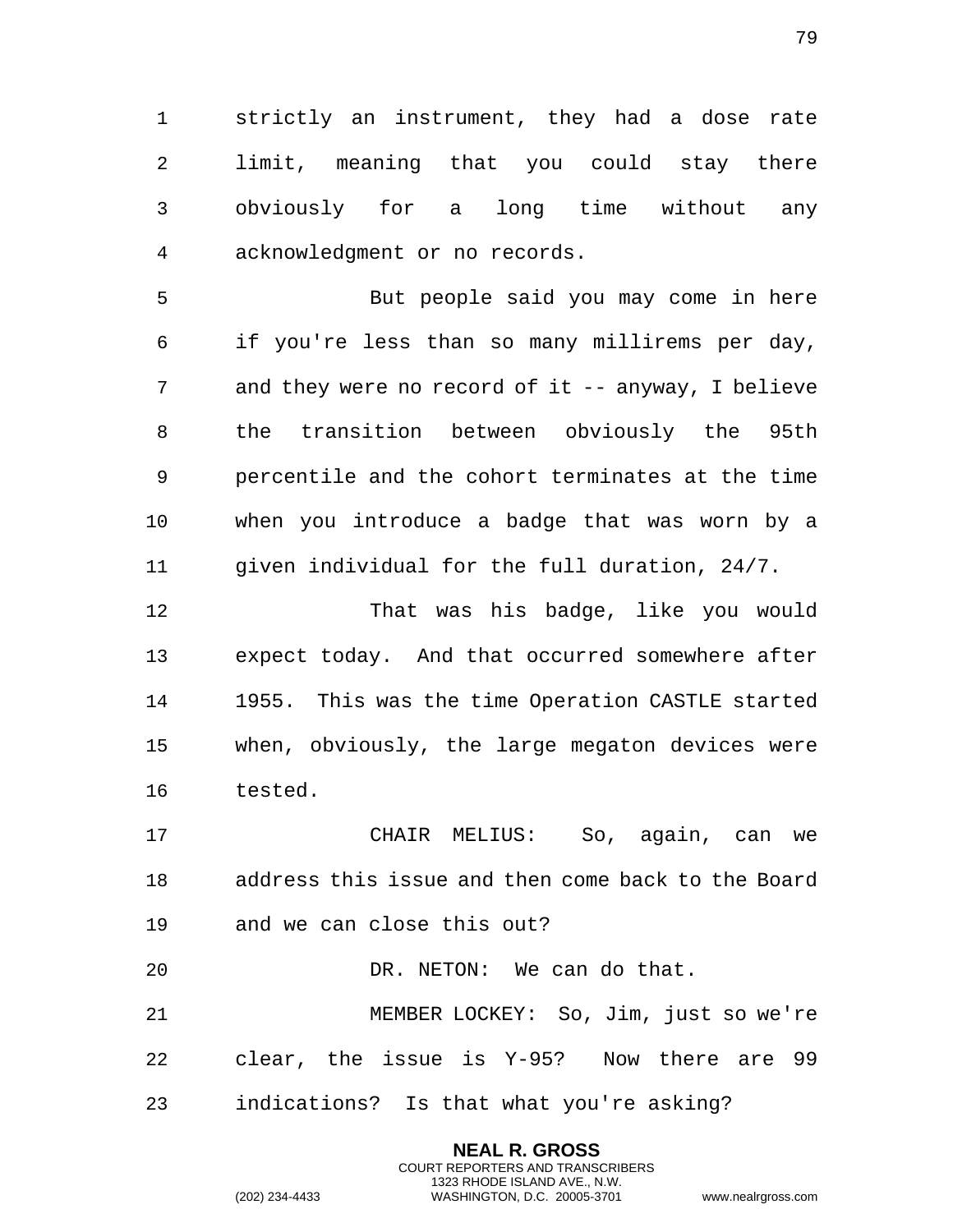strictly an instrument, they had a dose rate limit, meaning that you could stay there obviously for a long time without any acknowledgment or no records.

But people said you may come in here if you're less than so many millirems per day, and they were no record of it -- anyway, I believe the transition between obviously the 95th percentile and the cohort terminates at the time when you introduce a badge that was worn by a given individual for the full duration, 24/7.

That was his badge, like you would expect today. And that occurred somewhere after 1955. This was the time Operation CASTLE started when, obviously, the large megaton devices were tested.

CHAIR MELIUS: So, again, can we address this issue and then come back to the Board and we can close this out?

DR. NETON: We can do that.

MEMBER LOCKEY: So, Jim, just so we're clear, the issue is Y-95? Now there are 99 indications? Is that what you're asking?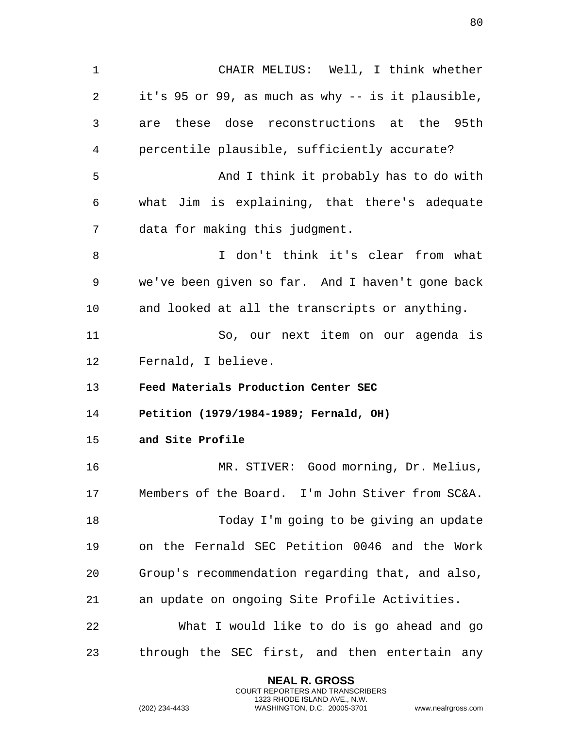CHAIR MELIUS: Well, I think whether it's 95 or 99, as much as why -- is it plausible, are these dose reconstructions at the 95th percentile plausible, sufficiently accurate?

And I think it probably has to do with what Jim is explaining, that there's adequate data for making this judgment.

I don't think it's clear from what we've been given so far. And I haven't gone back and looked at all the transcripts or anything.

So, our next item on our agenda is Fernald, I believe.

**Feed Materials Production Center SEC Petition (1979/1984-1989; Fernald, OH) and Site Profile**

MR. STIVER: Good morning, Dr. Melius, Members of the Board. I'm John Stiver from SC&A.

Today I'm going to be giving an update on the Fernald SEC Petition 0046 and the Work Group's recommendation regarding that, and also, an update on ongoing Site Profile Activities.

What I would like to do is go ahead and go through the SEC first, and then entertain any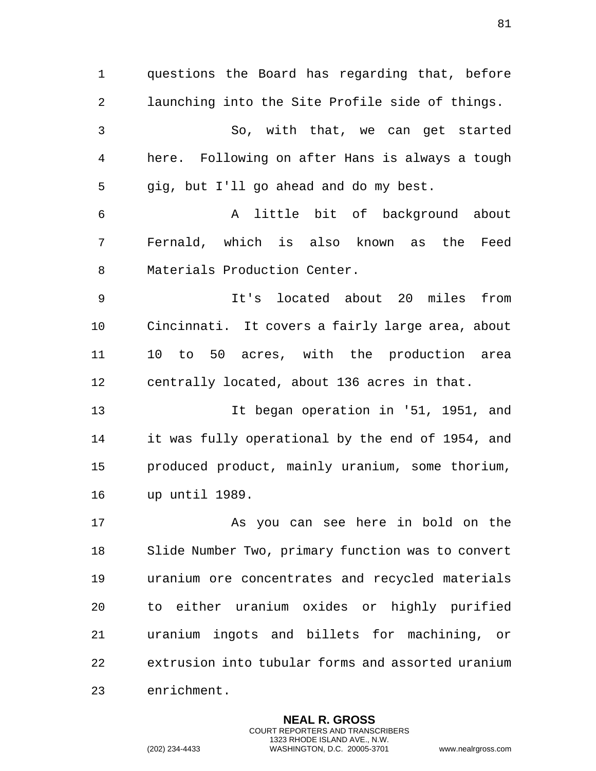questions the Board has regarding that, before launching into the Site Profile side of things.

So, with that, we can get started here. Following on after Hans is always a tough gig, but I'll go ahead and do my best.

A little bit of background about Fernald, which is also known as the Feed Materials Production Center.

It's located about 20 miles from Cincinnati. It covers a fairly large area, about 10 to 50 acres, with the production area centrally located, about 136 acres in that.

It began operation in '51, 1951, and it was fully operational by the end of 1954, and produced product, mainly uranium, some thorium, up until 1989.

As you can see here in bold on the Slide Number Two, primary function was to convert uranium ore concentrates and recycled materials to either uranium oxides or highly purified uranium ingots and billets for machining, or extrusion into tubular forms and assorted uranium enrichment.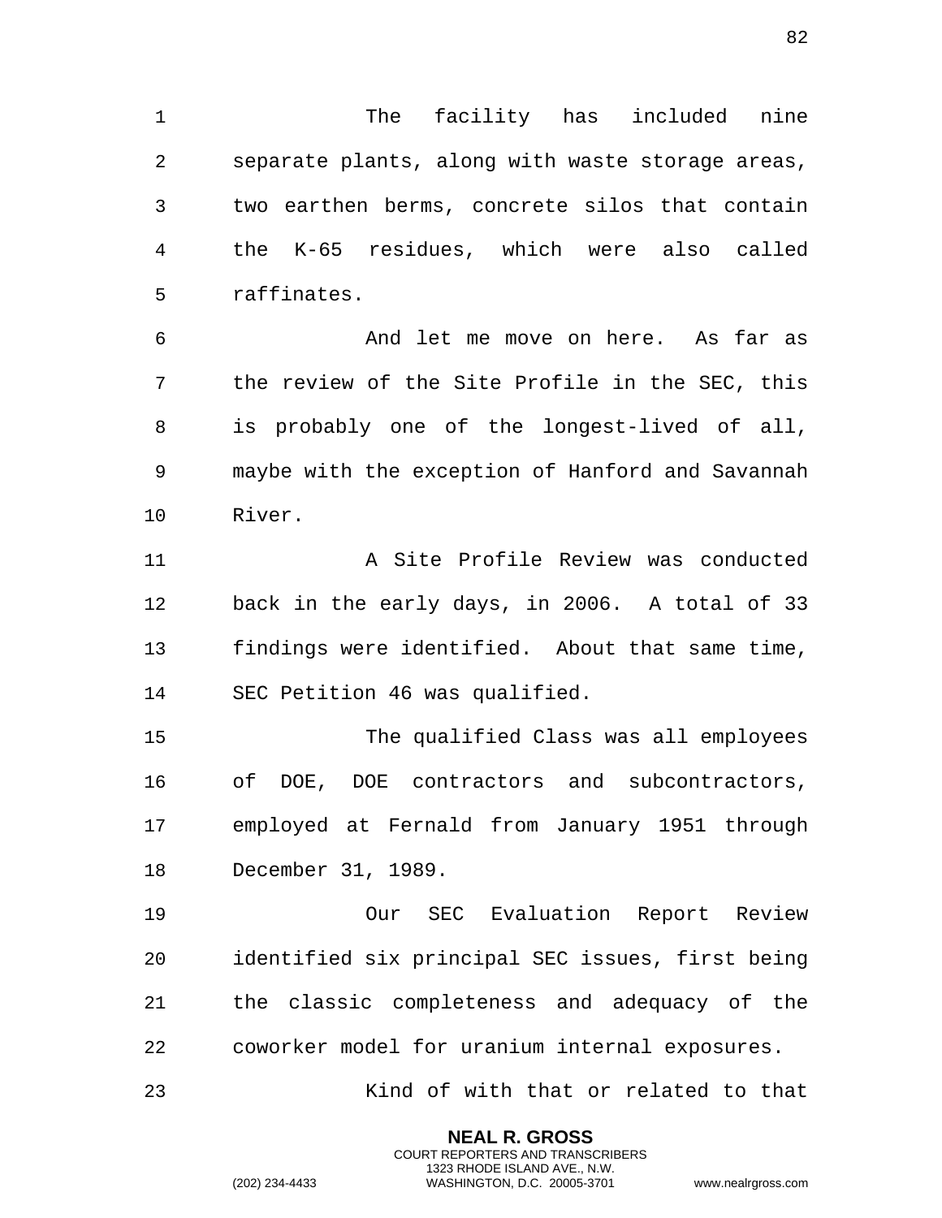The facility has included nine separate plants, along with waste storage areas, two earthen berms, concrete silos that contain the K-65 residues, which were also called raffinates.

And let me move on here. As far as the review of the Site Profile in the SEC, this is probably one of the longest-lived of all, maybe with the exception of Hanford and Savannah River.

A Site Profile Review was conducted back in the early days, in 2006. A total of 33 findings were identified. About that same time, SEC Petition 46 was qualified.

The qualified Class was all employees of DOE, DOE contractors and subcontractors, employed at Fernald from January 1951 through December 31, 1989.

Our SEC Evaluation Report Review identified six principal SEC issues, first being the classic completeness and adequacy of the coworker model for uranium internal exposures.

Kind of with that or related to that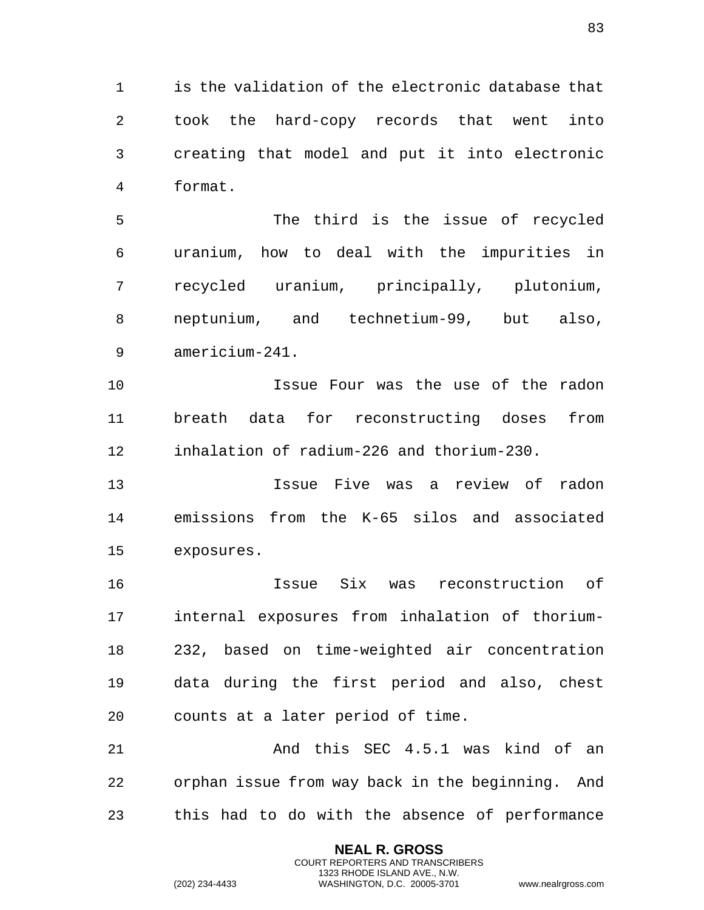is the validation of the electronic database that took the hard-copy records that went into creating that model and put it into electronic format.

The third is the issue of recycled uranium, how to deal with the impurities in recycled uranium, principally, plutonium, neptunium, and technetium-99, but also, americium-241.

Issue Four was the use of the radon breath data for reconstructing doses from inhalation of radium-226 and thorium-230.

Issue Five was a review of radon emissions from the K-65 silos and associated exposures.

Issue Six was reconstruction of internal exposures from inhalation of thorium-232, based on time-weighted air concentration data during the first period and also, chest counts at a later period of time.

And this SEC 4.5.1 was kind of an orphan issue from way back in the beginning. And this had to do with the absence of performance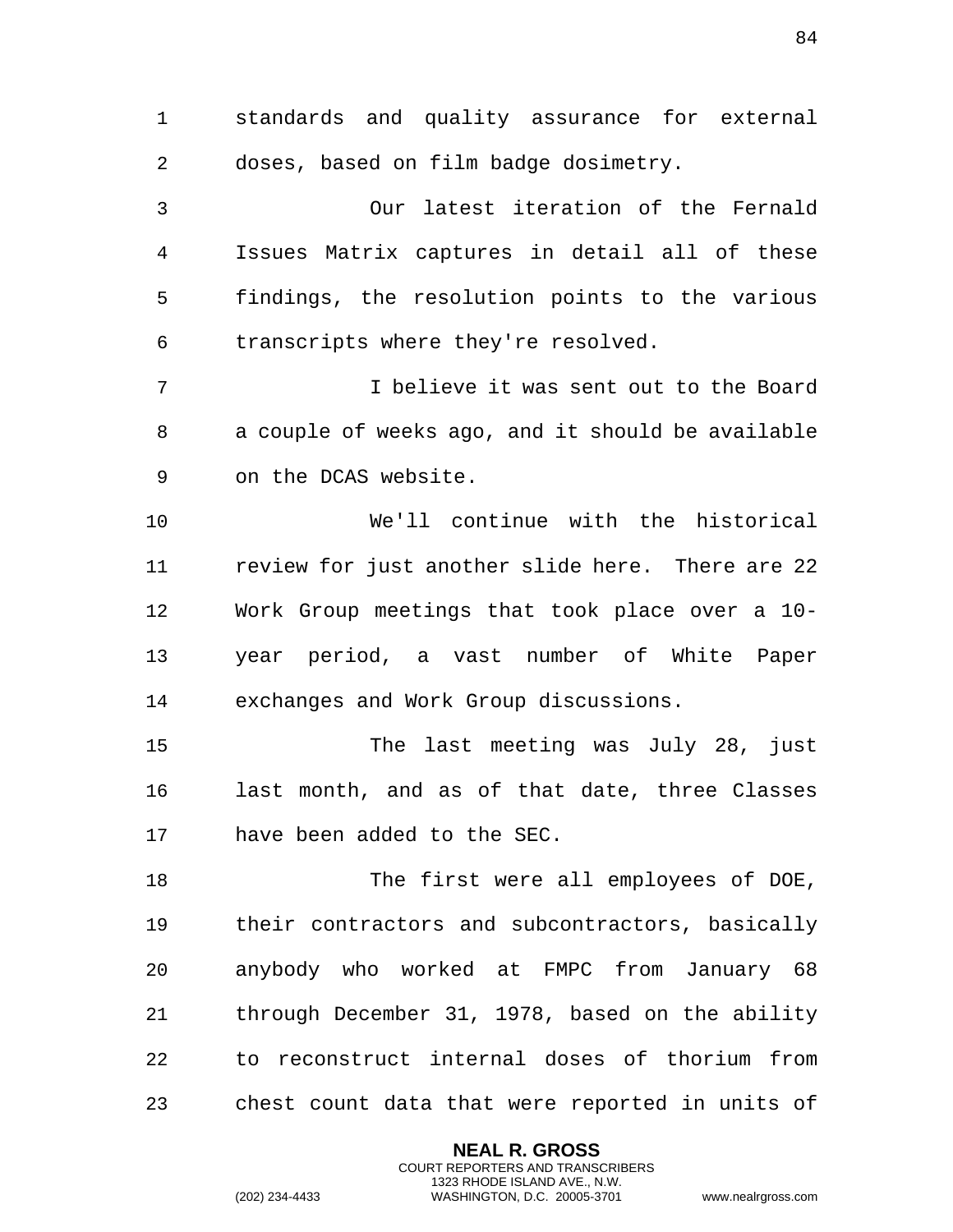standards and quality assurance for external doses, based on film badge dosimetry.

Our latest iteration of the Fernald Issues Matrix captures in detail all of these findings, the resolution points to the various transcripts where they're resolved.

I believe it was sent out to the Board a couple of weeks ago, and it should be available on the DCAS website.

We'll continue with the historical review for just another slide here. There are 22 Work Group meetings that took place over a 10-year period, a vast number of White Paper exchanges and Work Group discussions.

The last meeting was July 28, just last month, and as of that date, three Classes have been added to the SEC.

The first were all employees of DOE, their contractors and subcontractors, basically anybody who worked at FMPC from January 68 through December 31, 1978, based on the ability to reconstruct internal doses of thorium from chest count data that were reported in units of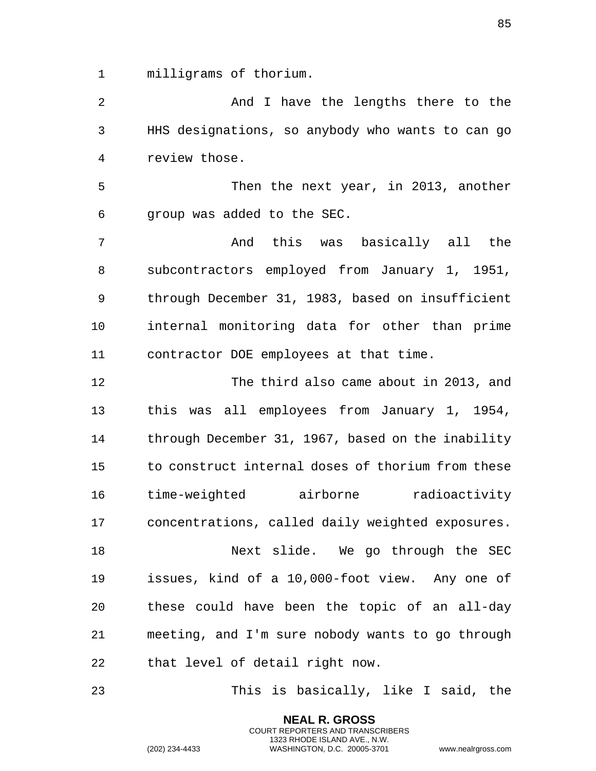milligrams of thorium.

And I have the lengths there to the HHS designations, so anybody who wants to can go review those.

Then the next year, in 2013, another group was added to the SEC.

And this was basically all the subcontractors employed from January 1, 1951, through December 31, 1983, based on insufficient internal monitoring data for other than prime contractor DOE employees at that time.

The third also came about in 2013, and this was all employees from January 1, 1954, through December 31, 1967, based on the inability to construct internal doses of thorium from these time-weighted airborne radioactivity concentrations, called daily weighted exposures.

Next slide. We go through the SEC issues, kind of a 10,000-foot view. Any one of these could have been the topic of an all-day meeting, and I'm sure nobody wants to go through that level of detail right now.

This is basically, like I said, the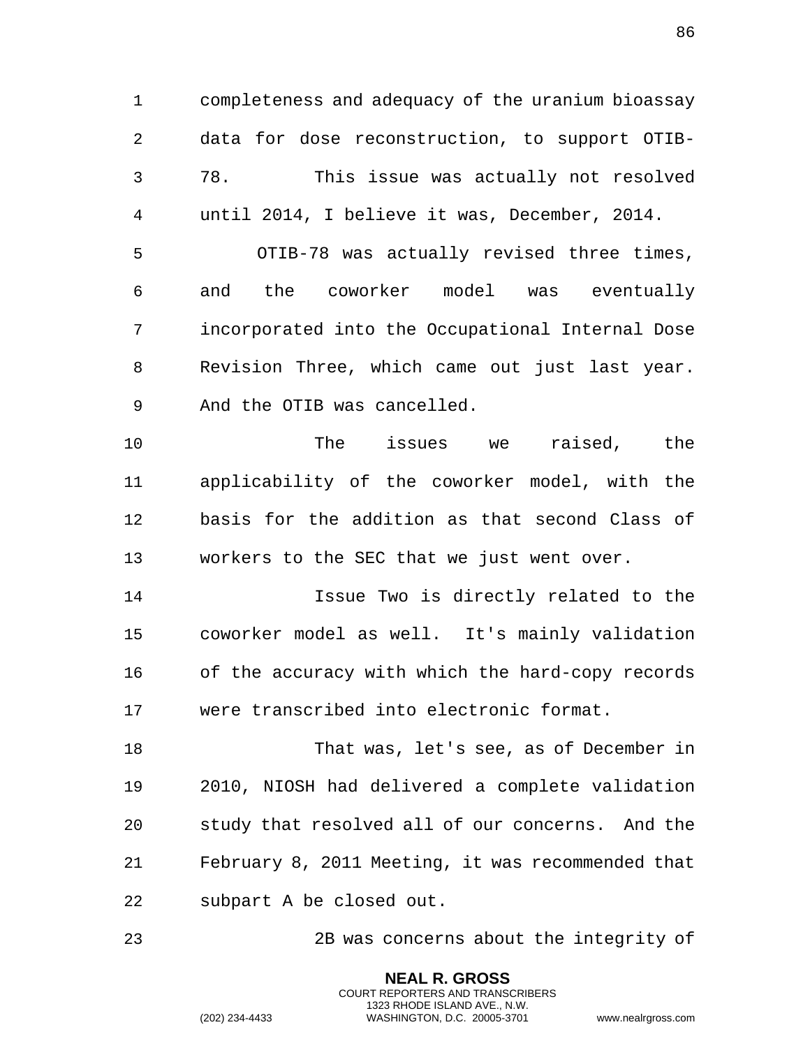completeness and adequacy of the uranium bioassay data for dose reconstruction, to support OTIB-78. This issue was actually not resolved until 2014, I believe it was, December, 2014.

OTIB-78 was actually revised three times, and the coworker model was eventually incorporated into the Occupational Internal Dose Revision Three, which came out just last year. And the OTIB was cancelled.

The issues we raised, the applicability of the coworker model, with the basis for the addition as that second Class of workers to the SEC that we just went over.

Issue Two is directly related to the coworker model as well. It's mainly validation of the accuracy with which the hard-copy records were transcribed into electronic format.

That was, let's see, as of December in 2010, NIOSH had delivered a complete validation study that resolved all of our concerns. And the February 8, 2011 Meeting, it was recommended that subpart A be closed out.

2B was concerns about the integrity of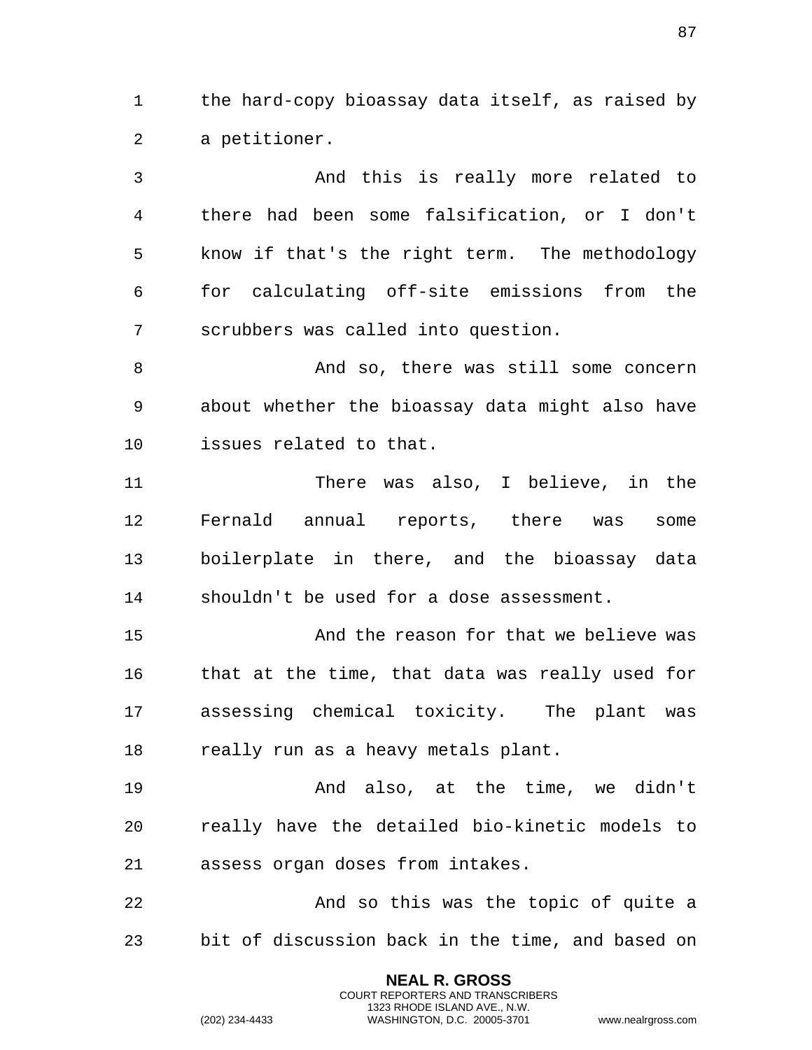the hard-copy bioassay data itself, as raised by a petitioner.

And this is really more related to there had been some falsification, or I don't know if that's the right term. The methodology for calculating off-site emissions from the scrubbers was called into question.

And so, there was still some concern about whether the bioassay data might also have issues related to that.

There was also, I believe, in the Fernald annual reports, there was some boilerplate in there, and the bioassay data shouldn't be used for a dose assessment.

And the reason for that we believe was that at the time, that data was really used for assessing chemical toxicity. The plant was really run as a heavy metals plant.

And also, at the time, we didn't really have the detailed bio-kinetic models to assess organ doses from intakes.

And so this was the topic of quite a bit of discussion back in the time, and based on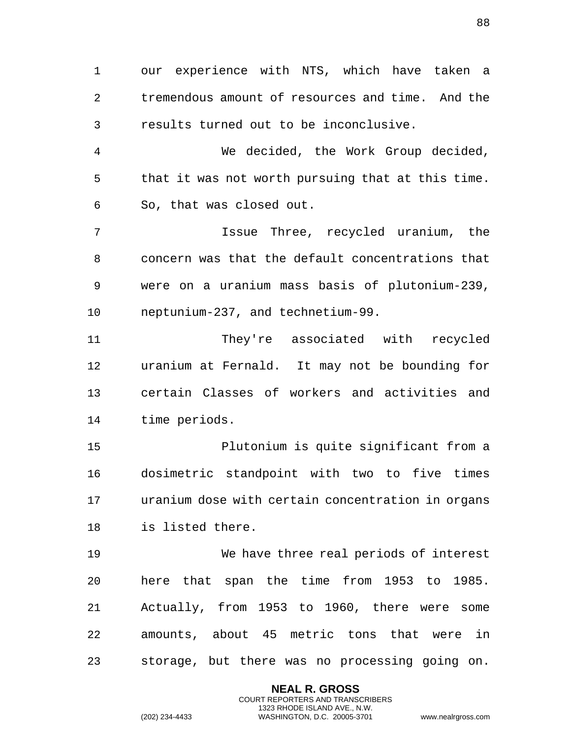our experience with NTS, which have taken a tremendous amount of resources and time. And the results turned out to be inconclusive.

We decided, the Work Group decided, that it was not worth pursuing that at this time. So, that was closed out.

Issue Three, recycled uranium, the concern was that the default concentrations that were on a uranium mass basis of plutonium-239, neptunium-237, and technetium-99.

They're associated with recycled uranium at Fernald. It may not be bounding for certain Classes of workers and activities and time periods.

Plutonium is quite significant from a dosimetric standpoint with two to five times uranium dose with certain concentration in organs is listed there.

We have three real periods of interest here that span the time from 1953 to 1985. Actually, from 1953 to 1960, there were some amounts, about 45 metric tons that were in storage, but there was no processing going on.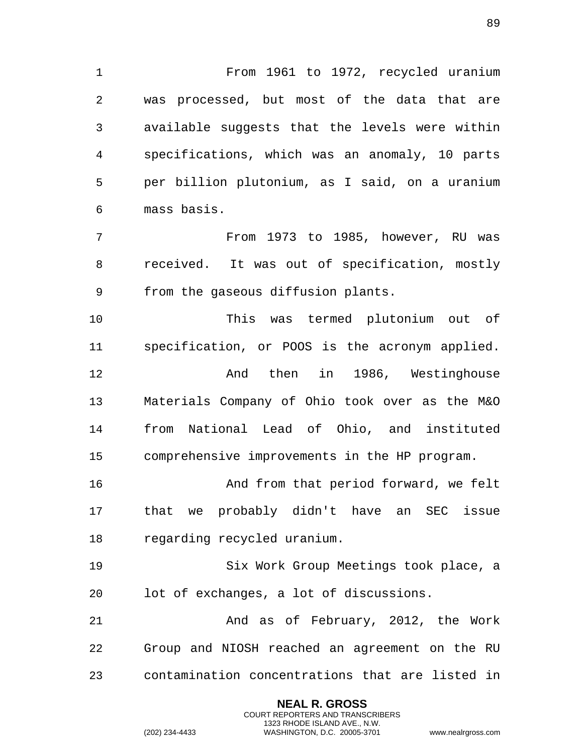From 1961 to 1972, recycled uranium was processed, but most of the data that are available suggests that the levels were within specifications, which was an anomaly, 10 parts per billion plutonium, as I said, on a uranium mass basis.

From 1973 to 1985, however, RU was received. It was out of specification, mostly from the gaseous diffusion plants.

This was termed plutonium out of specification, or POOS is the acronym applied.

And then in 1986, Westinghouse Materials Company of Ohio took over as the M&O from National Lead of Ohio, and instituted comprehensive improvements in the HP program.

And from that period forward, we felt that we probably didn't have an SEC issue regarding recycled uranium.

Six Work Group Meetings took place, a lot of exchanges, a lot of discussions.

And as of February, 2012, the Work Group and NIOSH reached an agreement on the RU contamination concentrations that are listed in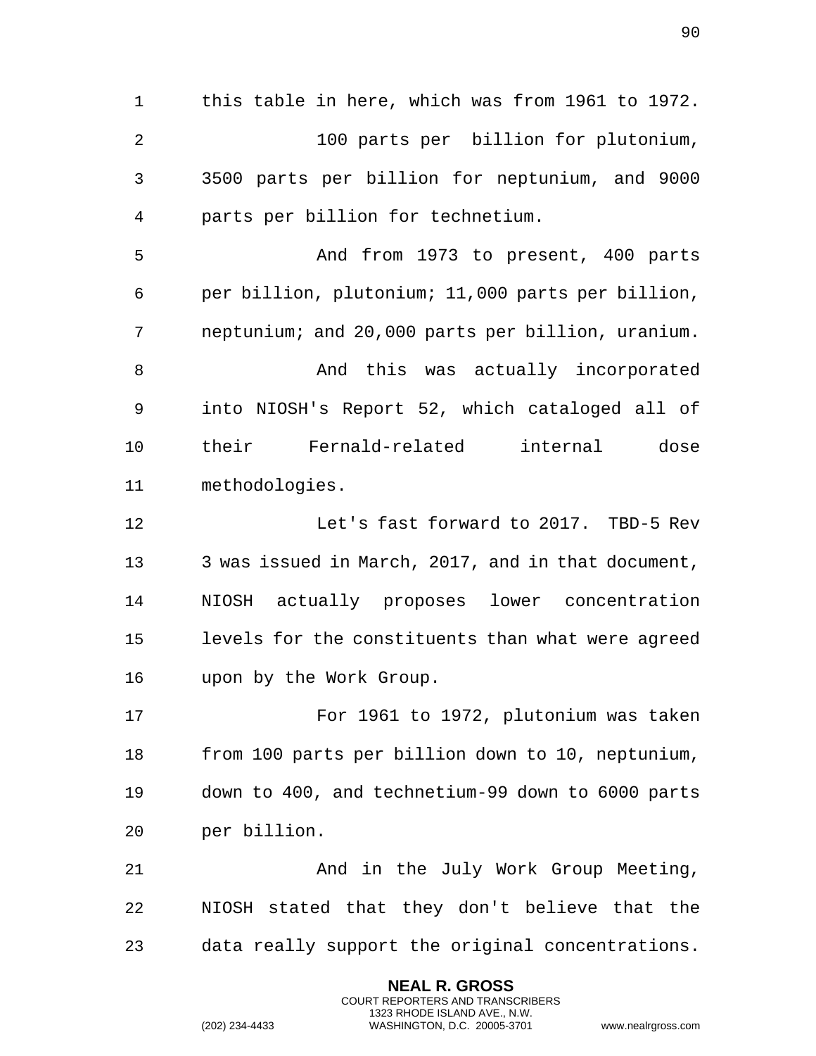this table in here, which was from 1961 to 1972.

100 parts per billion for plutonium, 3500 parts per billion for neptunium, and 9000 parts per billion for technetium.

And from 1973 to present, 400 parts per billion, plutonium; 11,000 parts per billion, neptunium; and 20,000 parts per billion, uranium.

And this was actually incorporated into NIOSH's Report 52, which cataloged all of their Fernald-related internal dose methodologies.

Let's fast forward to 2017. TBD-5 Rev 3 was issued in March, 2017, and in that document, NIOSH actually proposes lower concentration levels for the constituents than what were agreed upon by the Work Group.

For 1961 to 1972, plutonium was taken from 100 parts per billion down to 10, neptunium, down to 400, and technetium-99 down to 6000 parts per billion.

And in the July Work Group Meeting, NIOSH stated that they don't believe that the data really support the original concentrations.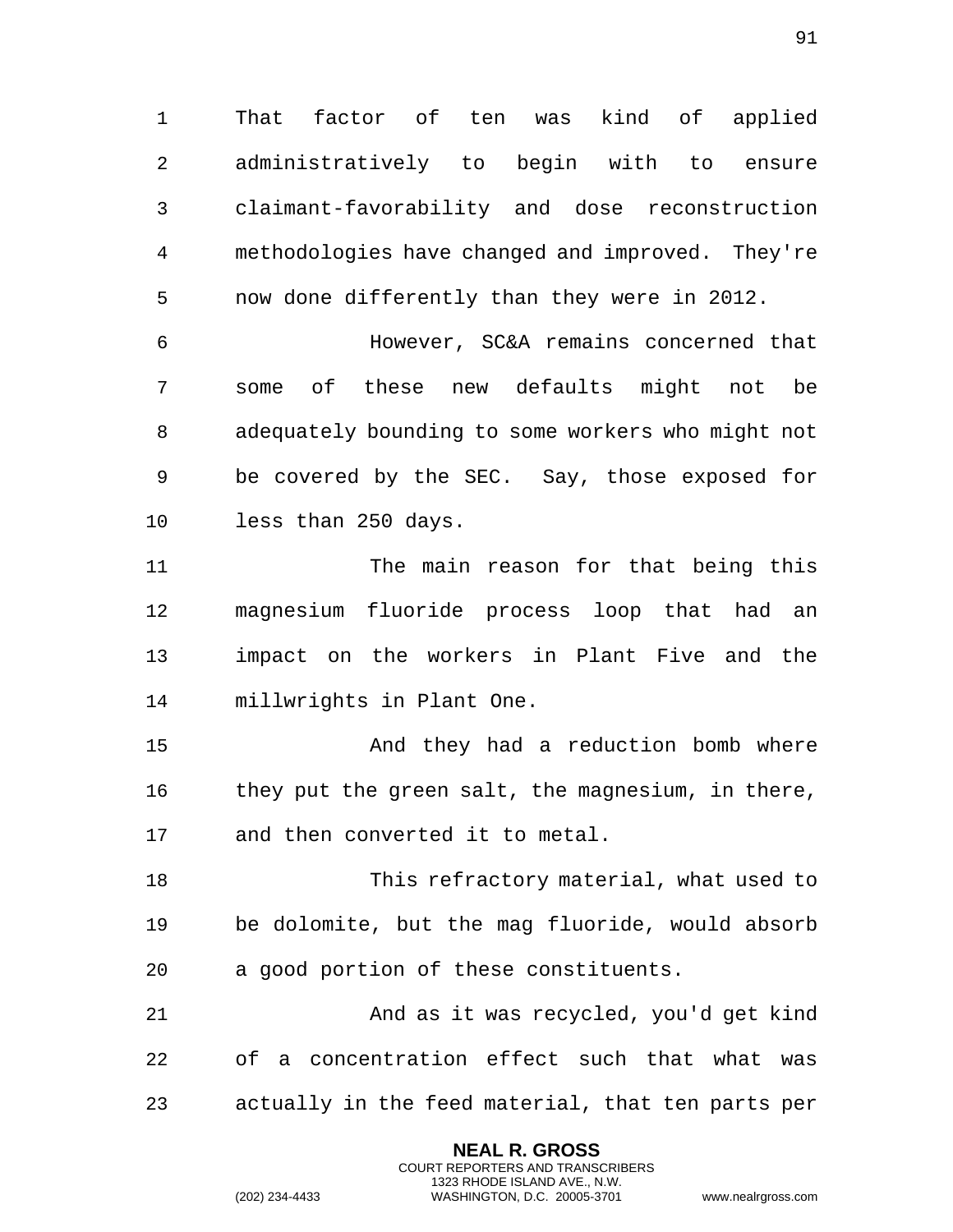That factor of ten was kind of applied administratively to begin with to ensure claimant-favorability and dose reconstruction methodologies have changed and improved. They're now done differently than they were in 2012.

However, SC&A remains concerned that some of these new defaults might not be adequately bounding to some workers who might not be covered by the SEC. Say, those exposed for less than 250 days.

The main reason for that being this magnesium fluoride process loop that had an impact on the workers in Plant Five and the millwrights in Plant One.

And they had a reduction bomb where they put the green salt, the magnesium, in there, and then converted it to metal.

This refractory material, what used to be dolomite, but the mag fluoride, would absorb a good portion of these constituents.

And as it was recycled, you'd get kind of a concentration effect such that what was actually in the feed material, that ten parts per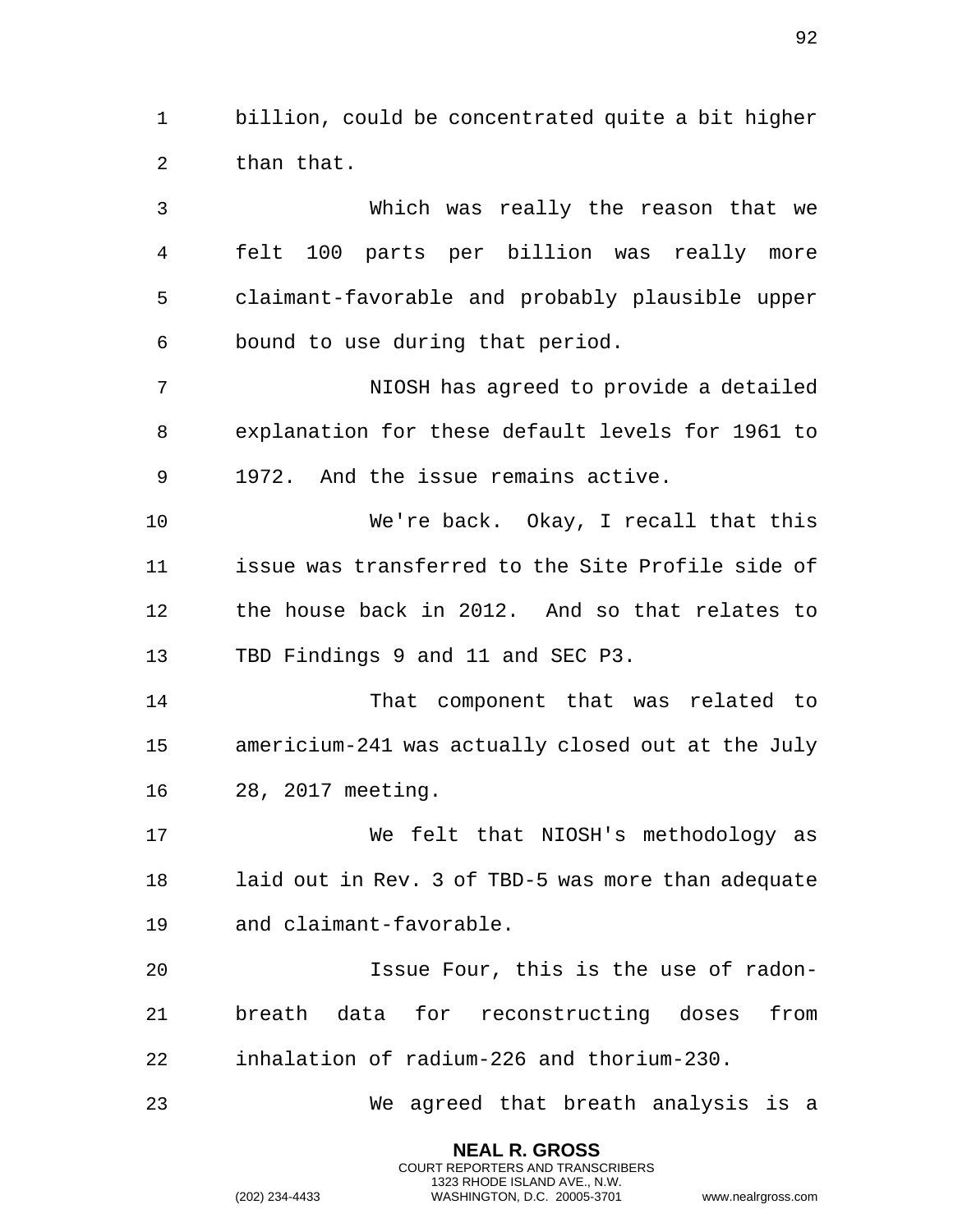billion, could be concentrated quite a bit higher than that.

Which was really the reason that we felt 100 parts per billion was really more claimant-favorable and probably plausible upper bound to use during that period.

NIOSH has agreed to provide a detailed explanation for these default levels for 1961 to 1972. And the issue remains active.

We're back. Okay, I recall that this issue was transferred to the Site Profile side of the house back in 2012. And so that relates to TBD Findings 9 and 11 and SEC P3.

That component that was related to americium-241 was actually closed out at the July 28, 2017 meeting.

We felt that NIOSH's methodology as laid out in Rev. 3 of TBD-5 was more than adequate and claimant-favorable.

Issue Four, this is the use of radon-breath data for reconstructing doses from inhalation of radium-226 and thorium-230.

We agreed that breath analysis is a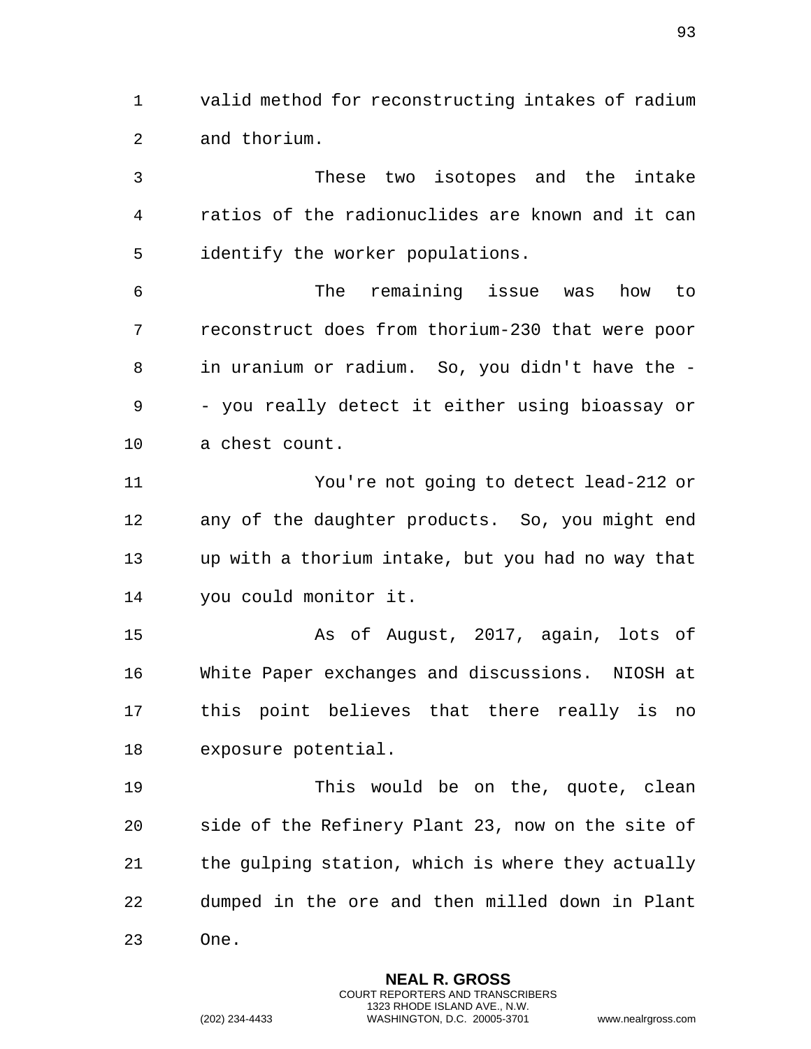valid method for reconstructing intakes of radium and thorium.

These two isotopes and the intake ratios of the radionuclides are known and it can identify the worker populations.

The remaining issue was how to reconstruct does from thorium-230 that were poor in uranium or radium. So, you didn't have the -- you really detect it either using bioassay or a chest count.

You're not going to detect lead-212 or any of the daughter products. So, you might end up with a thorium intake, but you had no way that you could monitor it.

As of August, 2017, again, lots of White Paper exchanges and discussions. NIOSH at this point believes that there really is no exposure potential.

This would be on the, quote, clean side of the Refinery Plant 23, now on the site of the gulping station, which is where they actually dumped in the ore and then milled down in Plant One.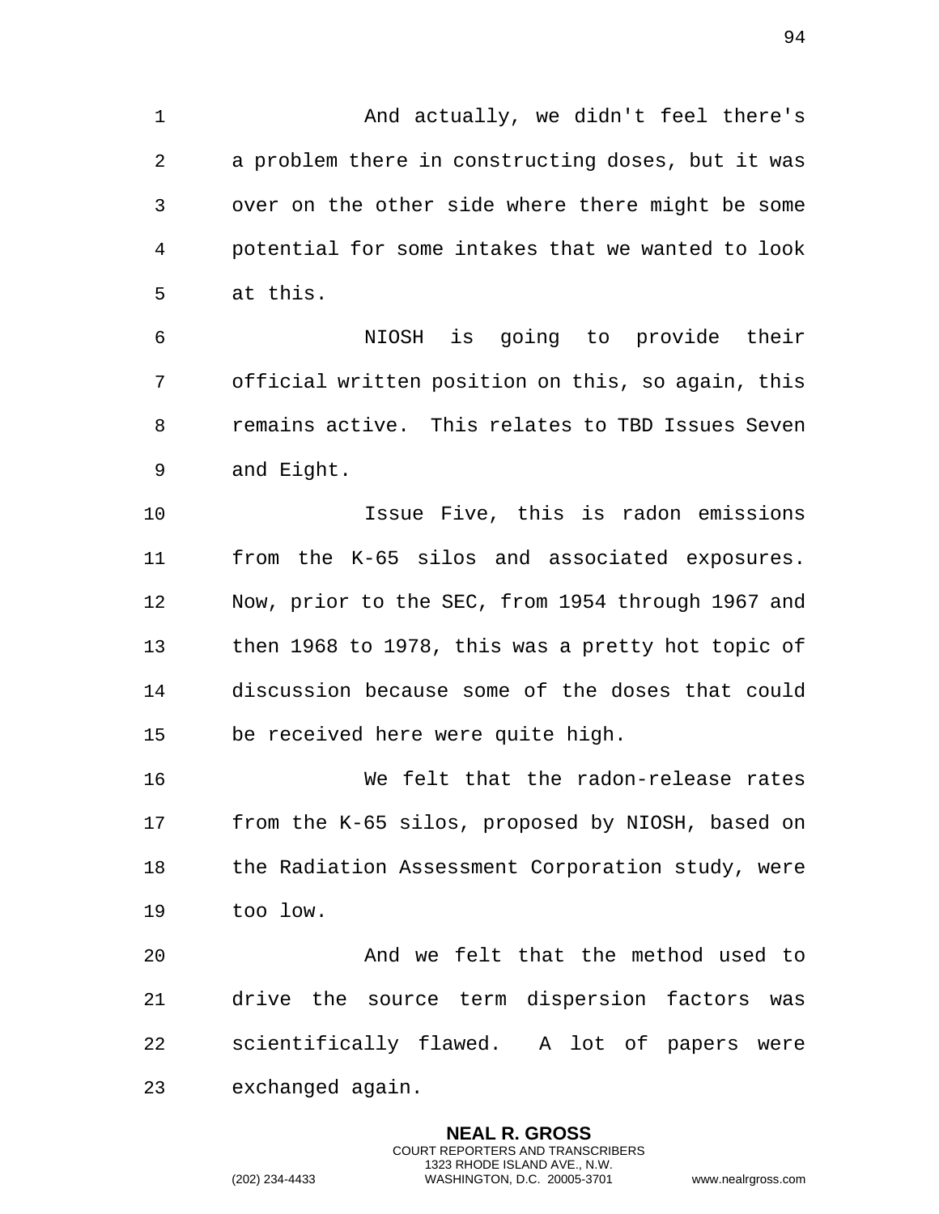And actually, we didn't feel there's a problem there in constructing doses, but it was over on the other side where there might be some potential for some intakes that we wanted to look at this.

NIOSH is going to provide their official written position on this, so again, this remains active. This relates to TBD Issues Seven and Eight.

Issue Five, this is radon emissions from the K-65 silos and associated exposures. Now, prior to the SEC, from 1954 through 1967 and then 1968 to 1978, this was a pretty hot topic of discussion because some of the doses that could be received here were quite high.

We felt that the radon-release rates from the K-65 silos, proposed by NIOSH, based on the Radiation Assessment Corporation study, were too low.

And we felt that the method used to drive the source term dispersion factors was scientifically flawed. A lot of papers were exchanged again.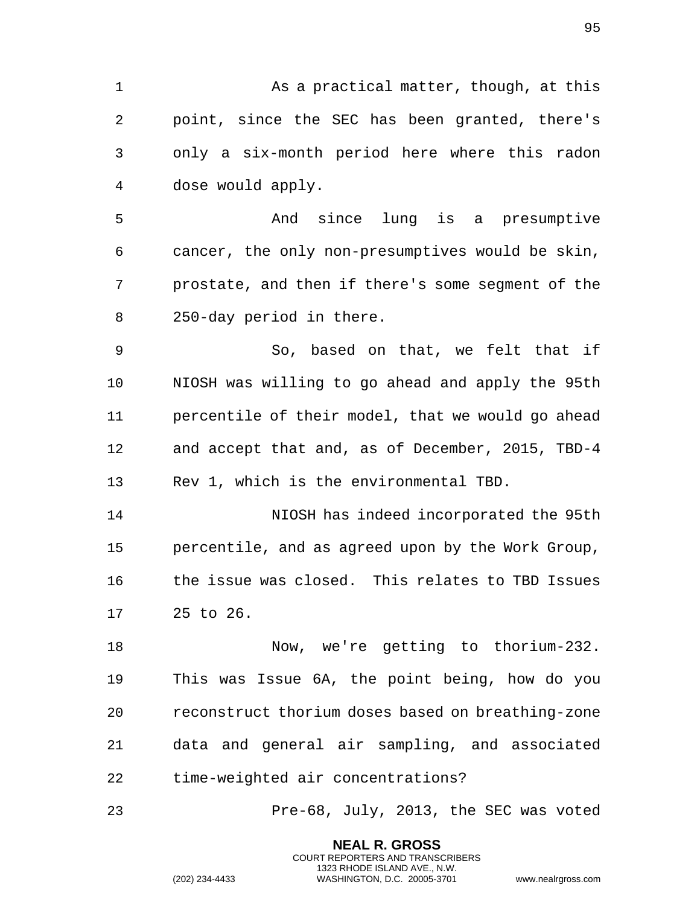As a practical matter, though, at this point, since the SEC has been granted, there's only a six-month period here where this radon dose would apply.

And since lung is a presumptive cancer, the only non-presumptives would be skin, prostate, and then if there's some segment of the 250-day period in there.

So, based on that, we felt that if NIOSH was willing to go ahead and apply the 95th percentile of their model, that we would go ahead and accept that and, as of December, 2015, TBD-4 Rev 1, which is the environmental TBD.

NIOSH has indeed incorporated the 95th percentile, and as agreed upon by the Work Group, the issue was closed. This relates to TBD Issues 25 to 26.

Now, we're getting to thorium-232. This was Issue 6A, the point being, how do you reconstruct thorium doses based on breathing-zone data and general air sampling, and associated time-weighted air concentrations?

Pre-68, July, 2013, the SEC was voted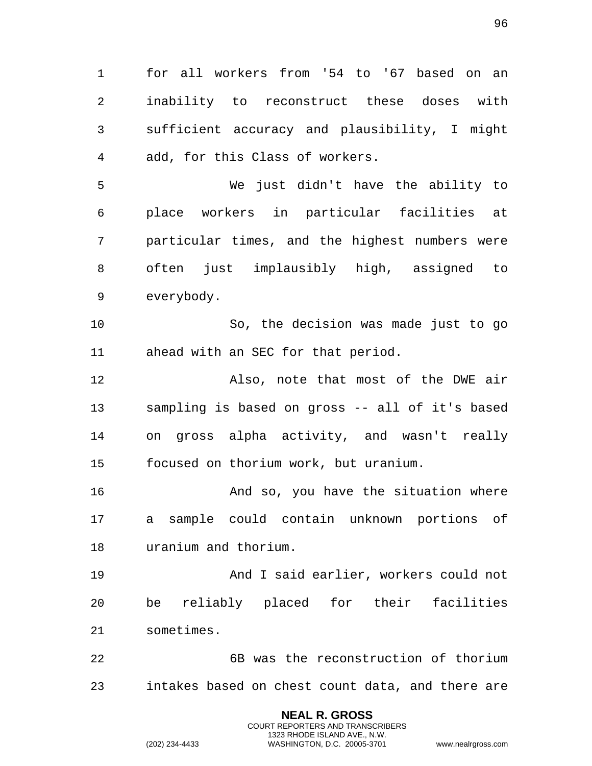for all workers from '54 to '67 based on an inability to reconstruct these doses with sufficient accuracy and plausibility, I might add, for this Class of workers.

We just didn't have the ability to place workers in particular facilities at particular times, and the highest numbers were often just implausibly high, assigned to everybody.

So, the decision was made just to go ahead with an SEC for that period.

Also, note that most of the DWE air sampling is based on gross -- all of it's based on gross alpha activity, and wasn't really focused on thorium work, but uranium.

And so, you have the situation where a sample could contain unknown portions of uranium and thorium.

And I said earlier, workers could not be reliably placed for their facilities sometimes.

6B was the reconstruction of thorium intakes based on chest count data, and there are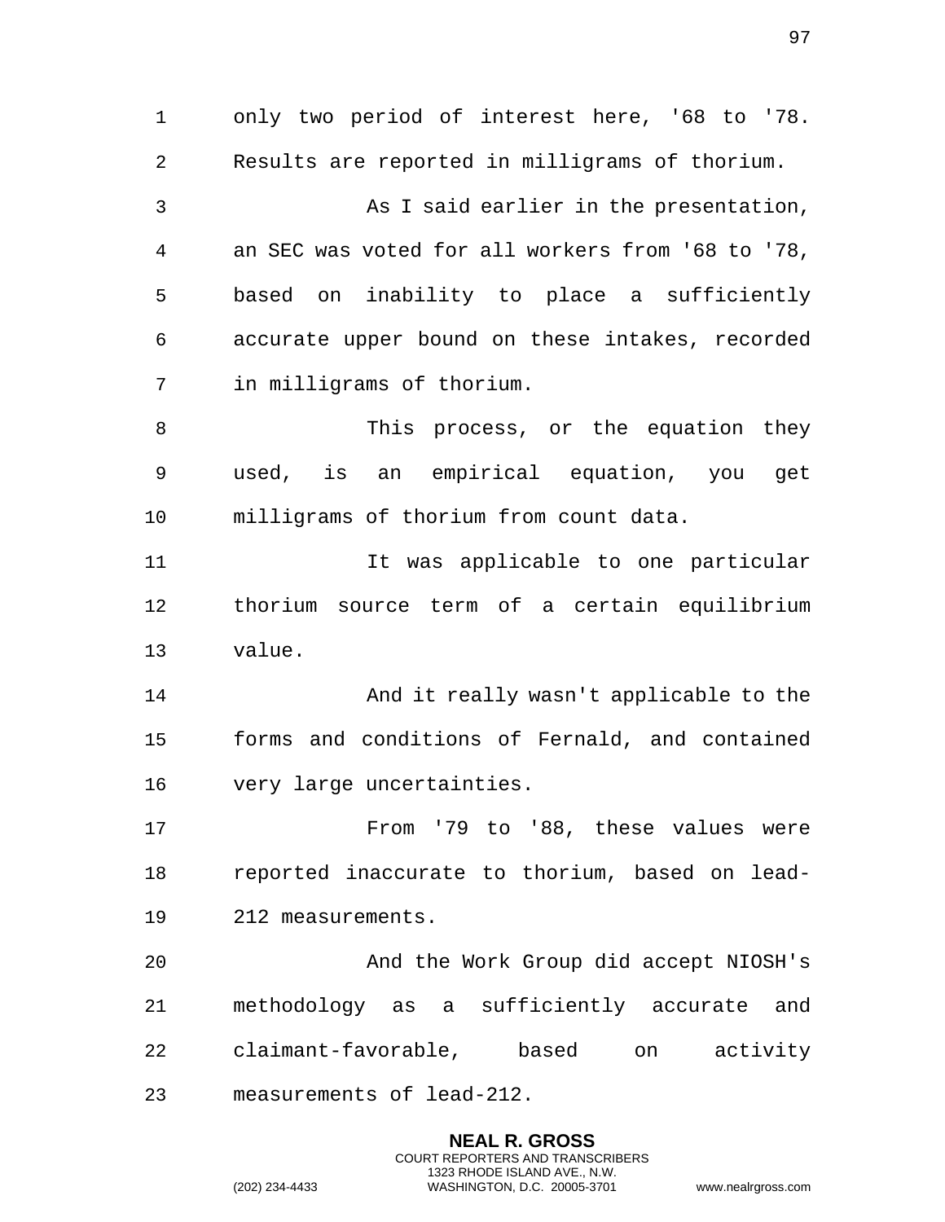only two period of interest here, '68 to '78. Results are reported in milligrams of thorium.

As I said earlier in the presentation, an SEC was voted for all workers from '68 to '78, based on inability to place a sufficiently accurate upper bound on these intakes, recorded in milligrams of thorium.

This process, or the equation they used, is an empirical equation, you get milligrams of thorium from count data.

It was applicable to one particular thorium source term of a certain equilibrium value.

And it really wasn't applicable to the forms and conditions of Fernald, and contained very large uncertainties.

From '79 to '88, these values were reported inaccurate to thorium, based on lead-212 measurements.

And the Work Group did accept NIOSH's methodology as a sufficiently accurate and claimant-favorable, based on activity measurements of lead-212.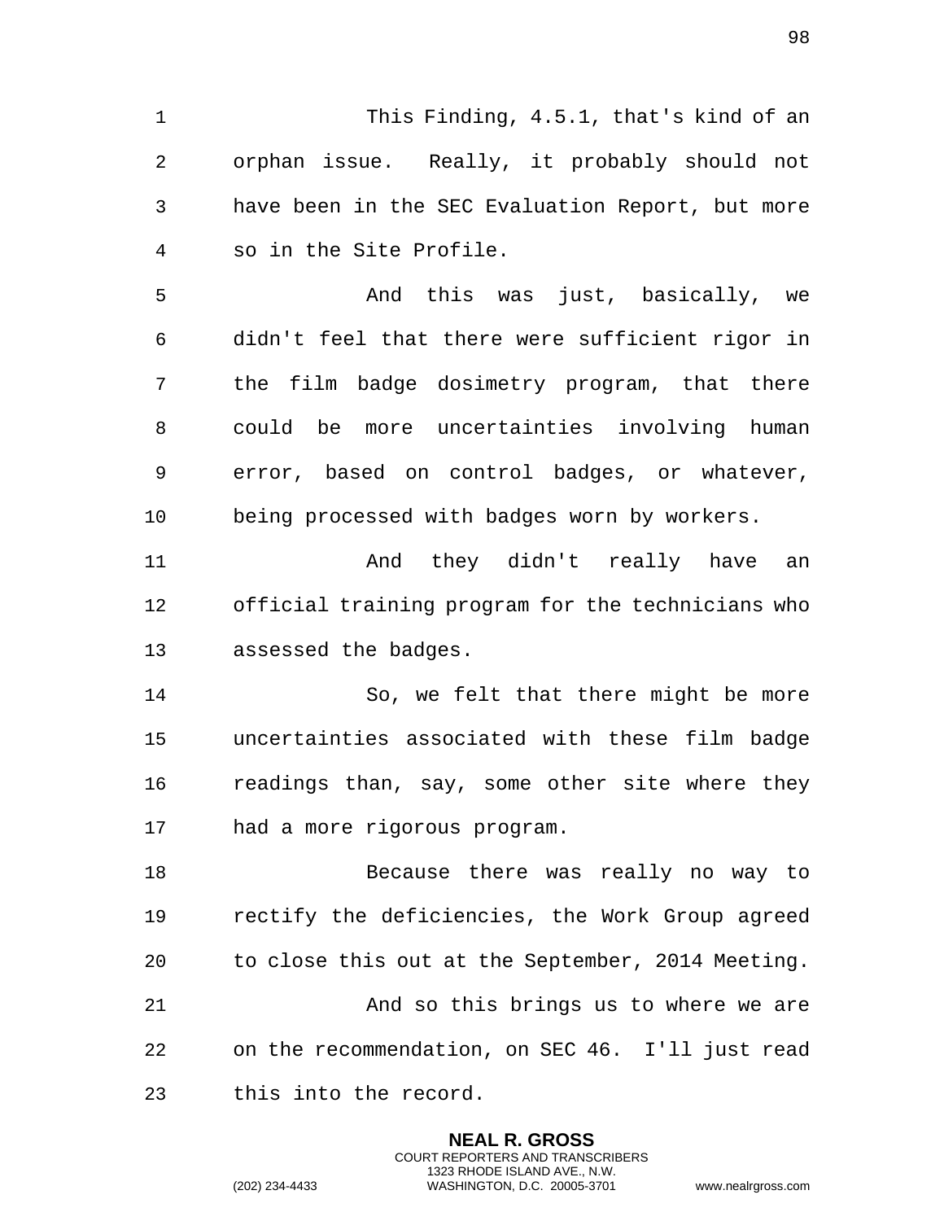This Finding, 4.5.1, that's kind of an orphan issue. Really, it probably should not have been in the SEC Evaluation Report, but more so in the Site Profile.

And this was just, basically, we didn't feel that there were sufficient rigor in the film badge dosimetry program, that there could be more uncertainties involving human error, based on control badges, or whatever, being processed with badges worn by workers.

And they didn't really have an official training program for the technicians who assessed the badges.

So, we felt that there might be more uncertainties associated with these film badge readings than, say, some other site where they had a more rigorous program.

Because there was really no way to rectify the deficiencies, the Work Group agreed to close this out at the September, 2014 Meeting.

And so this brings us to where we are on the recommendation, on SEC 46. I'll just read this into the record.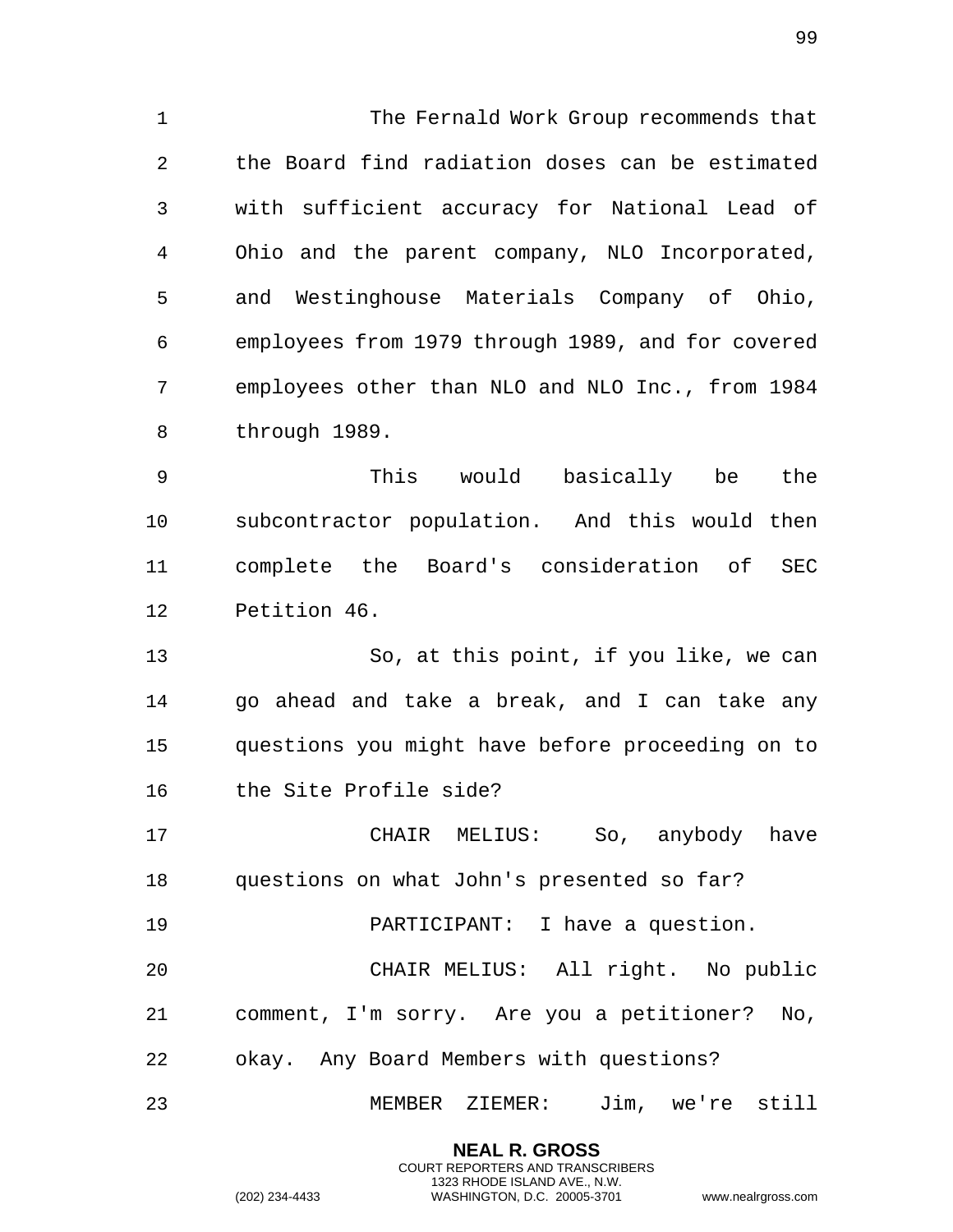The Fernald Work Group recommends that the Board find radiation doses can be estimated with sufficient accuracy for National Lead of Ohio and the parent company, NLO Incorporated, and Westinghouse Materials Company of Ohio, employees from 1979 through 1989, and for covered employees other than NLO and NLO Inc., from 1984 through 1989.

This would basically be the subcontractor population. And this would then complete the Board's consideration of SEC Petition 46.

So, at this point, if you like, we can go ahead and take a break, and I can take any questions you might have before proceeding on to the Site Profile side?

CHAIR MELIUS: So, anybody have questions on what John's presented so far?

PARTICIPANT: I have a question.

CHAIR MELIUS: All right. No public comment, I'm sorry. Are you a petitioner? No, okay. Any Board Members with questions?

MEMBER ZIEMER: Jim, we're still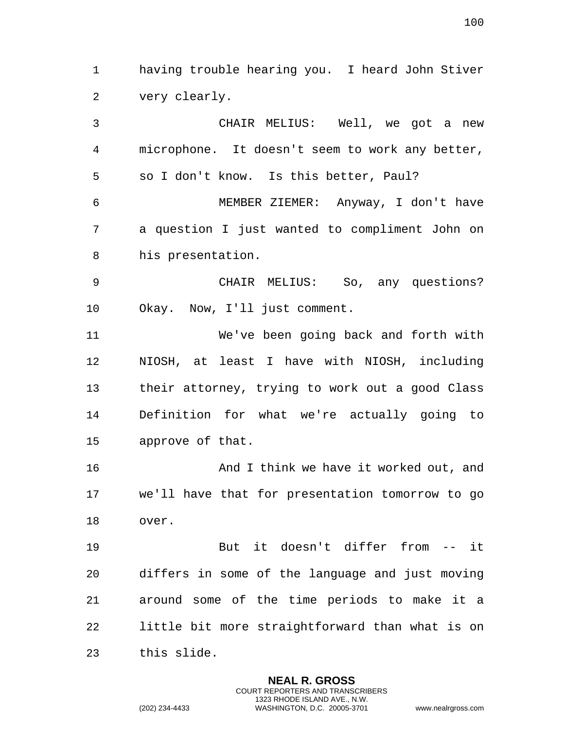having trouble hearing you. I heard John Stiver very clearly.

CHAIR MELIUS: Well, we got a new microphone. It doesn't seem to work any better, so I don't know. Is this better, Paul?

MEMBER ZIEMER: Anyway, I don't have a question I just wanted to compliment John on his presentation.

CHAIR MELIUS: So, any questions? Okay. Now, I'll just comment.

We've been going back and forth with NIOSH, at least I have with NIOSH, including their attorney, trying to work out a good Class Definition for what we're actually going to approve of that.

And I think we have it worked out, and we'll have that for presentation tomorrow to go over.

But it doesn't differ from -- it differs in some of the language and just moving around some of the time periods to make it a little bit more straightforward than what is on this slide.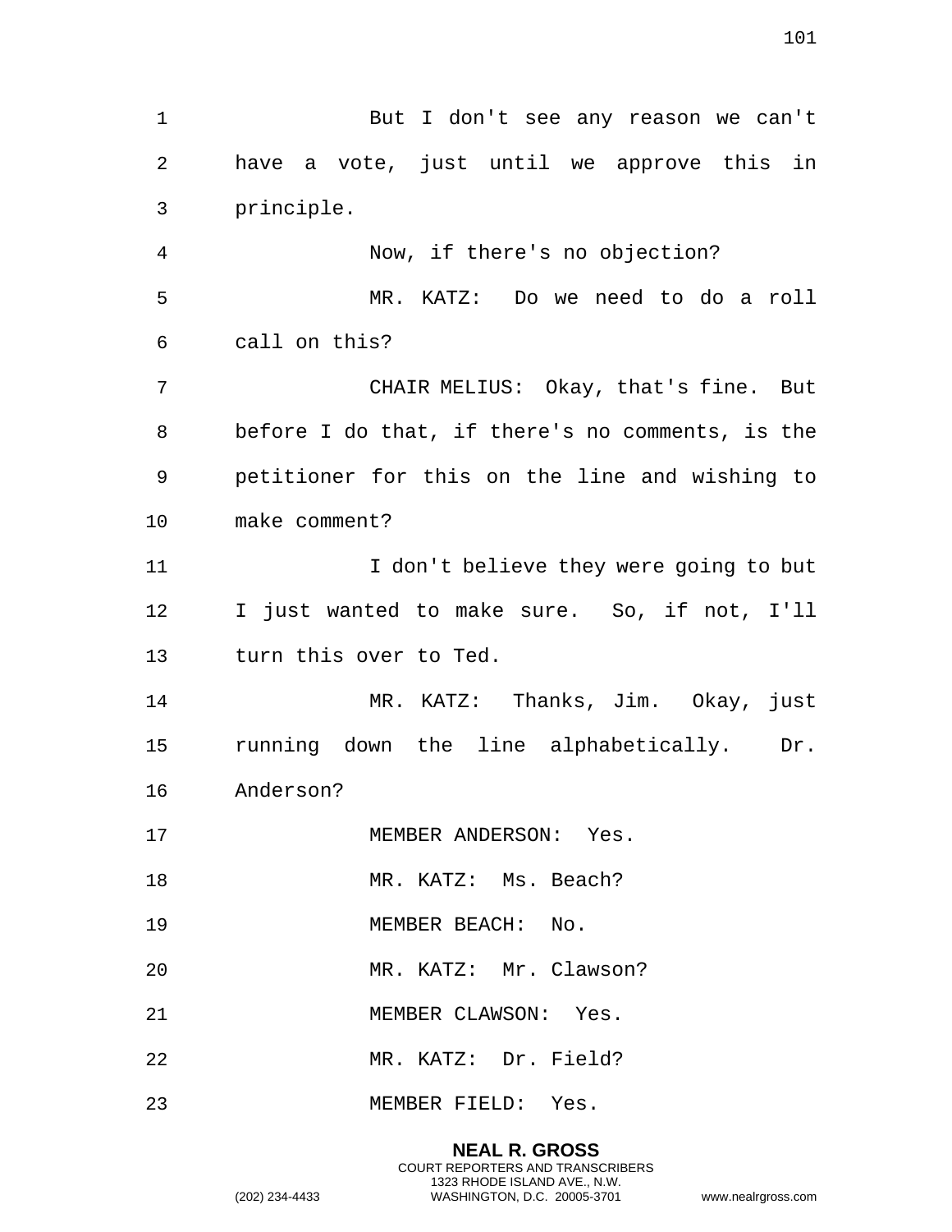But I don't see any reason we can't have a vote, just until we approve this in principle.

Now, if there's no objection?

MR. KATZ: Do we need to do a roll call on this?

CHAIR MELIUS: Okay, that's fine. But before I do that, if there's no comments, is the petitioner for this on the line and wishing to make comment?

I don't believe they were going to but I just wanted to make sure. So, if not, I'll turn this over to Ted.

MR. KATZ: Thanks, Jim. Okay, just running down the line alphabetically. Dr. Anderson?

MEMBER ANDERSON: Yes.

MR. KATZ: Ms. Beach?

MEMBER BEACH: No.

MR. KATZ: Mr. Clawson?

MEMBER CLAWSON: Yes.

MR. KATZ: Dr. Field?

MEMBER FIELD: Yes.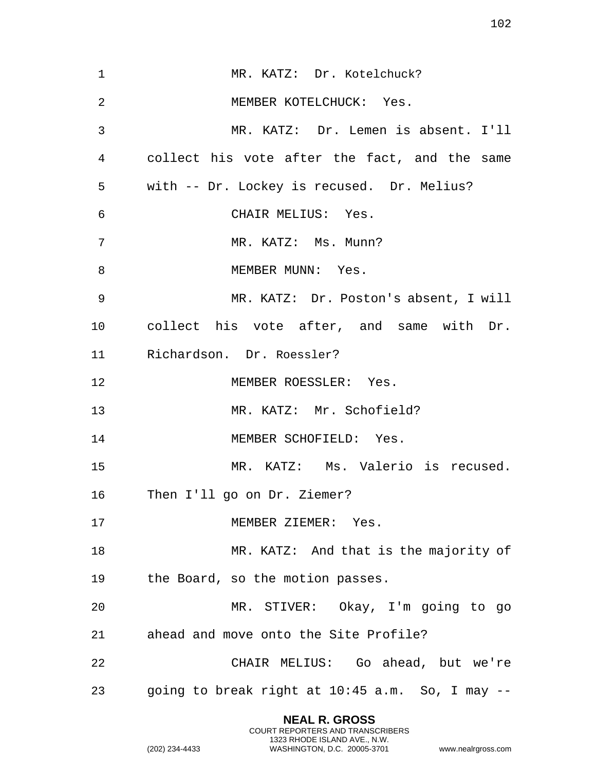MR. KATZ: Dr. Kotelchuck?

MEMBER KOTELCHUCK: Yes.

MR. KATZ: Dr. Lemen is absent. I'll collect his vote after the fact, and the same with -- Dr. Lockey is recused. Dr. Melius?

CHAIR MELIUS: Yes.

MR. KATZ: Ms. Munn?

MEMBER MUNN: Yes.

MR. KATZ: Dr. Poston's absent, I will collect his vote after, and same with Dr. Richardson. Dr. Roessler?

MEMBER ROESSLER: Yes.

MR. KATZ: Mr. Schofield?

MEMBER SCHOFIELD: Yes.

MR. KATZ: Ms. Valerio is recused. Then I'll go on Dr. Ziemer?

MEMBER ZIEMER: Yes.

MR. KATZ: And that is the majority of the Board, so the motion passes.

MR. STIVER: Okay, I'm going to go ahead and move onto the Site Profile?

CHAIR MELIUS: Go ahead, but we're going to break right at 10:45 a.m. So, I may --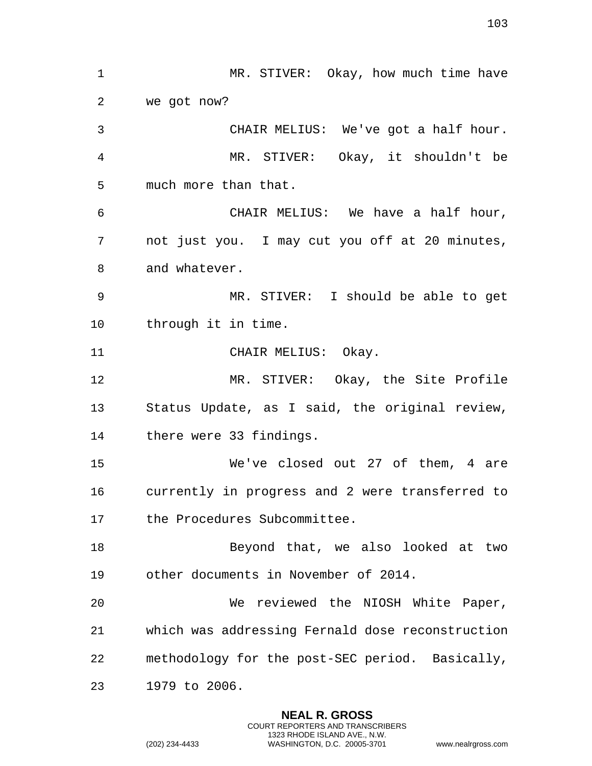MR. STIVER: Okay, how much time have we got now?

CHAIR MELIUS: We've got a half hour.

MR. STIVER: Okay, it shouldn't be much more than that.

CHAIR MELIUS: We have a half hour, not just you. I may cut you off at 20 minutes, and whatever.

MR. STIVER: I should be able to get through it in time.

CHAIR MELIUS: Okay.

MR. STIVER: Okay, the Site Profile Status Update, as I said, the original review, there were 33 findings.

We've closed out 27 of them, 4 are currently in progress and 2 were transferred to the Procedures Subcommittee.

Beyond that, we also looked at two other documents in November of 2014.

We reviewed the NIOSH White Paper, which was addressing Fernald dose reconstruction methodology for the post-SEC period. Basically, 1979 to 2006.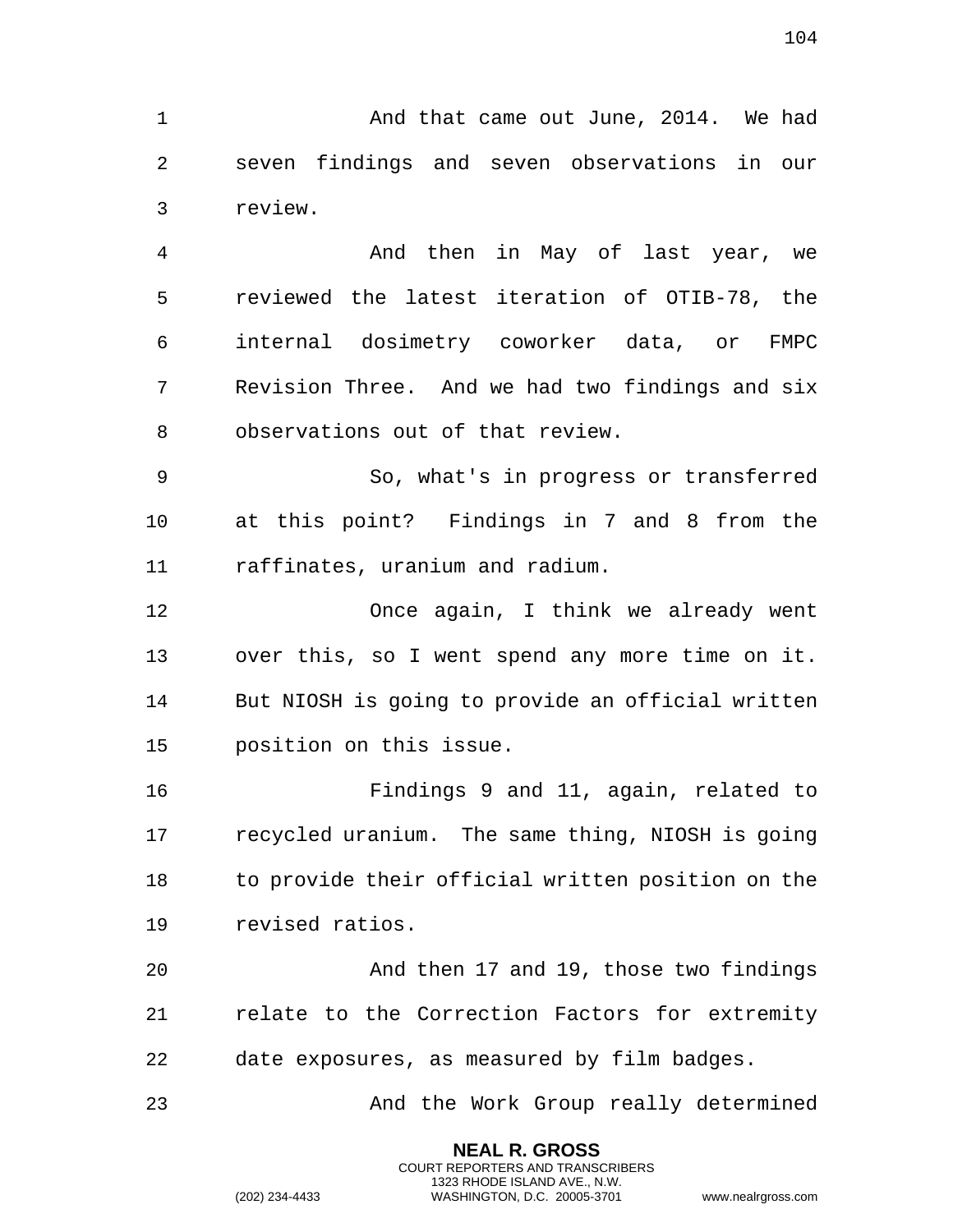And that came out June, 2014. We had seven findings and seven observations in our review.

And then in May of last year, we reviewed the latest iteration of OTIB-78, the internal dosimetry coworker data, or FMPC Revision Three. And we had two findings and six observations out of that review.

So, what's in progress or transferred at this point? Findings in 7 and 8 from the raffinates, uranium and radium.

Once again, I think we already went over this, so I went spend any more time on it. But NIOSH is going to provide an official written position on this issue.

Findings 9 and 11, again, related to recycled uranium. The same thing, NIOSH is going to provide their official written position on the revised ratios.

And then 17 and 19, those two findings relate to the Correction Factors for extremity date exposures, as measured by film badges.

And the Work Group really determined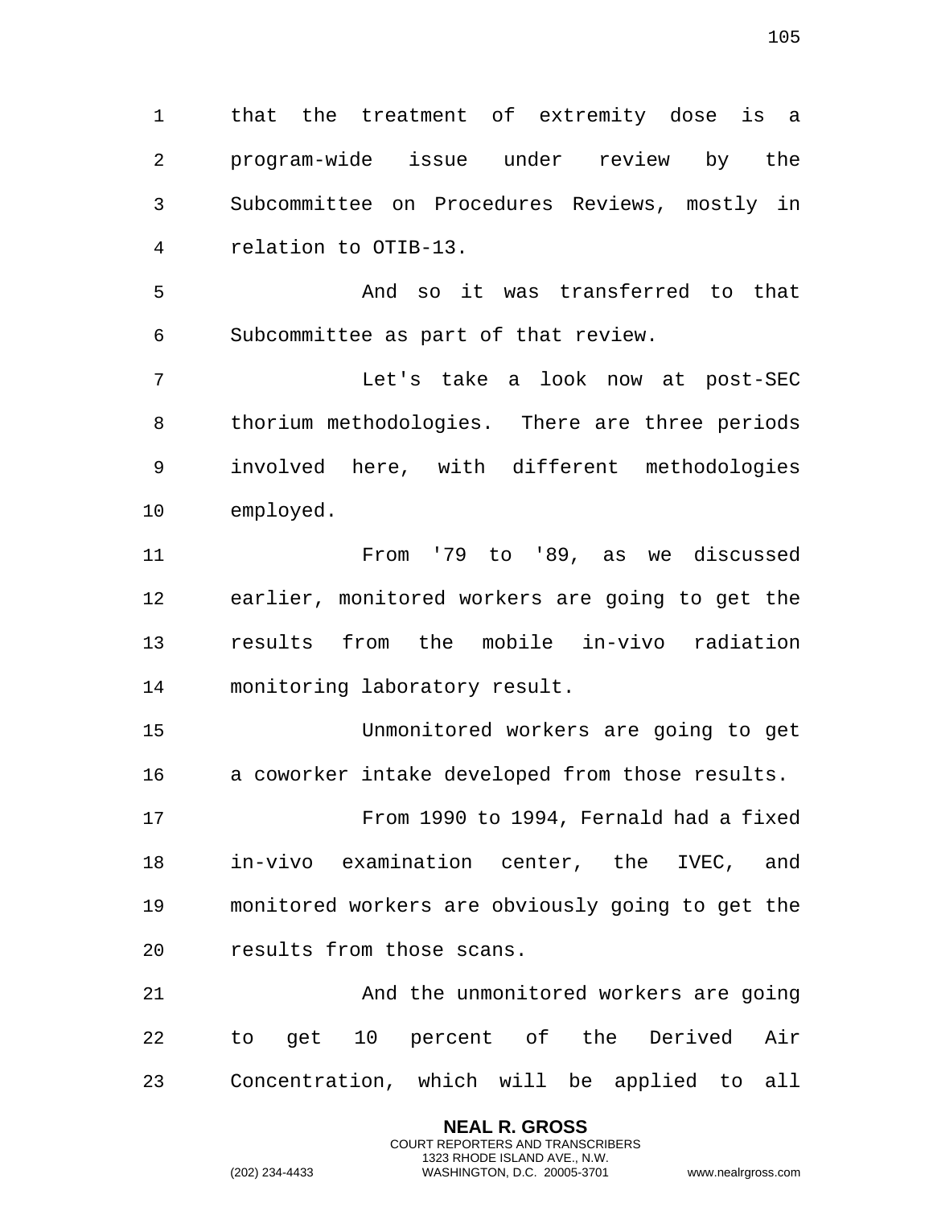that the treatment of extremity dose is a program-wide issue under review by the Subcommittee on Procedures Reviews, mostly in relation to OTIB-13.

And so it was transferred to that Subcommittee as part of that review.

Let's take a look now at post-SEC thorium methodologies. There are three periods involved here, with different methodologies employed.

From '79 to '89, as we discussed earlier, monitored workers are going to get the results from the mobile in-vivo radiation monitoring laboratory result.

Unmonitored workers are going to get a coworker intake developed from those results.

From 1990 to 1994, Fernald had a fixed in-vivo examination center, the IVEC, and monitored workers are obviously going to get the results from those scans.

And the unmonitored workers are going to get 10 percent of the Derived Air Concentration, which will be applied to all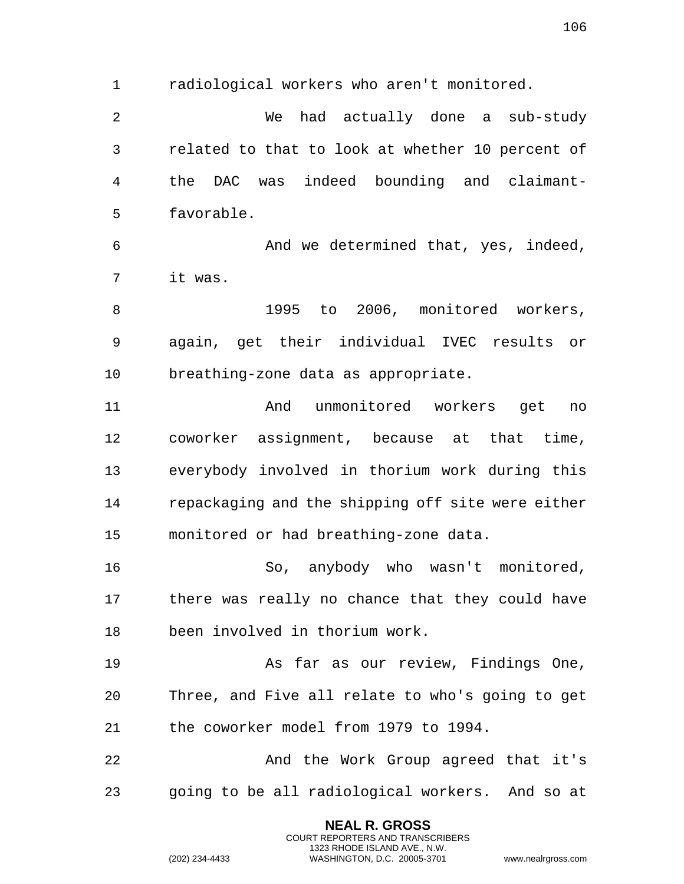radiological workers who aren't monitored.

We had actually done a sub-study related to that to look at whether 10 percent of the DAC was indeed bounding and claimant-favorable.

And we determined that, yes, indeed, it was.

1995 to 2006, monitored workers, again, get their individual IVEC results or breathing-zone data as appropriate.

And unmonitored workers get no coworker assignment, because at that time, everybody involved in thorium work during this repackaging and the shipping off site were either monitored or had breathing-zone data.

So, anybody who wasn't monitored, there was really no chance that they could have been involved in thorium work.

As far as our review, Findings One, Three, and Five all relate to who's going to get the coworker model from 1979 to 1994.

And the Work Group agreed that it's going to be all radiological workers. And so at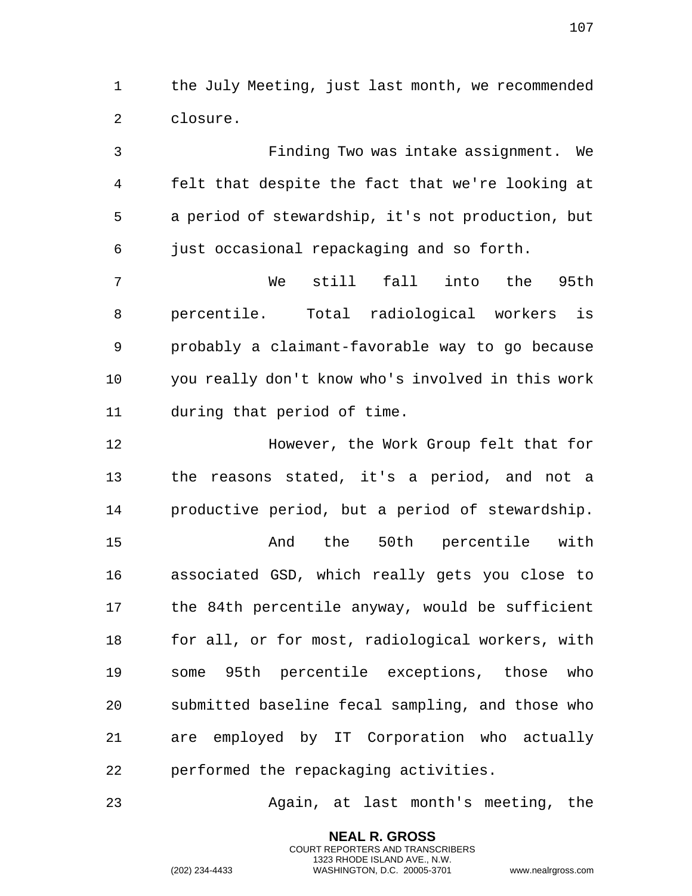the July Meeting, just last month, we recommended closure.

Finding Two was intake assignment. We felt that despite the fact that we're looking at a period of stewardship, it's not production, but just occasional repackaging and so forth.

We still fall into the 95th percentile. Total radiological workers is probably a claimant-favorable way to go because you really don't know who's involved in this work during that period of time.

However, the Work Group felt that for the reasons stated, it's a period, and not a productive period, but a period of stewardship.

And the 50th percentile with associated GSD, which really gets you close to the 84th percentile anyway, would be sufficient for all, or for most, radiological workers, with some 95th percentile exceptions, those who submitted baseline fecal sampling, and those who are employed by IT Corporation who actually performed the repackaging activities.

Again, at last month's meeting, the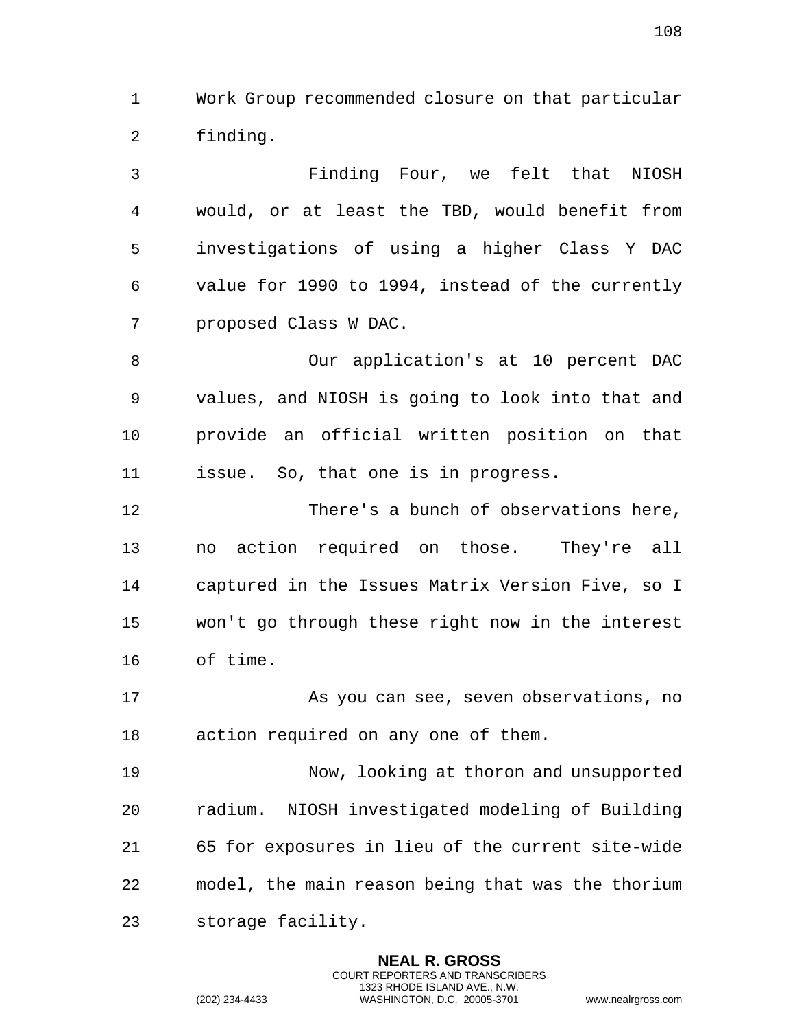Work Group recommended closure on that particular finding.

Finding Four, we felt that NIOSH would, or at least the TBD, would benefit from investigations of using a higher Class Y DAC value for 1990 to 1994, instead of the currently proposed Class W DAC.

Our application's at 10 percent DAC values, and NIOSH is going to look into that and provide an official written position on that issue. So, that one is in progress.

There's a bunch of observations here, no action required on those. They're all captured in the Issues Matrix Version Five, so I won't go through these right now in the interest of time.

As you can see, seven observations, no action required on any one of them.

Now, looking at thoron and unsupported radium. NIOSH investigated modeling of Building 65 for exposures in lieu of the current site-wide model, the main reason being that was the thorium storage facility.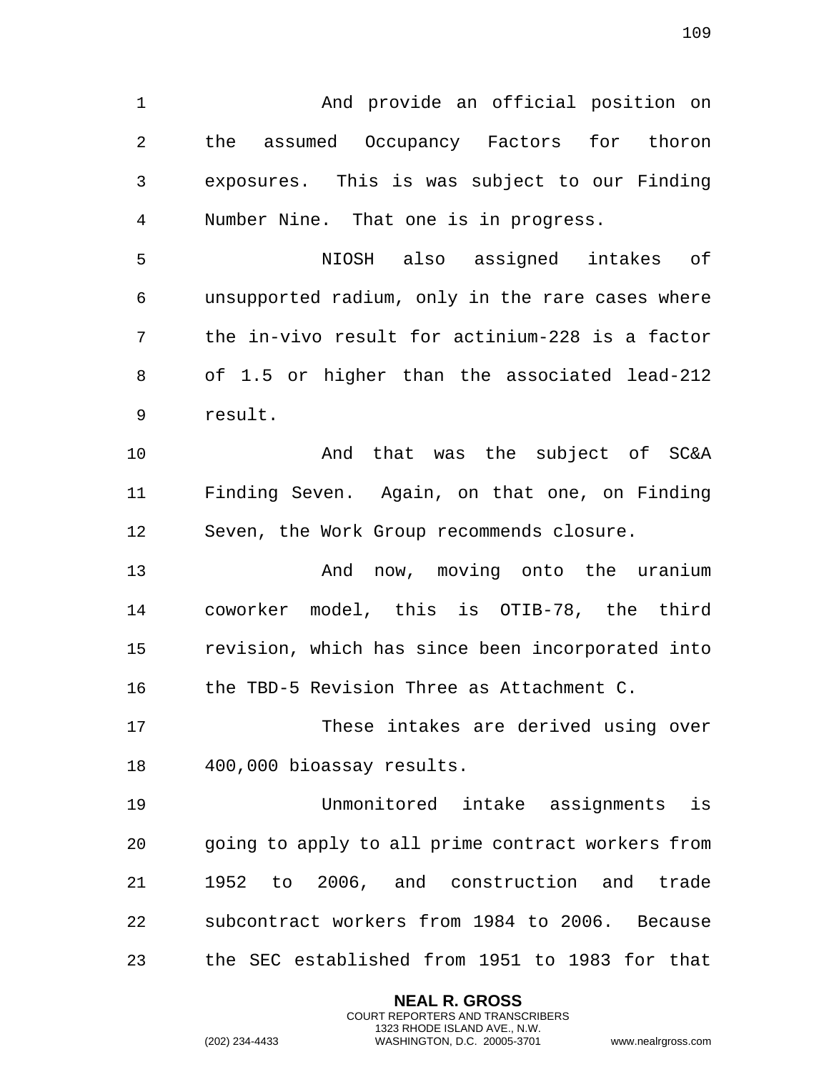And provide an official position on the assumed Occupancy Factors for thoron exposures. This is was subject to our Finding Number Nine. That one is in progress.

NIOSH also assigned intakes of unsupported radium, only in the rare cases where the in-vivo result for actinium-228 is a factor of 1.5 or higher than the associated lead-212 result.

And that was the subject of SC&A Finding Seven. Again, on that one, on Finding Seven, the Work Group recommends closure.

And now, moving onto the uranium coworker model, this is OTIB-78, the third revision, which has since been incorporated into the TBD-5 Revision Three as Attachment C.

These intakes are derived using over 400,000 bioassay results.

Unmonitored intake assignments is going to apply to all prime contract workers from 1952 to 2006, and construction and trade subcontract workers from 1984 to 2006. Because the SEC established from 1951 to 1983 for that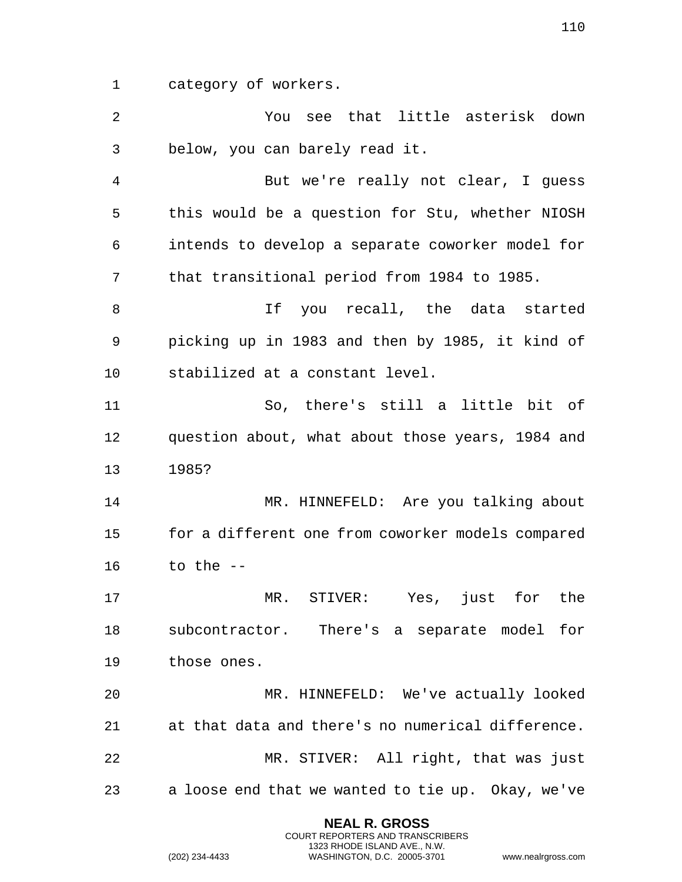category of workers.

You see that little asterisk down below, you can barely read it.

But we're really not clear, I guess this would be a question for Stu, whether NIOSH intends to develop a separate coworker model for that transitional period from 1984 to 1985.

If you recall, the data started picking up in 1983 and then by 1985, it kind of stabilized at a constant level.

So, there's still a little bit of question about, what about those years, 1984 and 1985?

MR. HINNEFELD: Are you talking about for a different one from coworker models compared to the --

MR. STIVER: Yes, just for the subcontractor. There's a separate model for those ones.

MR. HINNEFELD: We've actually looked at that data and there's no numerical difference.

MR. STIVER: All right, that was just a loose end that we wanted to tie up. Okay, we've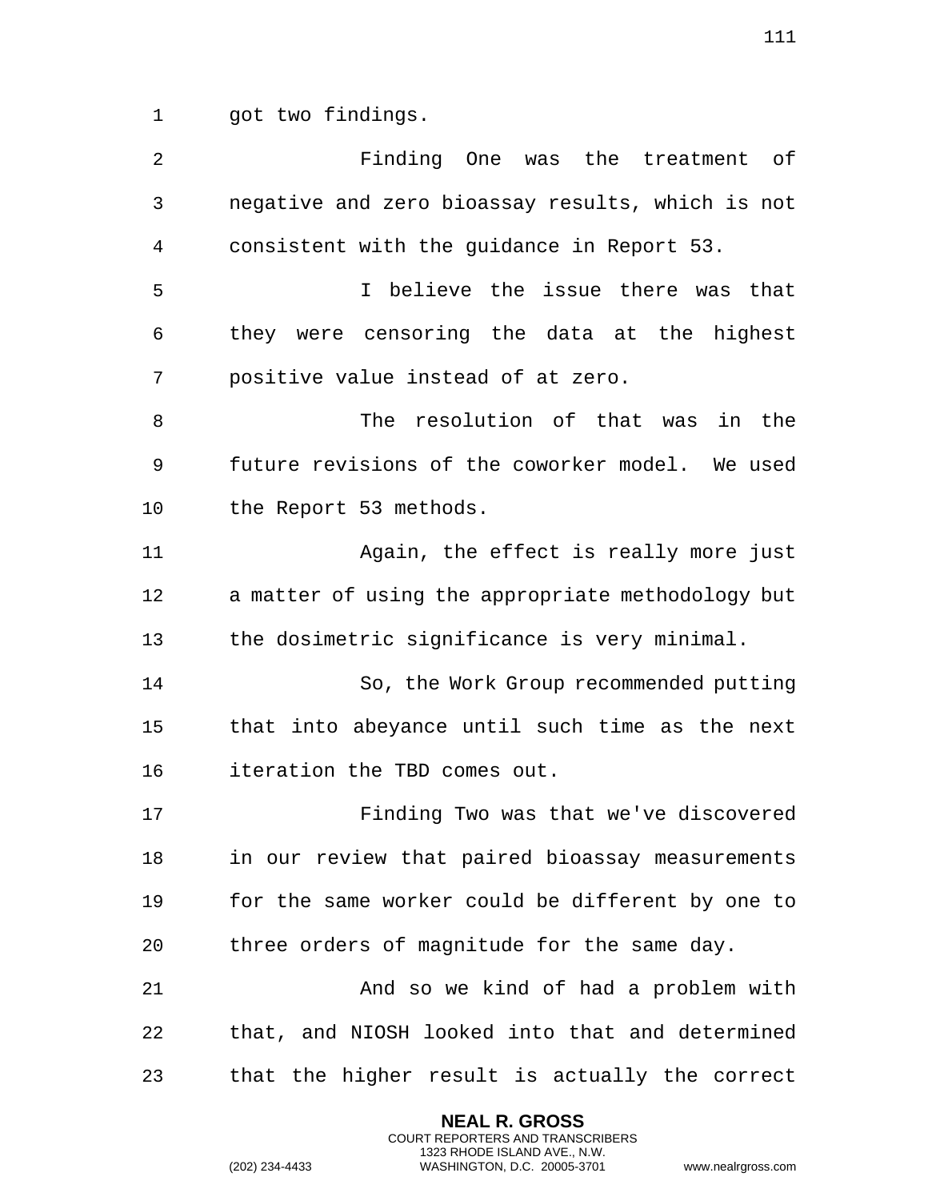got two findings.

Finding One was the treatment of negative and zero bioassay results, which is not consistent with the guidance in Report 53.

I believe the issue there was that they were censoring the data at the highest positive value instead of at zero.

The resolution of that was in the future revisions of the coworker model. We used the Report 53 methods.

Again, the effect is really more just a matter of using the appropriate methodology but the dosimetric significance is very minimal.

So, the Work Group recommended putting that into abeyance until such time as the next iteration the TBD comes out.

Finding Two was that we've discovered in our review that paired bioassay measurements for the same worker could be different by one to three orders of magnitude for the same day.

And so we kind of had a problem with that, and NIOSH looked into that and determined that the higher result is actually the correct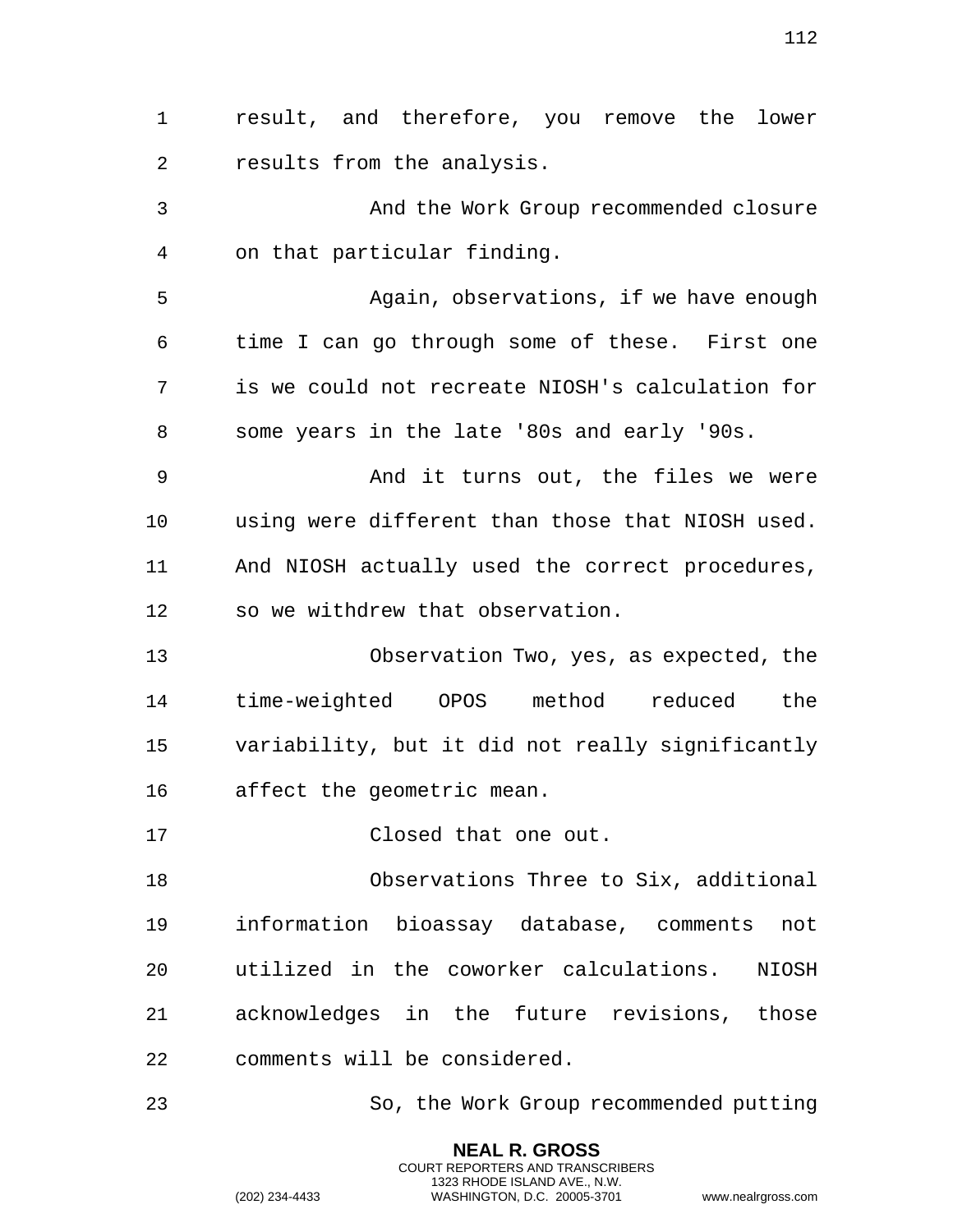result, and therefore, you remove the lower results from the analysis.

And the Work Group recommended closure on that particular finding.

Again, observations, if we have enough time I can go through some of these. First one is we could not recreate NIOSH's calculation for some years in the late '80s and early '90s.

And it turns out, the files we were using were different than those that NIOSH used. And NIOSH actually used the correct procedures, so we withdrew that observation.

Observation Two, yes, as expected, the time-weighted OPOS method reduced the variability, but it did not really significantly affect the geometric mean.

Closed that one out.

Observations Three to Six, additional information bioassay database, comments not utilized in the coworker calculations. NIOSH acknowledges in the future revisions, those comments will be considered.

So, the Work Group recommended putting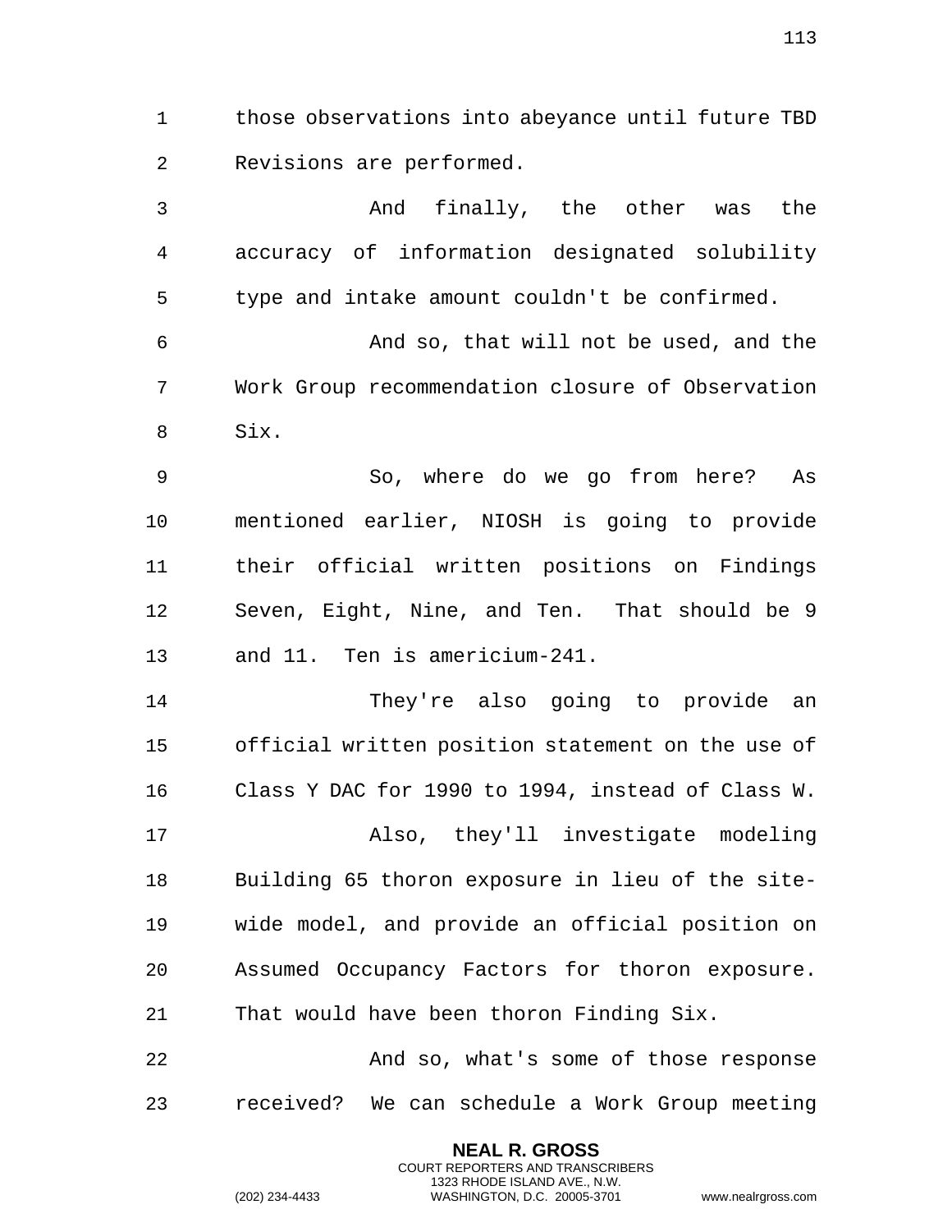those observations into abeyance until future TBD Revisions are performed.

And finally, the other was the accuracy of information designated solubility type and intake amount couldn't be confirmed.

And so, that will not be used, and the Work Group recommendation closure of Observation Six.

So, where do we go from here? As mentioned earlier, NIOSH is going to provide their official written positions on Findings Seven, Eight, Nine, and Ten. That should be 9 and 11. Ten is americium-241.

They're also going to provide an official written position statement on the use of Class Y DAC for 1990 to 1994, instead of Class W.

Also, they'll investigate modeling Building 65 thoron exposure in lieu of the site-wide model, and provide an official position on Assumed Occupancy Factors for thoron exposure. That would have been thoron Finding Six.

And so, what's some of those response received? We can schedule a Work Group meeting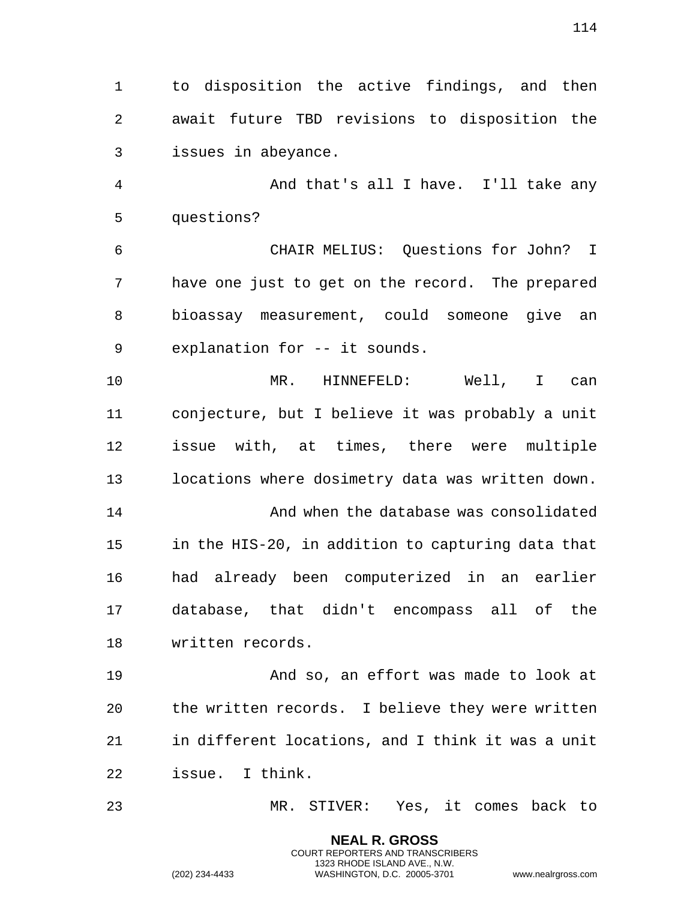to disposition the active findings, and then await future TBD revisions to disposition the issues in abeyance.

And that's all I have. I'll take any questions?

CHAIR MELIUS: Questions for John? I have one just to get on the record. The prepared bioassay measurement, could someone give an explanation for -- it sounds.

MR. HINNEFELD: Well, I can conjecture, but I believe it was probably a unit issue with, at times, there were multiple locations where dosimetry data was written down.

And when the database was consolidated in the HIS-20, in addition to capturing data that had already been computerized in an earlier database, that didn't encompass all of the written records.

And so, an effort was made to look at the written records. I believe they were written in different locations, and I think it was a unit issue. I think.

MR. STIVER: Yes, it comes back to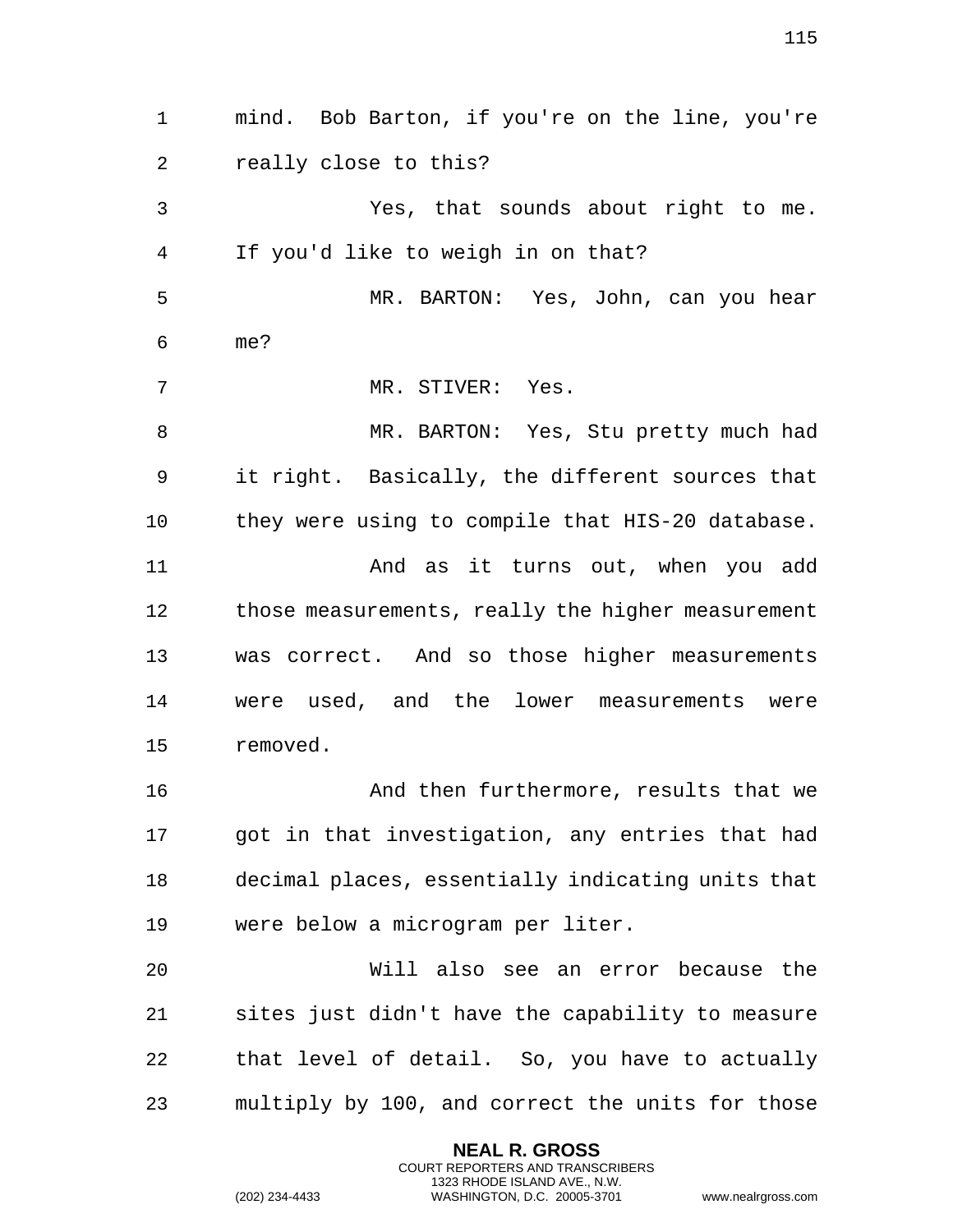mind. Bob Barton, if you're on the line, you're really close to this?

Yes, that sounds about right to me. If you'd like to weigh in on that?

MR. BARTON: Yes, John, can you hear me?

MR. STIVER: Yes.

MR. BARTON: Yes, Stu pretty much had it right. Basically, the different sources that they were using to compile that HIS-20 database.

And as it turns out, when you add those measurements, really the higher measurement was correct. And so those higher measurements were used, and the lower measurements were removed.

And then furthermore, results that we got in that investigation, any entries that had decimal places, essentially indicating units that were below a microgram per liter.

Will also see an error because the sites just didn't have the capability to measure that level of detail. So, you have to actually multiply by 100, and correct the units for those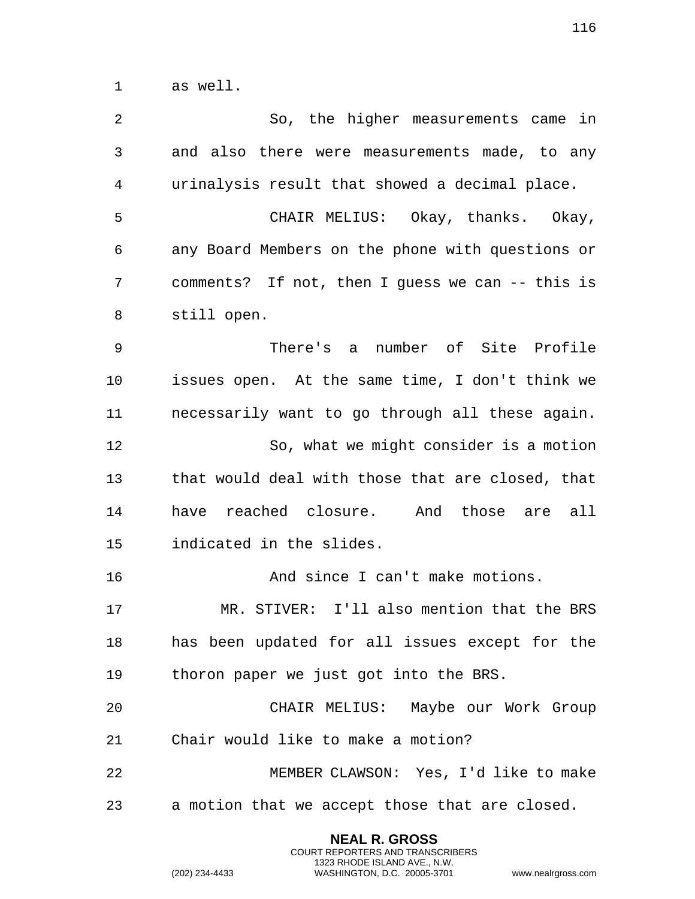as well.

So, the higher measurements came in and also there were measurements made, to any urinalysis result that showed a decimal place.

CHAIR MELIUS: Okay, thanks. Okay, any Board Members on the phone with questions or comments? If not, then I guess we can -- this is still open.

There's a number of Site Profile issues open. At the same time, I don't think we necessarily want to go through all these again.

So, what we might consider is a motion that would deal with those that are closed, that have reached closure. And those are all indicated in the slides.

And since I can't make motions.

MR. STIVER: I'll also mention that the BRS has been updated for all issues except for the thoron paper we just got into the BRS.

CHAIR MELIUS: Maybe our Work Group Chair would like to make a motion?

MEMBER CLAWSON: Yes, I'd like to make a motion that we accept those that are closed.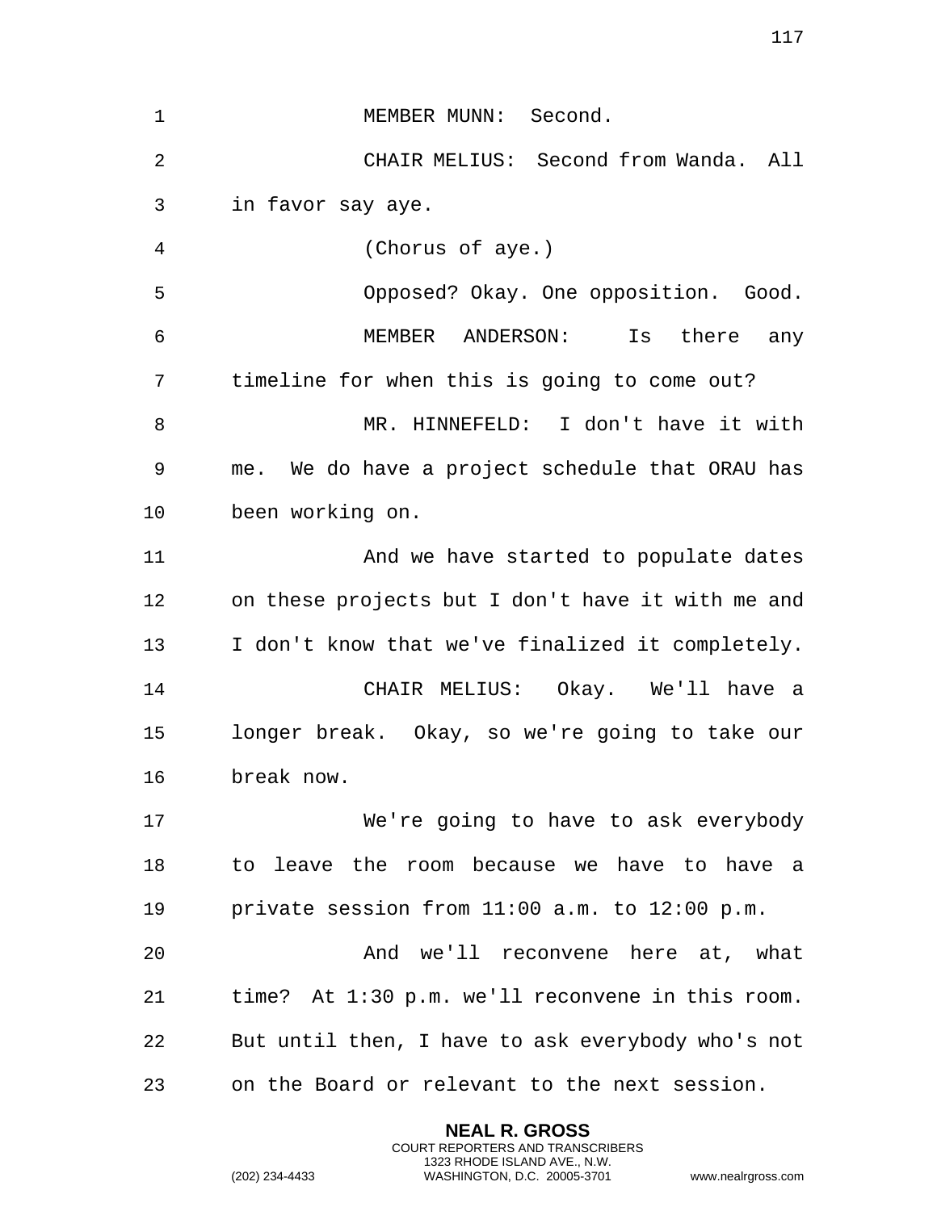MEMBER MUNN: Second.

CHAIR MELIUS: Second from Wanda. All in favor say aye.

(Chorus of aye.)

Opposed? Okay. One opposition. Good.

MEMBER ANDERSON: Is there any timeline for when this is going to come out?

MR. HINNEFELD: I don't have it with me. We do have a project schedule that ORAU has been working on.

And we have started to populate dates on these projects but I don't have it with me and I don't know that we've finalized it completely.

CHAIR MELIUS: Okay. We'll have a longer break. Okay, so we're going to take our break now.

We're going to have to ask everybody to leave the room because we have to have a private session from 11:00 a.m. to 12:00 p.m.

And we'll reconvene here at, what time? At 1:30 p.m. we'll reconvene in this room. But until then, I have to ask everybody who's not on the Board or relevant to the next session.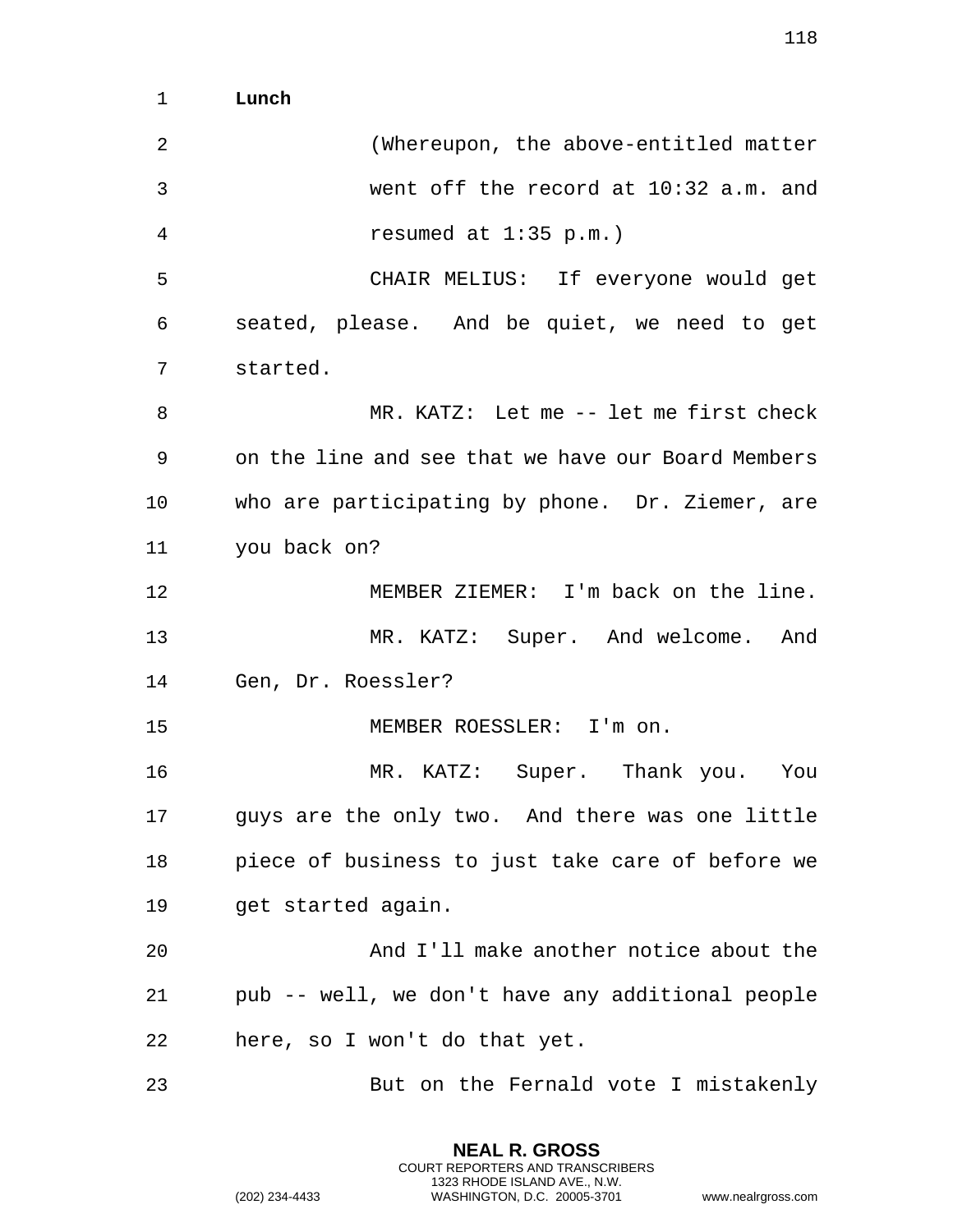**Lunch**

(Whereupon, the above-entitled matter went off the record at 10:32 a.m. and resumed at 1:35 p.m.)

CHAIR MELIUS: If everyone would get seated, please. And be quiet, we need to get started.

MR. KATZ: Let me -- let me first check on the line and see that we have our Board Members who are participating by phone. Dr. Ziemer, are you back on?

MEMBER ZIEMER: I'm back on the line.

MR. KATZ: Super. And welcome. And Gen, Dr. Roessler?

MEMBER ROESSLER: I'm on.

MR. KATZ: Super. Thank you. You guys are the only two. And there was one little piece of business to just take care of before we get started again.

And I'll make another notice about the pub -- well, we don't have any additional people here, so I won't do that yet.

But on the Fernald vote I mistakenly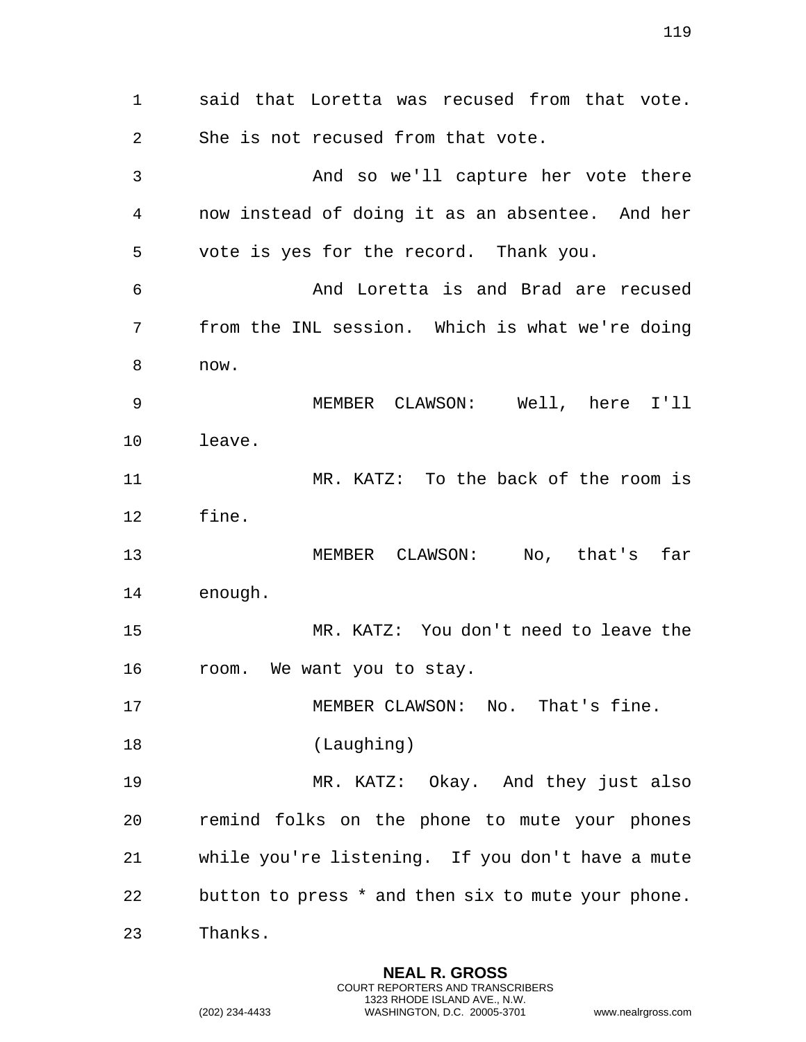said that Loretta was recused from that vote. She is not recused from that vote.

And so we'll capture her vote there now instead of doing it as an absentee. And her vote is yes for the record. Thank you.

And Loretta is and Brad are recused from the INL session. Which is what we're doing now.

MEMBER CLAWSON: Well, here I'll leave.

MR. KATZ: To the back of the room is fine.

MEMBER CLAWSON: No, that's far enough.

MR. KATZ: You don't need to leave the room. We want you to stay.

MEMBER CLAWSON: No. That's fine.

(Laughing)

MR. KATZ: Okay. And they just also remind folks on the phone to mute your phones while you're listening. If you don't have a mute button to press * and then six to mute your phone. Thanks.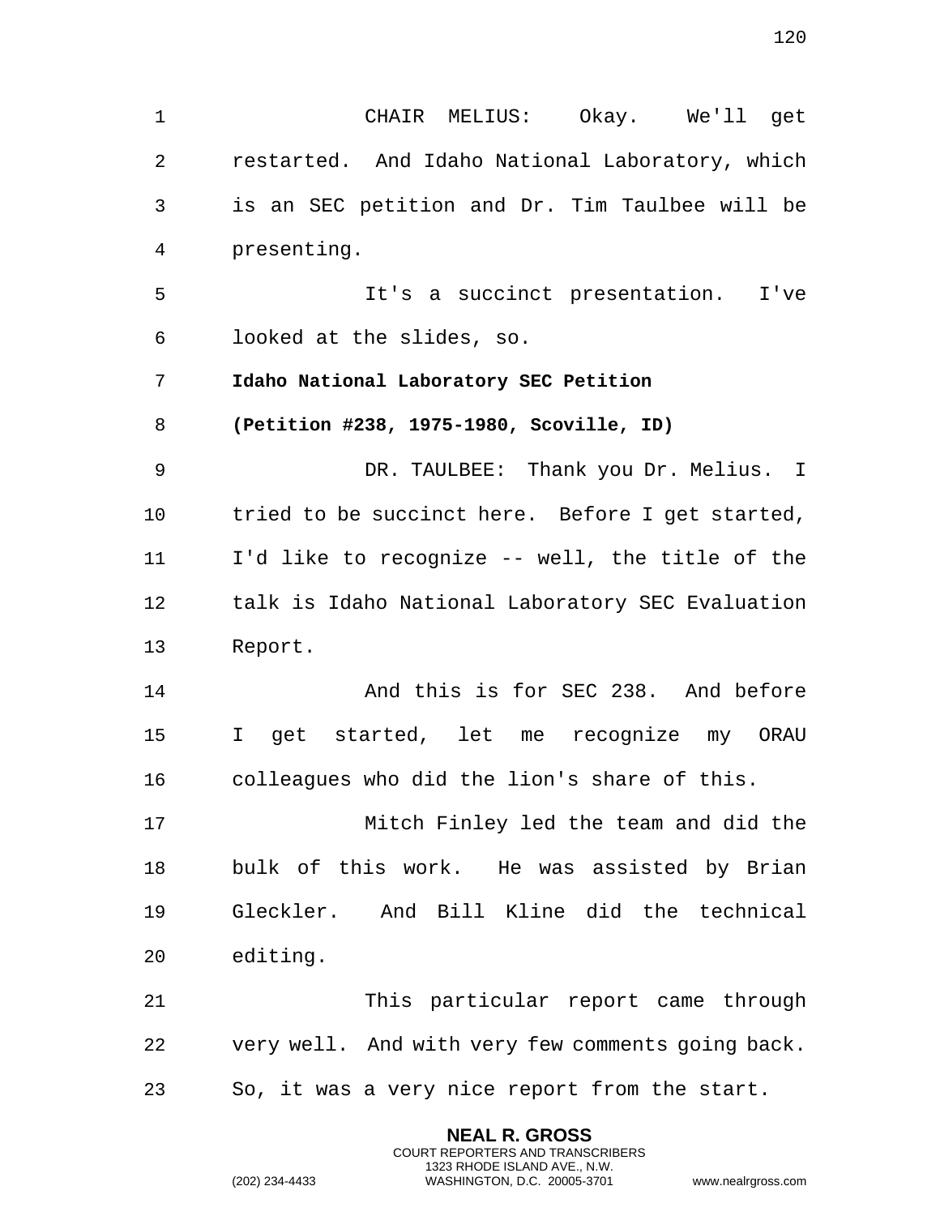CHAIR MELIUS: Okay. We'll get restarted. And Idaho National Laboratory, which is an SEC petition and Dr. Tim Taulbee will be presenting.

It's a succinct presentation. I've looked at the slides, so.

**Idaho National Laboratory SEC Petition**

**(Petition #238, 1975-1980, Scoville, ID)**

DR. TAULBEE: Thank you Dr. Melius. I tried to be succinct here. Before I get started, I'd like to recognize -- well, the title of the talk is Idaho National Laboratory SEC Evaluation Report.

And this is for SEC 238. And before I get started, let me recognize my ORAU colleagues who did the lion's share of this.

Mitch Finley led the team and did the bulk of this work. He was assisted by Brian Gleckler. And Bill Kline did the technical editing.

This particular report came through very well. And with very few comments going back. So, it was a very nice report from the start.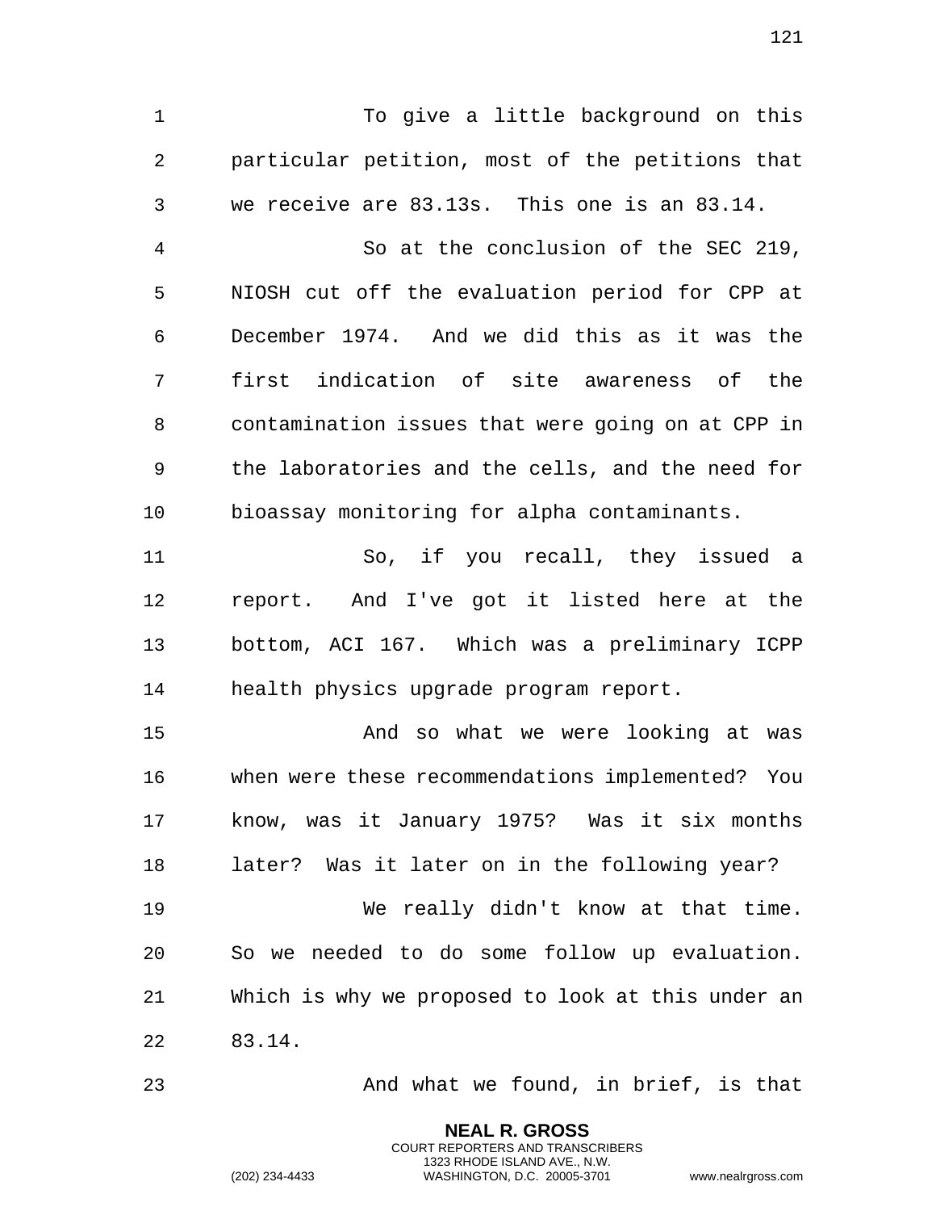To give a little background on this particular petition, most of the petitions that we receive are 83.13s. This one is an 83.14.

So at the conclusion of the SEC 219, NIOSH cut off the evaluation period for CPP at December 1974. And we did this as it was the first indication of site awareness of the contamination issues that were going on at CPP in the laboratories and the cells, and the need for bioassay monitoring for alpha contaminants.

So, if you recall, they issued a report. And I've got it listed here at the bottom, ACI 167. Which was a preliminary ICPP health physics upgrade program report.

And so what we were looking at was when were these recommendations implemented? You know, was it January 1975? Was it six months later? Was it later on in the following year?

We really didn't know at that time. So we needed to do some follow up evaluation. Which is why we proposed to look at this under an 83.14.

And what we found, in brief, is that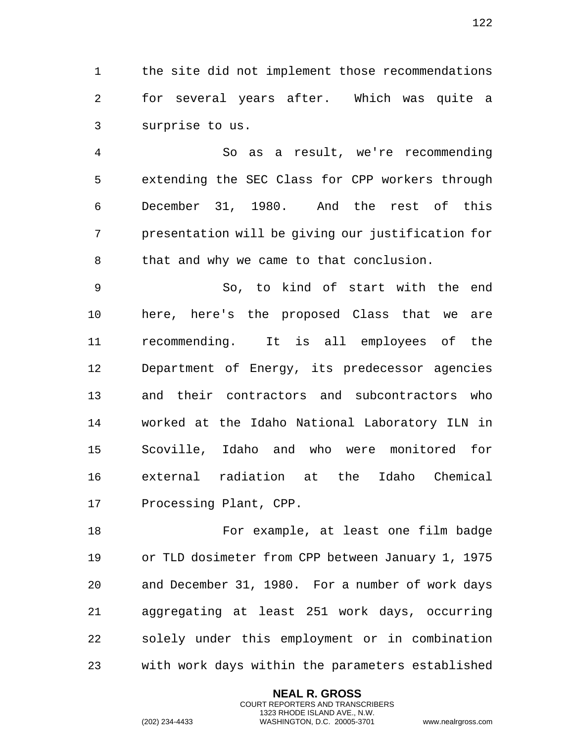the site did not implement those recommendations for several years after. Which was quite a surprise to us.

So as a result, we're recommending extending the SEC Class for CPP workers through December 31, 1980. And the rest of this presentation will be giving our justification for that and why we came to that conclusion.

So, to kind of start with the end here, here's the proposed Class that we are recommending. It is all employees of the Department of Energy, its predecessor agencies and their contractors and subcontractors who worked at the Idaho National Laboratory ILN in Scoville, Idaho and who were monitored for external radiation at the Idaho Chemical Processing Plant, CPP.

For example, at least one film badge or TLD dosimeter from CPP between January 1, 1975 and December 31, 1980. For a number of work days aggregating at least 251 work days, occurring solely under this employment or in combination with work days within the parameters established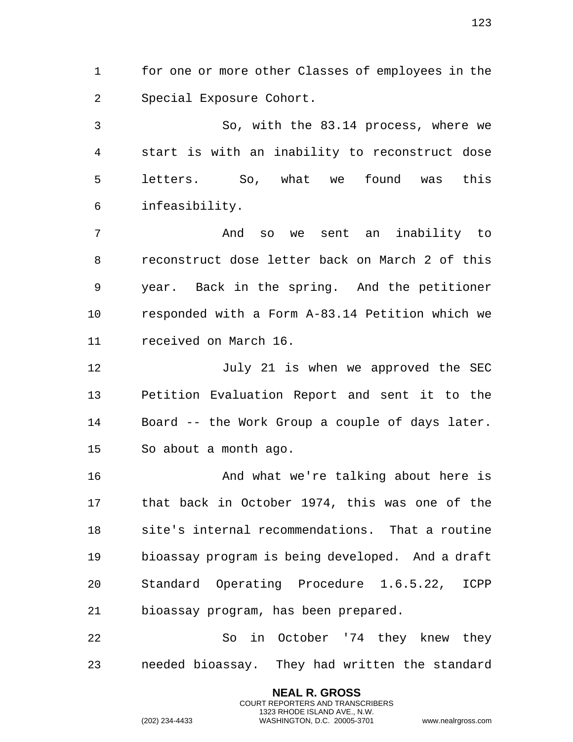for one or more other Classes of employees in the Special Exposure Cohort.

So, with the 83.14 process, where we start is with an inability to reconstruct dose letters. So, what we found was this infeasibility.

And so we sent an inability to reconstruct dose letter back on March 2 of this year. Back in the spring. And the petitioner responded with a Form A-83.14 Petition which we received on March 16.

July 21 is when we approved the SEC Petition Evaluation Report and sent it to the Board -- the Work Group a couple of days later. So about a month ago.

And what we're talking about here is that back in October 1974, this was one of the site's internal recommendations. That a routine bioassay program is being developed. And a draft Standard Operating Procedure 1.6.5.22, ICPP bioassay program, has been prepared.

So in October '74 they knew they needed bioassay. They had written the standard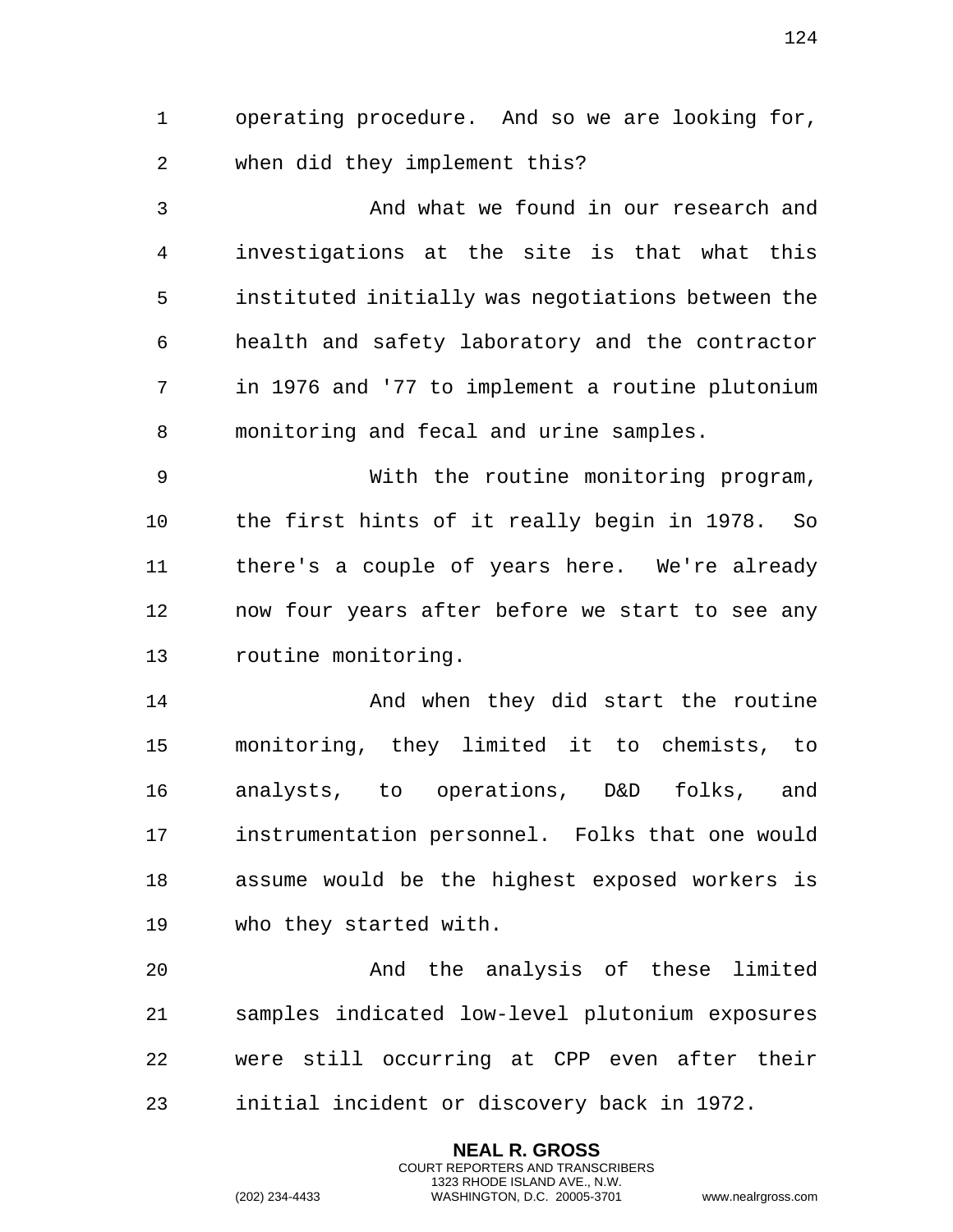operating procedure. And so we are looking for, when did they implement this?

And what we found in our research and investigations at the site is that what this instituted initially was negotiations between the health and safety laboratory and the contractor in 1976 and '77 to implement a routine plutonium monitoring and fecal and urine samples.

With the routine monitoring program, the first hints of it really begin in 1978. So there's a couple of years here. We're already now four years after before we start to see any routine monitoring.

And when they did start the routine monitoring, they limited it to chemists, to analysts, to operations, D&D folks, and instrumentation personnel. Folks that one would assume would be the highest exposed workers is who they started with.

And the analysis of these limited samples indicated low-level plutonium exposures were still occurring at CPP even after their initial incident or discovery back in 1972.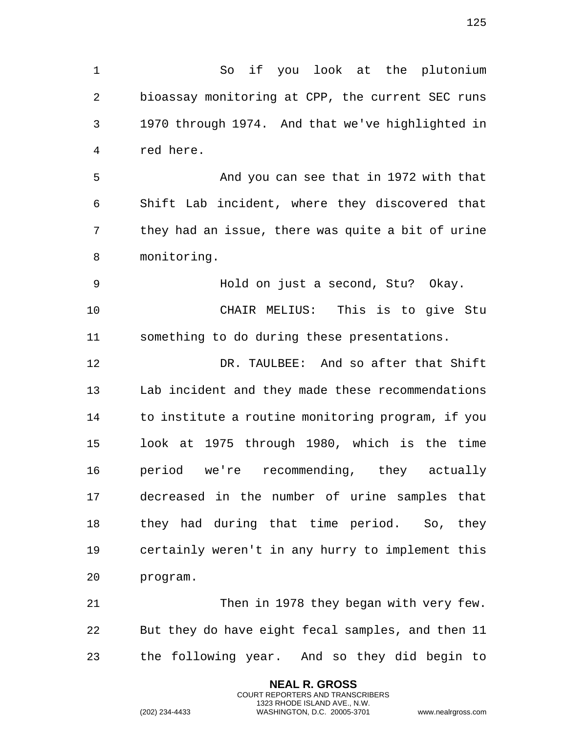So if you look at the plutonium bioassay monitoring at CPP, the current SEC runs 1970 through 1974. And that we've highlighted in red here.

And you can see that in 1972 with that Shift Lab incident, where they discovered that they had an issue, there was quite a bit of urine monitoring.

Hold on just a second, Stu? Okay.

CHAIR MELIUS: This is to give Stu something to do during these presentations.

DR. TAULBEE: And so after that Shift Lab incident and they made these recommendations to institute a routine monitoring program, if you look at 1975 through 1980, which is the time period we're recommending, they actually decreased in the number of urine samples that they had during that time period. So, they certainly weren't in any hurry to implement this program.

Then in 1978 they began with very few. But they do have eight fecal samples, and then 11 the following year. And so they did begin to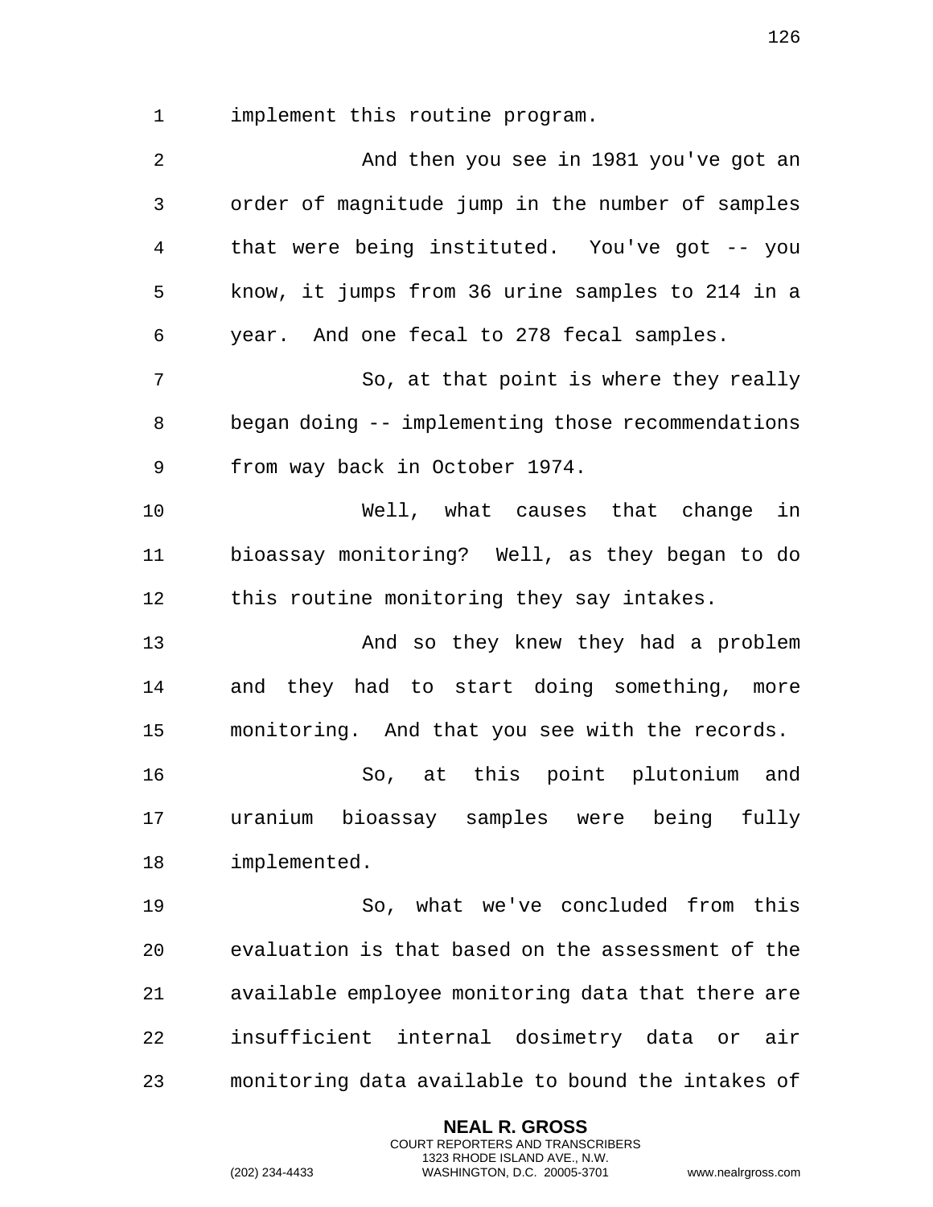implement this routine program.

And then you see in 1981 you've got an order of magnitude jump in the number of samples that were being instituted. You've got -- you know, it jumps from 36 urine samples to 214 in a year. And one fecal to 278 fecal samples.

So, at that point is where they really began doing -- implementing those recommendations from way back in October 1974.

Well, what causes that change in bioassay monitoring? Well, as they began to do this routine monitoring they say intakes.

And so they knew they had a problem and they had to start doing something, more monitoring. And that you see with the records.

So, at this point plutonium and uranium bioassay samples were being fully implemented.

So, what we've concluded from this evaluation is that based on the assessment of the available employee monitoring data that there are insufficient internal dosimetry data or air monitoring data available to bound the intakes of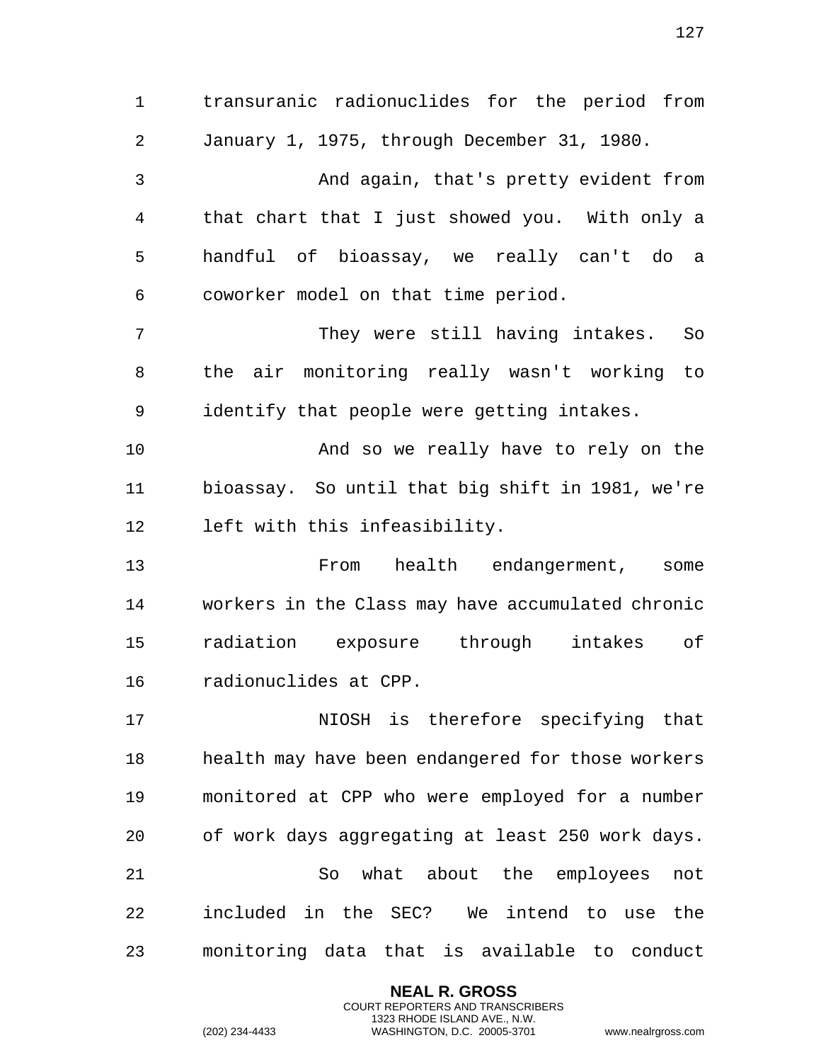transuranic radionuclides for the period from January 1, 1975, through December 31, 1980.

And again, that's pretty evident from that chart that I just showed you. With only a handful of bioassay, we really can't do a coworker model on that time period.

They were still having intakes. So the air monitoring really wasn't working to identify that people were getting intakes.

And so we really have to rely on the bioassay. So until that big shift in 1981, we're left with this infeasibility.

From health endangerment, some workers in the Class may have accumulated chronic radiation exposure through intakes of radionuclides at CPP.

NIOSH is therefore specifying that health may have been endangered for those workers monitored at CPP who were employed for a number of work days aggregating at least 250 work days.

So what about the employees not included in the SEC? We intend to use the monitoring data that is available to conduct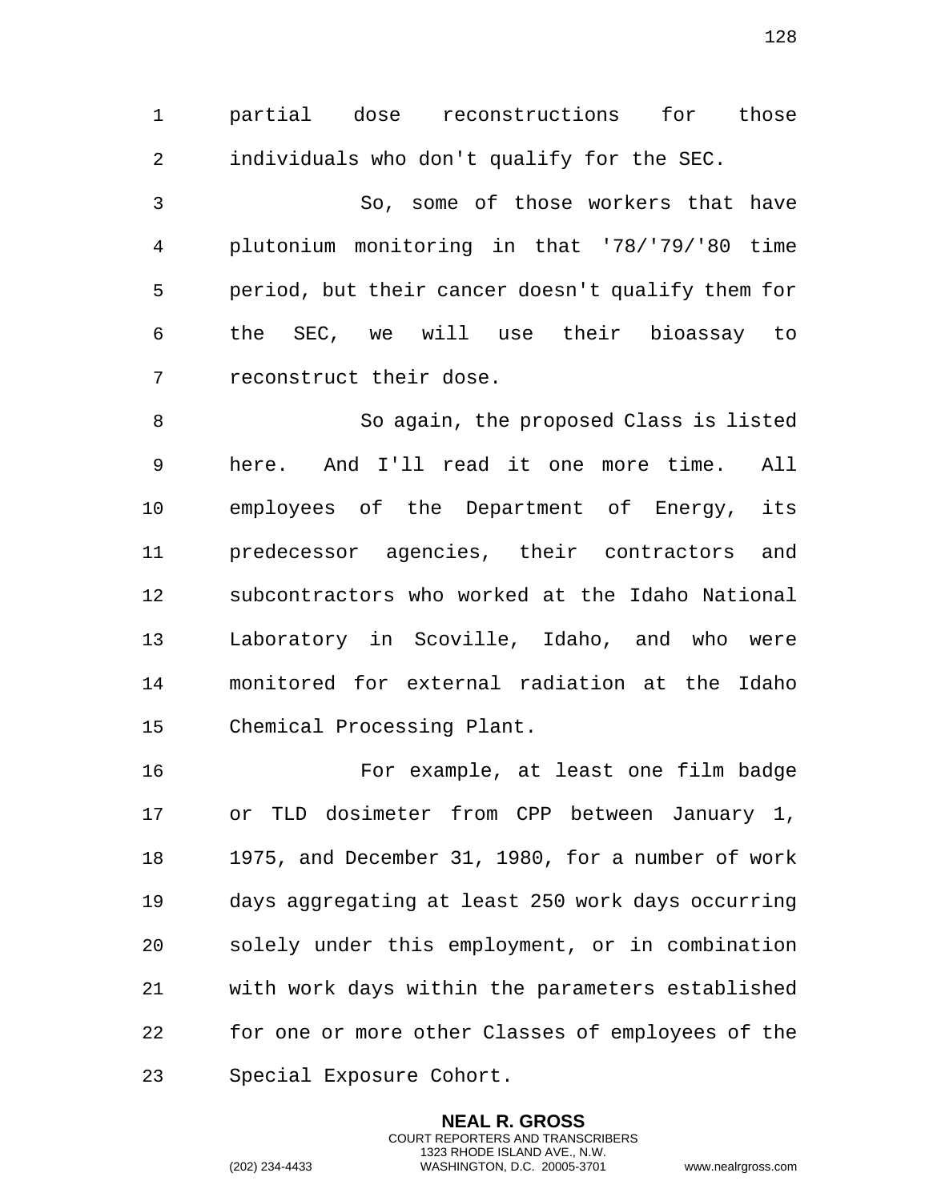partial dose reconstructions for those individuals who don't qualify for the SEC.

So, some of those workers that have plutonium monitoring in that '78/'79/'80 time period, but their cancer doesn't qualify them for the SEC, we will use their bioassay to reconstruct their dose.

So again, the proposed Class is listed here. And I'll read it one more time. All employees of the Department of Energy, its predecessor agencies, their contractors and subcontractors who worked at the Idaho National Laboratory in Scoville, Idaho, and who were monitored for external radiation at the Idaho Chemical Processing Plant.

For example, at least one film badge or TLD dosimeter from CPP between January 1, 1975, and December 31, 1980, for a number of work days aggregating at least 250 work days occurring solely under this employment, or in combination with work days within the parameters established for one or more other Classes of employees of the Special Exposure Cohort.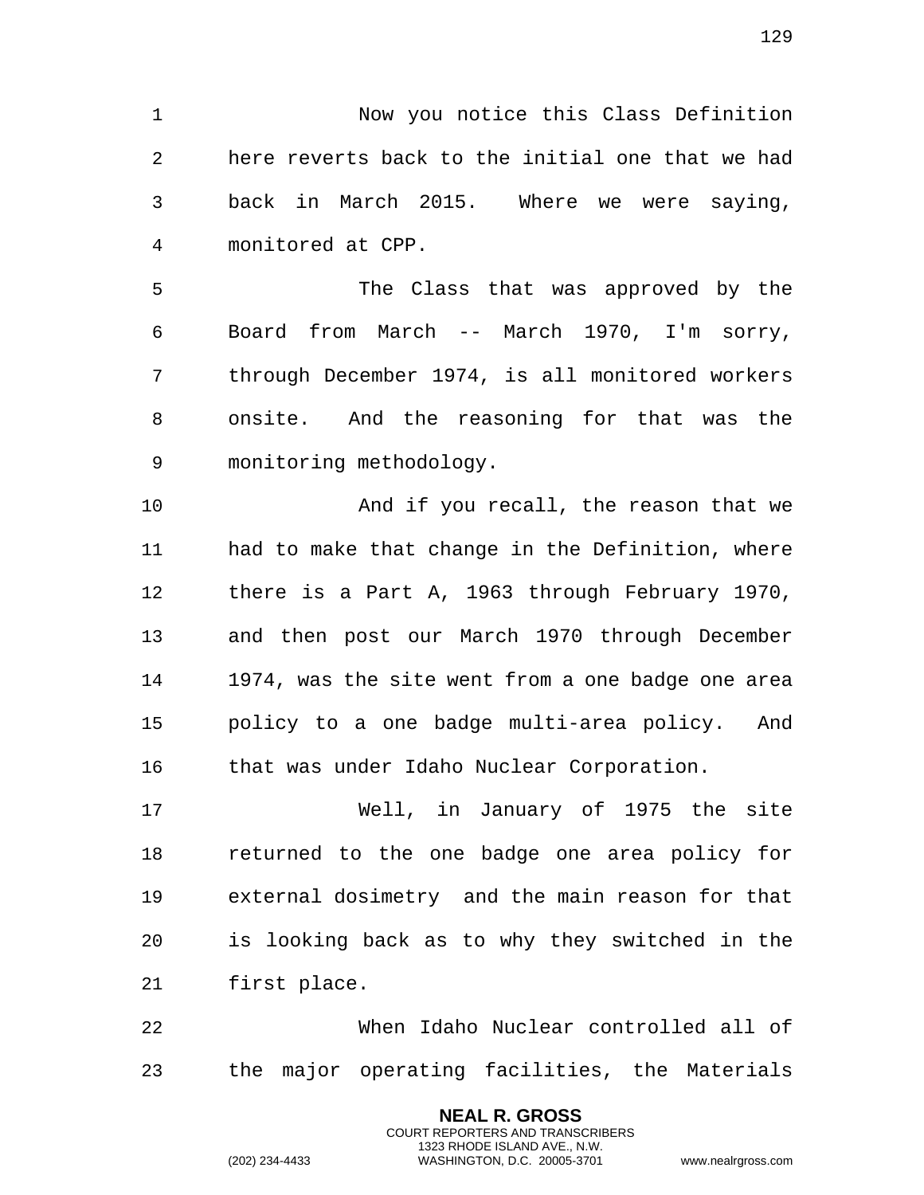Now you notice this Class Definition here reverts back to the initial one that we had back in March 2015. Where we were saying, monitored at CPP.

The Class that was approved by the Board from March -- March 1970, I'm sorry, through December 1974, is all monitored workers onsite. And the reasoning for that was the monitoring methodology.

And if you recall, the reason that we had to make that change in the Definition, where there is a Part A, 1963 through February 1970, and then post our March 1970 through December 1974, was the site went from a one badge one area policy to a one badge multi-area policy. And that was under Idaho Nuclear Corporation.

Well, in January of 1975 the site returned to the one badge one area policy for external dosimetry and the main reason for that is looking back as to why they switched in the first place.

When Idaho Nuclear controlled all of the major operating facilities, the Materials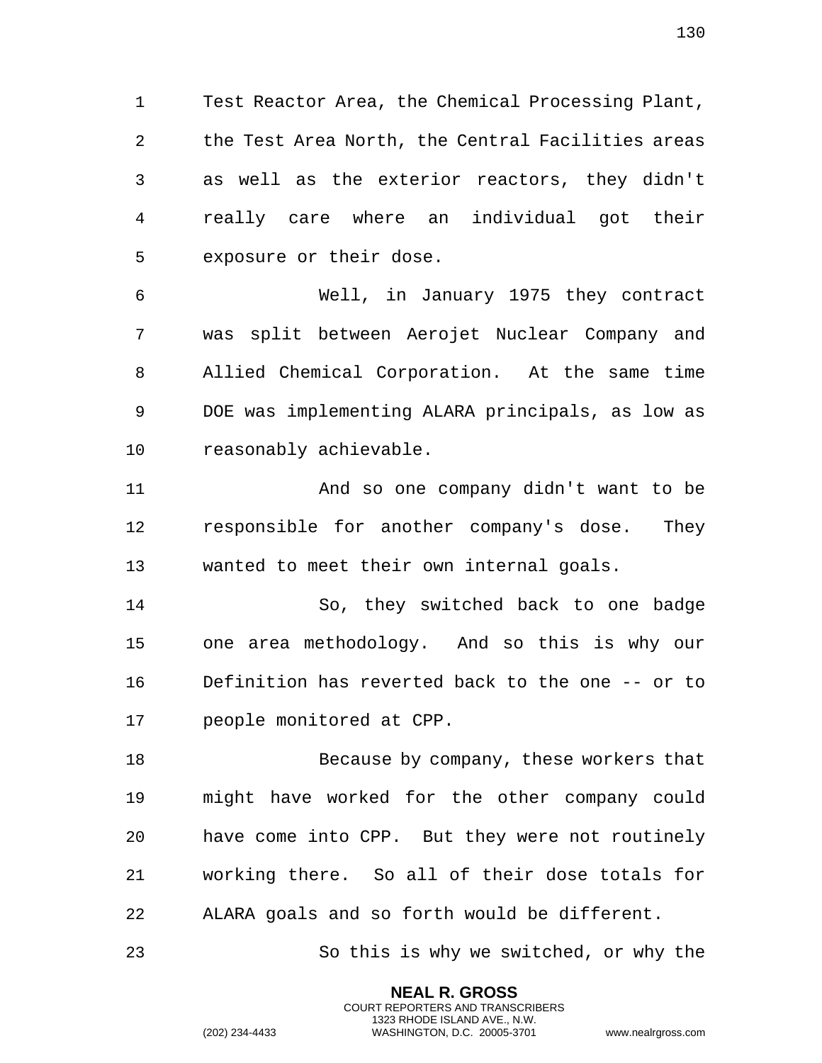Test Reactor Area, the Chemical Processing Plant, the Test Area North, the Central Facilities areas as well as the exterior reactors, they didn't really care where an individual got their exposure or their dose.

Well, in January 1975 they contract was split between Aerojet Nuclear Company and Allied Chemical Corporation. At the same time DOE was implementing ALARA principals, as low as reasonably achievable.

And so one company didn't want to be responsible for another company's dose. They wanted to meet their own internal goals.

So, they switched back to one badge one area methodology. And so this is why our Definition has reverted back to the one -- or to people monitored at CPP.

Because by company, these workers that might have worked for the other company could have come into CPP. But they were not routinely working there. So all of their dose totals for ALARA goals and so forth would be different.

So this is why we switched, or why the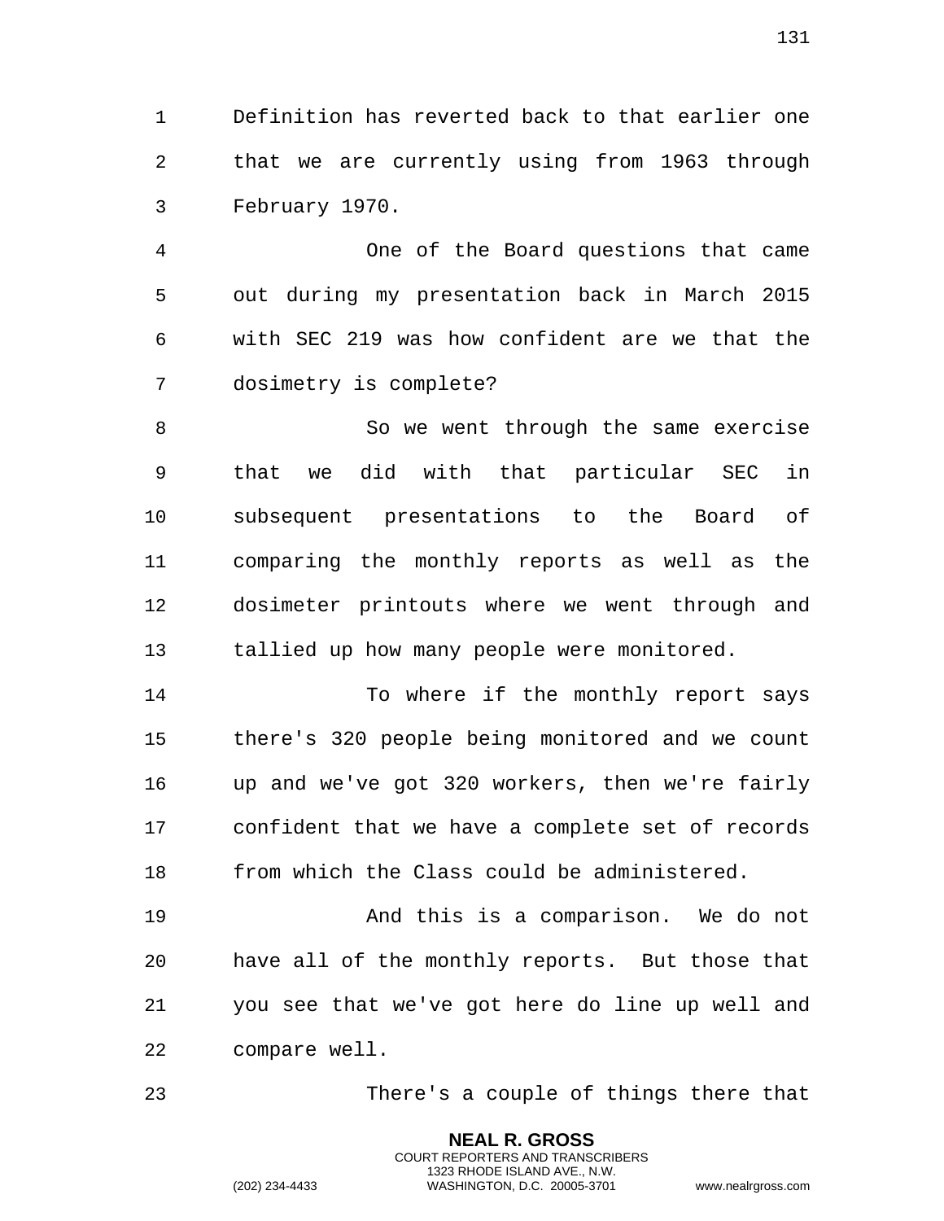Definition has reverted back to that earlier one that we are currently using from 1963 through February 1970.

One of the Board questions that came out during my presentation back in March 2015 with SEC 219 was how confident are we that the dosimetry is complete?

So we went through the same exercise that we did with that particular SEC in subsequent presentations to the Board of comparing the monthly reports as well as the dosimeter printouts where we went through and tallied up how many people were monitored.

To where if the monthly report says there's 320 people being monitored and we count up and we've got 320 workers, then we're fairly confident that we have a complete set of records from which the Class could be administered.

And this is a comparison. We do not have all of the monthly reports. But those that you see that we've got here do line up well and compare well.

There's a couple of things there that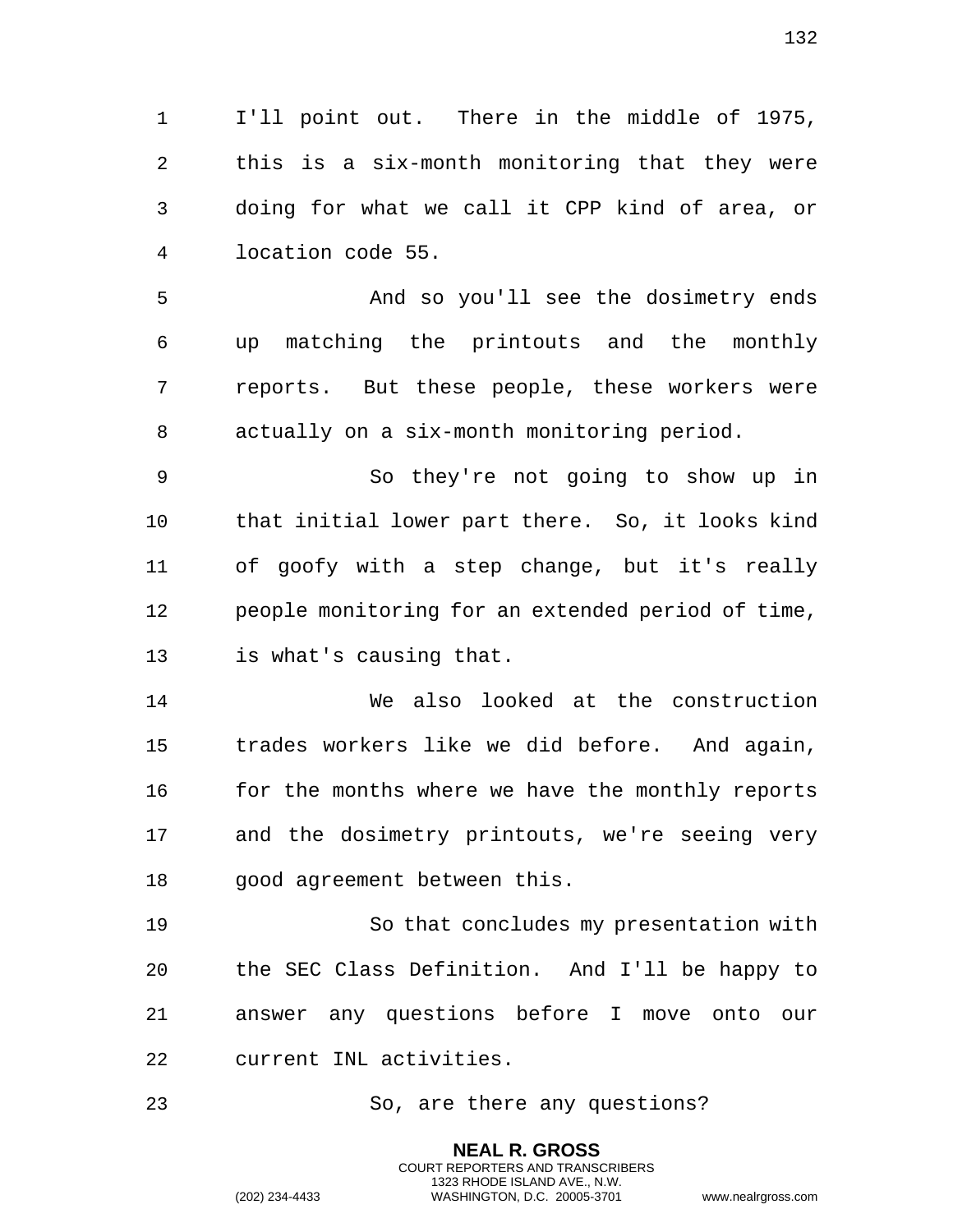I'll point out. There in the middle of 1975, this is a six-month monitoring that they were doing for what we call it CPP kind of area, or location code 55.

And so you'll see the dosimetry ends up matching the printouts and the monthly reports. But these people, these workers were actually on a six-month monitoring period.

So they're not going to show up in that initial lower part there. So, it looks kind of goofy with a step change, but it's really people monitoring for an extended period of time, is what's causing that.

We also looked at the construction trades workers like we did before. And again, for the months where we have the monthly reports and the dosimetry printouts, we're seeing very good agreement between this.

So that concludes my presentation with the SEC Class Definition. And I'll be happy to answer any questions before I move onto our current INL activities.

So, are there any questions?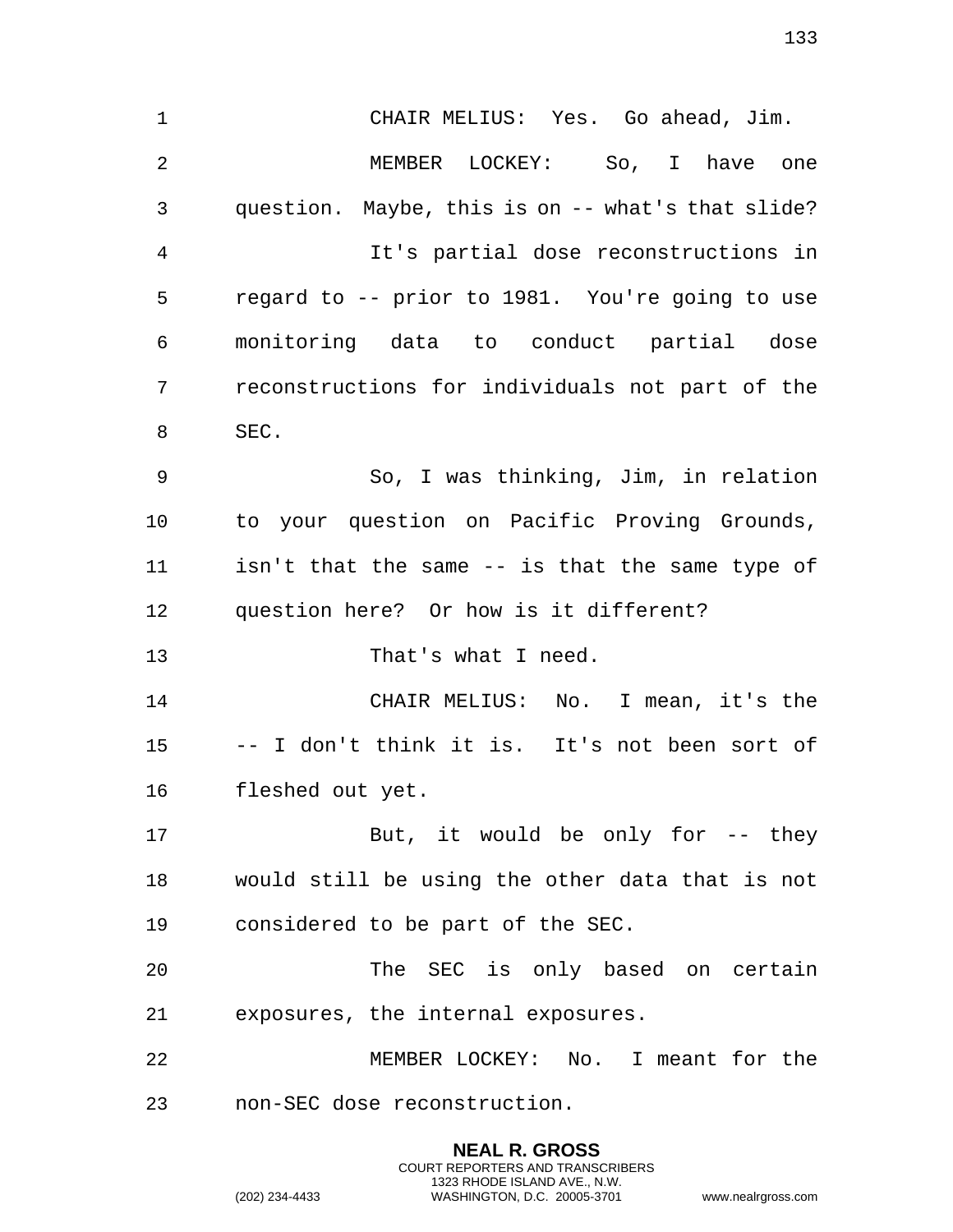CHAIR MELIUS: Yes. Go ahead, Jim.

MEMBER LOCKEY: So, I have one question. Maybe, this is on -- what's that slide?

It's partial dose reconstructions in regard to -- prior to 1981. You're going to use monitoring data to conduct partial dose reconstructions for individuals not part of the SEC.

So, I was thinking, Jim, in relation to your question on Pacific Proving Grounds, isn't that the same -- is that the same type of question here? Or how is it different?

That's what I need.

CHAIR MELIUS: No. I mean, it's the -- I don't think it is. It's not been sort of fleshed out yet.

But, it would be only for -- they would still be using the other data that is not considered to be part of the SEC.

The SEC is only based on certain exposures, the internal exposures.

MEMBER LOCKEY: No. I meant for the non-SEC dose reconstruction.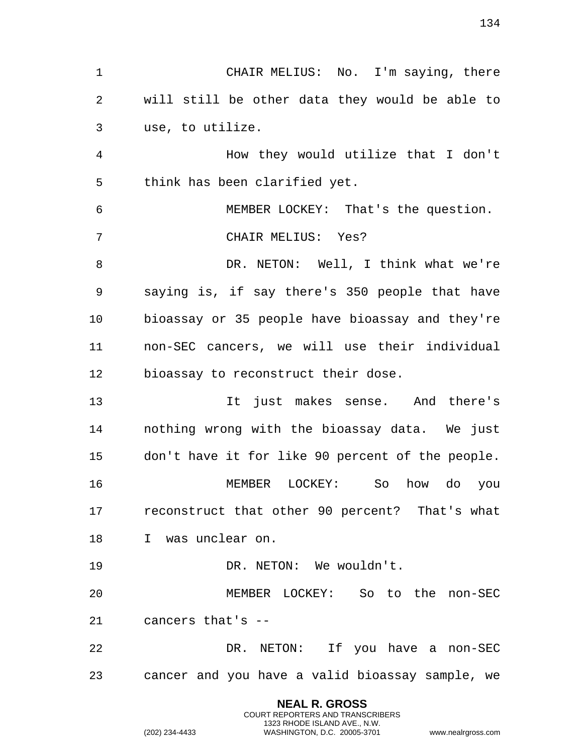CHAIR MELIUS: No. I'm saying, there will still be other data they would be able to use, to utilize.

How they would utilize that I don't think has been clarified yet.

MEMBER LOCKEY: That's the question.

CHAIR MELIUS: Yes?

DR. NETON: Well, I think what we're saying is, if say there's 350 people that have bioassay or 35 people have bioassay and they're non-SEC cancers, we will use their individual bioassay to reconstruct their dose.

It just makes sense. And there's nothing wrong with the bioassay data. We just don't have it for like 90 percent of the people.

MEMBER LOCKEY: So how do you reconstruct that other 90 percent? That's what I was unclear on.

DR. NETON: We wouldn't.

MEMBER LOCKEY: So to the non-SEC cancers that's --

DR. NETON: If you have a non-SEC cancer and you have a valid bioassay sample, we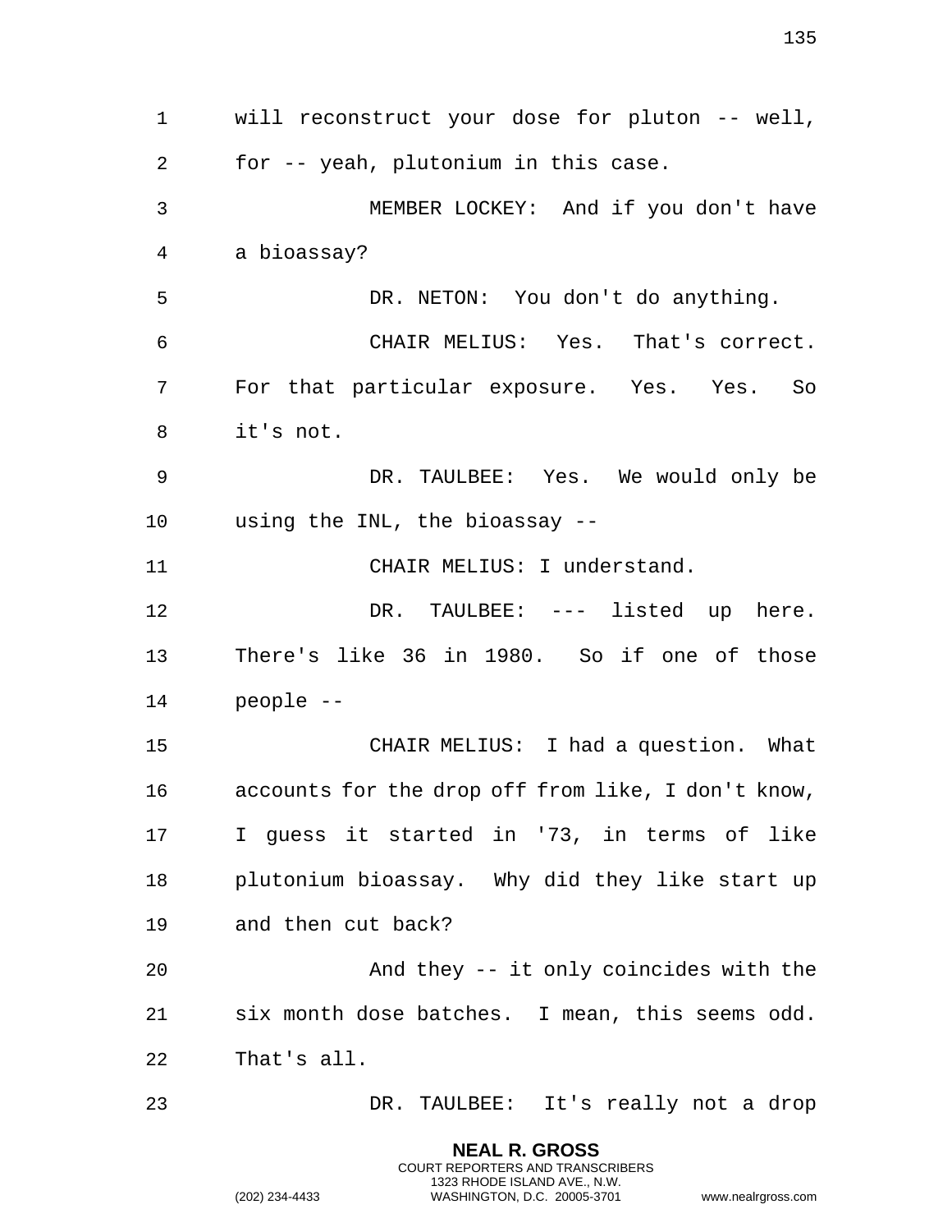will reconstruct your dose for pluton -- well, for -- yeah, plutonium in this case.

MEMBER LOCKEY: And if you don't have a bioassay?

DR. NETON: You don't do anything.

CHAIR MELIUS: Yes. That's correct. For that particular exposure. Yes. Yes. So it's not.

DR. TAULBEE: Yes. We would only be using the INL, the bioassay --

CHAIR MELIUS: I understand.

DR. TAULBEE: --- listed up here. There's like 36 in 1980. So if one of those people --

CHAIR MELIUS: I had a question. What accounts for the drop off from like, I don't know, I guess it started in '73, in terms of like plutonium bioassay. Why did they like start up and then cut back?

And they -- it only coincides with the six month dose batches. I mean, this seems odd. That's all.

DR. TAULBEE: It's really not a drop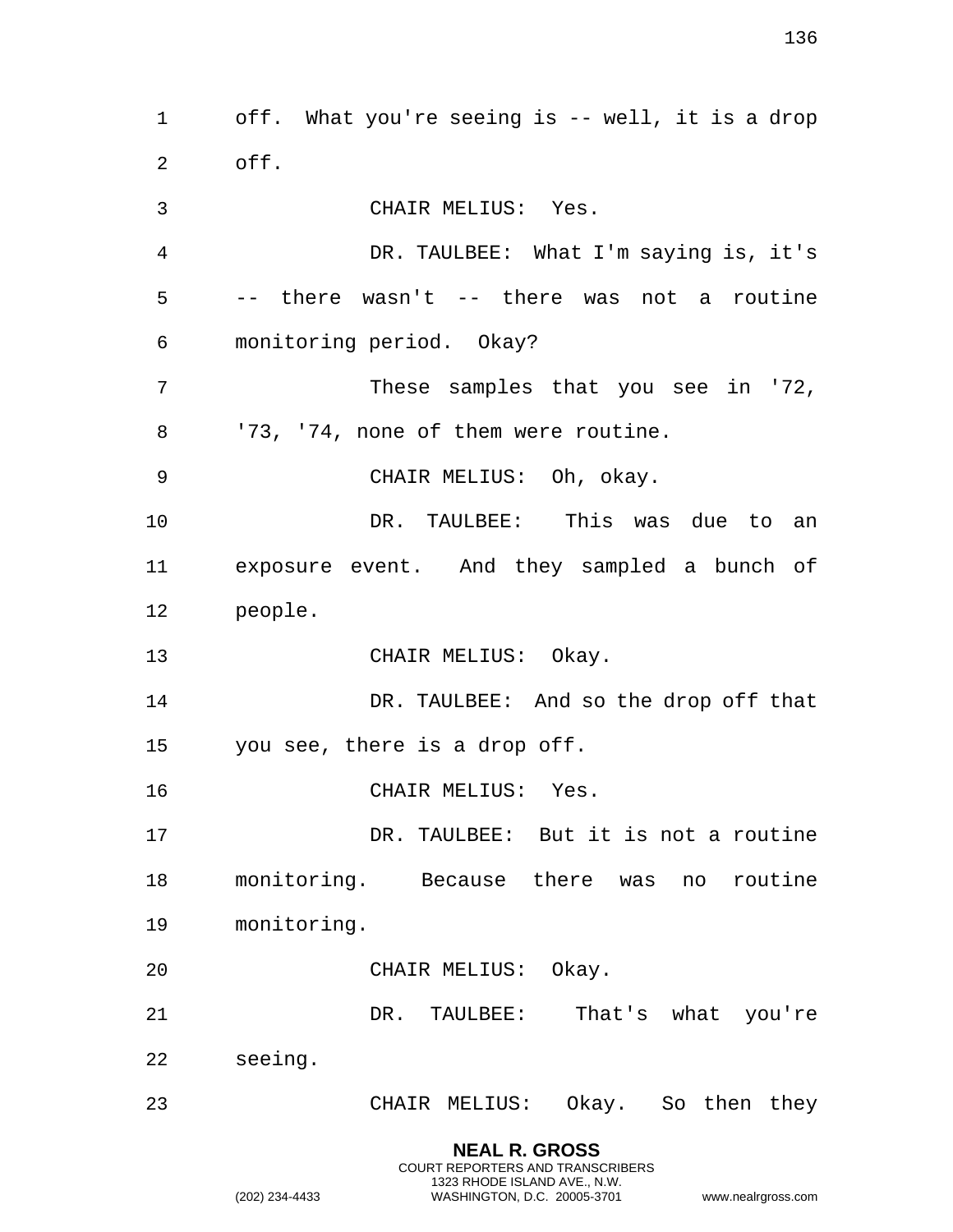off. What you're seeing is -- well, it is a drop off.

CHAIR MELIUS: Yes.

DR. TAULBEE: What I'm saying is, it's -- there wasn't -- there was not a routine monitoring period. Okay?

These samples that you see in '72, '73, '74, none of them were routine.

CHAIR MELIUS: Oh, okay.

DR. TAULBEE: This was due to an exposure event. And they sampled a bunch of people.

CHAIR MELIUS: Okay.

DR. TAULBEE: And so the drop off that you see, there is a drop off.

CHAIR MELIUS: Yes.

DR. TAULBEE: But it is not a routine monitoring. Because there was no routine monitoring.

CHAIR MELIUS: Okay.

DR. TAULBEE: That's what you're seeing.

CHAIR MELIUS: Okay. So then they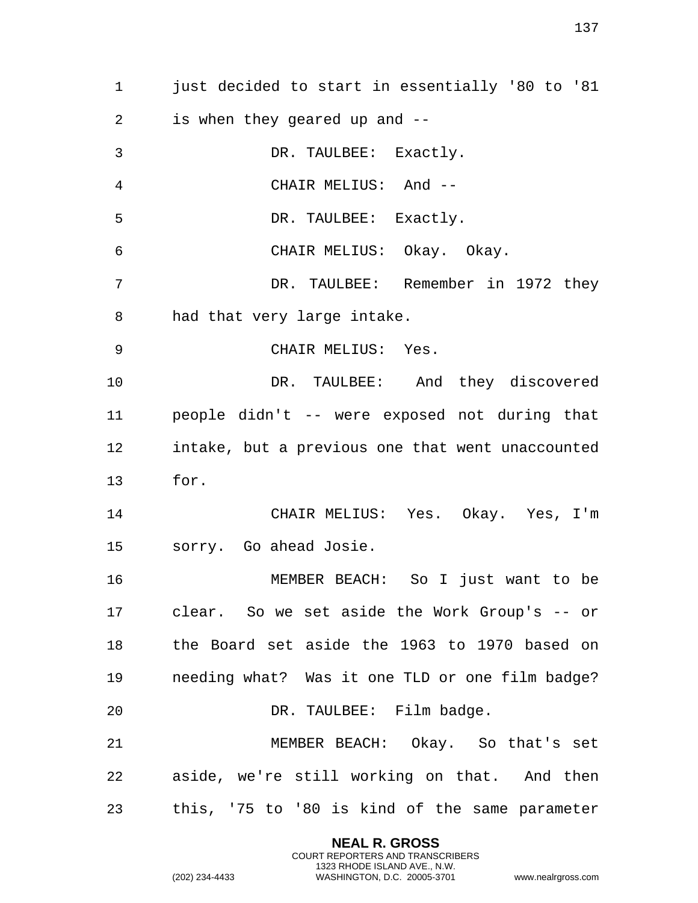just decided to start in essentially '80 to '81 is when they geared up and --

DR. TAULBEE: Exactly.

CHAIR MELIUS: And --

DR. TAULBEE: Exactly.

CHAIR MELIUS: Okay. Okay.

DR. TAULBEE: Remember in 1972 they had that very large intake.

CHAIR MELIUS: Yes.

DR. TAULBEE: And they discovered people didn't -- were exposed not during that intake, but a previous one that went unaccounted for.

CHAIR MELIUS: Yes. Okay. Yes, I'm sorry. Go ahead Josie.

MEMBER BEACH: So I just want to be clear. So we set aside the Work Group's -- or the Board set aside the 1963 to 1970 based on needing what? Was it one TLD or one film badge?

DR. TAULBEE: Film badge.

MEMBER BEACH: Okay. So that's set aside, we're still working on that. And then this, '75 to '80 is kind of the same parameter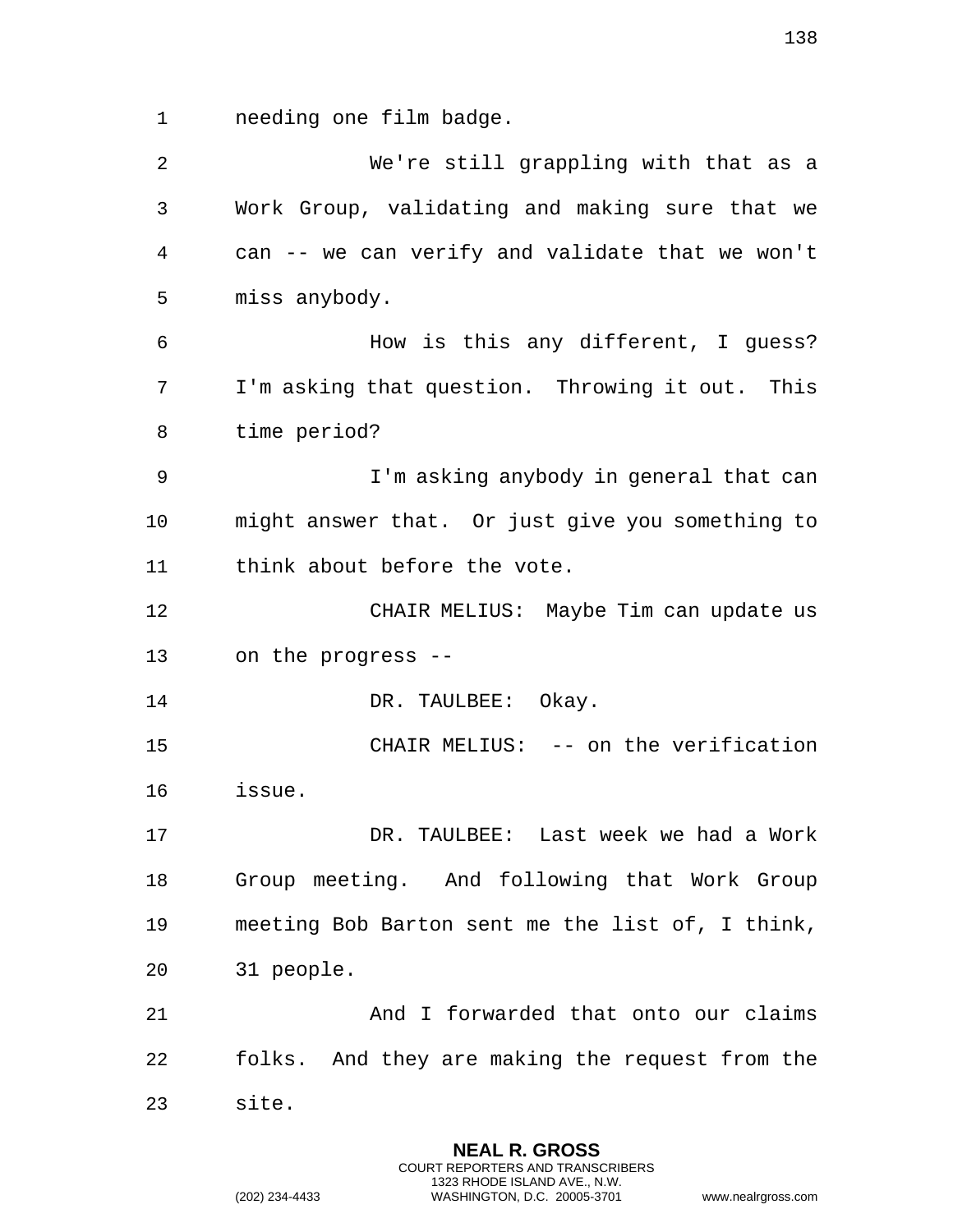needing one film badge.

We're still grappling with that as a Work Group, validating and making sure that we can -- we can verify and validate that we won't miss anybody.

How is this any different, I guess? I'm asking that question. Throwing it out. This time period?

I'm asking anybody in general that can might answer that. Or just give you something to think about before the vote.

CHAIR MELIUS: Maybe Tim can update us on the progress --

DR. TAULBEE: Okay.

CHAIR MELIUS: -- on the verification issue.

DR. TAULBEE: Last week we had a Work Group meeting. And following that Work Group meeting Bob Barton sent me the list of, I think, 31 people.

And I forwarded that onto our claims folks. And they are making the request from the site.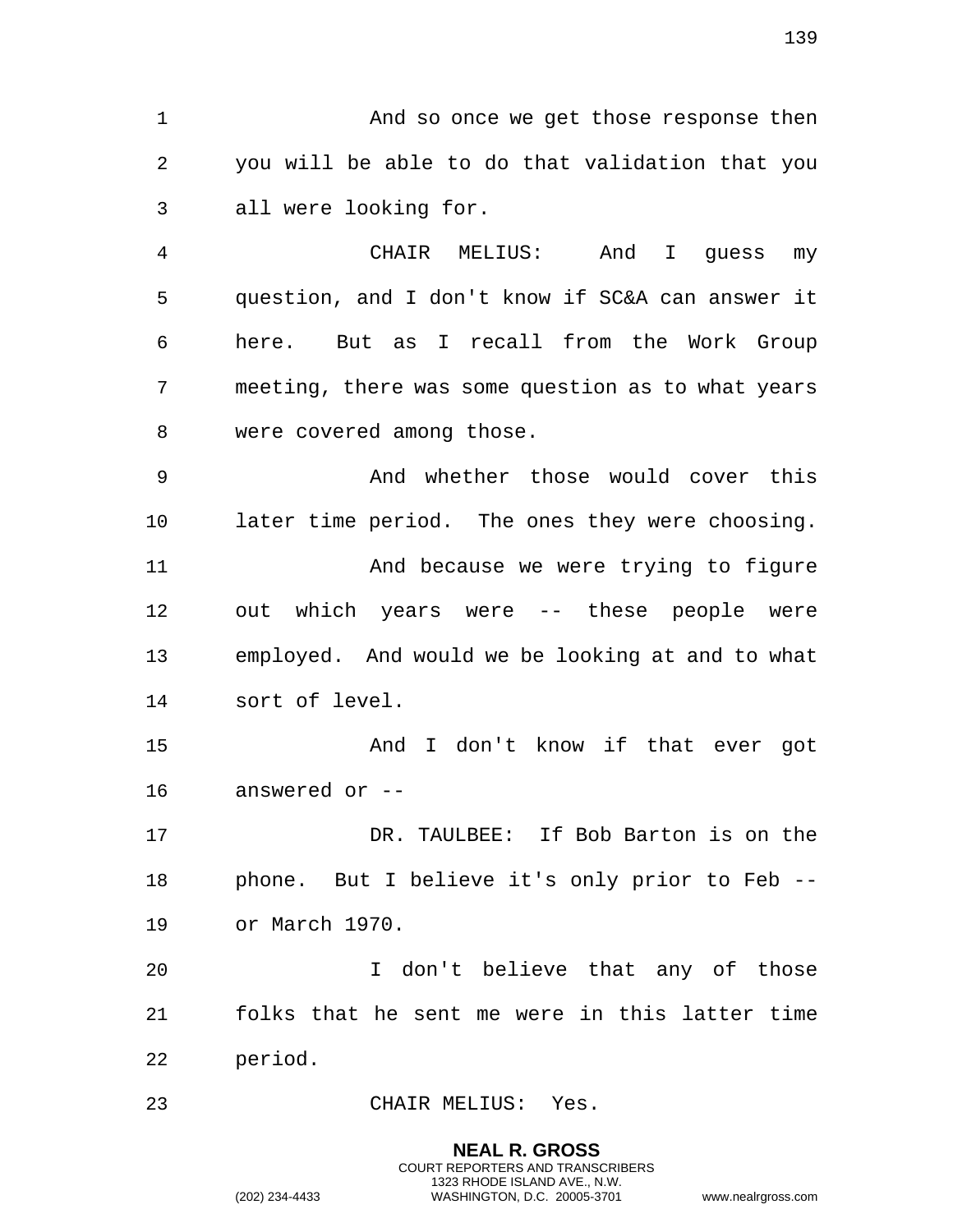And so once we get those response then you will be able to do that validation that you all were looking for.

CHAIR MELIUS: And I guess my question, and I don't know if SC&A can answer it here. But as I recall from the Work Group meeting, there was some question as to what years were covered among those.

And whether those would cover this later time period. The ones they were choosing.

And because we were trying to figure out which years were -- these people were employed. And would we be looking at and to what sort of level.

And I don't know if that ever got answered or --

DR. TAULBEE: If Bob Barton is on the phone. But I believe it's only prior to Feb -- or March 1970.

I don't believe that any of those folks that he sent me were in this latter time period.

CHAIR MELIUS: Yes.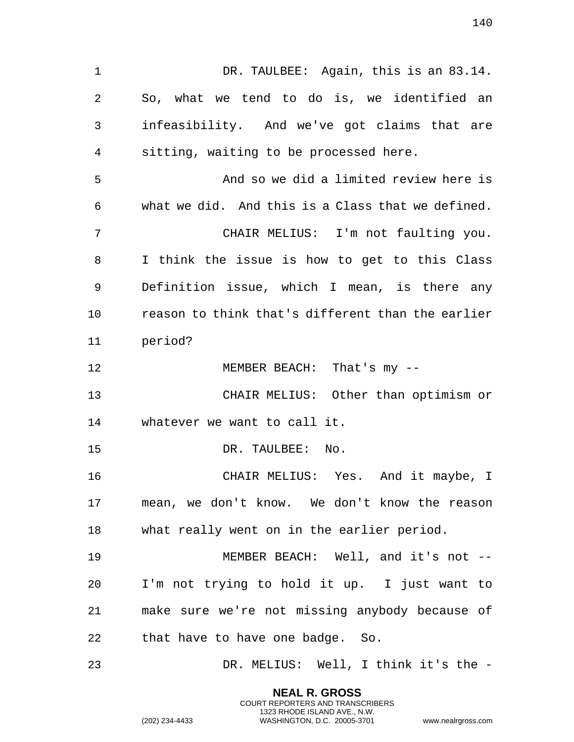DR. TAULBEE: Again, this is an 83.14. So, what we tend to do is, we identified an infeasibility. And we've got claims that are sitting, waiting to be processed here.

And so we did a limited review here is what we did. And this is a Class that we defined.

CHAIR MELIUS: I'm not faulting you. I think the issue is how to get to this Class Definition issue, which I mean, is there any reason to think that's different than the earlier period?

MEMBER BEACH: That's my --

CHAIR MELIUS: Other than optimism or whatever we want to call it.

DR. TAULBEE: No.

CHAIR MELIUS: Yes. And it maybe, I mean, we don't know. We don't know the reason what really went on in the earlier period.

MEMBER BEACH: Well, and it's not -- I'm not trying to hold it up. I just want to make sure we're not missing anybody because of that have to have one badge. So.

DR. MELIUS: Well, I think it's the -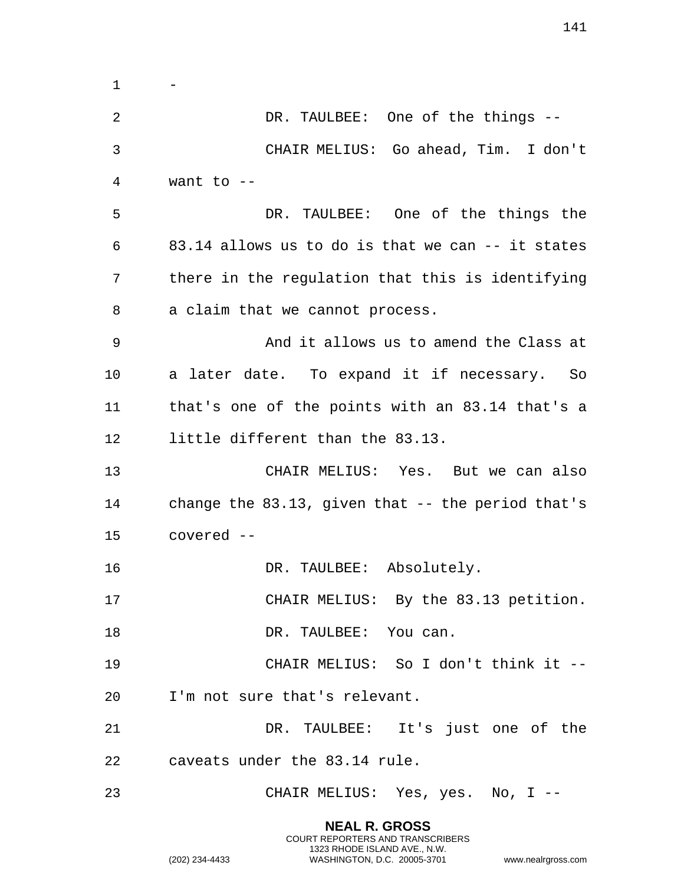-

DR. TAULBEE: One of the things --

CHAIR MELIUS: Go ahead, Tim. I don't want to --

DR. TAULBEE: One of the things the 83.14 allows us to do is that we can -- it states there in the regulation that this is identifying a claim that we cannot process.

And it allows us to amend the Class at a later date. To expand it if necessary. So that's one of the points with an 83.14 that's a little different than the 83.13.

CHAIR MELIUS: Yes. But we can also change the 83.13, given that -- the period that's covered --

DR. TAULBEE: Absolutely.

CHAIR MELIUS: By the 83.13 petition.

DR. TAULBEE: You can.

CHAIR MELIUS: So I don't think it -- I'm not sure that's relevant.

DR. TAULBEE: It's just one of the caveats under the 83.14 rule.

CHAIR MELIUS: Yes, yes. No, I --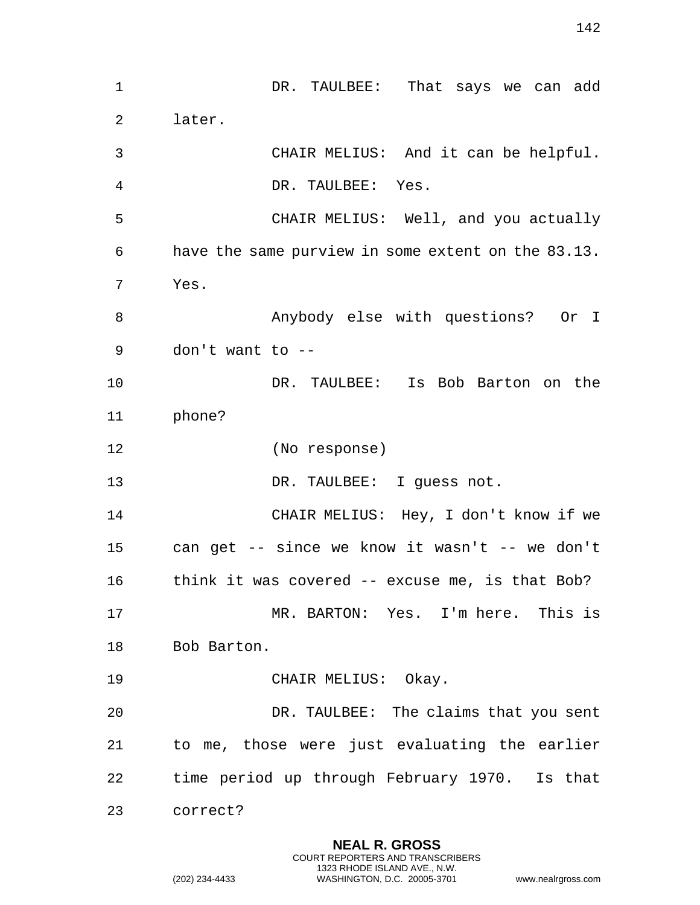DR. TAULBEE: That says we can add later.

CHAIR MELIUS: And it can be helpful.

DR. TAULBEE: Yes.

CHAIR MELIUS: Well, and you actually have the same purview in some extent on the 83.13. Yes.

Anybody else with questions? Or I don't want to --

DR. TAULBEE: Is Bob Barton on the phone?

(No response)

DR. TAULBEE: I guess not.

CHAIR MELIUS: Hey, I don't know if we can get -- since we know it wasn't -- we don't think it was covered -- excuse me, is that Bob?

MR. BARTON: Yes. I'm here. This is Bob Barton.

CHAIR MELIUS: Okay.

DR. TAULBEE: The claims that you sent to me, those were just evaluating the earlier time period up through February 1970. Is that correct?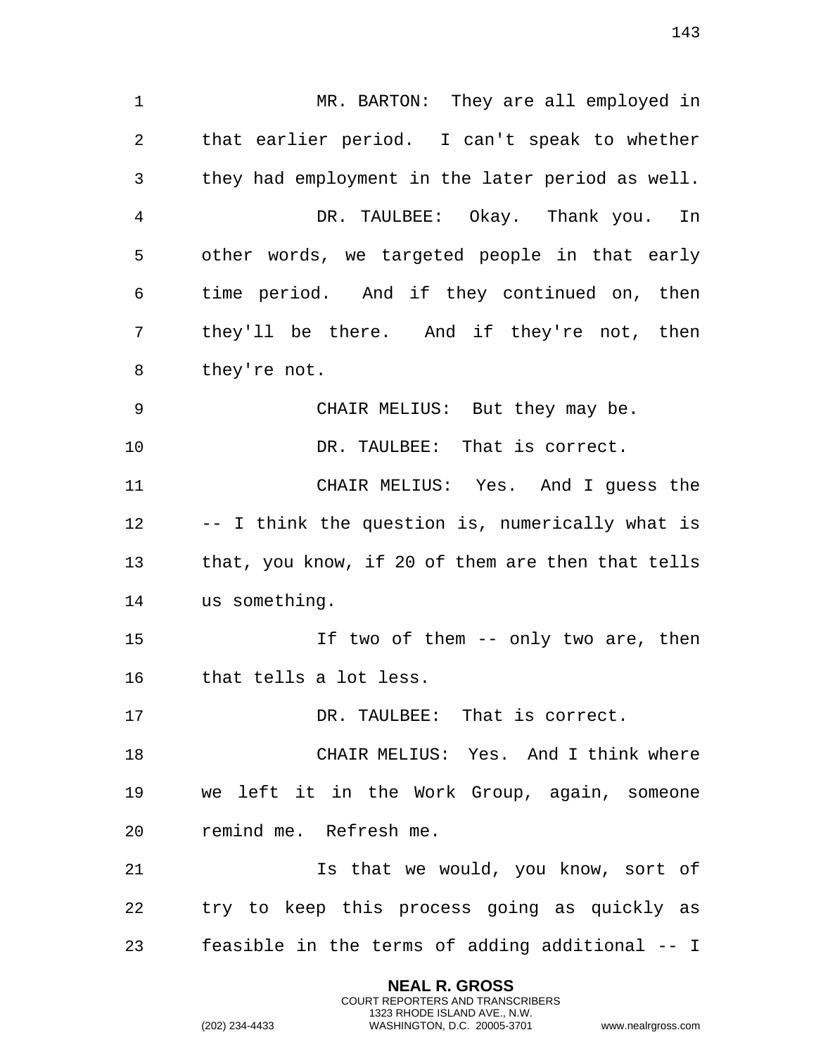MR. BARTON: They are all employed in that earlier period. I can't speak to whether they had employment in the later period as well.

DR. TAULBEE: Okay. Thank you. In other words, we targeted people in that early time period. And if they continued on, then they'll be there. And if they're not, then they're not.

CHAIR MELIUS: But they may be.

DR. TAULBEE: That is correct.

CHAIR MELIUS: Yes. And I guess the -- I think the question is, numerically what is that, you know, if 20 of them are then that tells us something.

If two of them -- only two are, then that tells a lot less.

DR. TAULBEE: That is correct.

CHAIR MELIUS: Yes. And I think where we left it in the Work Group, again, someone remind me. Refresh me.

Is that we would, you know, sort of try to keep this process going as quickly as feasible in the terms of adding additional -- I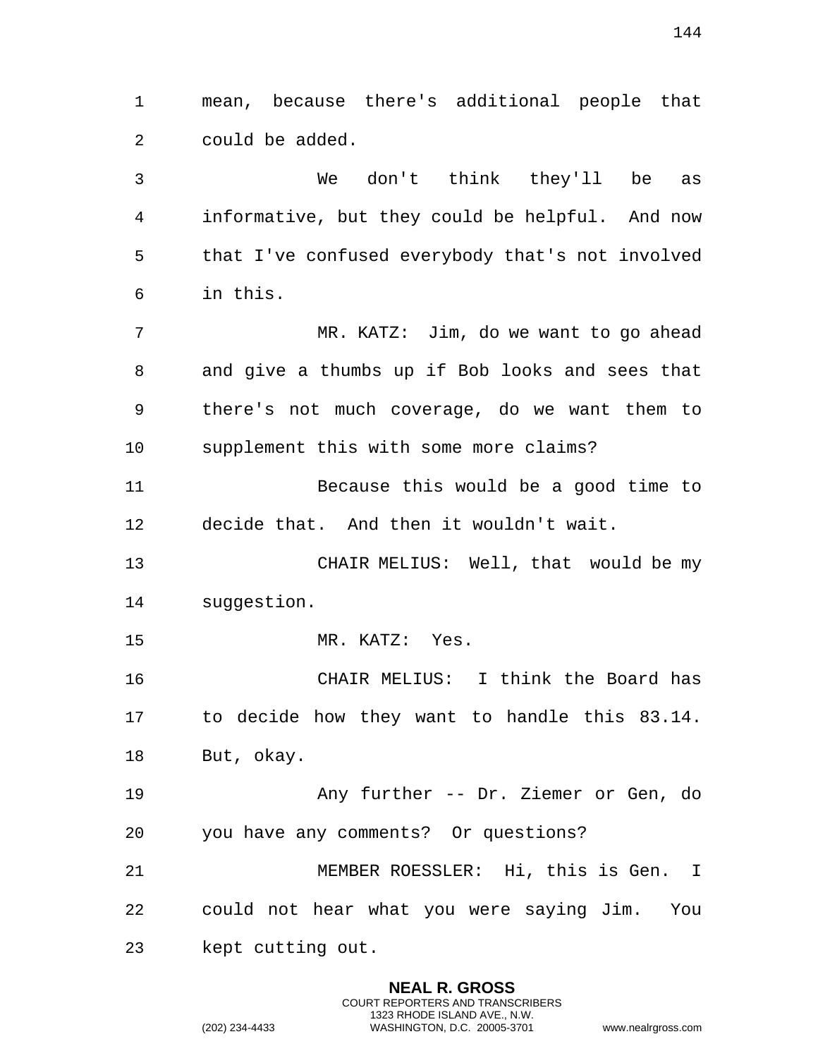mean, because there's additional people that could be added.

We don't think they'll be as informative, but they could be helpful. And now that I've confused everybody that's not involved in this.

MR. KATZ: Jim, do we want to go ahead and give a thumbs up if Bob looks and sees that there's not much coverage, do we want them to supplement this with some more claims?

Because this would be a good time to decide that. And then it wouldn't wait.

CHAIR MELIUS: Well, that would be my suggestion.

MR. KATZ: Yes.

CHAIR MELIUS: I think the Board has to decide how they want to handle this 83.14. But, okay.

Any further -- Dr. Ziemer or Gen, do you have any comments? Or questions?

MEMBER ROESSLER: Hi, this is Gen. I could not hear what you were saying Jim. You kept cutting out.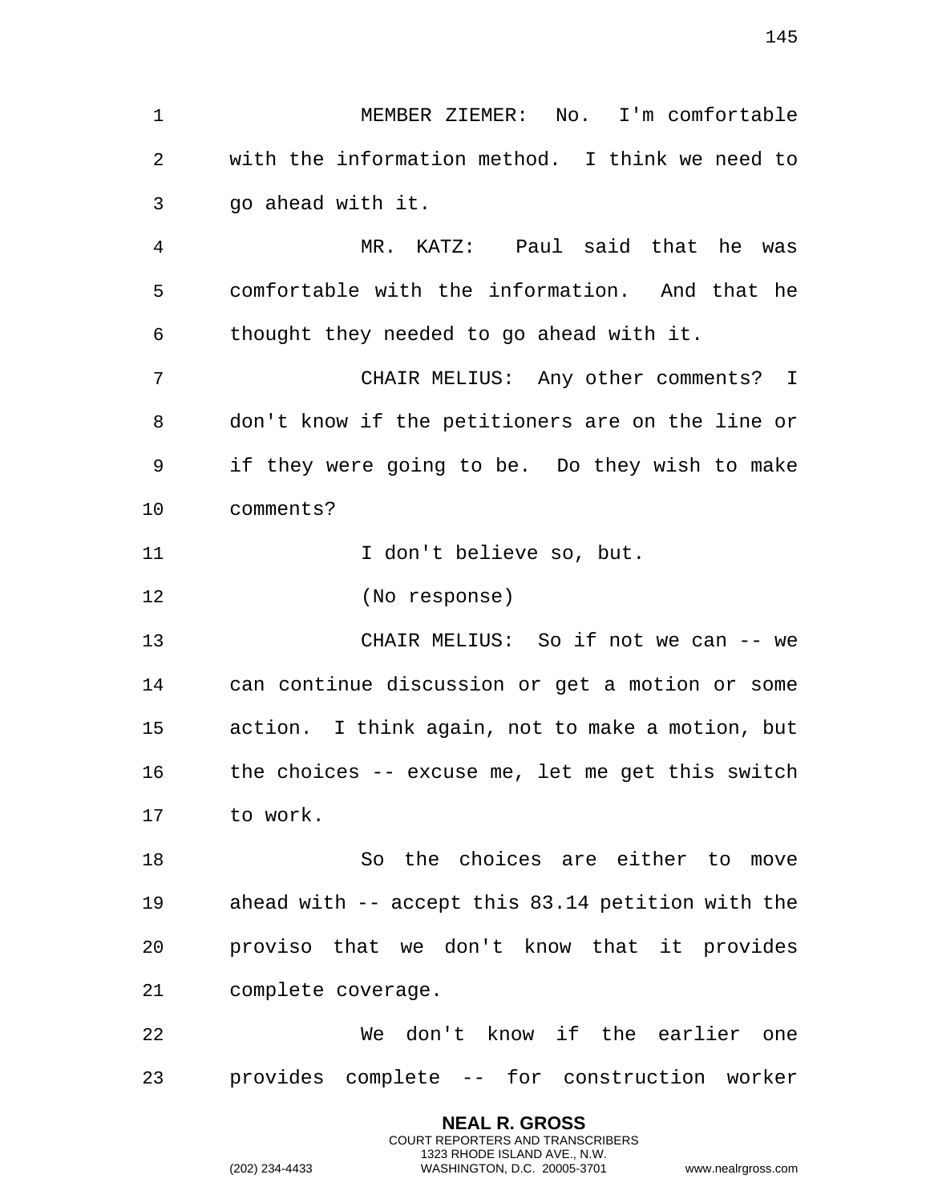MEMBER ZIEMER: No. I'm comfortable with the information method. I think we need to go ahead with it.

MR. KATZ: Paul said that he was comfortable with the information. And that he thought they needed to go ahead with it.

CHAIR MELIUS: Any other comments? I don't know if the petitioners are on the line or if they were going to be. Do they wish to make comments?

I don't believe so, but.

(No response)

CHAIR MELIUS: So if not we can -- we can continue discussion or get a motion or some action. I think again, not to make a motion, but the choices -- excuse me, let me get this switch to work.

So the choices are either to move ahead with -- accept this 83.14 petition with the proviso that we don't know that it provides complete coverage.

We don't know if the earlier one provides complete -- for construction worker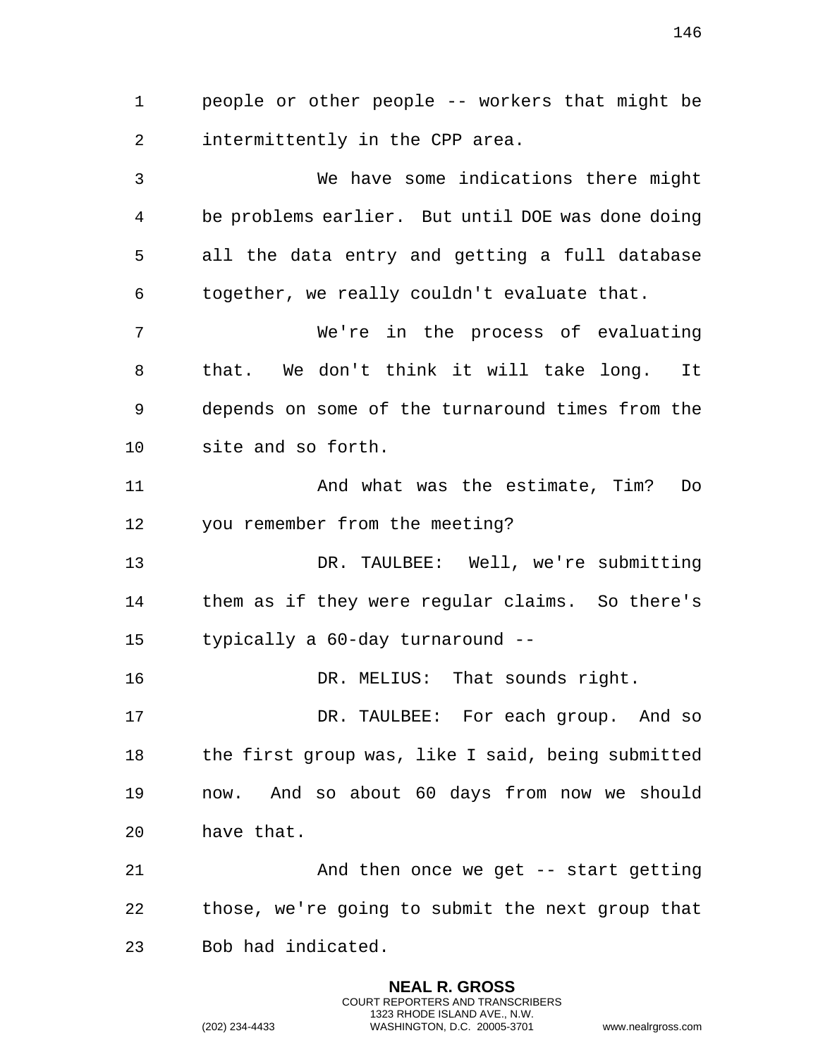people or other people -- workers that might be intermittently in the CPP area.

We have some indications there might be problems earlier. But until DOE was done doing all the data entry and getting a full database together, we really couldn't evaluate that.

We're in the process of evaluating that. We don't think it will take long. It depends on some of the turnaround times from the site and so forth.

And what was the estimate, Tim? Do you remember from the meeting?

DR. TAULBEE: Well, we're submitting them as if they were regular claims. So there's typically a 60-day turnaround --

DR. MELIUS: That sounds right.

DR. TAULBEE: For each group. And so the first group was, like I said, being submitted now. And so about 60 days from now we should have that.

And then once we get -- start getting those, we're going to submit the next group that Bob had indicated.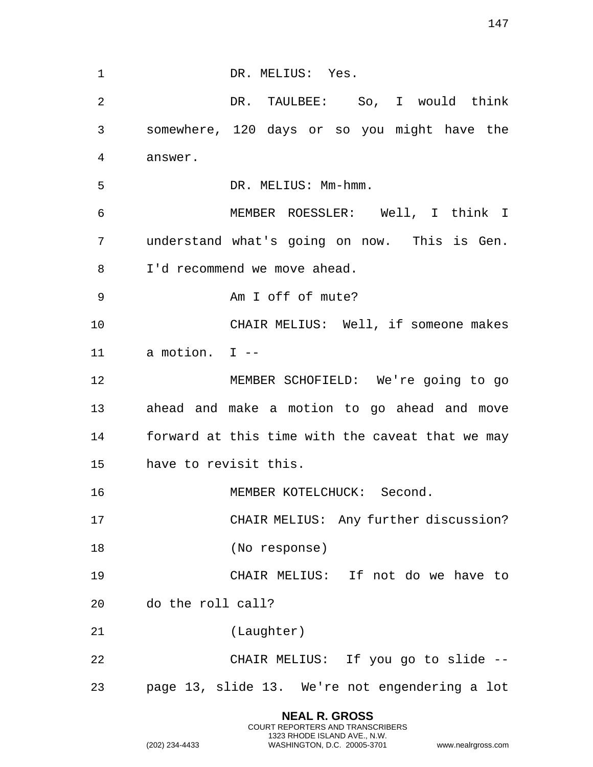DR. MELIUS: Yes.

DR. TAULBEE: So, I would think somewhere, 120 days or so you might have the answer.

DR. MELIUS: Mm-hmm.

MEMBER ROESSLER: Well, I think I understand what's going on now. This is Gen. I'd recommend we move ahead.

Am I off of mute?

CHAIR MELIUS: Well, if someone makes a motion. I --

MEMBER SCHOFIELD: We're going to go ahead and make a motion to go ahead and move forward at this time with the caveat that we may have to revisit this.

MEMBER KOTELCHUCK: Second.

CHAIR MELIUS: Any further discussion?

(No response)

CHAIR MELIUS: If not do we have to do the roll call?

(Laughter)

CHAIR MELIUS: If you go to slide -- page 13, slide 13. We're not engendering a lot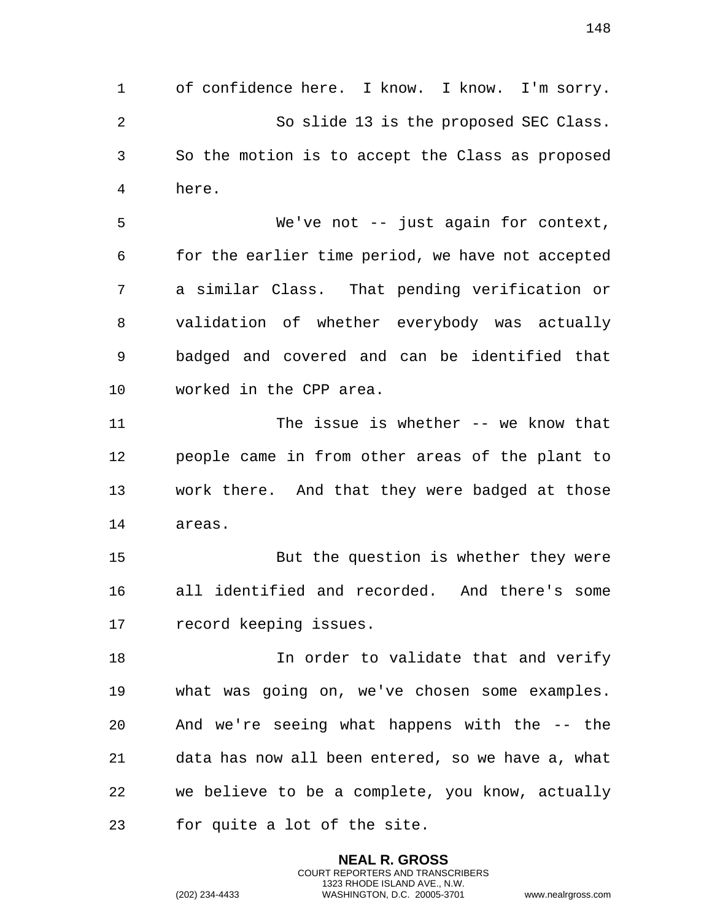of confidence here. I know. I know. I'm sorry.

So slide 13 is the proposed SEC Class. So the motion is to accept the Class as proposed here.

We've not -- just again for context, for the earlier time period, we have not accepted a similar Class. That pending verification or validation of whether everybody was actually badged and covered and can be identified that worked in the CPP area.

The issue is whether -- we know that people came in from other areas of the plant to work there. And that they were badged at those areas.

But the question is whether they were all identified and recorded. And there's some record keeping issues.

In order to validate that and verify what was going on, we've chosen some examples. And we're seeing what happens with the -- the data has now all been entered, so we have a, what we believe to be a complete, you know, actually for quite a lot of the site.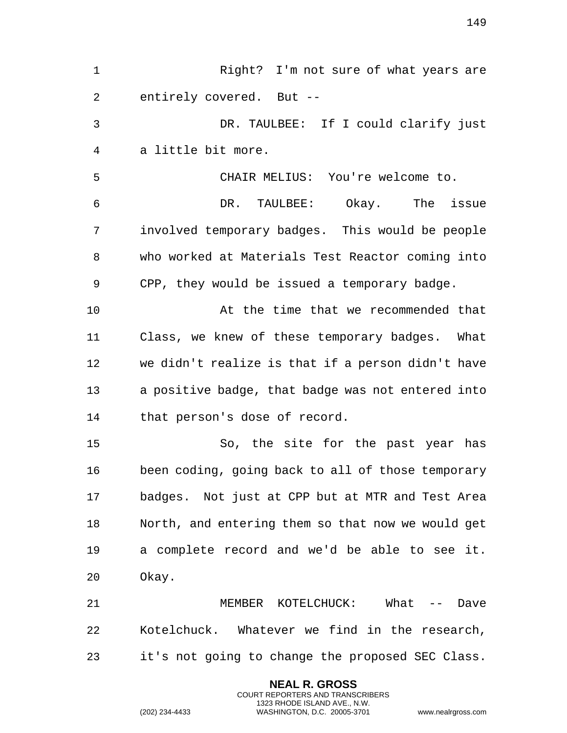Right? I'm not sure of what years are entirely covered. But --

DR. TAULBEE: If I could clarify just a little bit more.

CHAIR MELIUS: You're welcome to.

DR. TAULBEE: Okay. The issue involved temporary badges. This would be people who worked at Materials Test Reactor coming into CPP, they would be issued a temporary badge.

At the time that we recommended that Class, we knew of these temporary badges. What we didn't realize is that if a person didn't have a positive badge, that badge was not entered into that person's dose of record.

So, the site for the past year has been coding, going back to all of those temporary badges. Not just at CPP but at MTR and Test Area North, and entering them so that now we would get a complete record and we'd be able to see it. Okay.

MEMBER KOTELCHUCK: What -- Dave Kotelchuck. Whatever we find in the research, it's not going to change the proposed SEC Class.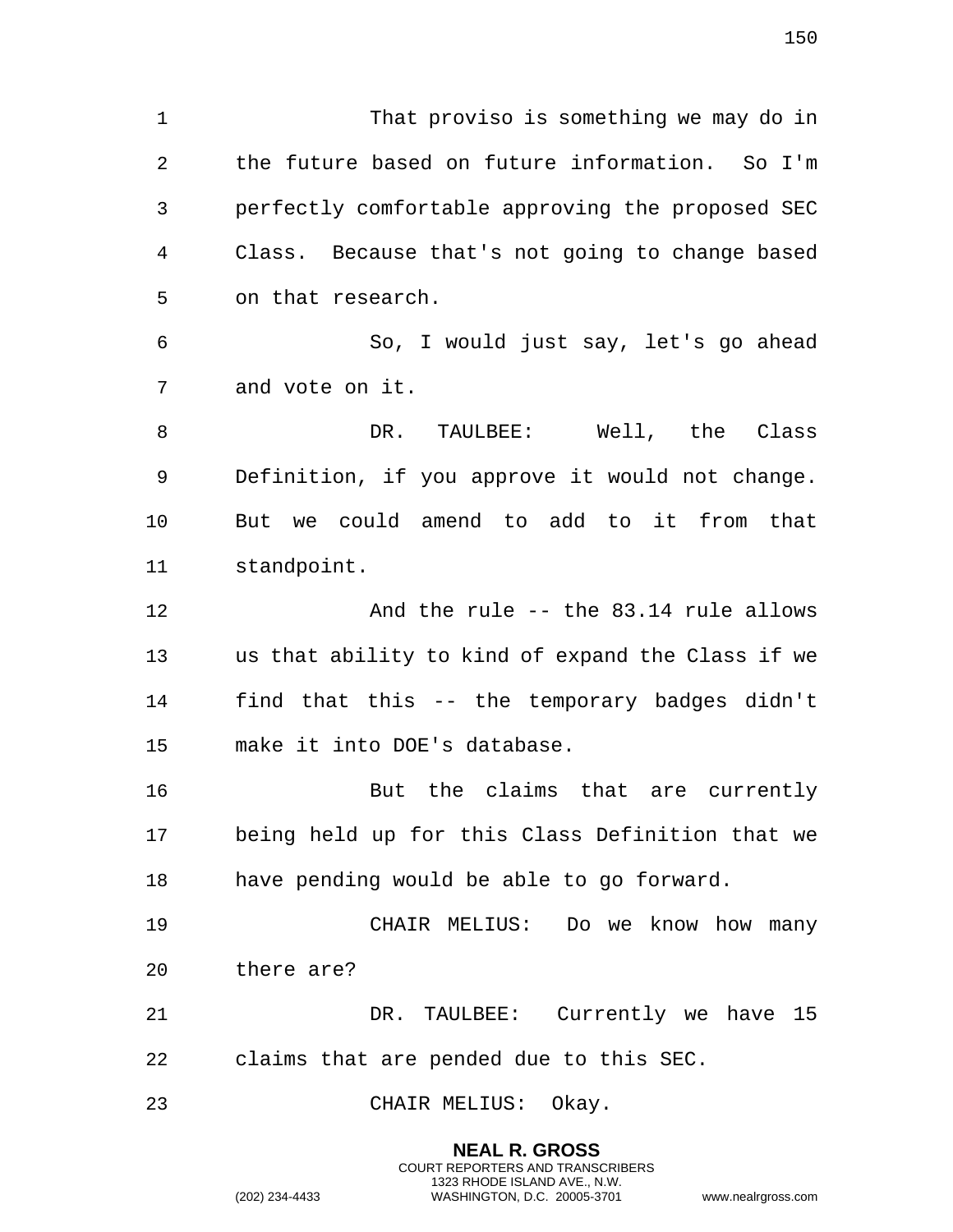That proviso is something we may do in the future based on future information. So I'm perfectly comfortable approving the proposed SEC Class. Because that's not going to change based on that research.

So, I would just say, let's go ahead and vote on it.

DR. TAULBEE: Well, the Class Definition, if you approve it would not change. But we could amend to add to it from that standpoint.

And the rule -- the 83.14 rule allows us that ability to kind of expand the Class if we find that this -- the temporary badges didn't make it into DOE's database.

But the claims that are currently being held up for this Class Definition that we have pending would be able to go forward.

CHAIR MELIUS: Do we know how many there are?

DR. TAULBEE: Currently we have 15 claims that are pended due to this SEC.

CHAIR MELIUS: Okay.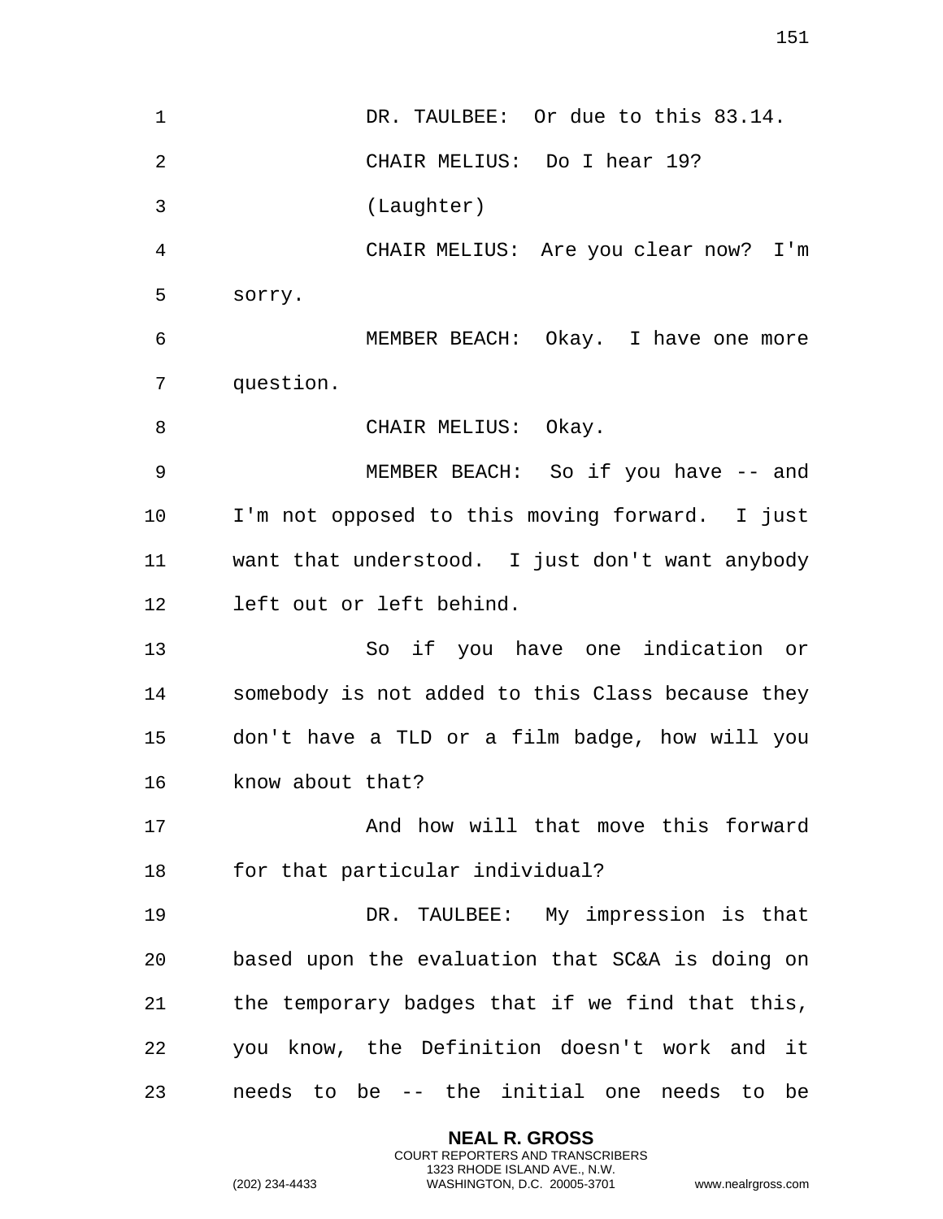DR. TAULBEE: Or due to this 83.14.

CHAIR MELIUS: Do I hear 19?

(Laughter)

CHAIR MELIUS: Are you clear now? I'm sorry.

MEMBER BEACH: Okay. I have one more question.

CHAIR MELIUS: Okay.

MEMBER BEACH: So if you have -- and I'm not opposed to this moving forward. I just want that understood. I just don't want anybody left out or left behind.

So if you have one indication or somebody is not added to this Class because they don't have a TLD or a film badge, how will you know about that?

And how will that move this forward for that particular individual?

DR. TAULBEE: My impression is that based upon the evaluation that SC&A is doing on the temporary badges that if we find that this, you know, the Definition doesn't work and it needs to be -- the initial one needs to be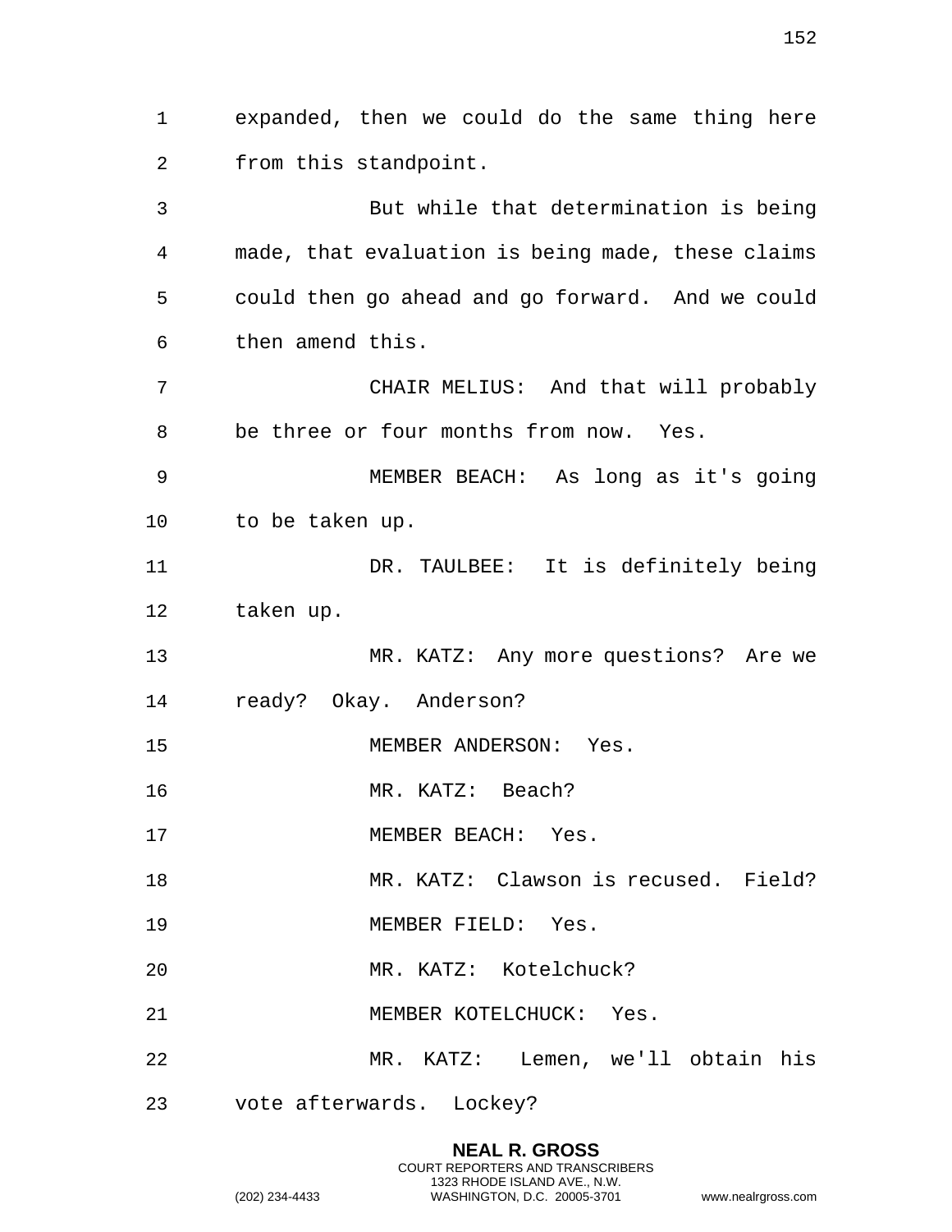expanded, then we could do the same thing here from this standpoint.

But while that determination is being made, that evaluation is being made, these claims could then go ahead and go forward. And we could then amend this.

CHAIR MELIUS: And that will probably be three or four months from now. Yes.

MEMBER BEACH: As long as it's going to be taken up.

DR. TAULBEE: It is definitely being taken up.

MR. KATZ: Any more questions? Are we ready? Okay. Anderson?

MEMBER ANDERSON: Yes.

MR. KATZ: Beach?

MEMBER BEACH: Yes.

MR. KATZ: Clawson is recused. Field?

MEMBER FIELD: Yes.

MR. KATZ: Kotelchuck?

MEMBER KOTELCHUCK: Yes.

MR. KATZ: Lemen, we'll obtain his vote afterwards. Lockey?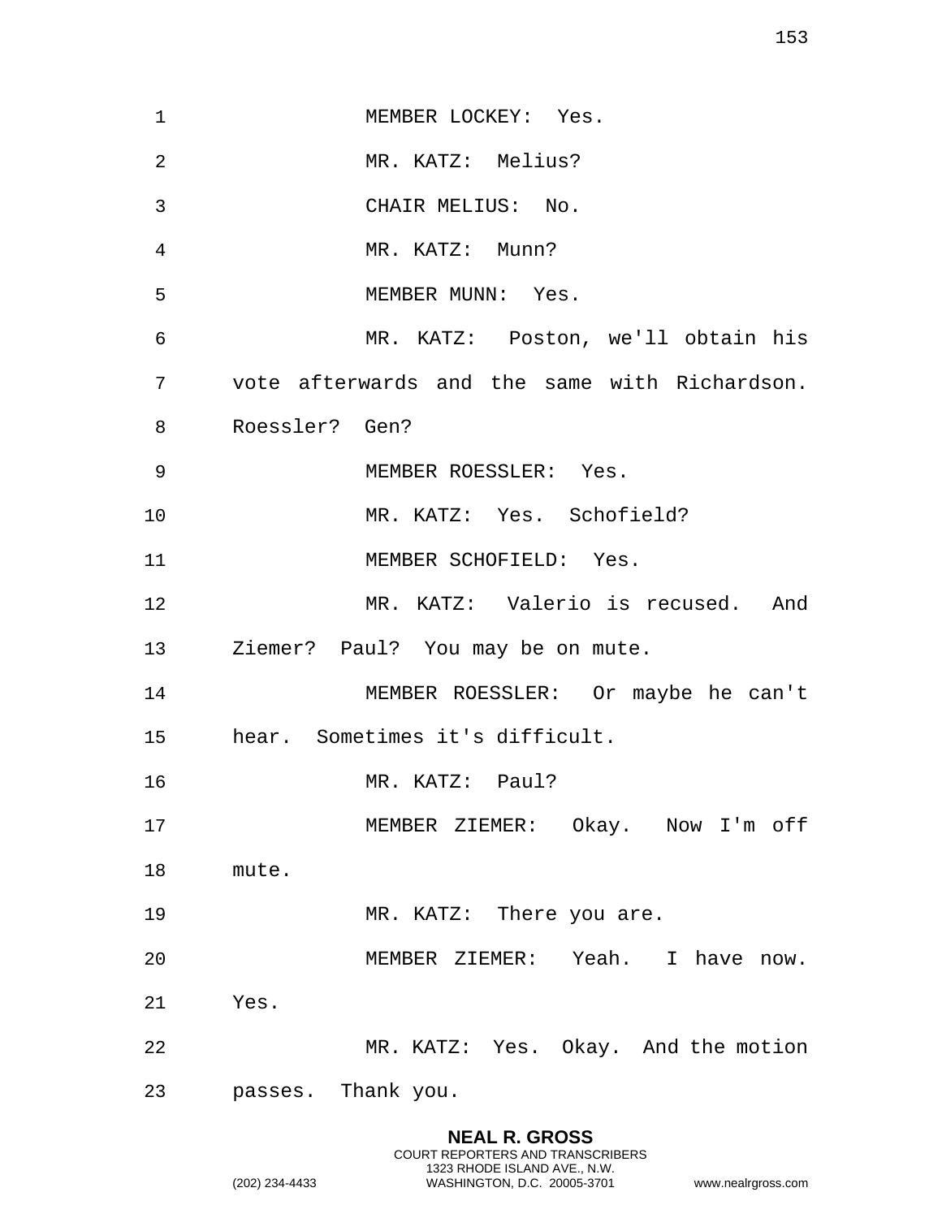MEMBER LOCKEY: Yes.

MR. KATZ: Melius?

CHAIR MELIUS: No.

MR. KATZ: Munn?

MEMBER MUNN: Yes.

MR. KATZ: Poston, we'll obtain his vote afterwards and the same with Richardson. Roessler? Gen?

MEMBER ROESSLER: Yes.

MR. KATZ: Yes. Schofield?

MEMBER SCHOFIELD: Yes.

MR. KATZ: Valerio is recused. And Ziemer? Paul? You may be on mute.

MEMBER ROESSLER: Or maybe he can't hear. Sometimes it's difficult.

MR. KATZ: Paul?

MEMBER ZIEMER: Okay. Now I'm off mute.

MR. KATZ: There you are.

MEMBER ZIEMER: Yeah. I have now. Yes.

MR. KATZ: Yes. Okay. And the motion passes. Thank you.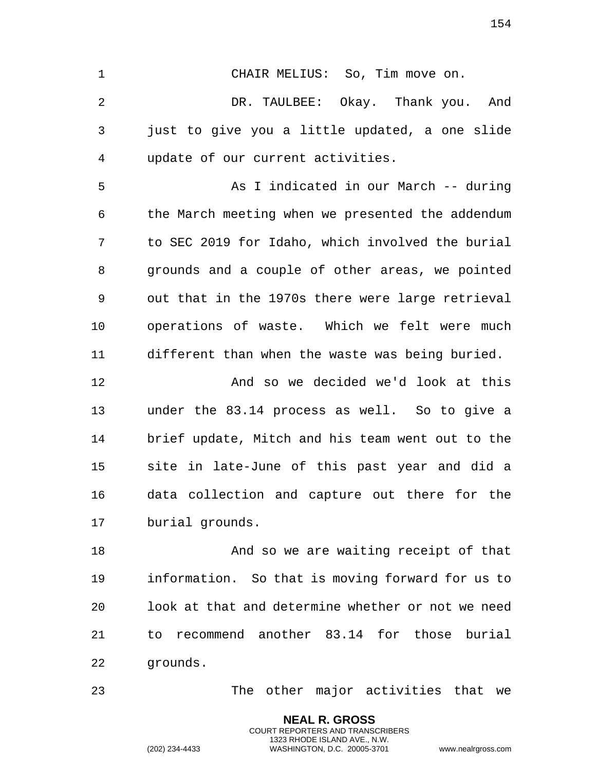CHAIR MELIUS: So, Tim move on.

DR. TAULBEE: Okay. Thank you. And just to give you a little updated, a one slide update of our current activities.

As I indicated in our March -- during the March meeting when we presented the addendum to SEC 2019 for Idaho, which involved the burial grounds and a couple of other areas, we pointed out that in the 1970s there were large retrieval operations of waste. Which we felt were much different than when the waste was being buried.

And so we decided we'd look at this under the 83.14 process as well. So to give a brief update, Mitch and his team went out to the site in late-June of this past year and did a data collection and capture out there for the burial grounds.

And so we are waiting receipt of that information. So that is moving forward for us to look at that and determine whether or not we need to recommend another 83.14 for those burial grounds.

The other major activities that we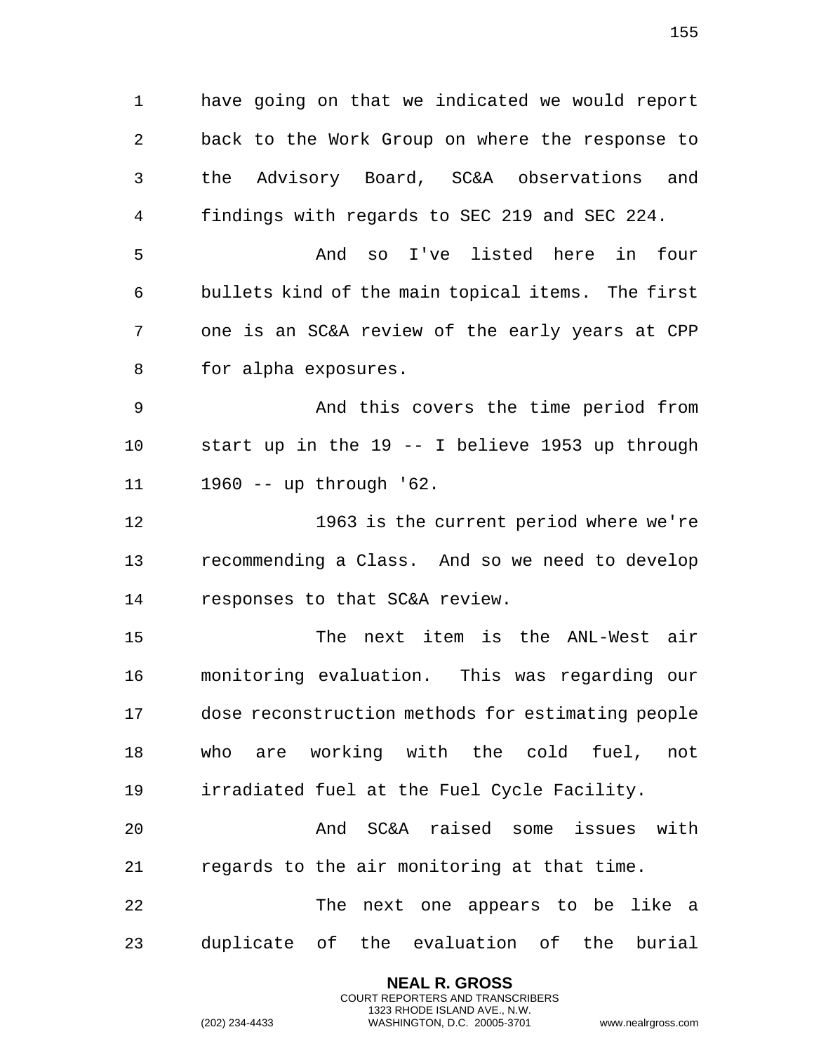have going on that we indicated we would report back to the Work Group on where the response to the Advisory Board, SC&A observations and findings with regards to SEC 219 and SEC 224.

And so I've listed here in four bullets kind of the main topical items. The first one is an SC&A review of the early years at CPP for alpha exposures.

And this covers the time period from start up in the 19 -- I believe 1953 up through 1960 -- up through '62.

1963 is the current period where we're recommending a Class. And so we need to develop responses to that SC&A review.

The next item is the ANL-West air monitoring evaluation. This was regarding our dose reconstruction methods for estimating people who are working with the cold fuel, not irradiated fuel at the Fuel Cycle Facility.

And SC&A raised some issues with regards to the air monitoring at that time.

The next one appears to be like a duplicate of the evaluation of the burial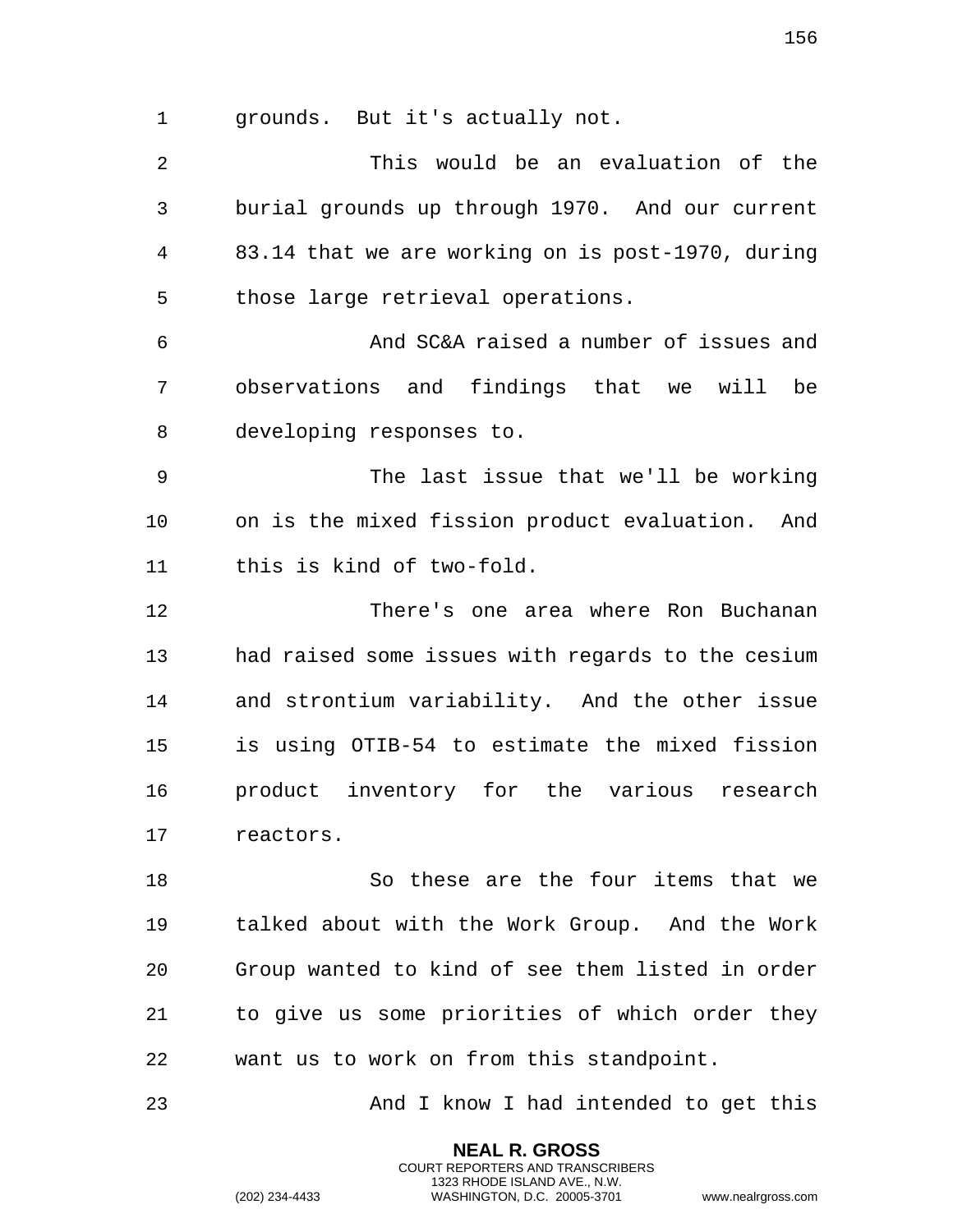grounds. But it's actually not.

This would be an evaluation of the burial grounds up through 1970. And our current 83.14 that we are working on is post-1970, during those large retrieval operations.

And SC&A raised a number of issues and observations and findings that we will be developing responses to.

The last issue that we'll be working on is the mixed fission product evaluation. And this is kind of two-fold.

There's one area where Ron Buchanan had raised some issues with regards to the cesium and strontium variability. And the other issue is using OTIB-54 to estimate the mixed fission product inventory for the various research reactors.

So these are the four items that we talked about with the Work Group. And the Work Group wanted to kind of see them listed in order to give us some priorities of which order they want us to work on from this standpoint.

And I know I had intended to get this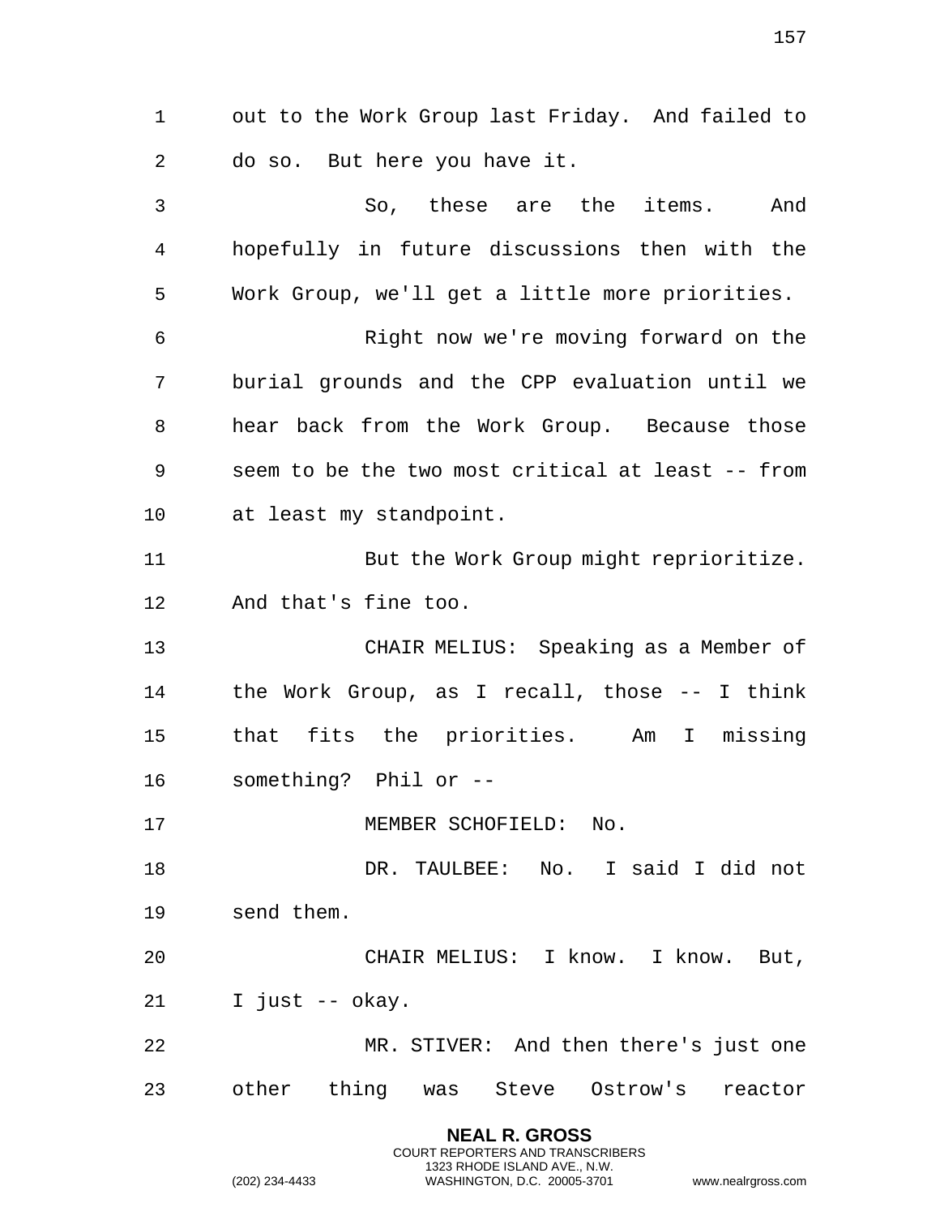out to the Work Group last Friday. And failed to do so. But here you have it.

So, these are the items. And hopefully in future discussions then with the Work Group, we'll get a little more priorities.

Right now we're moving forward on the burial grounds and the CPP evaluation until we hear back from the Work Group. Because those seem to be the two most critical at least -- from at least my standpoint.

But the Work Group might reprioritize. And that's fine too.

CHAIR MELIUS: Speaking as a Member of the Work Group, as I recall, those -- I think that fits the priorities. Am I missing something? Phil or --

MEMBER SCHOFIELD: No.

DR. TAULBEE: No. I said I did not send them.

CHAIR MELIUS: I know. I know. But, I just -- okay.

MR. STIVER: And then there's just one other thing was Steve Ostrow's reactor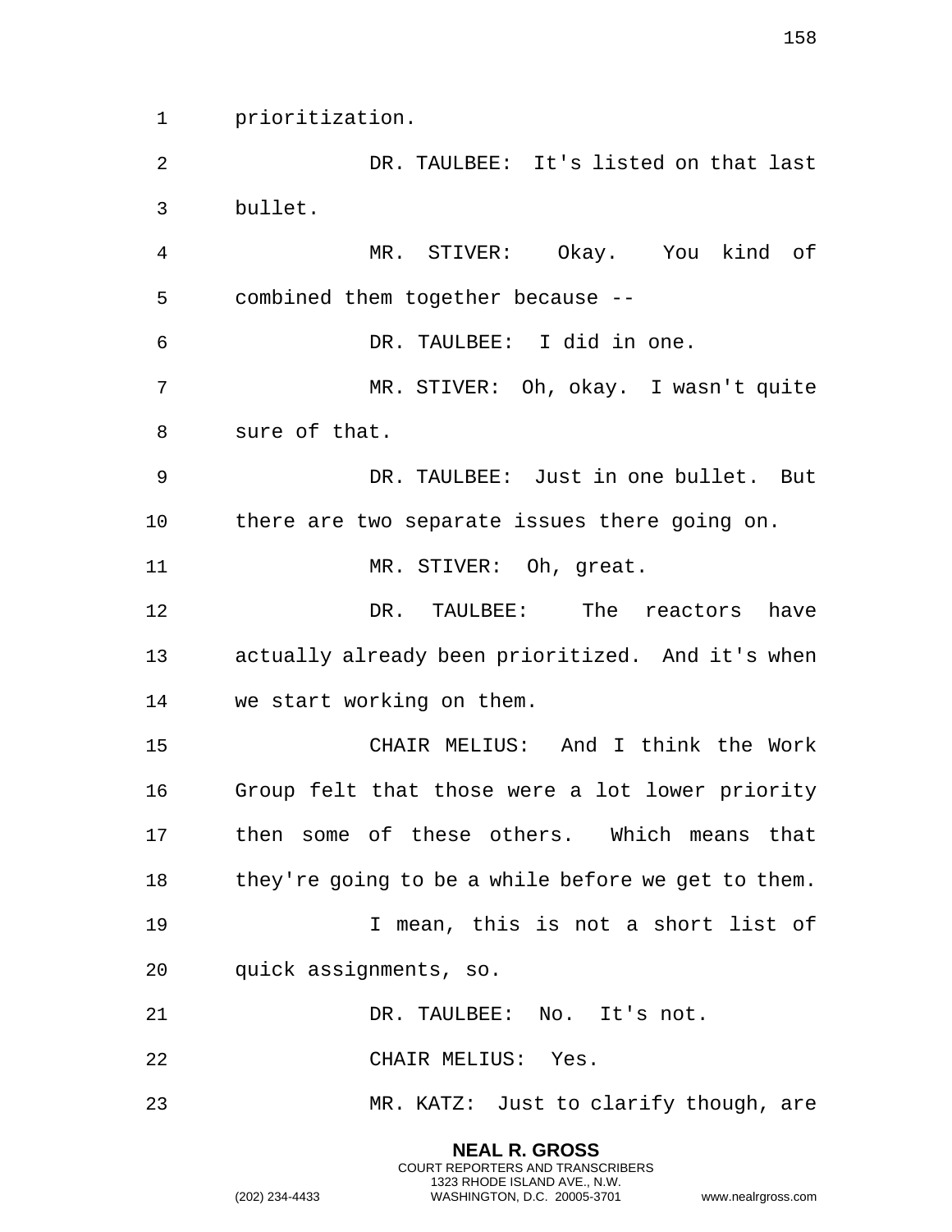prioritization.

DR. TAULBEE: It's listed on that last bullet.

MR. STIVER: Okay. You kind of combined them together because --

DR. TAULBEE: I did in one.

MR. STIVER: Oh, okay. I wasn't quite sure of that.

DR. TAULBEE: Just in one bullet. But there are two separate issues there going on.

MR. STIVER: Oh, great.

DR. TAULBEE: The reactors have actually already been prioritized. And it's when we start working on them.

CHAIR MELIUS: And I think the Work Group felt that those were a lot lower priority then some of these others. Which means that they're going to be a while before we get to them.

I mean, this is not a short list of quick assignments, so.

DR. TAULBEE: No. It's not.

CHAIR MELIUS: Yes.

MR. KATZ: Just to clarify though, are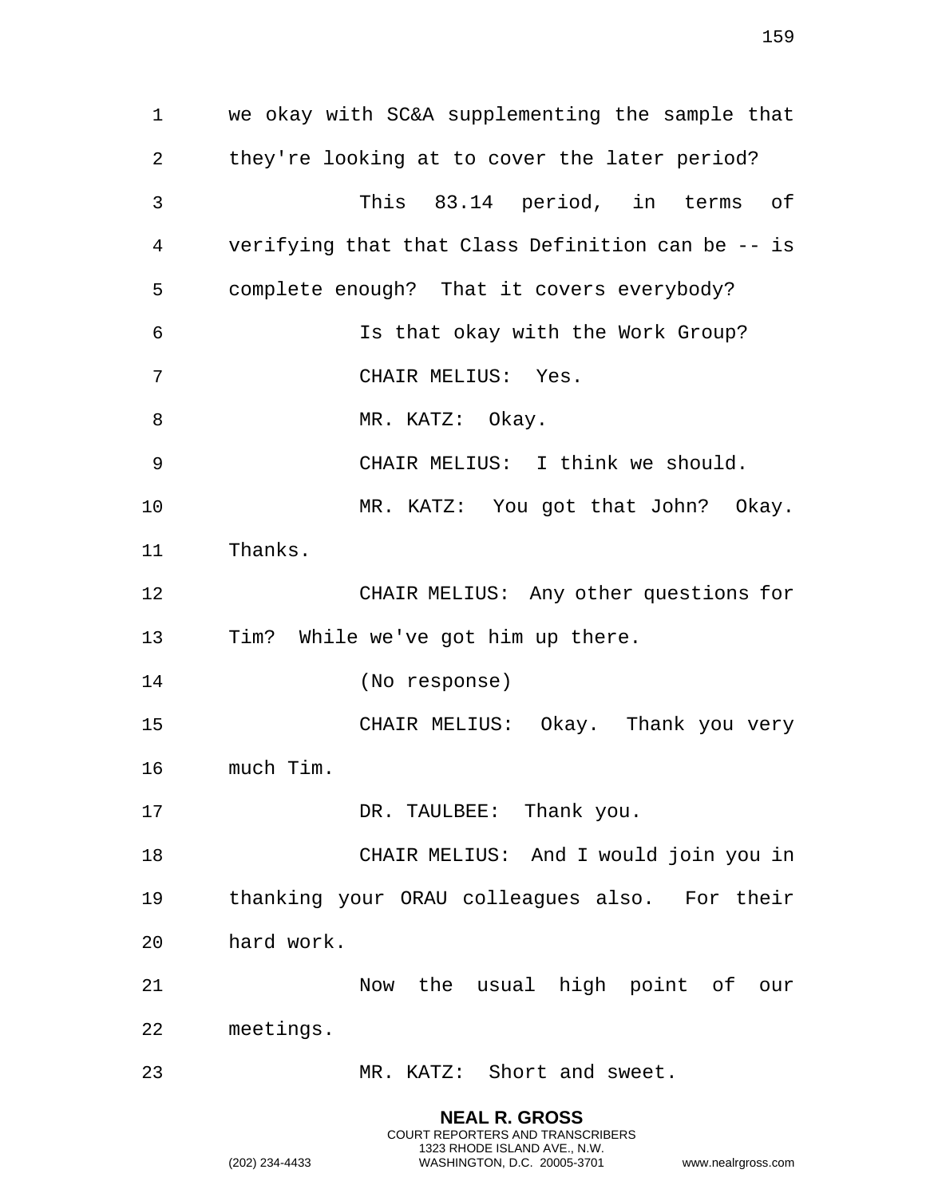we okay with SC&A supplementing the sample that they're looking at to cover the later period?

This 83.14 period, in terms of verifying that that Class Definition can be -- is complete enough? That it covers everybody?

Is that okay with the Work Group?

CHAIR MELIUS: Yes.

MR. KATZ: Okay.

CHAIR MELIUS: I think we should.

MR. KATZ: You got that John? Okay. Thanks.

CHAIR MELIUS: Any other questions for Tim? While we've got him up there.

(No response)

CHAIR MELIUS: Okay. Thank you very much Tim.

DR. TAULBEE: Thank you.

CHAIR MELIUS: And I would join you in thanking your ORAU colleagues also. For their hard work.

Now the usual high point of our meetings.

MR. KATZ: Short and sweet.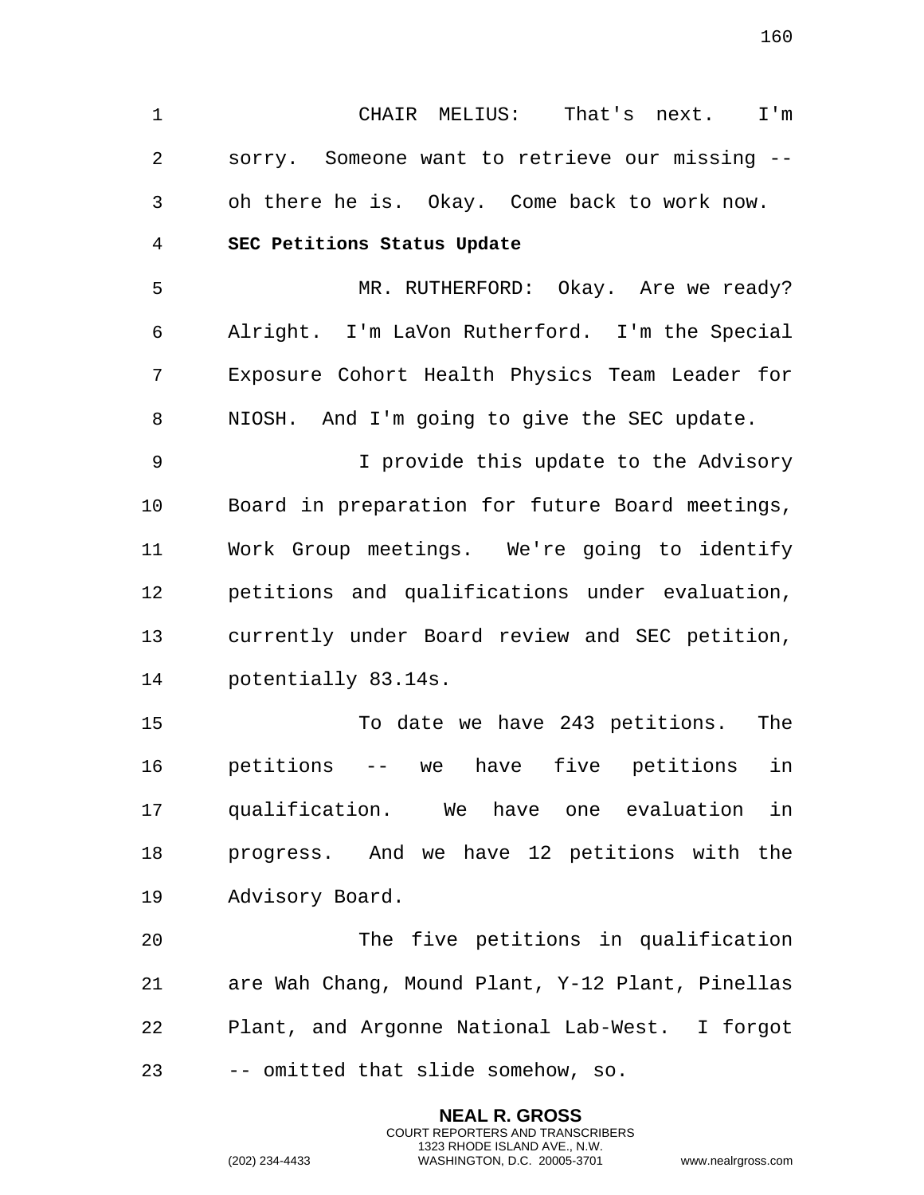CHAIR MELIUS: That's next. I'm sorry. Someone want to retrieve our missing -- oh there he is. Okay. Come back to work now.

**SEC Petitions Status Update**

MR. RUTHERFORD: Okay. Are we ready? Alright. I'm LaVon Rutherford. I'm the Special Exposure Cohort Health Physics Team Leader for NIOSH. And I'm going to give the SEC update.

I provide this update to the Advisory Board in preparation for future Board meetings, Work Group meetings. We're going to identify petitions and qualifications under evaluation, currently under Board review and SEC petition, potentially 83.14s.

To date we have 243 petitions. The petitions -- we have five petitions in qualification. We have one evaluation in progress. And we have 12 petitions with the Advisory Board.

The five petitions in qualification are Wah Chang, Mound Plant, Y-12 Plant, Pinellas Plant, and Argonne National Lab-West. I forgot -- omitted that slide somehow, so.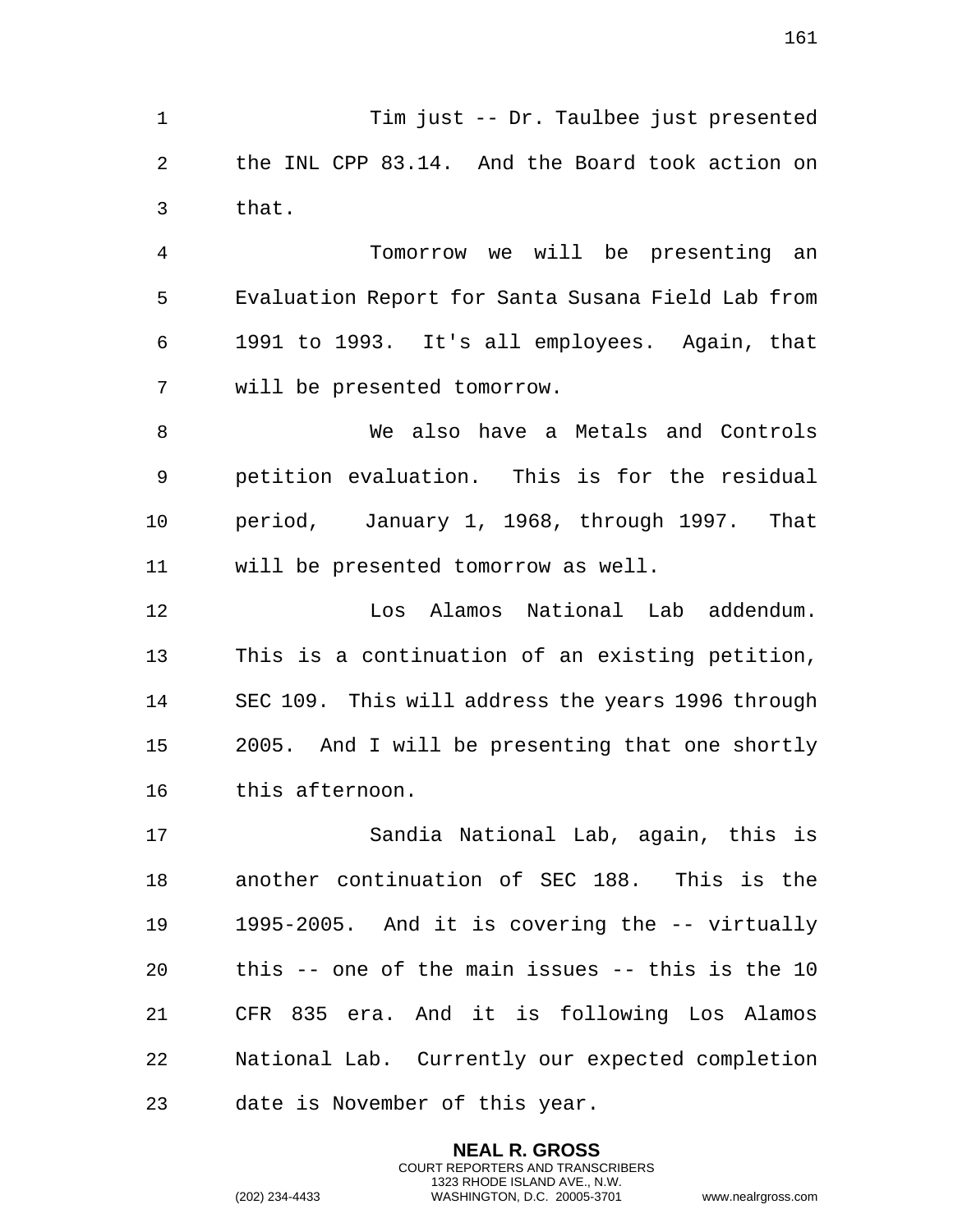Tim just -- Dr. Taulbee just presented the INL CPP 83.14. And the Board took action on that.

Tomorrow we will be presenting an Evaluation Report for Santa Susana Field Lab from 1991 to 1993. It's all employees. Again, that will be presented tomorrow.

We also have a Metals and Controls petition evaluation. This is for the residual period, January 1, 1968, through 1997. That will be presented tomorrow as well.

Los Alamos National Lab addendum. This is a continuation of an existing petition, SEC 109. This will address the years 1996 through 2005. And I will be presenting that one shortly this afternoon.

Sandia National Lab, again, this is another continuation of SEC 188. This is the 1995-2005. And it is covering the -- virtually this -- one of the main issues -- this is the 10 CFR 835 era. And it is following Los Alamos National Lab. Currently our expected completion date is November of this year.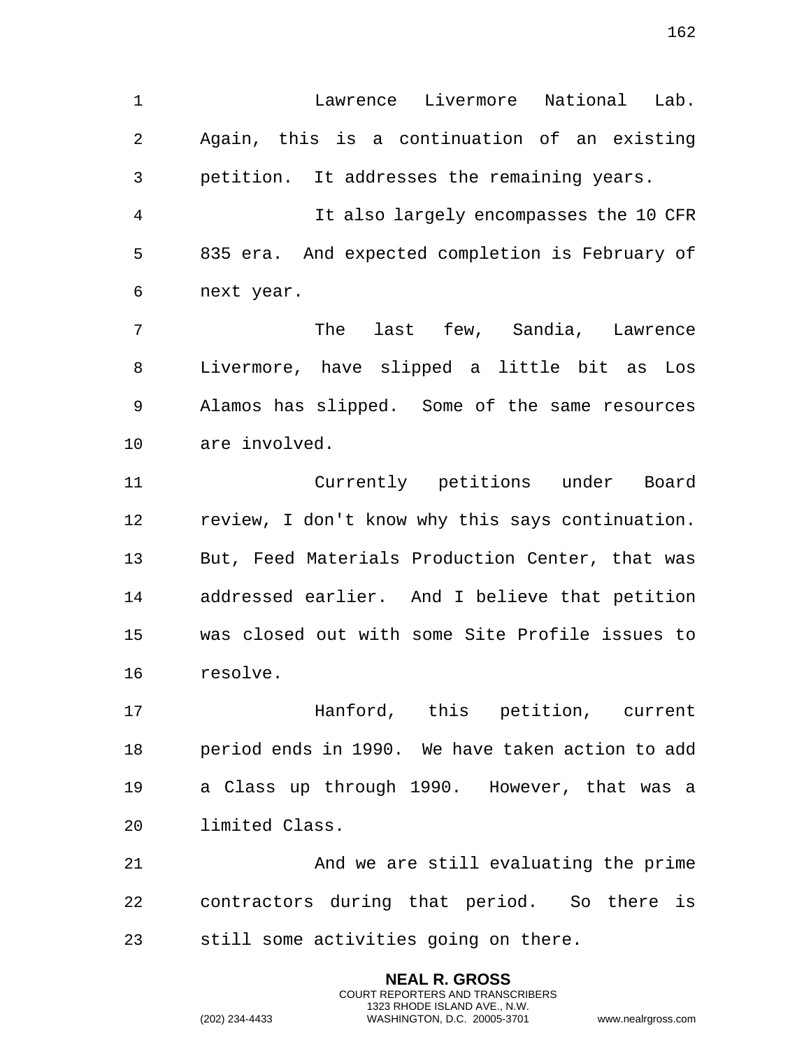Lawrence Livermore National Lab. Again, this is a continuation of an existing petition. It addresses the remaining years.

It also largely encompasses the 10 CFR 835 era. And expected completion is February of next year.

The last few, Sandia, Lawrence Livermore, have slipped a little bit as Los Alamos has slipped. Some of the same resources are involved.

Currently petitions under Board review, I don't know why this says continuation. But, Feed Materials Production Center, that was addressed earlier. And I believe that petition was closed out with some Site Profile issues to resolve.

Hanford, this petition, current period ends in 1990. We have taken action to add a Class up through 1990. However, that was a limited Class.

And we are still evaluating the prime contractors during that period. So there is still some activities going on there.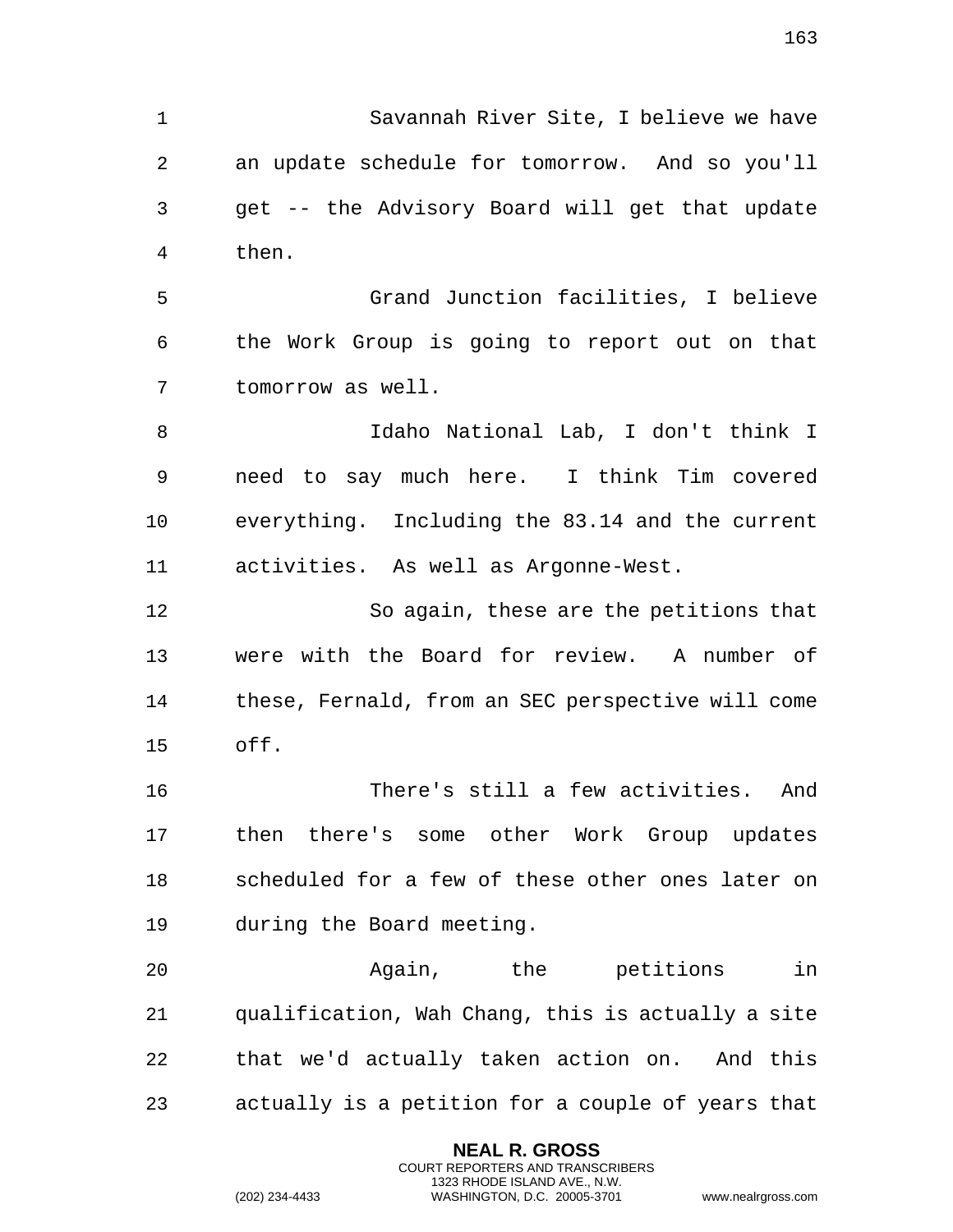Savannah River Site, I believe we have an update schedule for tomorrow. And so you'll get -- the Advisory Board will get that update then.

Grand Junction facilities, I believe the Work Group is going to report out on that tomorrow as well.

Idaho National Lab, I don't think I need to say much here. I think Tim covered everything. Including the 83.14 and the current activities. As well as Argonne-West.

So again, these are the petitions that were with the Board for review. A number of these, Fernald, from an SEC perspective will come off.

There's still a few activities. And then there's some other Work Group updates scheduled for a few of these other ones later on during the Board meeting.

Again, the petitions in qualification, Wah Chang, this is actually a site that we'd actually taken action on. And this actually is a petition for a couple of years that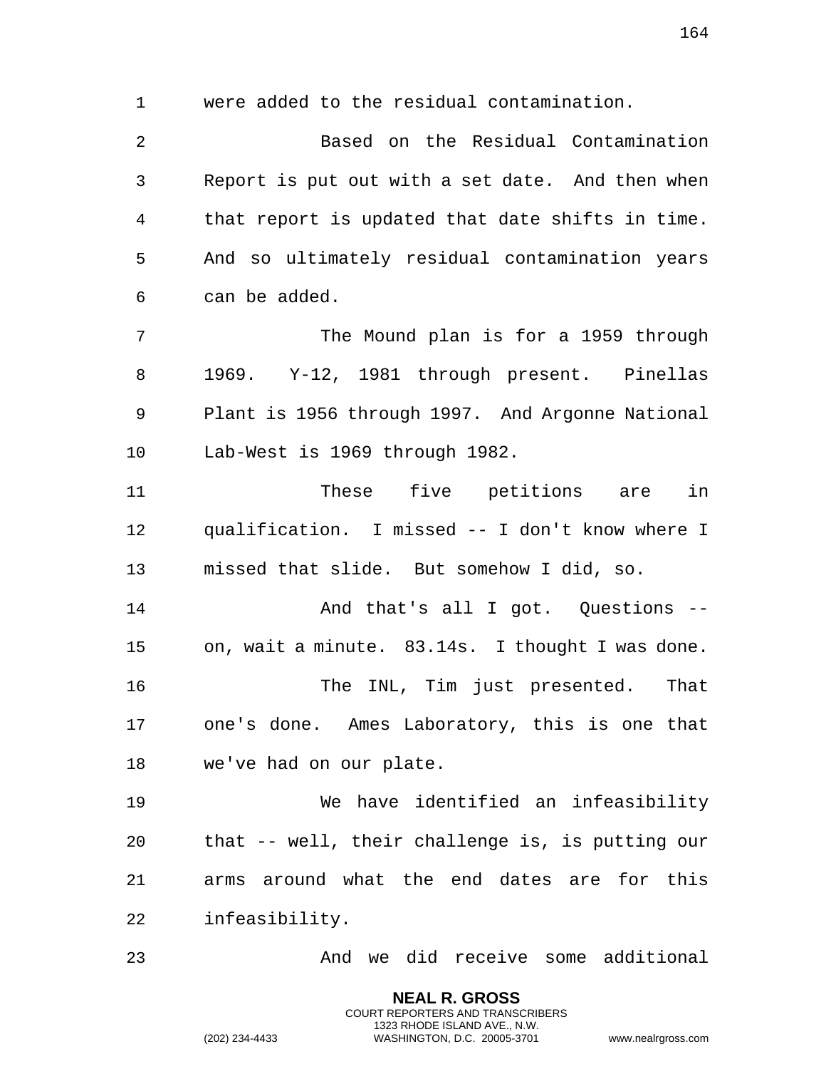were added to the residual contamination.

Based on the Residual Contamination Report is put out with a set date. And then when that report is updated that date shifts in time. And so ultimately residual contamination years can be added.

The Mound plan is for a 1959 through 1969. Y-12, 1981 through present. Pinellas Plant is 1956 through 1997. And Argonne National Lab-West is 1969 through 1982.

These five petitions are in qualification. I missed -- I don't know where I missed that slide. But somehow I did, so.

And that's all I got. Questions -- on, wait a minute. 83.14s. I thought I was done.

The INL, Tim just presented. That one's done. Ames Laboratory, this is one that we've had on our plate.

We have identified an infeasibility that -- well, their challenge is, is putting our arms around what the end dates are for this infeasibility.

And we did receive some additional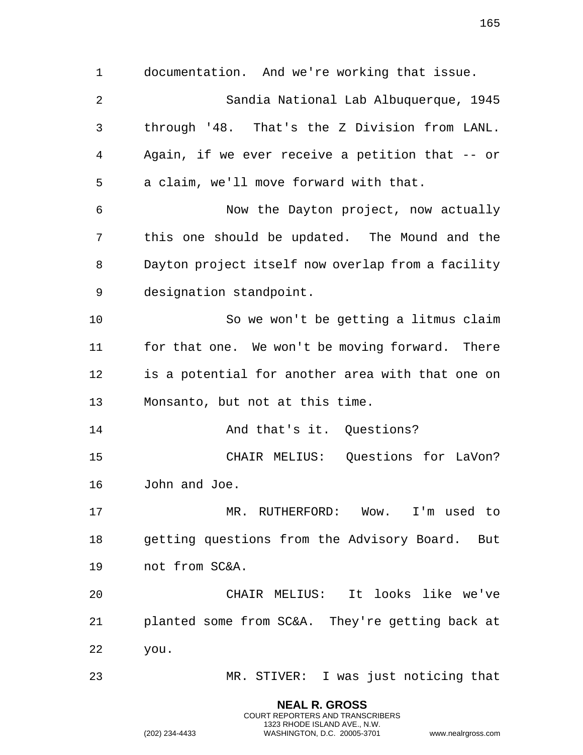documentation. And we're working that issue.

Sandia National Lab Albuquerque, 1945 through '48. That's the Z Division from LANL. Again, if we ever receive a petition that -- or a claim, we'll move forward with that.

Now the Dayton project, now actually this one should be updated. The Mound and the Dayton project itself now overlap from a facility designation standpoint.

So we won't be getting a litmus claim for that one. We won't be moving forward. There is a potential for another area with that one on Monsanto, but not at this time.

And that's it. Questions?

CHAIR MELIUS: Questions for LaVon? John and Joe.

MR. RUTHERFORD: Wow. I'm used to getting questions from the Advisory Board. But not from SC&A.

CHAIR MELIUS: It looks like we've planted some from SC&A. They're getting back at you.

MR. STIVER: I was just noticing that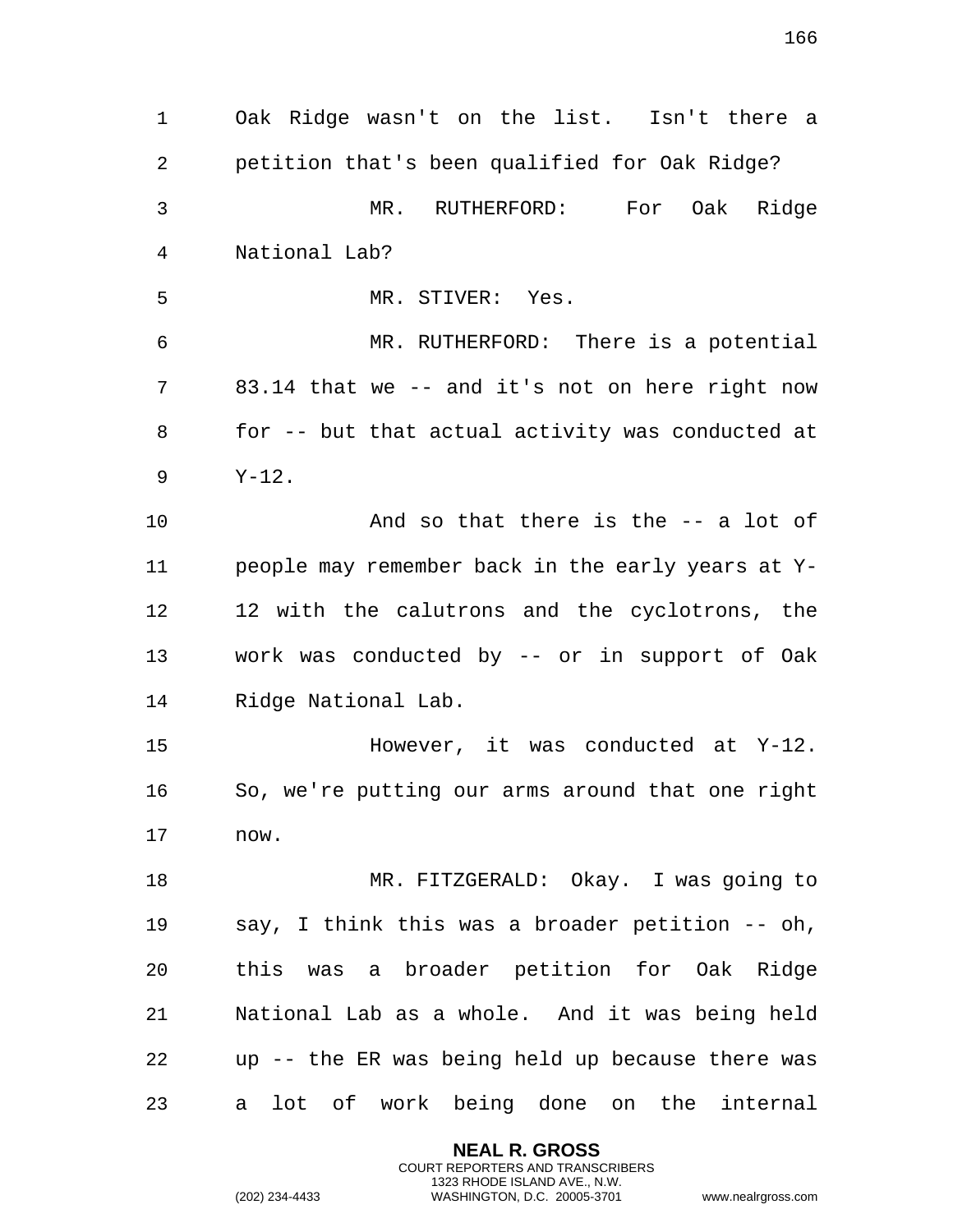Oak Ridge wasn't on the list. Isn't there a petition that's been qualified for Oak Ridge?

MR. RUTHERFORD: For Oak Ridge National Lab?

MR. STIVER: Yes.

MR. RUTHERFORD: There is a potential 83.14 that we -- and it's not on here right now for -- but that actual activity was conducted at Y-12.

And so that there is the -- a lot of people may remember back in the early years at Y-12 with the calutrons and the cyclotrons, the work was conducted by -- or in support of Oak Ridge National Lab.

However, it was conducted at Y-12. So, we're putting our arms around that one right now.

MR. FITZGERALD: Okay. I was going to say, I think this was a broader petition -- oh, this was a broader petition for Oak Ridge National Lab as a whole. And it was being held up -- the ER was being held up because there was a lot of work being done on the internal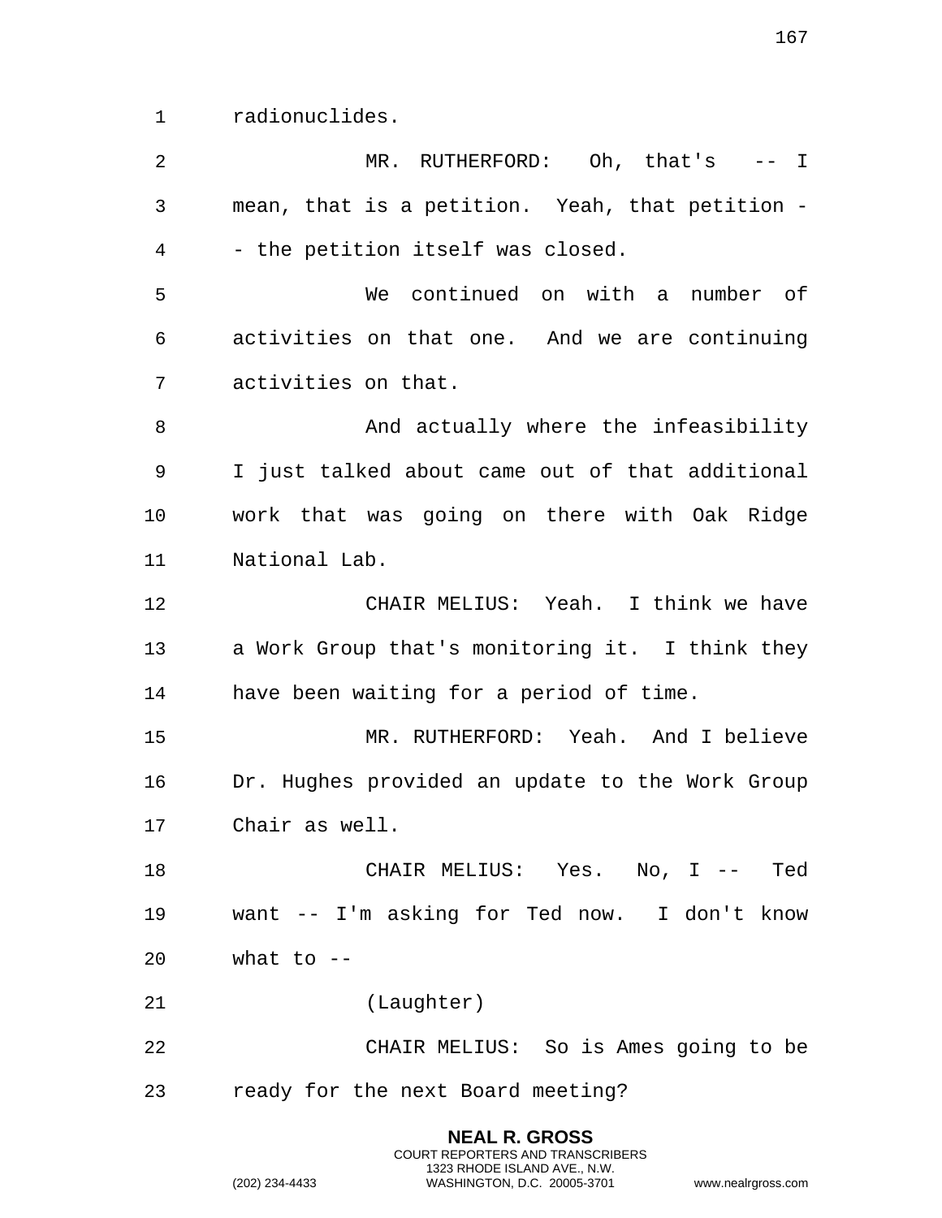radionuclides.

MR. RUTHERFORD: Oh, that's -- I mean, that is a petition. Yeah, that petition -- the petition itself was closed.

We continued on with a number of activities on that one. And we are continuing activities on that.

And actually where the infeasibility I just talked about came out of that additional work that was going on there with Oak Ridge National Lab.

CHAIR MELIUS: Yeah. I think we have a Work Group that's monitoring it. I think they have been waiting for a period of time.

MR. RUTHERFORD: Yeah. And I believe Dr. Hughes provided an update to the Work Group Chair as well.

CHAIR MELIUS: Yes. No, I -- Ted want -- I'm asking for Ted now. I don't know what to --

(Laughter)

CHAIR MELIUS: So is Ames going to be ready for the next Board meeting?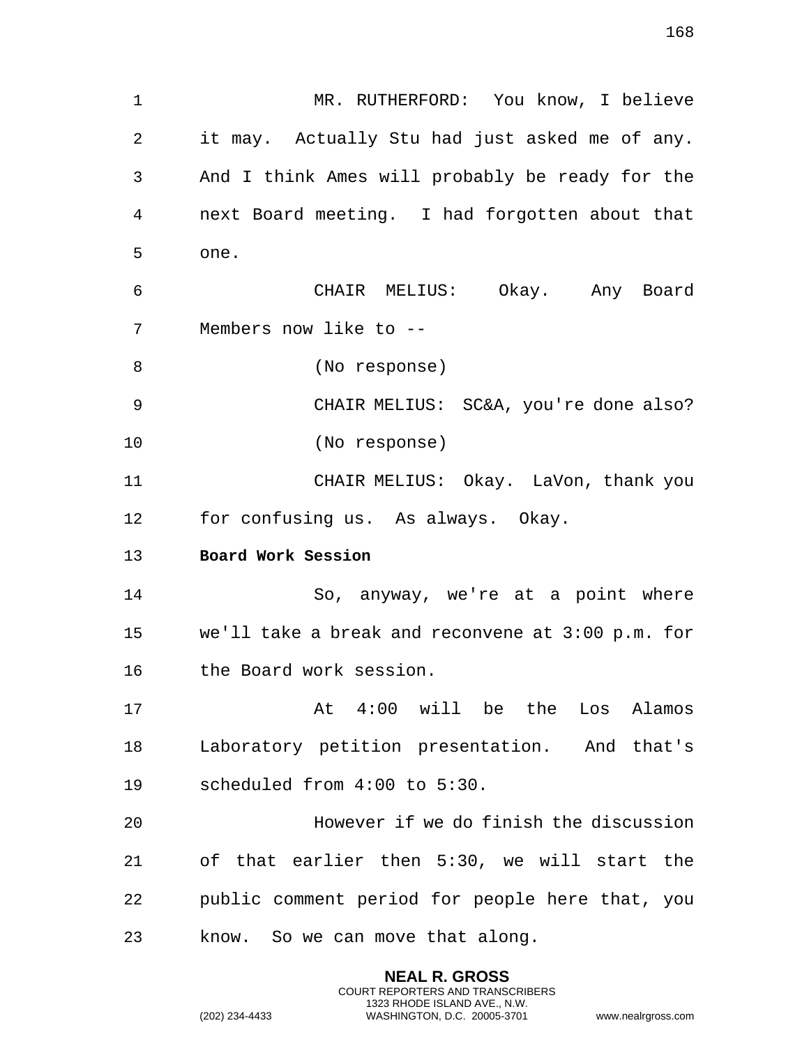MR. RUTHERFORD: You know, I believe it may. Actually Stu had just asked me of any. And I think Ames will probably be ready for the next Board meeting. I had forgotten about that one.

CHAIR MELIUS: Okay. Any Board Members now like to --

(No response)

CHAIR MELIUS: SC&A, you're done also?

(No response)

CHAIR MELIUS: Okay. LaVon, thank you for confusing us. As always. Okay.

**Board Work Session**

So, anyway, we're at a point where we'll take a break and reconvene at 3:00 p.m. for the Board work session.

At 4:00 will be the Los Alamos Laboratory petition presentation. And that's scheduled from 4:00 to 5:30.

However if we do finish the discussion of that earlier then 5:30, we will start the public comment period for people here that, you know. So we can move that along.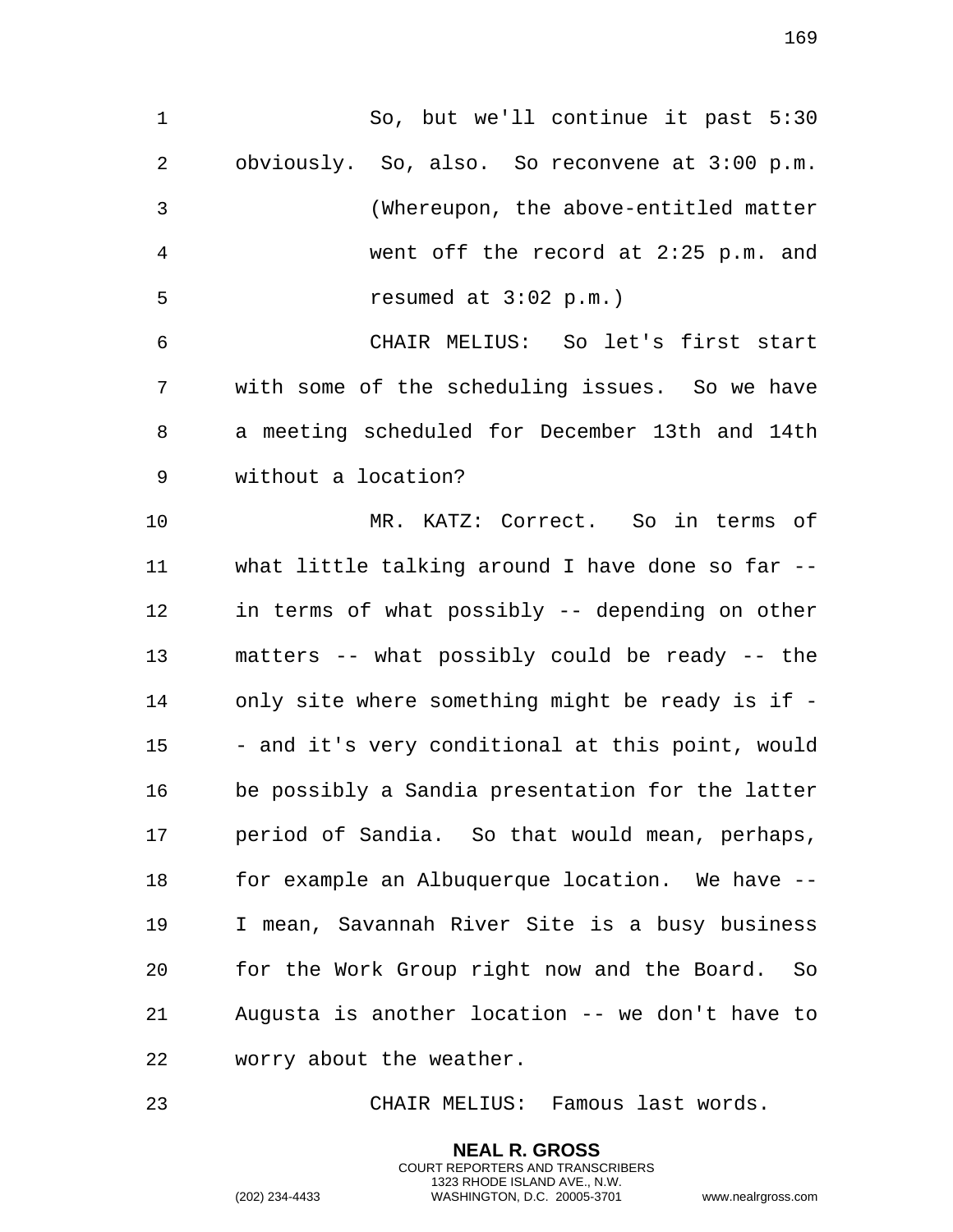So, but we'll continue it past 5:30 obviously. So, also. So reconvene at 3:00 p.m.

(Whereupon, the above-entitled matter went off the record at 2:25 p.m. and resumed at 3:02 p.m.)

CHAIR MELIUS: So let's first start with some of the scheduling issues. So we have a meeting scheduled for December 13th and 14th without a location?

MR. KATZ: Correct. So in terms of what little talking around I have done so far -- in terms of what possibly -- depending on other matters -- what possibly could be ready -- the only site where something might be ready is if -- and it's very conditional at this point, would be possibly a Sandia presentation for the latter period of Sandia. So that would mean, perhaps, for example an Albuquerque location. We have -- I mean, Savannah River Site is a busy business for the Work Group right now and the Board. So Augusta is another location -- we don't have to worry about the weather.

CHAIR MELIUS: Famous last words.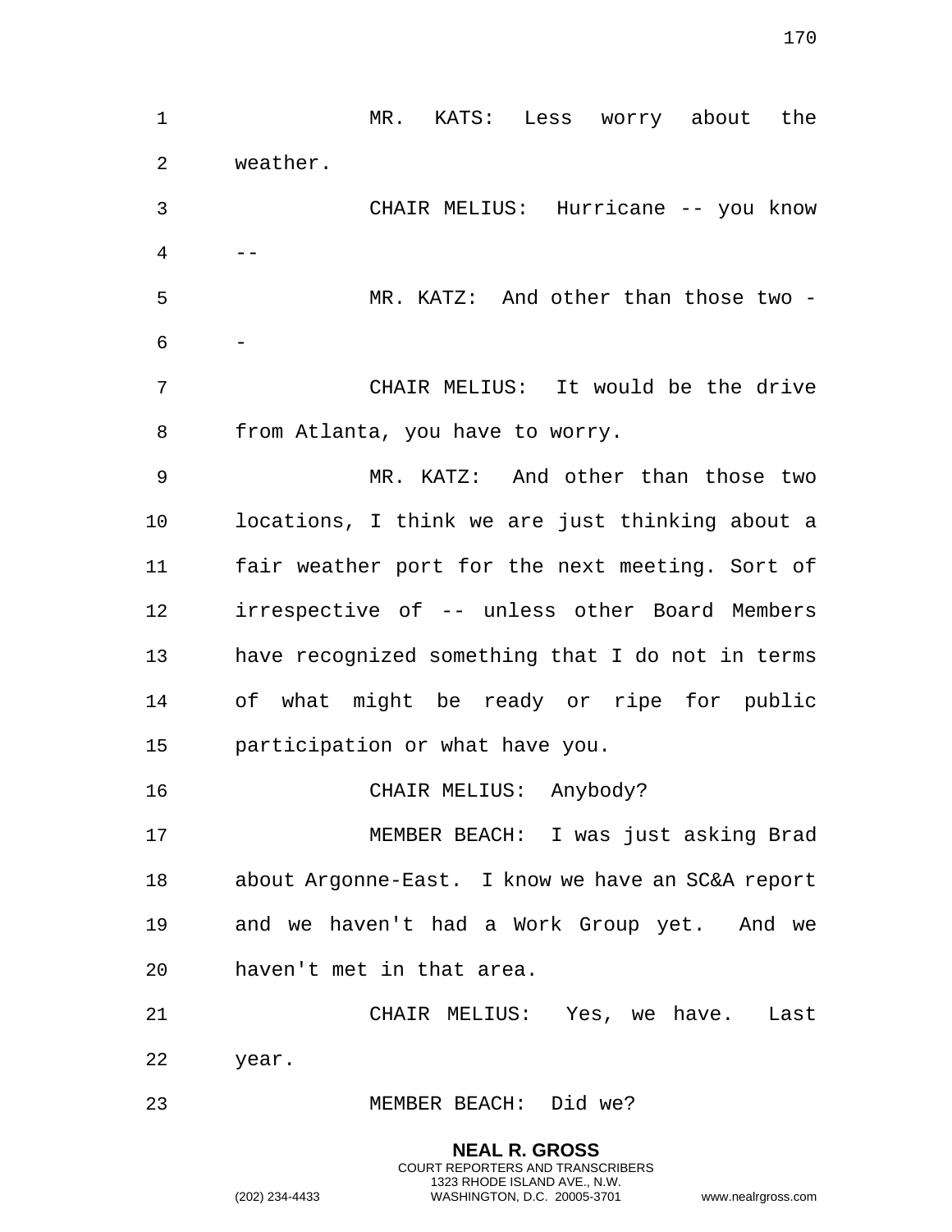MR. KATS: Less worry about the weather.

CHAIR MELIUS: Hurricane -- you know --

MR. KATZ: And other than those two --

CHAIR MELIUS: It would be the drive from Atlanta, you have to worry.

MR. KATZ: And other than those two locations, I think we are just thinking about a fair weather port for the next meeting. Sort of irrespective of -- unless other Board Members have recognized something that I do not in terms of what might be ready or ripe for public participation or what have you.

CHAIR MELIUS: Anybody?

MEMBER BEACH: I was just asking Brad about Argonne-East. I know we have an SC&A report and we haven't had a Work Group yet. And we haven't met in that area.

CHAIR MELIUS: Yes, we have. Last year.

MEMBER BEACH: Did we?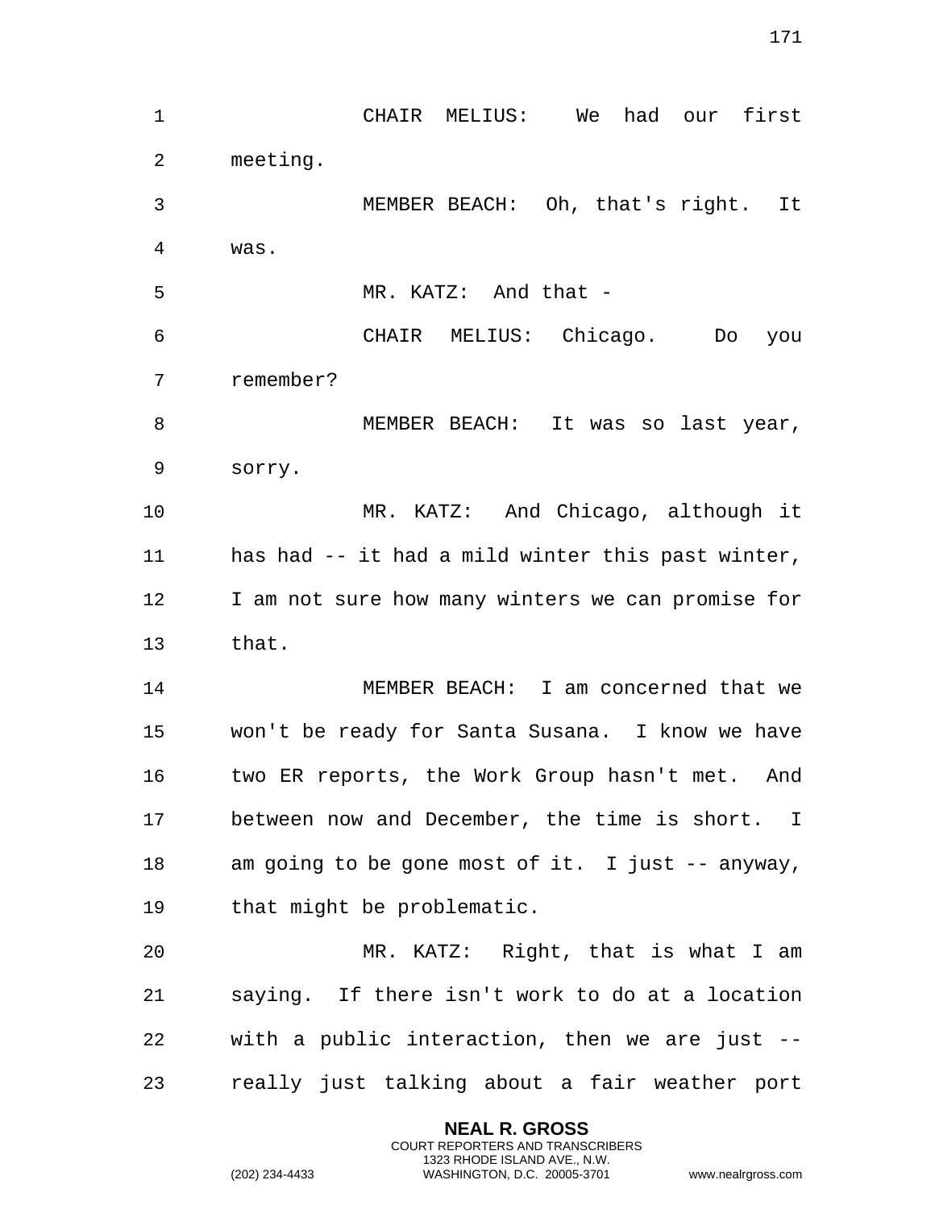CHAIR MELIUS: We had our first meeting.

MEMBER BEACH: Oh, that's right. It was.

MR. KATZ: And that -

CHAIR MELIUS: Chicago. Do you remember?

MEMBER BEACH: It was so last year, sorry.

MR. KATZ: And Chicago, although it has had -- it had a mild winter this past winter, I am not sure how many winters we can promise for that.

MEMBER BEACH: I am concerned that we won't be ready for Santa Susana. I know we have two ER reports, the Work Group hasn't met. And between now and December, the time is short. I am going to be gone most of it. I just -- anyway, that might be problematic.

MR. KATZ: Right, that is what I am saying. If there isn't work to do at a location with a public interaction, then we are just -- really just talking about a fair weather port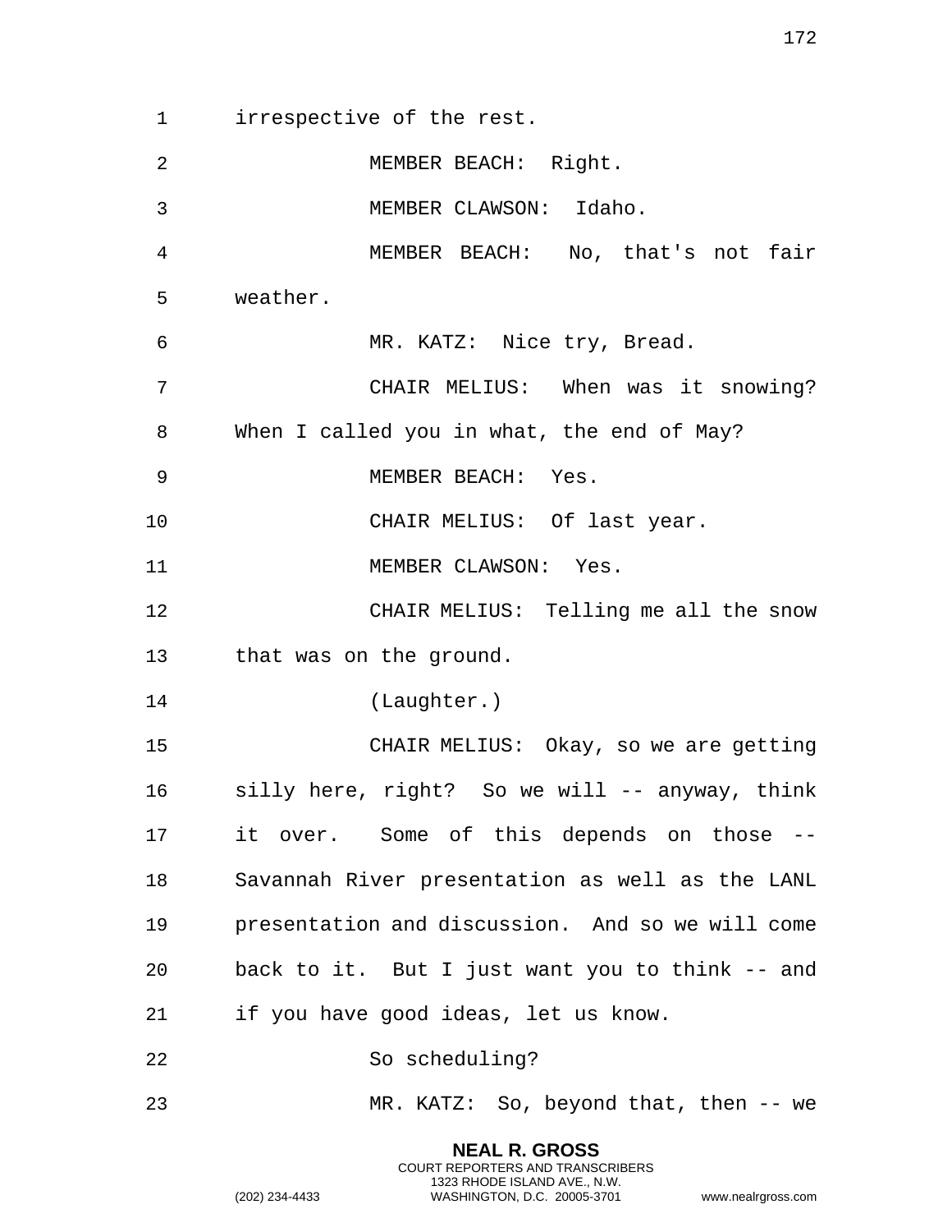irrespective of the rest.

MEMBER BEACH: Right.

MEMBER CLAWSON: Idaho.

MEMBER BEACH: No, that's not fair weather.

MR. KATZ: Nice try, Bread.

CHAIR MELIUS: When was it snowing? When I called you in what, the end of May?

MEMBER BEACH: Yes.

CHAIR MELIUS: Of last year.

MEMBER CLAWSON: Yes.

CHAIR MELIUS: Telling me all the snow that was on the ground.

(Laughter.)

CHAIR MELIUS: Okay, so we are getting silly here, right? So we will -- anyway, think it over. Some of this depends on those -- Savannah River presentation as well as the LANL presentation and discussion. And so we will come back to it. But I just want you to think -- and if you have good ideas, let us know.

So scheduling?

MR. KATZ: So, beyond that, then -- we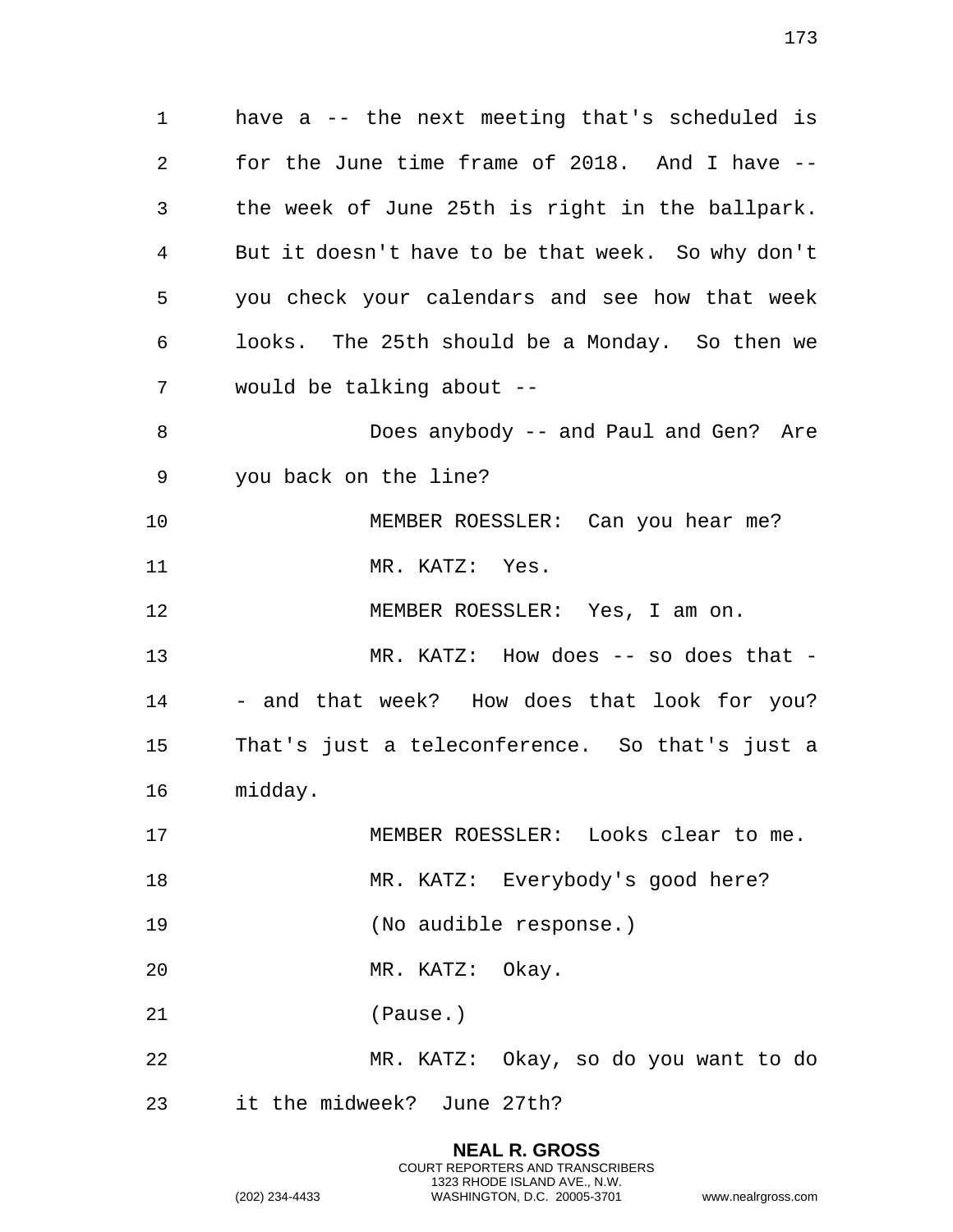have a -- the next meeting that's scheduled is for the June time frame of 2018. And I have -- the week of June 25th is right in the ballpark. But it doesn't have to be that week. So why don't you check your calendars and see how that week looks. The 25th should be a Monday. So then we would be talking about --

Does anybody -- and Paul and Gen? Are you back on the line?

MEMBER ROESSLER: Can you hear me?

MR. KATZ: Yes.

MEMBER ROESSLER: Yes, I am on.

MR. KATZ: How does -- so does that -- and that week? How does that look for you? That's just a teleconference. So that's just a midday.

MEMBER ROESSLER: Looks clear to me.

MR. KATZ: Everybody's good here?

(No audible response.)

MR. KATZ: Okay.

(Pause.)

MR. KATZ: Okay, so do you want to do it the midweek? June 27th?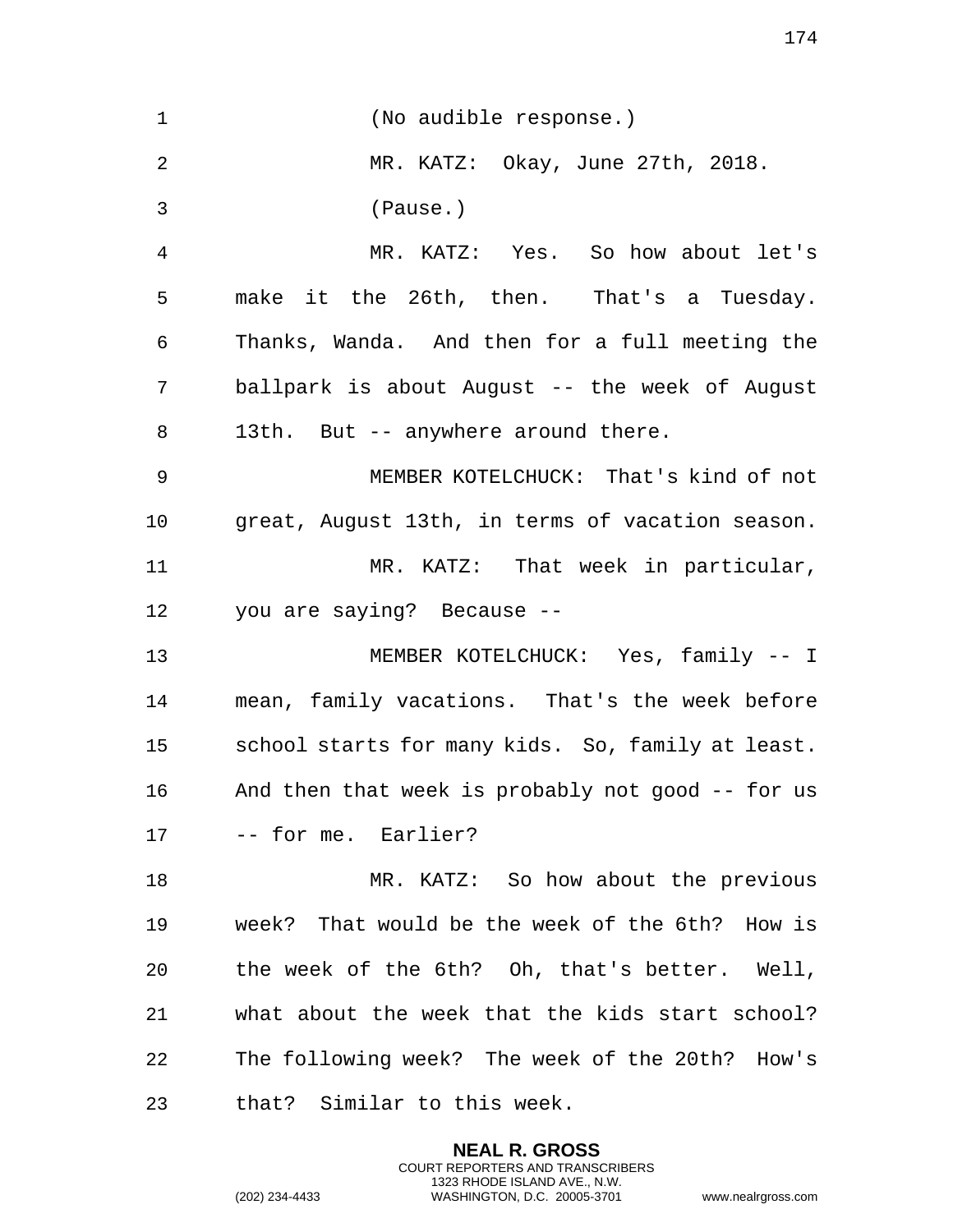(No audible response.)

MR. KATZ: Okay, June 27th, 2018.

(Pause.)

MR. KATZ: Yes. So how about let's make it the 26th, then. That's a Tuesday. Thanks, Wanda. And then for a full meeting the ballpark is about August -- the week of August 13th. But -- anywhere around there.

MEMBER KOTELCHUCK: That's kind of not great, August 13th, in terms of vacation season.

MR. KATZ: That week in particular, you are saying? Because --

MEMBER KOTELCHUCK: Yes, family -- I mean, family vacations. That's the week before school starts for many kids. So, family at least. And then that week is probably not good -- for us -- for me. Earlier?

MR. KATZ: So how about the previous week? That would be the week of the 6th? How is the week of the 6th? Oh, that's better. Well, what about the week that the kids start school? The following week? The week of the 20th? How's that? Similar to this week.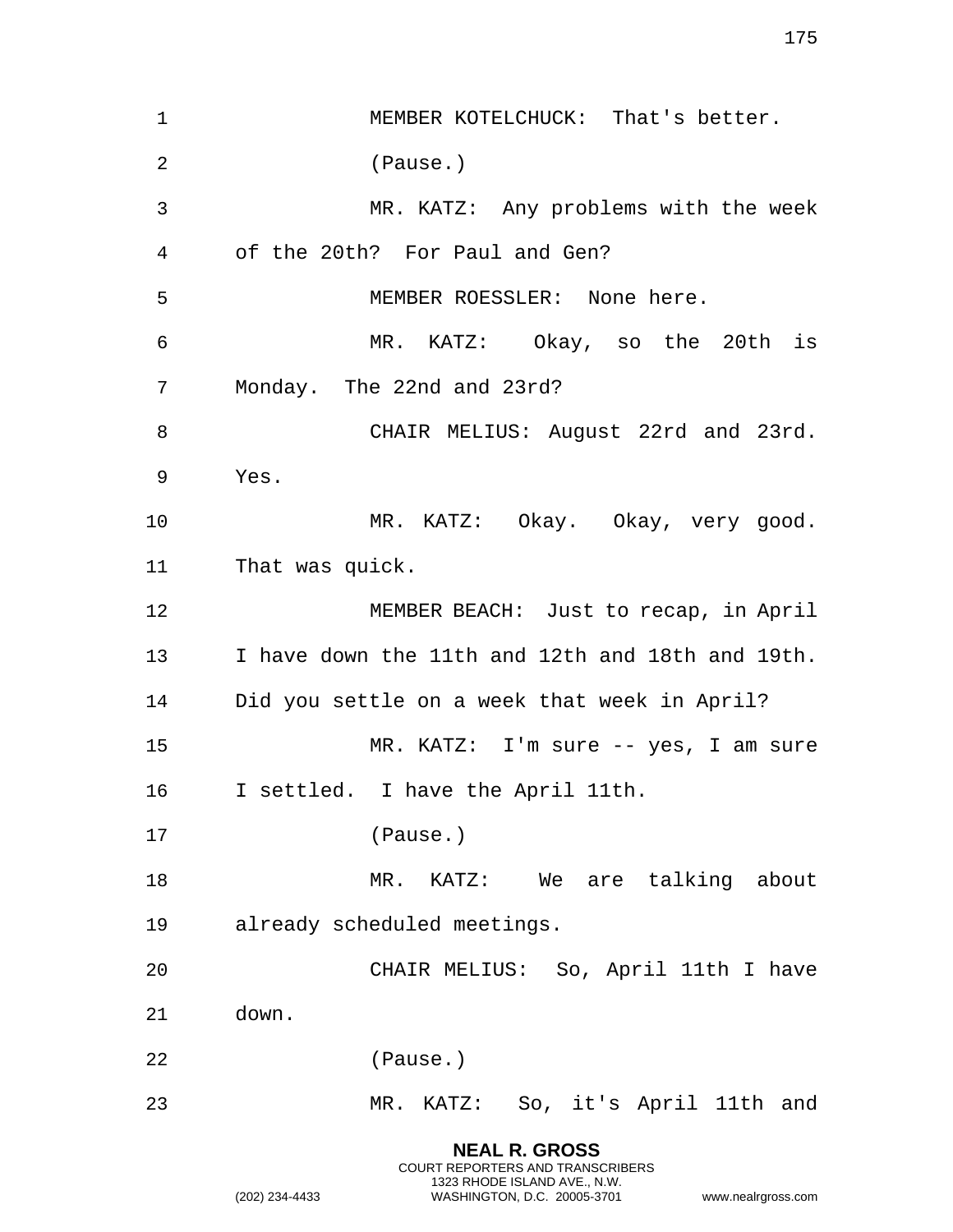MEMBER KOTELCHUCK: That's better.

(Pause.)

MR. KATZ: Any problems with the week of the 20th? For Paul and Gen?

MEMBER ROESSLER: None here.

MR. KATZ: Okay, so the 20th is Monday. The 22nd and 23rd?

CHAIR MELIUS: August 22rd and 23rd. Yes.

MR. KATZ: Okay. Okay, very good. That was quick.

MEMBER BEACH: Just to recap, in April I have down the 11th and 12th and 18th and 19th. Did you settle on a week that week in April?

MR. KATZ: I'm sure -- yes, I am sure I settled. I have the April 11th.

(Pause.)

MR. KATZ: We are talking about already scheduled meetings.

CHAIR MELIUS: So, April 11th I have down.

(Pause.)

MR. KATZ: So, it's April 11th and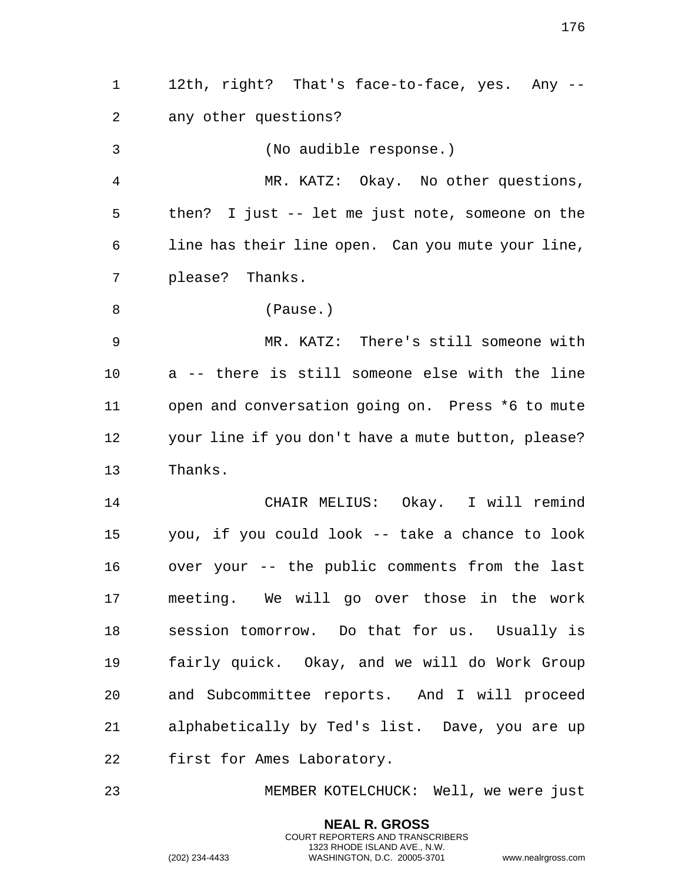12th, right? That's face-to-face, yes. Any -- any other questions?

(No audible response.)

MR. KATZ: Okay. No other questions, then? I just -- let me just note, someone on the line has their line open. Can you mute your line, please? Thanks.

(Pause.)

MR. KATZ: There's still someone with a -- there is still someone else with the line open and conversation going on. Press *6 to mute your line if you don't have a mute button, please? Thanks.

CHAIR MELIUS: Okay. I will remind you, if you could look -- take a chance to look over your -- the public comments from the last meeting. We will go over those in the work session tomorrow. Do that for us. Usually is fairly quick. Okay, and we will do Work Group and Subcommittee reports. And I will proceed alphabetically by Ted's list. Dave, you are up first for Ames Laboratory.

MEMBER KOTELCHUCK: Well, we were just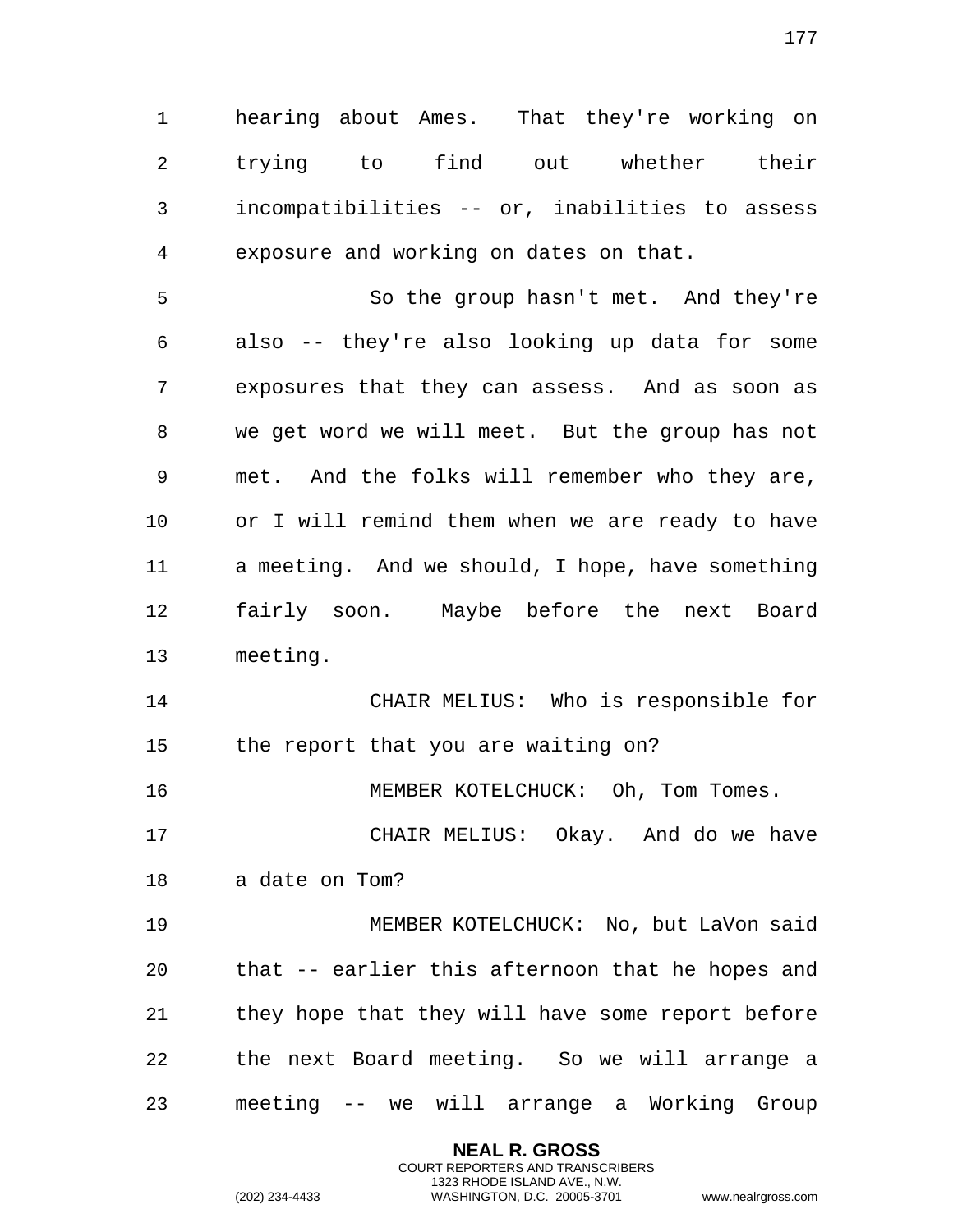hearing about Ames.  That they're working on trying to find out whether their incompatibilities -- or, inabilities to assess exposure and working on dates on that.

So the group hasn't met.  And they're also -- they're also looking up data for some exposures that they can assess.  And as soon as we get word we will meet.  But the group has not met.  And the folks will remember who they are, or I will remind them when we are ready to have a meeting.  And we should, I hope, have something fairly soon.  Maybe before the next Board meeting.

CHAIR MELIUS:  Who is responsible for the report that you are waiting on?

MEMBER KOTELCHUCK:  Oh, Tom Tomes.

CHAIR MELIUS:  Okay.  And do we have a date on Tom?

MEMBER KOTELCHUCK:  No, but LaVon said that -- earlier this afternoon that he hopes and they hope that they will have some report before the next Board meeting.  So we will arrange a meeting -- we will arrange a Working Group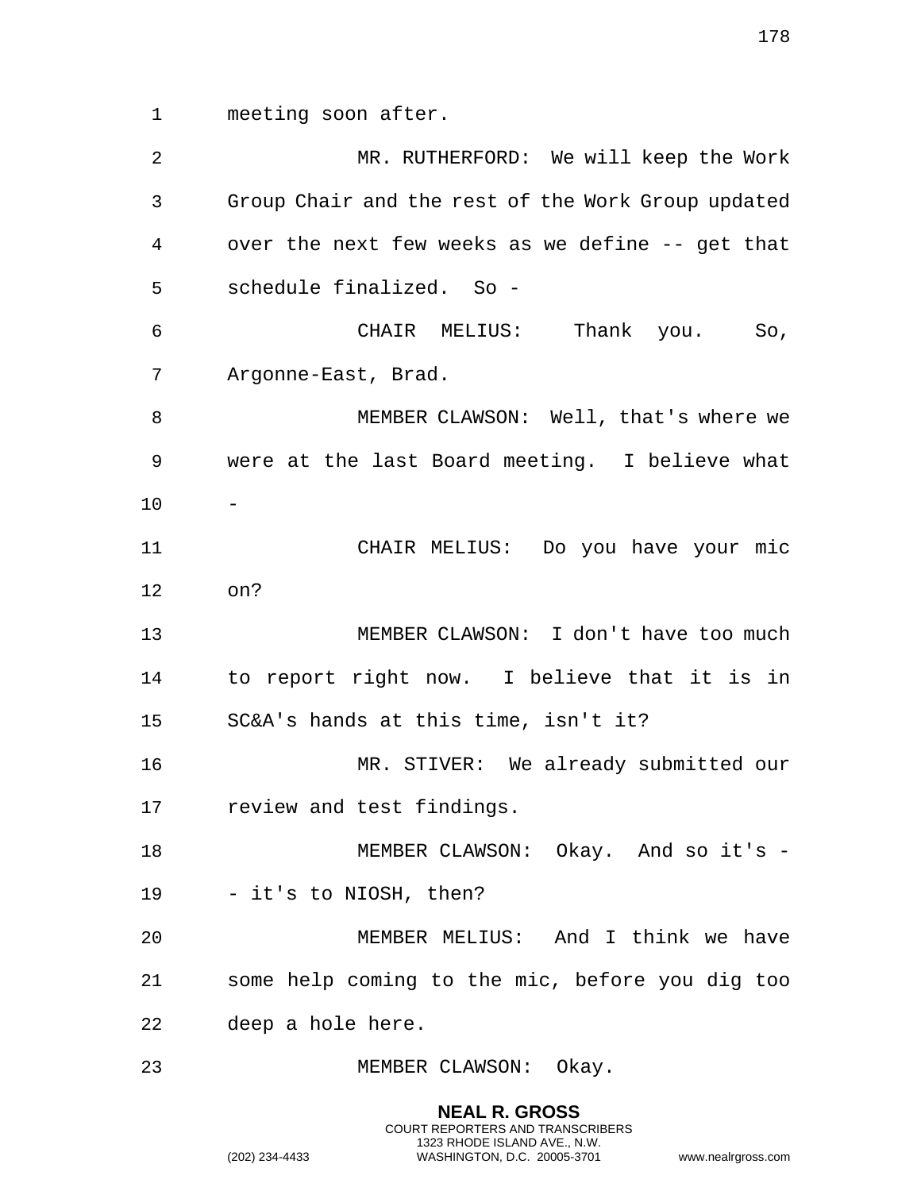meeting soon after.

MR. RUTHERFORD: We will keep the Work Group Chair and the rest of the Work Group updated over the next few weeks as we define -- get that schedule finalized. So -

CHAIR MELIUS: Thank you. So, Argonne-East, Brad.

MEMBER CLAWSON: Well, that's where we were at the last Board meeting. I believe what -

CHAIR MELIUS: Do you have your mic on?

MEMBER CLAWSON: I don't have too much to report right now. I believe that it is in SC&A's hands at this time, isn't it?

MR. STIVER: We already submitted our review and test findings.

MEMBER CLAWSON: Okay. And so it's -- it's to NIOSH, then?

MEMBER MELIUS: And I think we have some help coming to the mic, before you dig too deep a hole here.

MEMBER CLAWSON: Okay.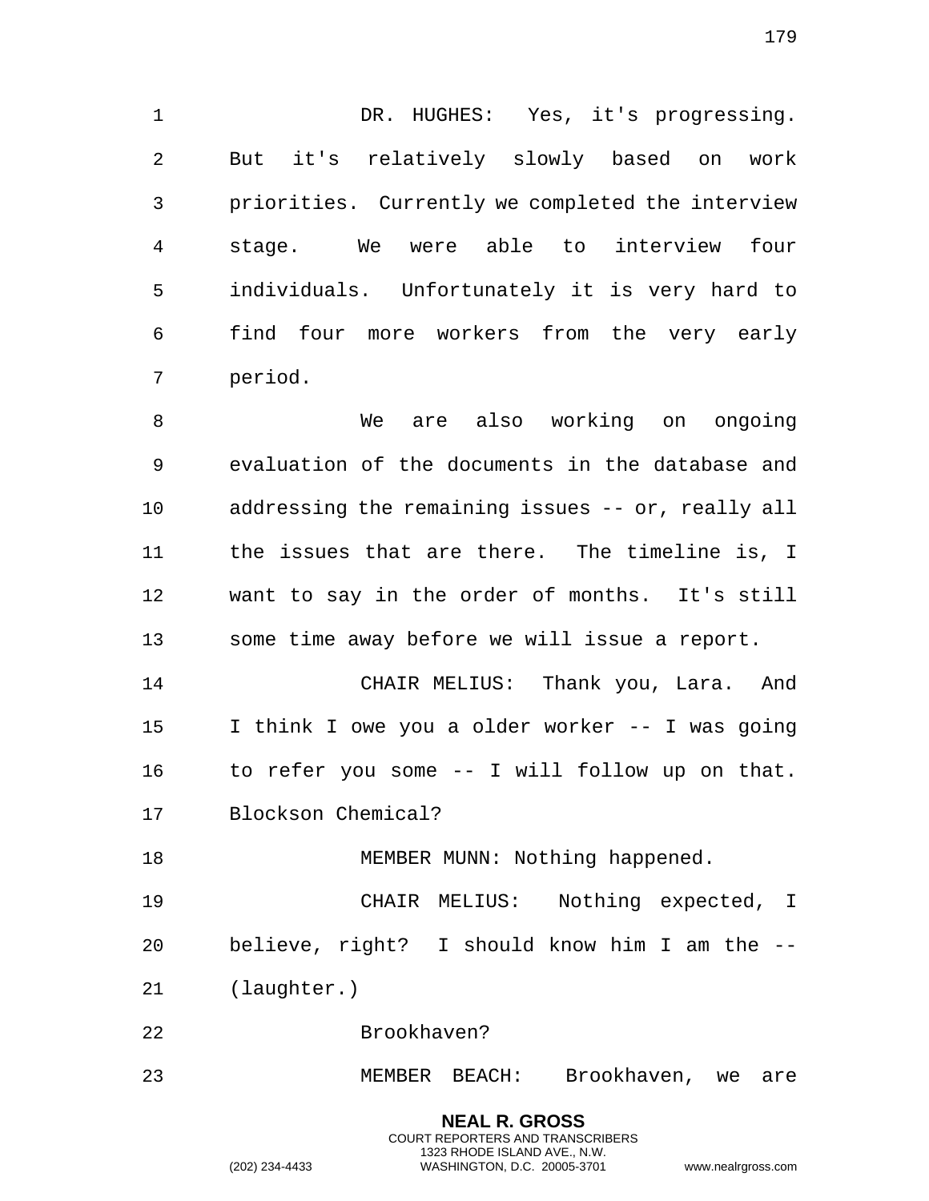DR. HUGHES: Yes, it's progressing. But it's relatively slowly based on work priorities. Currently we completed the interview stage. We were able to interview four individuals. Unfortunately it is very hard to find four more workers from the very early period.

We are also working on ongoing evaluation of the documents in the database and addressing the remaining issues -- or, really all the issues that are there. The timeline is, I want to say in the order of months. It's still some time away before we will issue a report.

CHAIR MELIUS: Thank you, Lara. And I think I owe you a older worker -- I was going to refer you some -- I will follow up on that. Blockson Chemical?

MEMBER MUNN: Nothing happened.

CHAIR MELIUS: Nothing expected, I believe, right? I should know him I am the -- (laughter.)

Brookhaven?

MEMBER BEACH: Brookhaven, we are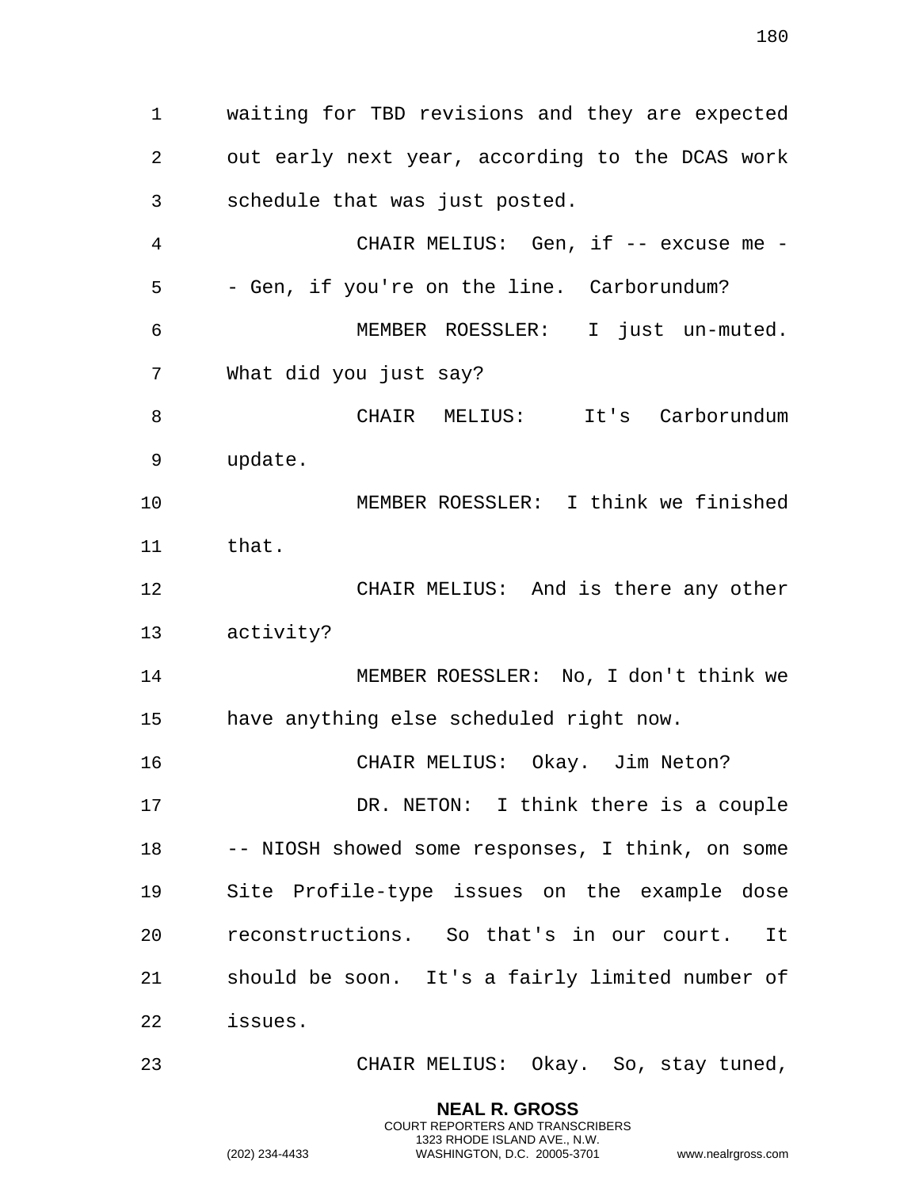waiting for TBD revisions and they are expected out early next year, according to the DCAS work schedule that was just posted.

CHAIR MELIUS: Gen, if -- excuse me -- Gen, if you're on the line. Carborundum?

MEMBER ROESSLER: I just un-muted. What did you just say?

CHAIR MELIUS: It's Carborundum update.

MEMBER ROESSLER: I think we finished that.

CHAIR MELIUS: And is there any other activity?

MEMBER ROESSLER: No, I don't think we have anything else scheduled right now.

CHAIR MELIUS: Okay. Jim Neton?

DR. NETON: I think there is a couple -- NIOSH showed some responses, I think, on some Site Profile-type issues on the example dose reconstructions. So that's in our court. It should be soon. It's a fairly limited number of issues.

CHAIR MELIUS: Okay. So, stay tuned,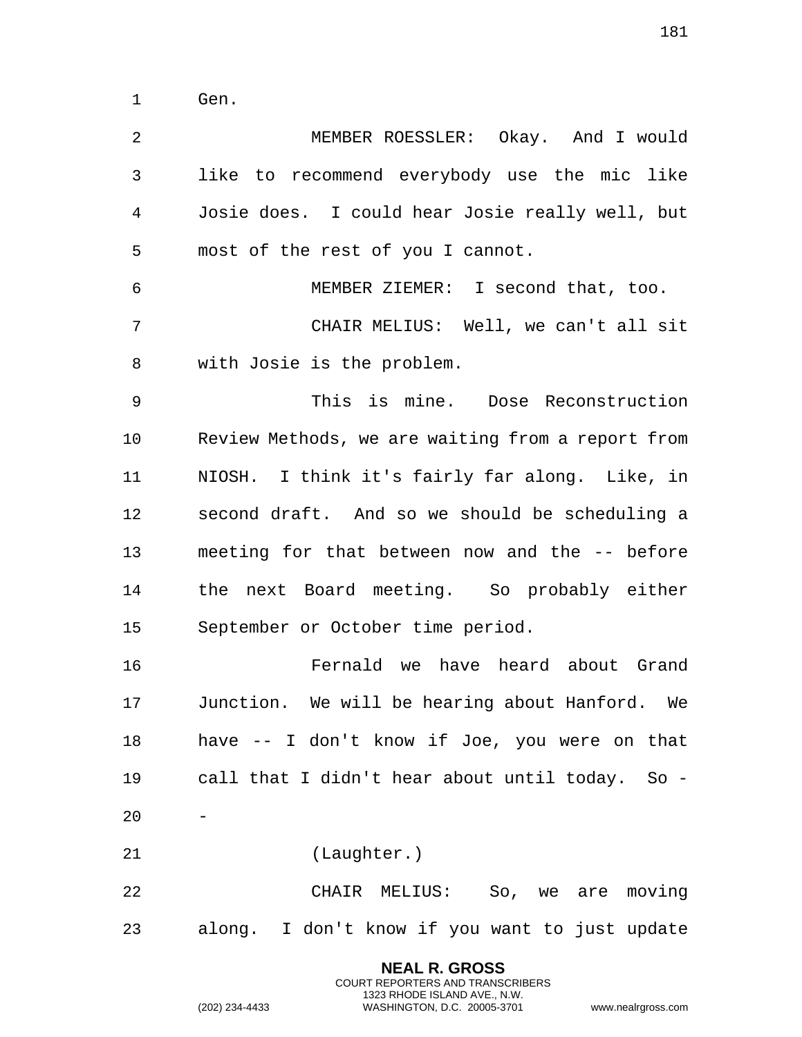Gen.

MEMBER ROESSLER: Okay. And I would like to recommend everybody use the mic like Josie does. I could hear Josie really well, but most of the rest of you I cannot.

MEMBER ZIEMER: I second that, too.

CHAIR MELIUS: Well, we can't all sit with Josie is the problem.

This is mine. Dose Reconstruction Review Methods, we are waiting from a report from NIOSH. I think it's fairly far along. Like, in second draft. And so we should be scheduling a meeting for that between now and the -- before the next Board meeting. So probably either September or October time period.

Fernald we have heard about Grand Junction. We will be hearing about Hanford. We have -- I don't know if Joe, you were on that call that I didn't hear about until today. So --

(Laughter.)

CHAIR MELIUS: So, we are moving along. I don't know if you want to just update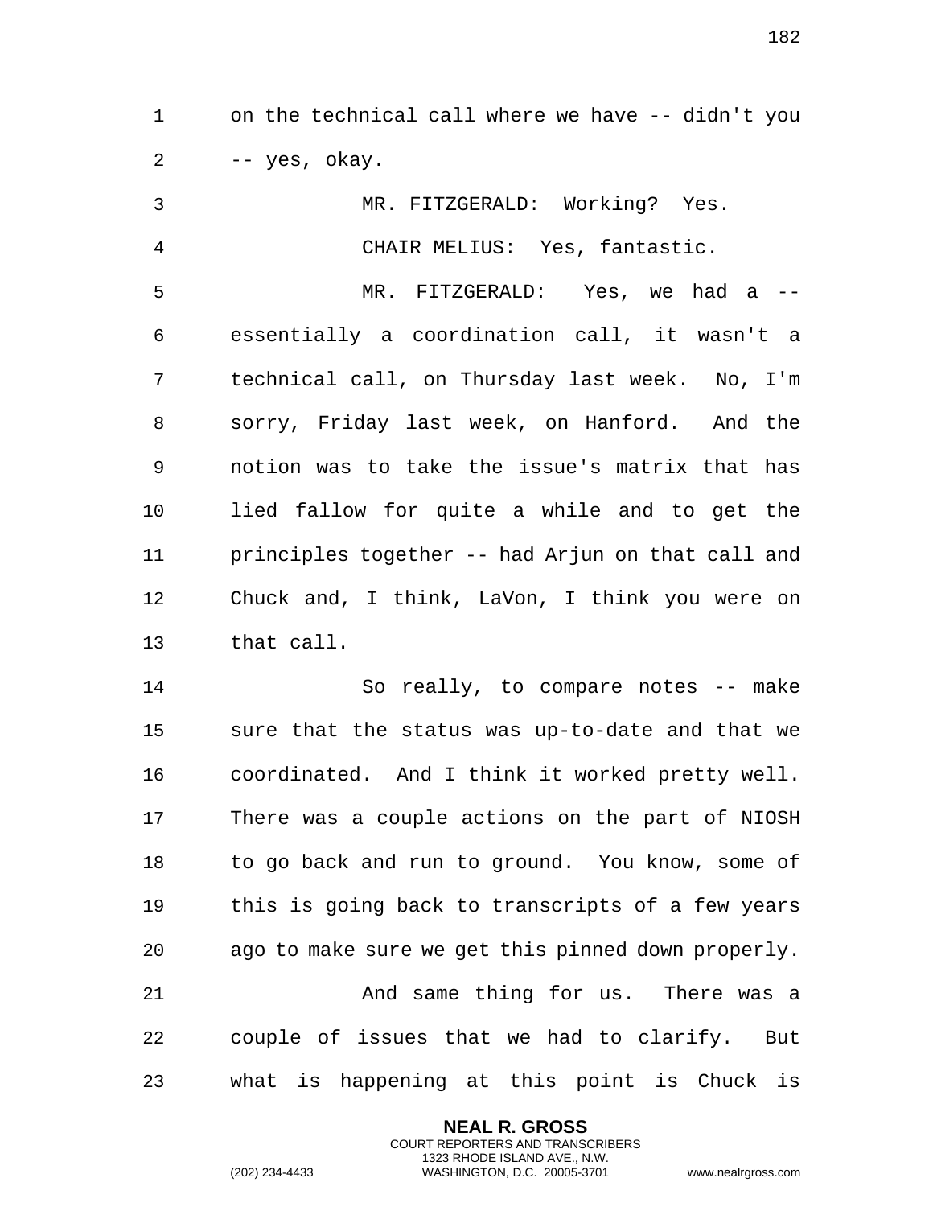on the technical call where we have -- didn't you -- yes, okay.

MR. FITZGERALD: Working? Yes.

CHAIR MELIUS: Yes, fantastic.

MR. FITZGERALD: Yes, we had a -- essentially a coordination call, it wasn't a technical call, on Thursday last week. No, I'm sorry, Friday last week, on Hanford. And the notion was to take the issue's matrix that has lied fallow for quite a while and to get the principles together -- had Arjun on that call and Chuck and, I think, LaVon, I think you were on that call.

So really, to compare notes -- make sure that the status was up-to-date and that we coordinated. And I think it worked pretty well. There was a couple actions on the part of NIOSH to go back and run to ground. You know, some of this is going back to transcripts of a few years ago to make sure we get this pinned down properly.

And same thing for us. There was a couple of issues that we had to clarify. But what is happening at this point is Chuck is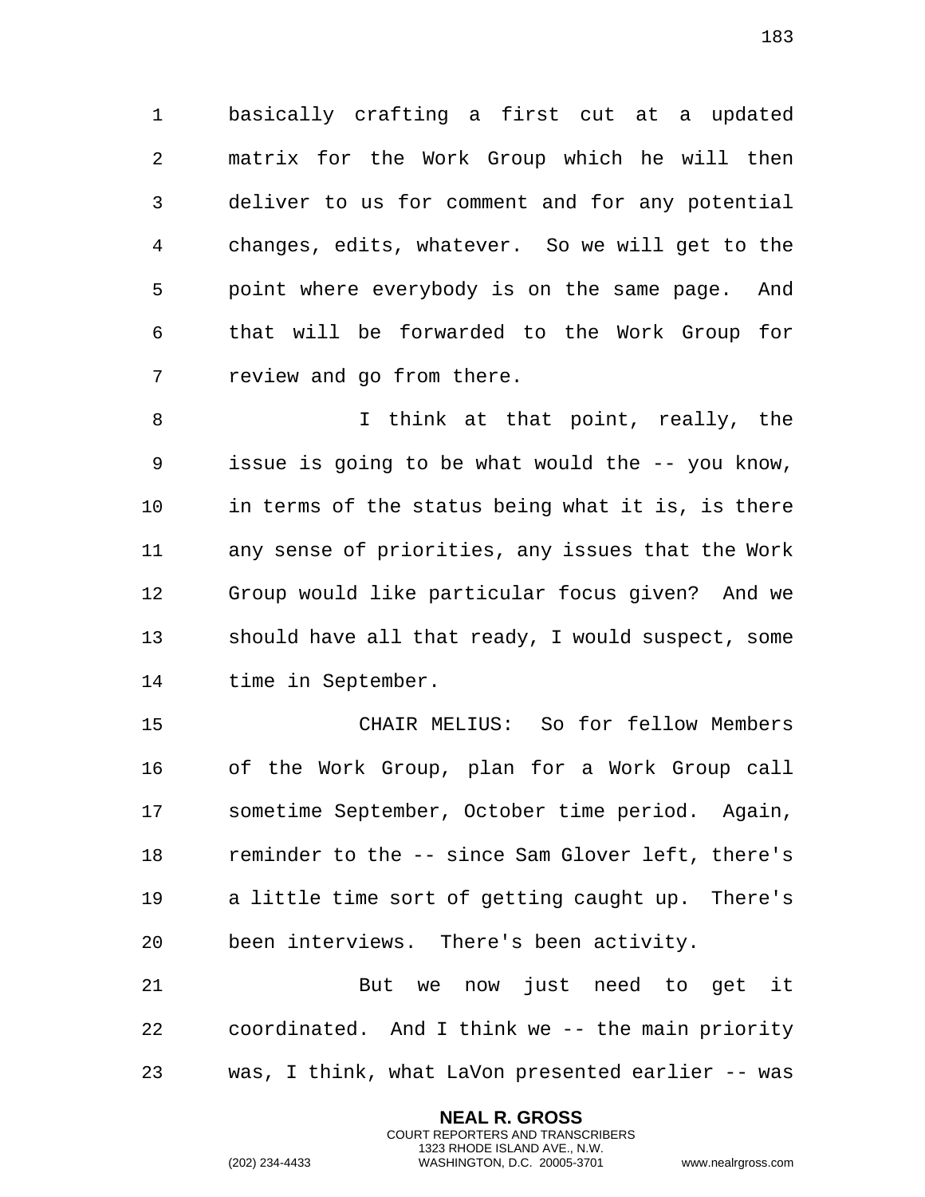basically crafting a first cut at a updated matrix for the Work Group which he will then deliver to us for comment and for any potential changes, edits, whatever. So we will get to the point where everybody is on the same page. And that will be forwarded to the Work Group for review and go from there.

I think at that point, really, the issue is going to be what would the -- you know, in terms of the status being what it is, is there any sense of priorities, any issues that the Work Group would like particular focus given? And we should have all that ready, I would suspect, some time in September.

CHAIR MELIUS: So for fellow Members of the Work Group, plan for a Work Group call sometime September, October time period. Again, reminder to the -- since Sam Glover left, there's a little time sort of getting caught up. There's been interviews. There's been activity.

But we now just need to get it coordinated. And I think we -- the main priority was, I think, what LaVon presented earlier -- was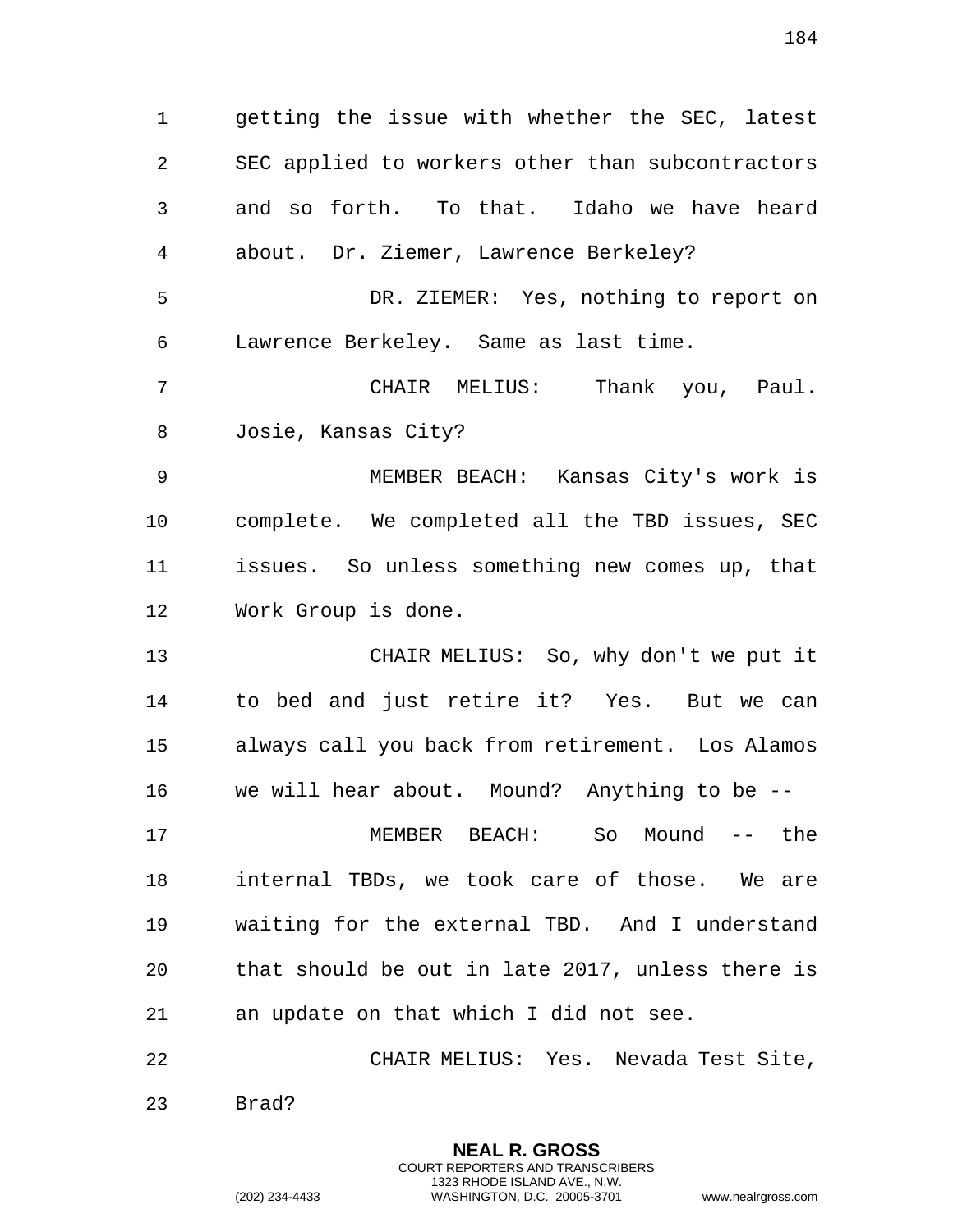getting the issue with whether the SEC, latest SEC applied to workers other than subcontractors and so forth. To that. Idaho we have heard about. Dr. Ziemer, Lawrence Berkeley?

DR. ZIEMER: Yes, nothing to report on Lawrence Berkeley. Same as last time.

CHAIR MELIUS: Thank you, Paul. Josie, Kansas City?

MEMBER BEACH: Kansas City's work is complete. We completed all the TBD issues, SEC issues. So unless something new comes up, that Work Group is done.

CHAIR MELIUS: So, why don't we put it to bed and just retire it? Yes. But we can always call you back from retirement. Los Alamos we will hear about. Mound? Anything to be --

MEMBER BEACH: So Mound -- the internal TBDs, we took care of those. We are waiting for the external TBD. And I understand that should be out in late 2017, unless there is an update on that which I did not see.

CHAIR MELIUS: Yes. Nevada Test Site, Brad?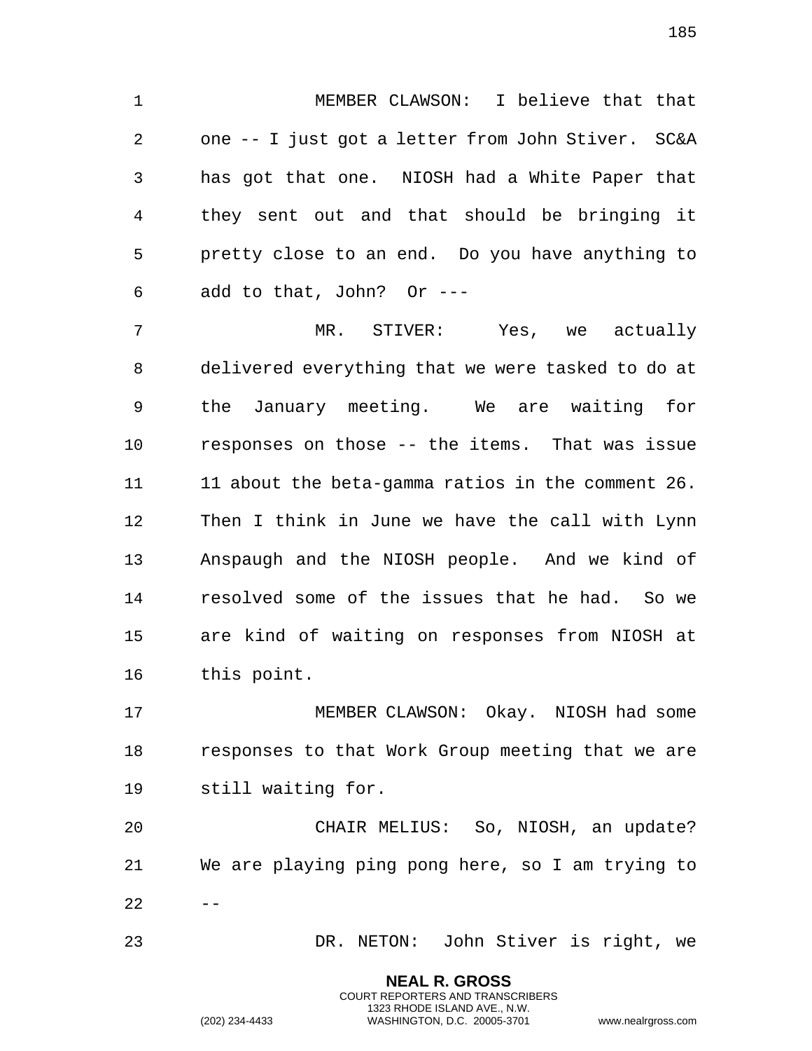MEMBER CLAWSON: I believe that that one -- I just got a letter from John Stiver. SC&A has got that one. NIOSH had a White Paper that they sent out and that should be bringing it pretty close to an end. Do you have anything to add to that, John? Or ---

MR. STIVER: Yes, we actually delivered everything that we were tasked to do at the January meeting. We are waiting for responses on those -- the items. That was issue 11 about the beta-gamma ratios in the comment 26. Then I think in June we have the call with Lynn Anspaugh and the NIOSH people. And we kind of resolved some of the issues that he had. So we are kind of waiting on responses from NIOSH at this point.

MEMBER CLAWSON: Okay. NIOSH had some responses to that Work Group meeting that we are still waiting for.

CHAIR MELIUS: So, NIOSH, an update? We are playing ping pong here, so I am trying to --

DR. NETON: John Stiver is right, we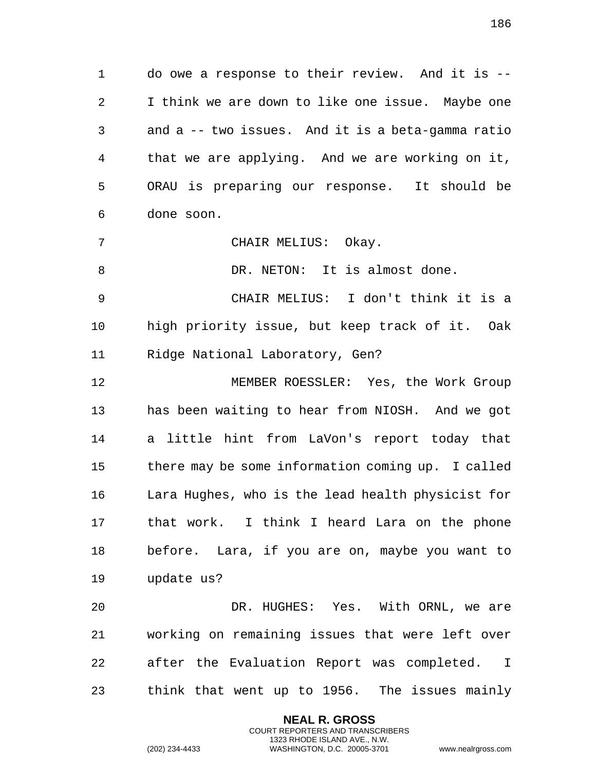do owe a response to their review. And it is -- I think we are down to like one issue. Maybe one and a -- two issues. And it is a beta-gamma ratio that we are applying. And we are working on it, ORAU is preparing our response. It should be done soon.

CHAIR MELIUS: Okay.

DR. NETON: It is almost done.

CHAIR MELIUS: I don't think it is a high priority issue, but keep track of it. Oak Ridge National Laboratory, Gen?

MEMBER ROESSLER: Yes, the Work Group has been waiting to hear from NIOSH. And we got a little hint from LaVon's report today that there may be some information coming up. I called Lara Hughes, who is the lead health physicist for that work. I think I heard Lara on the phone before. Lara, if you are on, maybe you want to update us?

DR. HUGHES: Yes. With ORNL, we are working on remaining issues that were left over after the Evaluation Report was completed. I think that went up to 1956. The issues mainly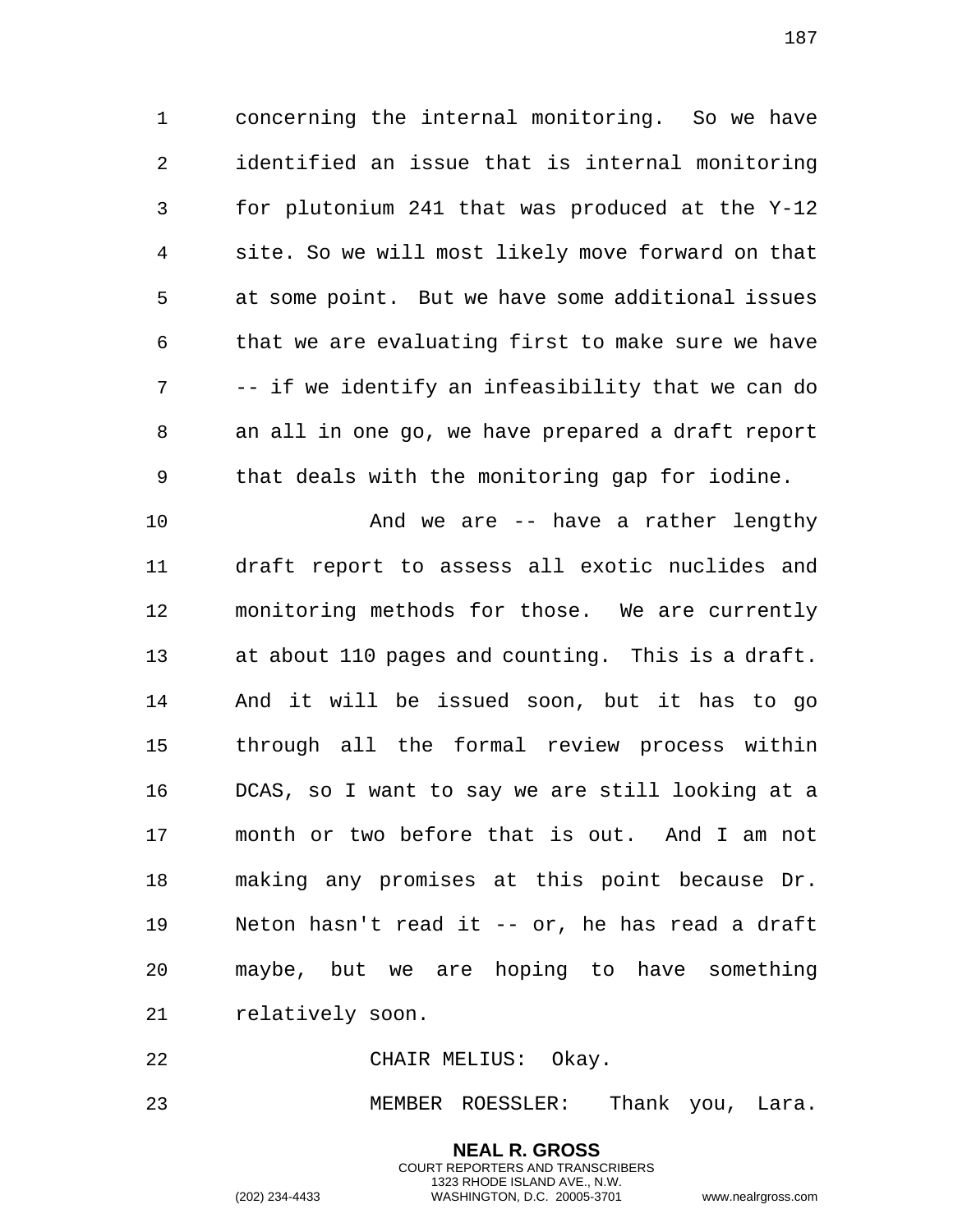concerning the internal monitoring. So we have identified an issue that is internal monitoring for plutonium 241 that was produced at the Y-12 site. So we will most likely move forward on that at some point. But we have some additional issues that we are evaluating first to make sure we have -- if we identify an infeasibility that we can do an all in one go, we have prepared a draft report that deals with the monitoring gap for iodine.

And we are -- have a rather lengthy draft report to assess all exotic nuclides and monitoring methods for those. We are currently at about 110 pages and counting. This is a draft. And it will be issued soon, but it has to go through all the formal review process within DCAS, so I want to say we are still looking at a month or two before that is out. And I am not making any promises at this point because Dr. Neton hasn't read it -- or, he has read a draft maybe, but we are hoping to have something relatively soon.

CHAIR MELIUS: Okay.

MEMBER ROESSLER: Thank you, Lara.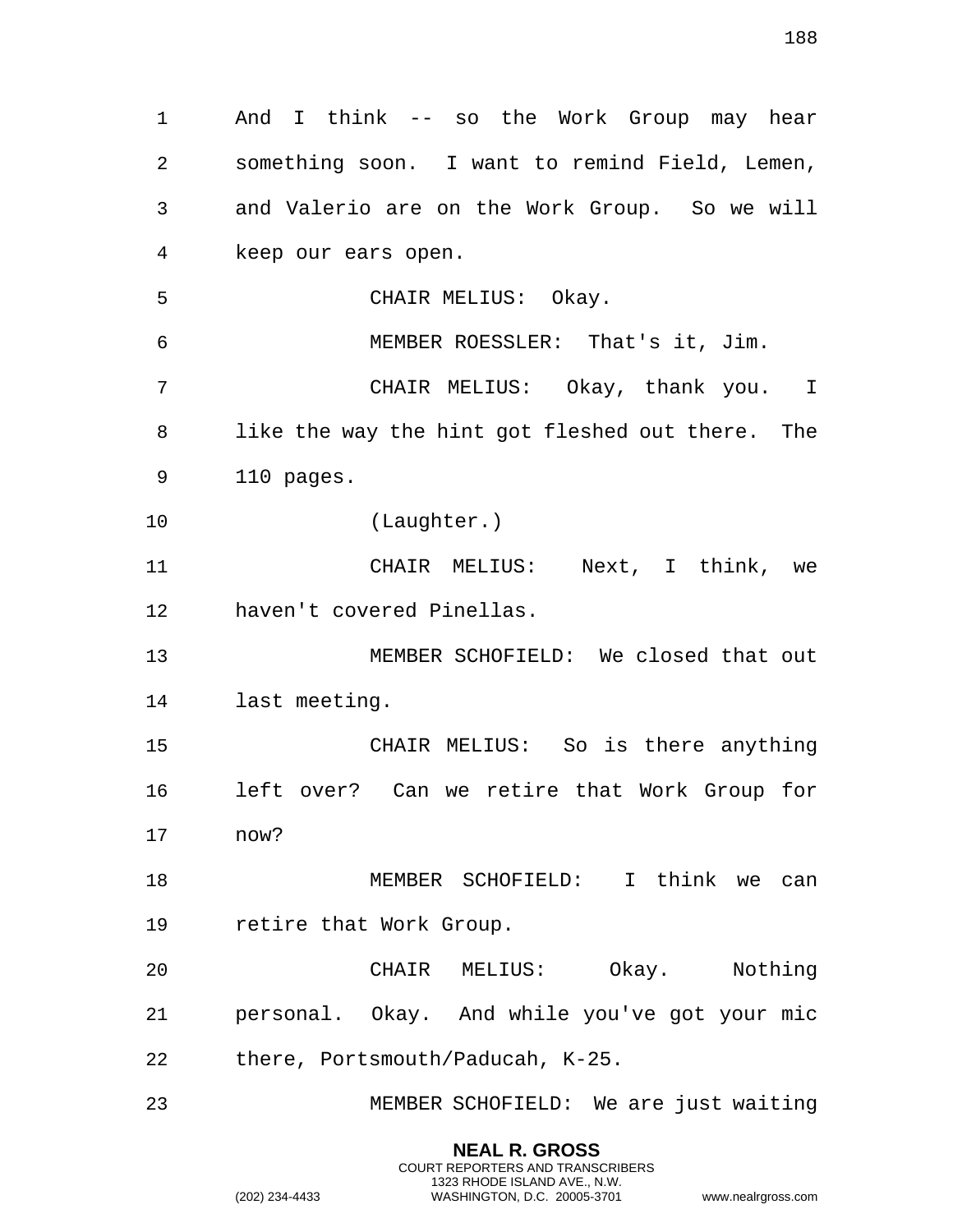And I think -- so the Work Group may hear something soon. I want to remind Field, Lemen, and Valerio are on the Work Group. So we will keep our ears open.

CHAIR MELIUS: Okay.

MEMBER ROESSLER: That's it, Jim.

CHAIR MELIUS: Okay, thank you. I like the way the hint got fleshed out there. The 110 pages.

(Laughter.)

CHAIR MELIUS: Next, I think, we haven't covered Pinellas.

MEMBER SCHOFIELD: We closed that out last meeting.

CHAIR MELIUS: So is there anything left over? Can we retire that Work Group for now?

MEMBER SCHOFIELD: I think we can retire that Work Group.

CHAIR MELIUS: Okay. Nothing personal. Okay. And while you've got your mic there, Portsmouth/Paducah, K-25.

MEMBER SCHOFIELD: We are just waiting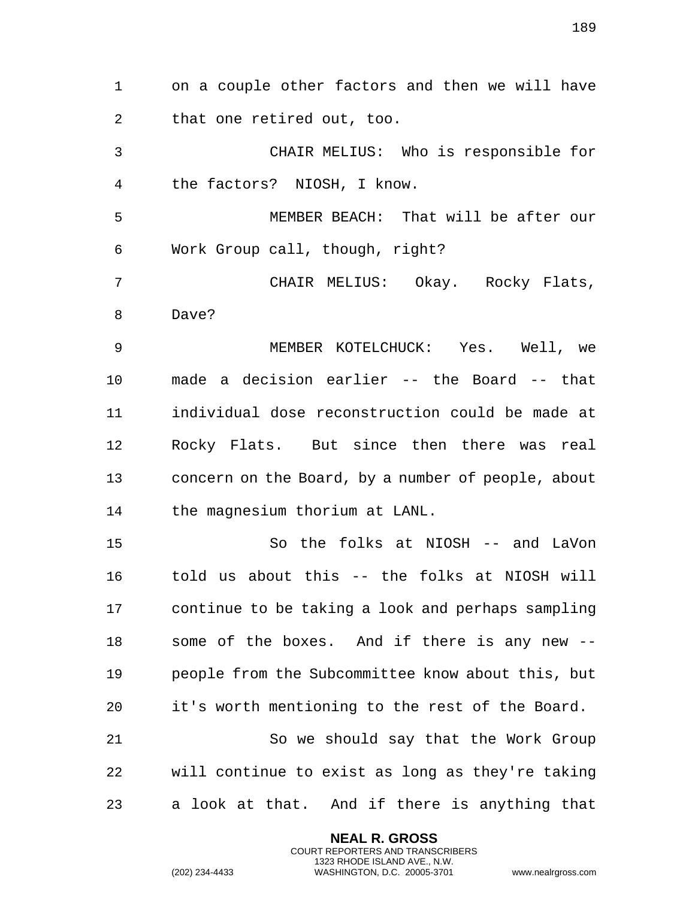on a couple other factors and then we will have that one retired out, too.

CHAIR MELIUS: Who is responsible for the factors? NIOSH, I know.

MEMBER BEACH: That will be after our Work Group call, though, right?

CHAIR MELIUS: Okay. Rocky Flats, Dave?

MEMBER KOTELCHUCK: Yes. Well, we made a decision earlier -- the Board -- that individual dose reconstruction could be made at Rocky Flats. But since then there was real concern on the Board, by a number of people, about the magnesium thorium at LANL.

So the folks at NIOSH -- and LaVon told us about this -- the folks at NIOSH will continue to be taking a look and perhaps sampling some of the boxes. And if there is any new -- people from the Subcommittee know about this, but it's worth mentioning to the rest of the Board.

So we should say that the Work Group will continue to exist as long as they're taking a look at that. And if there is anything that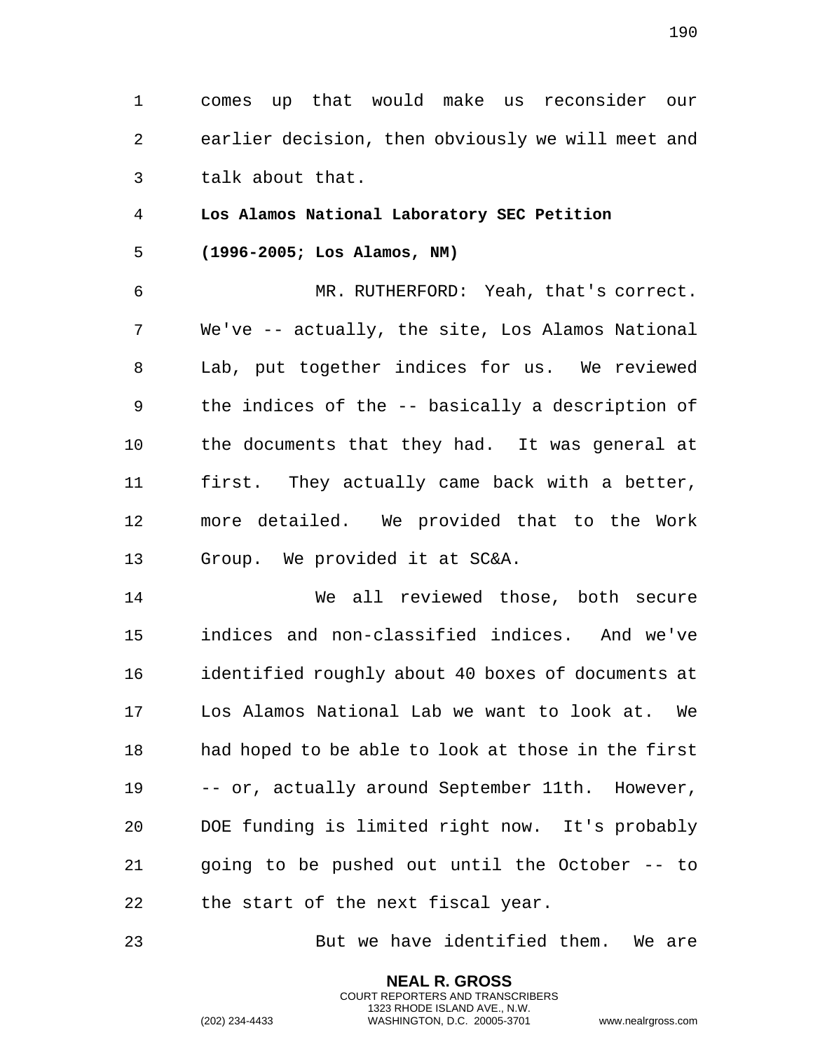comes up that would make us reconsider our earlier decision, then obviously we will meet and talk about that.

**Los Alamos National Laboratory SEC Petition**

**(1996-2005; Los Alamos, NM)**

MR. RUTHERFORD: Yeah, that's correct. We've -- actually, the site, Los Alamos National Lab, put together indices for us. We reviewed the indices of the -- basically a description of the documents that they had. It was general at first. They actually came back with a better, more detailed. We provided that to the Work Group. We provided it at SC&A.

We all reviewed those, both secure indices and non-classified indices. And we've identified roughly about 40 boxes of documents at Los Alamos National Lab we want to look at. We had hoped to be able to look at those in the first -- or, actually around September 11th. However, DOE funding is limited right now. It's probably going to be pushed out until the October -- to the start of the next fiscal year.

But we have identified them. We are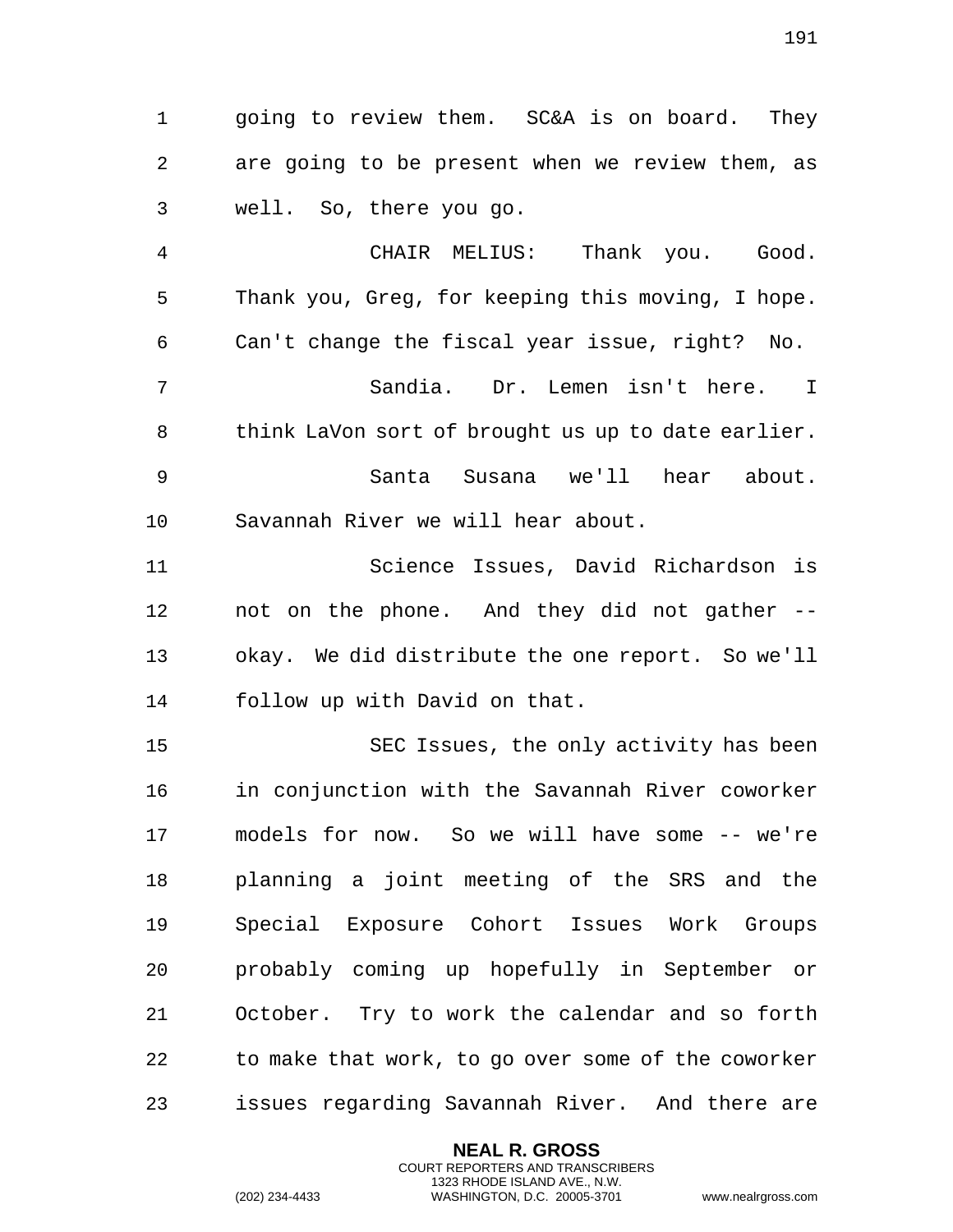going to review them. SC&A is on board. They are going to be present when we review them, as well. So, there you go.

CHAIR MELIUS: Thank you. Good. Thank you, Greg, for keeping this moving, I hope. Can't change the fiscal year issue, right? No.

Sandia. Dr. Lemen isn't here. I think LaVon sort of brought us up to date earlier.

Santa Susana we'll hear about. Savannah River we will hear about.

Science Issues, David Richardson is not on the phone. And they did not gather -- okay. We did distribute the one report. So we'll follow up with David on that.

SEC Issues, the only activity has been in conjunction with the Savannah River coworker models for now. So we will have some -- we're planning a joint meeting of the SRS and the Special Exposure Cohort Issues Work Groups probably coming up hopefully in September or October. Try to work the calendar and so forth to make that work, to go over some of the coworker issues regarding Savannah River. And there are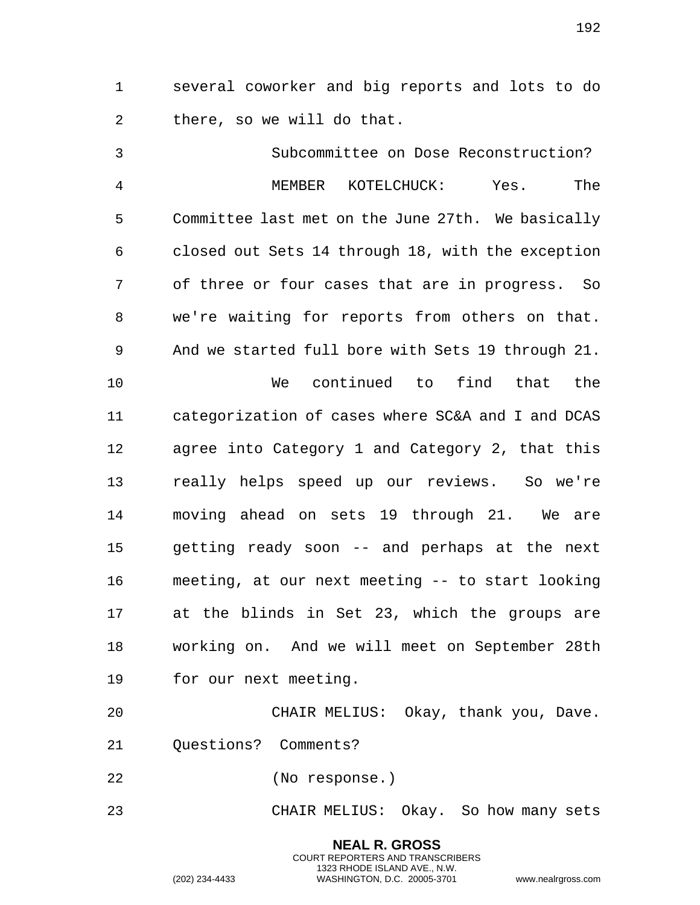several coworker and big reports and lots to do there, so we will do that.

Subcommittee on Dose Reconstruction?

MEMBER KOTELCHUCK: Yes. The Committee last met on the June 27th. We basically closed out Sets 14 through 18, with the exception of three or four cases that are in progress. So we're waiting for reports from others on that. And we started full bore with Sets 19 through 21.

We continued to find that the categorization of cases where SC&A and I and DCAS agree into Category 1 and Category 2, that this really helps speed up our reviews. So we're moving ahead on sets 19 through 21. We are getting ready soon -- and perhaps at the next meeting, at our next meeting -- to start looking at the blinds in Set 23, which the groups are working on. And we will meet on September 28th for our next meeting.

CHAIR MELIUS: Okay, thank you, Dave. Questions? Comments?

(No response.)

CHAIR MELIUS: Okay. So how many sets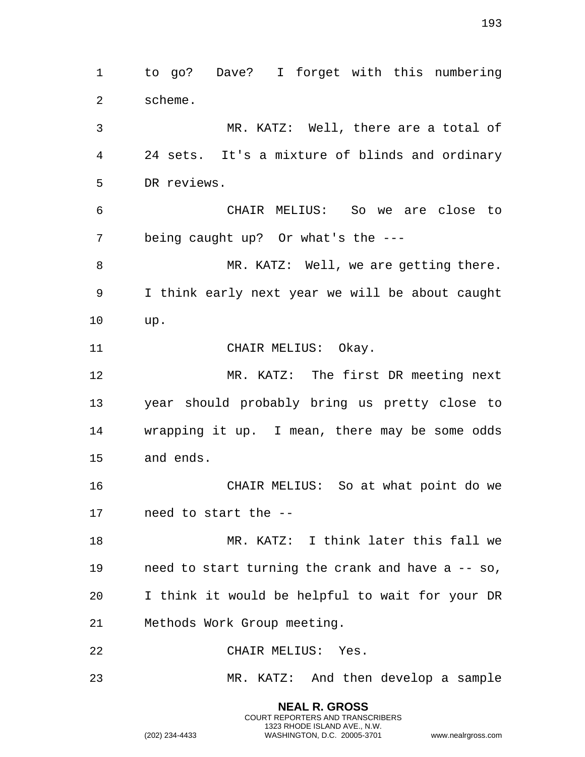to go? Dave? I forget with this numbering scheme.

MR. KATZ: Well, there are a total of 24 sets. It's a mixture of blinds and ordinary DR reviews.

CHAIR MELIUS: So we are close to being caught up? Or what's the ---

MR. KATZ: Well, we are getting there. I think early next year we will be about caught up.

CHAIR MELIUS: Okay.

MR. KATZ: The first DR meeting next year should probably bring us pretty close to wrapping it up. I mean, there may be some odds and ends.

CHAIR MELIUS: So at what point do we need to start the --

MR. KATZ: I think later this fall we need to start turning the crank and have a -- so, I think it would be helpful to wait for your DR Methods Work Group meeting.

CHAIR MELIUS: Yes.

MR. KATZ: And then develop a sample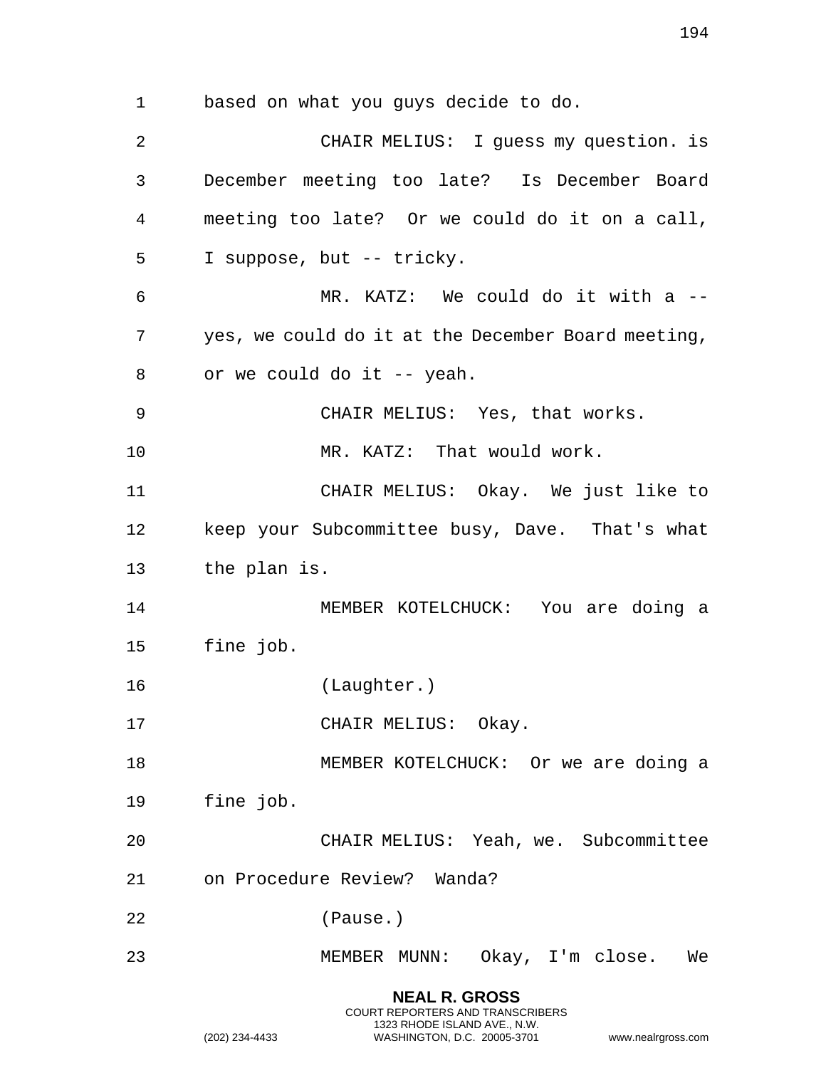based on what you guys decide to do.

CHAIR MELIUS: I guess my question. is December meeting too late? Is December Board meeting too late? Or we could do it on a call, I suppose, but -- tricky.

MR. KATZ: We could do it with a -- yes, we could do it at the December Board meeting, or we could do it -- yeah.

CHAIR MELIUS: Yes, that works.

MR. KATZ: That would work.

CHAIR MELIUS: Okay. We just like to keep your Subcommittee busy, Dave. That's what the plan is.

MEMBER KOTELCHUCK: You are doing a fine job.

(Laughter.)

CHAIR MELIUS: Okay.

MEMBER KOTELCHUCK: Or we are doing a fine job.

CHAIR MELIUS: Yeah, we. Subcommittee on Procedure Review? Wanda?

(Pause.)

MEMBER MUNN: Okay, I'm close. We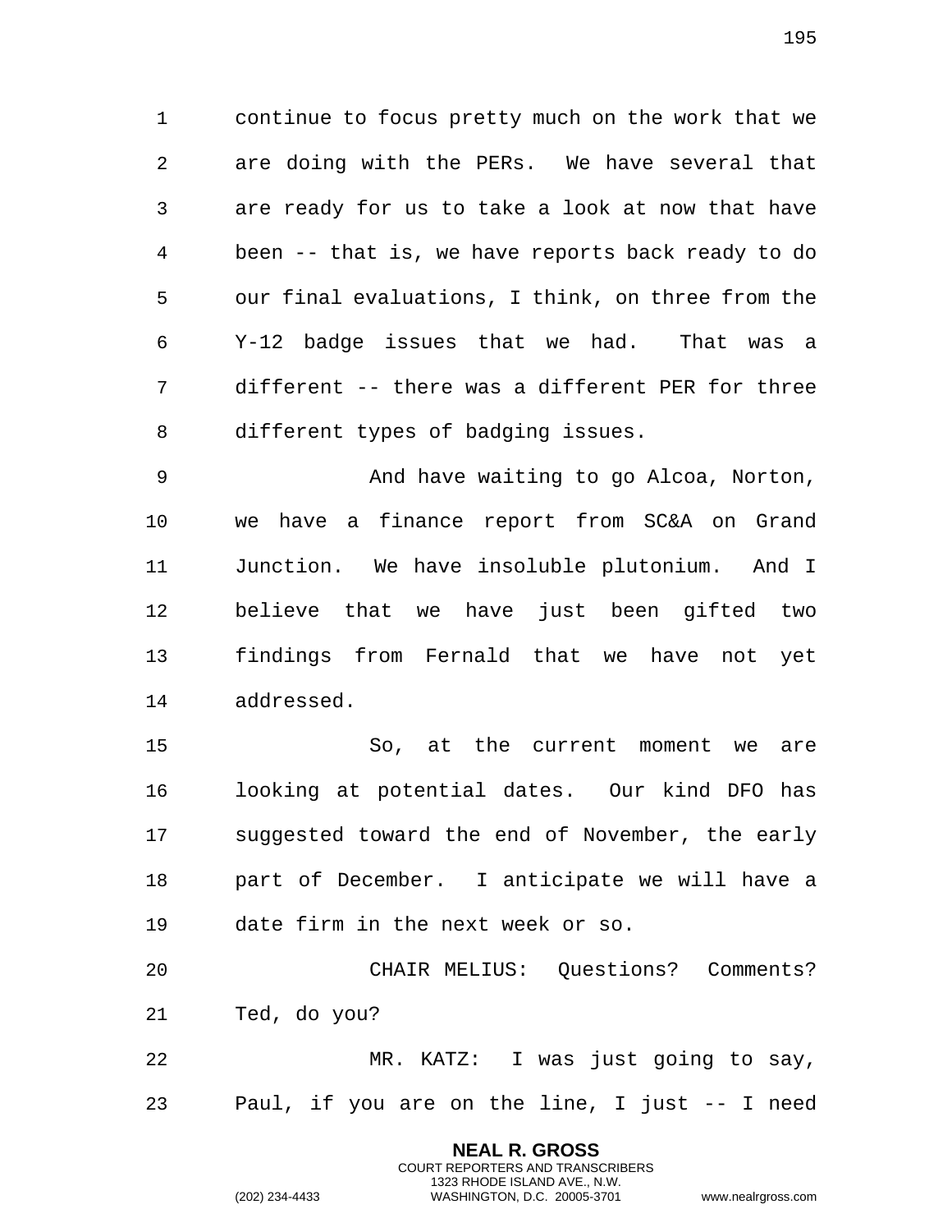continue to focus pretty much on the work that we are doing with the PERs. We have several that are ready for us to take a look at now that have been -- that is, we have reports back ready to do our final evaluations, I think, on three from the Y-12 badge issues that we had. That was a different -- there was a different PER for three different types of badging issues.

And have waiting to go Alcoa, Norton, we have a finance report from SC&A on Grand Junction. We have insoluble plutonium. And I believe that we have just been gifted two findings from Fernald that we have not yet addressed.

So, at the current moment we are looking at potential dates. Our kind DFO has suggested toward the end of November, the early part of December. I anticipate we will have a date firm in the next week or so.

CHAIR MELIUS: Questions? Comments? Ted, do you?

MR. KATZ: I was just going to say, Paul, if you are on the line, I just -- I need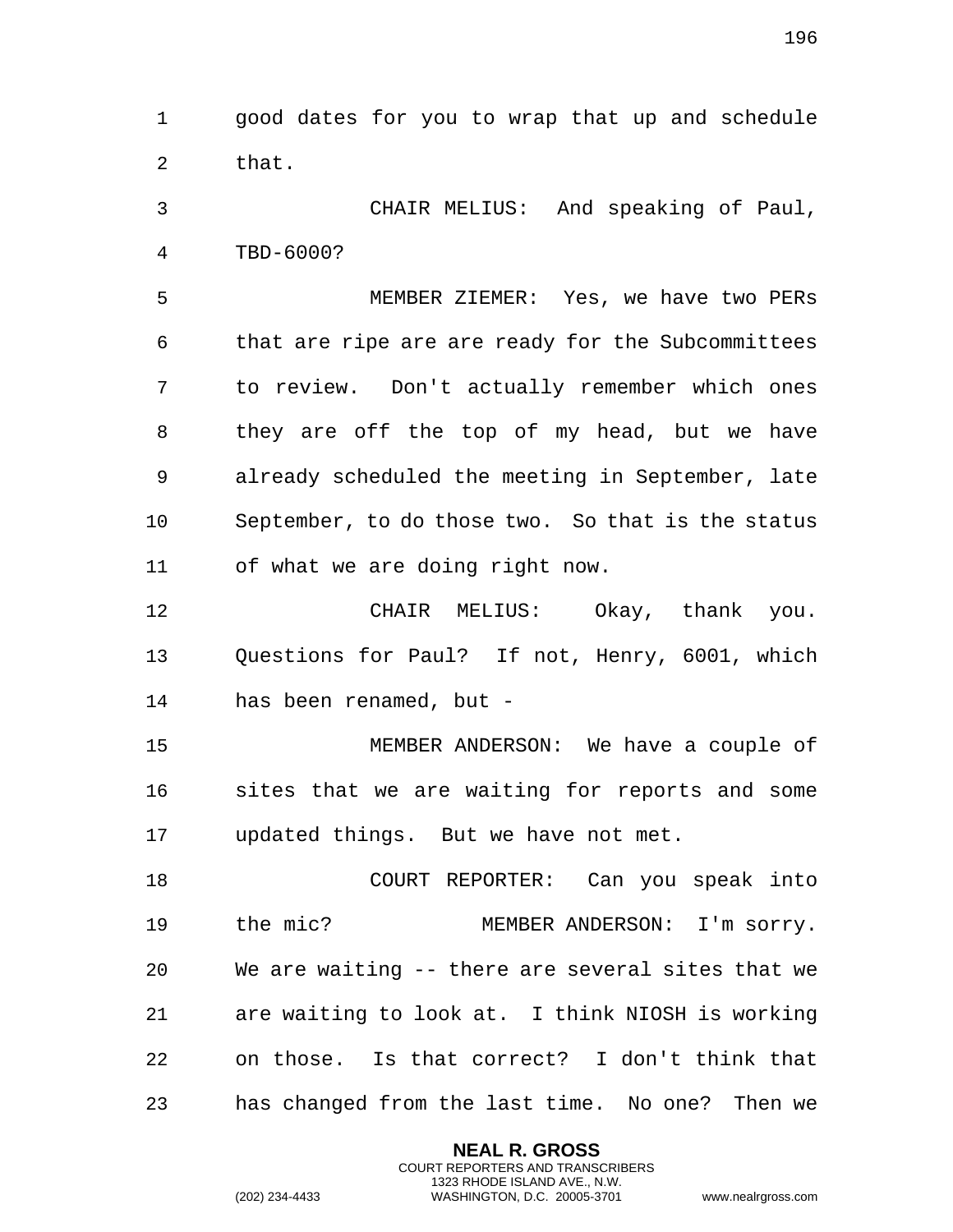good dates for you to wrap that up and schedule that.

CHAIR MELIUS: And speaking of Paul, TBD-6000?

MEMBER ZIEMER: Yes, we have two PERs that are ripe are are ready for the Subcommittees to review. Don't actually remember which ones they are off the top of my head, but we have already scheduled the meeting in September, late September, to do those two. So that is the status of what we are doing right now.

CHAIR MELIUS: Okay, thank you. Questions for Paul? If not, Henry, 6001, which has been renamed, but -

MEMBER ANDERSON: We have a couple of sites that we are waiting for reports and some updated things. But we have not met.

COURT REPORTER: Can you speak into the mic?

MEMBER ANDERSON: I'm sorry. We are waiting -- there are several sites that we are waiting to look at. I think NIOSH is working on those. Is that correct? I don't think that has changed from the last time. No one? Then we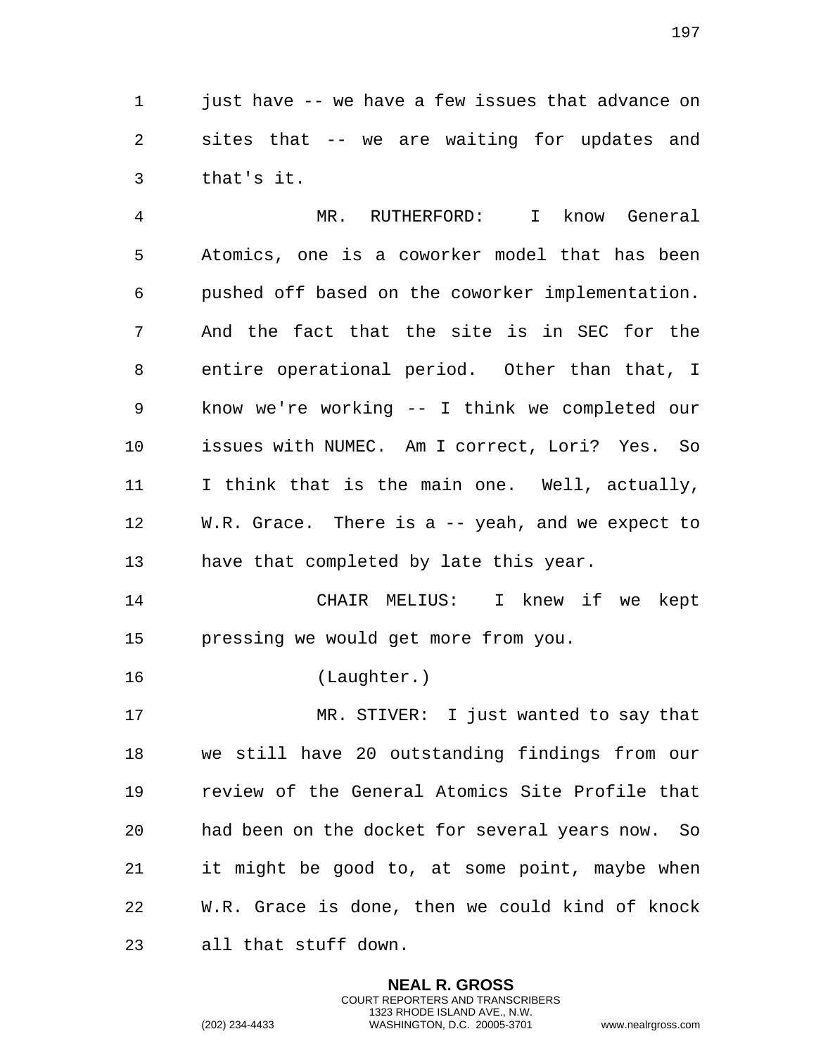just have -- we have a few issues that advance on sites that -- we are waiting for updates and that's it.

MR. RUTHERFORD: I know General Atomics, one is a coworker model that has been pushed off based on the coworker implementation. And the fact that the site is in SEC for the entire operational period. Other than that, I know we're working -- I think we completed our issues with NUMEC. Am I correct, Lori? Yes. So I think that is the main one. Well, actually, W.R. Grace. There is a -- yeah, and we expect to have that completed by late this year.

CHAIR MELIUS: I knew if we kept pressing we would get more from you.

(Laughter.)

MR. STIVER: I just wanted to say that we still have 20 outstanding findings from our review of the General Atomics Site Profile that had been on the docket for several years now. So it might be good to, at some point, maybe when W.R. Grace is done, then we could kind of knock all that stuff down.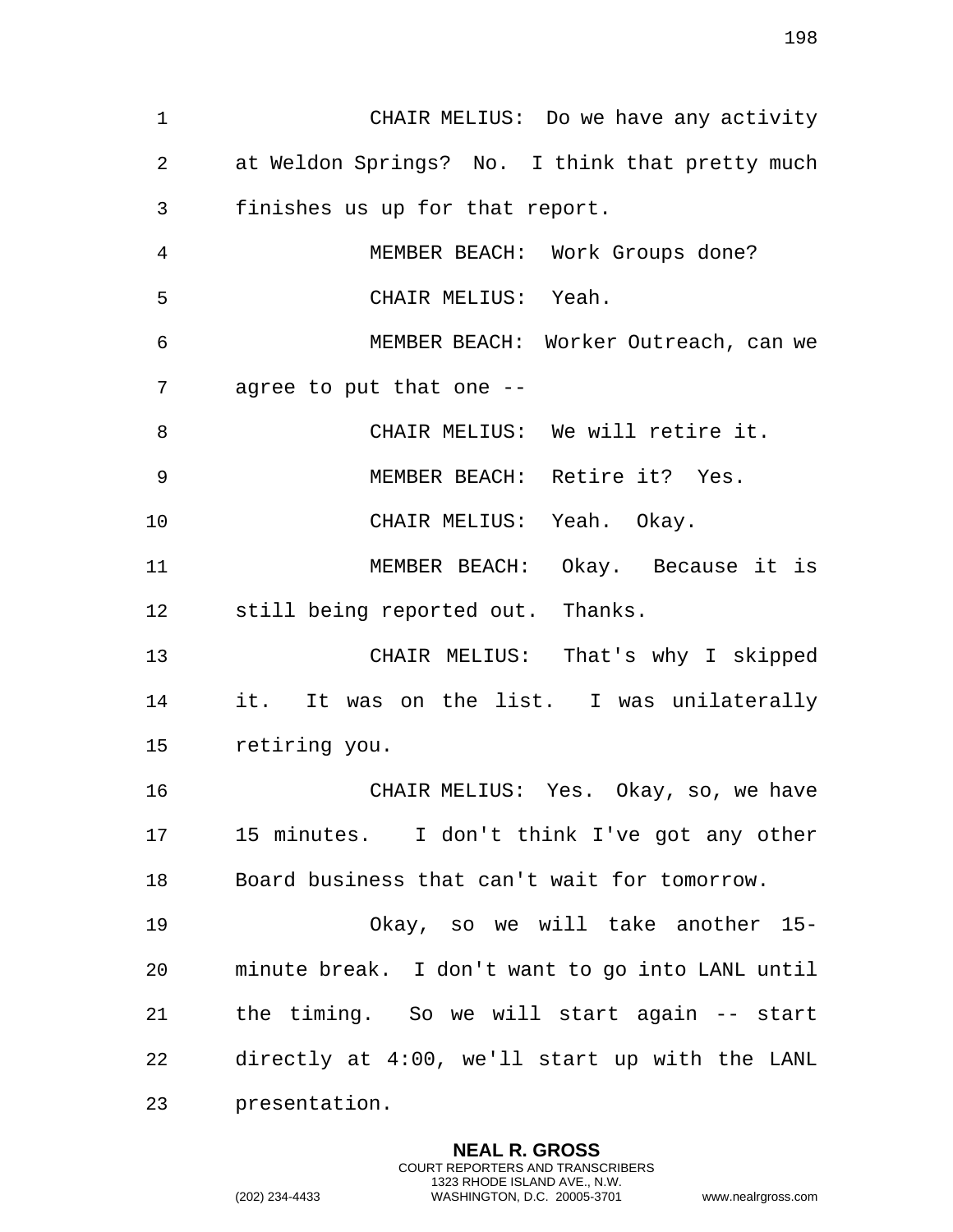CHAIR MELIUS: Do we have any activity at Weldon Springs? No. I think that pretty much finishes us up for that report.

MEMBER BEACH: Work Groups done?

CHAIR MELIUS: Yeah.

MEMBER BEACH: Worker Outreach, can we agree to put that one --

CHAIR MELIUS: We will retire it.

MEMBER BEACH: Retire it? Yes.

CHAIR MELIUS: Yeah. Okay.

MEMBER BEACH: Okay. Because it is still being reported out. Thanks.

CHAIR MELIUS: That's why I skipped it. It was on the list. I was unilaterally retiring you.

CHAIR MELIUS: Yes. Okay, so, we have 15 minutes. I don't think I've got any other Board business that can't wait for tomorrow.

Okay, so we will take another 15-minute break. I don't want to go into LANL until the timing. So we will start again -- start directly at 4:00, we'll start up with the LANL presentation.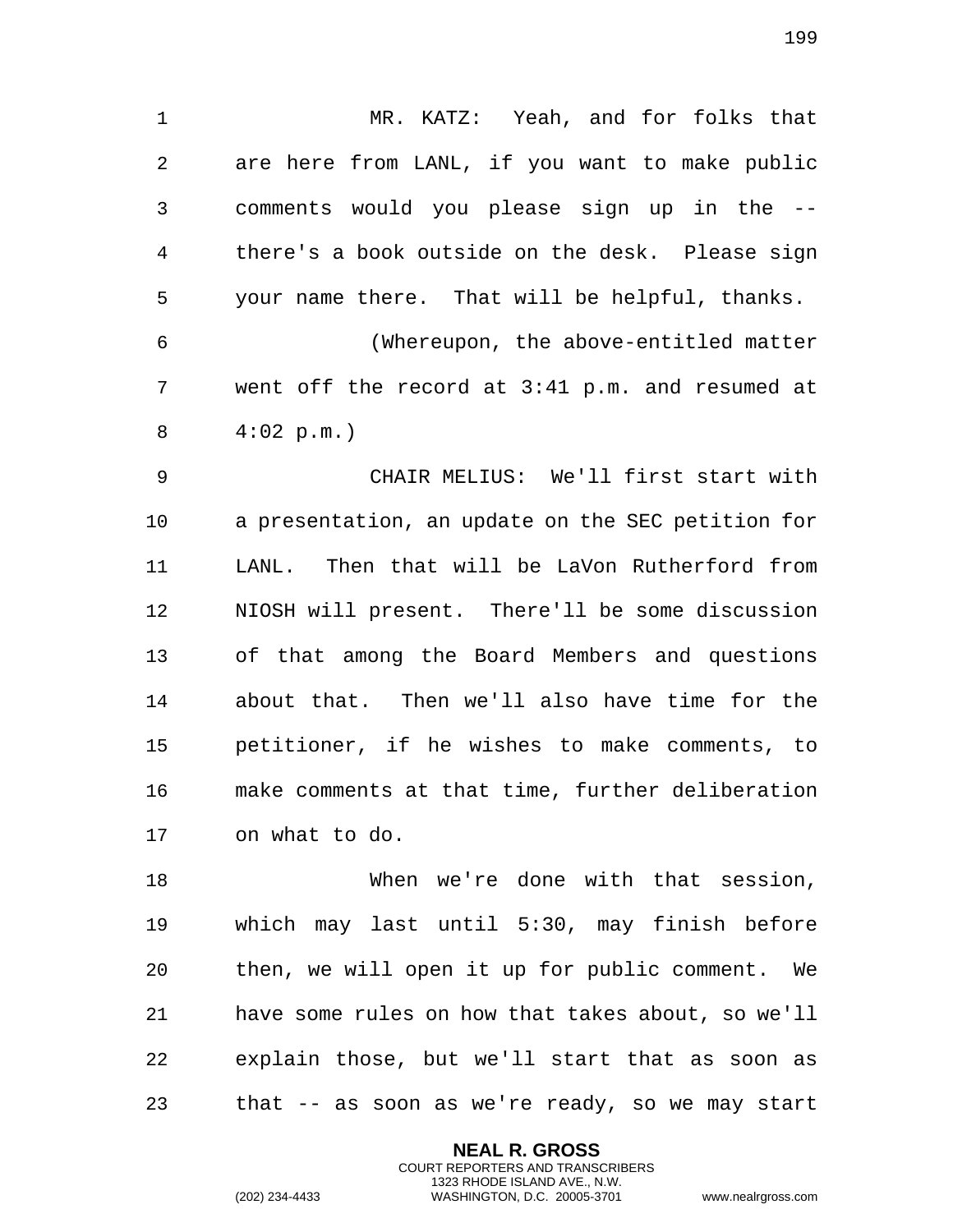MR. KATZ: Yeah, and for folks that are here from LANL, if you want to make public comments would you please sign up in the -- there's a book outside on the desk. Please sign your name there. That will be helpful, thanks.

(Whereupon, the above-entitled matter went off the record at 3:41 p.m. and resumed at 4:02 p.m.)

CHAIR MELIUS: We'll first start with a presentation, an update on the SEC petition for LANL. Then that will be LaVon Rutherford from NIOSH will present. There'll be some discussion of that among the Board Members and questions about that. Then we'll also have time for the petitioner, if he wishes to make comments, to make comments at that time, further deliberation on what to do.

When we're done with that session, which may last until 5:30, may finish before then, we will open it up for public comment. We have some rules on how that takes about, so we'll explain those, but we'll start that as soon as that -- as soon as we're ready, so we may start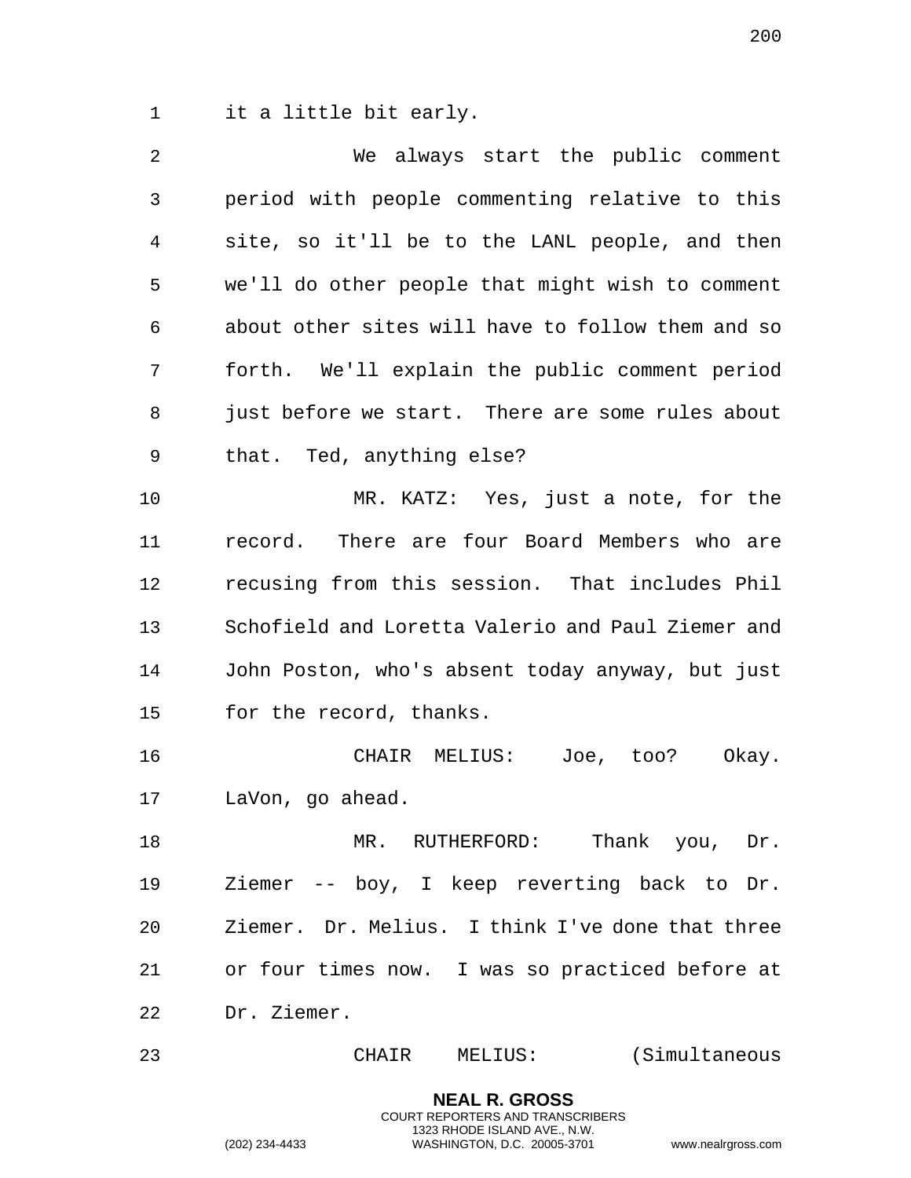it a little bit early.

We always start the public comment period with people commenting relative to this site, so it'll be to the LANL people, and then we'll do other people that might wish to comment about other sites will have to follow them and so forth. We'll explain the public comment period just before we start. There are some rules about that. Ted, anything else?

MR. KATZ: Yes, just a note, for the record. There are four Board Members who are recusing from this session. That includes Phil Schofield and Loretta Valerio and Paul Ziemer and John Poston, who's absent today anyway, but just for the record, thanks.

CHAIR MELIUS: Joe, too? Okay. LaVon, go ahead.

MR. RUTHERFORD: Thank you, Dr. Ziemer -- boy, I keep reverting back to Dr. Ziemer. Dr. Melius. I think I've done that three or four times now. I was so practiced before at Dr. Ziemer.

CHAIR MELIUS: (Simultaneous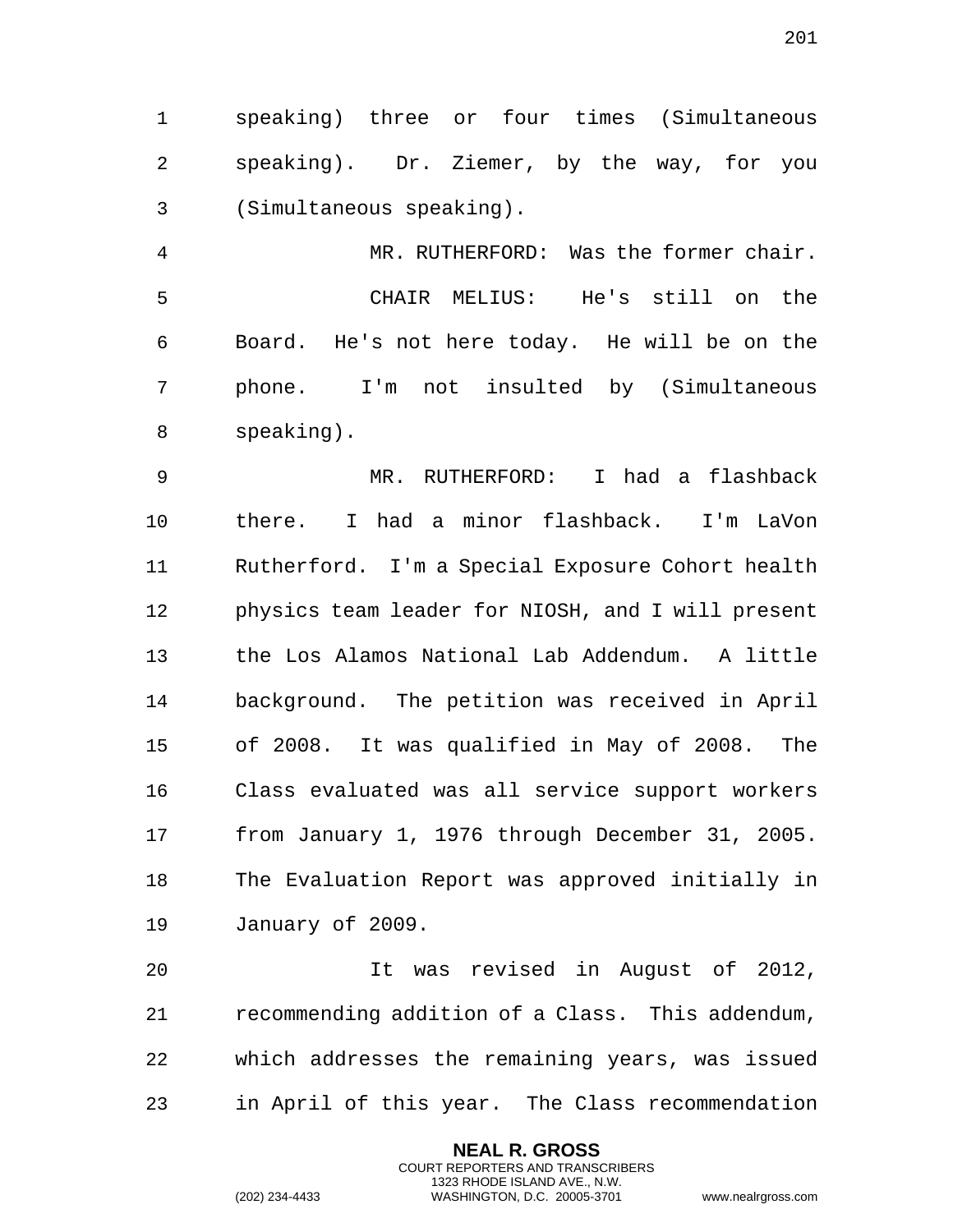speaking) three or four times (Simultaneous speaking). Dr. Ziemer, by the way, for you (Simultaneous speaking).

MR. RUTHERFORD: Was the former chair.

CHAIR MELIUS: He's still on the Board. He's not here today. He will be on the phone. I'm not insulted by (Simultaneous speaking).

MR. RUTHERFORD: I had a flashback there. I had a minor flashback. I'm LaVon Rutherford. I'm a Special Exposure Cohort health physics team leader for NIOSH, and I will present the Los Alamos National Lab Addendum. A little background. The petition was received in April of 2008. It was qualified in May of 2008. The Class evaluated was all service support workers from January 1, 1976 through December 31, 2005. The Evaluation Report was approved initially in January of 2009.

It was revised in August of 2012, recommending addition of a Class. This addendum, which addresses the remaining years, was issued in April of this year. The Class recommendation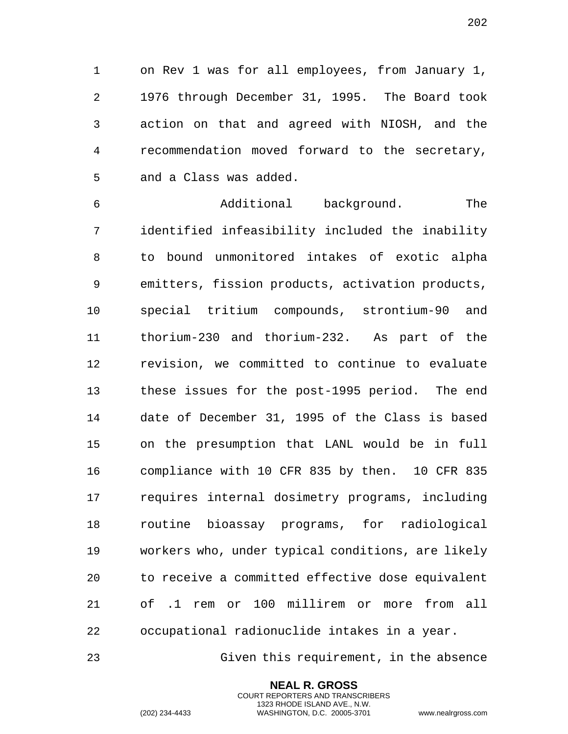on Rev 1 was for all employees, from January 1, 1976 through December 31, 1995. The Board took action on that and agreed with NIOSH, and the recommendation moved forward to the secretary, and a Class was added.

Additional background. The identified infeasibility included the inability to bound unmonitored intakes of exotic alpha emitters, fission products, activation products, special tritium compounds, strontium-90 and thorium-230 and thorium-232. As part of the revision, we committed to continue to evaluate these issues for the post-1995 period. The end date of December 31, 1995 of the Class is based on the presumption that LANL would be in full compliance with 10 CFR 835 by then. 10 CFR 835 requires internal dosimetry programs, including routine bioassay programs, for radiological workers who, under typical conditions, are likely to receive a committed effective dose equivalent of .1 rem or 100 millirem or more from all occupational radionuclide intakes in a year.

Given this requirement, in the absence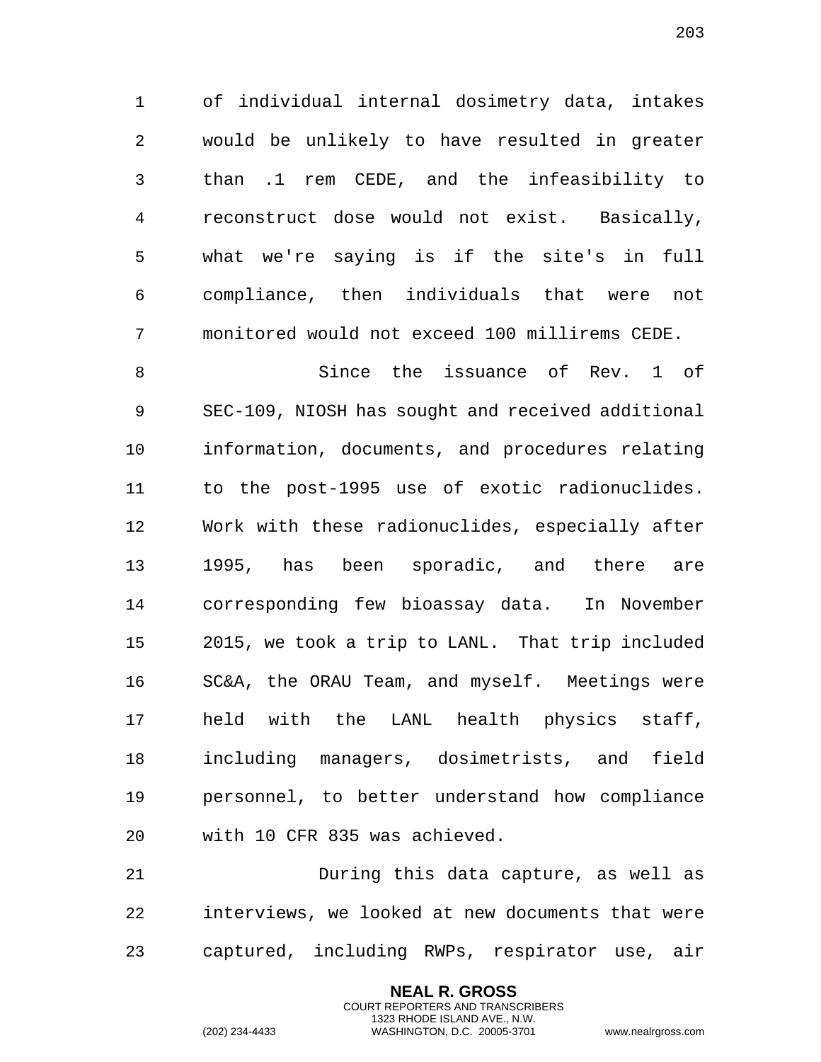of individual internal dosimetry data, intakes would be unlikely to have resulted in greater than .1 rem CEDE, and the infeasibility to reconstruct dose would not exist. Basically, what we're saying is if the site's in full compliance, then individuals that were not monitored would not exceed 100 millirems CEDE.

Since the issuance of Rev. 1 of SEC-109, NIOSH has sought and received additional information, documents, and procedures relating to the post-1995 use of exotic radionuclides. Work with these radionuclides, especially after 1995, has been sporadic, and there are corresponding few bioassay data. In November 2015, we took a trip to LANL. That trip included SC&A, the ORAU Team, and myself. Meetings were held with the LANL health physics staff, including managers, dosimetrists, and field personnel, to better understand how compliance with 10 CFR 835 was achieved.

During this data capture, as well as interviews, we looked at new documents that were captured, including RWPs, respirator use, air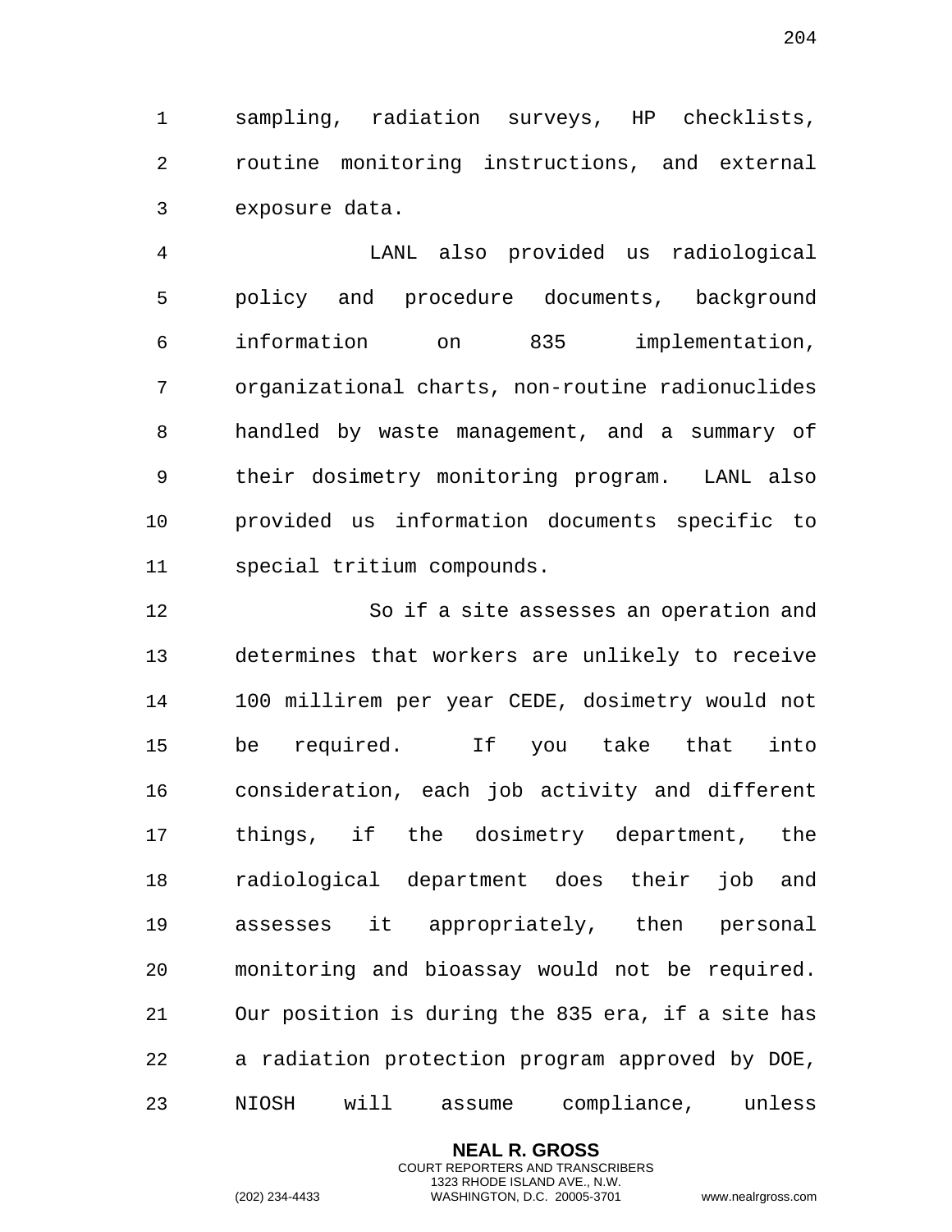sampling, radiation surveys, HP checklists, routine monitoring instructions, and external exposure data.

LANL also provided us radiological policy and procedure documents, background information on 835 implementation, organizational charts, non-routine radionuclides handled by waste management, and a summary of their dosimetry monitoring program. LANL also provided us information documents specific to special tritium compounds.

So if a site assesses an operation and determines that workers are unlikely to receive 100 millirem per year CEDE, dosimetry would not be required. If you take that into consideration, each job activity and different things, if the dosimetry department, the radiological department does their job and assesses it appropriately, then personal monitoring and bioassay would not be required. Our position is during the 835 era, if a site has a radiation protection program approved by DOE, NIOSH will assume compliance, unless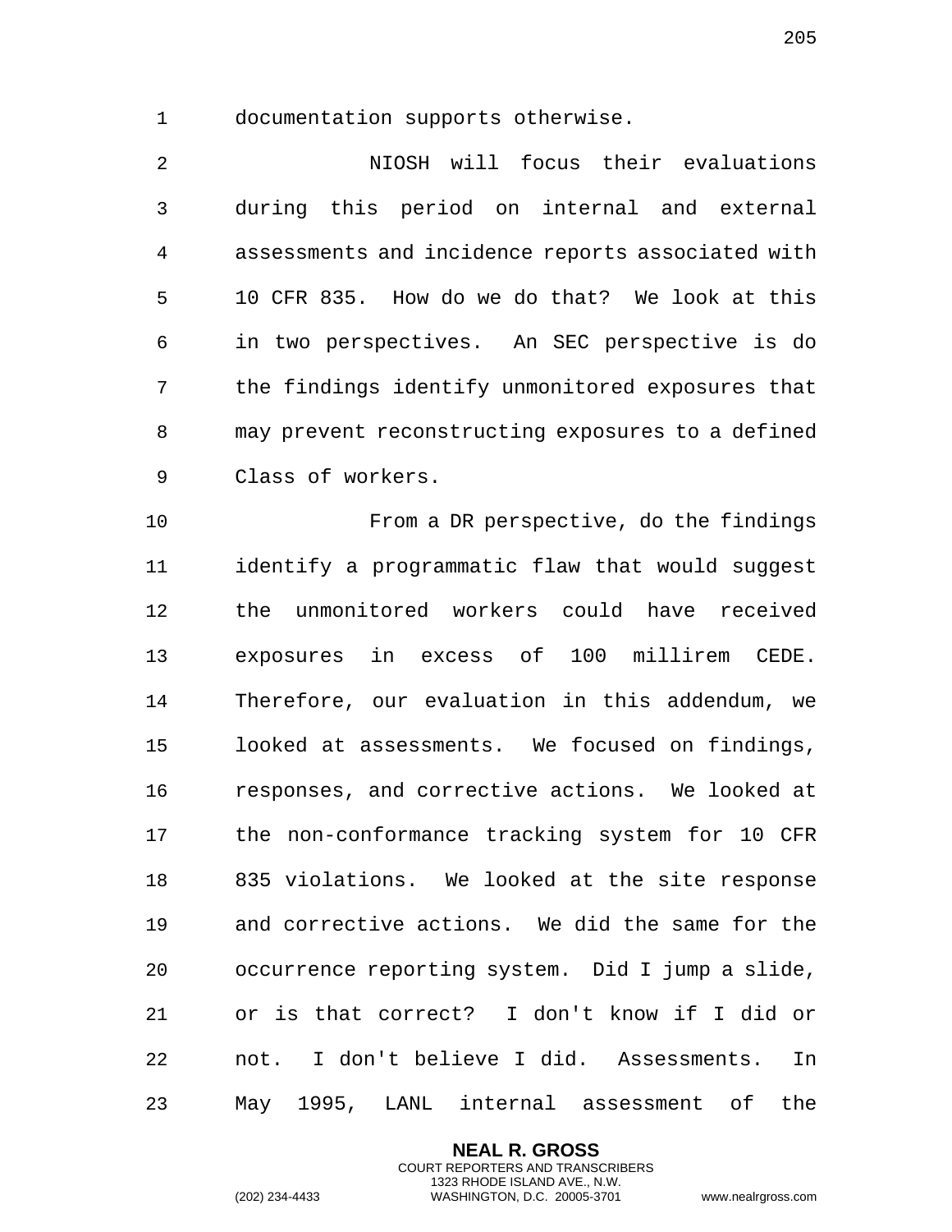documentation supports otherwise.

NIOSH will focus their evaluations during this period on internal and external assessments and incidence reports associated with 10 CFR 835. How do we do that? We look at this in two perspectives. An SEC perspective is do the findings identify unmonitored exposures that may prevent reconstructing exposures to a defined Class of workers.

From a DR perspective, do the findings identify a programmatic flaw that would suggest the unmonitored workers could have received exposures in excess of 100 millirem CEDE. Therefore, our evaluation in this addendum, we looked at assessments. We focused on findings, responses, and corrective actions. We looked at the non-conformance tracking system for 10 CFR 835 violations. We looked at the site response and corrective actions. We did the same for the occurrence reporting system. Did I jump a slide, or is that correct? I don't know if I did or not. I don't believe I did. Assessments. In May 1995, LANL internal assessment of the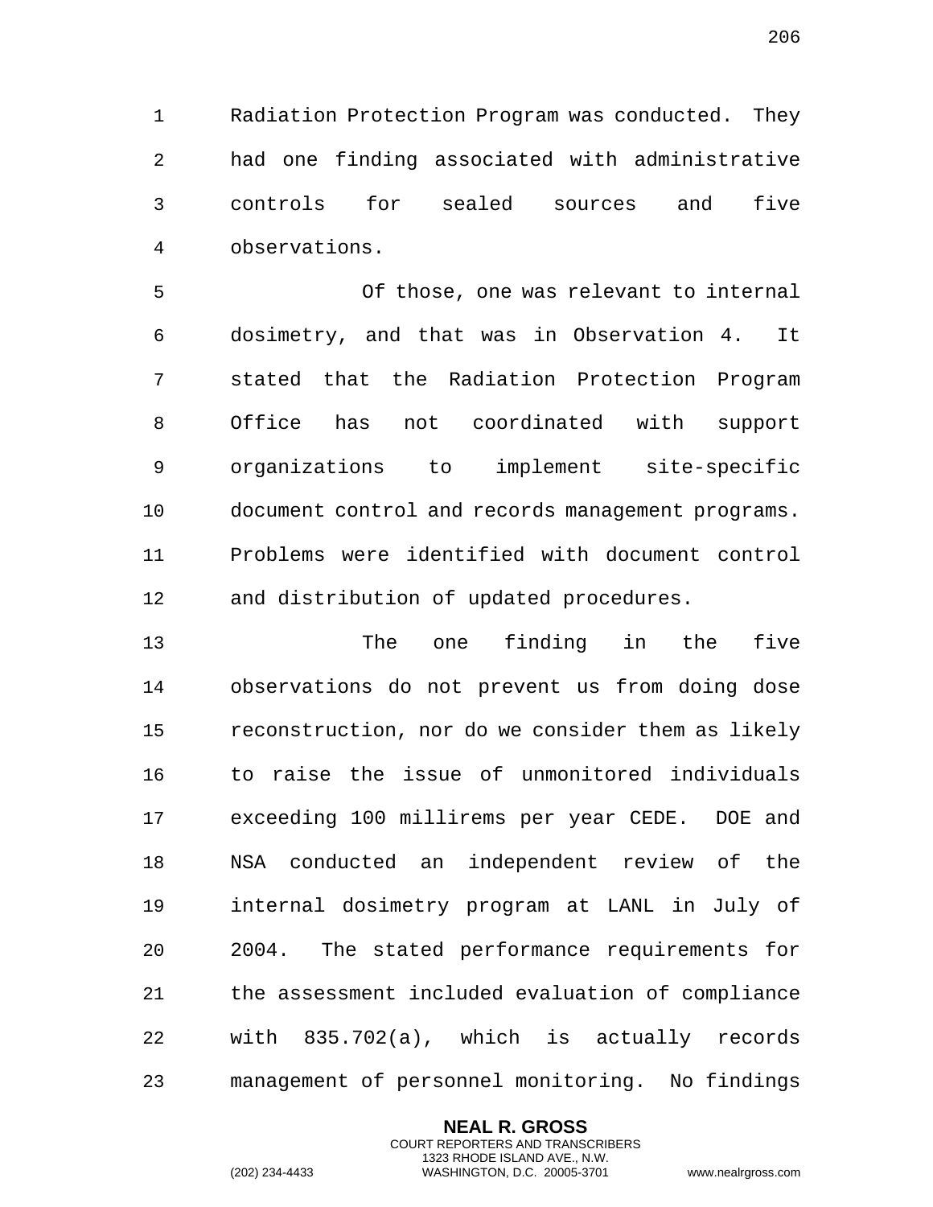Radiation Protection Program was conducted. They had one finding associated with administrative controls for sealed sources and five observations.

Of those, one was relevant to internal dosimetry, and that was in Observation 4. It stated that the Radiation Protection Program Office has not coordinated with support organizations to implement site-specific document control and records management programs. Problems were identified with document control and distribution of updated procedures.

The one finding in the five observations do not prevent us from doing dose reconstruction, nor do we consider them as likely to raise the issue of unmonitored individuals exceeding 100 millirems per year CEDE. DOE and NSA conducted an independent review of the internal dosimetry program at LANL in July of 2004. The stated performance requirements for the assessment included evaluation of compliance with 835.702(a), which is actually records management of personnel monitoring. No findings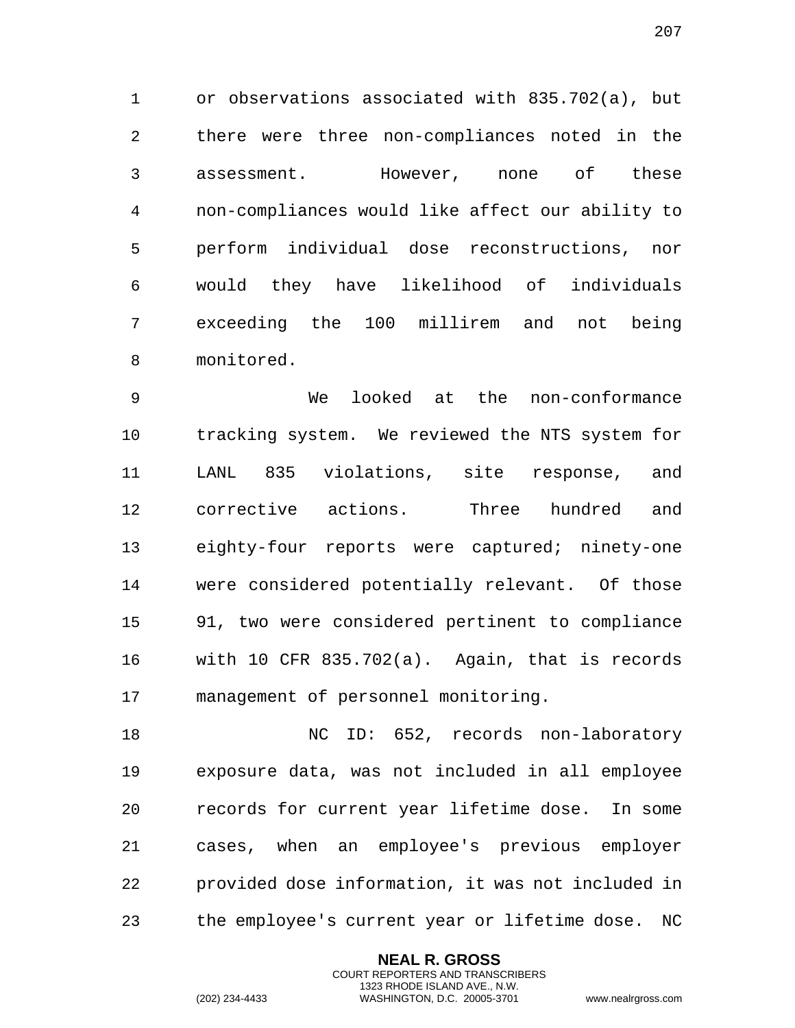or observations associated with 835.702(a), but there were three non-compliances noted in the assessment. However, none of these non-compliances would like affect our ability to perform individual dose reconstructions, nor would they have likelihood of individuals exceeding the 100 millirem and not being monitored.

We looked at the non-conformance tracking system. We reviewed the NTS system for LANL 835 violations, site response, and corrective actions. Three hundred and eighty-four reports were captured; ninety-one were considered potentially relevant. Of those 91, two were considered pertinent to compliance with 10 CFR 835.702(a). Again, that is records management of personnel monitoring.

NC ID: 652, records non-laboratory exposure data, was not included in all employee records for current year lifetime dose. In some cases, when an employee's previous employer provided dose information, it was not included in the employee's current year or lifetime dose. NC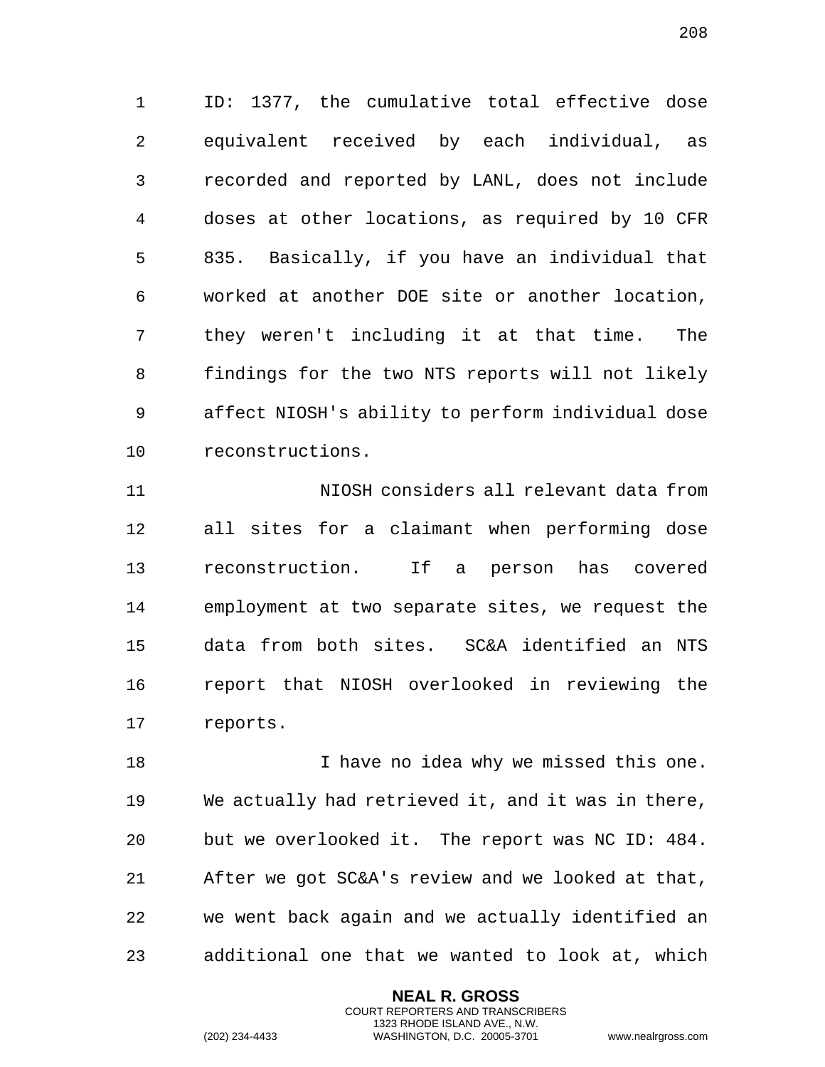ID: 1377, the cumulative total effective dose equivalent received by each individual, as recorded and reported by LANL, does not include doses at other locations, as required by 10 CFR 835. Basically, if you have an individual that worked at another DOE site or another location, they weren't including it at that time. The findings for the two NTS reports will not likely affect NIOSH's ability to perform individual dose reconstructions.

NIOSH considers all relevant data from all sites for a claimant when performing dose reconstruction. If a person has covered employment at two separate sites, we request the data from both sites. SC&A identified an NTS report that NIOSH overlooked in reviewing the reports.

I have no idea why we missed this one. We actually had retrieved it, and it was in there, but we overlooked it. The report was NC ID: 484. After we got SC&A's review and we looked at that, we went back again and we actually identified an additional one that we wanted to look at, which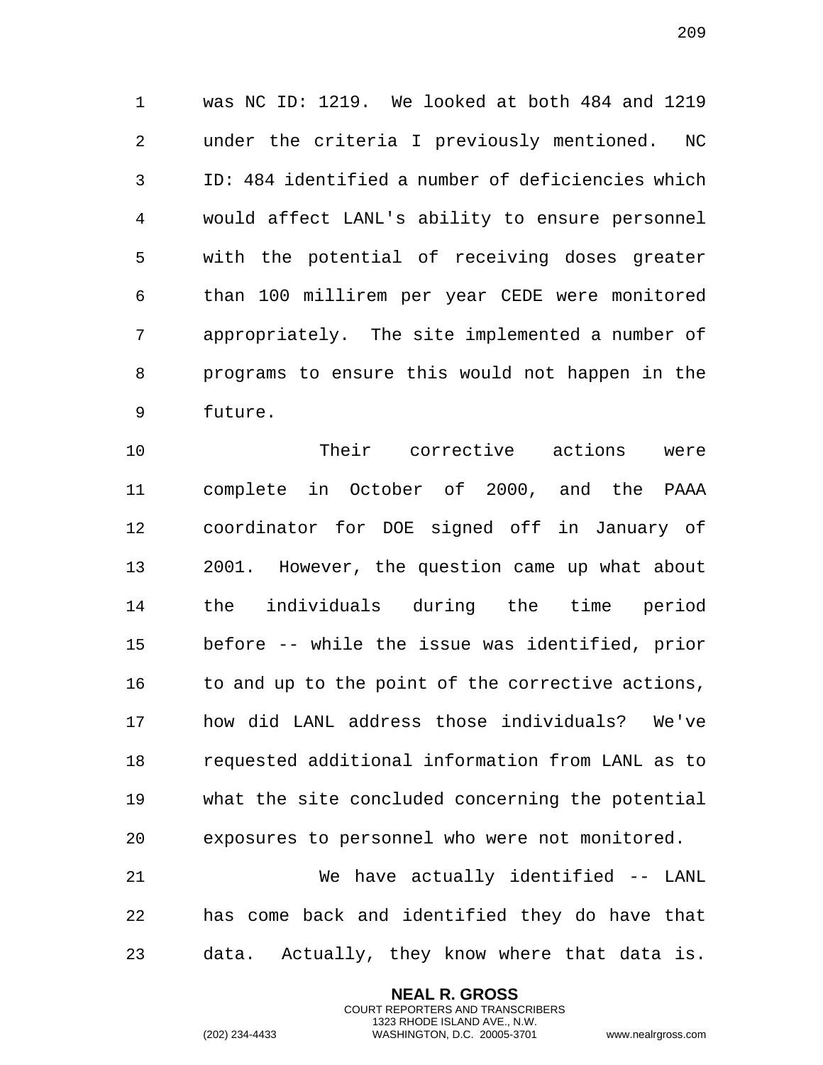was NC ID: 1219. We looked at both 484 and 1219 under the criteria I previously mentioned. NC ID: 484 identified a number of deficiencies which would affect LANL's ability to ensure personnel with the potential of receiving doses greater than 100 millirem per year CEDE were monitored appropriately. The site implemented a number of programs to ensure this would not happen in the future.

Their corrective actions were complete in October of 2000, and the PAAA coordinator for DOE signed off in January of 2001. However, the question came up what about the individuals during the time period before -- while the issue was identified, prior to and up to the point of the corrective actions, how did LANL address those individuals? We've requested additional information from LANL as to what the site concluded concerning the potential exposures to personnel who were not monitored.

We have actually identified -- LANL has come back and identified they do have that data. Actually, they know where that data is.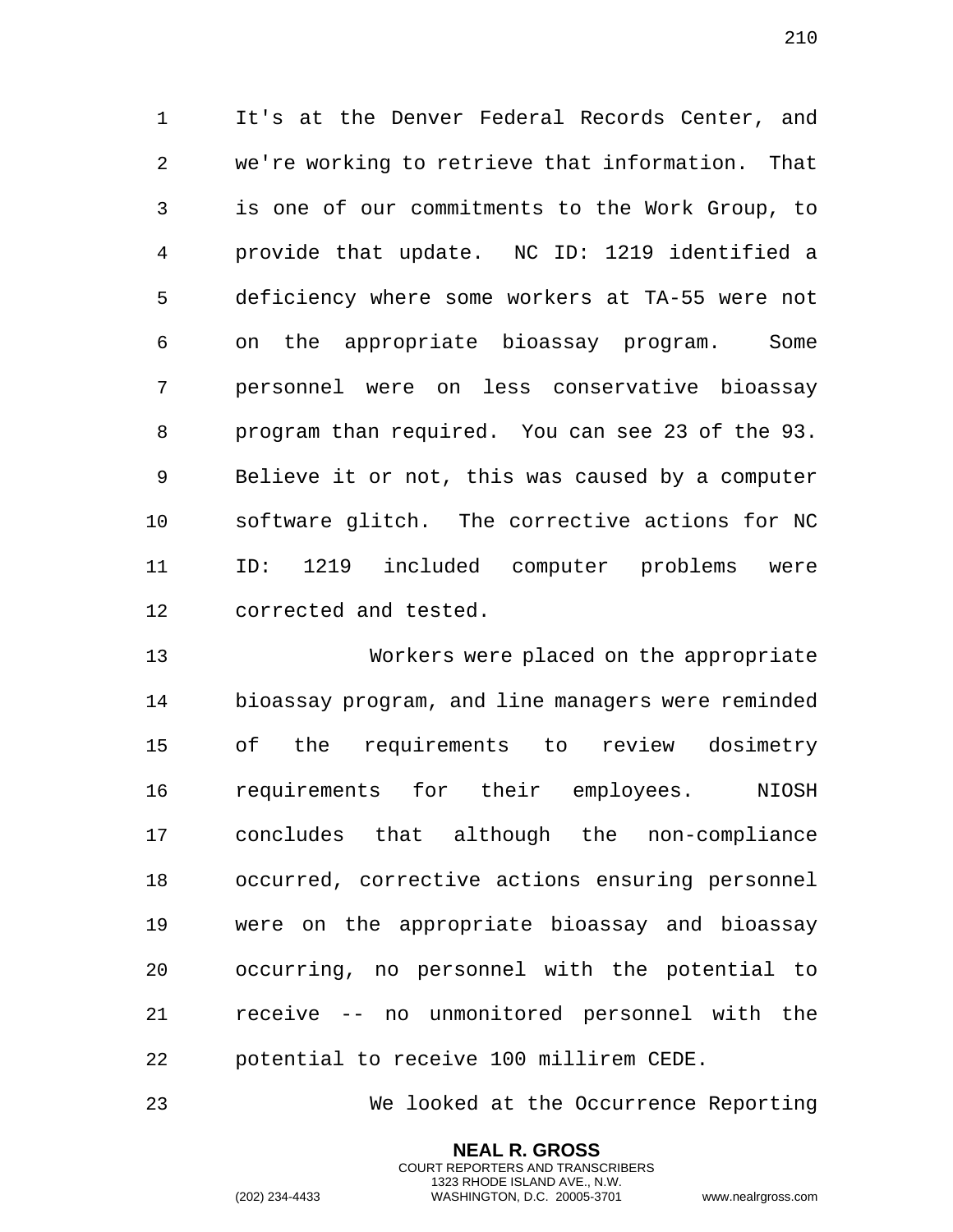It's at the Denver Federal Records Center, and we're working to retrieve that information. That is one of our commitments to the Work Group, to provide that update. NC ID: 1219 identified a deficiency where some workers at TA-55 were not on the appropriate bioassay program. Some personnel were on less conservative bioassay program than required. You can see 23 of the 93. Believe it or not, this was caused by a computer software glitch. The corrective actions for NC ID: 1219 included computer problems were corrected and tested.

Workers were placed on the appropriate bioassay program, and line managers were reminded of the requirements to review dosimetry requirements for their employees. NIOSH concludes that although the non-compliance occurred, corrective actions ensuring personnel were on the appropriate bioassay and bioassay occurring, no personnel with the potential to receive -- no unmonitored personnel with the potential to receive 100 millirem CEDE.

We looked at the Occurrence Reporting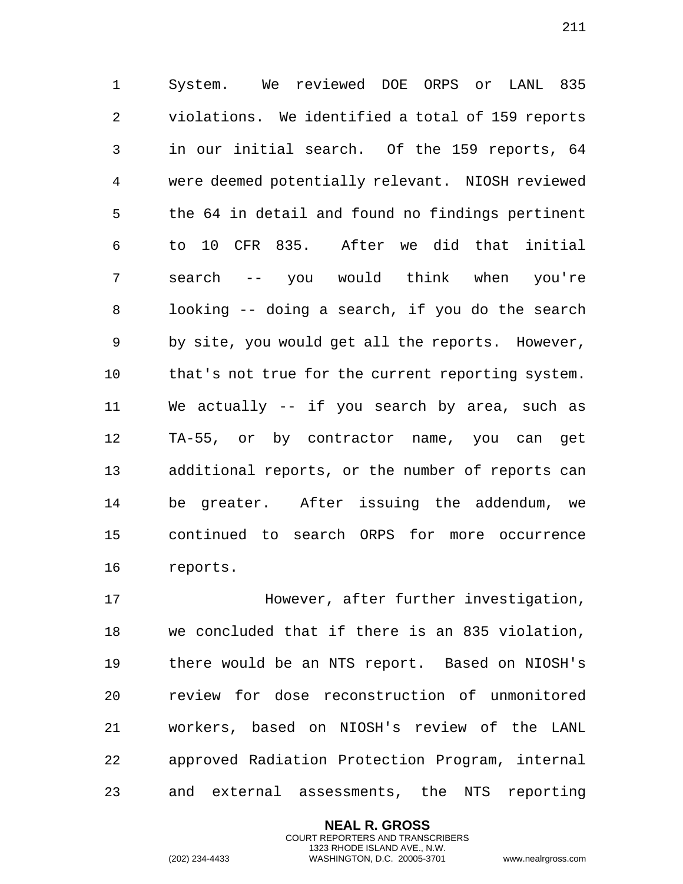System. We reviewed DOE ORPS or LANL 835 violations. We identified a total of 159 reports in our initial search. Of the 159 reports, 64 were deemed potentially relevant. NIOSH reviewed the 64 in detail and found no findings pertinent to 10 CFR 835. After we did that initial search -- you would think when you're looking -- doing a search, if you do the search by site, you would get all the reports. However, that's not true for the current reporting system. We actually -- if you search by area, such as TA-55, or by contractor name, you can get additional reports, or the number of reports can be greater. After issuing the addendum, we continued to search ORPS for more occurrence reports.

However, after further investigation, we concluded that if there is an 835 violation, there would be an NTS report. Based on NIOSH's review for dose reconstruction of unmonitored workers, based on NIOSH's review of the LANL approved Radiation Protection Program, internal and external assessments, the NTS reporting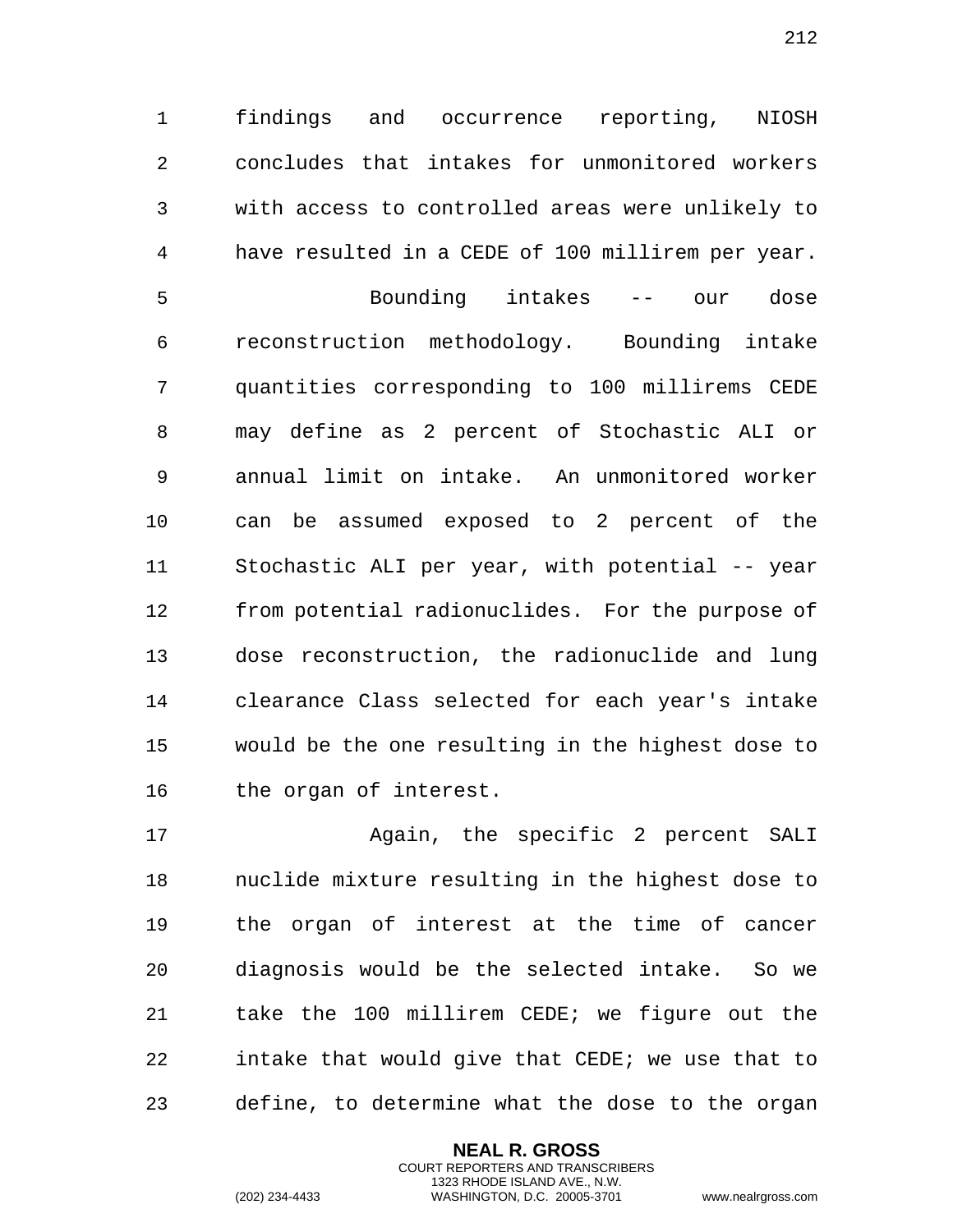findings and occurrence reporting, NIOSH concludes that intakes for unmonitored workers with access to controlled areas were unlikely to have resulted in a CEDE of 100 millirem per year.

Bounding intakes -- our dose reconstruction methodology. Bounding intake quantities corresponding to 100 millirems CEDE may define as 2 percent of Stochastic ALI or annual limit on intake. An unmonitored worker can be assumed exposed to 2 percent of the Stochastic ALI per year, with potential -- year from potential radionuclides. For the purpose of dose reconstruction, the radionuclide and lung clearance Class selected for each year's intake would be the one resulting in the highest dose to the organ of interest.

Again, the specific 2 percent SALI nuclide mixture resulting in the highest dose to the organ of interest at the time of cancer diagnosis would be the selected intake. So we take the 100 millirem CEDE; we figure out the intake that would give that CEDE; we use that to define, to determine what the dose to the organ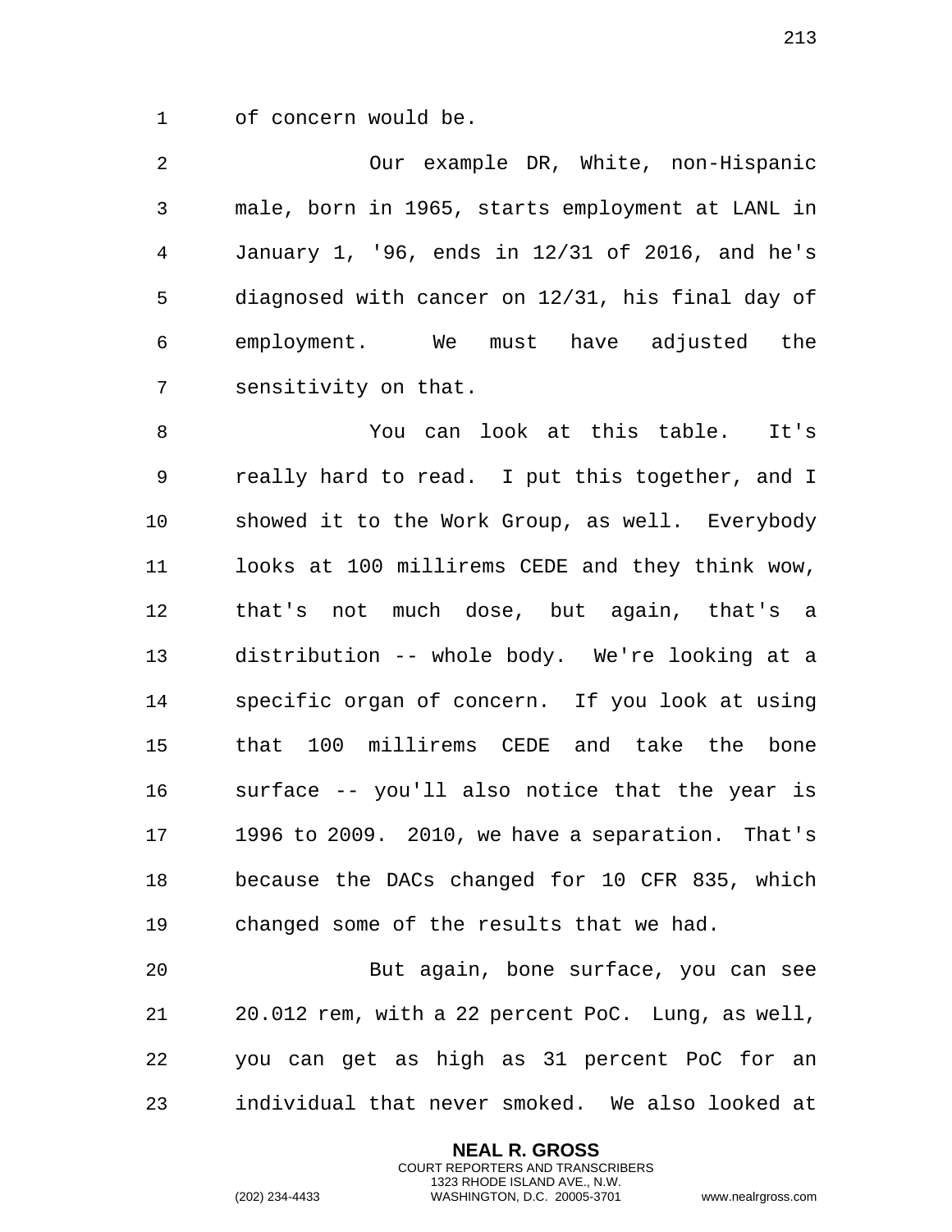of concern would be.

Our example DR, White, non-Hispanic male, born in 1965, starts employment at LANL in January 1, '96, ends in 12/31 of 2016, and he's diagnosed with cancer on 12/31, his final day of employment. We must have adjusted the sensitivity on that.

You can look at this table. It's really hard to read. I put this together, and I showed it to the Work Group, as well. Everybody looks at 100 millirems CEDE and they think wow, that's not much dose, but again, that's a distribution -- whole body. We're looking at a specific organ of concern. If you look at using that 100 millirems CEDE and take the bone surface -- you'll also notice that the year is 1996 to 2009. 2010, we have a separation. That's because the DACs changed for 10 CFR 835, which changed some of the results that we had.

But again, bone surface, you can see 20.012 rem, with a 22 percent PoC. Lung, as well, you can get as high as 31 percent PoC for an individual that never smoked. We also looked at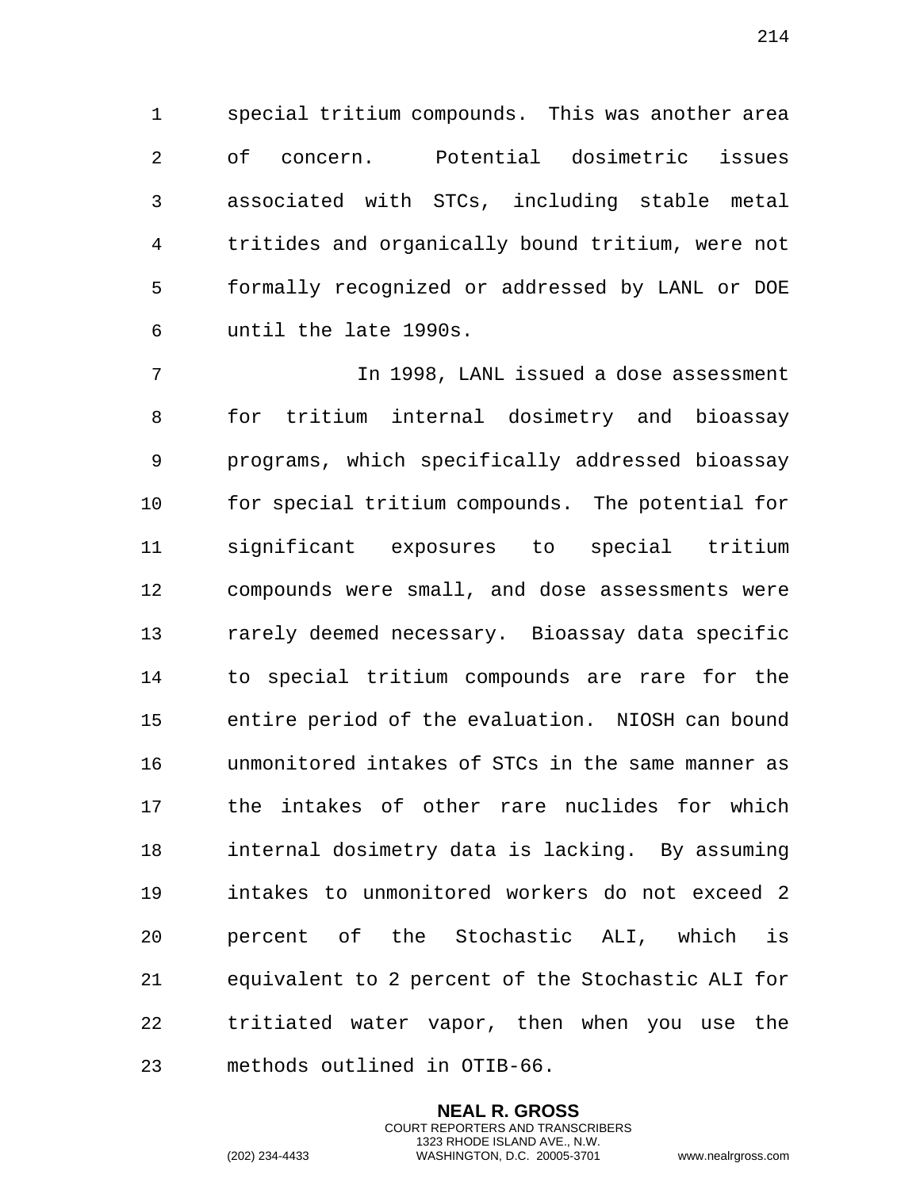special tritium compounds. This was another area of concern. Potential dosimetric issues associated with STCs, including stable metal tritides and organically bound tritium, were not formally recognized or addressed by LANL or DOE until the late 1990s.

In 1998, LANL issued a dose assessment for tritium internal dosimetry and bioassay programs, which specifically addressed bioassay for special tritium compounds. The potential for significant exposures to special tritium compounds were small, and dose assessments were rarely deemed necessary. Bioassay data specific to special tritium compounds are rare for the entire period of the evaluation. NIOSH can bound unmonitored intakes of STCs in the same manner as the intakes of other rare nuclides for which internal dosimetry data is lacking. By assuming intakes to unmonitored workers do not exceed 2 percent of the Stochastic ALI, which is equivalent to 2 percent of the Stochastic ALI for tritiated water vapor, then when you use the methods outlined in OTIB-66.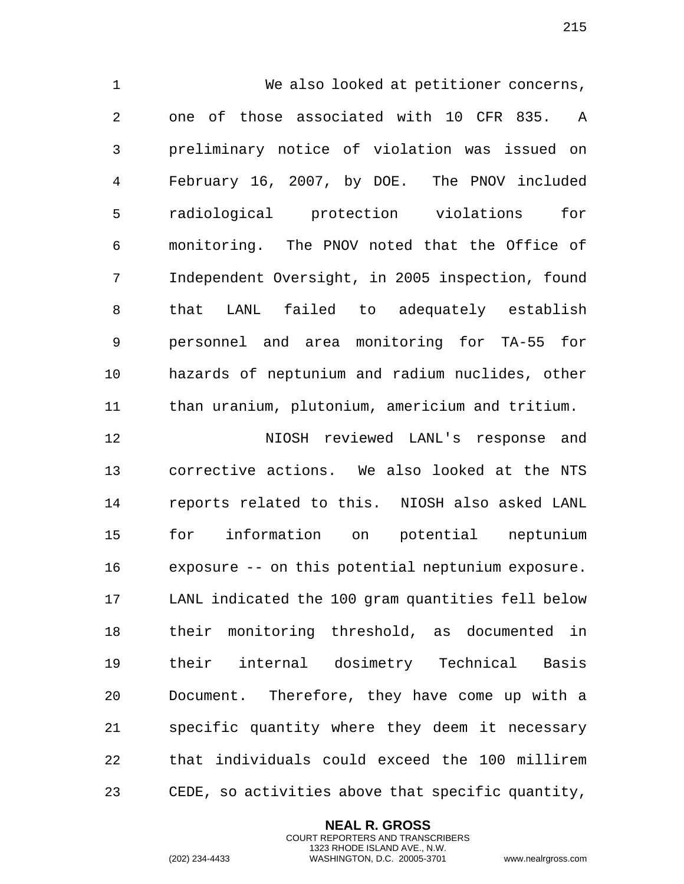We also looked at petitioner concerns, one of those associated with 10 CFR 835. A preliminary notice of violation was issued on February 16, 2007, by DOE. The PNOV included radiological protection violations for monitoring. The PNOV noted that the Office of Independent Oversight, in 2005 inspection, found that LANL failed to adequately establish personnel and area monitoring for TA-55 for hazards of neptunium and radium nuclides, other than uranium, plutonium, americium and tritium.

NIOSH reviewed LANL's response and corrective actions. We also looked at the NTS reports related to this. NIOSH also asked LANL for information on potential neptunium exposure -- on this potential neptunium exposure. LANL indicated the 100 gram quantities fell below their monitoring threshold, as documented in their internal dosimetry Technical Basis Document. Therefore, they have come up with a specific quantity where they deem it necessary that individuals could exceed the 100 millirem CEDE, so activities above that specific quantity,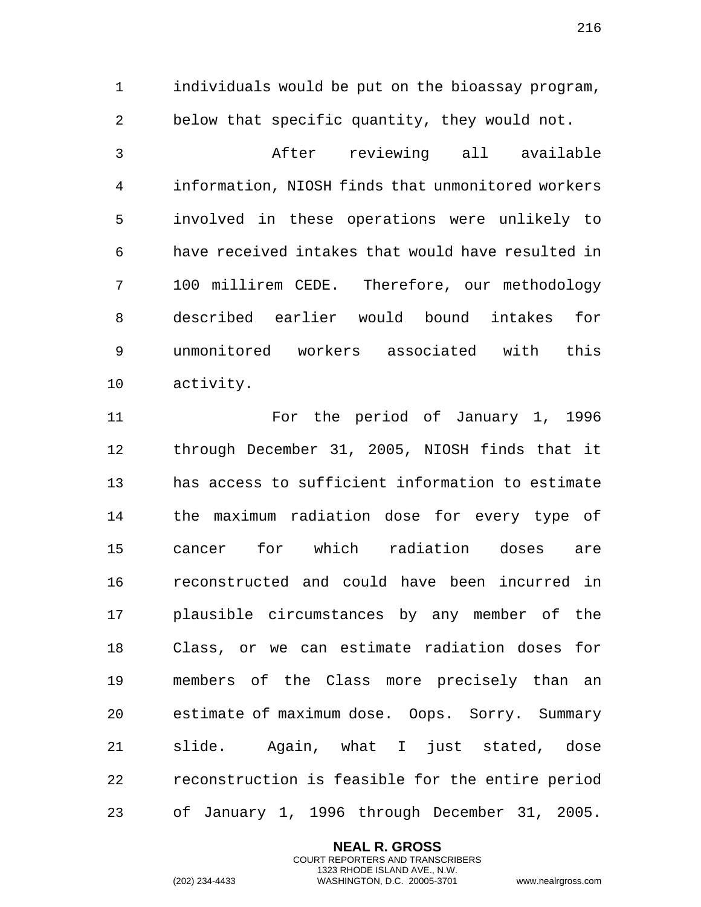individuals would be put on the bioassay program, below that specific quantity, they would not.

After reviewing all available information, NIOSH finds that unmonitored workers involved in these operations were unlikely to have received intakes that would have resulted in 100 millirem CEDE. Therefore, our methodology described earlier would bound intakes for unmonitored workers associated with this activity.

For the period of January 1, 1996 through December 31, 2005, NIOSH finds that it has access to sufficient information to estimate the maximum radiation dose for every type of cancer for which radiation doses are reconstructed and could have been incurred in plausible circumstances by any member of the Class, or we can estimate radiation doses for members of the Class more precisely than an estimate of maximum dose. Oops. Sorry. Summary slide. Again, what I just stated, dose reconstruction is feasible for the entire period of January 1, 1996 through December 31, 2005.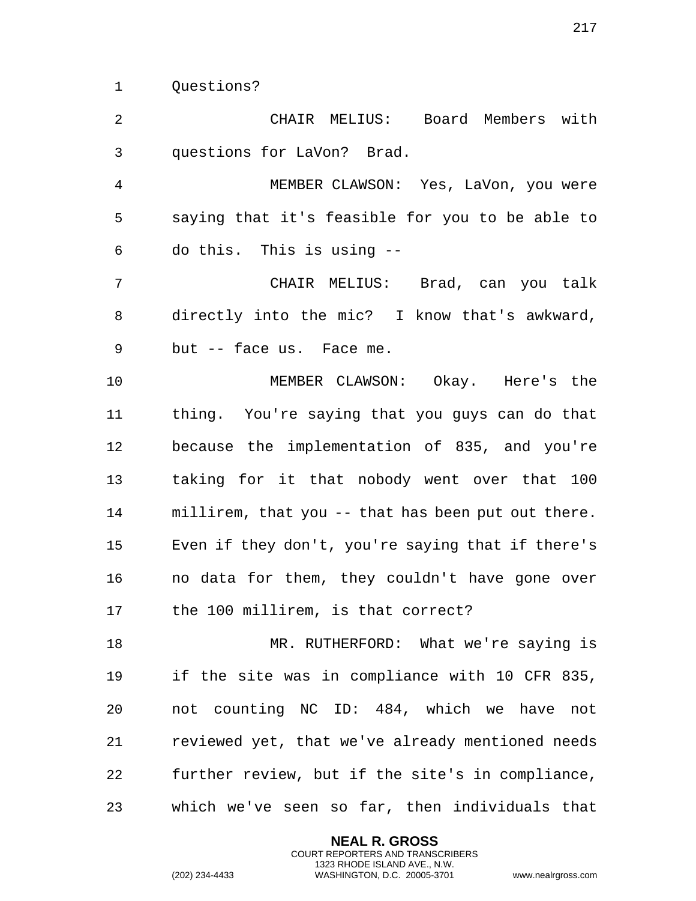Questions?

CHAIR MELIUS: Board Members with questions for LaVon? Brad.

MEMBER CLAWSON: Yes, LaVon, you were saying that it's feasible for you to be able to do this. This is using --

CHAIR MELIUS: Brad, can you talk directly into the mic? I know that's awkward, but -- face us. Face me.

MEMBER CLAWSON: Okay. Here's the thing. You're saying that you guys can do that because the implementation of 835, and you're taking for it that nobody went over that 100 millirem, that you -- that has been put out there. Even if they don't, you're saying that if there's no data for them, they couldn't have gone over the 100 millirem, is that correct?

MR. RUTHERFORD: What we're saying is if the site was in compliance with 10 CFR 835, not counting NC ID: 484, which we have not reviewed yet, that we've already mentioned needs further review, but if the site's in compliance, which we've seen so far, then individuals that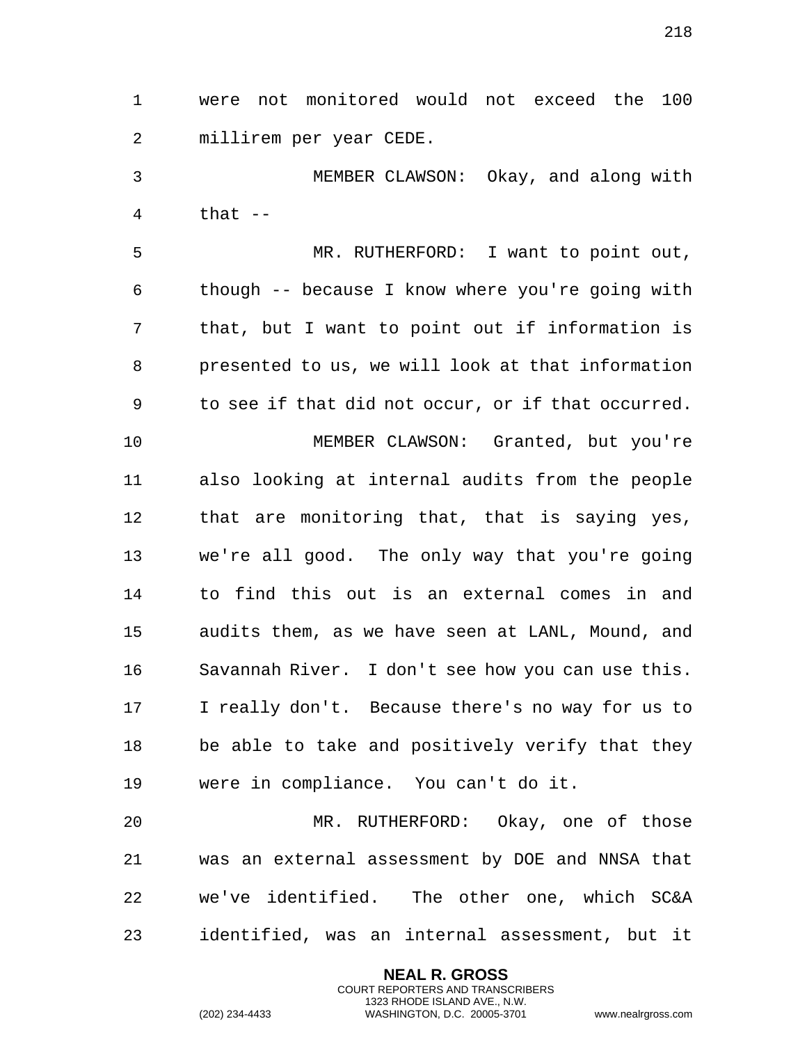were not monitored would not exceed the 100 millirem per year CEDE.

MEMBER CLAWSON: Okay, and along with that --

MR. RUTHERFORD: I want to point out, though -- because I know where you're going with that, but I want to point out if information is presented to us, we will look at that information to see if that did not occur, or if that occurred.

MEMBER CLAWSON: Granted, but you're also looking at internal audits from the people that are monitoring that, that is saying yes, we're all good. The only way that you're going to find this out is an external comes in and audits them, as we have seen at LANL, Mound, and Savannah River. I don't see how you can use this. I really don't. Because there's no way for us to be able to take and positively verify that they were in compliance. You can't do it.

MR. RUTHERFORD: Okay, one of those was an external assessment by DOE and NNSA that we've identified. The other one, which SC&A identified, was an internal assessment, but it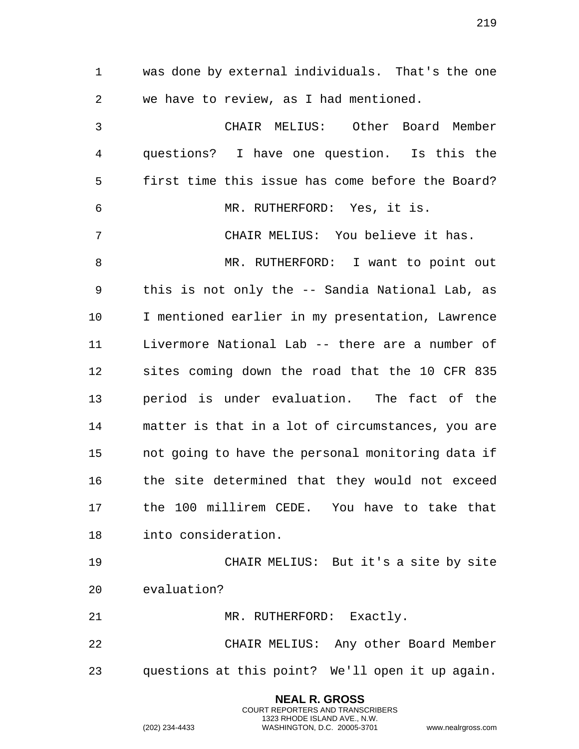was done by external individuals. That's the one we have to review, as I had mentioned.

CHAIR MELIUS: Other Board Member questions? I have one question. Is this the first time this issue has come before the Board?

MR. RUTHERFORD: Yes, it is.

CHAIR MELIUS: You believe it has.

MR. RUTHERFORD: I want to point out this is not only the -- Sandia National Lab, as I mentioned earlier in my presentation, Lawrence Livermore National Lab -- there are a number of sites coming down the road that the 10 CFR 835 period is under evaluation. The fact of the matter is that in a lot of circumstances, you are not going to have the personal monitoring data if the site determined that they would not exceed the 100 millirem CEDE. You have to take that into consideration.

CHAIR MELIUS: But it's a site by site evaluation?

MR. RUTHERFORD: Exactly.

CHAIR MELIUS: Any other Board Member questions at this point? We'll open it up again.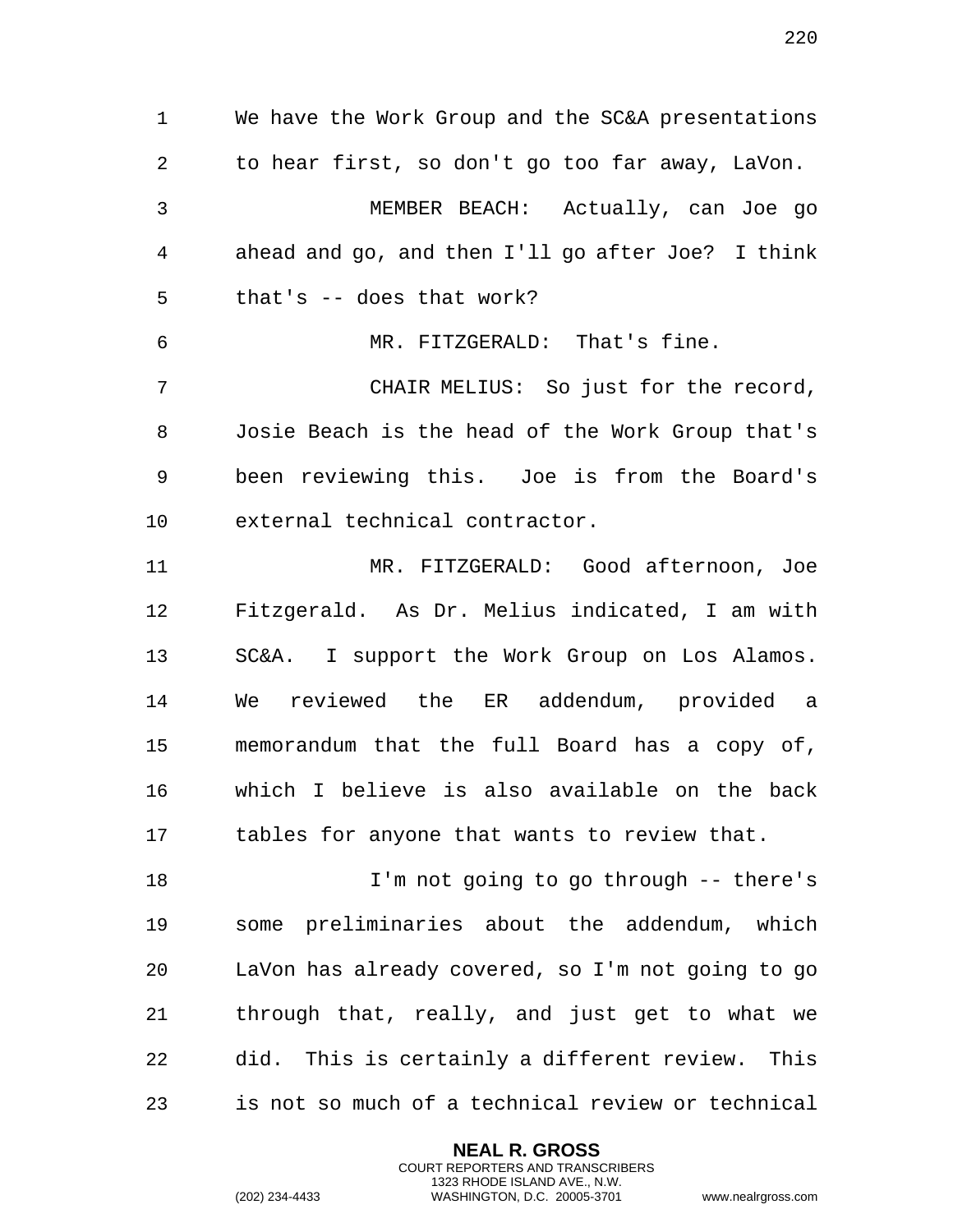We have the Work Group and the SC&A presentations to hear first, so don't go too far away, LaVon.

MEMBER BEACH: Actually, can Joe go ahead and go, and then I'll go after Joe? I think that's -- does that work?

MR. FITZGERALD: That's fine.

CHAIR MELIUS: So just for the record, Josie Beach is the head of the Work Group that's been reviewing this. Joe is from the Board's external technical contractor.

MR. FITZGERALD: Good afternoon, Joe Fitzgerald. As Dr. Melius indicated, I am with SC&A. I support the Work Group on Los Alamos. We reviewed the ER addendum, provided a memorandum that the full Board has a copy of, which I believe is also available on the back tables for anyone that wants to review that.

I'm not going to go through -- there's some preliminaries about the addendum, which LaVon has already covered, so I'm not going to go through that, really, and just get to what we did. This is certainly a different review. This is not so much of a technical review or technical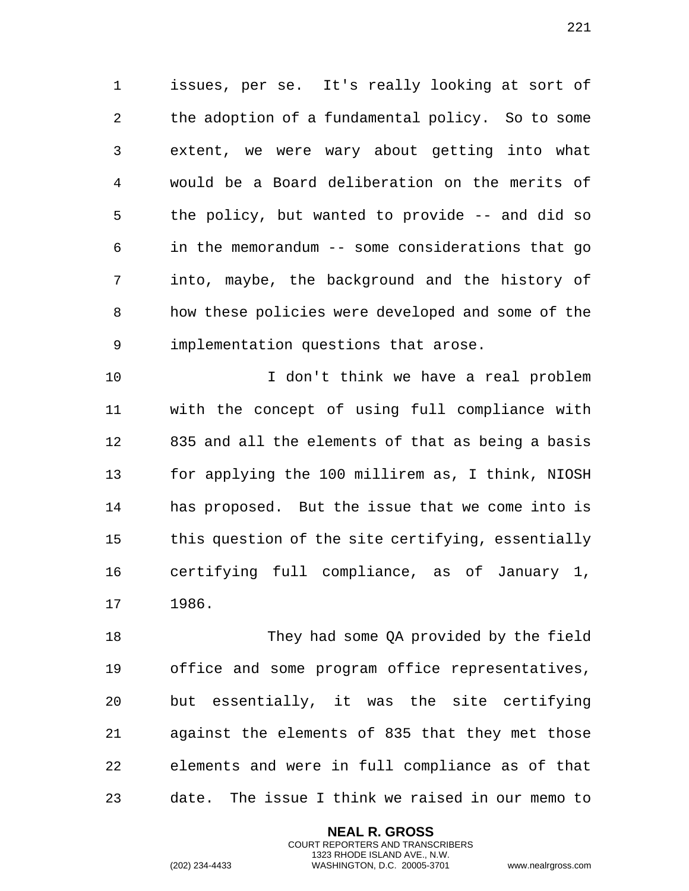issues, per se. It's really looking at sort of the adoption of a fundamental policy. So to some extent, we were wary about getting into what would be a Board deliberation on the merits of the policy, but wanted to provide -- and did so in the memorandum -- some considerations that go into, maybe, the background and the history of how these policies were developed and some of the implementation questions that arose.

I don't think we have a real problem with the concept of using full compliance with 835 and all the elements of that as being a basis for applying the 100 millirem as, I think, NIOSH has proposed. But the issue that we come into is this question of the site certifying, essentially certifying full compliance, as of January 1, 1986.

They had some QA provided by the field office and some program office representatives, but essentially, it was the site certifying against the elements of 835 that they met those elements and were in full compliance as of that date. The issue I think we raised in our memo to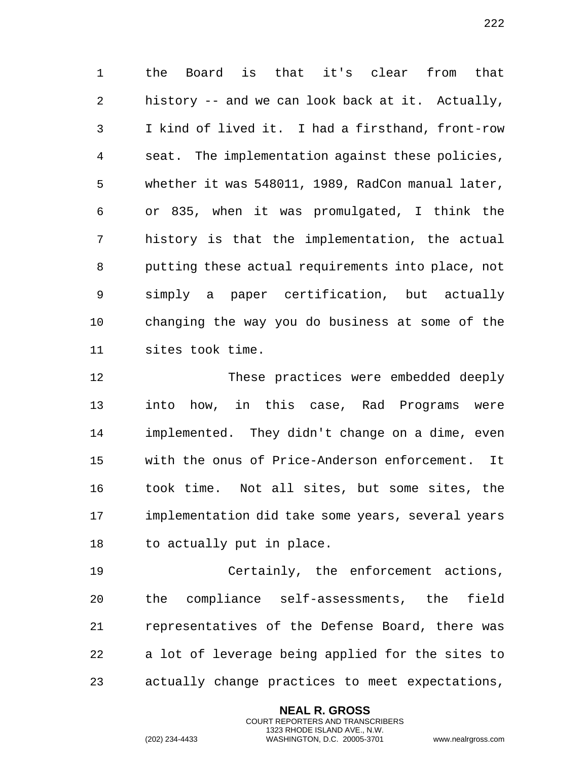the Board is that it's clear from that history -- and we can look back at it. Actually, I kind of lived it. I had a firsthand, front-row seat. The implementation against these policies, whether it was 548011, 1989, RadCon manual later, or 835, when it was promulgated, I think the history is that the implementation, the actual putting these actual requirements into place, not simply a paper certification, but actually changing the way you do business at some of the sites took time.

These practices were embedded deeply into how, in this case, Rad Programs were implemented. They didn't change on a dime, even with the onus of Price-Anderson enforcement. It took time. Not all sites, but some sites, the implementation did take some years, several years to actually put in place.

Certainly, the enforcement actions, the compliance self-assessments, the field representatives of the Defense Board, there was a lot of leverage being applied for the sites to actually change practices to meet expectations,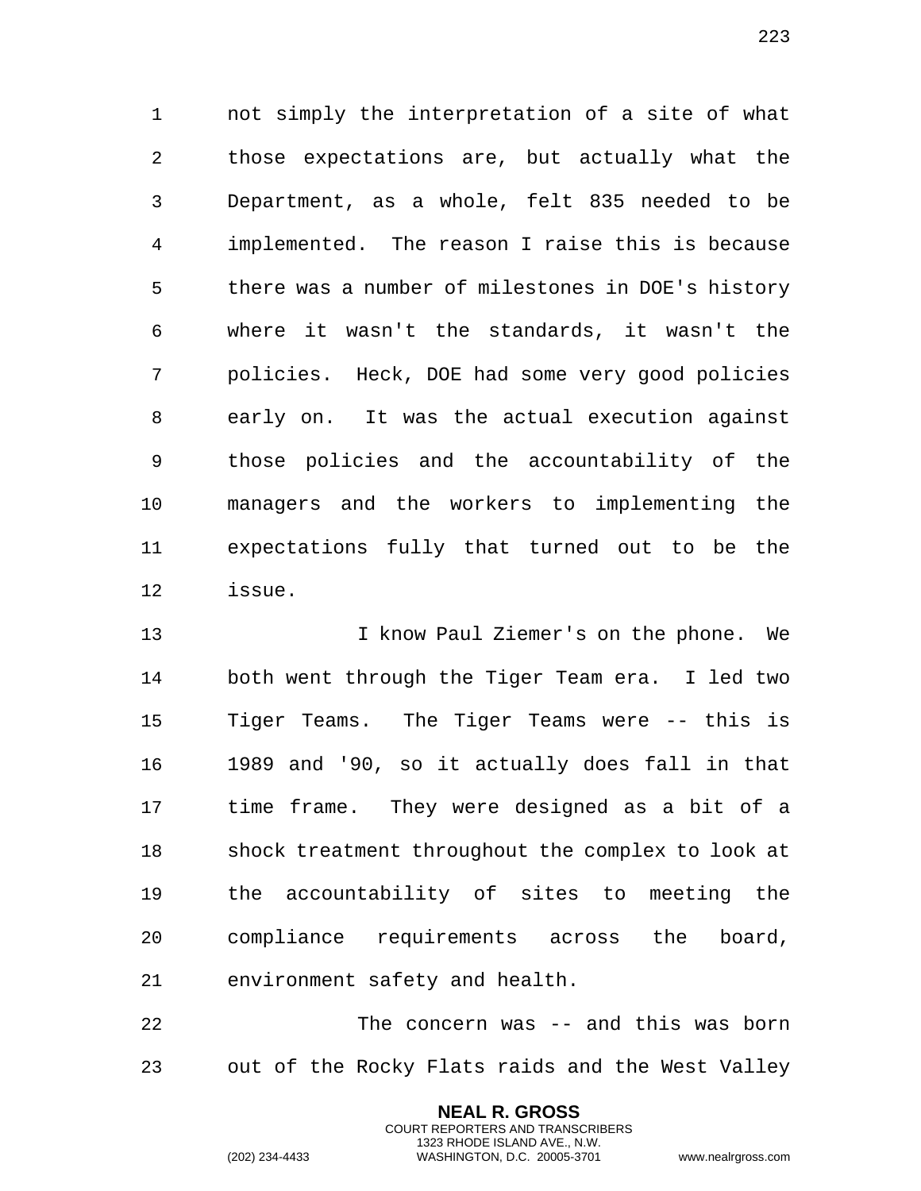not simply the interpretation of a site of what those expectations are, but actually what the Department, as a whole, felt 835 needed to be implemented. The reason I raise this is because there was a number of milestones in DOE's history where it wasn't the standards, it wasn't the policies. Heck, DOE had some very good policies early on. It was the actual execution against those policies and the accountability of the managers and the workers to implementing the expectations fully that turned out to be the issue.

I know Paul Ziemer's on the phone. We both went through the Tiger Team era. I led two Tiger Teams. The Tiger Teams were -- this is 1989 and '90, so it actually does fall in that time frame. They were designed as a bit of a shock treatment throughout the complex to look at the accountability of sites to meeting the compliance requirements across the board, environment safety and health.

The concern was -- and this was born out of the Rocky Flats raids and the West Valley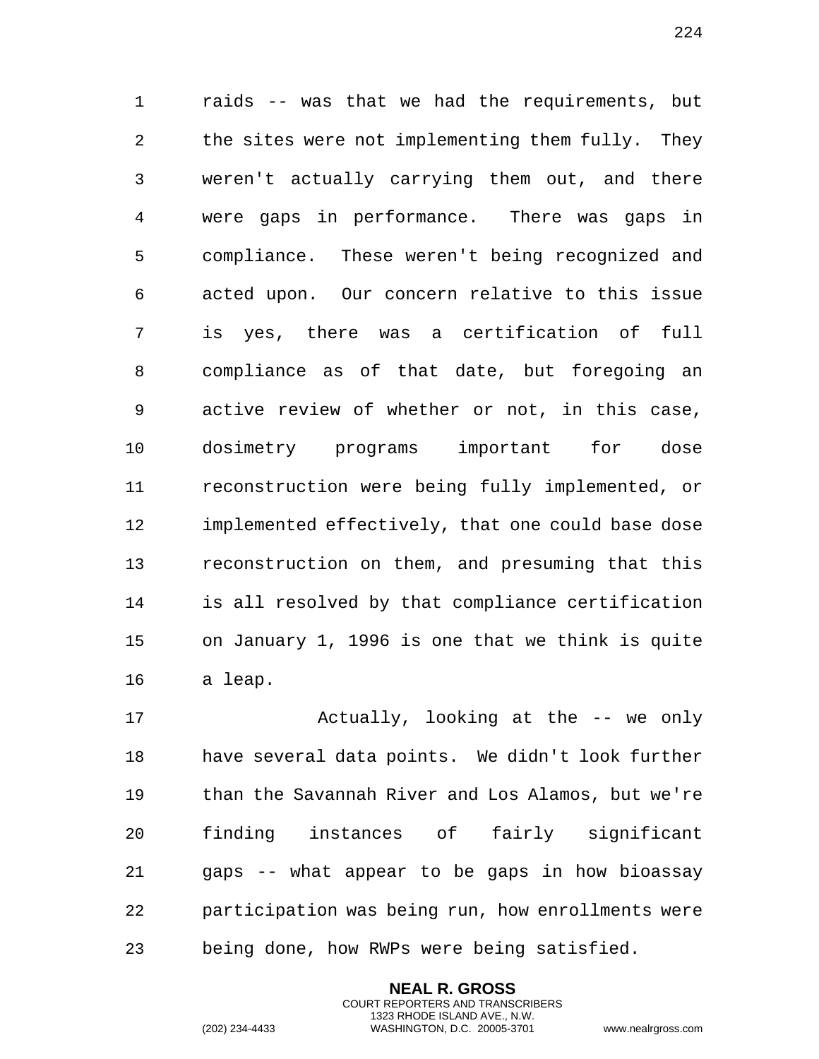raids -- was that we had the requirements, but the sites were not implementing them fully. They weren't actually carrying them out, and there were gaps in performance. There was gaps in compliance. These weren't being recognized and acted upon. Our concern relative to this issue is yes, there was a certification of full compliance as of that date, but foregoing an active review of whether or not, in this case, dosimetry programs important for dose reconstruction were being fully implemented, or implemented effectively, that one could base dose reconstruction on them, and presuming that this is all resolved by that compliance certification on January 1, 1996 is one that we think is quite a leap.

Actually, looking at the -- we only have several data points. We didn't look further than the Savannah River and Los Alamos, but we're finding instances of fairly significant gaps -- what appear to be gaps in how bioassay participation was being run, how enrollments were being done, how RWPs were being satisfied.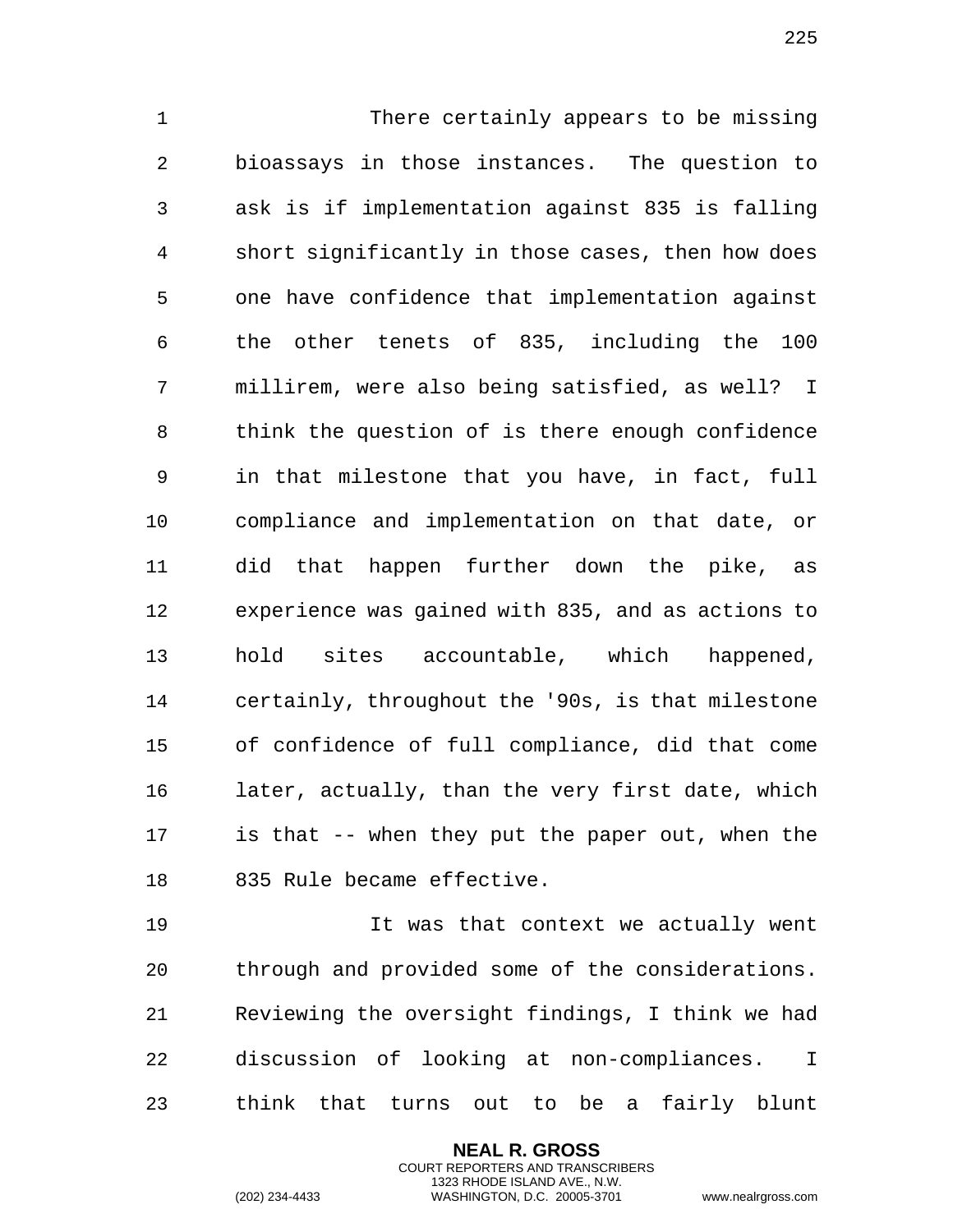There certainly appears to be missing bioassays in those instances. The question to ask is if implementation against 835 is falling short significantly in those cases, then how does one have confidence that implementation against the other tenets of 835, including the 100 millirem, were also being satisfied, as well? I think the question of is there enough confidence in that milestone that you have, in fact, full compliance and implementation on that date, or did that happen further down the pike, as experience was gained with 835, and as actions to hold sites accountable, which happened, certainly, throughout the '90s, is that milestone of confidence of full compliance, did that come later, actually, than the very first date, which is that -- when they put the paper out, when the 835 Rule became effective.

It was that context we actually went through and provided some of the considerations. Reviewing the oversight findings, I think we had discussion of looking at non-compliances. I think that turns out to be a fairly blunt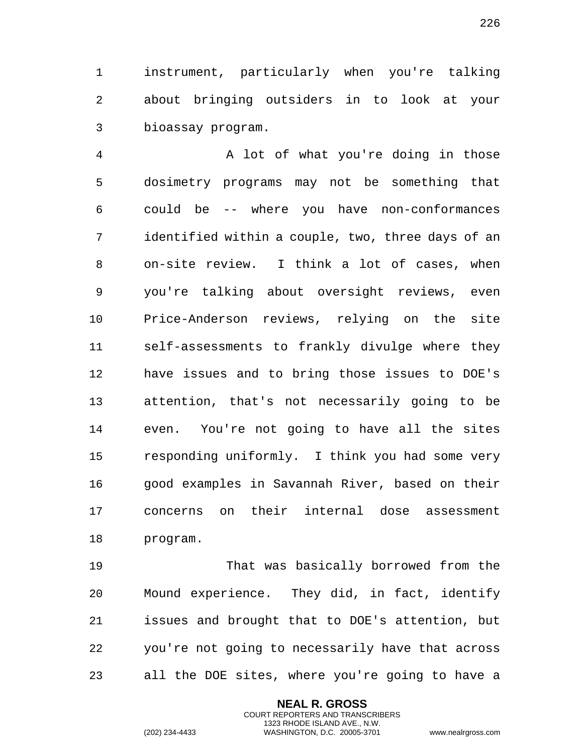instrument, particularly when you're talking about bringing outsiders in to look at your bioassay program.

A lot of what you're doing in those dosimetry programs may not be something that could be -- where you have non-conformances identified within a couple, two, three days of an on-site review. I think a lot of cases, when you're talking about oversight reviews, even Price-Anderson reviews, relying on the site self-assessments to frankly divulge where they have issues and to bring those issues to DOE's attention, that's not necessarily going to be even. You're not going to have all the sites responding uniformly. I think you had some very good examples in Savannah River, based on their concerns on their internal dose assessment program.

That was basically borrowed from the Mound experience. They did, in fact, identify issues and brought that to DOE's attention, but you're not going to necessarily have that across all the DOE sites, where you're going to have a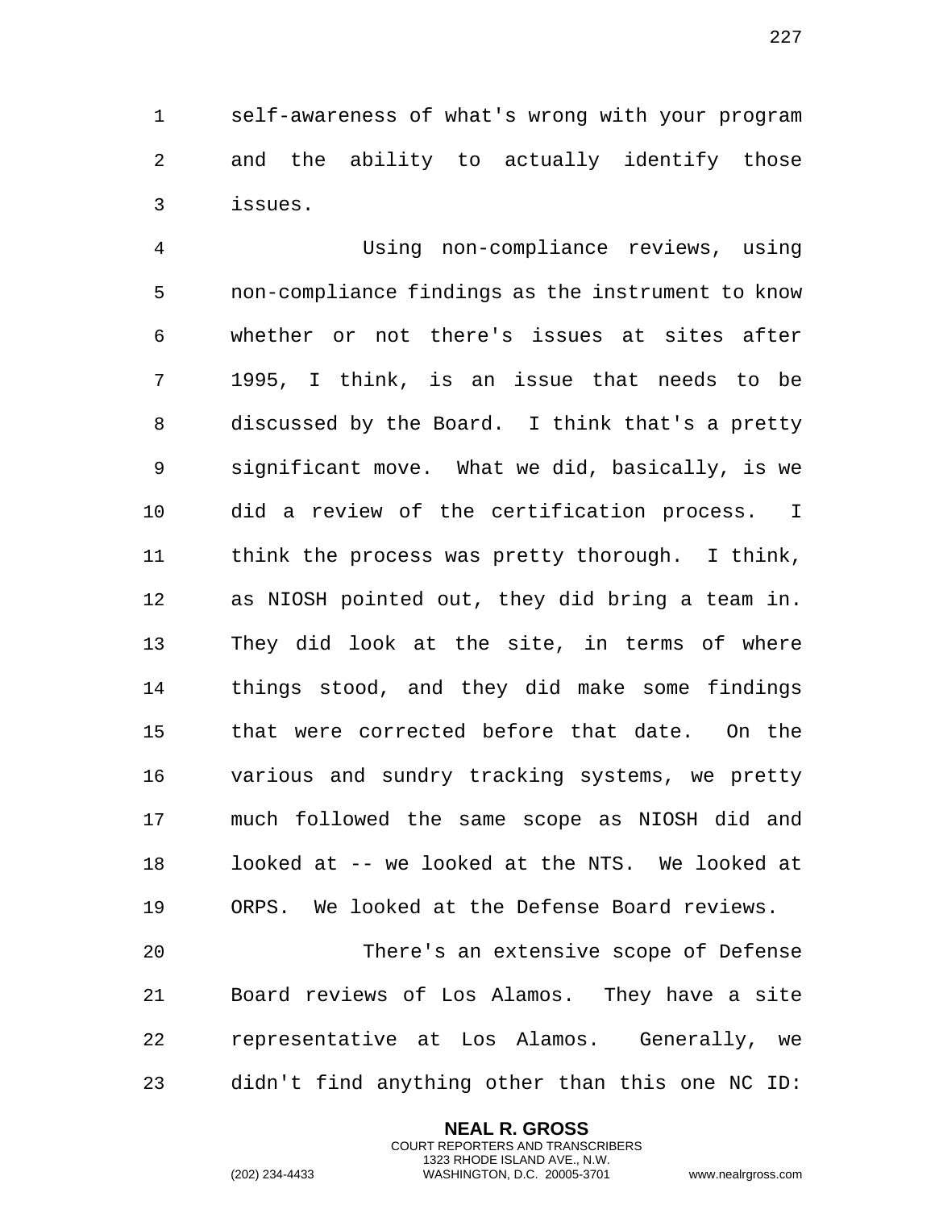self-awareness of what's wrong with your program and the ability to actually identify those issues.

Using non-compliance reviews, using non-compliance findings as the instrument to know whether or not there's issues at sites after 1995, I think, is an issue that needs to be discussed by the Board. I think that's a pretty significant move. What we did, basically, is we did a review of the certification process. I think the process was pretty thorough. I think, as NIOSH pointed out, they did bring a team in. They did look at the site, in terms of where things stood, and they did make some findings that were corrected before that date. On the various and sundry tracking systems, we pretty much followed the same scope as NIOSH did and looked at -- we looked at the NTS. We looked at ORPS. We looked at the Defense Board reviews.

There's an extensive scope of Defense Board reviews of Los Alamos. They have a site representative at Los Alamos. Generally, we didn't find anything other than this one NC ID: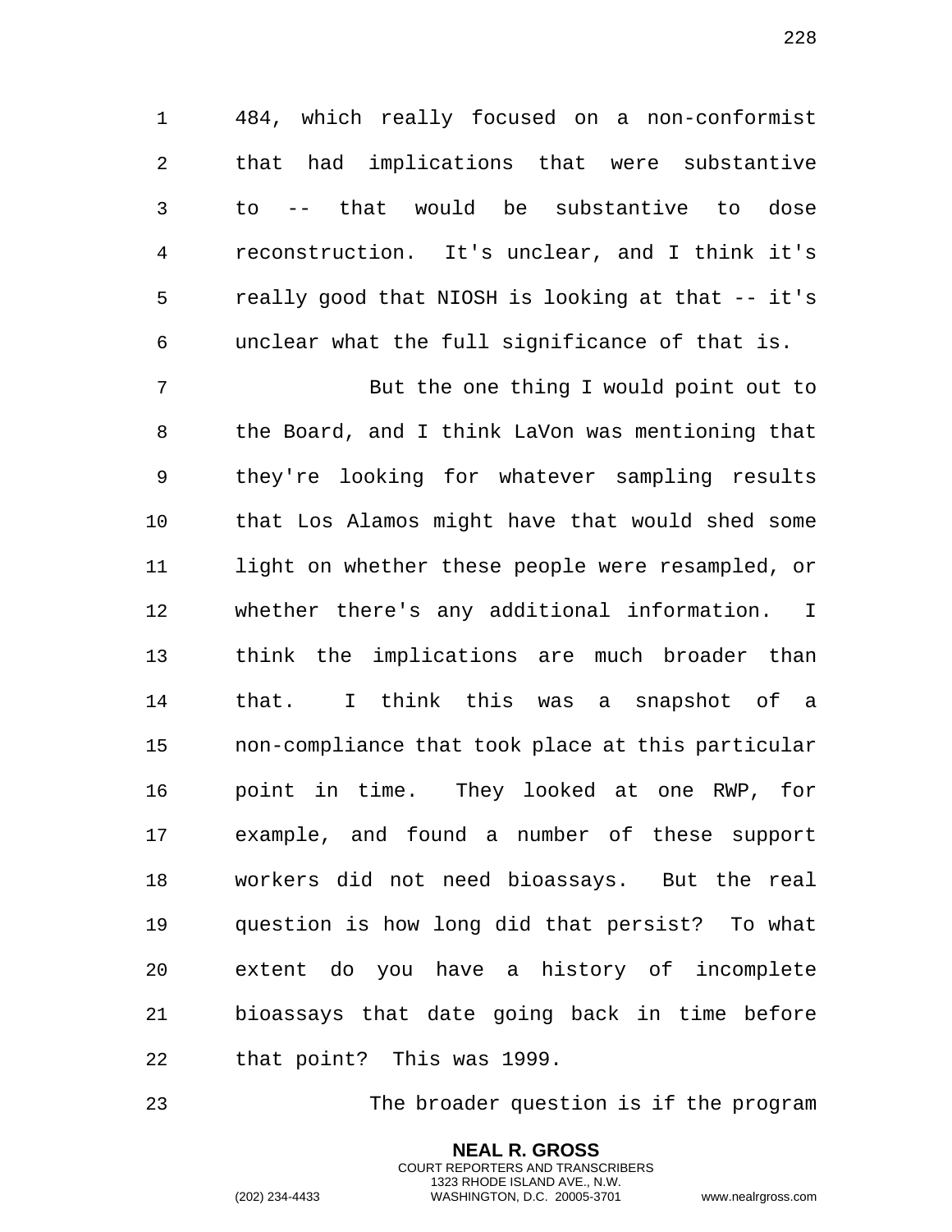484, which really focused on a non-conformist that had implications that were substantive to -- that would be substantive to dose reconstruction. It's unclear, and I think it's really good that NIOSH is looking at that -- it's unclear what the full significance of that is.

But the one thing I would point out to the Board, and I think LaVon was mentioning that they're looking for whatever sampling results that Los Alamos might have that would shed some light on whether these people were resampled, or whether there's any additional information. I think the implications are much broader than that. I think this was a snapshot of a non-compliance that took place at this particular point in time. They looked at one RWP, for example, and found a number of these support workers did not need bioassays. But the real question is how long did that persist? To what extent do you have a history of incomplete bioassays that date going back in time before that point? This was 1999.

The broader question is if the program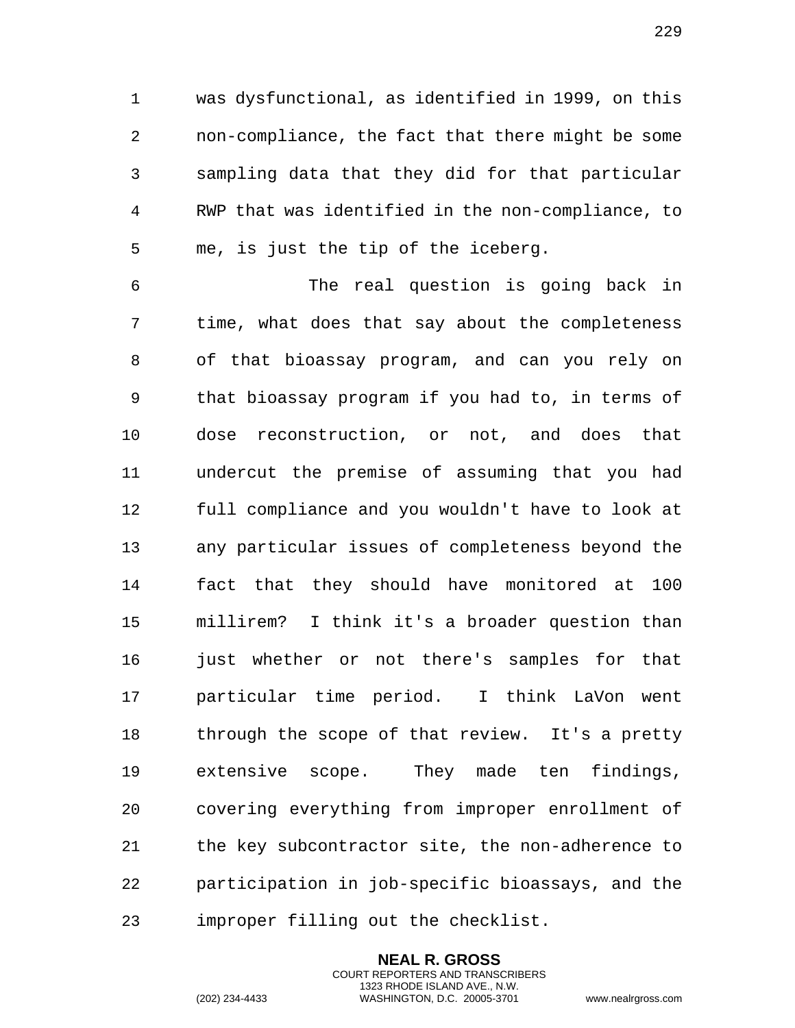was dysfunctional, as identified in 1999, on this non-compliance, the fact that there might be some sampling data that they did for that particular RWP that was identified in the non-compliance, to me, is just the tip of the iceberg.

The real question is going back in time, what does that say about the completeness of that bioassay program, and can you rely on that bioassay program if you had to, in terms of dose reconstruction, or not, and does that undercut the premise of assuming that you had full compliance and you wouldn't have to look at any particular issues of completeness beyond the fact that they should have monitored at 100 millirem? I think it's a broader question than just whether or not there's samples for that particular time period. I think LaVon went through the scope of that review. It's a pretty extensive scope. They made ten findings, covering everything from improper enrollment of the key subcontractor site, the non-adherence to participation in job-specific bioassays, and the improper filling out the checklist.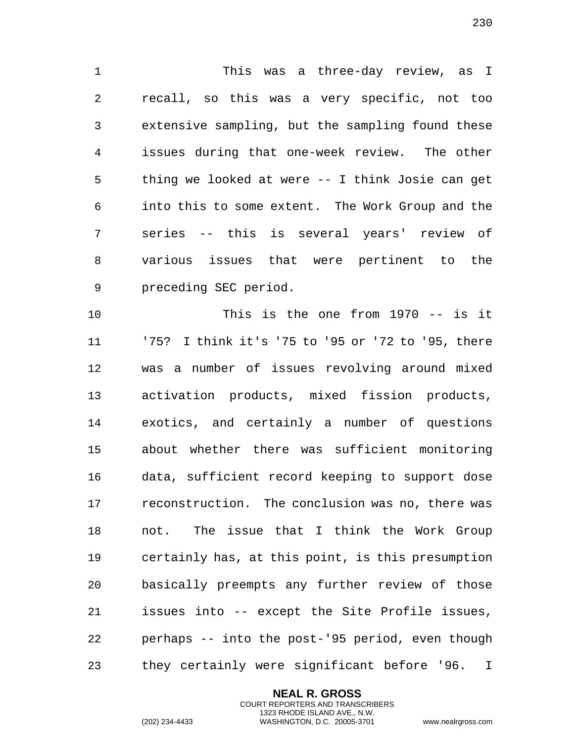This was a three-day review, as I recall, so this was a very specific, not too extensive sampling, but the sampling found these issues during that one-week review. The other thing we looked at were -- I think Josie can get into this to some extent. The Work Group and the series -- this is several years' review of various issues that were pertinent to the preceding SEC period.

This is the one from 1970 -- is it '75? I think it's '75 to '95 or '72 to '95, there was a number of issues revolving around mixed activation products, mixed fission products, exotics, and certainly a number of questions about whether there was sufficient monitoring data, sufficient record keeping to support dose reconstruction. The conclusion was no, there was not. The issue that I think the Work Group certainly has, at this point, is this presumption basically preempts any further review of those issues into -- except the Site Profile issues, perhaps -- into the post-'95 period, even though they certainly were significant before '96. I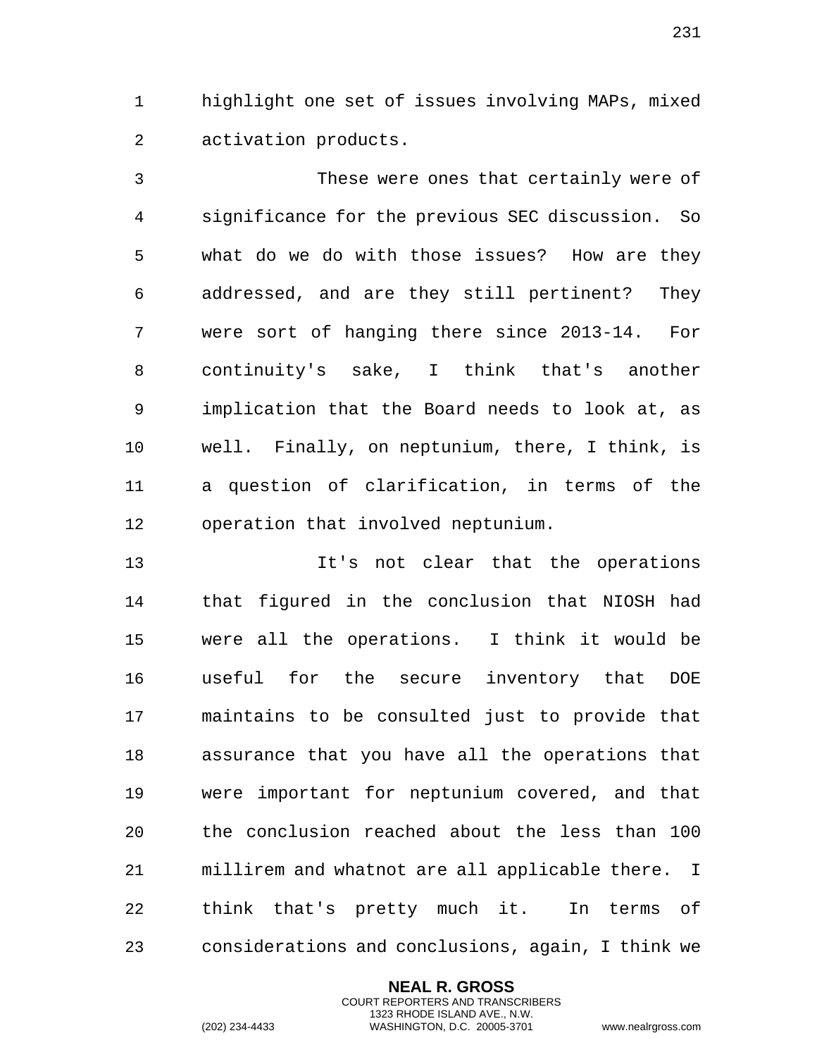highlight one set of issues involving MAPs, mixed activation products.

These were ones that certainly were of significance for the previous SEC discussion. So what do we do with those issues? How are they addressed, and are they still pertinent? They were sort of hanging there since 2013-14. For continuity's sake, I think that's another implication that the Board needs to look at, as well. Finally, on neptunium, there, I think, is a question of clarification, in terms of the operation that involved neptunium.

It's not clear that the operations that figured in the conclusion that NIOSH had were all the operations. I think it would be useful for the secure inventory that DOE maintains to be consulted just to provide that assurance that you have all the operations that were important for neptunium covered, and that the conclusion reached about the less than 100 millirem and whatnot are all applicable there. I think that's pretty much it. In terms of considerations and conclusions, again, I think we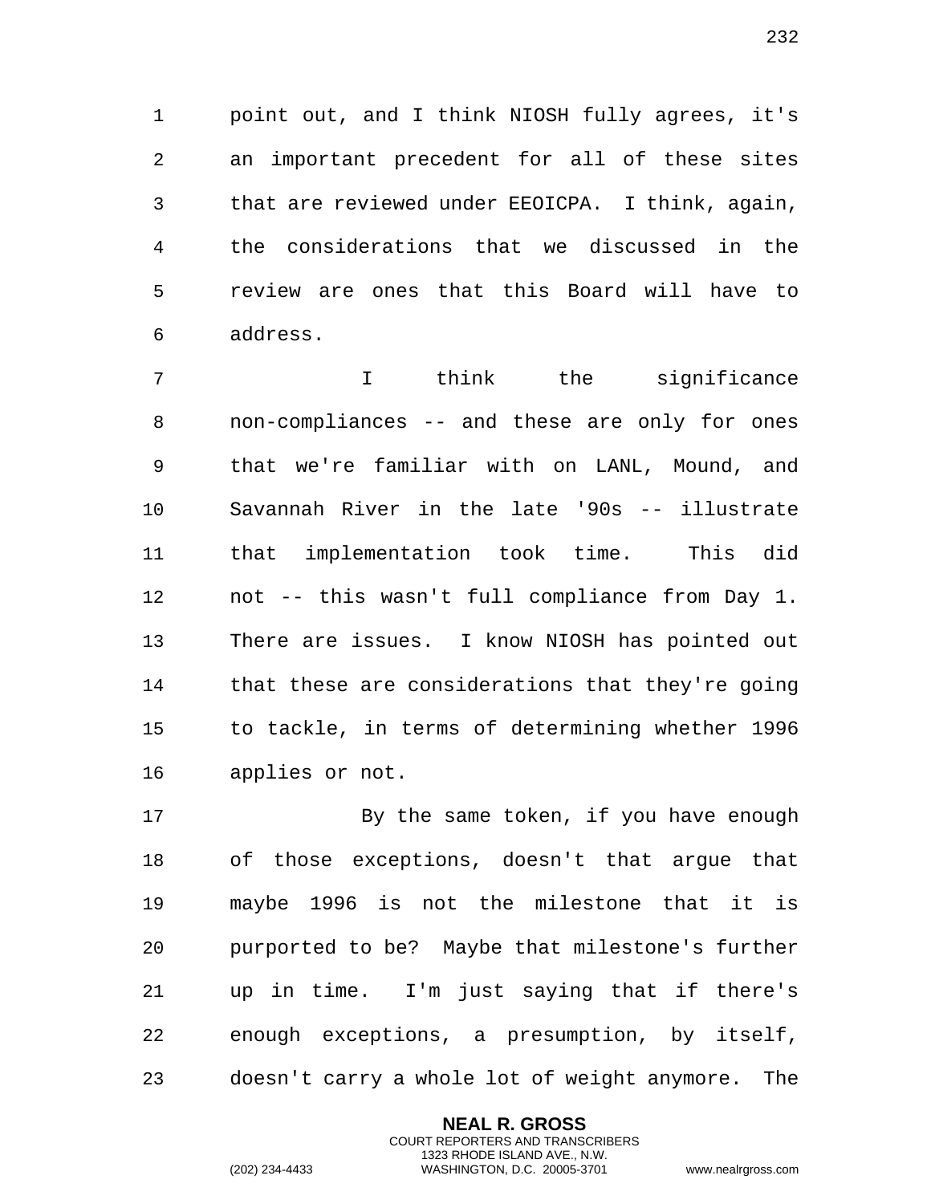point out, and I think NIOSH fully agrees, it's an important precedent for all of these sites that are reviewed under EEOICPA. I think, again, the considerations that we discussed in the review are ones that this Board will have to address.

I think the significance non-compliances -- and these are only for ones that we're familiar with on LANL, Mound, and Savannah River in the late '90s -- illustrate that implementation took time. This did not -- this wasn't full compliance from Day 1. There are issues. I know NIOSH has pointed out that these are considerations that they're going to tackle, in terms of determining whether 1996 applies or not.

By the same token, if you have enough of those exceptions, doesn't that argue that maybe 1996 is not the milestone that it is purported to be? Maybe that milestone's further up in time. I'm just saying that if there's enough exceptions, a presumption, by itself, doesn't carry a whole lot of weight anymore. The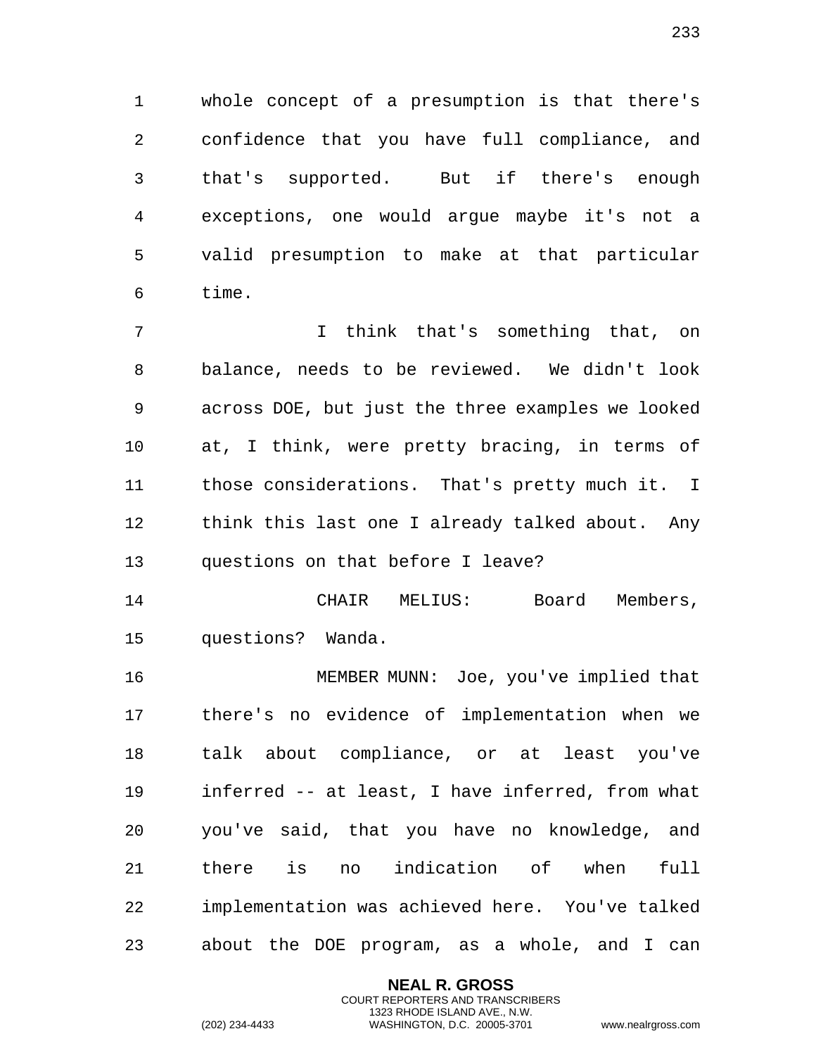whole concept of a presumption is that there's confidence that you have full compliance, and that's supported. But if there's enough exceptions, one would argue maybe it's not a valid presumption to make at that particular time.

I think that's something that, on balance, needs to be reviewed. We didn't look across DOE, but just the three examples we looked at, I think, were pretty bracing, in terms of those considerations. That's pretty much it. I think this last one I already talked about. Any questions on that before I leave?

CHAIR MELIUS: Board Members, questions? Wanda.

MEMBER MUNN: Joe, you've implied that there's no evidence of implementation when we talk about compliance, or at least you've inferred -- at least, I have inferred, from what you've said, that you have no knowledge, and there is no indication of when full implementation was achieved here. You've talked about the DOE program, as a whole, and I can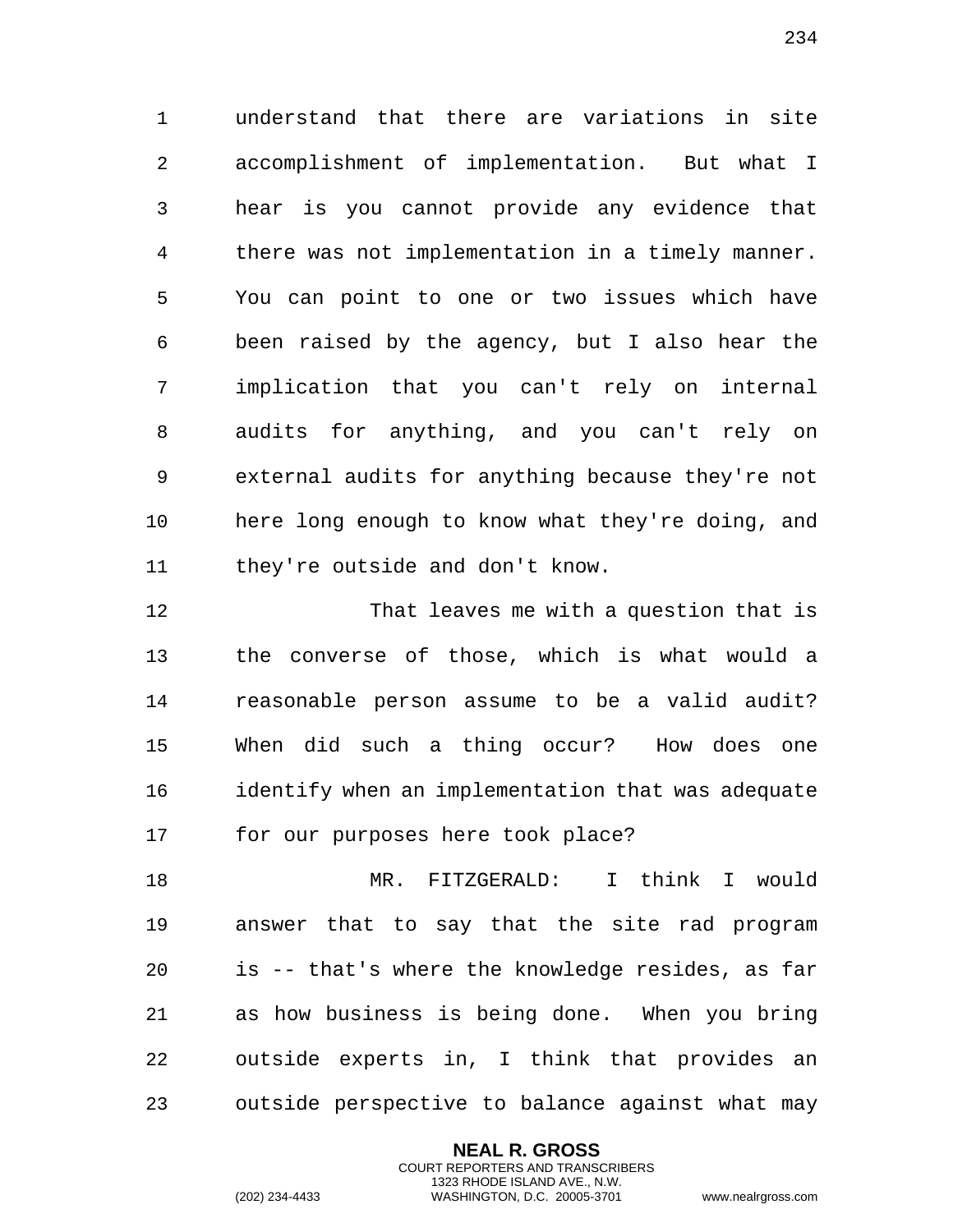understand that there are variations in site accomplishment of implementation. But what I hear is you cannot provide any evidence that there was not implementation in a timely manner. You can point to one or two issues which have been raised by the agency, but I also hear the implication that you can't rely on internal audits for anything, and you can't rely on external audits for anything because they're not here long enough to know what they're doing, and they're outside and don't know.

That leaves me with a question that is the converse of those, which is what would a reasonable person assume to be a valid audit? When did such a thing occur? How does one identify when an implementation that was adequate for our purposes here took place?

MR. FITZGERALD: I think I would answer that to say that the site rad program is -- that's where the knowledge resides, as far as how business is being done. When you bring outside experts in, I think that provides an outside perspective to balance against what may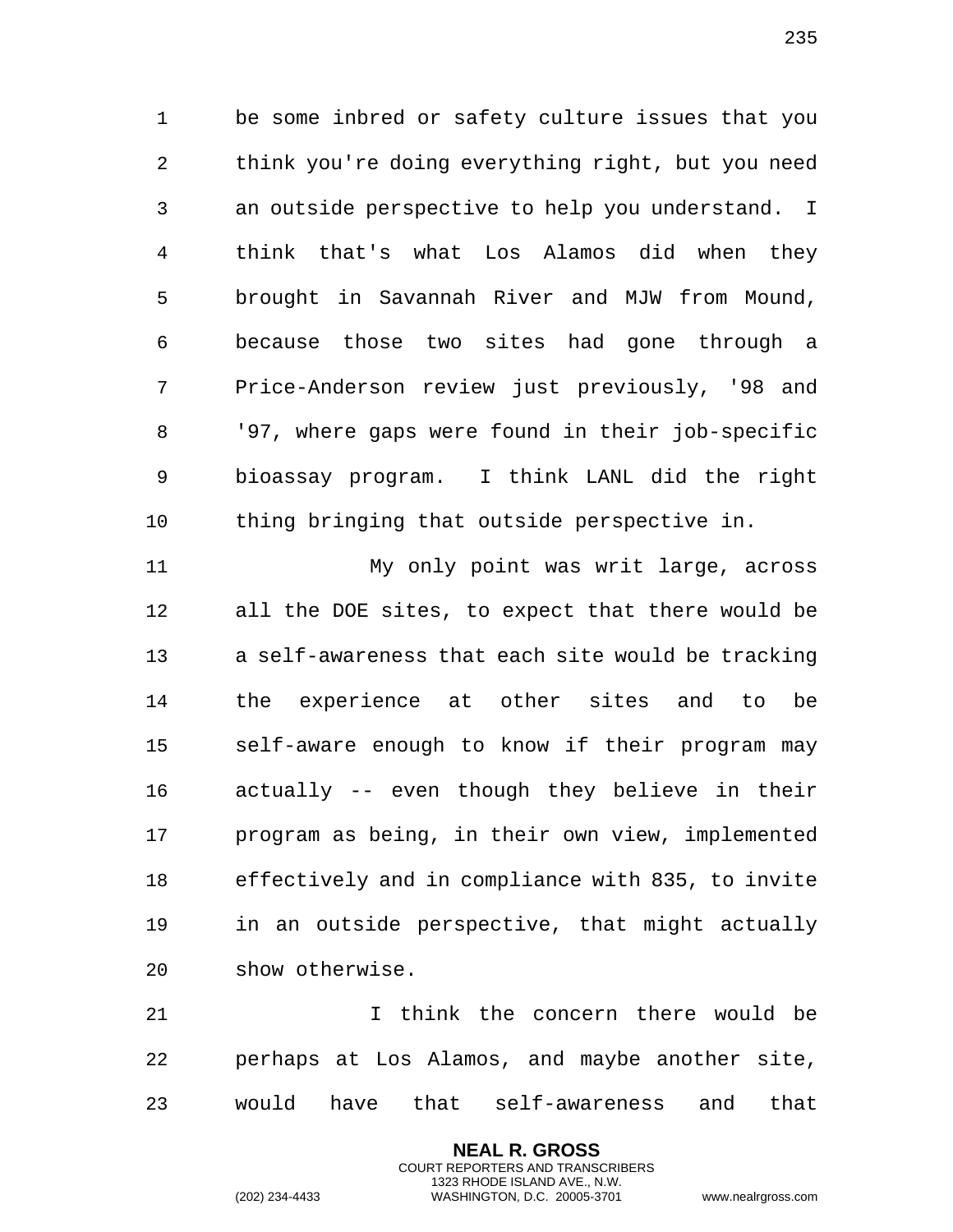be some inbred or safety culture issues that you think you're doing everything right, but you need an outside perspective to help you understand. I think that's what Los Alamos did when they brought in Savannah River and MJW from Mound, because those two sites had gone through a Price-Anderson review just previously, '98 and '97, where gaps were found in their job-specific bioassay program. I think LANL did the right thing bringing that outside perspective in.

My only point was writ large, across all the DOE sites, to expect that there would be a self-awareness that each site would be tracking the experience at other sites and to be self-aware enough to know if their program may actually -- even though they believe in their program as being, in their own view, implemented effectively and in compliance with 835, to invite in an outside perspective, that might actually show otherwise.

I think the concern there would be perhaps at Los Alamos, and maybe another site, would have that self-awareness and that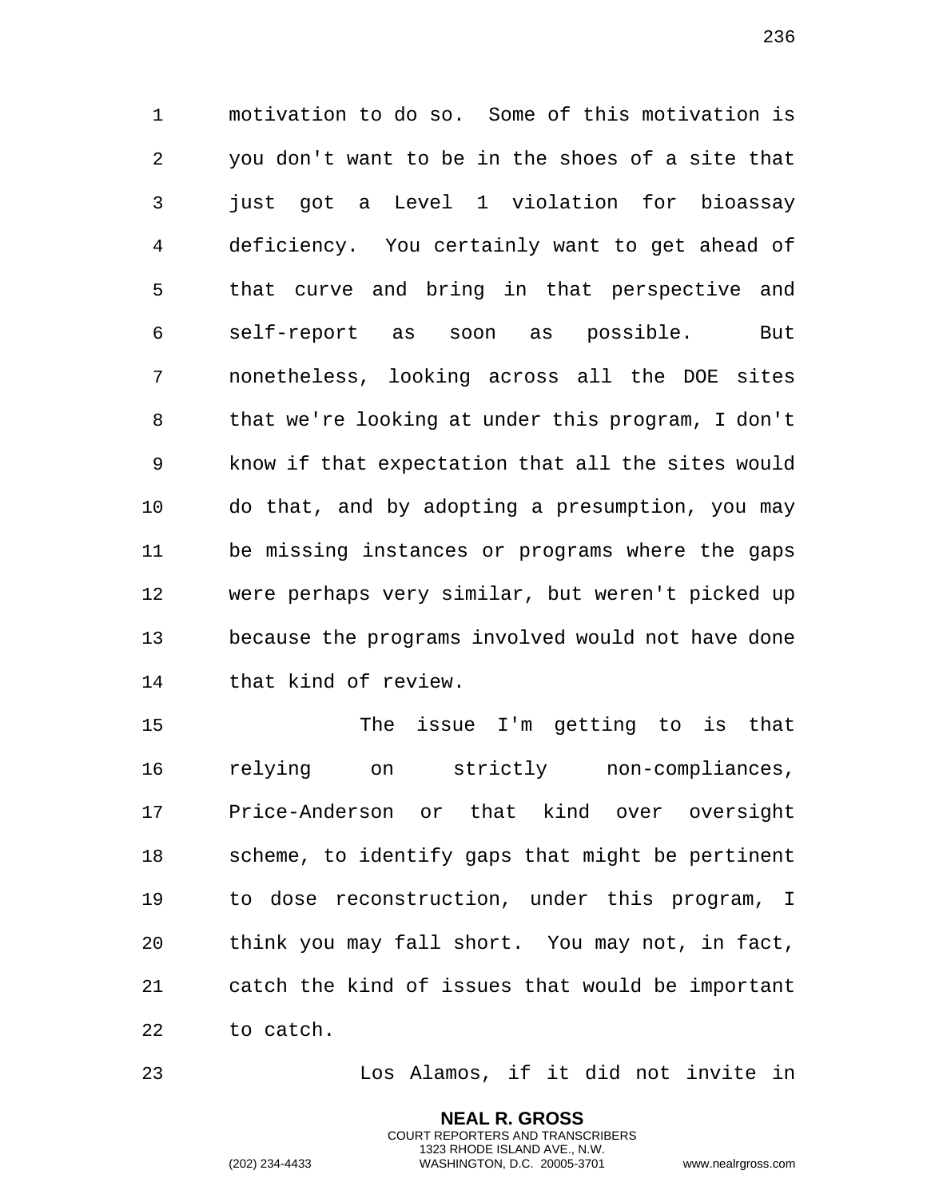motivation to do so. Some of this motivation is you don't want to be in the shoes of a site that just got a Level 1 violation for bioassay deficiency. You certainly want to get ahead of that curve and bring in that perspective and self-report as soon as possible. But nonetheless, looking across all the DOE sites that we're looking at under this program, I don't know if that expectation that all the sites would do that, and by adopting a presumption, you may be missing instances or programs where the gaps were perhaps very similar, but weren't picked up because the programs involved would not have done that kind of review.

The issue I'm getting to is that relying on strictly non-compliances, Price-Anderson or that kind over oversight scheme, to identify gaps that might be pertinent to dose reconstruction, under this program, I think you may fall short. You may not, in fact, catch the kind of issues that would be important to catch.

Los Alamos, if it did not invite in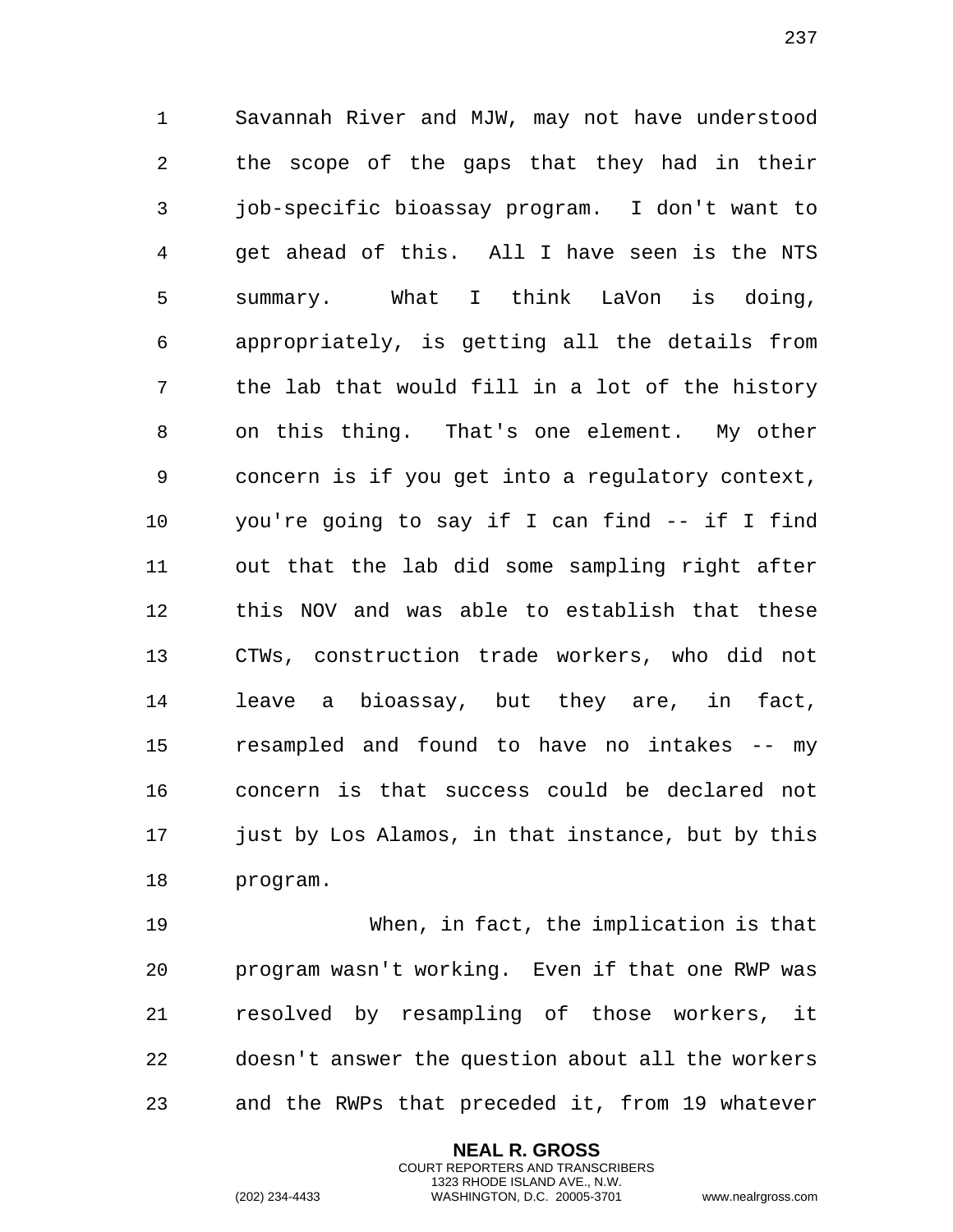Savannah River and MJW, may not have understood the scope of the gaps that they had in their job-specific bioassay program. I don't want to get ahead of this. All I have seen is the NTS summary. What I think LaVon is doing, appropriately, is getting all the details from the lab that would fill in a lot of the history on this thing. That's one element. My other concern is if you get into a regulatory context, you're going to say if I can find -- if I find out that the lab did some sampling right after this NOV and was able to establish that these CTWs, construction trade workers, who did not leave a bioassay, but they are, in fact, resampled and found to have no intakes -- my concern is that success could be declared not just by Los Alamos, in that instance, but by this program.

When, in fact, the implication is that program wasn't working. Even if that one RWP was resolved by resampling of those workers, it doesn't answer the question about all the workers and the RWPs that preceded it, from 19 whatever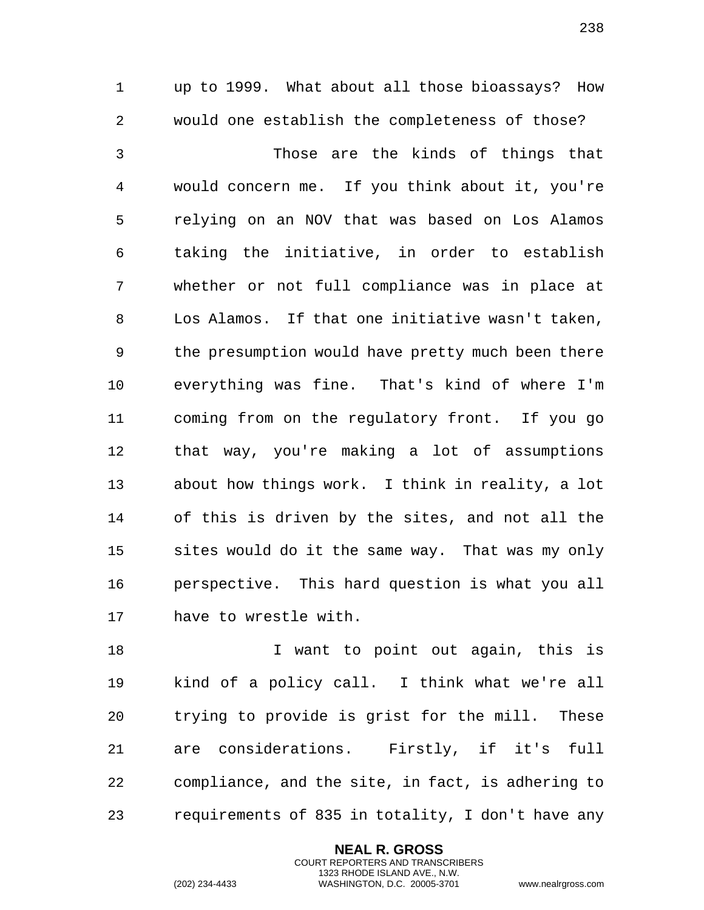up to 1999. What about all those bioassays? How would one establish the completeness of those?

Those are the kinds of things that would concern me. If you think about it, you're relying on an NOV that was based on Los Alamos taking the initiative, in order to establish whether or not full compliance was in place at Los Alamos. If that one initiative wasn't taken, the presumption would have pretty much been there everything was fine. That's kind of where I'm coming from on the regulatory front. If you go that way, you're making a lot of assumptions about how things work. I think in reality, a lot of this is driven by the sites, and not all the sites would do it the same way. That was my only perspective. This hard question is what you all have to wrestle with.

I want to point out again, this is kind of a policy call. I think what we're all trying to provide is grist for the mill. These are considerations. Firstly, if it's full compliance, and the site, in fact, is adhering to requirements of 835 in totality, I don't have any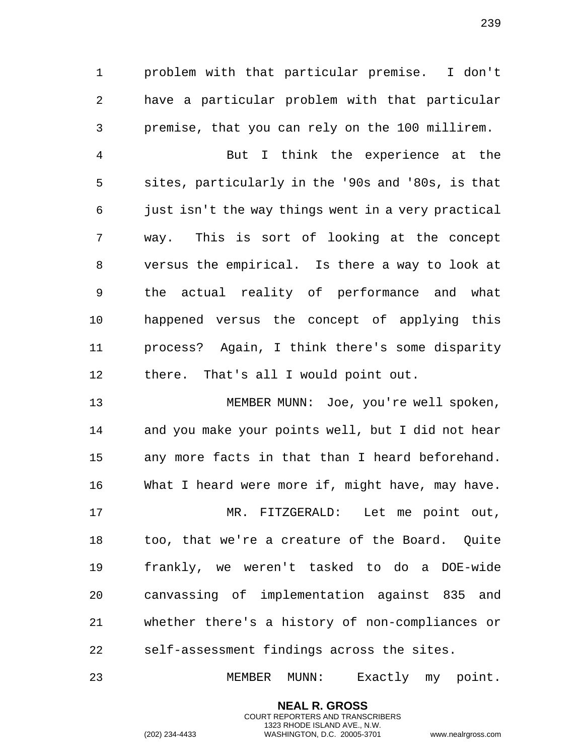problem with that particular premise. I don't have a particular problem with that particular premise, that you can rely on the 100 millirem.

But I think the experience at the sites, particularly in the '90s and '80s, is that just isn't the way things went in a very practical way. This is sort of looking at the concept versus the empirical. Is there a way to look at the actual reality of performance and what happened versus the concept of applying this process? Again, I think there's some disparity there. That's all I would point out.

MEMBER MUNN: Joe, you're well spoken, and you make your points well, but I did not hear any more facts in that than I heard beforehand. What I heard were more if, might have, may have.

MR. FITZGERALD: Let me point out, too, that we're a creature of the Board. Quite frankly, we weren't tasked to do a DOE-wide canvassing of implementation against 835 and whether there's a history of non-compliances or self-assessment findings across the sites.

MEMBER MUNN: Exactly my point.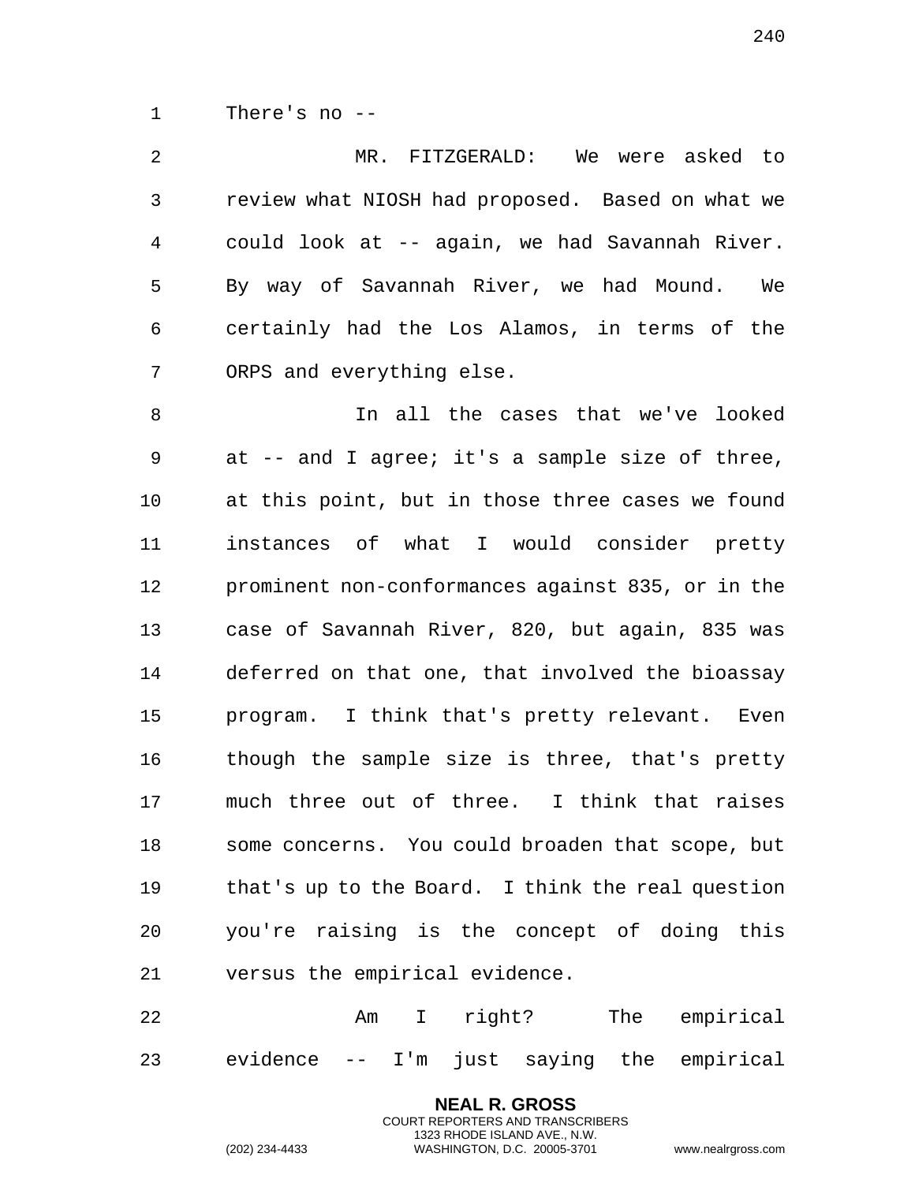There's no --

MR. FITZGERALD: We were asked to review what NIOSH had proposed. Based on what we could look at -- again, we had Savannah River. By way of Savannah River, we had Mound. We certainly had the Los Alamos, in terms of the ORPS and everything else.

In all the cases that we've looked at -- and I agree; it's a sample size of three, at this point, but in those three cases we found instances of what I would consider pretty prominent non-conformances against 835, or in the case of Savannah River, 820, but again, 835 was deferred on that one, that involved the bioassay program. I think that's pretty relevant. Even though the sample size is three, that's pretty much three out of three. I think that raises some concerns. You could broaden that scope, but that's up to the Board. I think the real question you're raising is the concept of doing this versus the empirical evidence.

Am I right? The empirical evidence -- I'm just saying the empirical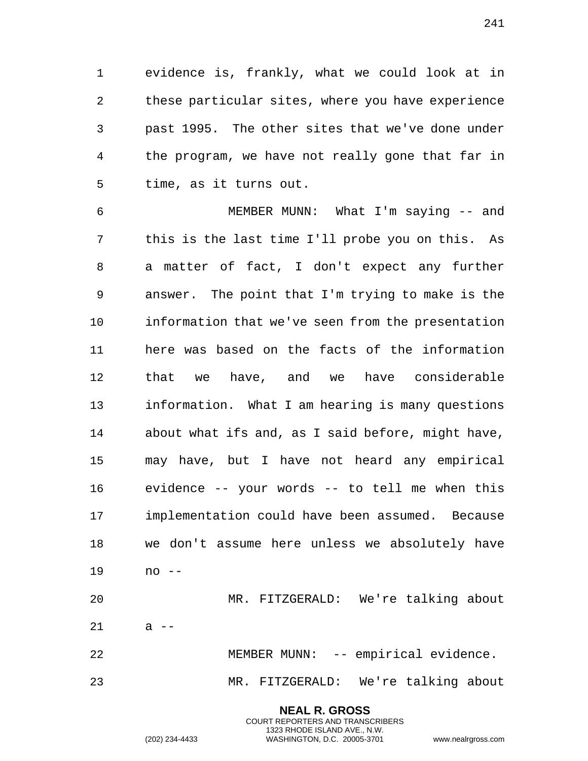evidence is, frankly, what we could look at in these particular sites, where you have experience past 1995. The other sites that we've done under the program, we have not really gone that far in time, as it turns out.

MEMBER MUNN: What I'm saying -- and this is the last time I'll probe you on this. As a matter of fact, I don't expect any further answer. The point that I'm trying to make is the information that we've seen from the presentation here was based on the facts of the information that we have, and we have considerable information. What I am hearing is many questions about what ifs and, as I said before, might have, may have, but I have not heard any empirical evidence -- your words -- to tell me when this implementation could have been assumed. Because we don't assume here unless we absolutely have no --

MR. FITZGERALD: We're talking about a --

MEMBER MUNN: -- empirical evidence.

MR. FITZGERALD: We're talking about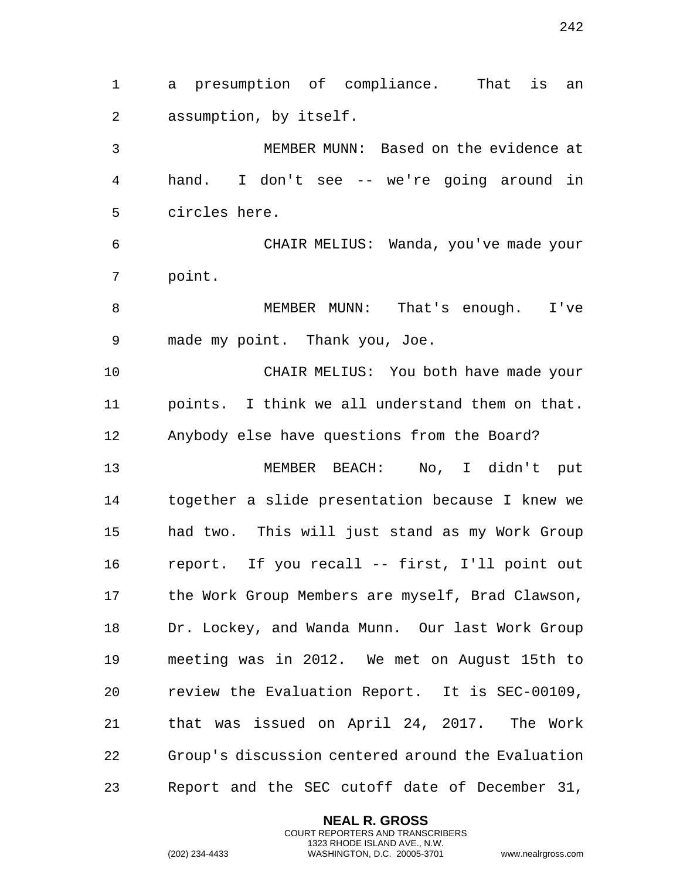a presumption of compliance. That is an assumption, by itself.

MEMBER MUNN: Based on the evidence at hand. I don't see -- we're going around in circles here.

CHAIR MELIUS: Wanda, you've made your point.

MEMBER MUNN: That's enough. I've made my point. Thank you, Joe.

CHAIR MELIUS: You both have made your points. I think we all understand them on that. Anybody else have questions from the Board?

MEMBER BEACH: No, I didn't put together a slide presentation because I knew we had two. This will just stand as my Work Group report. If you recall -- first, I'll point out the Work Group Members are myself, Brad Clawson, Dr. Lockey, and Wanda Munn. Our last Work Group meeting was in 2012. We met on August 15th to review the Evaluation Report. It is SEC-00109, that was issued on April 24, 2017. The Work Group's discussion centered around the Evaluation Report and the SEC cutoff date of December 31,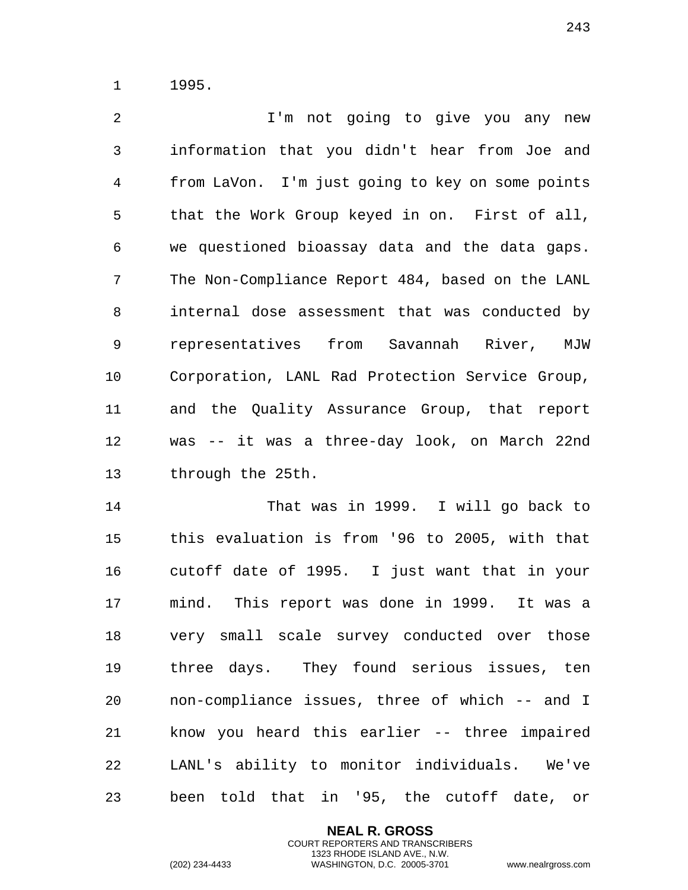1995.

I'm not going to give you any new information that you didn't hear from Joe and from LaVon. I'm just going to key on some points that the Work Group keyed in on. First of all, we questioned bioassay data and the data gaps. The Non-Compliance Report 484, based on the LANL internal dose assessment that was conducted by representatives from Savannah River, MJW Corporation, LANL Rad Protection Service Group, and the Quality Assurance Group, that report was -- it was a three-day look, on March 22nd through the 25th.

That was in 1999. I will go back to this evaluation is from '96 to 2005, with that cutoff date of 1995. I just want that in your mind. This report was done in 1999. It was a very small scale survey conducted over those three days. They found serious issues, ten non-compliance issues, three of which -- and I know you heard this earlier -- three impaired LANL's ability to monitor individuals. We've been told that in '95, the cutoff date, or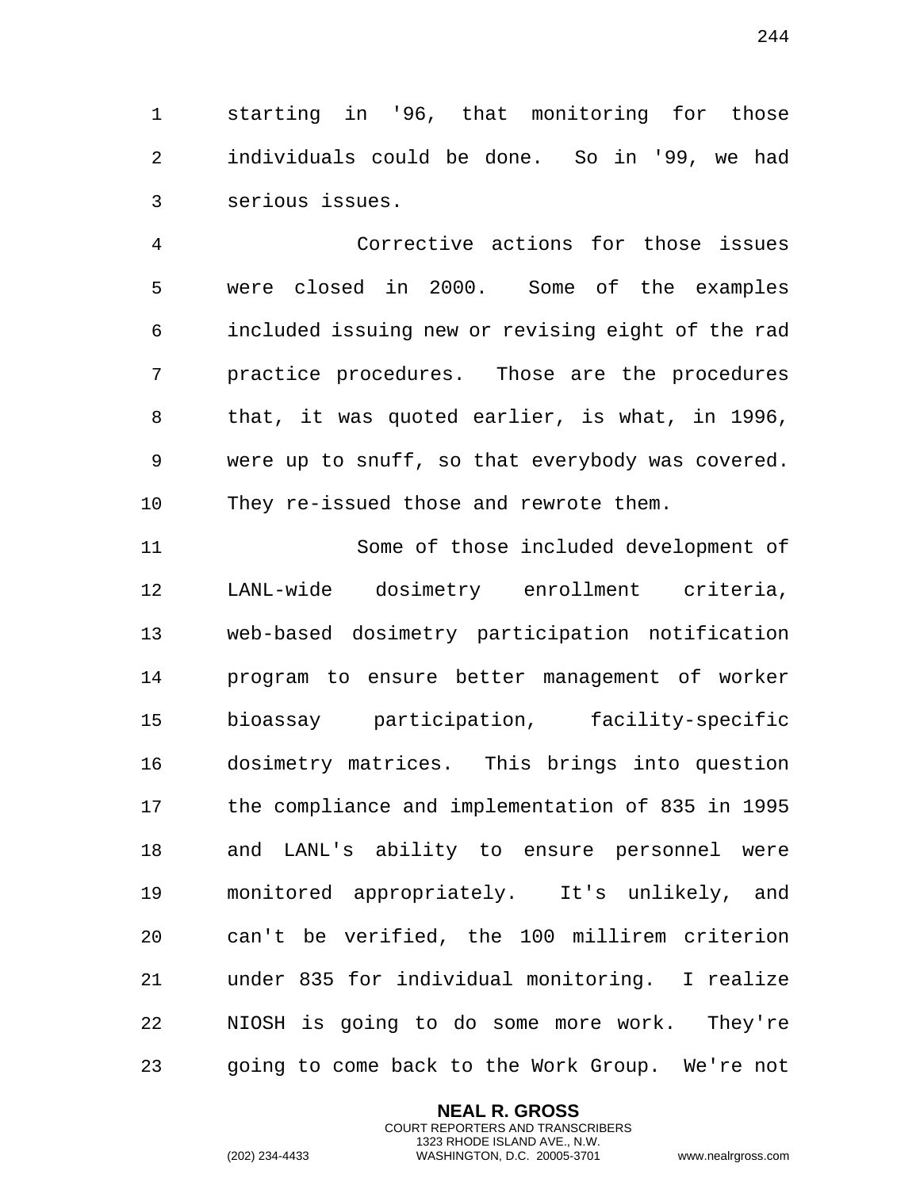starting in '96, that monitoring for those individuals could be done. So in '99, we had serious issues.

Corrective actions for those issues were closed in 2000. Some of the examples included issuing new or revising eight of the rad practice procedures. Those are the procedures that, it was quoted earlier, is what, in 1996, were up to snuff, so that everybody was covered. They re-issued those and rewrote them.

Some of those included development of LANL-wide dosimetry enrollment criteria, web-based dosimetry participation notification program to ensure better management of worker bioassay participation, facility-specific dosimetry matrices. This brings into question the compliance and implementation of 835 in 1995 and LANL's ability to ensure personnel were monitored appropriately. It's unlikely, and can't be verified, the 100 millirem criterion under 835 for individual monitoring. I realize NIOSH is going to do some more work. They're going to come back to the Work Group. We're not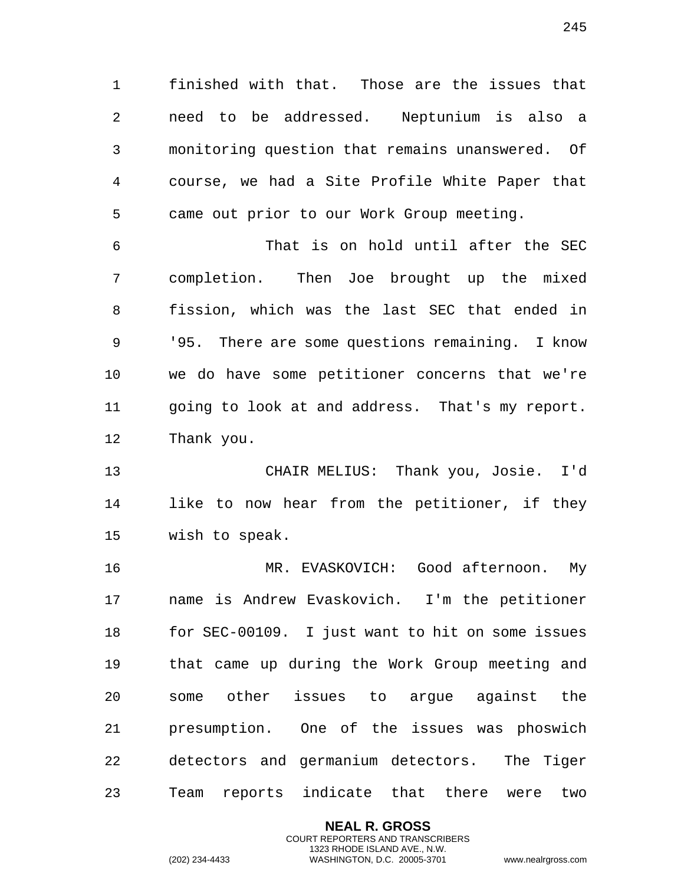finished with that. Those are the issues that need to be addressed. Neptunium is also a monitoring question that remains unanswered. Of course, we had a Site Profile White Paper that came out prior to our Work Group meeting.

That is on hold until after the SEC completion. Then Joe brought up the mixed fission, which was the last SEC that ended in '95. There are some questions remaining. I know we do have some petitioner concerns that we're going to look at and address. That's my report. Thank you.

CHAIR MELIUS: Thank you, Josie. I'd like to now hear from the petitioner, if they wish to speak.

MR. EVASKOVICH: Good afternoon. My name is Andrew Evaskovich. I'm the petitioner for SEC-00109. I just want to hit on some issues that came up during the Work Group meeting and some other issues to argue against the presumption. One of the issues was phoswich detectors and germanium detectors. The Tiger Team reports indicate that there were two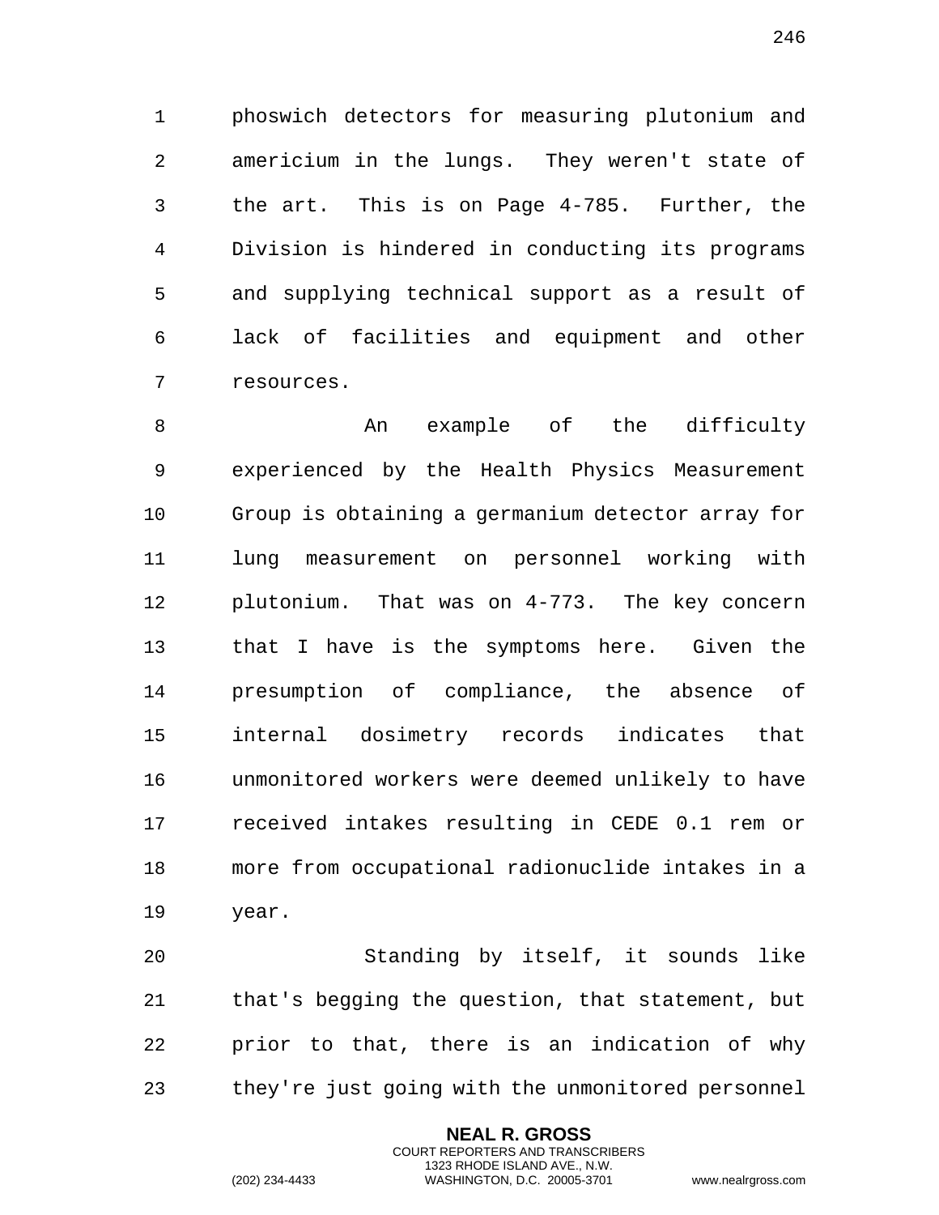phoswich detectors for measuring plutonium and americium in the lungs. They weren't state of the art. This is on Page 4-785. Further, the Division is hindered in conducting its programs and supplying technical support as a result of lack of facilities and equipment and other resources.

An example of the difficulty experienced by the Health Physics Measurement Group is obtaining a germanium detector array for lung measurement on personnel working with plutonium. That was on 4-773. The key concern that I have is the symptoms here. Given the presumption of compliance, the absence of internal dosimetry records indicates that unmonitored workers were deemed unlikely to have received intakes resulting in CEDE 0.1 rem or more from occupational radionuclide intakes in a year.

Standing by itself, it sounds like that's begging the question, that statement, but prior to that, there is an indication of why they're just going with the unmonitored personnel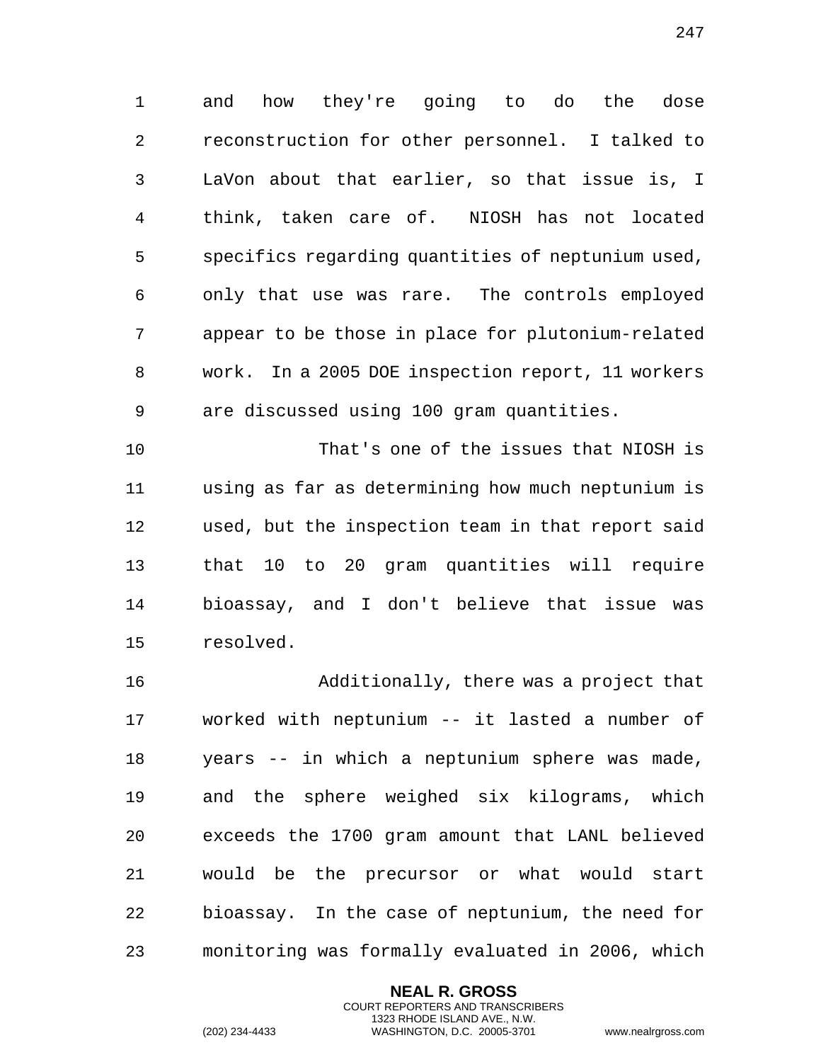and how they're going to do the dose reconstruction for other personnel. I talked to LaVon about that earlier, so that issue is, I think, taken care of. NIOSH has not located specifics regarding quantities of neptunium used, only that use was rare. The controls employed appear to be those in place for plutonium-related work. In a 2005 DOE inspection report, 11 workers are discussed using 100 gram quantities.

That's one of the issues that NIOSH is using as far as determining how much neptunium is used, but the inspection team in that report said that 10 to 20 gram quantities will require bioassay, and I don't believe that issue was resolved.

Additionally, there was a project that worked with neptunium -- it lasted a number of years -- in which a neptunium sphere was made, and the sphere weighed six kilograms, which exceeds the 1700 gram amount that LANL believed would be the precursor or what would start bioassay. In the case of neptunium, the need for monitoring was formally evaluated in 2006, which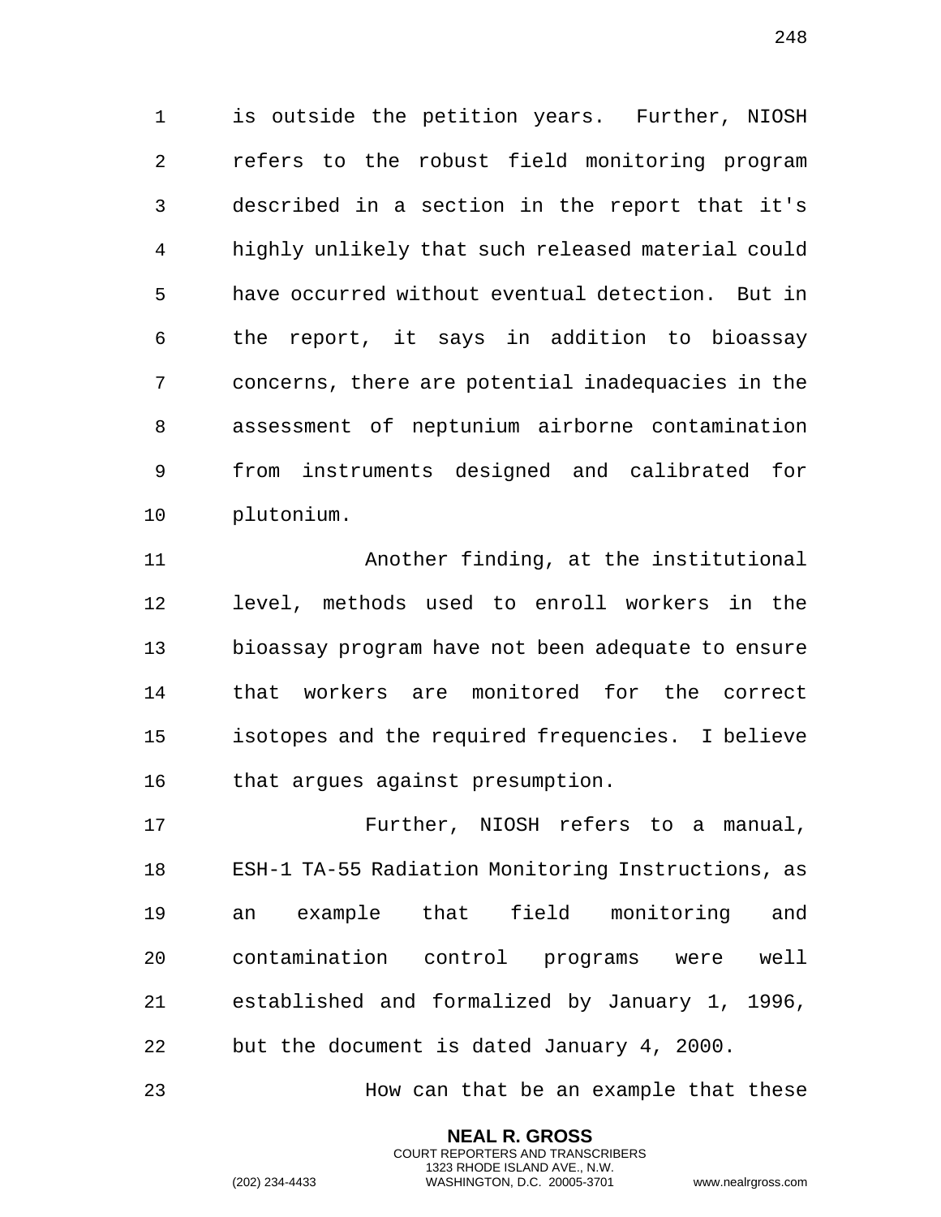is outside the petition years. Further, NIOSH refers to the robust field monitoring program described in a section in the report that it's highly unlikely that such released material could have occurred without eventual detection. But in the report, it says in addition to bioassay concerns, there are potential inadequacies in the assessment of neptunium airborne contamination from instruments designed and calibrated for plutonium.

Another finding, at the institutional level, methods used to enroll workers in the bioassay program have not been adequate to ensure that workers are monitored for the correct isotopes and the required frequencies. I believe that argues against presumption.

Further, NIOSH refers to a manual, ESH-1 TA-55 Radiation Monitoring Instructions, as an example that field monitoring and contamination control programs were well established and formalized by January 1, 1996, but the document is dated January 4, 2000.

How can that be an example that these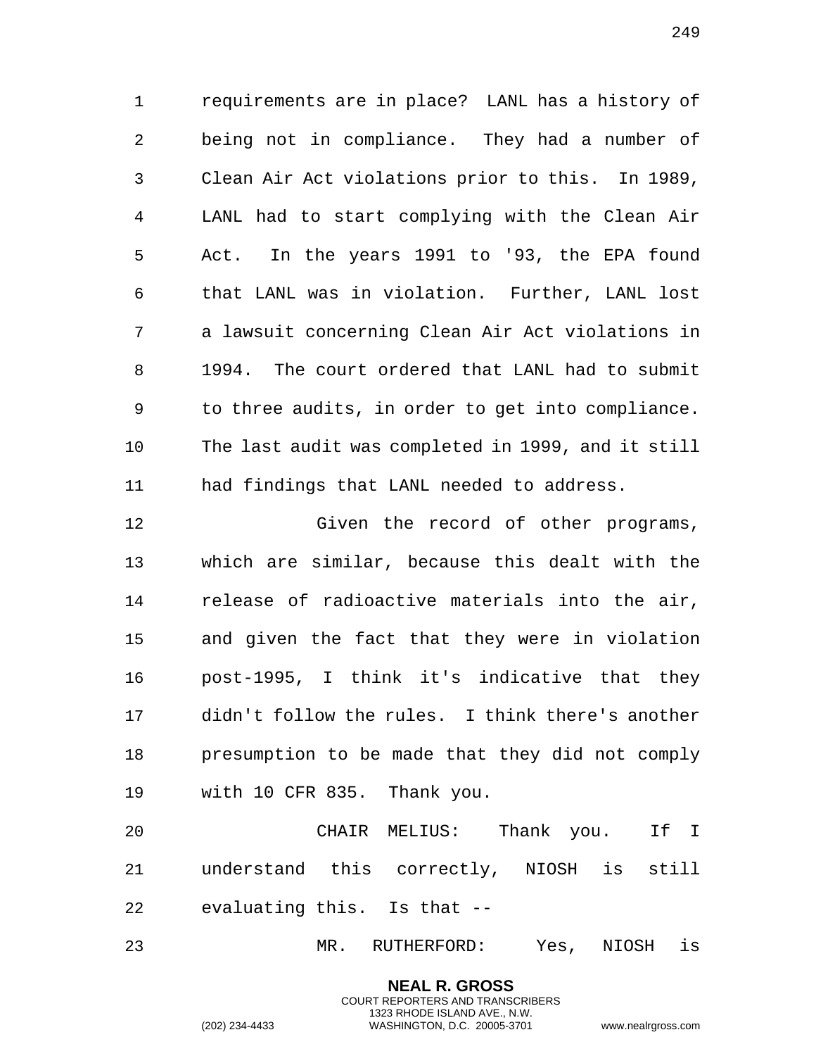requirements are in place? LANL has a history of being not in compliance. They had a number of Clean Air Act violations prior to this. In 1989, LANL had to start complying with the Clean Air Act. In the years 1991 to '93, the EPA found that LANL was in violation. Further, LANL lost a lawsuit concerning Clean Air Act violations in 1994. The court ordered that LANL had to submit to three audits, in order to get into compliance. The last audit was completed in 1999, and it still had findings that LANL needed to address.

Given the record of other programs, which are similar, because this dealt with the release of radioactive materials into the air, and given the fact that they were in violation post-1995, I think it's indicative that they didn't follow the rules. I think there's another presumption to be made that they did not comply with 10 CFR 835. Thank you.

CHAIR MELIUS: Thank you. If I understand this correctly, NIOSH is still evaluating this. Is that --

MR. RUTHERFORD: Yes, NIOSH is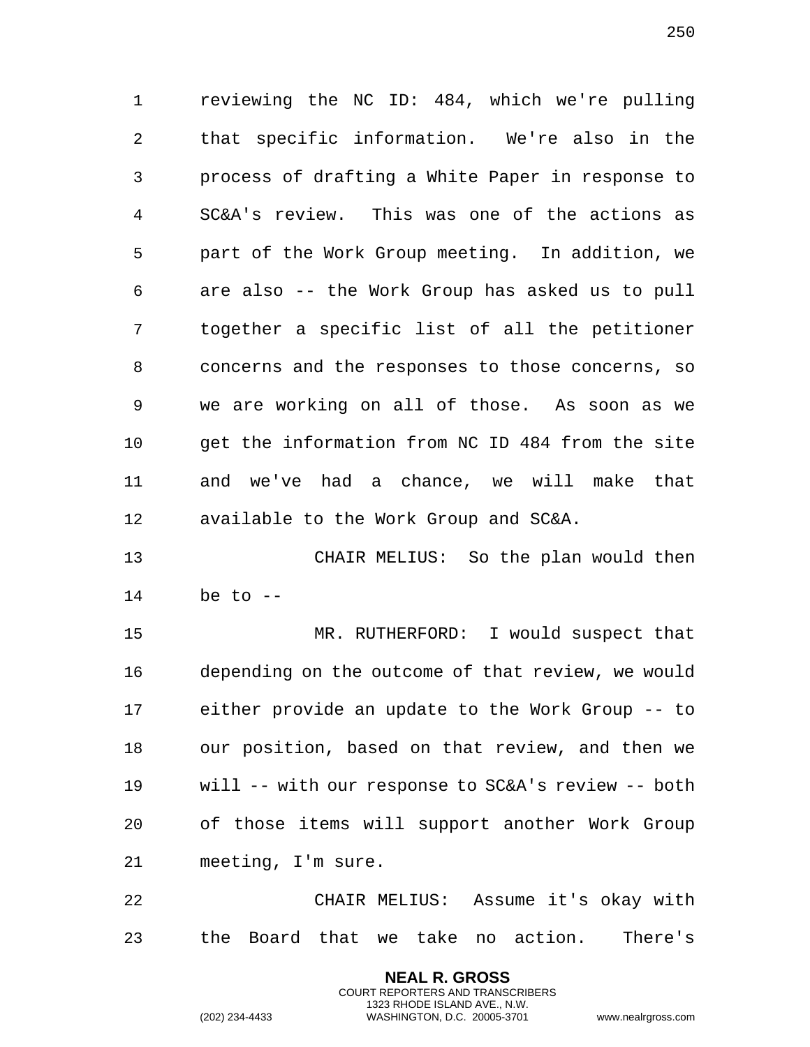reviewing the NC ID: 484, which we're pulling that specific information. We're also in the process of drafting a White Paper in response to SC&A's review. This was one of the actions as part of the Work Group meeting. In addition, we are also -- the Work Group has asked us to pull together a specific list of all the petitioner concerns and the responses to those concerns, so we are working on all of those. As soon as we get the information from NC ID 484 from the site and we've had a chance, we will make that available to the Work Group and SC&A.

CHAIR MELIUS: So the plan would then be to --

MR. RUTHERFORD: I would suspect that depending on the outcome of that review, we would either provide an update to the Work Group -- to our position, based on that review, and then we will -- with our response to SC&A's review -- both of those items will support another Work Group meeting, I'm sure.

CHAIR MELIUS: Assume it's okay with the Board that we take no action. There's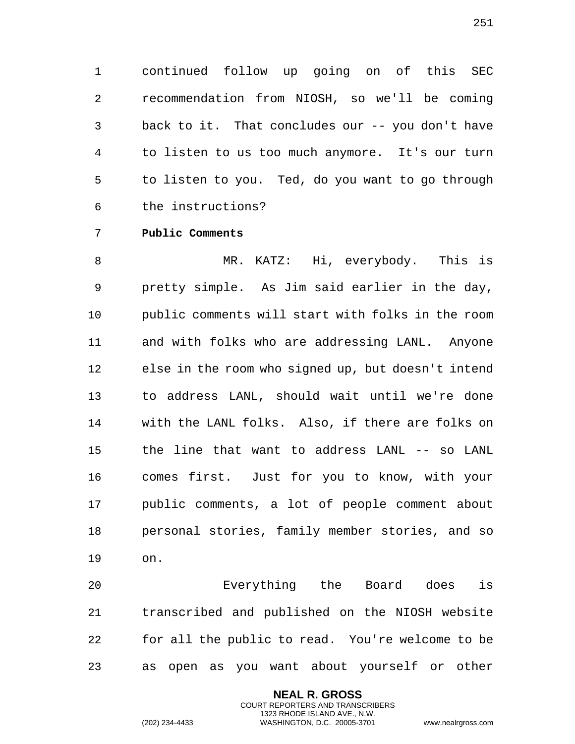continued follow up going on of this SEC recommendation from NIOSH, so we'll be coming back to it. That concludes our -- you don't have to listen to us too much anymore. It's our turn to listen to you. Ted, do you want to go through the instructions?

**Public Comments**

MR. KATZ: Hi, everybody. This is pretty simple. As Jim said earlier in the day, public comments will start with folks in the room and with folks who are addressing LANL. Anyone else in the room who signed up, but doesn't intend to address LANL, should wait until we're done with the LANL folks. Also, if there are folks on the line that want to address LANL -- so LANL comes first. Just for you to know, with your public comments, a lot of people comment about personal stories, family member stories, and so on.

Everything the Board does is transcribed and published on the NIOSH website for all the public to read. You're welcome to be as open as you want about yourself or other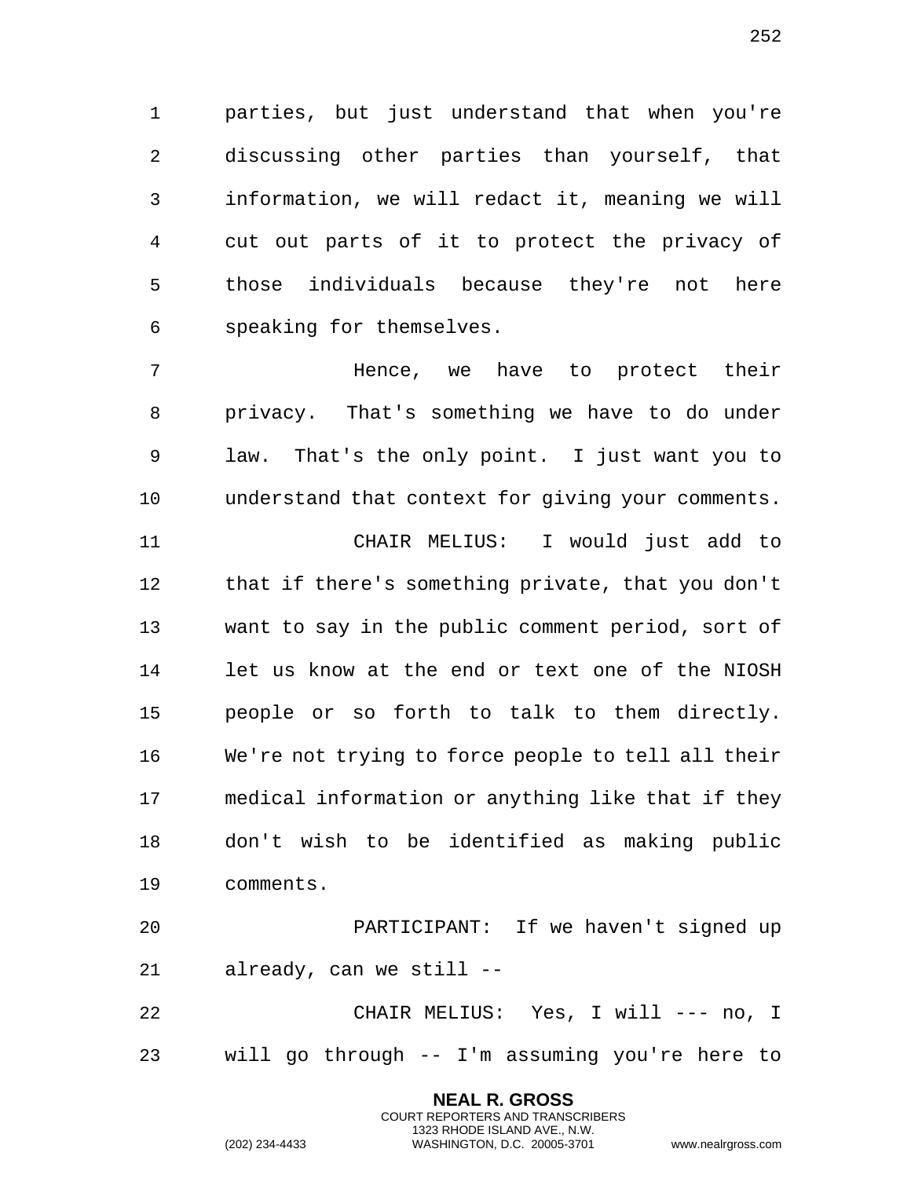parties, but just understand that when you're discussing other parties than yourself, that information, we will redact it, meaning we will cut out parts of it to protect the privacy of those individuals because they're not here speaking for themselves.

Hence, we have to protect their privacy. That's something we have to do under law. That's the only point. I just want you to understand that context for giving your comments.

CHAIR MELIUS: I would just add to that if there's something private, that you don't want to say in the public comment period, sort of let us know at the end or text one of the NIOSH people or so forth to talk to them directly. We're not trying to force people to tell all their medical information or anything like that if they don't wish to be identified as making public comments.

PARTICIPANT: If we haven't signed up already, can we still --

CHAIR MELIUS: Yes, I will --- no, I will go through -- I'm assuming you're here to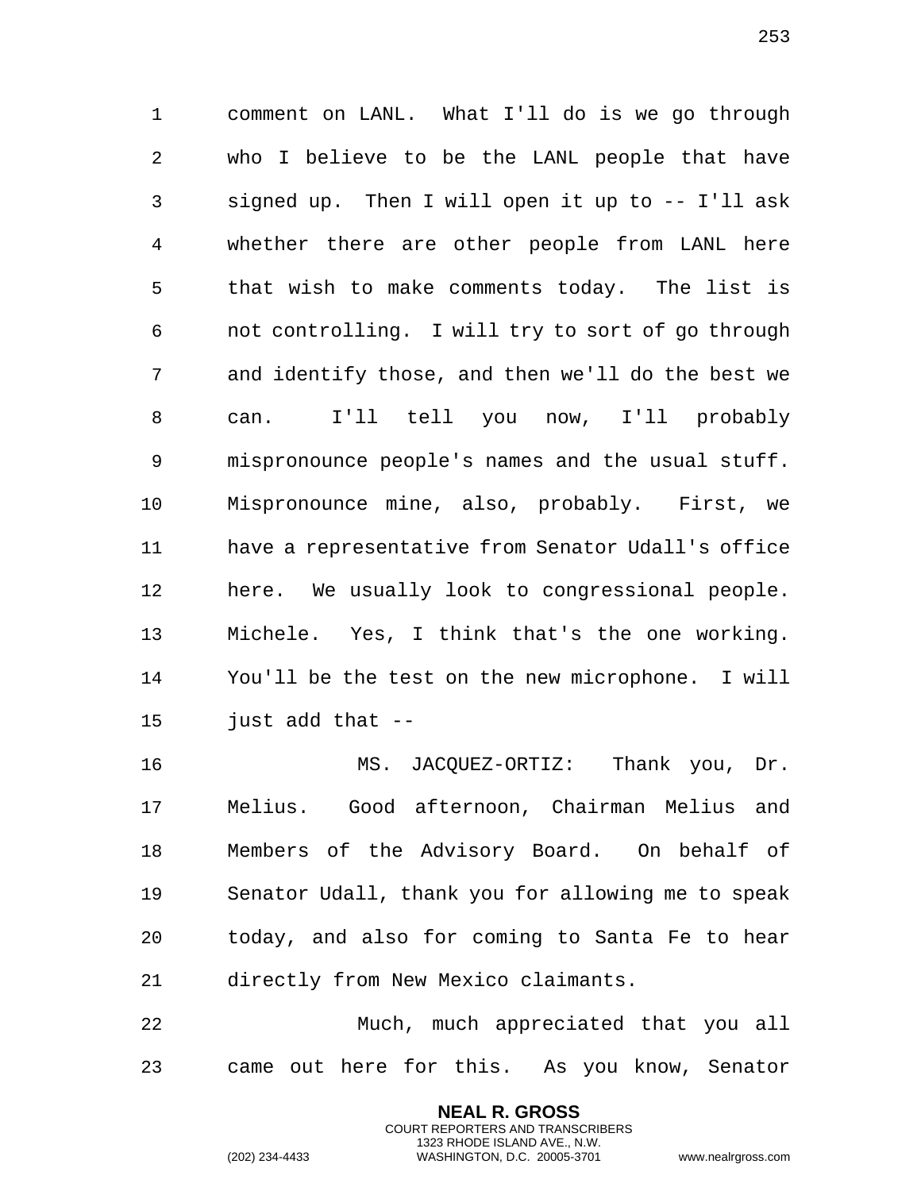comment on LANL. What I'll do is we go through who I believe to be the LANL people that have signed up. Then I will open it up to -- I'll ask whether there are other people from LANL here that wish to make comments today. The list is not controlling. I will try to sort of go through and identify those, and then we'll do the best we can. I'll tell you now, I'll probably mispronounce people's names and the usual stuff. Mispronounce mine, also, probably. First, we have a representative from Senator Udall's office here. We usually look to congressional people. Michele. Yes, I think that's the one working. You'll be the test on the new microphone. I will just add that --

MS. JACQUEZ-ORTIZ: Thank you, Dr. Melius. Good afternoon, Chairman Melius and Members of the Advisory Board. On behalf of Senator Udall, thank you for allowing me to speak today, and also for coming to Santa Fe to hear directly from New Mexico claimants.

Much, much appreciated that you all came out here for this. As you know, Senator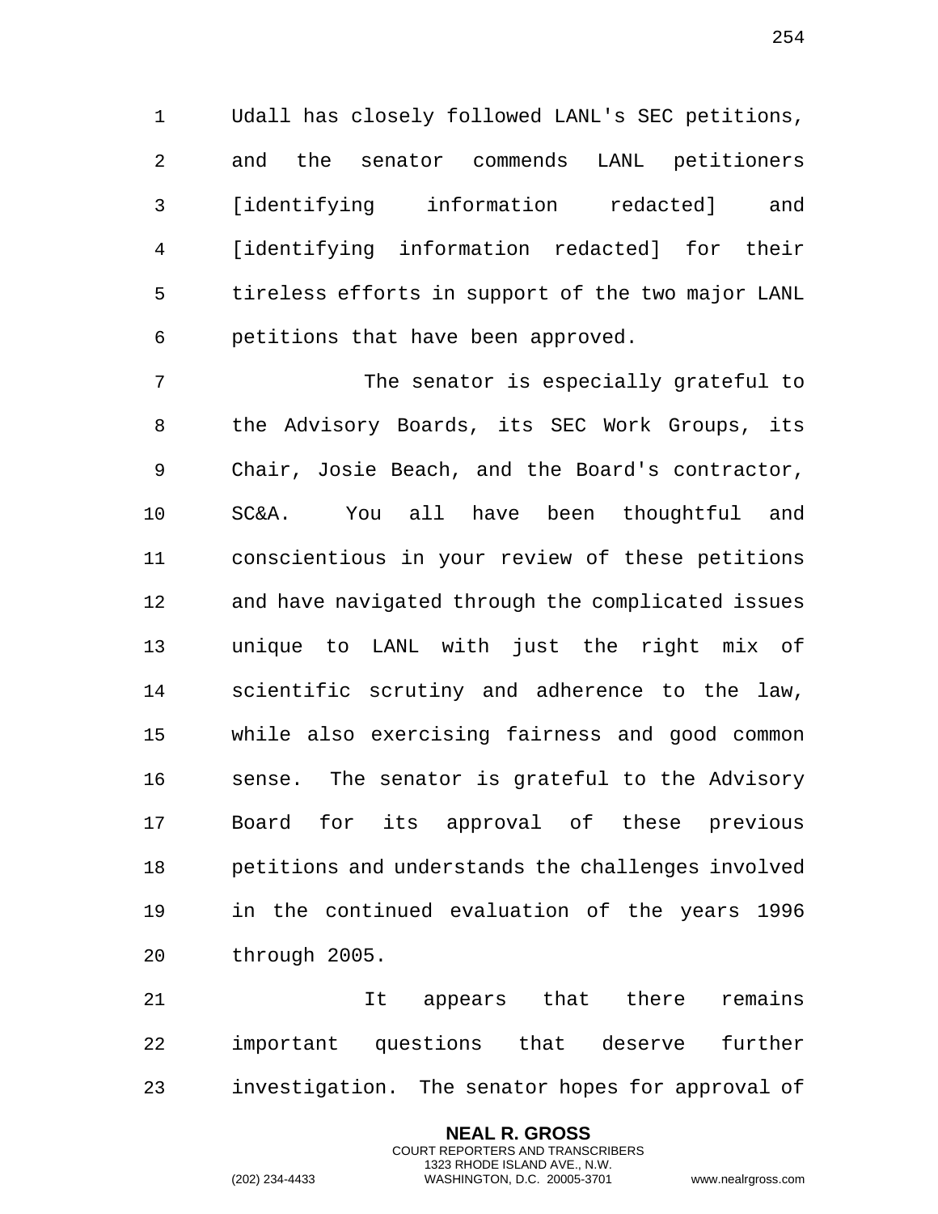Udall has closely followed LANL's SEC petitions, and the senator commends LANL petitioners [identifying information redacted] and [identifying information redacted] for their tireless efforts in support of the two major LANL petitions that have been approved.

The senator is especially grateful to the Advisory Boards, its SEC Work Groups, its Chair, Josie Beach, and the Board's contractor, SC&A. You all have been thoughtful and conscientious in your review of these petitions and have navigated through the complicated issues unique to LANL with just the right mix of scientific scrutiny and adherence to the law, while also exercising fairness and good common sense. The senator is grateful to the Advisory Board for its approval of these previous petitions and understands the challenges involved in the continued evaluation of the years 1996 through 2005.

It appears that there remains important questions that deserve further investigation. The senator hopes for approval of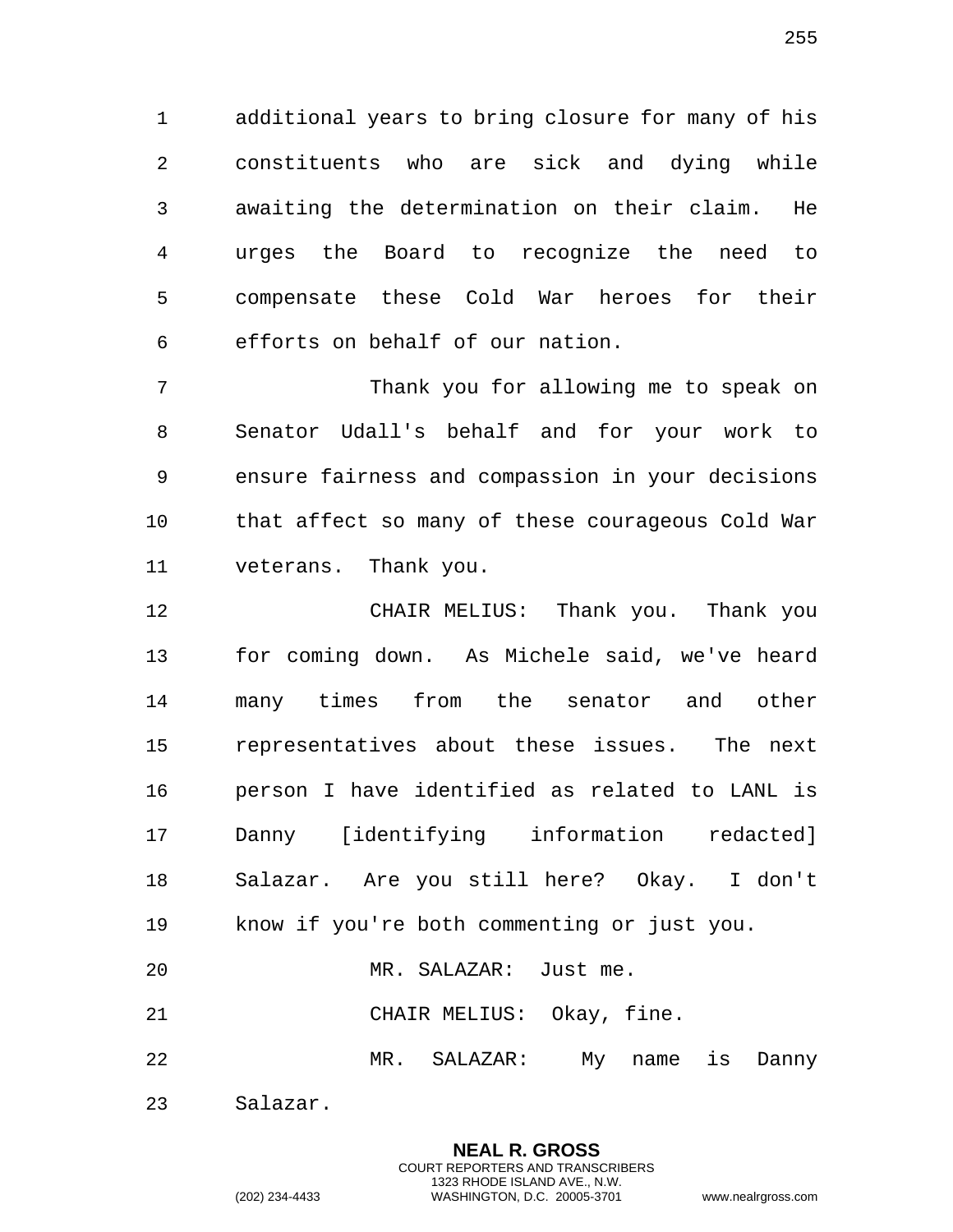additional years to bring closure for many of his constituents who are sick and dying while awaiting the determination on their claim. He urges the Board to recognize the need to compensate these Cold War heroes for their efforts on behalf of our nation.

Thank you for allowing me to speak on Senator Udall's behalf and for your work to ensure fairness and compassion in your decisions that affect so many of these courageous Cold War veterans. Thank you.

CHAIR MELIUS: Thank you. Thank you for coming down. As Michele said, we've heard many times from the senator and other representatives about these issues. The next person I have identified as related to LANL is Danny [identifying information redacted] Salazar. Are you still here? Okay. I don't know if you're both commenting or just you.

MR. SALAZAR: Just me.

CHAIR MELIUS: Okay, fine.

MR. SALAZAR: My name is Danny Salazar.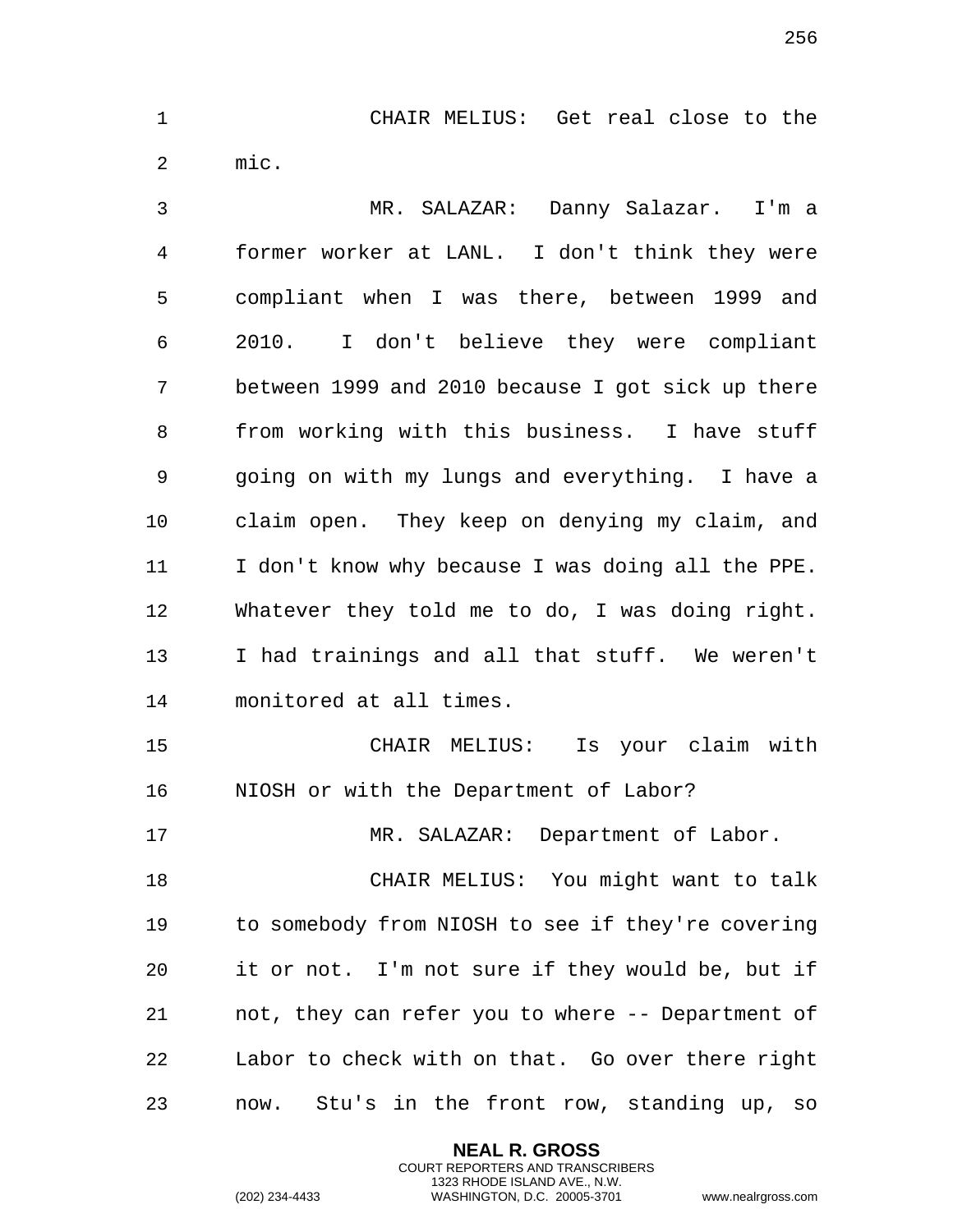CHAIR MELIUS: Get real close to the mic.

MR. SALAZAR: Danny Salazar. I'm a former worker at LANL. I don't think they were compliant when I was there, between 1999 and 2010. I don't believe they were compliant between 1999 and 2010 because I got sick up there from working with this business. I have stuff going on with my lungs and everything. I have a claim open. They keep on denying my claim, and I don't know why because I was doing all the PPE. Whatever they told me to do, I was doing right. I had trainings and all that stuff. We weren't monitored at all times.

CHAIR MELIUS: Is your claim with NIOSH or with the Department of Labor?

MR. SALAZAR: Department of Labor.

CHAIR MELIUS: You might want to talk to somebody from NIOSH to see if they're covering it or not. I'm not sure if they would be, but if not, they can refer you to where -- Department of Labor to check with on that. Go over there right now. Stu's in the front row, standing up, so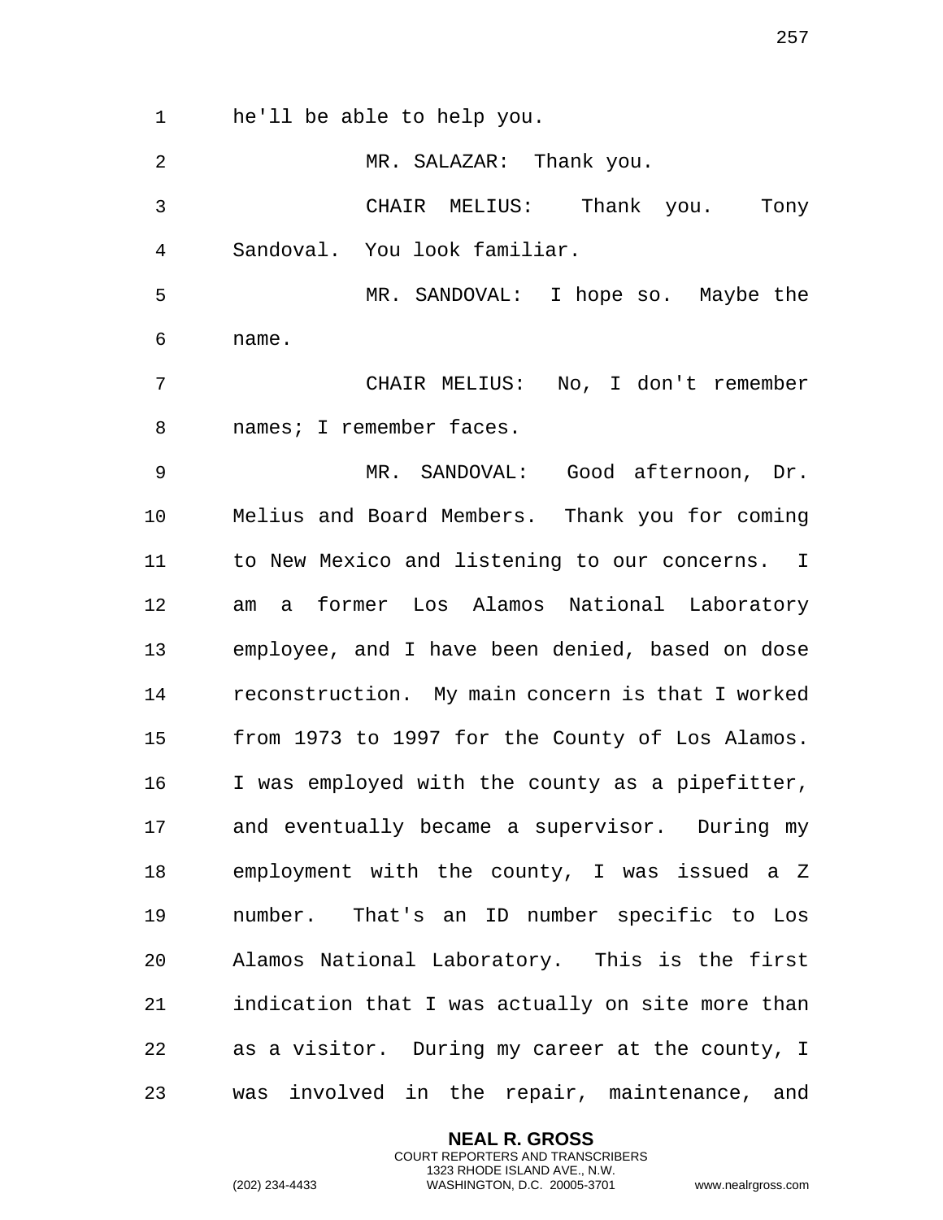he'll be able to help you.

MR. SALAZAR: Thank you.

CHAIR MELIUS: Thank you. Tony Sandoval. You look familiar.

MR. SANDOVAL: I hope so. Maybe the name.

CHAIR MELIUS: No, I don't remember names; I remember faces.

MR. SANDOVAL: Good afternoon, Dr. Melius and Board Members. Thank you for coming to New Mexico and listening to our concerns. I am a former Los Alamos National Laboratory employee, and I have been denied, based on dose reconstruction. My main concern is that I worked from 1973 to 1997 for the County of Los Alamos. I was employed with the county as a pipefitter, and eventually became a supervisor. During my employment with the county, I was issued a Z number. That's an ID number specific to Los Alamos National Laboratory. This is the first indication that I was actually on site more than as a visitor. During my career at the county, I was involved in the repair, maintenance, and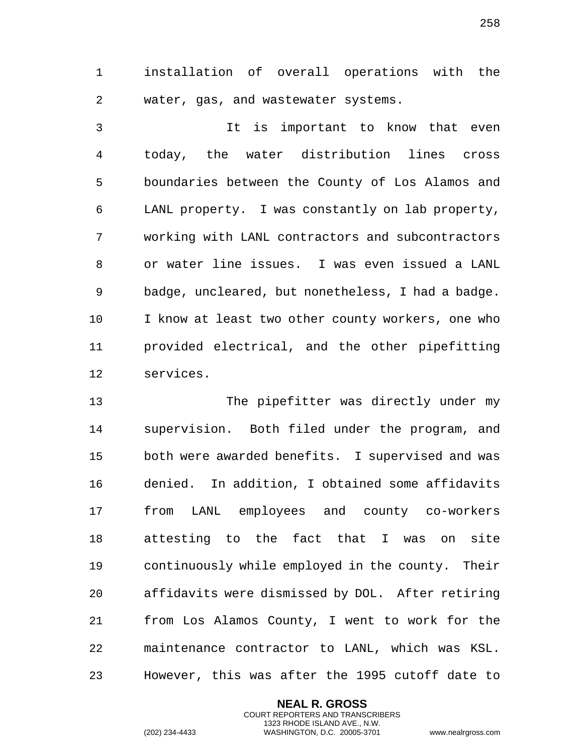installation of overall operations with the water, gas, and wastewater systems.

It is important to know that even today, the water distribution lines cross boundaries between the County of Los Alamos and LANL property. I was constantly on lab property, working with LANL contractors and subcontractors or water line issues. I was even issued a LANL badge, uncleared, but nonetheless, I had a badge. I know at least two other county workers, one who provided electrical, and the other pipefitting services.

The pipefitter was directly under my supervision. Both filed under the program, and both were awarded benefits. I supervised and was denied. In addition, I obtained some affidavits from LANL employees and county co-workers attesting to the fact that I was on site continuously while employed in the county. Their affidavits were dismissed by DOL. After retiring from Los Alamos County, I went to work for the maintenance contractor to LANL, which was KSL. However, this was after the 1995 cutoff date to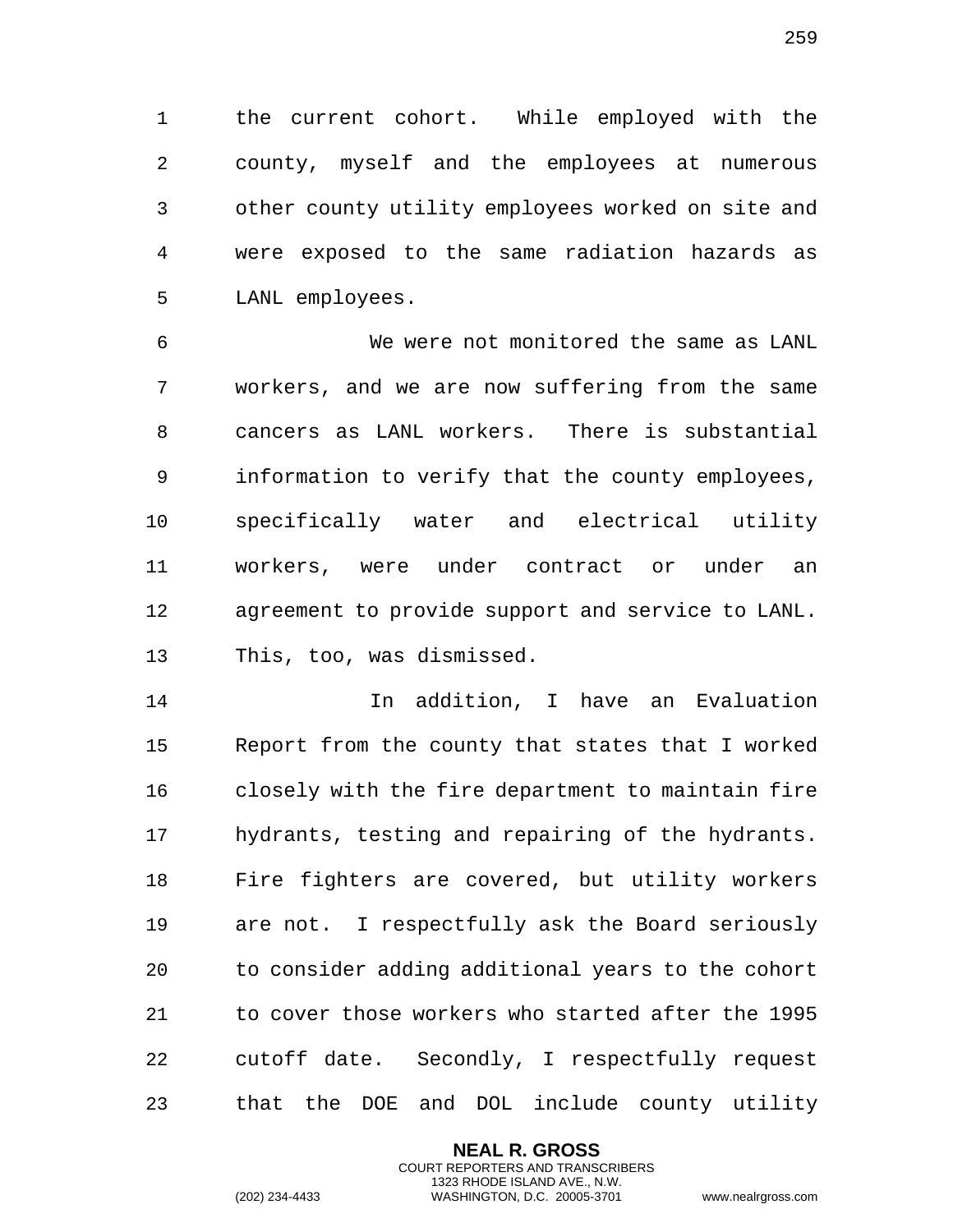the current cohort. While employed with the county, myself and the employees at numerous other county utility employees worked on site and were exposed to the same radiation hazards as LANL employees.

We were not monitored the same as LANL workers, and we are now suffering from the same cancers as LANL workers. There is substantial information to verify that the county employees, specifically water and electrical utility workers, were under contract or under an agreement to provide support and service to LANL. This, too, was dismissed.

In addition, I have an Evaluation Report from the county that states that I worked closely with the fire department to maintain fire hydrants, testing and repairing of the hydrants. Fire fighters are covered, but utility workers are not. I respectfully ask the Board seriously to consider adding additional years to the cohort to cover those workers who started after the 1995 cutoff date. Secondly, I respectfully request that the DOE and DOL include county utility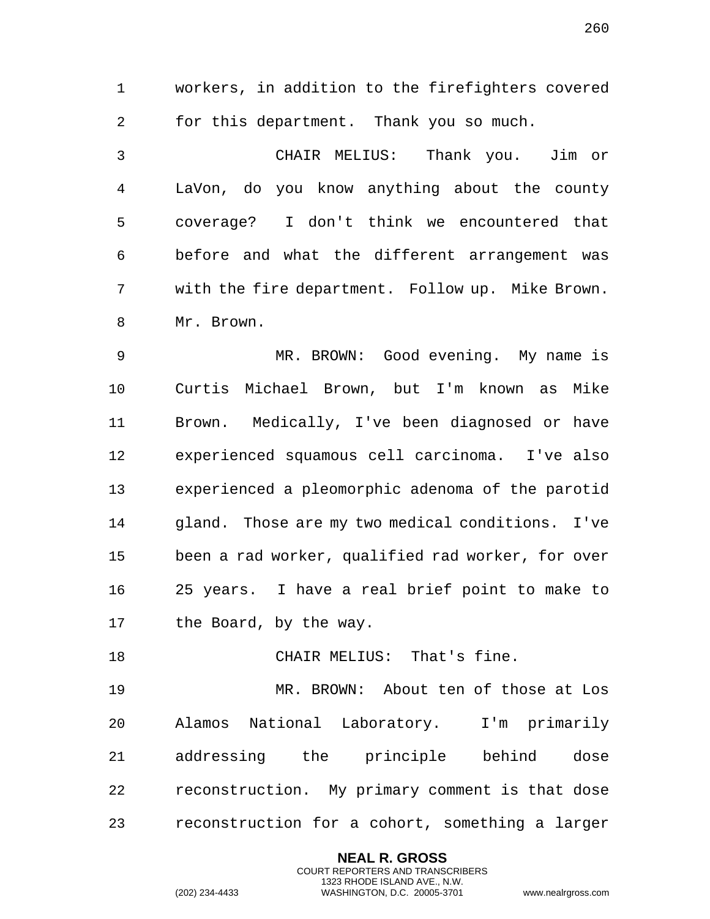workers, in addition to the firefighters covered for this department. Thank you so much.

CHAIR MELIUS: Thank you. Jim or LaVon, do you know anything about the county coverage? I don't think we encountered that before and what the different arrangement was with the fire department. Follow up. Mike Brown. Mr. Brown.

MR. BROWN: Good evening. My name is Curtis Michael Brown, but I'm known as Mike Brown. Medically, I've been diagnosed or have experienced squamous cell carcinoma. I've also experienced a pleomorphic adenoma of the parotid gland. Those are my two medical conditions. I've been a rad worker, qualified rad worker, for over 25 years. I have a real brief point to make to the Board, by the way.

CHAIR MELIUS: That's fine.

MR. BROWN: About ten of those at Los Alamos National Laboratory. I'm primarily addressing the principle behind dose reconstruction. My primary comment is that dose reconstruction for a cohort, something a larger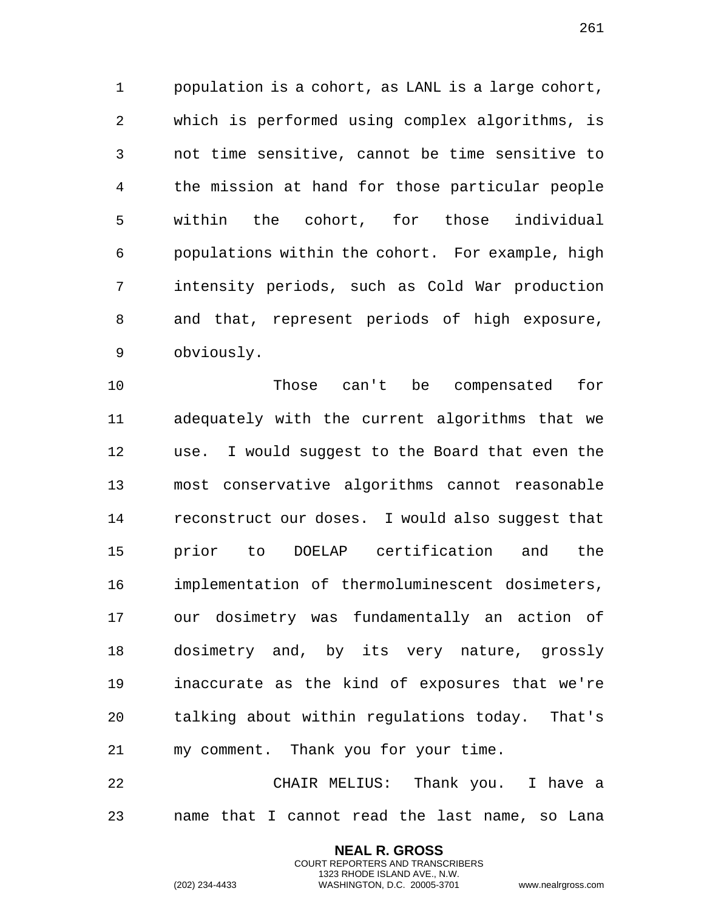population is a cohort, as LANL is a large cohort, which is performed using complex algorithms, is not time sensitive, cannot be time sensitive to the mission at hand for those particular people within the cohort, for those individual populations within the cohort. For example, high intensity periods, such as Cold War production and that, represent periods of high exposure, obviously.

Those can't be compensated for adequately with the current algorithms that we use. I would suggest to the Board that even the most conservative algorithms cannot reasonable reconstruct our doses. I would also suggest that prior to DOELAP certification and the implementation of thermoluminescent dosimeters, our dosimetry was fundamentally an action of dosimetry and, by its very nature, grossly inaccurate as the kind of exposures that we're talking about within regulations today. That's my comment. Thank you for your time.

CHAIR MELIUS: Thank you. I have a name that I cannot read the last name, so Lana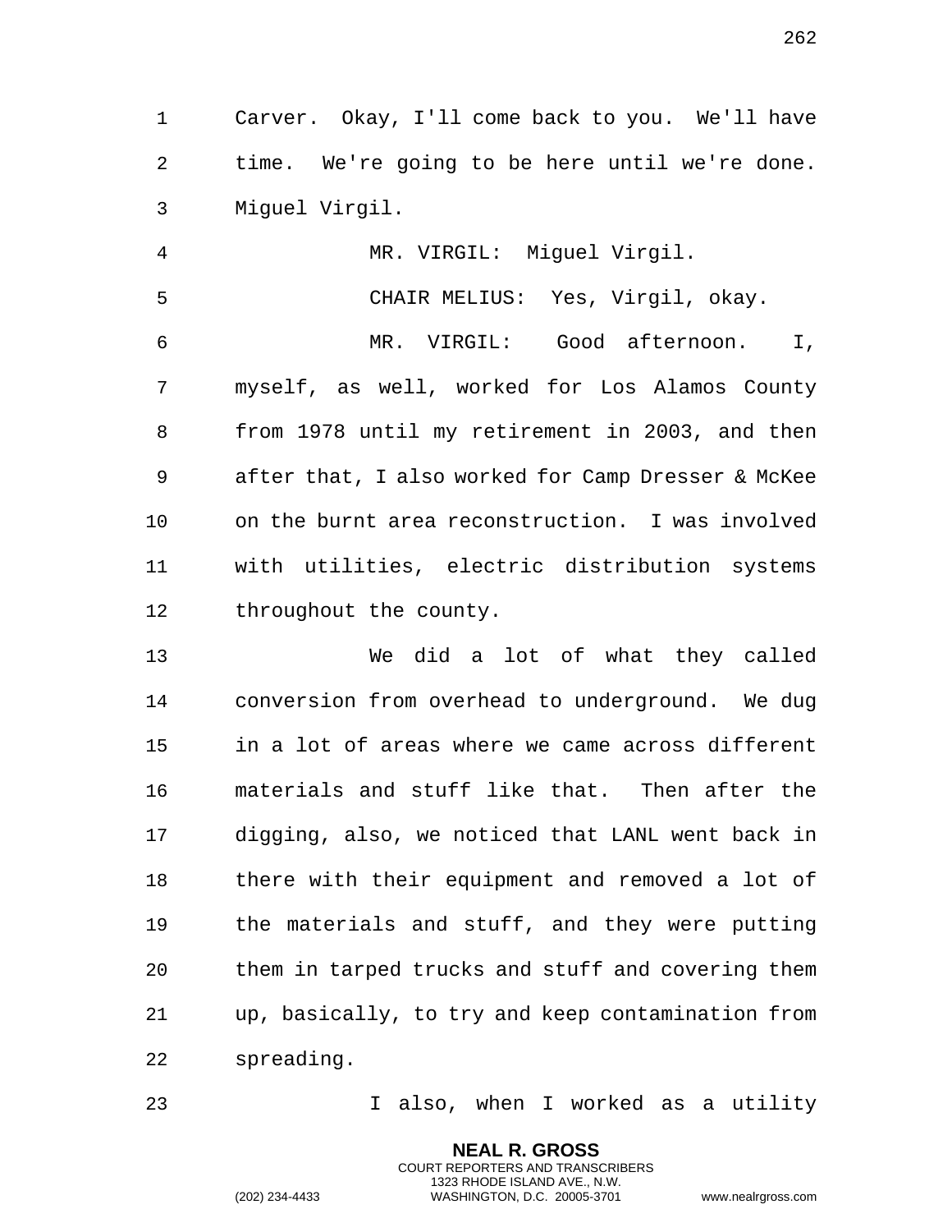Carver. Okay, I'll come back to you. We'll have time. We're going to be here until we're done. Miguel Virgil.

MR. VIRGIL: Miguel Virgil.

CHAIR MELIUS: Yes, Virgil, okay.

MR. VIRGIL: Good afternoon. I, myself, as well, worked for Los Alamos County from 1978 until my retirement in 2003, and then after that, I also worked for Camp Dresser & McKee on the burnt area reconstruction. I was involved with utilities, electric distribution systems throughout the county.

We did a lot of what they called conversion from overhead to underground. We dug in a lot of areas where we came across different materials and stuff like that. Then after the digging, also, we noticed that LANL went back in there with their equipment and removed a lot of the materials and stuff, and they were putting them in tarped trucks and stuff and covering them up, basically, to try and keep contamination from spreading.

I also, when I worked as a utility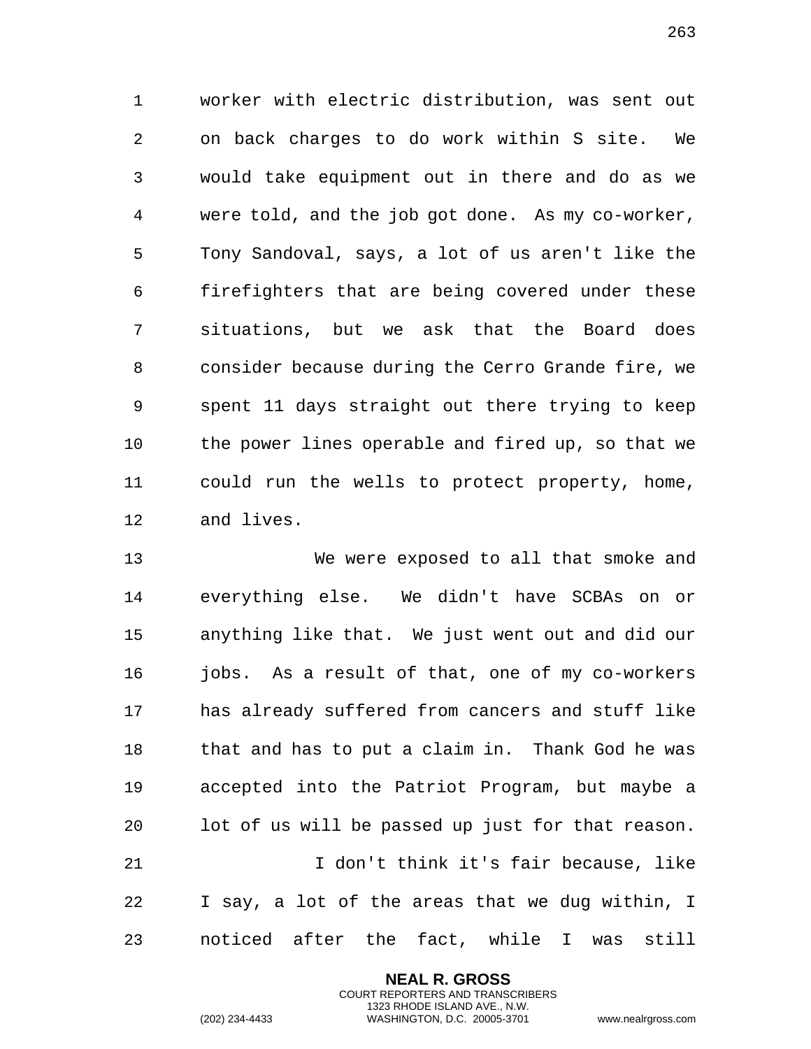worker with electric distribution, was sent out on back charges to do work within S site. We would take equipment out in there and do as we were told, and the job got done. As my co-worker, Tony Sandoval, says, a lot of us aren't like the firefighters that are being covered under these situations, but we ask that the Board does consider because during the Cerro Grande fire, we spent 11 days straight out there trying to keep the power lines operable and fired up, so that we could run the wells to protect property, home, and lives.

We were exposed to all that smoke and everything else. We didn't have SCBAs on or anything like that. We just went out and did our jobs. As a result of that, one of my co-workers has already suffered from cancers and stuff like that and has to put a claim in. Thank God he was accepted into the Patriot Program, but maybe a lot of us will be passed up just for that reason.

I don't think it's fair because, like I say, a lot of the areas that we dug within, I noticed after the fact, while I was still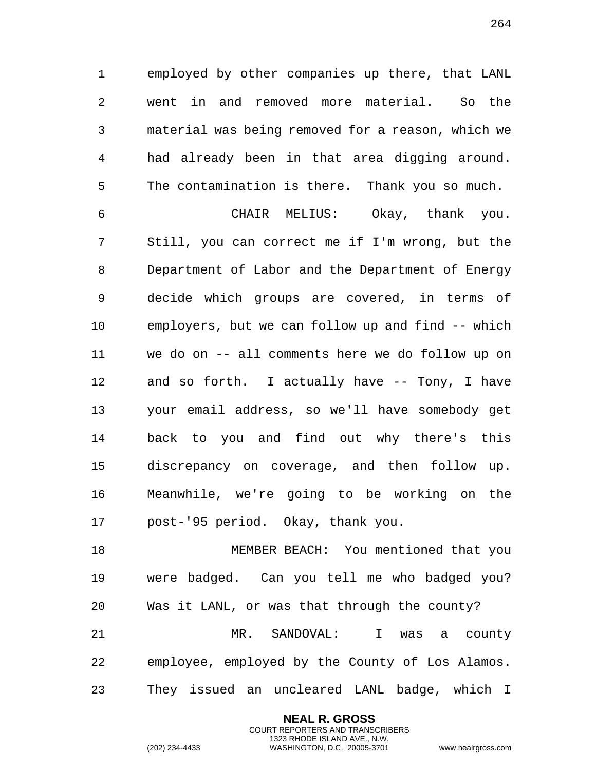employed by other companies up there, that LANL went in and removed more material. So the material was being removed for a reason, which we had already been in that area digging around. The contamination is there. Thank you so much.

CHAIR MELIUS: Okay, thank you. Still, you can correct me if I'm wrong, but the Department of Labor and the Department of Energy decide which groups are covered, in terms of employers, but we can follow up and find -- which we do on -- all comments here we do follow up on and so forth. I actually have -- Tony, I have your email address, so we'll have somebody get back to you and find out why there's this discrepancy on coverage, and then follow up. Meanwhile, we're going to be working on the post-'95 period. Okay, thank you.

MEMBER BEACH: You mentioned that you were badged. Can you tell me who badged you? Was it LANL, or was that through the county?

MR. SANDOVAL: I was a county employee, employed by the County of Los Alamos. They issued an uncleared LANL badge, which I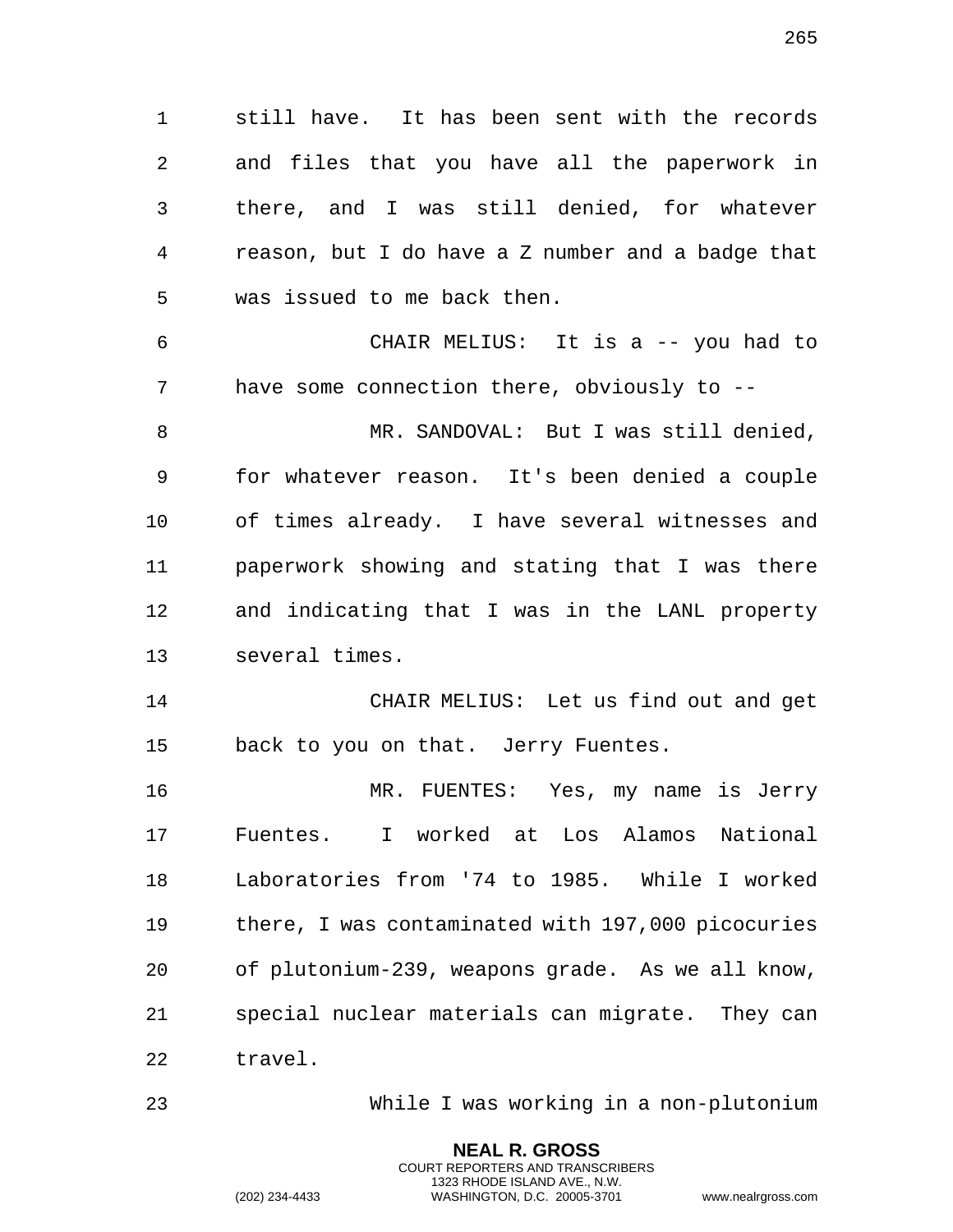still have. It has been sent with the records and files that you have all the paperwork in there, and I was still denied, for whatever reason, but I do have a Z number and a badge that was issued to me back then.

CHAIR MELIUS: It is a -- you had to have some connection there, obviously to --

MR. SANDOVAL: But I was still denied, for whatever reason. It's been denied a couple of times already. I have several witnesses and paperwork showing and stating that I was there and indicating that I was in the LANL property several times.

CHAIR MELIUS: Let us find out and get back to you on that. Jerry Fuentes.

MR. FUENTES: Yes, my name is Jerry Fuentes. I worked at Los Alamos National Laboratories from '74 to 1985. While I worked there, I was contaminated with 197,000 picocuries of plutonium-239, weapons grade. As we all know, special nuclear materials can migrate. They can travel.

While I was working in a non-plutonium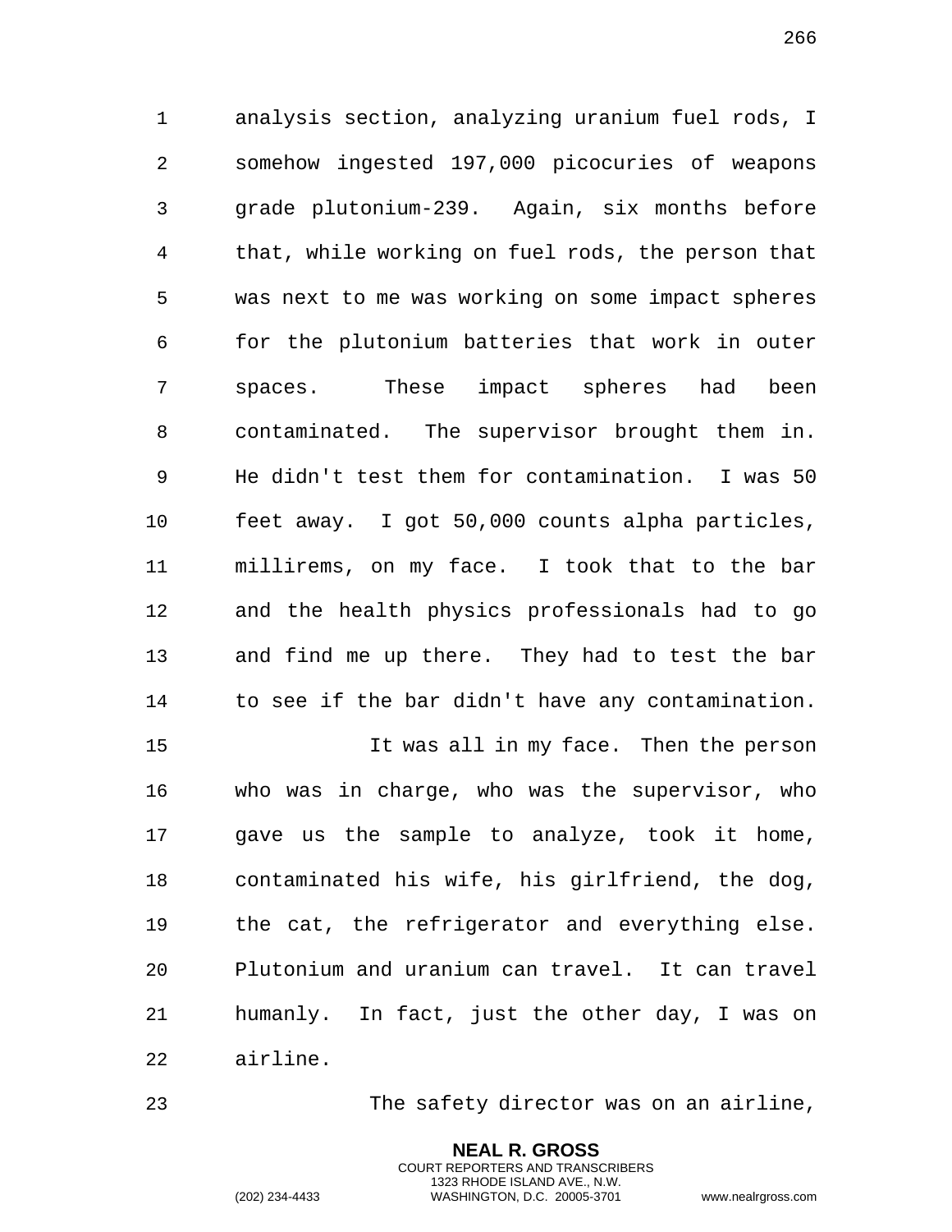analysis section, analyzing uranium fuel rods, I somehow ingested 197,000 picocuries of weapons grade plutonium-239. Again, six months before that, while working on fuel rods, the person that was next to me was working on some impact spheres for the plutonium batteries that work in outer spaces. These impact spheres had been contaminated. The supervisor brought them in. He didn't test them for contamination. I was 50 feet away. I got 50,000 counts alpha particles, millirems, on my face. I took that to the bar and the health physics professionals had to go and find me up there. They had to test the bar to see if the bar didn't have any contamination.

It was all in my face. Then the person who was in charge, who was the supervisor, who gave us the sample to analyze, took it home, contaminated his wife, his girlfriend, the dog, the cat, the refrigerator and everything else. Plutonium and uranium can travel. It can travel humanly. In fact, just the other day, I was on airline.

The safety director was on an airline,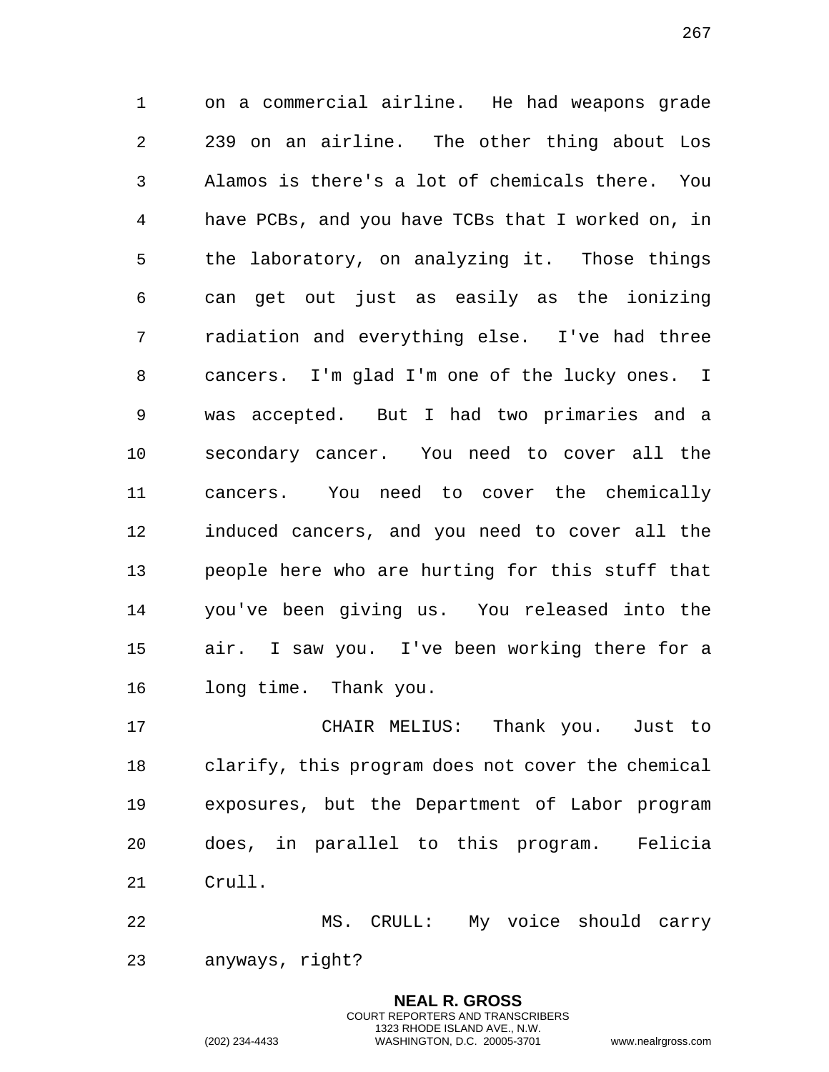on a commercial airline. He had weapons grade 239 on an airline. The other thing about Los Alamos is there's a lot of chemicals there. You have PCBs, and you have TCBs that I worked on, in the laboratory, on analyzing it. Those things can get out just as easily as the ionizing radiation and everything else. I've had three cancers. I'm glad I'm one of the lucky ones. I was accepted. But I had two primaries and a secondary cancer. You need to cover all the cancers. You need to cover the chemically induced cancers, and you need to cover all the people here who are hurting for this stuff that you've been giving us. You released into the air. I saw you. I've been working there for a long time. Thank you.

CHAIR MELIUS: Thank you. Just to clarify, this program does not cover the chemical exposures, but the Department of Labor program does, in parallel to this program. Felicia Crull.

MS. CRULL: My voice should carry anyways, right?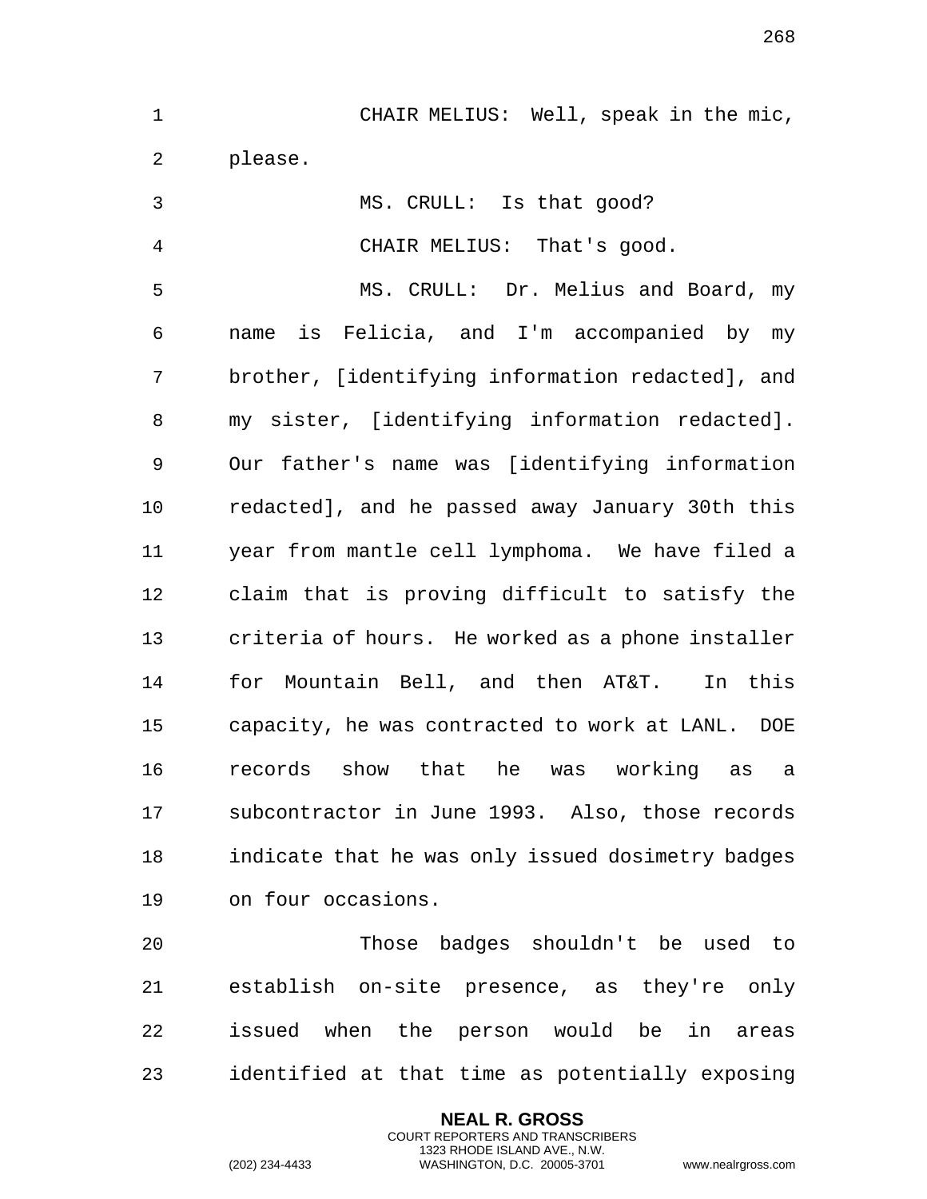CHAIR MELIUS: Well, speak in the mic, please.

MS. CRULL: Is that good?

CHAIR MELIUS: That's good.

MS. CRULL: Dr. Melius and Board, my name is Felicia, and I'm accompanied by my brother, [identifying information redacted], and my sister, [identifying information redacted]. Our father's name was [identifying information redacted], and he passed away January 30th this year from mantle cell lymphoma. We have filed a claim that is proving difficult to satisfy the criteria of hours. He worked as a phone installer for Mountain Bell, and then AT&T. In this capacity, he was contracted to work at LANL. DOE records show that he was working as a subcontractor in June 1993. Also, those records indicate that he was only issued dosimetry badges on four occasions.

Those badges shouldn't be used to establish on-site presence, as they're only issued when the person would be in areas identified at that time as potentially exposing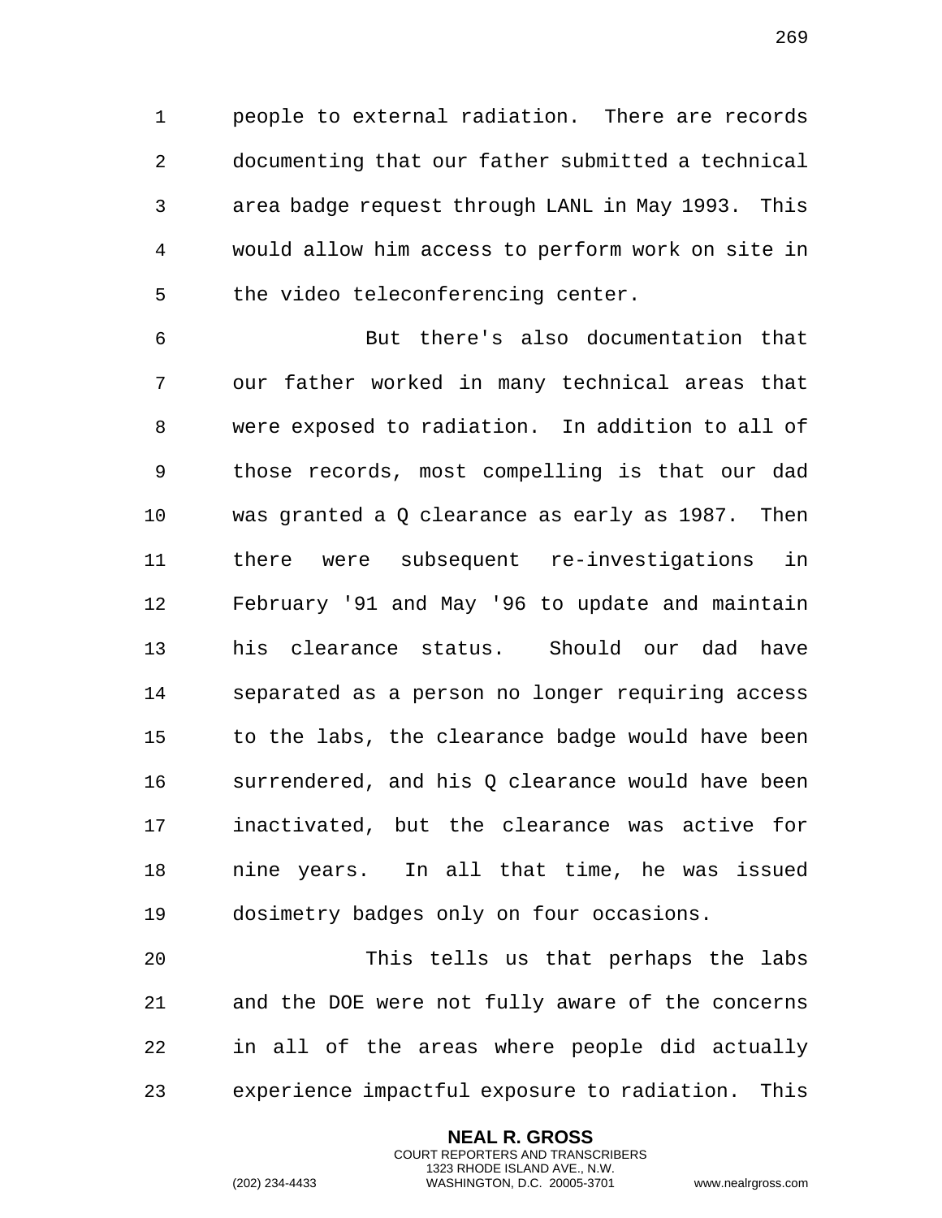people to external radiation. There are records documenting that our father submitted a technical area badge request through LANL in May 1993. This would allow him access to perform work on site in the video teleconferencing center.

But there's also documentation that our father worked in many technical areas that were exposed to radiation. In addition to all of those records, most compelling is that our dad was granted a Q clearance as early as 1987. Then there were subsequent re-investigations in February '91 and May '96 to update and maintain his clearance status. Should our dad have separated as a person no longer requiring access to the labs, the clearance badge would have been surrendered, and his Q clearance would have been inactivated, but the clearance was active for nine years. In all that time, he was issued dosimetry badges only on four occasions.

This tells us that perhaps the labs and the DOE were not fully aware of the concerns in all of the areas where people did actually experience impactful exposure to radiation. This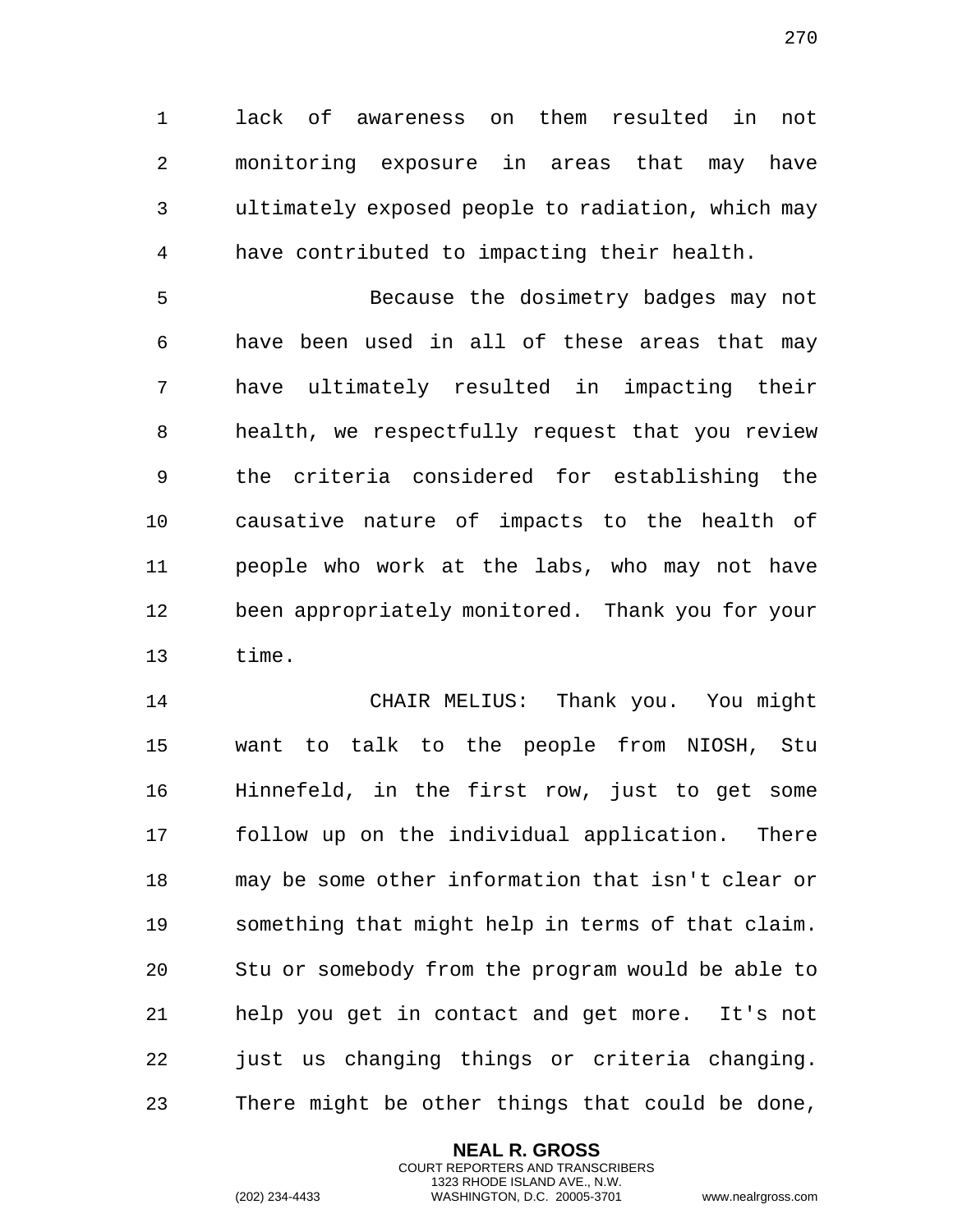lack of awareness on them resulted in not monitoring exposure in areas that may have ultimately exposed people to radiation, which may have contributed to impacting their health.

Because the dosimetry badges may not have been used in all of these areas that may have ultimately resulted in impacting their health, we respectfully request that you review the criteria considered for establishing the causative nature of impacts to the health of people who work at the labs, who may not have been appropriately monitored. Thank you for your time.

CHAIR MELIUS: Thank you. You might want to talk to the people from NIOSH, Stu Hinnefeld, in the first row, just to get some follow up on the individual application. There may be some other information that isn't clear or something that might help in terms of that claim. Stu or somebody from the program would be able to help you get in contact and get more. It's not just us changing things or criteria changing. There might be other things that could be done,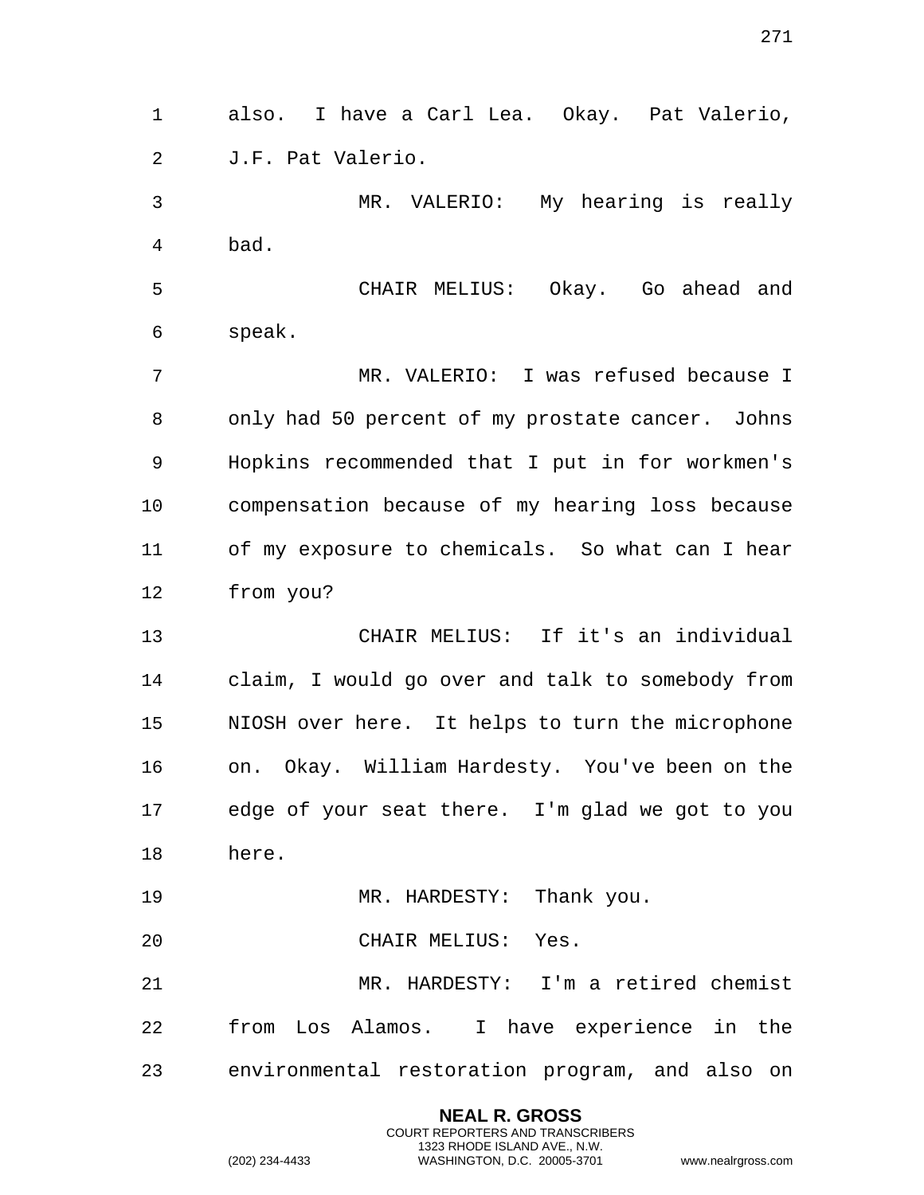also. I have a Carl Lea. Okay. Pat Valerio, J.F. Pat Valerio.

MR. VALERIO: My hearing is really bad.

CHAIR MELIUS: Okay. Go ahead and speak.

MR. VALERIO: I was refused because I only had 50 percent of my prostate cancer. Johns Hopkins recommended that I put in for workmen's compensation because of my hearing loss because of my exposure to chemicals. So what can I hear from you?

CHAIR MELIUS: If it's an individual claim, I would go over and talk to somebody from NIOSH over here. It helps to turn the microphone on. Okay. William Hardesty. You've been on the edge of your seat there. I'm glad we got to you here.

MR. HARDESTY: Thank you.

CHAIR MELIUS: Yes.

MR. HARDESTY: I'm a retired chemist from Los Alamos. I have experience in the environmental restoration program, and also on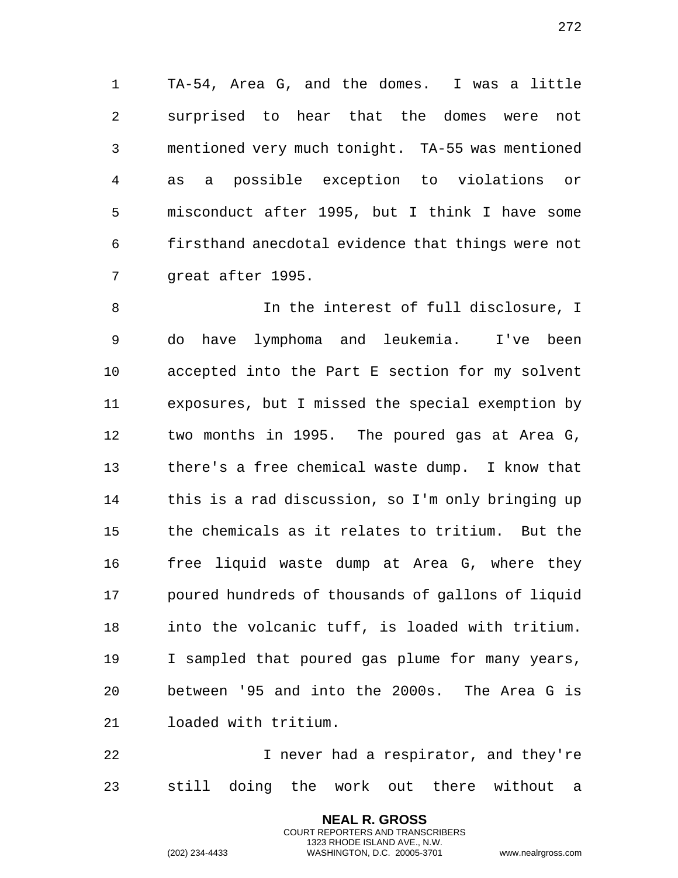TA-54, Area G, and the domes. I was a little surprised to hear that the domes were not mentioned very much tonight. TA-55 was mentioned as a possible exception to violations or misconduct after 1995, but I think I have some firsthand anecdotal evidence that things were not great after 1995.

In the interest of full disclosure, I do have lymphoma and leukemia. I've been accepted into the Part E section for my solvent exposures, but I missed the special exemption by two months in 1995. The poured gas at Area G, there's a free chemical waste dump. I know that this is a rad discussion, so I'm only bringing up the chemicals as it relates to tritium. But the free liquid waste dump at Area G, where they poured hundreds of thousands of gallons of liquid into the volcanic tuff, is loaded with tritium. I sampled that poured gas plume for many years, between '95 and into the 2000s. The Area G is loaded with tritium.

I never had a respirator, and they're still doing the work out there without a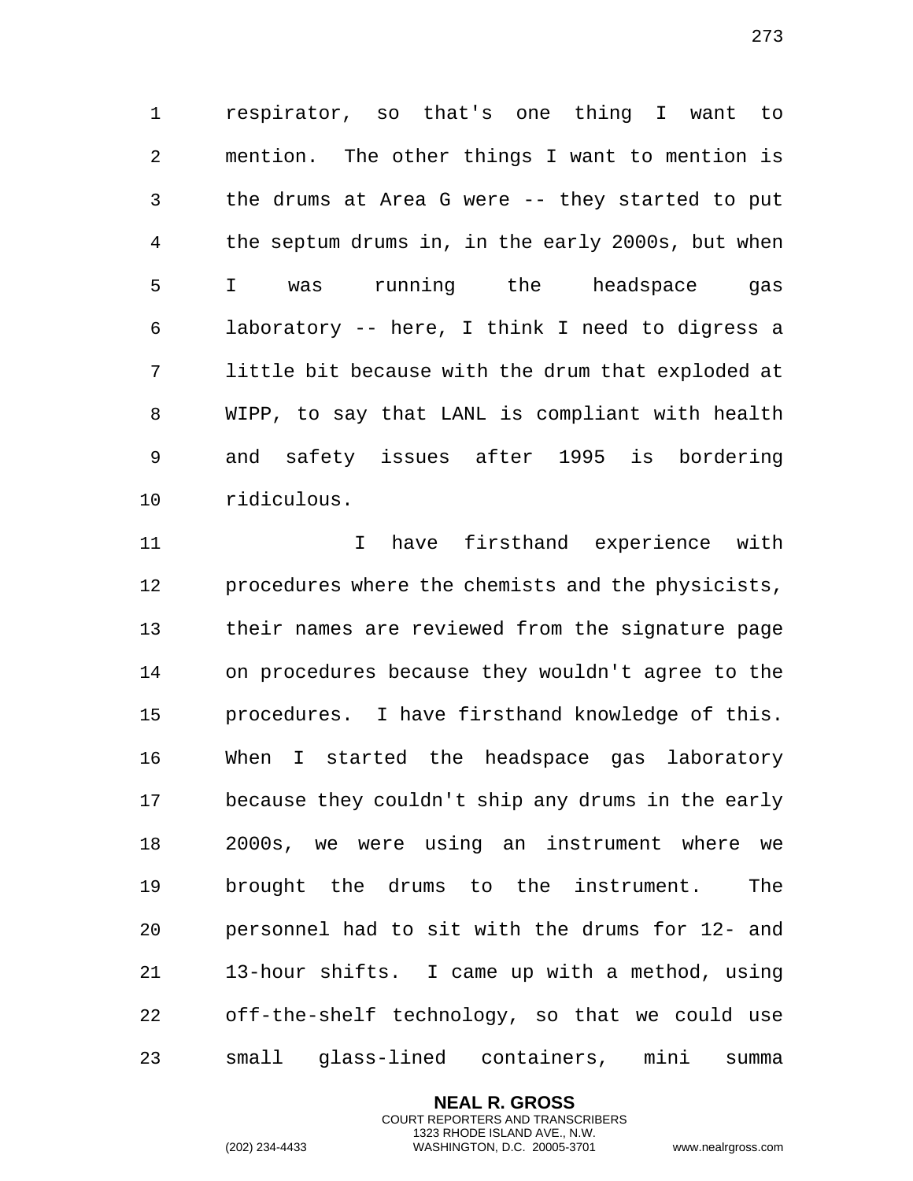respirator, so that's one thing I want to mention. The other things I want to mention is the drums at Area G were -- they started to put the septum drums in, in the early 2000s, but when I was running the headspace gas laboratory -- here, I think I need to digress a little bit because with the drum that exploded at WIPP, to say that LANL is compliant with health and safety issues after 1995 is bordering ridiculous.

I have firsthand experience with procedures where the chemists and the physicists, their names are reviewed from the signature page on procedures because they wouldn't agree to the procedures. I have firsthand knowledge of this. When I started the headspace gas laboratory because they couldn't ship any drums in the early 2000s, we were using an instrument where we brought the drums to the instrument. The personnel had to sit with the drums for 12- and 13-hour shifts. I came up with a method, using off-the-shelf technology, so that we could use small glass-lined containers, mini summa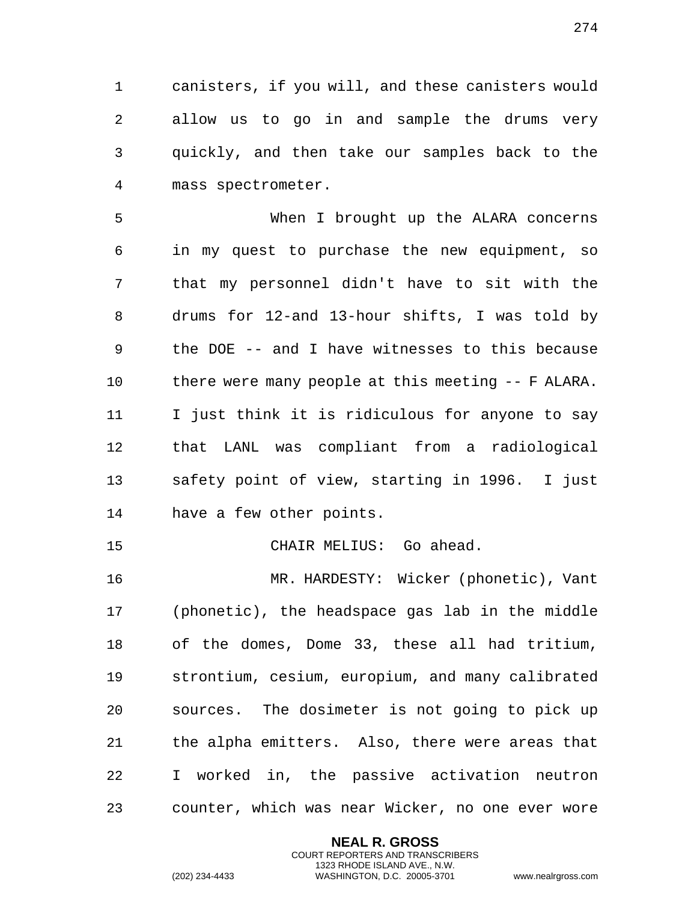canisters, if you will, and these canisters would allow us to go in and sample the drums very quickly, and then take our samples back to the mass spectrometer.

When I brought up the ALARA concerns in my quest to purchase the new equipment, so that my personnel didn't have to sit with the drums for 12-and 13-hour shifts, I was told by the DOE -- and I have witnesses to this because there were many people at this meeting -- F ALARA. I just think it is ridiculous for anyone to say that LANL was compliant from a radiological safety point of view, starting in 1996. I just have a few other points.

CHAIR MELIUS: Go ahead.

MR. HARDESTY: Wicker (phonetic), Vant (phonetic), the headspace gas lab in the middle of the domes, Dome 33, these all had tritium, strontium, cesium, europium, and many calibrated sources. The dosimeter is not going to pick up the alpha emitters. Also, there were areas that I worked in, the passive activation neutron counter, which was near Wicker, no one ever wore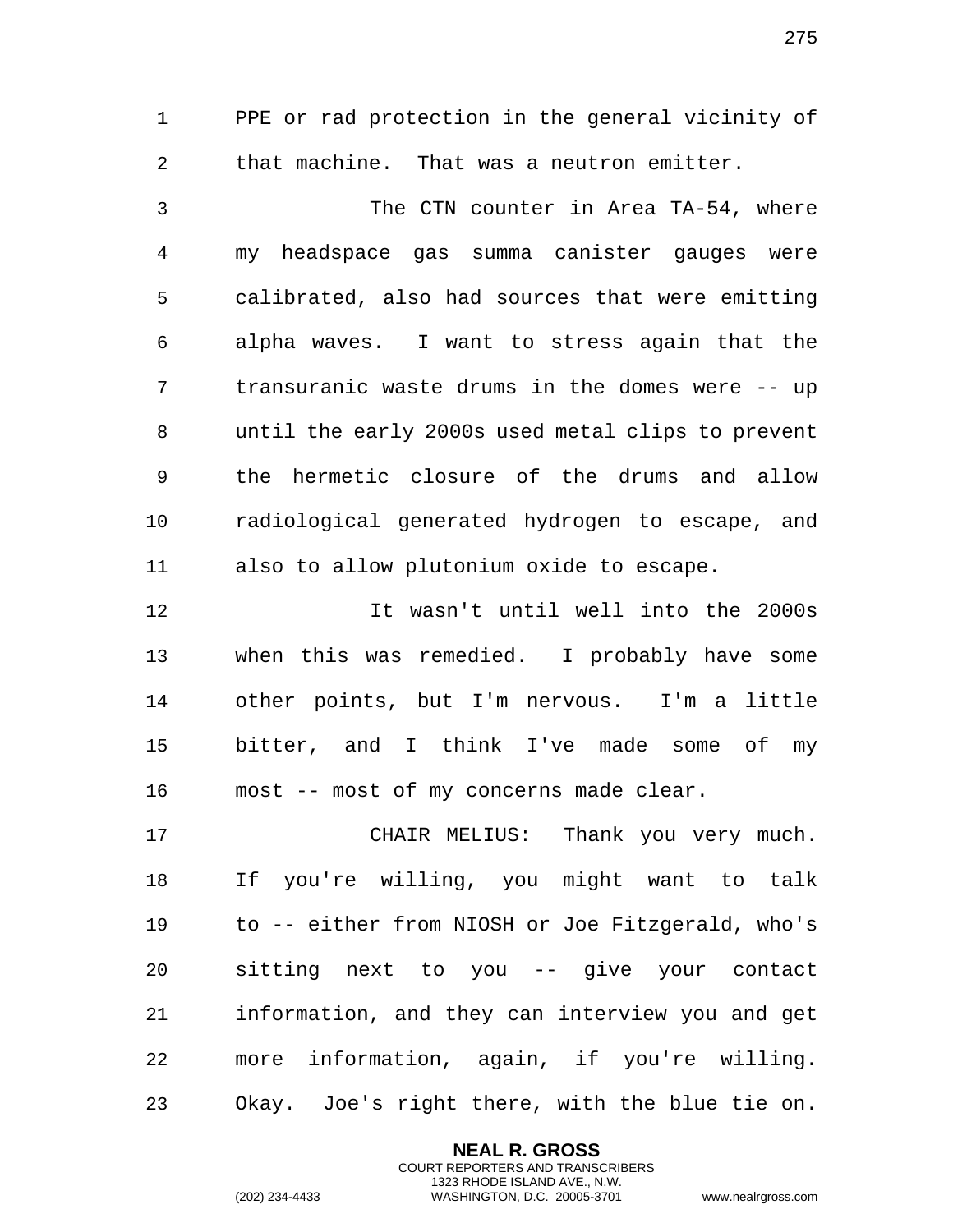PPE or rad protection in the general vicinity of that machine. That was a neutron emitter.

The CTN counter in Area TA-54, where my headspace gas summa canister gauges were calibrated, also had sources that were emitting alpha waves. I want to stress again that the transuranic waste drums in the domes were -- up until the early 2000s used metal clips to prevent the hermetic closure of the drums and allow radiological generated hydrogen to escape, and also to allow plutonium oxide to escape.

It wasn't until well into the 2000s when this was remedied. I probably have some other points, but I'm nervous. I'm a little bitter, and I think I've made some of my most -- most of my concerns made clear.

CHAIR MELIUS: Thank you very much. If you're willing, you might want to talk to -- either from NIOSH or Joe Fitzgerald, who's sitting next to you -- give your contact information, and they can interview you and get more information, again, if you're willing. Okay. Joe's right there, with the blue tie on.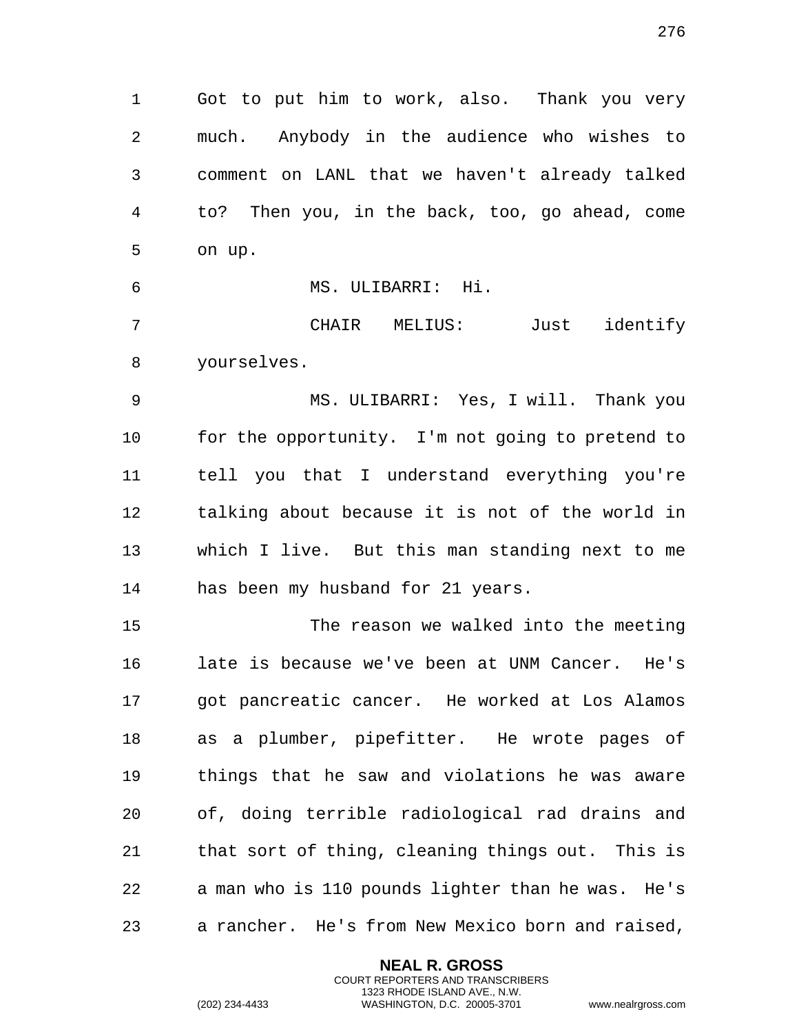Got to put him to work, also. Thank you very much. Anybody in the audience who wishes to comment on LANL that we haven't already talked to? Then you, in the back, too, go ahead, come on up.

MS. ULIBARRI: Hi.

CHAIR MELIUS: Just identify yourselves.

MS. ULIBARRI: Yes, I will. Thank you for the opportunity. I'm not going to pretend to tell you that I understand everything you're talking about because it is not of the world in which I live. But this man standing next to me has been my husband for 21 years.

The reason we walked into the meeting late is because we've been at UNM Cancer. He's got pancreatic cancer. He worked at Los Alamos as a plumber, pipefitter. He wrote pages of things that he saw and violations he was aware of, doing terrible radiological rad drains and that sort of thing, cleaning things out. This is a man who is 110 pounds lighter than he was. He's a rancher. He's from New Mexico born and raised,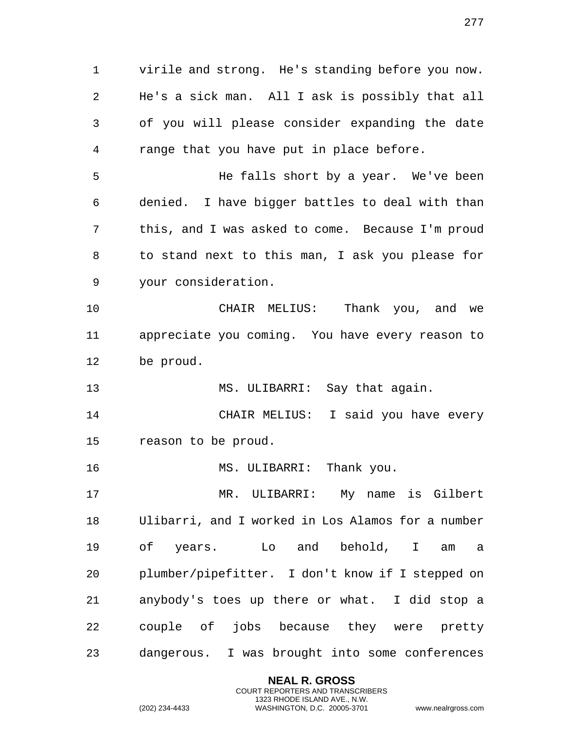virile and strong. He's standing before you now. He's a sick man. All I ask is possibly that all of you will please consider expanding the date range that you have put in place before.

He falls short by a year. We've been denied. I have bigger battles to deal with than this, and I was asked to come. Because I'm proud to stand next to this man, I ask you please for your consideration.

CHAIR MELIUS: Thank you, and we appreciate you coming. You have every reason to be proud.

MS. ULIBARRI: Say that again.

CHAIR MELIUS: I said you have every reason to be proud.

MS. ULIBARRI: Thank you.

MR. ULIBARRI: My name is Gilbert Ulibarri, and I worked in Los Alamos for a number of years. Lo and behold, I am a plumber/pipefitter. I don't know if I stepped on anybody's toes up there or what. I did stop a couple of jobs because they were pretty dangerous. I was brought into some conferences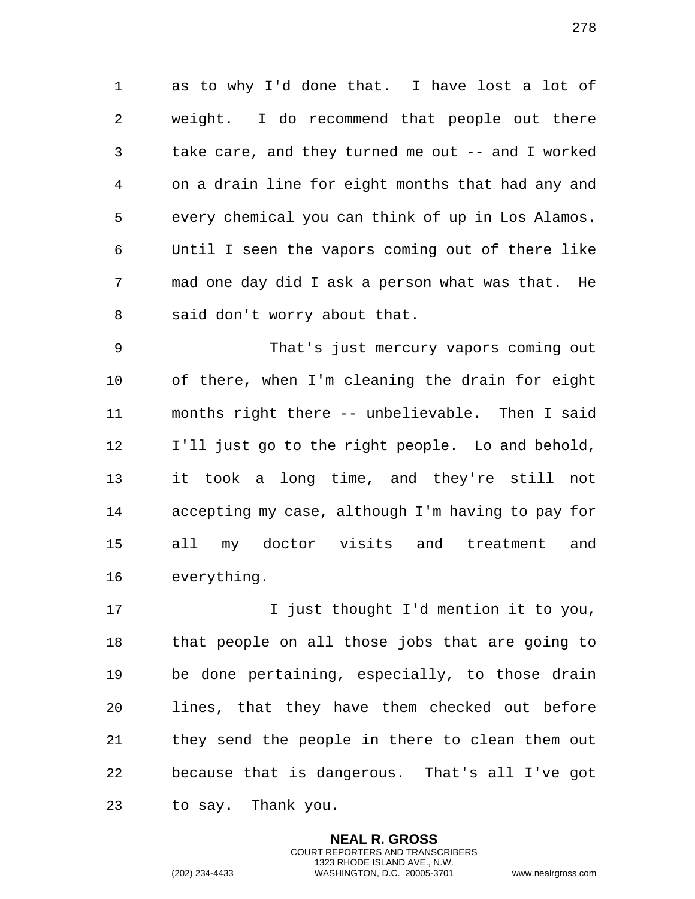as to why I'd done that. I have lost a lot of weight. I do recommend that people out there take care, and they turned me out -- and I worked on a drain line for eight months that had any and every chemical you can think of up in Los Alamos. Until I seen the vapors coming out of there like mad one day did I ask a person what was that. He said don't worry about that.

That's just mercury vapors coming out of there, when I'm cleaning the drain for eight months right there -- unbelievable. Then I said I'll just go to the right people. Lo and behold, it took a long time, and they're still not accepting my case, although I'm having to pay for all my doctor visits and treatment and everything.

I just thought I'd mention it to you, that people on all those jobs that are going to be done pertaining, especially, to those drain lines, that they have them checked out before they send the people in there to clean them out because that is dangerous. That's all I've got to say. Thank you.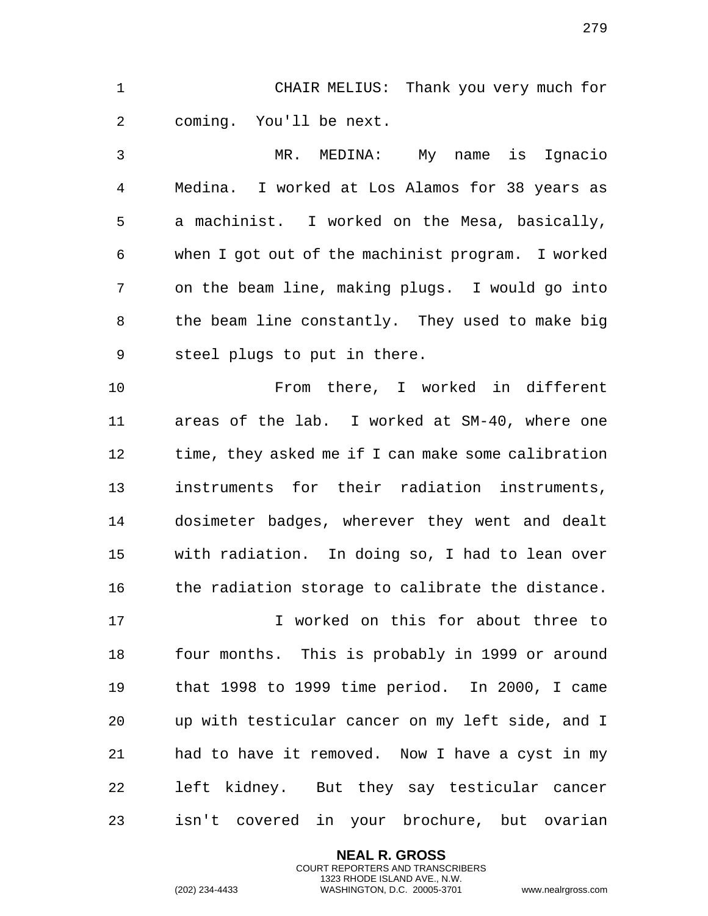CHAIR MELIUS: Thank you very much for coming. You'll be next.

MR. MEDINA: My name is Ignacio Medina. I worked at Los Alamos for 38 years as a machinist. I worked on the Mesa, basically, when I got out of the machinist program. I worked on the beam line, making plugs. I would go into the beam line constantly. They used to make big steel plugs to put in there.

From there, I worked in different areas of the lab. I worked at SM-40, where one time, they asked me if I can make some calibration instruments for their radiation instruments, dosimeter badges, wherever they went and dealt with radiation. In doing so, I had to lean over the radiation storage to calibrate the distance.

I worked on this for about three to four months. This is probably in 1999 or around that 1998 to 1999 time period. In 2000, I came up with testicular cancer on my left side, and I had to have it removed. Now I have a cyst in my left kidney. But they say testicular cancer isn't covered in your brochure, but ovarian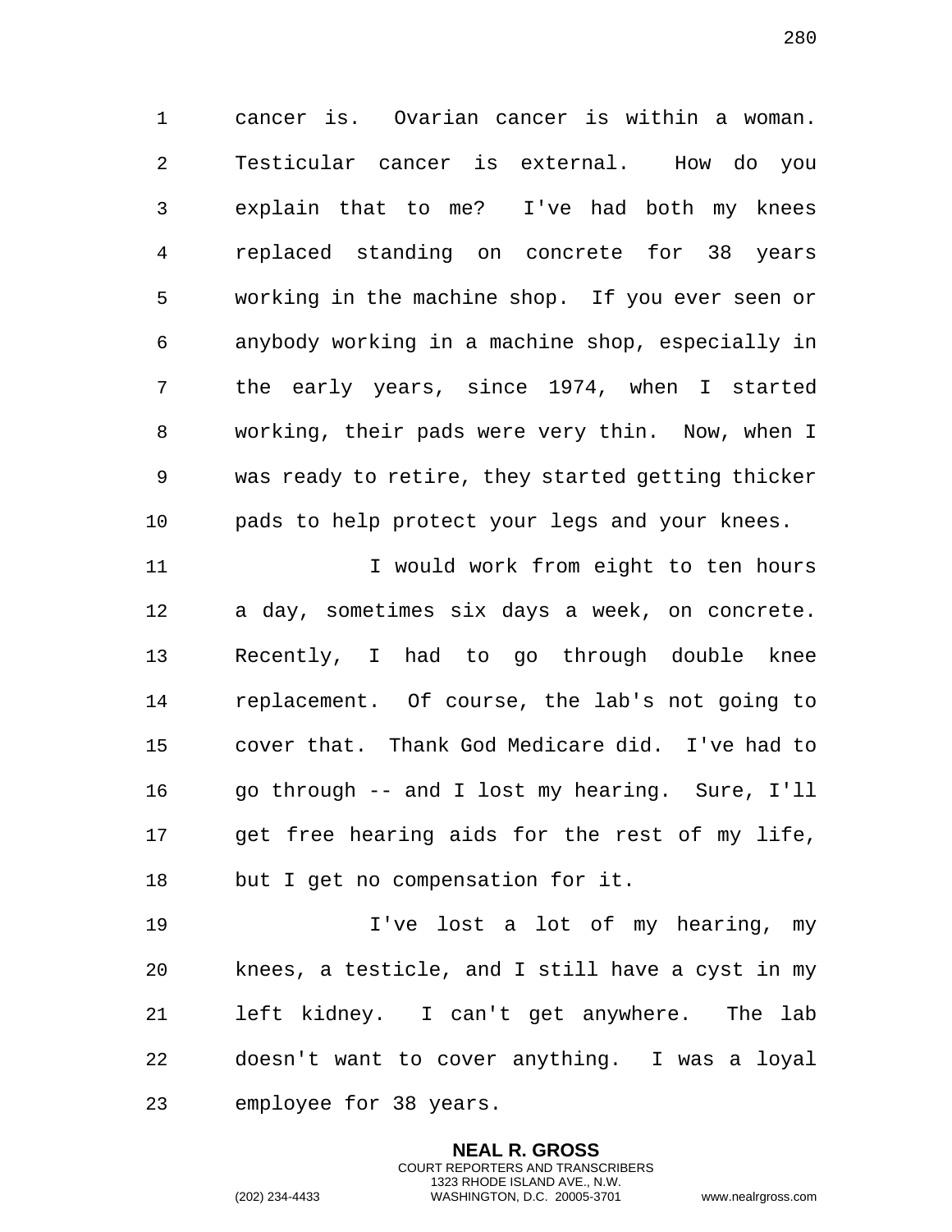cancer is. Ovarian cancer is within a woman. Testicular cancer is external. How do you explain that to me? I've had both my knees replaced standing on concrete for 38 years working in the machine shop. If you ever seen or anybody working in a machine shop, especially in the early years, since 1974, when I started working, their pads were very thin. Now, when I was ready to retire, they started getting thicker pads to help protect your legs and your knees.

I would work from eight to ten hours a day, sometimes six days a week, on concrete. Recently, I had to go through double knee replacement. Of course, the lab's not going to cover that. Thank God Medicare did. I've had to go through -- and I lost my hearing. Sure, I'll get free hearing aids for the rest of my life, but I get no compensation for it.

I've lost a lot of my hearing, my knees, a testicle, and I still have a cyst in my left kidney. I can't get anywhere. The lab doesn't want to cover anything. I was a loyal employee for 38 years.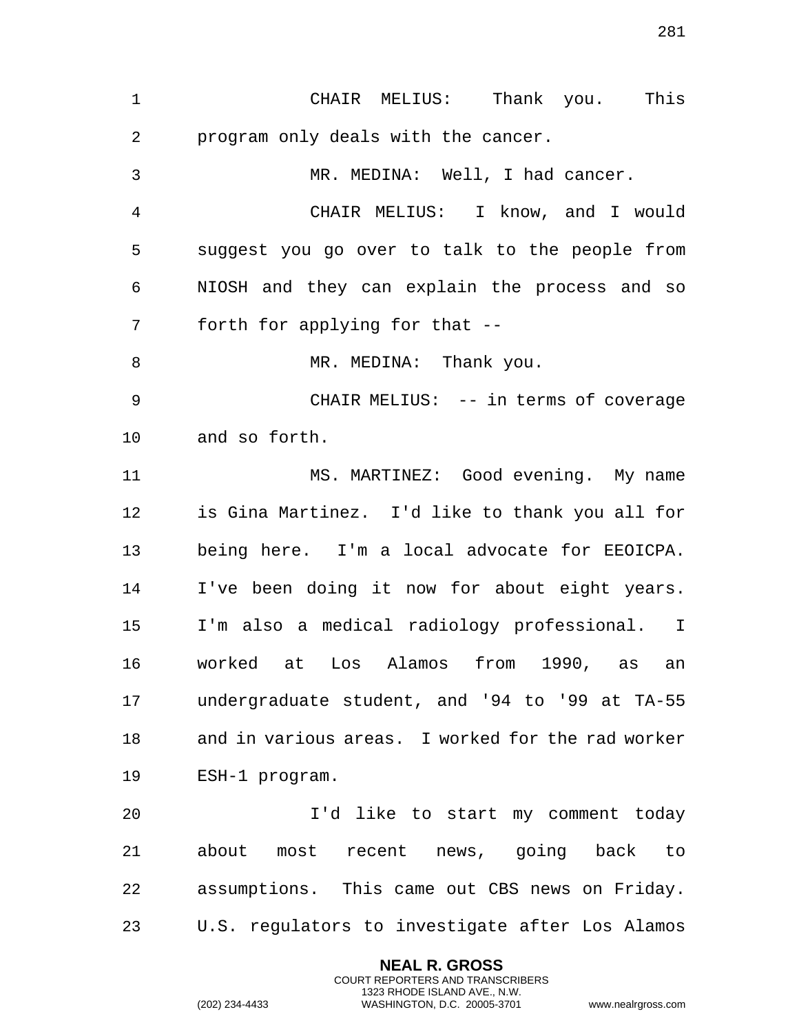CHAIR MELIUS: Thank you. This program only deals with the cancer.

MR. MEDINA: Well, I had cancer.

CHAIR MELIUS: I know, and I would suggest you go over to talk to the people from NIOSH and they can explain the process and so forth for applying for that --

MR. MEDINA: Thank you.

CHAIR MELIUS: -- in terms of coverage and so forth.

MS. MARTINEZ: Good evening. My name is Gina Martinez. I'd like to thank you all for being here. I'm a local advocate for EEOICPA. I've been doing it now for about eight years. I'm also a medical radiology professional. I worked at Los Alamos from 1990, as an undergraduate student, and '94 to '99 at TA-55 and in various areas. I worked for the rad worker ESH-1 program.

I'd like to start my comment today about most recent news, going back to assumptions. This came out CBS news on Friday. U.S. regulators to investigate after Los Alamos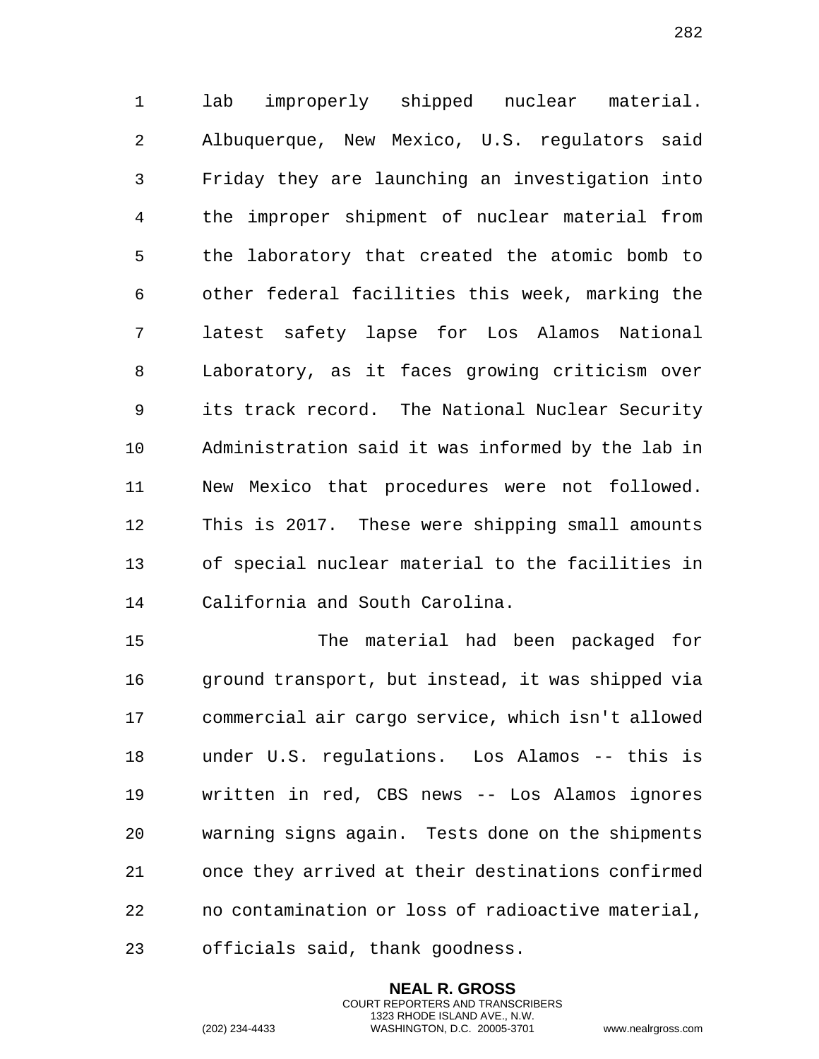lab improperly shipped nuclear material. Albuquerque, New Mexico, U.S. regulators said Friday they are launching an investigation into the improper shipment of nuclear material from the laboratory that created the atomic bomb to other federal facilities this week, marking the latest safety lapse for Los Alamos National Laboratory, as it faces growing criticism over its track record. The National Nuclear Security Administration said it was informed by the lab in New Mexico that procedures were not followed. This is 2017. These were shipping small amounts of special nuclear material to the facilities in California and South Carolina.

The material had been packaged for ground transport, but instead, it was shipped via commercial air cargo service, which isn't allowed under U.S. regulations. Los Alamos -- this is written in red, CBS news -- Los Alamos ignores warning signs again. Tests done on the shipments once they arrived at their destinations confirmed no contamination or loss of radioactive material, officials said, thank goodness.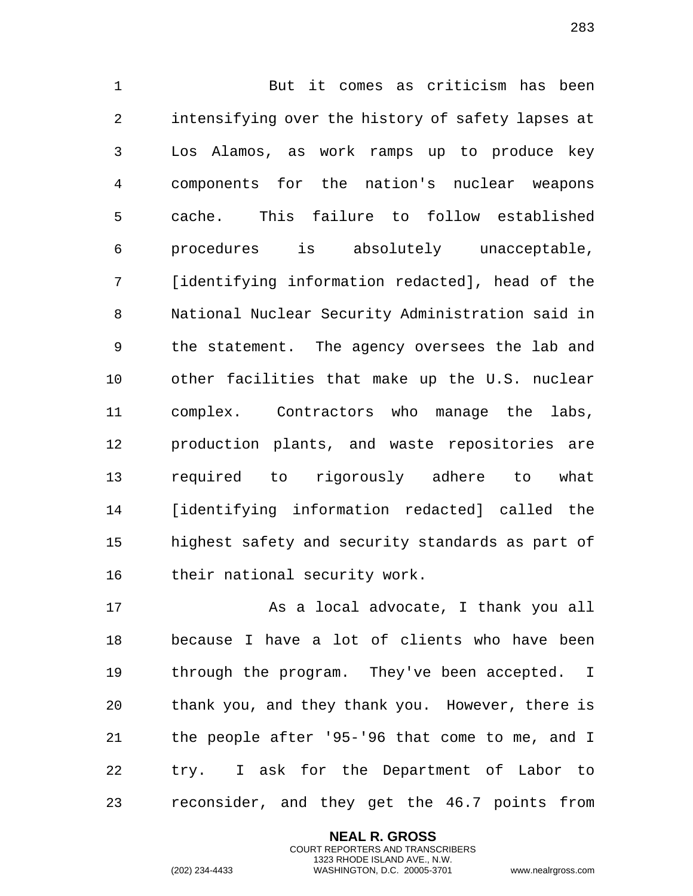But it comes as criticism has been intensifying over the history of safety lapses at Los Alamos, as work ramps up to produce key components for the nation's nuclear weapons cache. This failure to follow established procedures is absolutely unacceptable, [identifying information redacted], head of the National Nuclear Security Administration said in the statement. The agency oversees the lab and other facilities that make up the U.S. nuclear complex. Contractors who manage the labs, production plants, and waste repositories are required to rigorously adhere to what [identifying information redacted] called the highest safety and security standards as part of their national security work.

As a local advocate, I thank you all because I have a lot of clients who have been through the program. They've been accepted. I thank you, and they thank you. However, there is the people after '95-'96 that come to me, and I try. I ask for the Department of Labor to reconsider, and they get the 46.7 points from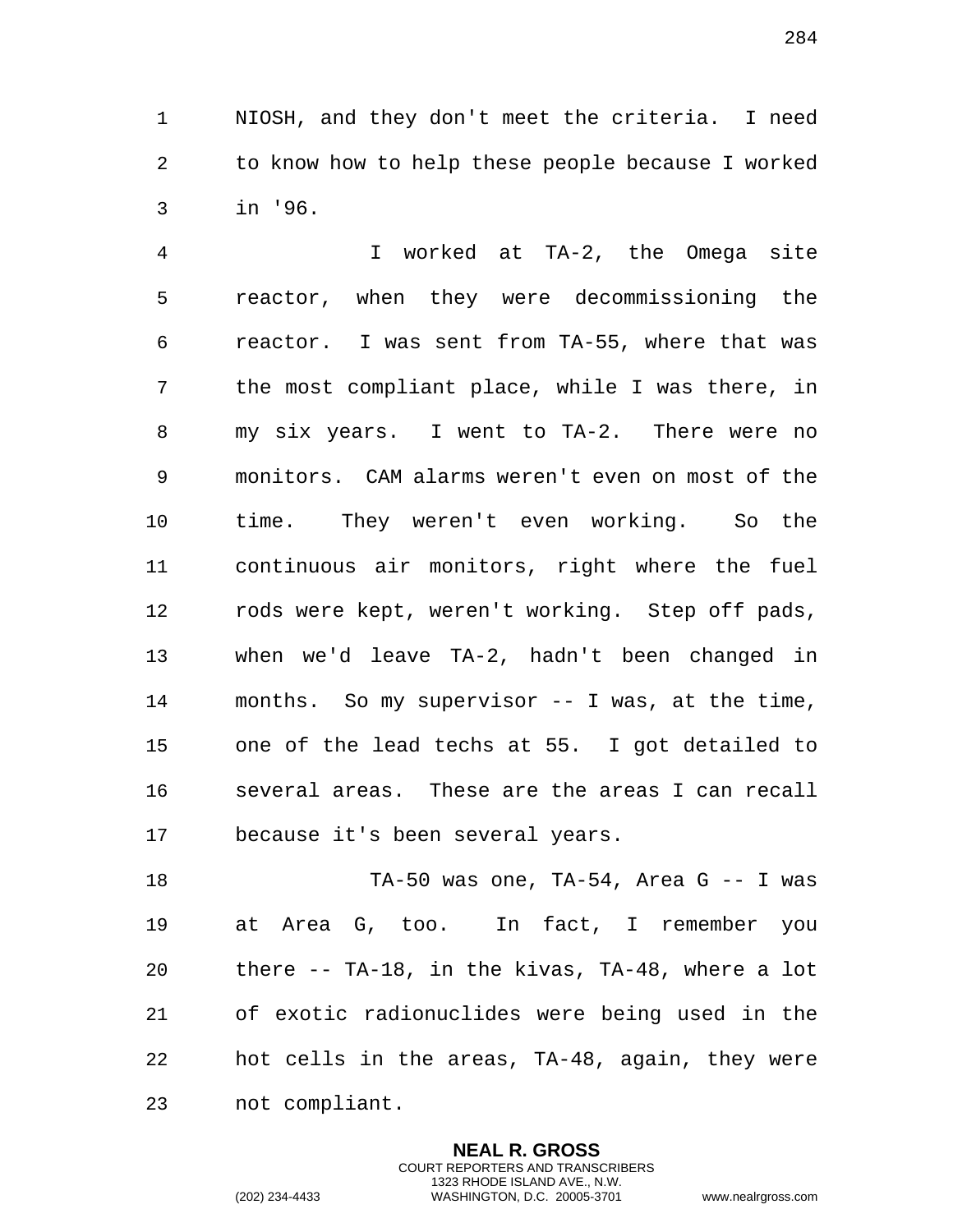NIOSH, and they don't meet the criteria. I need to know how to help these people because I worked in '96.

I worked at TA-2, the Omega site reactor, when they were decommissioning the reactor. I was sent from TA-55, where that was the most compliant place, while I was there, in my six years. I went to TA-2. There were no monitors. CAM alarms weren't even on most of the time. They weren't even working. So the continuous air monitors, right where the fuel rods were kept, weren't working. Step off pads, when we'd leave TA-2, hadn't been changed in months. So my supervisor -- I was, at the time, one of the lead techs at 55. I got detailed to several areas. These are the areas I can recall because it's been several years.

TA-50 was one, TA-54, Area G -- I was at Area G, too. In fact, I remember you there -- TA-18, in the kivas, TA-48, where a lot of exotic radionuclides were being used in the hot cells in the areas, TA-48, again, they were not compliant.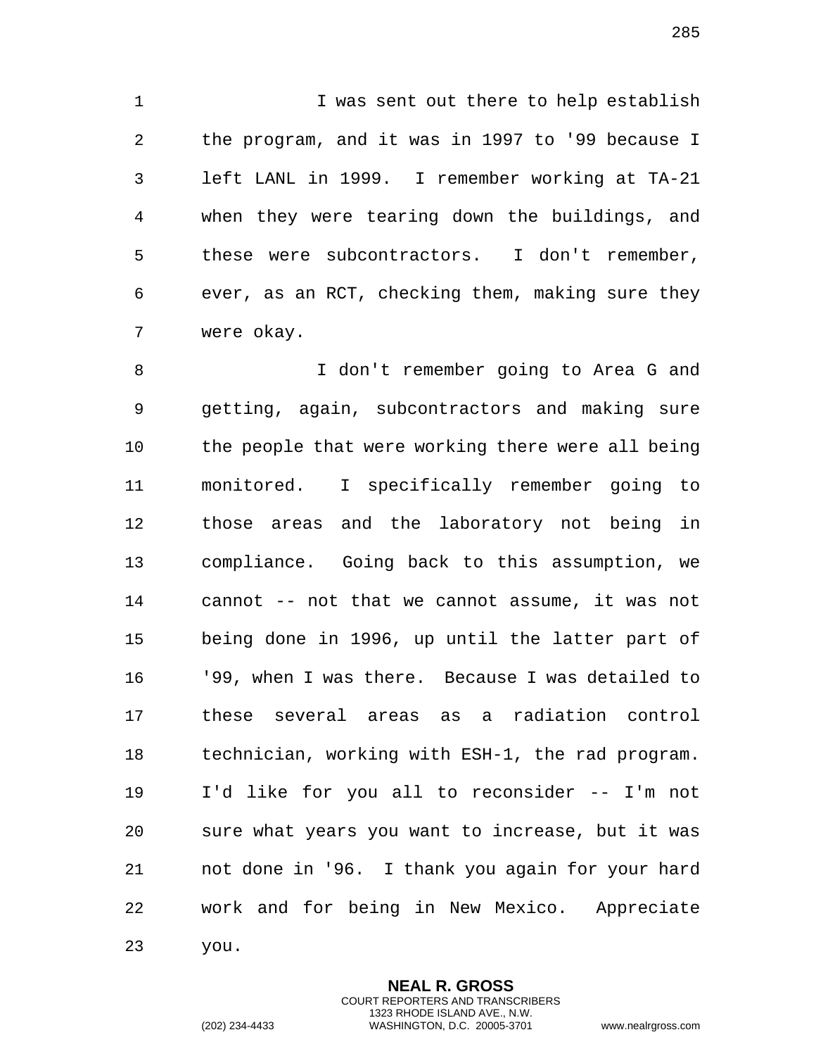I was sent out there to help establish the program, and it was in 1997 to '99 because I left LANL in 1999. I remember working at TA-21 when they were tearing down the buildings, and these were subcontractors. I don't remember, ever, as an RCT, checking them, making sure they were okay.

I don't remember going to Area G and getting, again, subcontractors and making sure the people that were working there were all being monitored. I specifically remember going to those areas and the laboratory not being in compliance. Going back to this assumption, we cannot -- not that we cannot assume, it was not being done in 1996, up until the latter part of '99, when I was there. Because I was detailed to these several areas as a radiation control technician, working with ESH-1, the rad program. I'd like for you all to reconsider -- I'm not sure what years you want to increase, but it was not done in '96. I thank you again for your hard work and for being in New Mexico. Appreciate you.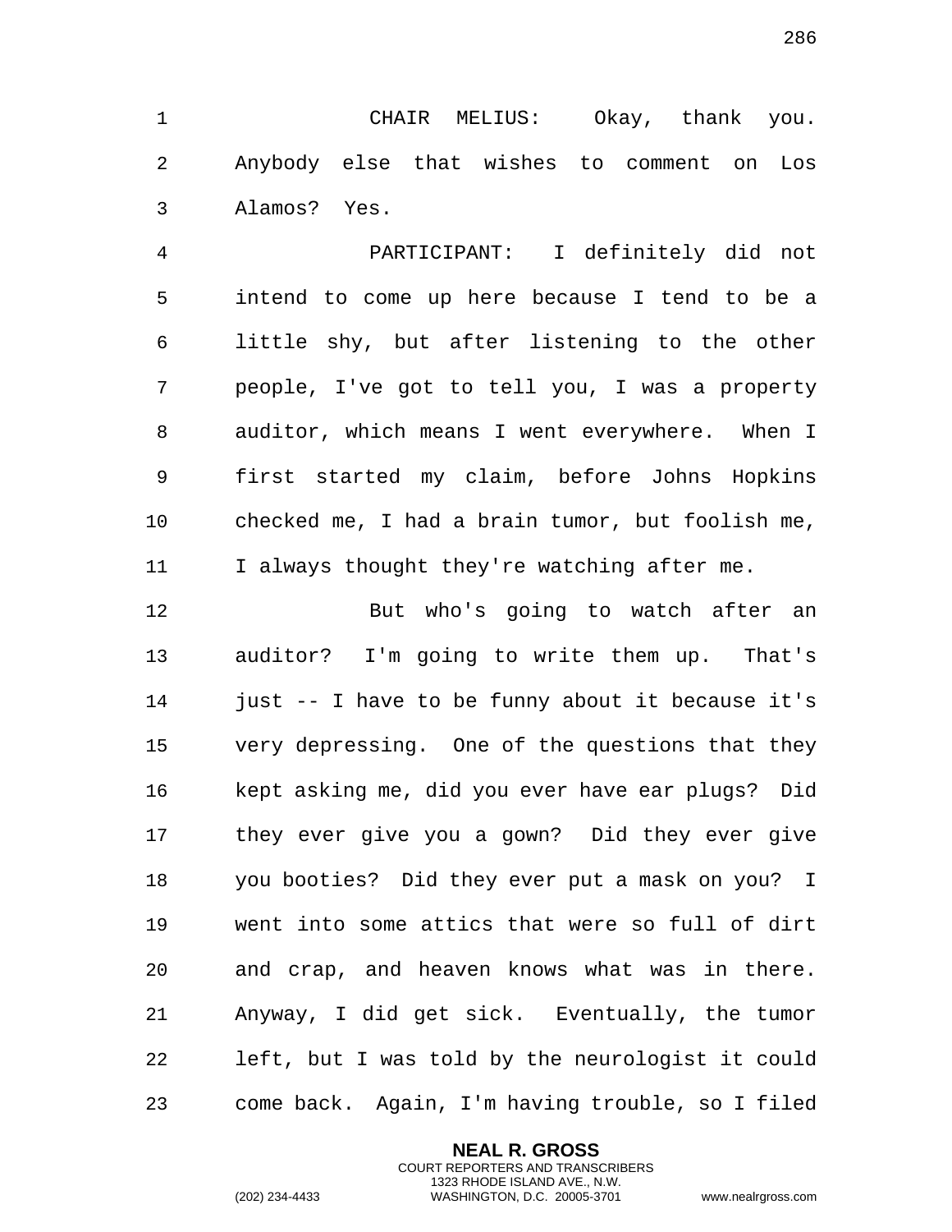CHAIR MELIUS: Okay, thank you. Anybody else that wishes to comment on Los Alamos? Yes.

PARTICIPANT: I definitely did not intend to come up here because I tend to be a little shy, but after listening to the other people, I've got to tell you, I was a property auditor, which means I went everywhere. When I first started my claim, before Johns Hopkins checked me, I had a brain tumor, but foolish me, I always thought they're watching after me.

But who's going to watch after an auditor? I'm going to write them up. That's just -- I have to be funny about it because it's very depressing. One of the questions that they kept asking me, did you ever have ear plugs? Did they ever give you a gown? Did they ever give you booties? Did they ever put a mask on you? I went into some attics that were so full of dirt and crap, and heaven knows what was in there. Anyway, I did get sick. Eventually, the tumor left, but I was told by the neurologist it could come back. Again, I'm having trouble, so I filed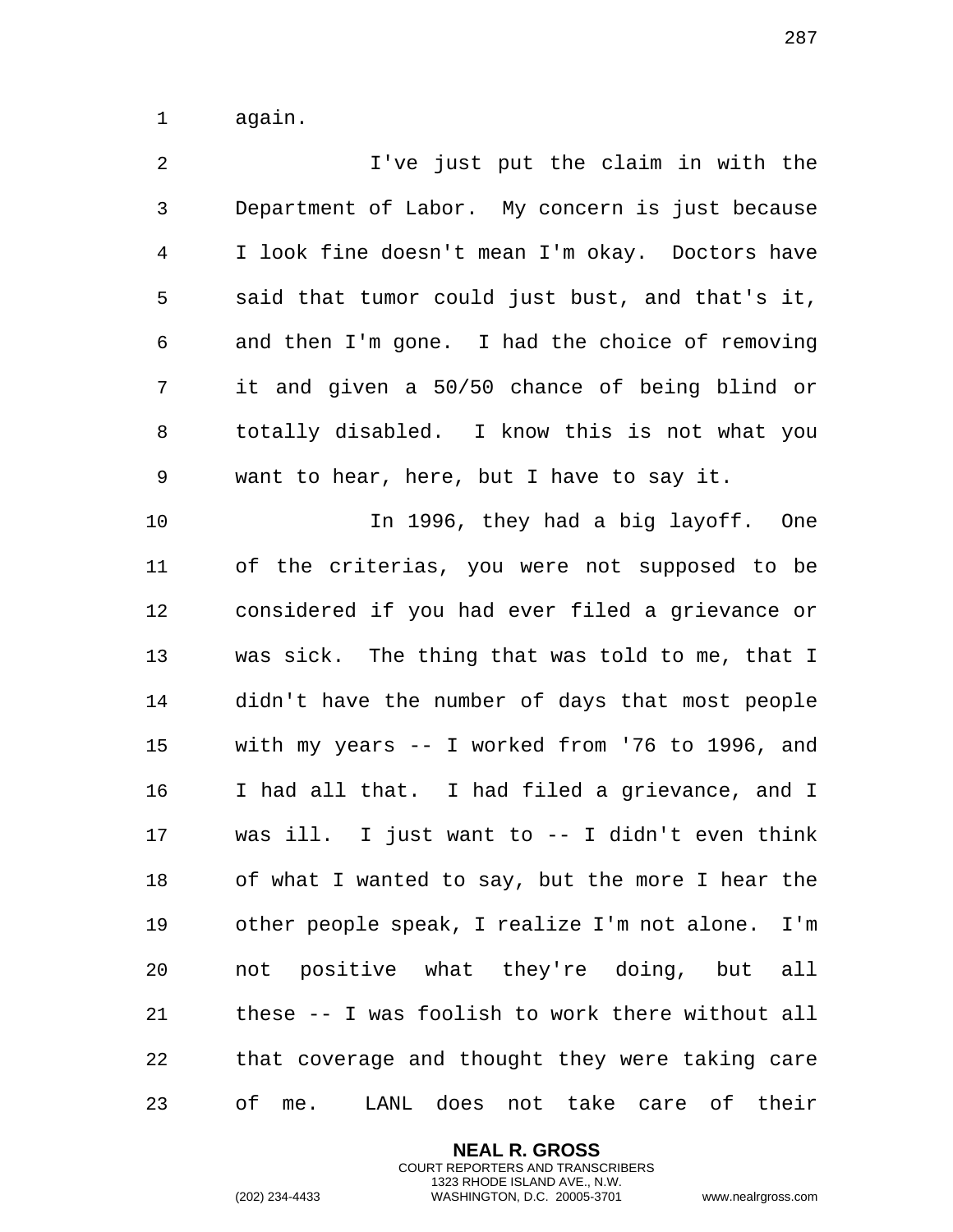again.

I've just put the claim in with the Department of Labor. My concern is just because I look fine doesn't mean I'm okay. Doctors have said that tumor could just bust, and that's it, and then I'm gone. I had the choice of removing it and given a 50/50 chance of being blind or totally disabled. I know this is not what you want to hear, here, but I have to say it.

In 1996, they had a big layoff. One of the criterias, you were not supposed to be considered if you had ever filed a grievance or was sick. The thing that was told to me, that I didn't have the number of days that most people with my years -- I worked from '76 to 1996, and I had all that. I had filed a grievance, and I was ill. I just want to -- I didn't even think of what I wanted to say, but the more I hear the other people speak, I realize I'm not alone. I'm not positive what they're doing, but all these -- I was foolish to work there without all that coverage and thought they were taking care of me. LANL does not take care of their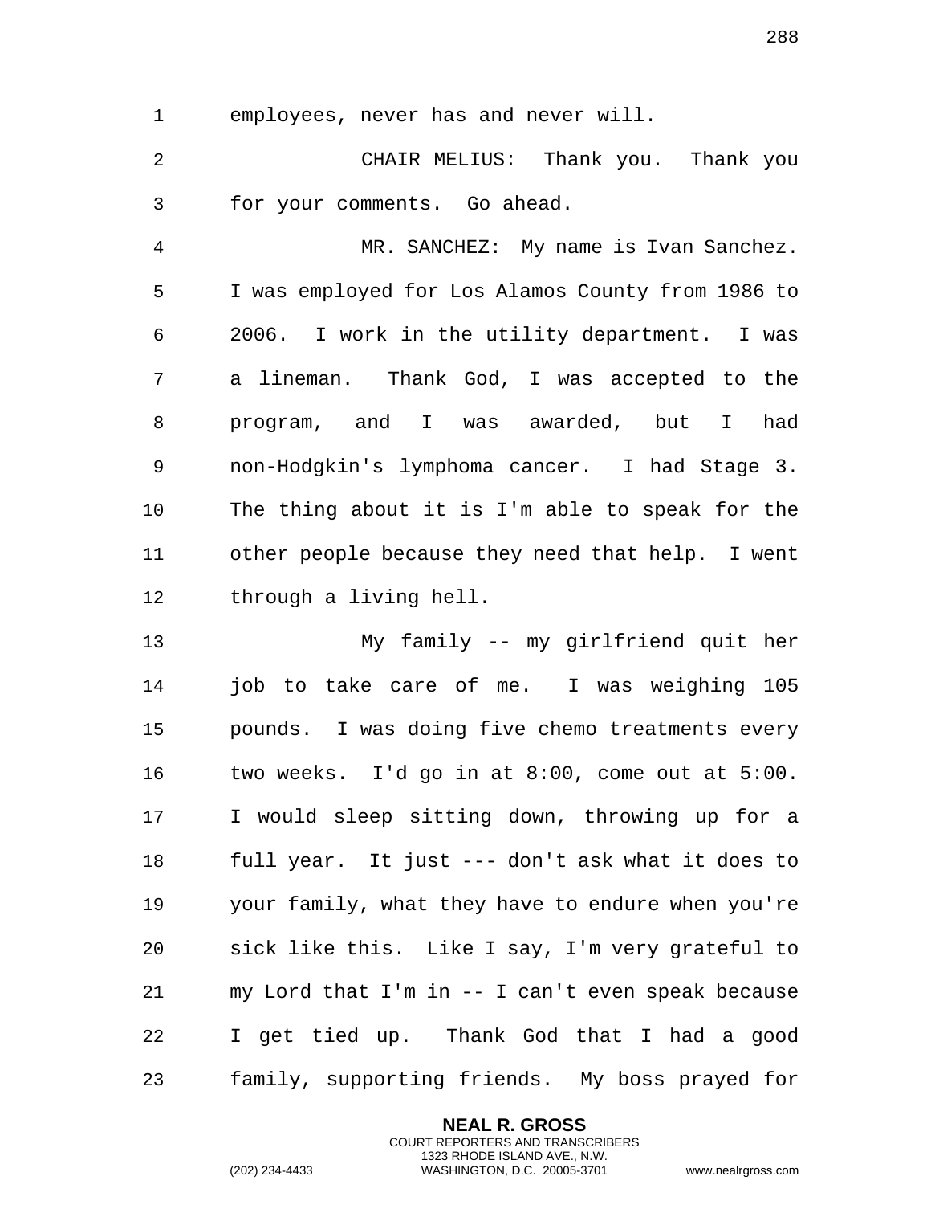employees, never has and never will.

CHAIR MELIUS: Thank you. Thank you for your comments. Go ahead.

MR. SANCHEZ: My name is Ivan Sanchez. I was employed for Los Alamos County from 1986 to 2006. I work in the utility department. I was a lineman. Thank God, I was accepted to the program, and I was awarded, but I had non-Hodgkin's lymphoma cancer. I had Stage 3. The thing about it is I'm able to speak for the other people because they need that help. I went through a living hell.

My family -- my girlfriend quit her job to take care of me. I was weighing 105 pounds. I was doing five chemo treatments every two weeks. I'd go in at 8:00, come out at 5:00. I would sleep sitting down, throwing up for a full year. It just --- don't ask what it does to your family, what they have to endure when you're sick like this. Like I say, I'm very grateful to my Lord that I'm in -- I can't even speak because I get tied up. Thank God that I had a good family, supporting friends. My boss prayed for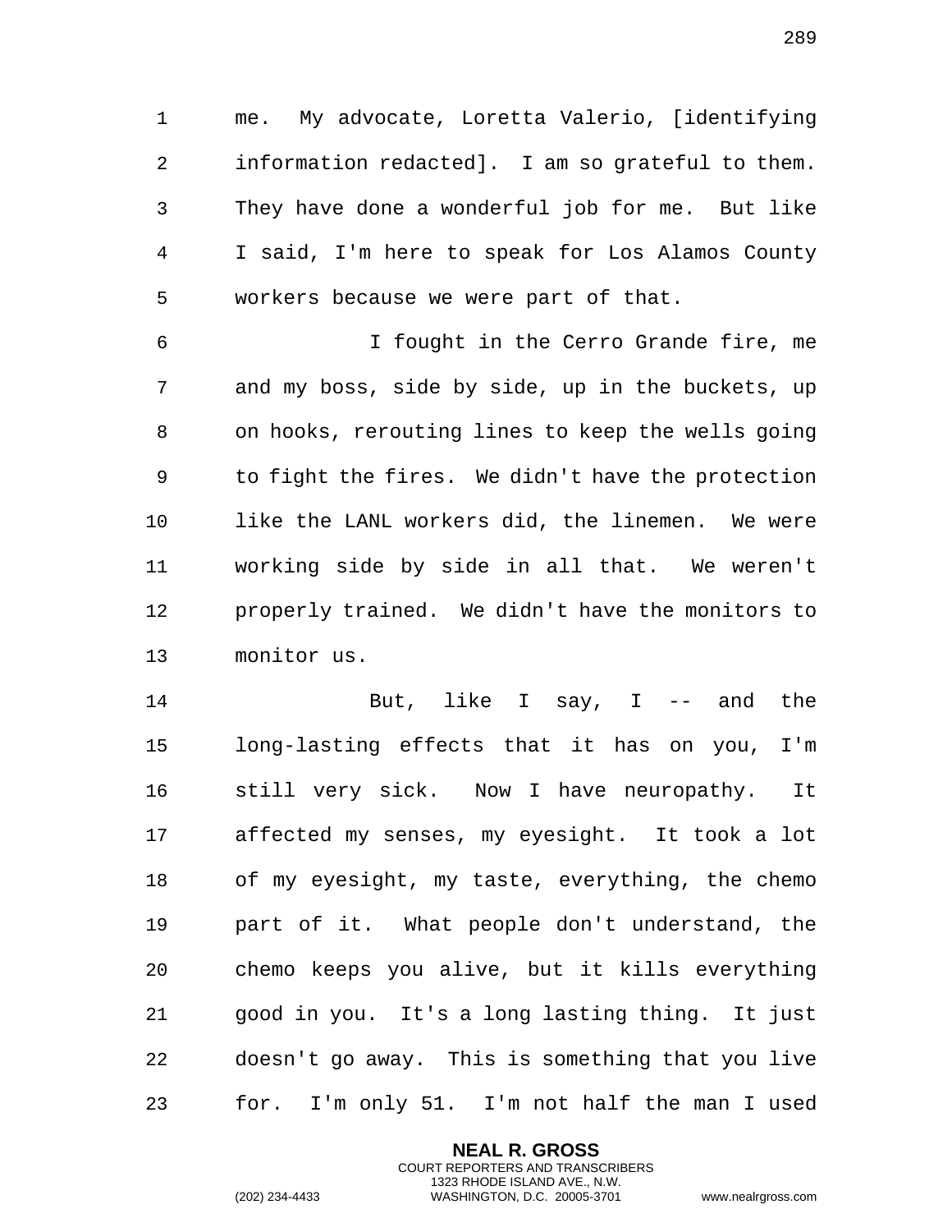me. My advocate, Loretta Valerio, [identifying information redacted]. I am so grateful to them. They have done a wonderful job for me. But like I said, I'm here to speak for Los Alamos County workers because we were part of that.

I fought in the Cerro Grande fire, me and my boss, side by side, up in the buckets, up on hooks, rerouting lines to keep the wells going to fight the fires. We didn't have the protection like the LANL workers did, the linemen. We were working side by side in all that. We weren't properly trained. We didn't have the monitors to monitor us.

But, like I say, I -- and the long-lasting effects that it has on you, I'm still very sick. Now I have neuropathy. It affected my senses, my eyesight. It took a lot of my eyesight, my taste, everything, the chemo part of it. What people don't understand, the chemo keeps you alive, but it kills everything good in you. It's a long lasting thing. It just doesn't go away. This is something that you live for. I'm only 51. I'm not half the man I used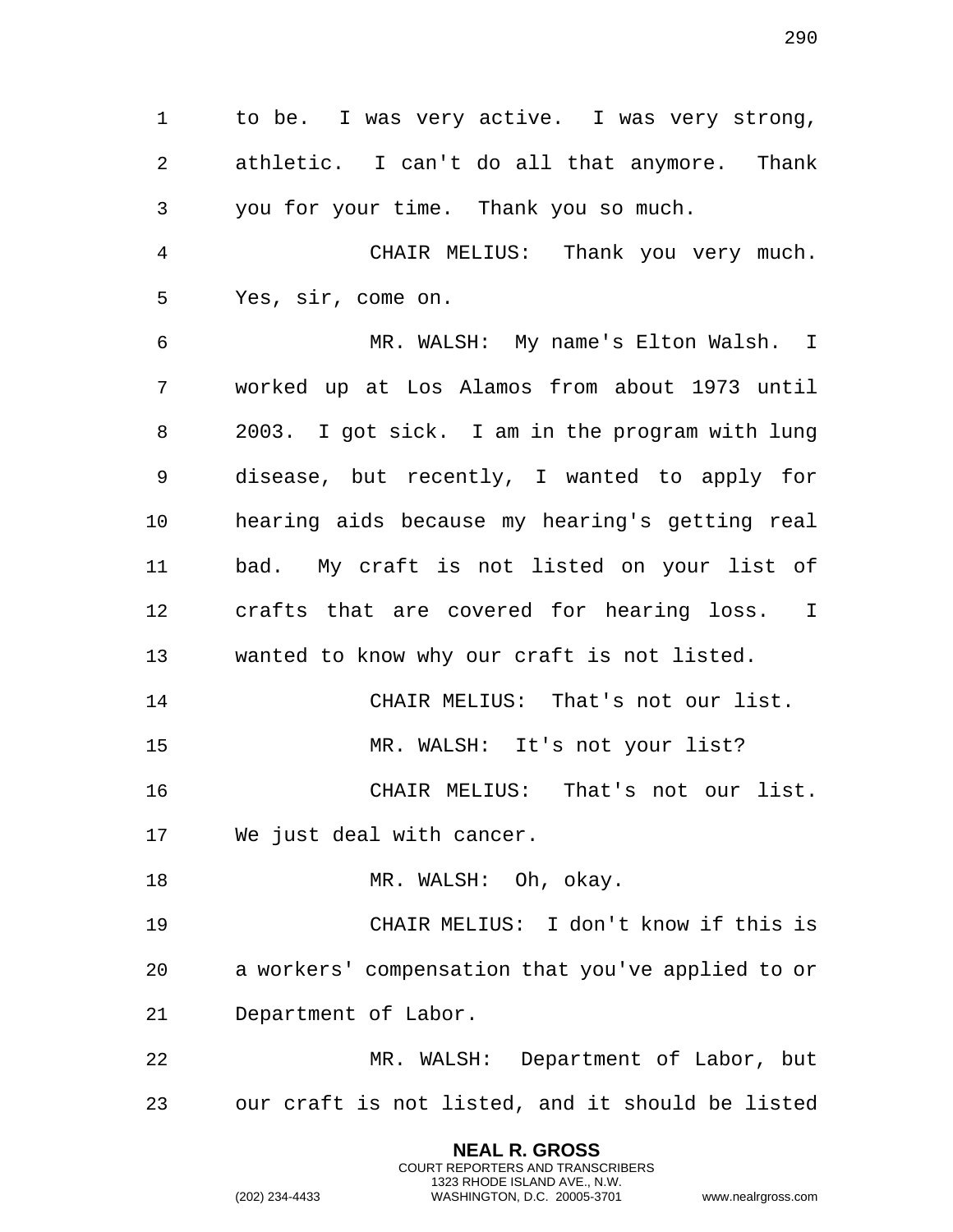to be. I was very active. I was very strong, athletic. I can't do all that anymore. Thank you for your time. Thank you so much.

CHAIR MELIUS: Thank you very much. Yes, sir, come on.

MR. WALSH: My name's Elton Walsh. I worked up at Los Alamos from about 1973 until 2003. I got sick. I am in the program with lung disease, but recently, I wanted to apply for hearing aids because my hearing's getting real bad. My craft is not listed on your list of crafts that are covered for hearing loss. I wanted to know why our craft is not listed.

CHAIR MELIUS: That's not our list.

MR. WALSH: It's not your list?

CHAIR MELIUS: That's not our list. We just deal with cancer.

MR. WALSH: Oh, okay.

CHAIR MELIUS: I don't know if this is a workers' compensation that you've applied to or Department of Labor.

MR. WALSH: Department of Labor, but our craft is not listed, and it should be listed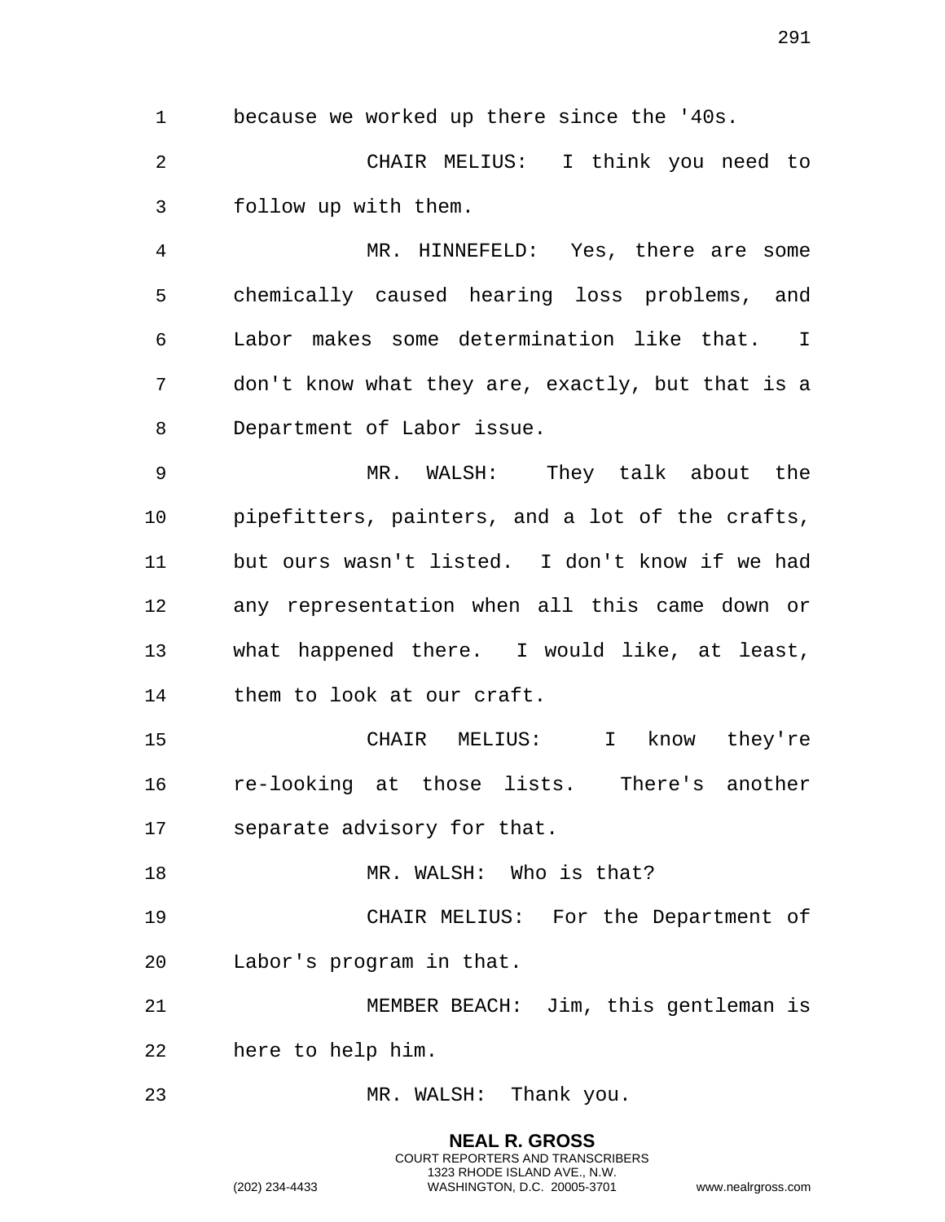because we worked up there since the '40s.

CHAIR MELIUS: I think you need to follow up with them.

MR. HINNEFELD: Yes, there are some chemically caused hearing loss problems, and Labor makes some determination like that. I don't know what they are, exactly, but that is a Department of Labor issue.

MR. WALSH: They talk about the pipefitters, painters, and a lot of the crafts, but ours wasn't listed. I don't know if we had any representation when all this came down or what happened there. I would like, at least, them to look at our craft.

CHAIR MELIUS: I know they're re-looking at those lists. There's another separate advisory for that.

MR. WALSH: Who is that?

CHAIR MELIUS: For the Department of Labor's program in that.

MEMBER BEACH: Jim, this gentleman is here to help him.

MR. WALSH: Thank you.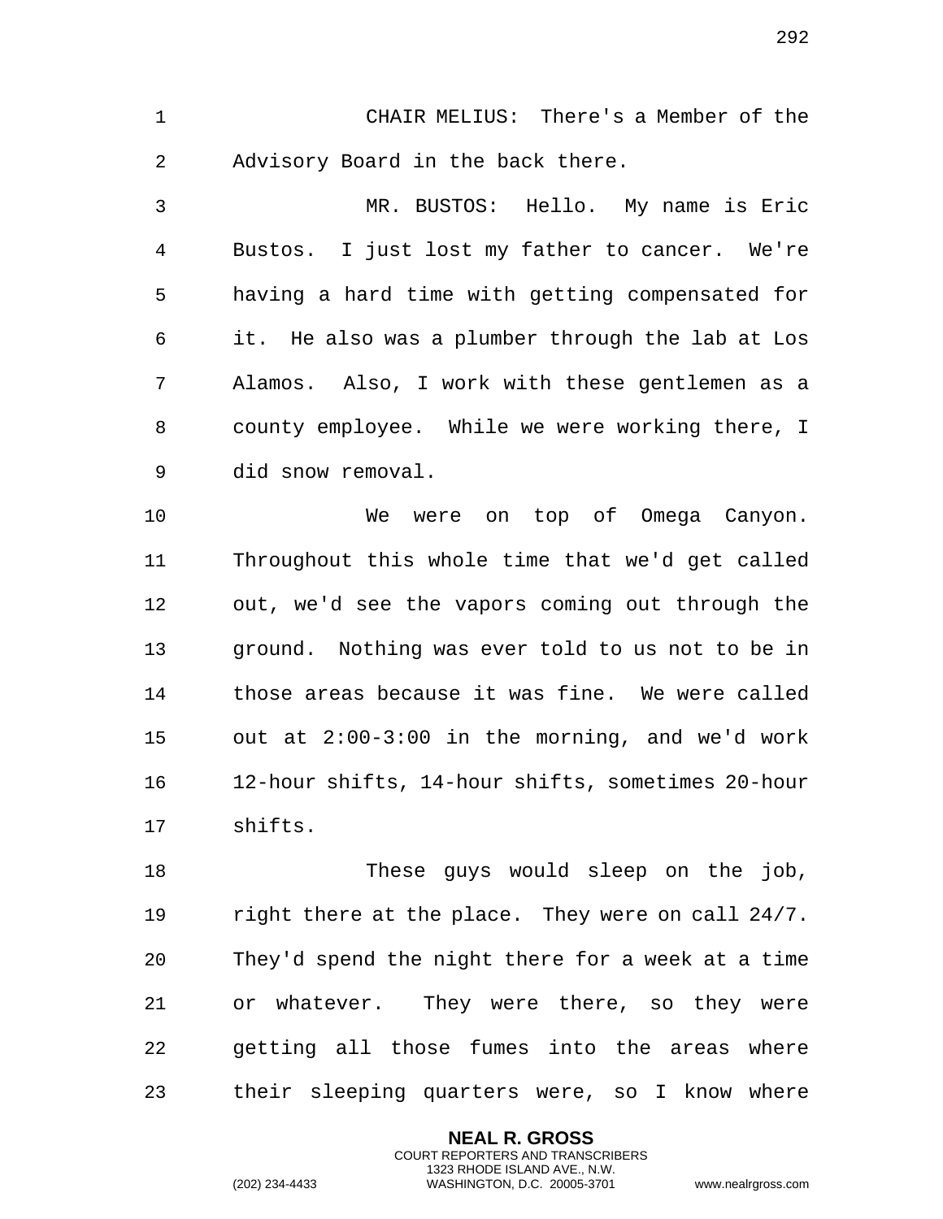CHAIR MELIUS: There's a Member of the Advisory Board in the back there.

MR. BUSTOS: Hello. My name is Eric Bustos. I just lost my father to cancer. We're having a hard time with getting compensated for it. He also was a plumber through the lab at Los Alamos. Also, I work with these gentlemen as a county employee. While we were working there, I did snow removal.

We were on top of Omega Canyon. Throughout this whole time that we'd get called out, we'd see the vapors coming out through the ground. Nothing was ever told to us not to be in those areas because it was fine. We were called out at 2:00-3:00 in the morning, and we'd work 12-hour shifts, 14-hour shifts, sometimes 20-hour shifts.

These guys would sleep on the job, right there at the place. They were on call 24/7. They'd spend the night there for a week at a time or whatever. They were there, so they were getting all those fumes into the areas where their sleeping quarters were, so I know where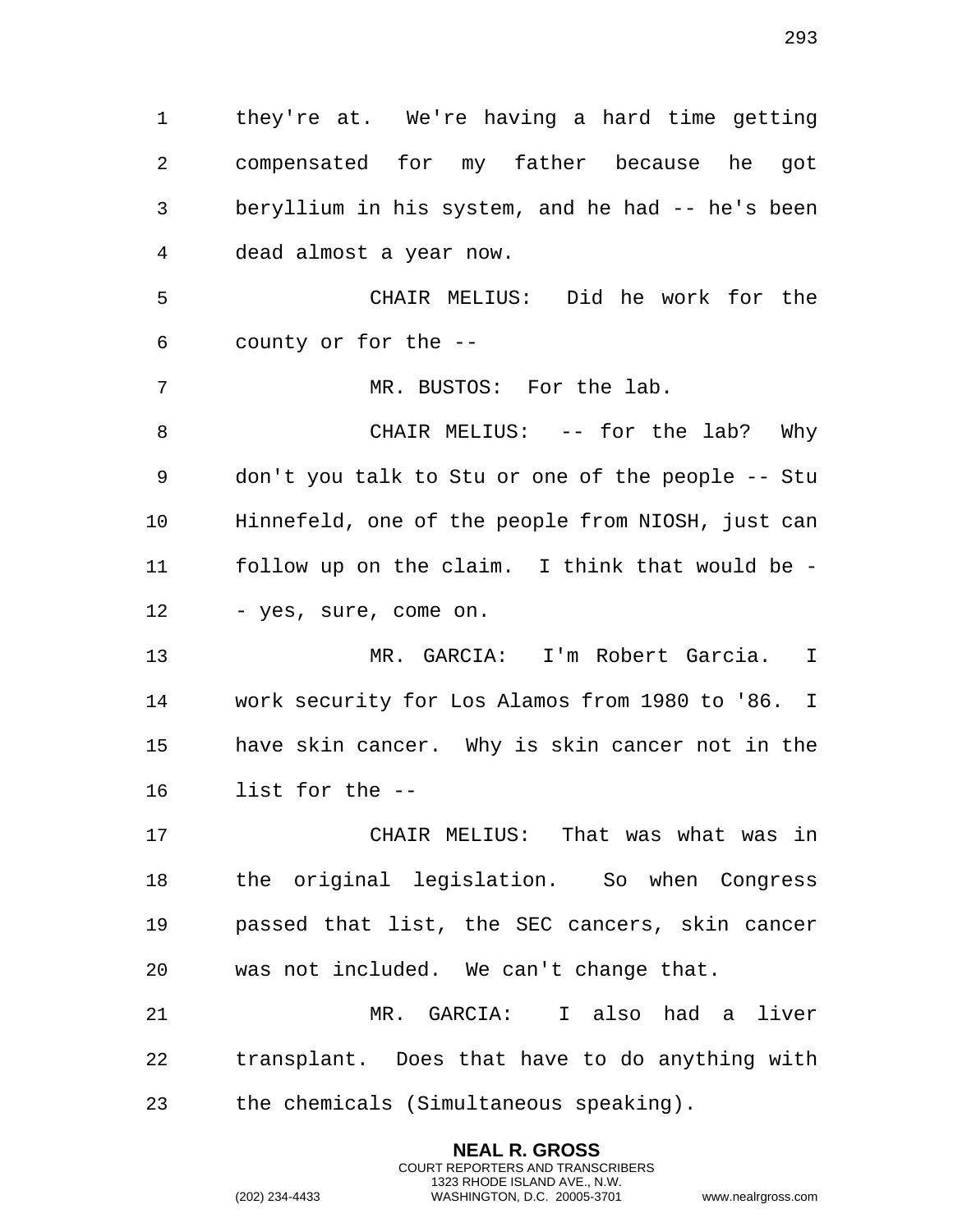they're at. We're having a hard time getting compensated for my father because he got beryllium in his system, and he had -- he's been dead almost a year now.

CHAIR MELIUS: Did he work for the county or for the --

MR. BUSTOS: For the lab.

CHAIR MELIUS: -- for the lab? Why don't you talk to Stu or one of the people -- Stu Hinnefeld, one of the people from NIOSH, just can follow up on the claim. I think that would be -- yes, sure, come on.

MR. GARCIA: I'm Robert Garcia. I work security for Los Alamos from 1980 to '86. I have skin cancer. Why is skin cancer not in the list for the --

CHAIR MELIUS: That was what was in the original legislation. So when Congress passed that list, the SEC cancers, skin cancer was not included. We can't change that.

MR. GARCIA: I also had a liver transplant. Does that have to do anything with the chemicals (Simultaneous speaking).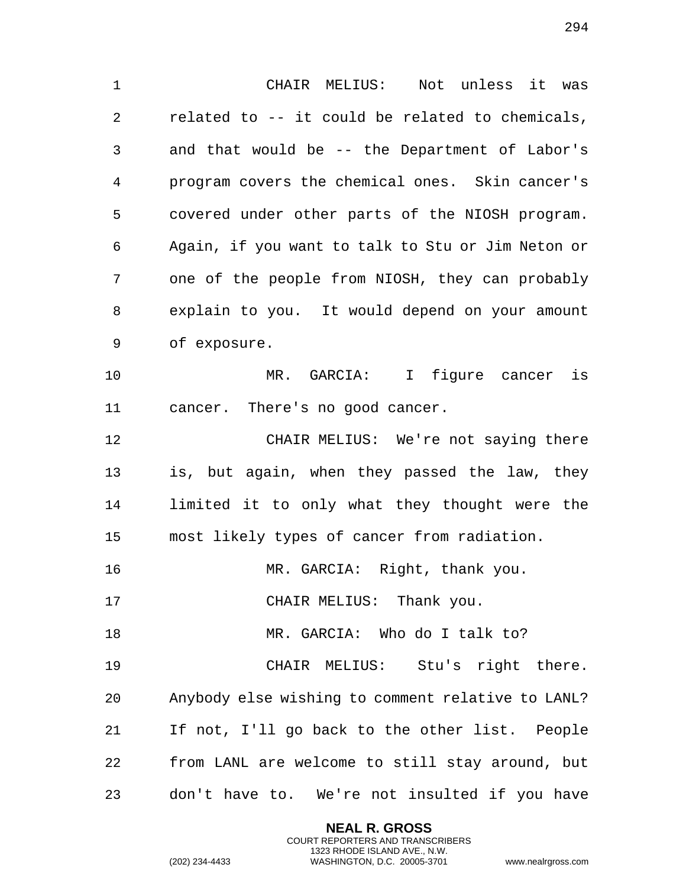CHAIR MELIUS: Not unless it was related to -- it could be related to chemicals, and that would be -- the Department of Labor's program covers the chemical ones. Skin cancer's covered under other parts of the NIOSH program. Again, if you want to talk to Stu or Jim Neton or one of the people from NIOSH, they can probably explain to you. It would depend on your amount of exposure.

MR. GARCIA: I figure cancer is cancer. There's no good cancer.

CHAIR MELIUS: We're not saying there is, but again, when they passed the law, they limited it to only what they thought were the most likely types of cancer from radiation.

MR. GARCIA: Right, thank you.

CHAIR MELIUS: Thank you.

MR. GARCIA: Who do I talk to?

CHAIR MELIUS: Stu's right there. Anybody else wishing to comment relative to LANL? If not, I'll go back to the other list. People from LANL are welcome to still stay around, but don't have to. We're not insulted if you have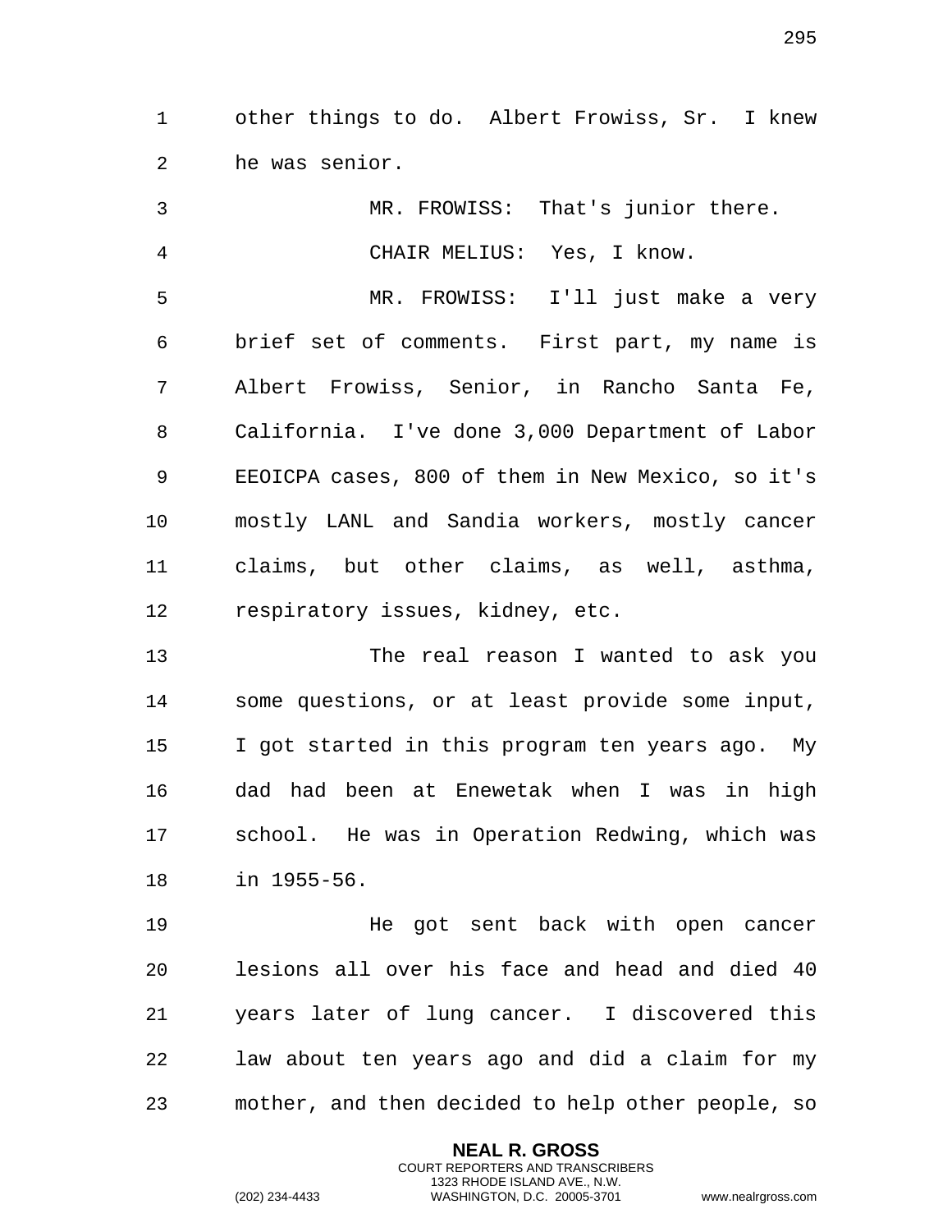other things to do. Albert Frowiss, Sr. I knew he was senior.

MR. FROWISS: That's junior there.

CHAIR MELIUS: Yes, I know.

MR. FROWISS: I'll just make a very brief set of comments. First part, my name is Albert Frowiss, Senior, in Rancho Santa Fe, California. I've done 3,000 Department of Labor EEOICPA cases, 800 of them in New Mexico, so it's mostly LANL and Sandia workers, mostly cancer claims, but other claims, as well, asthma, respiratory issues, kidney, etc.

The real reason I wanted to ask you some questions, or at least provide some input, I got started in this program ten years ago. My dad had been at Enewetak when I was in high school. He was in Operation Redwing, which was in 1955-56.

He got sent back with open cancer lesions all over his face and head and died 40 years later of lung cancer. I discovered this law about ten years ago and did a claim for my mother, and then decided to help other people, so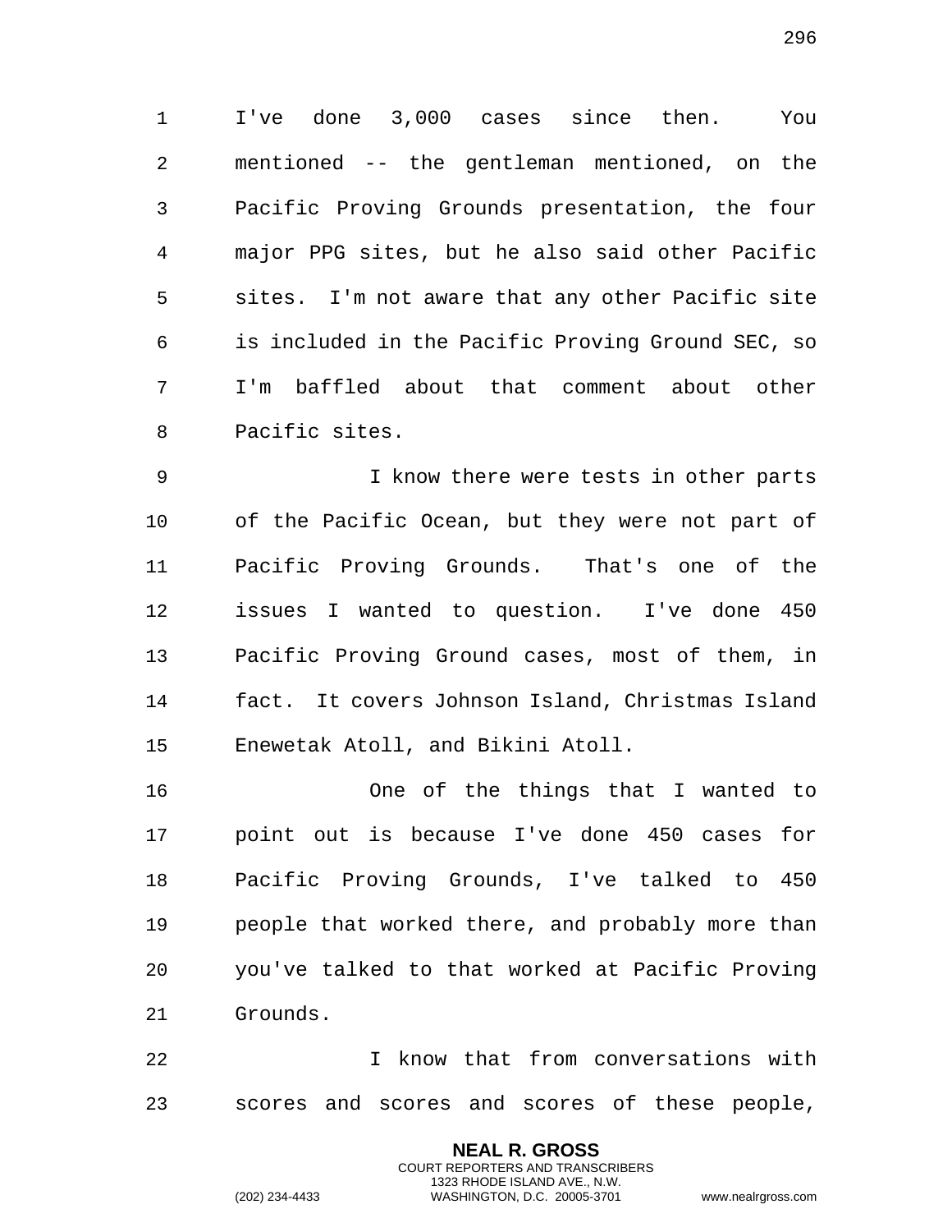I've done 3,000 cases since then. You mentioned -- the gentleman mentioned, on the Pacific Proving Grounds presentation, the four major PPG sites, but he also said other Pacific sites. I'm not aware that any other Pacific site is included in the Pacific Proving Ground SEC, so I'm baffled about that comment about other Pacific sites.

I know there were tests in other parts of the Pacific Ocean, but they were not part of Pacific Proving Grounds. That's one of the issues I wanted to question. I've done 450 Pacific Proving Ground cases, most of them, in fact. It covers Johnson Island, Christmas Island Enewetak Atoll, and Bikini Atoll.

One of the things that I wanted to point out is because I've done 450 cases for Pacific Proving Grounds, I've talked to 450 people that worked there, and probably more than you've talked to that worked at Pacific Proving Grounds.

I know that from conversations with scores and scores and scores of these people,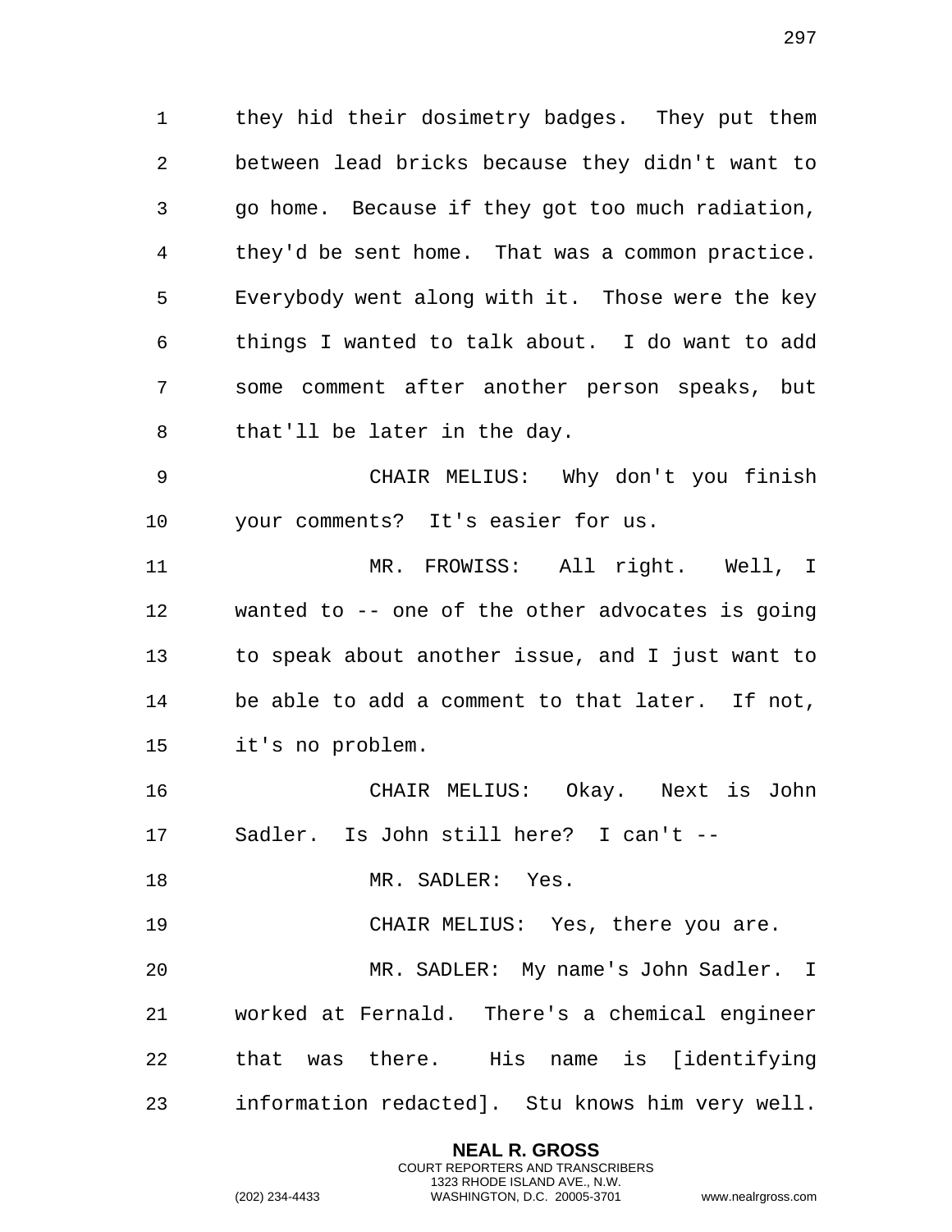they hid their dosimetry badges. They put them between lead bricks because they didn't want to go home. Because if they got too much radiation, they'd be sent home. That was a common practice. Everybody went along with it. Those were the key things I wanted to talk about. I do want to add some comment after another person speaks, but that'll be later in the day.

CHAIR MELIUS: Why don't you finish your comments? It's easier for us.

MR. FROWISS: All right. Well, I wanted to -- one of the other advocates is going to speak about another issue, and I just want to be able to add a comment to that later. If not, it's no problem.

CHAIR MELIUS: Okay. Next is John Sadler. Is John still here? I can't --

MR. SADLER: Yes.

CHAIR MELIUS: Yes, there you are.

MR. SADLER: My name's John Sadler. I worked at Fernald. There's a chemical engineer that was there. His name is [identifying information redacted]. Stu knows him very well.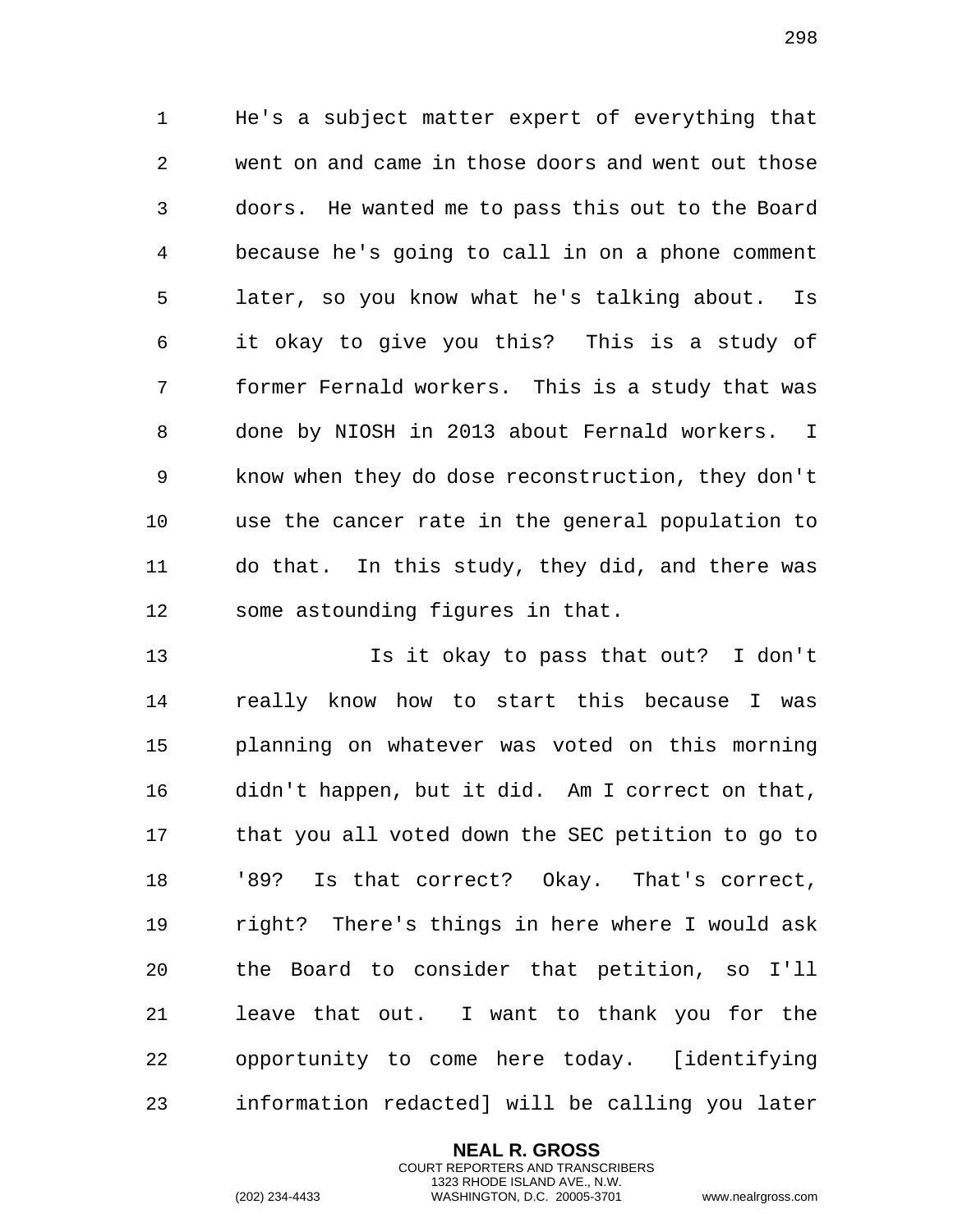He's a subject matter expert of everything that went on and came in those doors and went out those doors. He wanted me to pass this out to the Board because he's going to call in on a phone comment later, so you know what he's talking about. Is it okay to give you this? This is a study of former Fernald workers. This is a study that was done by NIOSH in 2013 about Fernald workers. I know when they do dose reconstruction, they don't use the cancer rate in the general population to do that. In this study, they did, and there was some astounding figures in that.

Is it okay to pass that out? I don't really know how to start this because I was planning on whatever was voted on this morning didn't happen, but it did. Am I correct on that, that you all voted down the SEC petition to go to '89? Is that correct? Okay. That's correct, right? There's things in here where I would ask the Board to consider that petition, so I'll leave that out. I want to thank you for the opportunity to come here today. [identifying information redacted] will be calling you later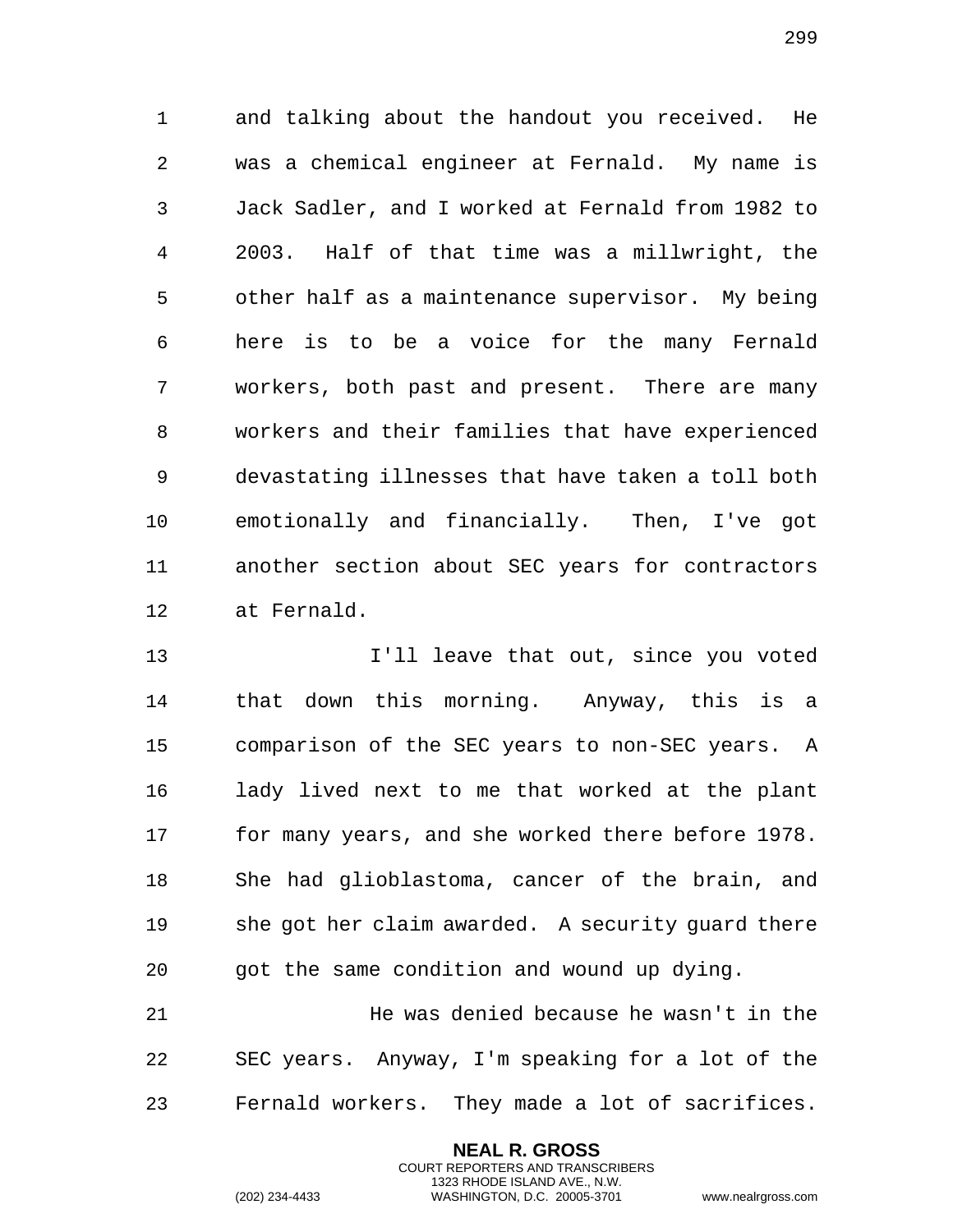and talking about the handout you received. He was a chemical engineer at Fernald. My name is Jack Sadler, and I worked at Fernald from 1982 to 2003. Half of that time was a millwright, the other half as a maintenance supervisor. My being here is to be a voice for the many Fernald workers, both past and present. There are many workers and their families that have experienced devastating illnesses that have taken a toll both emotionally and financially. Then, I've got another section about SEC years for contractors at Fernald.

I'll leave that out, since you voted that down this morning. Anyway, this is a comparison of the SEC years to non-SEC years. A lady lived next to me that worked at the plant for many years, and she worked there before 1978. She had glioblastoma, cancer of the brain, and she got her claim awarded. A security guard there got the same condition and wound up dying.

He was denied because he wasn't in the SEC years. Anyway, I'm speaking for a lot of the Fernald workers. They made a lot of sacrifices.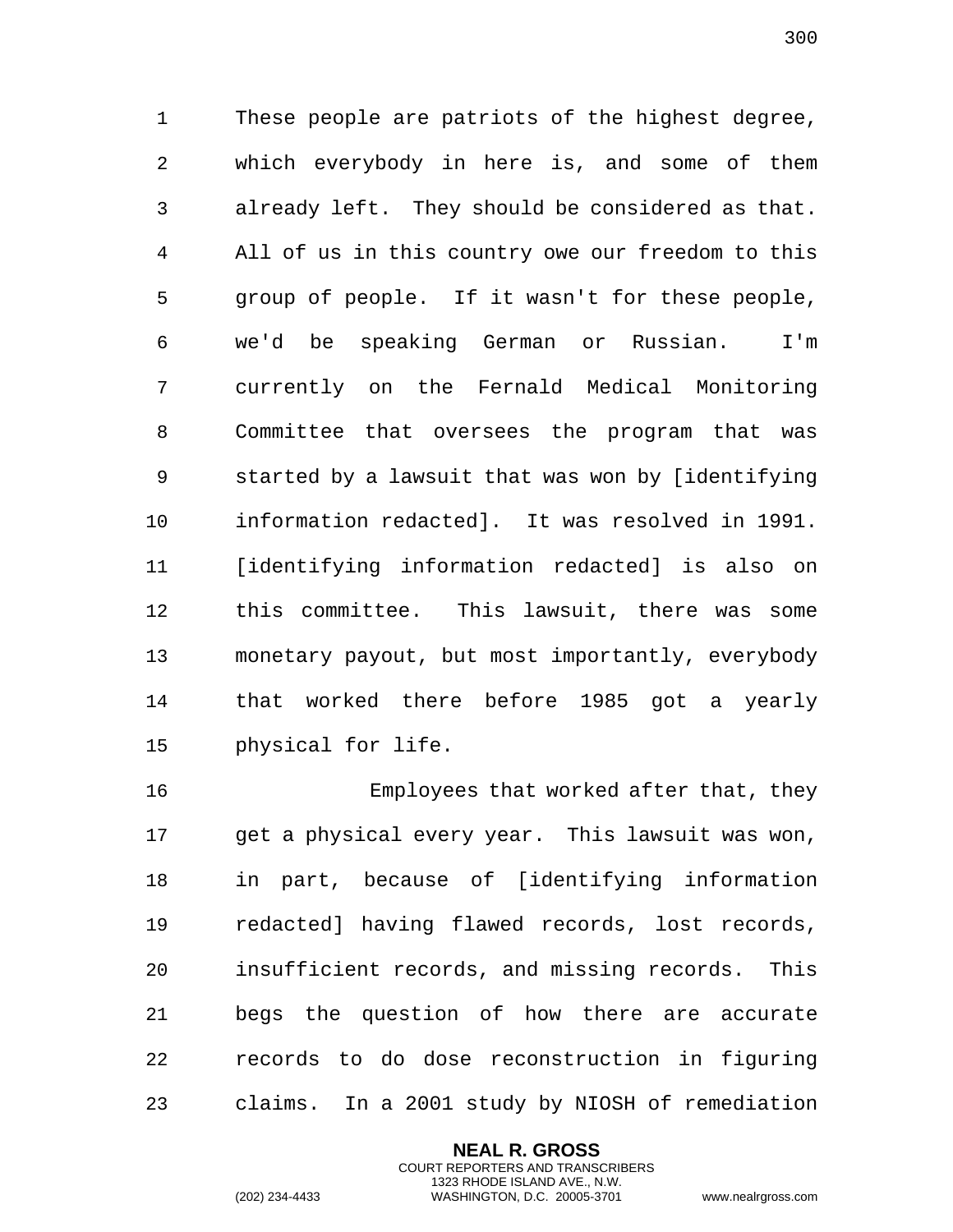These people are patriots of the highest degree, which everybody in here is, and some of them already left. They should be considered as that. All of us in this country owe our freedom to this group of people. If it wasn't for these people, we'd be speaking German or Russian. I'm currently on the Fernald Medical Monitoring Committee that oversees the program that was started by a lawsuit that was won by [identifying information redacted]. It was resolved in 1991. [identifying information redacted] is also on this committee. This lawsuit, there was some monetary payout, but most importantly, everybody that worked there before 1985 got a yearly physical for life.

Employees that worked after that, they get a physical every year. This lawsuit was won, in part, because of [identifying information redacted] having flawed records, lost records, insufficient records, and missing records. This begs the question of how there are accurate records to do dose reconstruction in figuring claims. In a 2001 study by NIOSH of remediation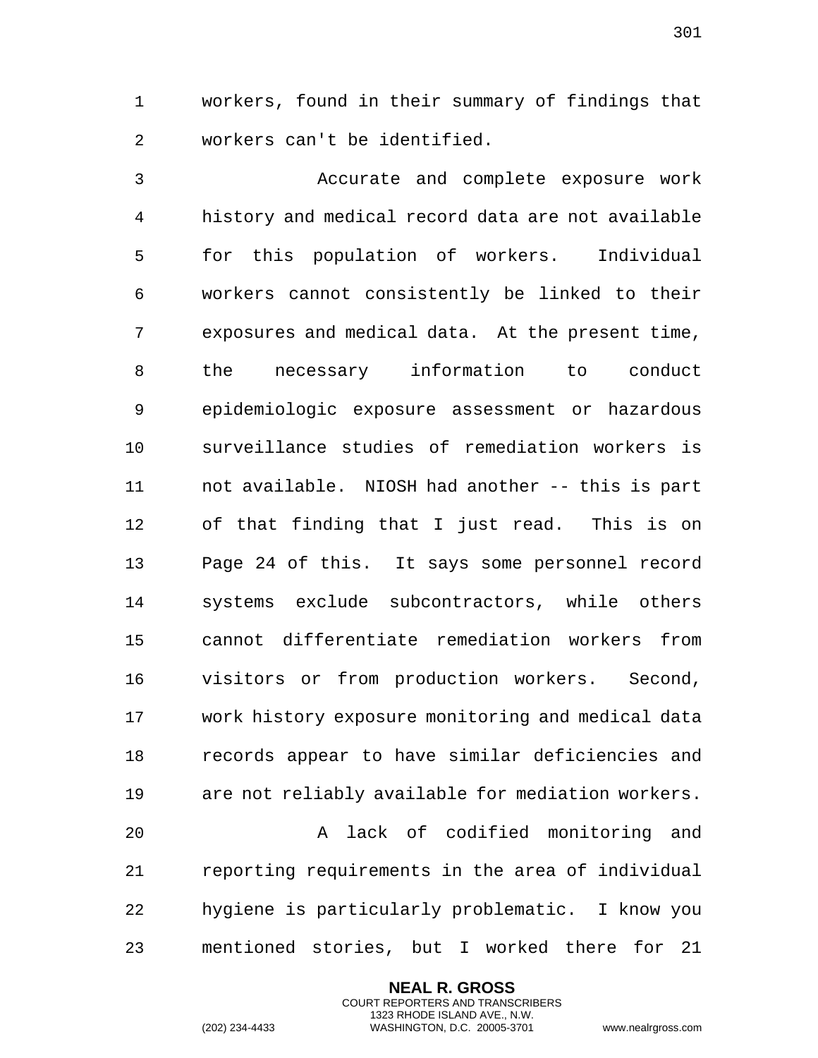workers, found in their summary of findings that workers can't be identified.

Accurate and complete exposure work history and medical record data are not available for this population of workers. Individual workers cannot consistently be linked to their exposures and medical data. At the present time, the necessary information to conduct epidemiologic exposure assessment or hazardous surveillance studies of remediation workers is not available. NIOSH had another -- this is part of that finding that I just read. This is on Page 24 of this. It says some personnel record systems exclude subcontractors, while others cannot differentiate remediation workers from visitors or from production workers. Second, work history exposure monitoring and medical data records appear to have similar deficiencies and are not reliably available for mediation workers.

A lack of codified monitoring and reporting requirements in the area of individual hygiene is particularly problematic. I know you mentioned stories, but I worked there for 21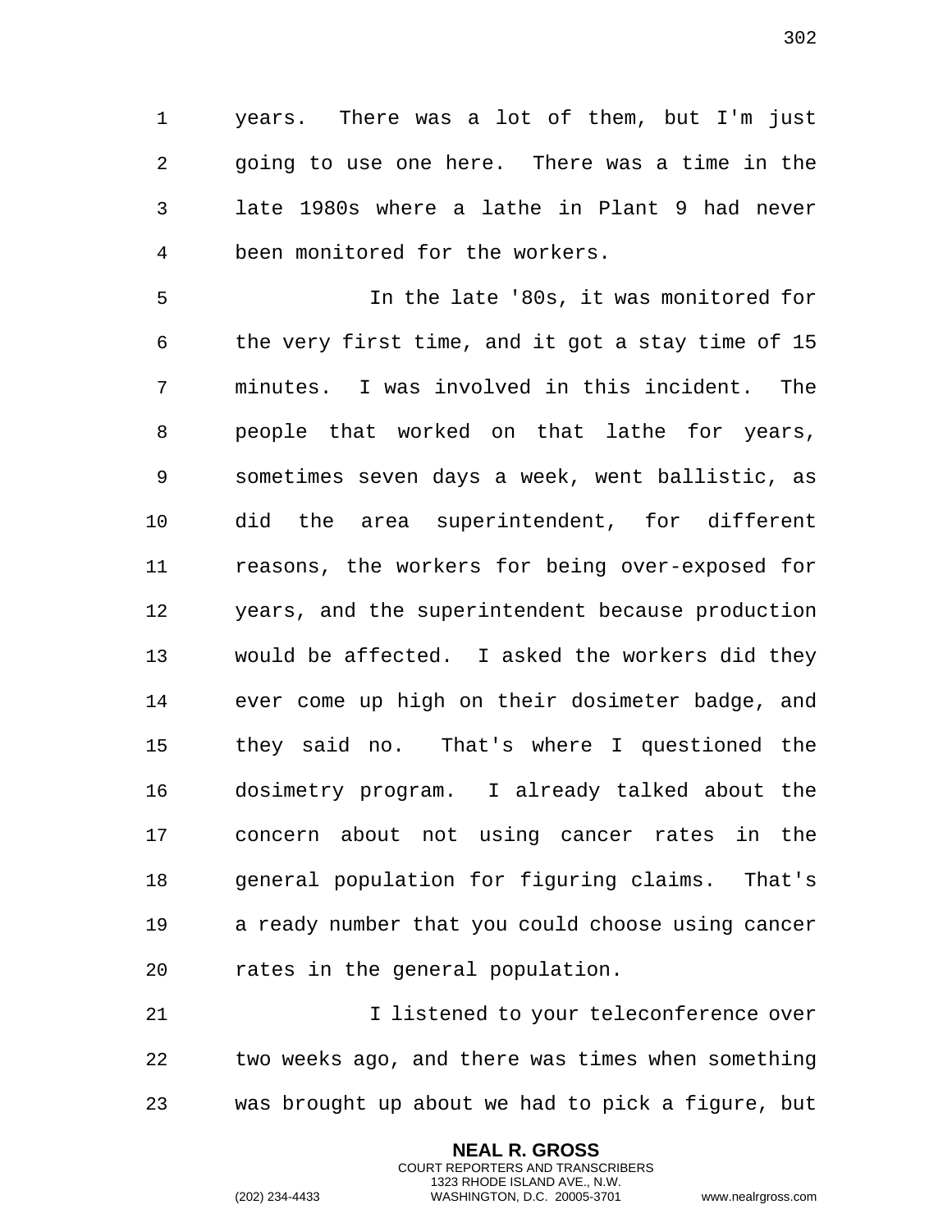years. There was a lot of them, but I'm just going to use one here. There was a time in the late 1980s where a lathe in Plant 9 had never been monitored for the workers.

In the late '80s, it was monitored for the very first time, and it got a stay time of 15 minutes. I was involved in this incident. The people that worked on that lathe for years, sometimes seven days a week, went ballistic, as did the area superintendent, for different reasons, the workers for being over-exposed for years, and the superintendent because production would be affected. I asked the workers did they ever come up high on their dosimeter badge, and they said no. That's where I questioned the dosimetry program. I already talked about the concern about not using cancer rates in the general population for figuring claims. That's a ready number that you could choose using cancer rates in the general population.

I listened to your teleconference over two weeks ago, and there was times when something was brought up about we had to pick a figure, but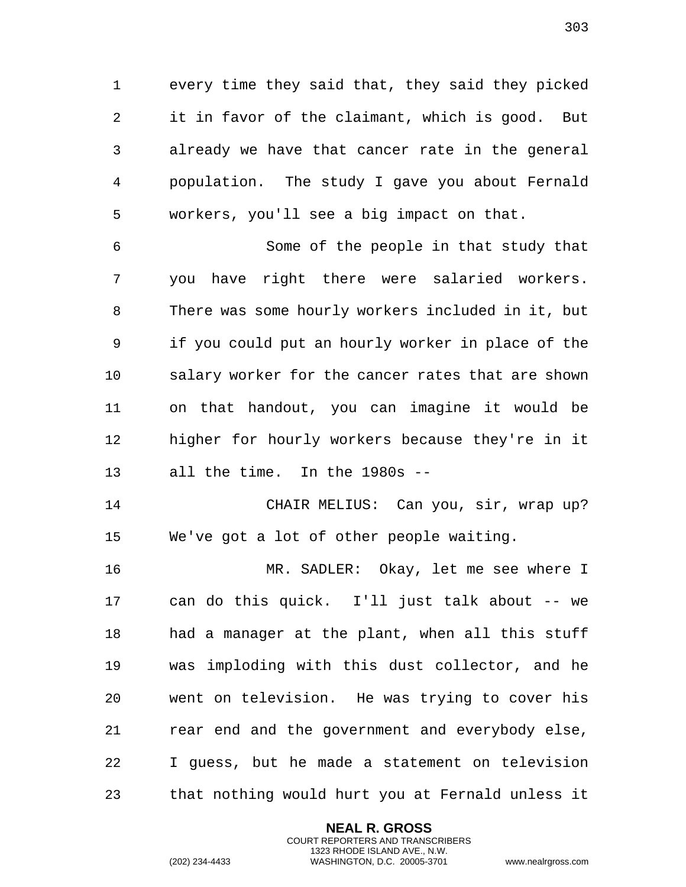every time they said that, they said they picked it in favor of the claimant, which is good. But already we have that cancer rate in the general population. The study I gave you about Fernald workers, you'll see a big impact on that.

Some of the people in that study that you have right there were salaried workers. There was some hourly workers included in it, but if you could put an hourly worker in place of the salary worker for the cancer rates that are shown on that handout, you can imagine it would be higher for hourly workers because they're in it all the time. In the 1980s --

CHAIR MELIUS: Can you, sir, wrap up? We've got a lot of other people waiting.

MR. SADLER: Okay, let me see where I can do this quick. I'll just talk about -- we had a manager at the plant, when all this stuff was imploding with this dust collector, and he went on television. He was trying to cover his rear end and the government and everybody else, I guess, but he made a statement on television that nothing would hurt you at Fernald unless it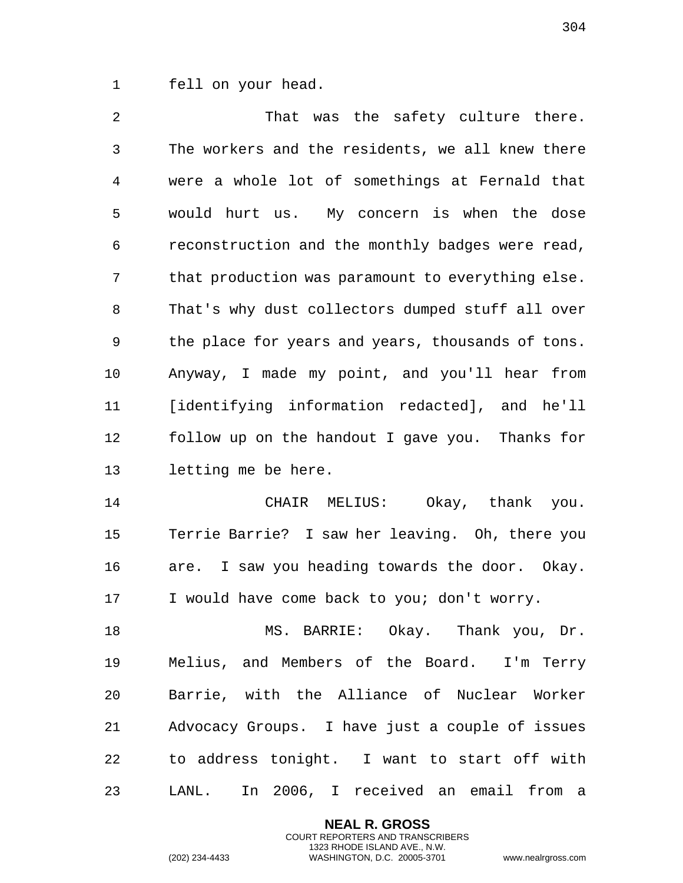fell on your head.

That was the safety culture there. The workers and the residents, we all knew there were a whole lot of somethings at Fernald that would hurt us. My concern is when the dose reconstruction and the monthly badges were read, that production was paramount to everything else. That's why dust collectors dumped stuff all over the place for years and years, thousands of tons. Anyway, I made my point, and you'll hear from [identifying information redacted], and he'll follow up on the handout I gave you. Thanks for letting me be here.

CHAIR MELIUS: Okay, thank you. Terrie Barrie? I saw her leaving. Oh, there you are. I saw you heading towards the door. Okay. I would have come back to you; don't worry.

MS. BARRIE: Okay. Thank you, Dr. Melius, and Members of the Board. I'm Terry Barrie, with the Alliance of Nuclear Worker Advocacy Groups. I have just a couple of issues to address tonight. I want to start off with LANL. In 2006, I received an email from a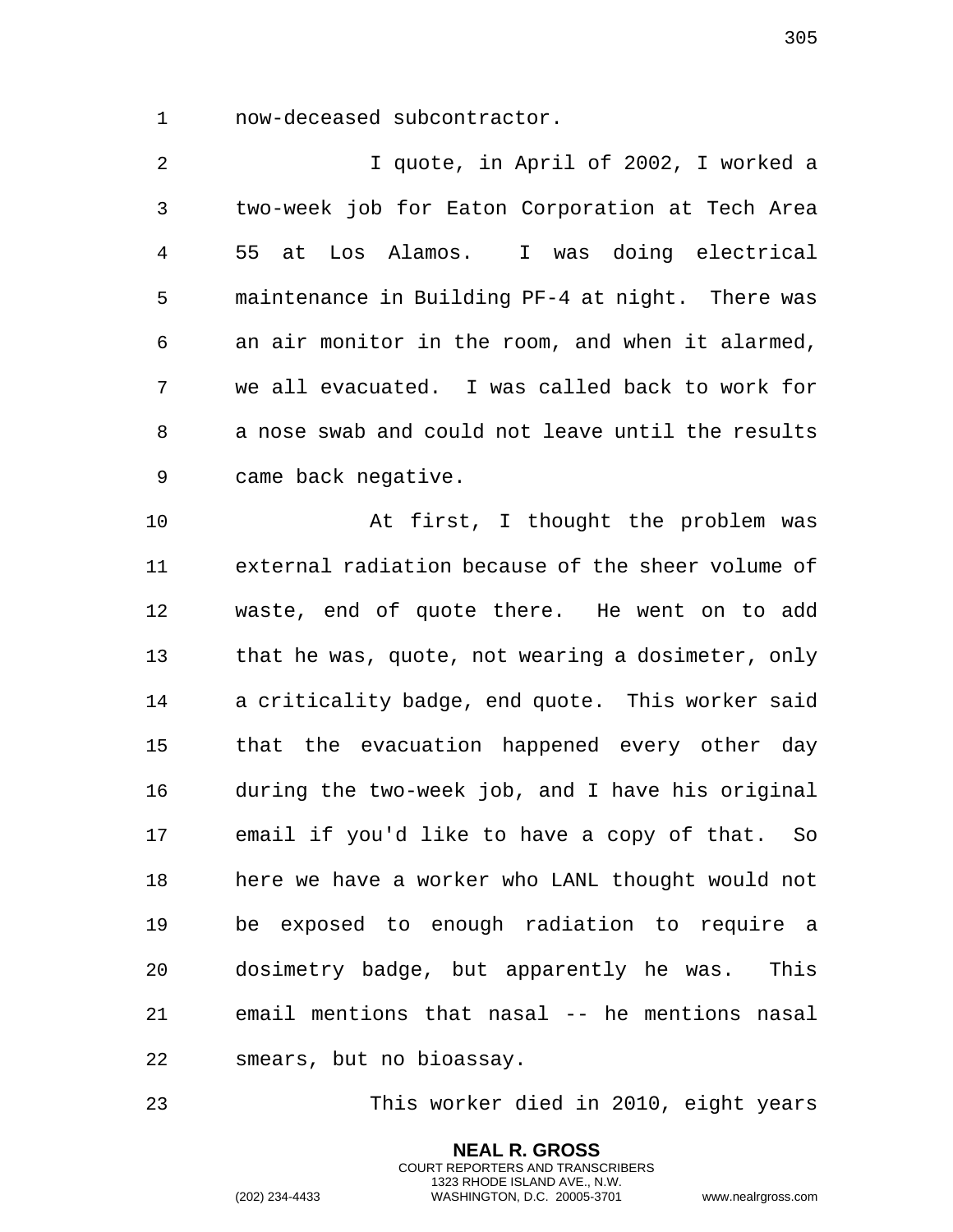now-deceased subcontractor.

I quote, in April of 2002, I worked a two-week job for Eaton Corporation at Tech Area 55 at Los Alamos. I was doing electrical maintenance in Building PF-4 at night. There was an air monitor in the room, and when it alarmed, we all evacuated. I was called back to work for a nose swab and could not leave until the results came back negative.

At first, I thought the problem was external radiation because of the sheer volume of waste, end of quote there. He went on to add that he was, quote, not wearing a dosimeter, only a criticality badge, end quote. This worker said that the evacuation happened every other day during the two-week job, and I have his original email if you'd like to have a copy of that. So here we have a worker who LANL thought would not be exposed to enough radiation to require a dosimetry badge, but apparently he was. This email mentions that nasal -- he mentions nasal smears, but no bioassay.

This worker died in 2010, eight years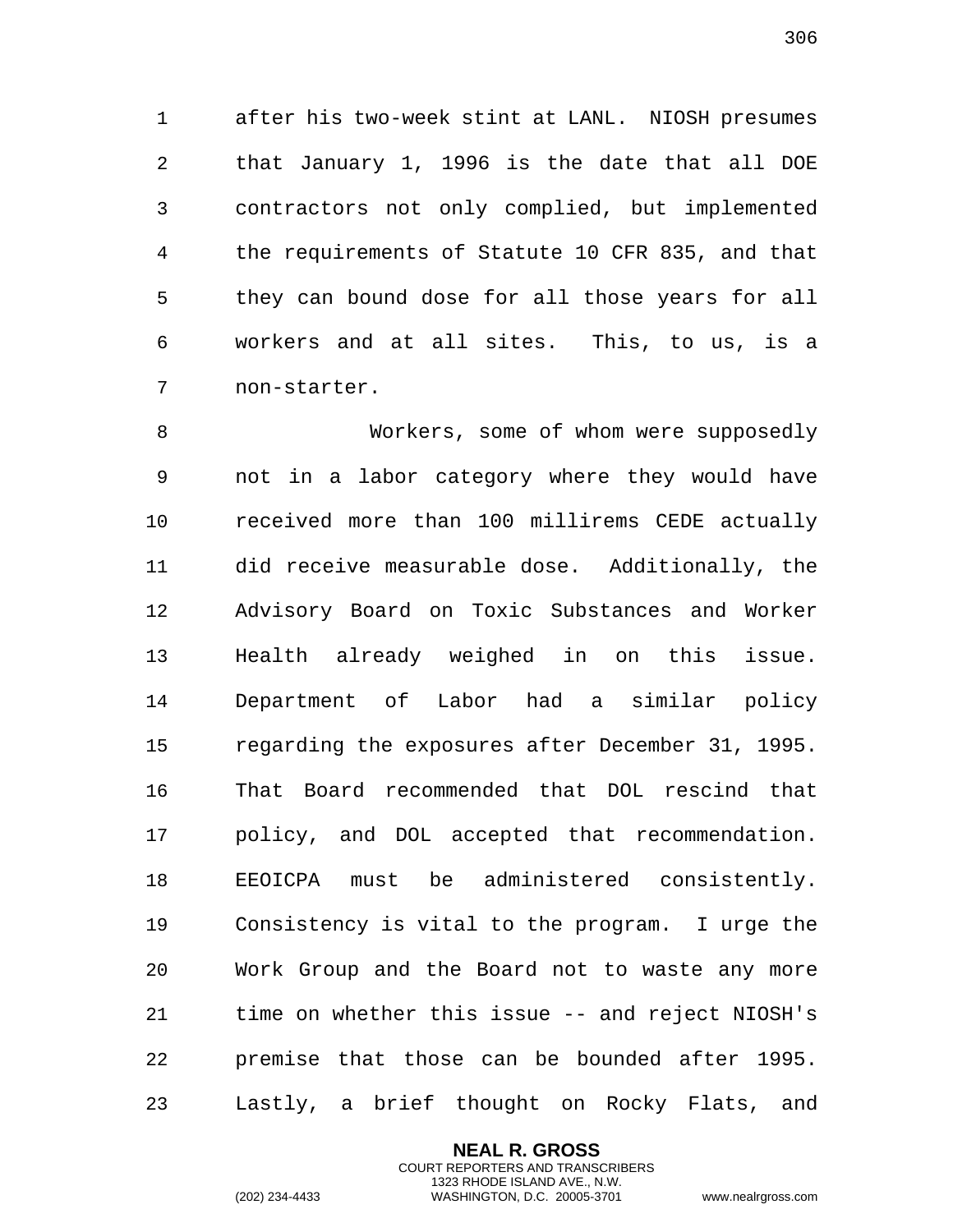after his two-week stint at LANL. NIOSH presumes that January 1, 1996 is the date that all DOE contractors not only complied, but implemented the requirements of Statute 10 CFR 835, and that they can bound dose for all those years for all workers and at all sites. This, to us, is a non-starter.

Workers, some of whom were supposedly not in a labor category where they would have received more than 100 millirems CEDE actually did receive measurable dose. Additionally, the Advisory Board on Toxic Substances and Worker Health already weighed in on this issue. Department of Labor had a similar policy regarding the exposures after December 31, 1995. That Board recommended that DOL rescind that policy, and DOL accepted that recommendation. EEOICPA must be administered consistently. Consistency is vital to the program. I urge the Work Group and the Board not to waste any more time on whether this issue -- and reject NIOSH's premise that those can be bounded after 1995. Lastly, a brief thought on Rocky Flats, and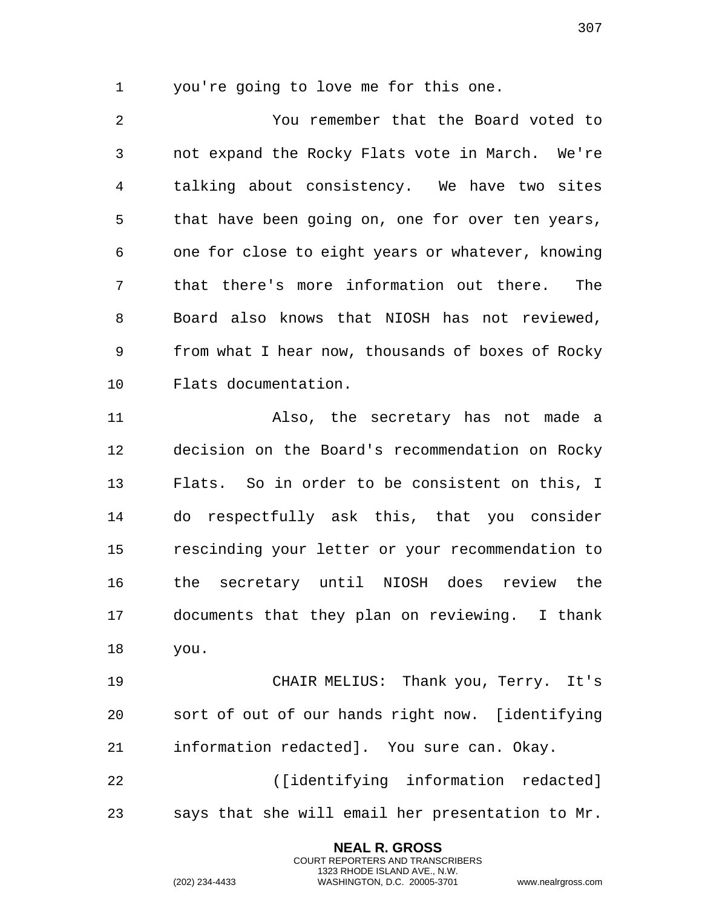you're going to love me for this one.

You remember that the Board voted to not expand the Rocky Flats vote in March. We're talking about consistency. We have two sites that have been going on, one for over ten years, one for close to eight years or whatever, knowing that there's more information out there. The Board also knows that NIOSH has not reviewed, from what I hear now, thousands of boxes of Rocky Flats documentation.

Also, the secretary has not made a decision on the Board's recommendation on Rocky Flats. So in order to be consistent on this, I do respectfully ask this, that you consider rescinding your letter or your recommendation to the secretary until NIOSH does review the documents that they plan on reviewing. I thank you.

CHAIR MELIUS: Thank you, Terry. It's sort of out of our hands right now. [identifying information redacted]. You sure can. Okay.

([identifying information redacted] says that she will email her presentation to Mr.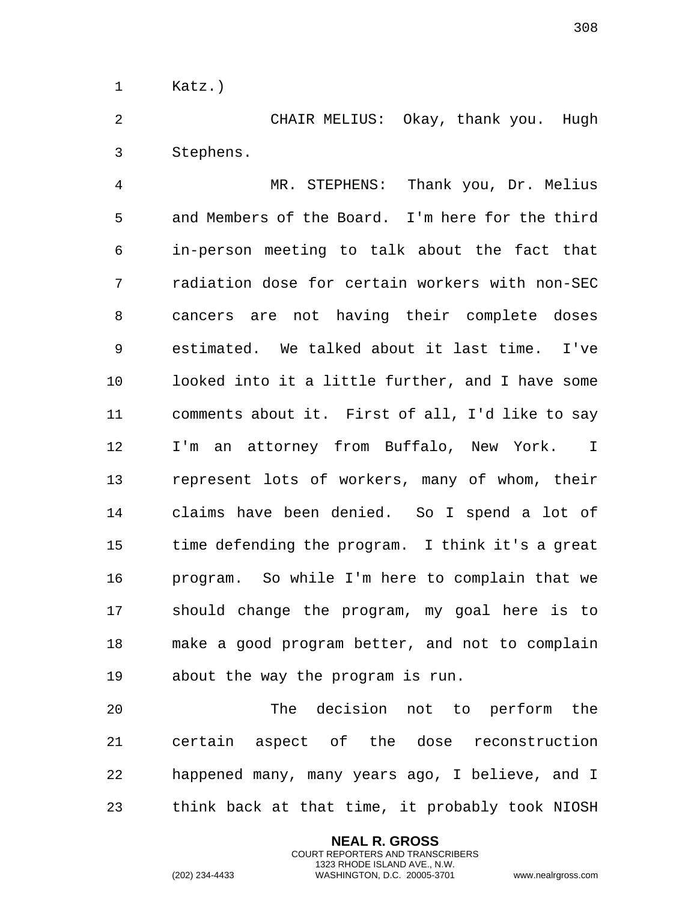Katz.)

CHAIR MELIUS: Okay, thank you. Hugh Stephens.

MR. STEPHENS: Thank you, Dr. Melius and Members of the Board. I'm here for the third in-person meeting to talk about the fact that radiation dose for certain workers with non-SEC cancers are not having their complete doses estimated. We talked about it last time. I've looked into it a little further, and I have some comments about it. First of all, I'd like to say I'm an attorney from Buffalo, New York. I represent lots of workers, many of whom, their claims have been denied. So I spend a lot of time defending the program. I think it's a great program. So while I'm here to complain that we should change the program, my goal here is to make a good program better, and not to complain about the way the program is run.

The decision not to perform the certain aspect of the dose reconstruction happened many, many years ago, I believe, and I think back at that time, it probably took NIOSH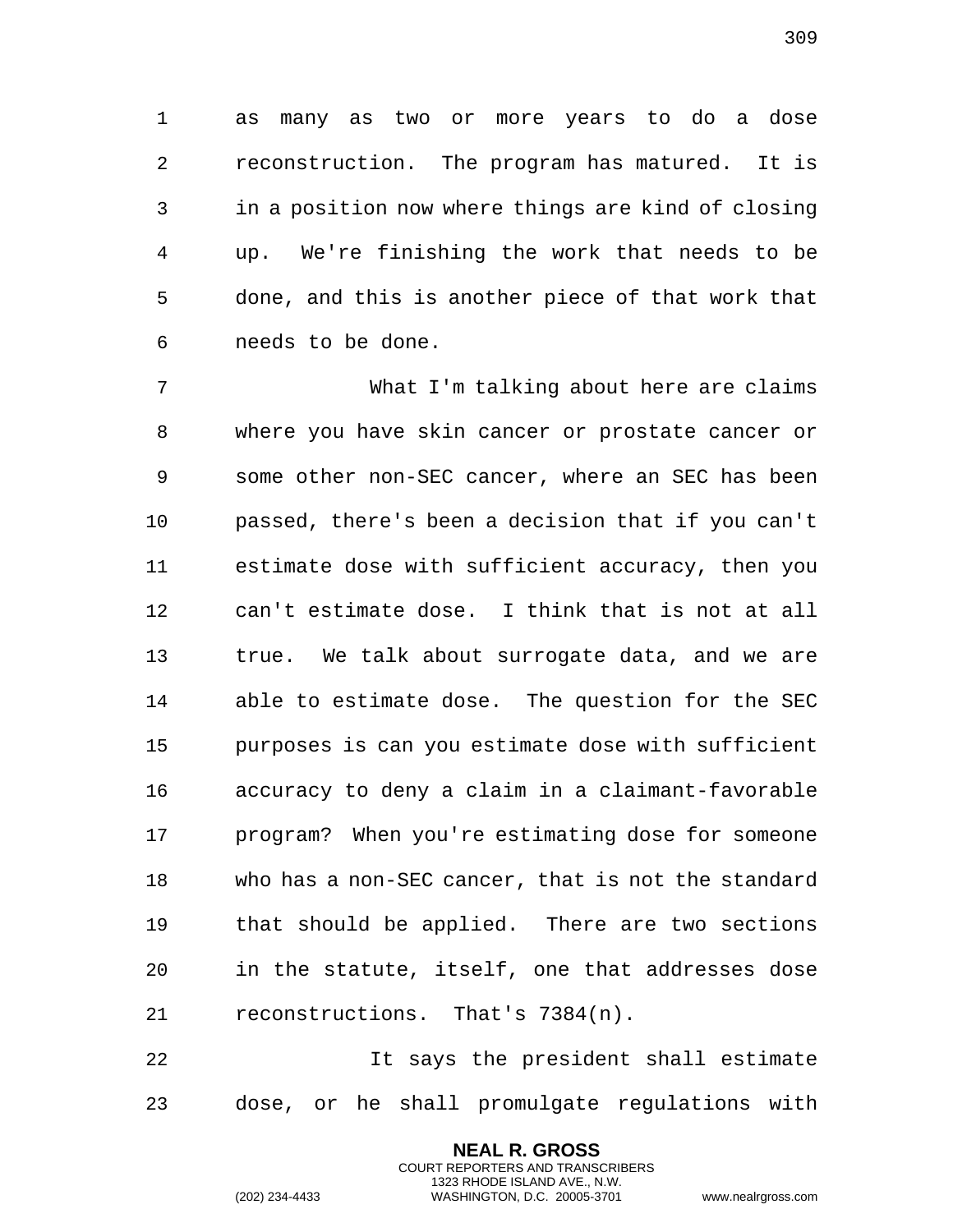as many as two or more years to do a dose reconstruction. The program has matured. It is in a position now where things are kind of closing up. We're finishing the work that needs to be done, and this is another piece of that work that needs to be done.

What I'm talking about here are claims where you have skin cancer or prostate cancer or some other non-SEC cancer, where an SEC has been passed, there's been a decision that if you can't estimate dose with sufficient accuracy, then you can't estimate dose. I think that is not at all true. We talk about surrogate data, and we are able to estimate dose. The question for the SEC purposes is can you estimate dose with sufficient accuracy to deny a claim in a claimant-favorable program? When you're estimating dose for someone who has a non-SEC cancer, that is not the standard that should be applied. There are two sections in the statute, itself, one that addresses dose reconstructions. That's 7384(n).

It says the president shall estimate dose, or he shall promulgate regulations with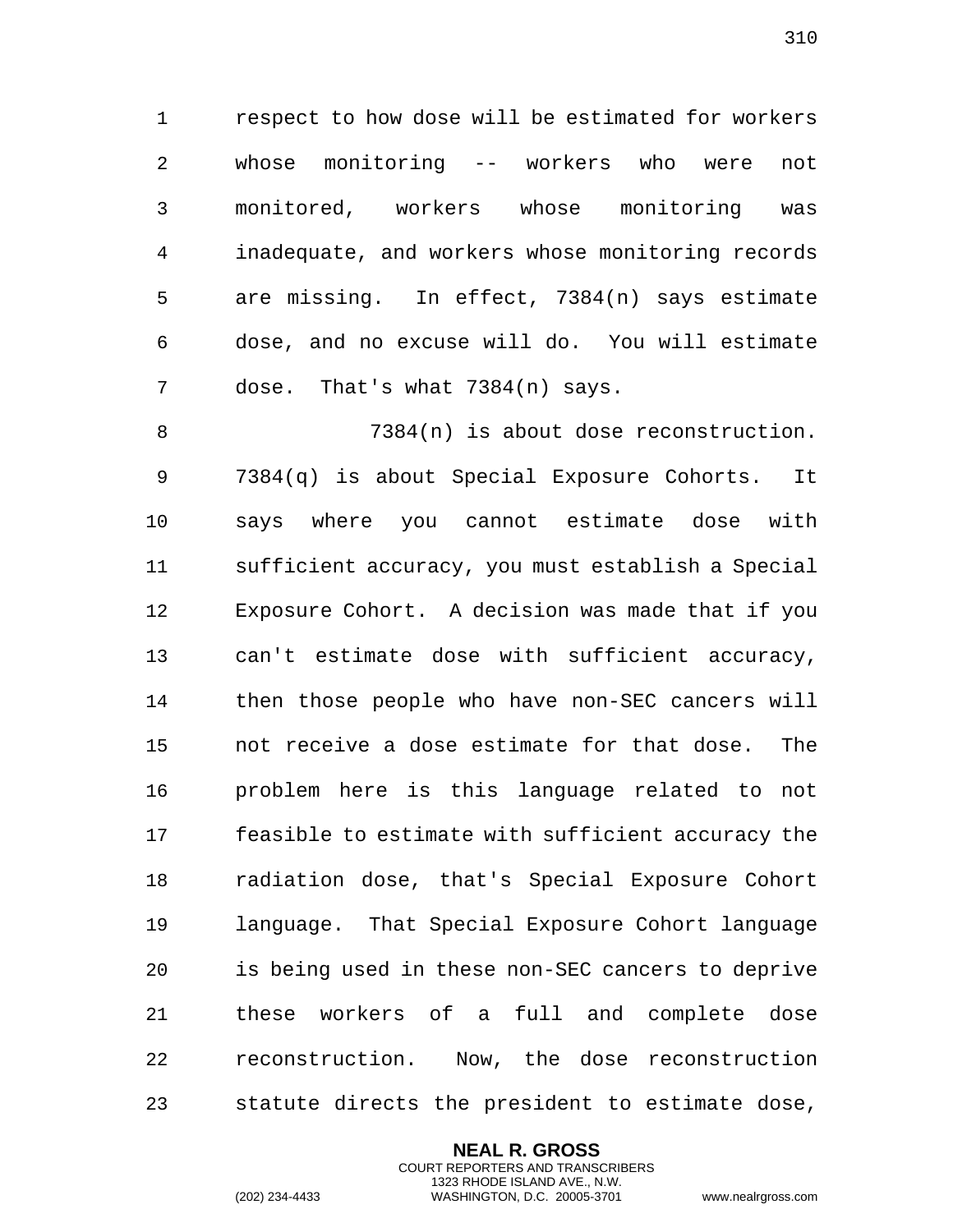respect to how dose will be estimated for workers whose monitoring -- workers who were not monitored, workers whose monitoring was inadequate, and workers whose monitoring records are missing. In effect, 7384(n) says estimate dose, and no excuse will do. You will estimate dose. That's what 7384(n) says.

7384(n) is about dose reconstruction. 7384(q) is about Special Exposure Cohorts. It says where you cannot estimate dose with sufficient accuracy, you must establish a Special Exposure Cohort. A decision was made that if you can't estimate dose with sufficient accuracy, then those people who have non-SEC cancers will not receive a dose estimate for that dose. The problem here is this language related to not feasible to estimate with sufficient accuracy the radiation dose, that's Special Exposure Cohort language. That Special Exposure Cohort language is being used in these non-SEC cancers to deprive these workers of a full and complete dose reconstruction. Now, the dose reconstruction statute directs the president to estimate dose,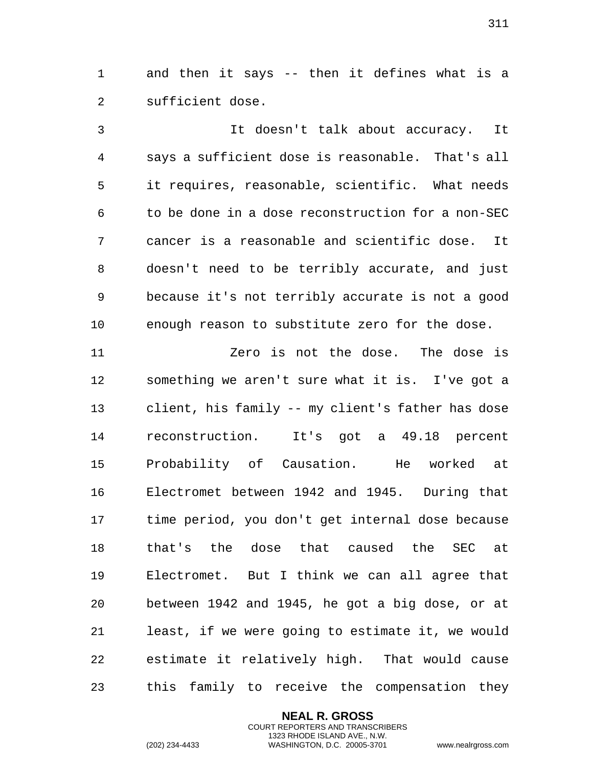and then it says -- then it defines what is a sufficient dose.

It doesn't talk about accuracy. It says a sufficient dose is reasonable. That's all it requires, reasonable, scientific. What needs to be done in a dose reconstruction for a non-SEC cancer is a reasonable and scientific dose. It doesn't need to be terribly accurate, and just because it's not terribly accurate is not a good enough reason to substitute zero for the dose.

Zero is not the dose. The dose is something we aren't sure what it is. I've got a client, his family -- my client's father has dose reconstruction. It's got a 49.18 percent Probability of Causation. He worked at Electromet between 1942 and 1945. During that time period, you don't get internal dose because that's the dose that caused the SEC at Electromet. But I think we can all agree that between 1942 and 1945, he got a big dose, or at least, if we were going to estimate it, we would estimate it relatively high. That would cause this family to receive the compensation they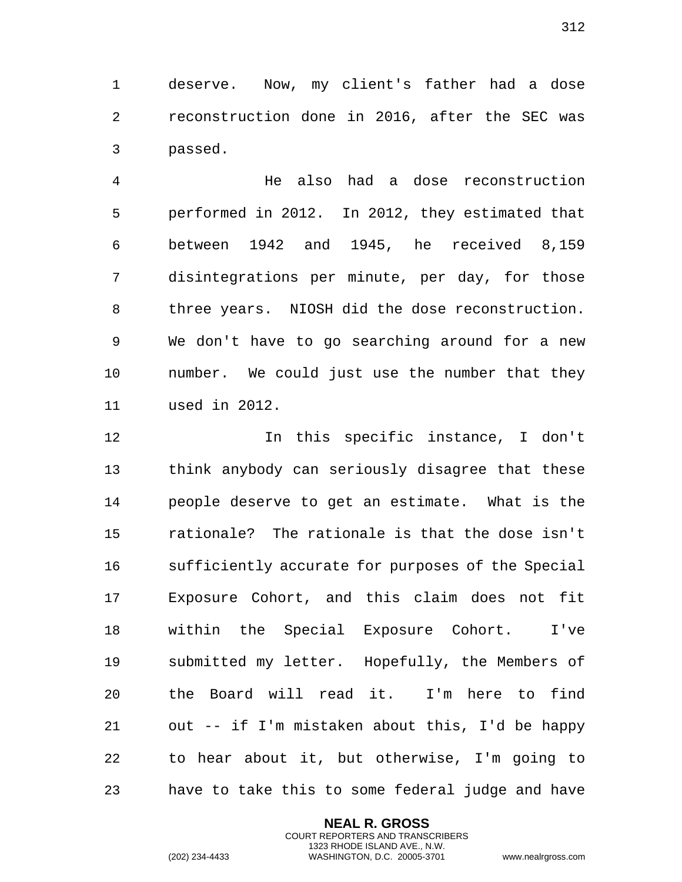deserve. Now, my client's father had a dose reconstruction done in 2016, after the SEC was passed.

He also had a dose reconstruction performed in 2012. In 2012, they estimated that between 1942 and 1945, he received 8,159 disintegrations per minute, per day, for those three years. NIOSH did the dose reconstruction. We don't have to go searching around for a new number. We could just use the number that they used in 2012.

In this specific instance, I don't think anybody can seriously disagree that these people deserve to get an estimate. What is the rationale? The rationale is that the dose isn't sufficiently accurate for purposes of the Special Exposure Cohort, and this claim does not fit within the Special Exposure Cohort. I've submitted my letter. Hopefully, the Members of the Board will read it. I'm here to find out -- if I'm mistaken about this, I'd be happy to hear about it, but otherwise, I'm going to have to take this to some federal judge and have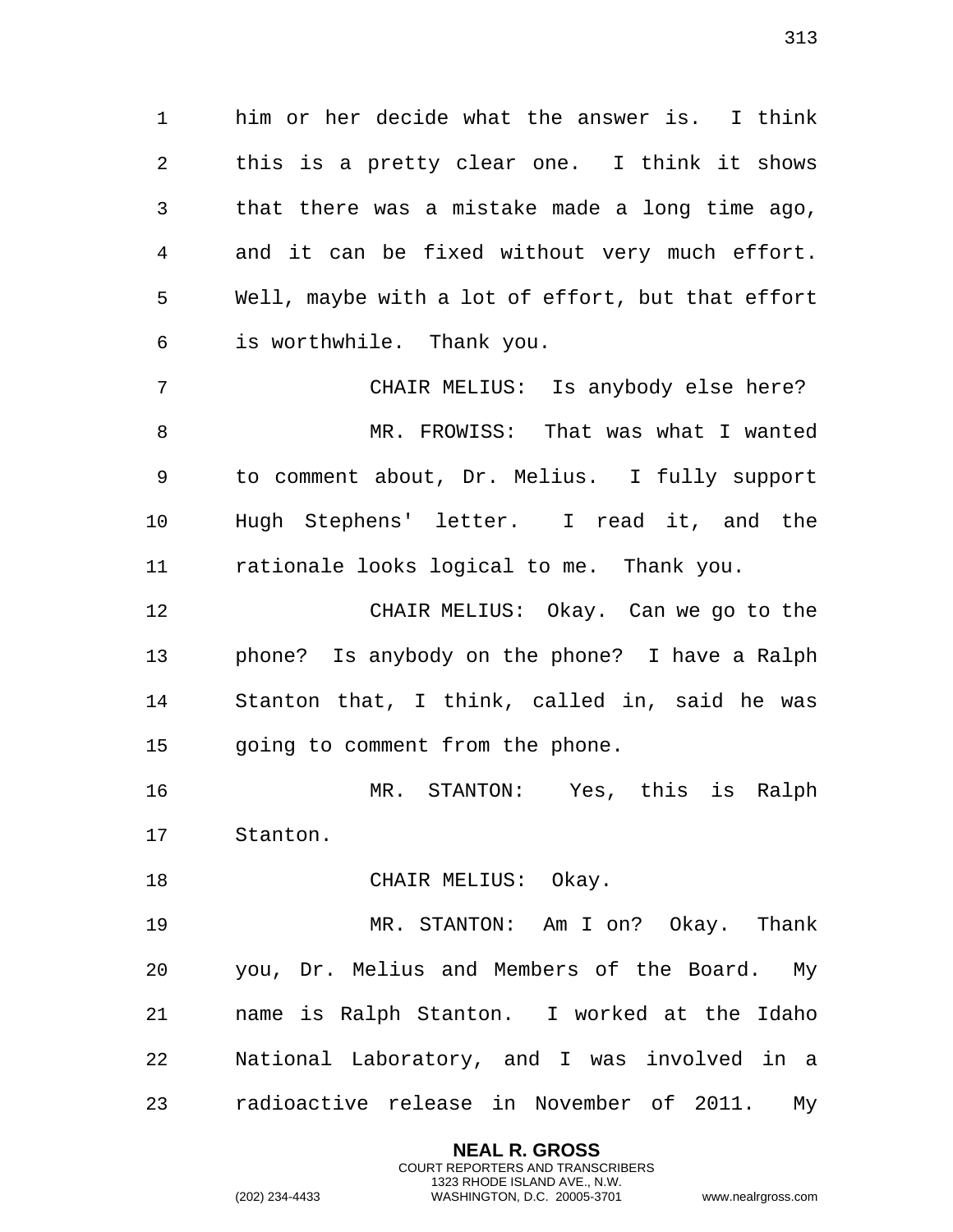him or her decide what the answer is. I think this is a pretty clear one. I think it shows that there was a mistake made a long time ago, and it can be fixed without very much effort. Well, maybe with a lot of effort, but that effort is worthwhile. Thank you.

CHAIR MELIUS: Is anybody else here?

MR. FROWISS: That was what I wanted to comment about, Dr. Melius. I fully support Hugh Stephens' letter. I read it, and the rationale looks logical to me. Thank you.

CHAIR MELIUS: Okay. Can we go to the phone? Is anybody on the phone? I have a Ralph Stanton that, I think, called in, said he was going to comment from the phone.

MR. STANTON: Yes, this is Ralph Stanton.

CHAIR MELIUS: Okay.

MR. STANTON: Am I on? Okay. Thank you, Dr. Melius and Members of the Board. My name is Ralph Stanton. I worked at the Idaho National Laboratory, and I was involved in a radioactive release in November of 2011. My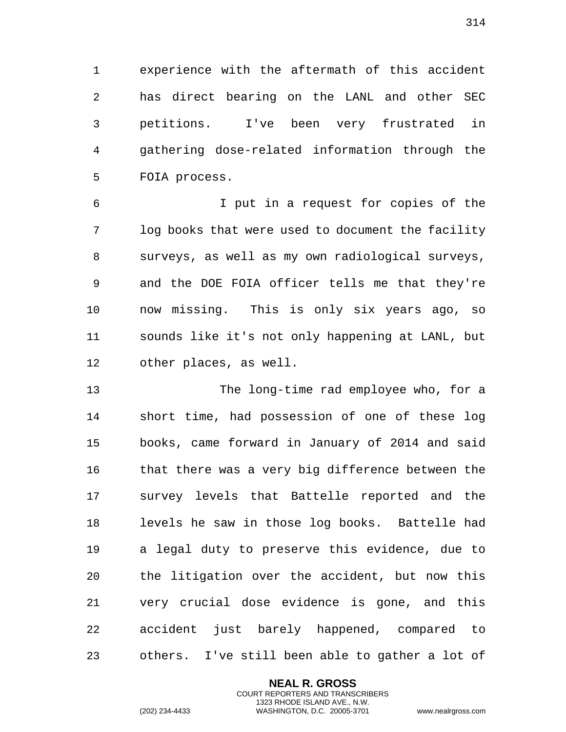experience with the aftermath of this accident has direct bearing on the LANL and other SEC petitions. I've been very frustrated in gathering dose-related information through the FOIA process.

I put in a request for copies of the log books that were used to document the facility surveys, as well as my own radiological surveys, and the DOE FOIA officer tells me that they're now missing. This is only six years ago, so sounds like it's not only happening at LANL, but other places, as well.

The long-time rad employee who, for a short time, had possession of one of these log books, came forward in January of 2014 and said that there was a very big difference between the survey levels that Battelle reported and the levels he saw in those log books. Battelle had a legal duty to preserve this evidence, due to the litigation over the accident, but now this very crucial dose evidence is gone, and this accident just barely happened, compared to others. I've still been able to gather a lot of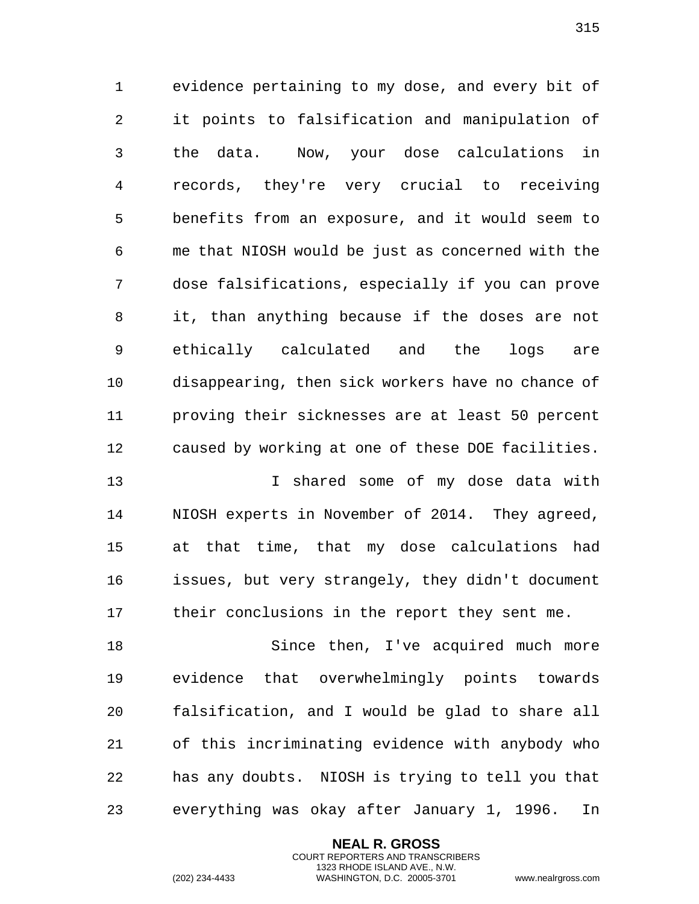evidence pertaining to my dose, and every bit of it points to falsification and manipulation of the data. Now, your dose calculations in records, they're very crucial to receiving benefits from an exposure, and it would seem to me that NIOSH would be just as concerned with the dose falsifications, especially if you can prove it, than anything because if the doses are not ethically calculated and the logs are disappearing, then sick workers have no chance of proving their sicknesses are at least 50 percent caused by working at one of these DOE facilities.

I shared some of my dose data with NIOSH experts in November of 2014. They agreed, at that time, that my dose calculations had issues, but very strangely, they didn't document their conclusions in the report they sent me.

Since then, I've acquired much more evidence that overwhelmingly points towards falsification, and I would be glad to share all of this incriminating evidence with anybody who has any doubts. NIOSH is trying to tell you that everything was okay after January 1, 1996. In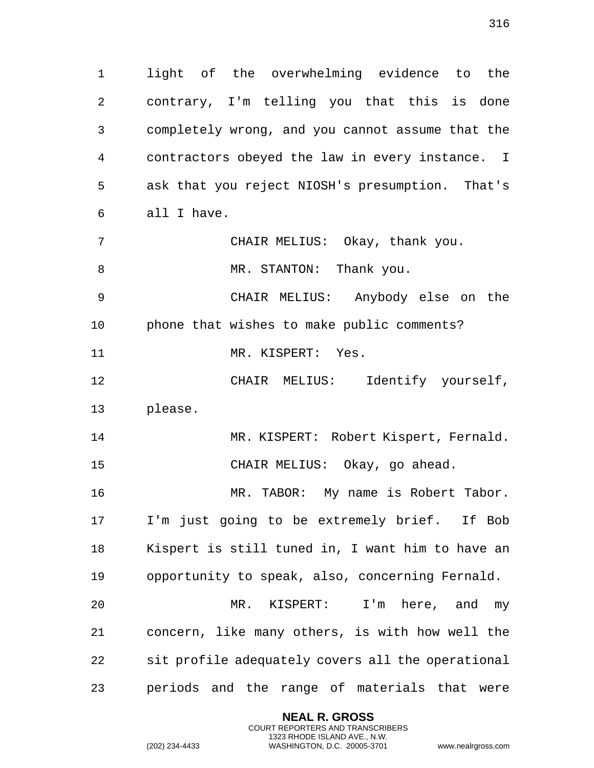light of the overwhelming evidence to the contrary, I'm telling you that this is done completely wrong, and you cannot assume that the contractors obeyed the law in every instance. I ask that you reject NIOSH's presumption. That's all I have.

CHAIR MELIUS: Okay, thank you.

MR. STANTON: Thank you.

CHAIR MELIUS: Anybody else on the phone that wishes to make public comments?

MR. KISPERT: Yes.

CHAIR MELIUS: Identify yourself, please.

MR. KISPERT: Robert Kispert, Fernald.

CHAIR MELIUS: Okay, go ahead.

MR. TABOR: My name is Robert Tabor. I'm just going to be extremely brief. If Bob Kispert is still tuned in, I want him to have an opportunity to speak, also, concerning Fernald.

MR. KISPERT: I'm here, and my concern, like many others, is with how well the sit profile adequately covers all the operational periods and the range of materials that were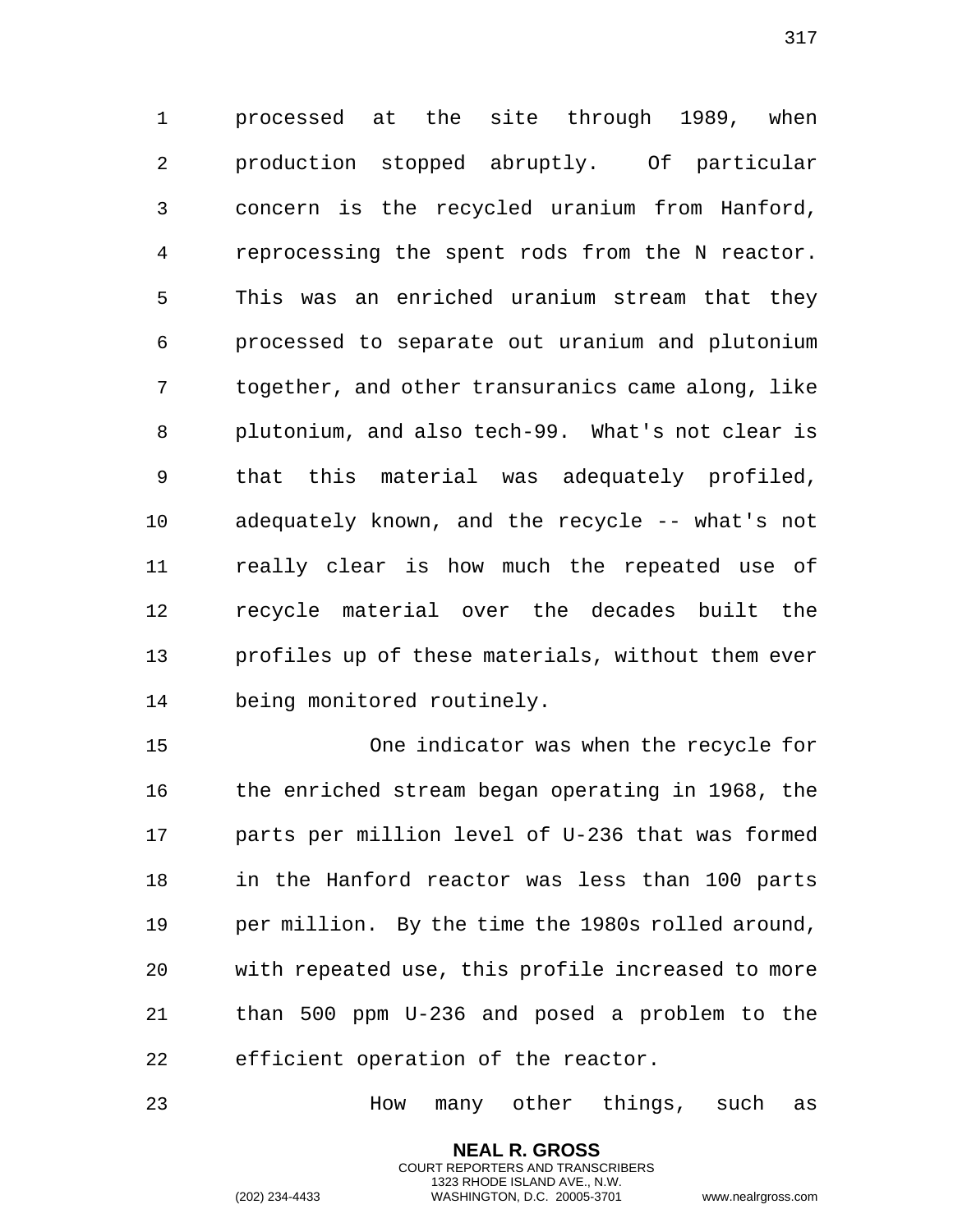processed at the site through 1989, when production stopped abruptly. Of particular concern is the recycled uranium from Hanford, reprocessing the spent rods from the N reactor. This was an enriched uranium stream that they processed to separate out uranium and plutonium together, and other transuranics came along, like plutonium, and also tech-99. What's not clear is that this material was adequately profiled, adequately known, and the recycle -- what's not really clear is how much the repeated use of recycle material over the decades built the profiles up of these materials, without them ever being monitored routinely.

One indicator was when the recycle for the enriched stream began operating in 1968, the parts per million level of U-236 that was formed in the Hanford reactor was less than 100 parts per million. By the time the 1980s rolled around, with repeated use, this profile increased to more than 500 ppm U-236 and posed a problem to the efficient operation of the reactor.

How many other things, such as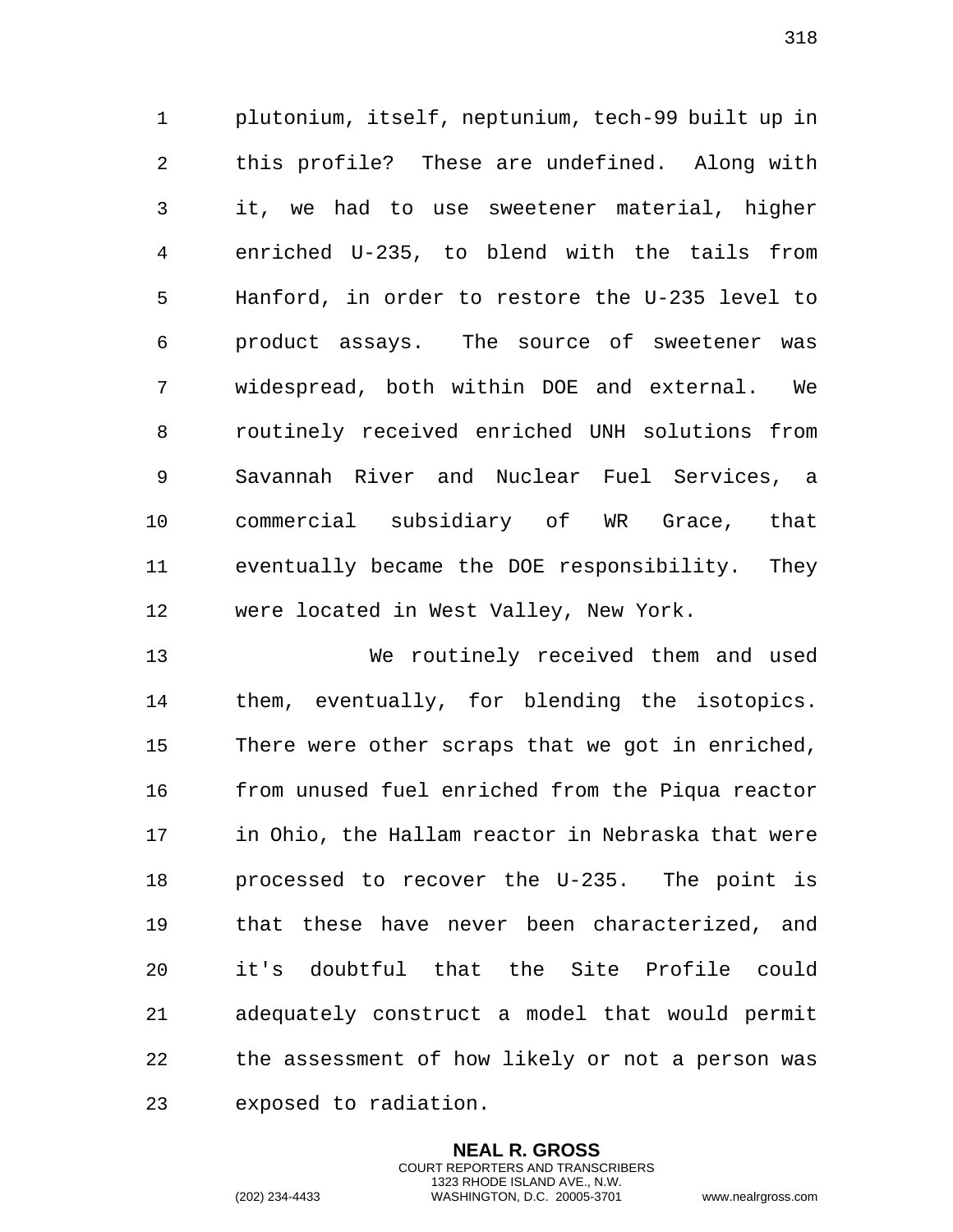plutonium, itself, neptunium, tech-99 built up in this profile? These are undefined. Along with it, we had to use sweetener material, higher enriched U-235, to blend with the tails from Hanford, in order to restore the U-235 level to product assays. The source of sweetener was widespread, both within DOE and external. We routinely received enriched UNH solutions from Savannah River and Nuclear Fuel Services, a commercial subsidiary of WR Grace, that eventually became the DOE responsibility. They were located in West Valley, New York.

We routinely received them and used them, eventually, for blending the isotopics. There were other scraps that we got in enriched, from unused fuel enriched from the Piqua reactor in Ohio, the Hallam reactor in Nebraska that were processed to recover the U-235. The point is that these have never been characterized, and it's doubtful that the Site Profile could adequately construct a model that would permit the assessment of how likely or not a person was exposed to radiation.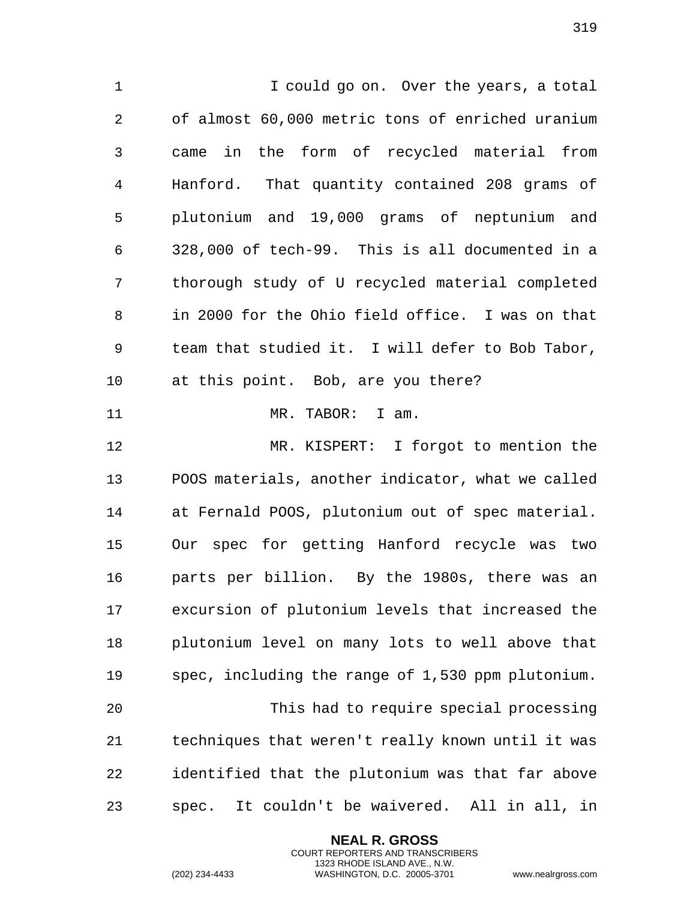I could go on. Over the years, a total of almost 60,000 metric tons of enriched uranium came in the form of recycled material from Hanford. That quantity contained 208 grams of plutonium and 19,000 grams of neptunium and 328,000 of tech-99. This is all documented in a thorough study of U recycled material completed in 2000 for the Ohio field office. I was on that team that studied it. I will defer to Bob Tabor, at this point. Bob, are you there?

MR. TABOR: I am.

MR. KISPERT: I forgot to mention the POOS materials, another indicator, what we called at Fernald POOS, plutonium out of spec material. Our spec for getting Hanford recycle was two parts per billion. By the 1980s, there was an excursion of plutonium levels that increased the plutonium level on many lots to well above that spec, including the range of 1,530 ppm plutonium.

This had to require special processing techniques that weren't really known until it was identified that the plutonium was that far above spec. It couldn't be waivered. All in all, in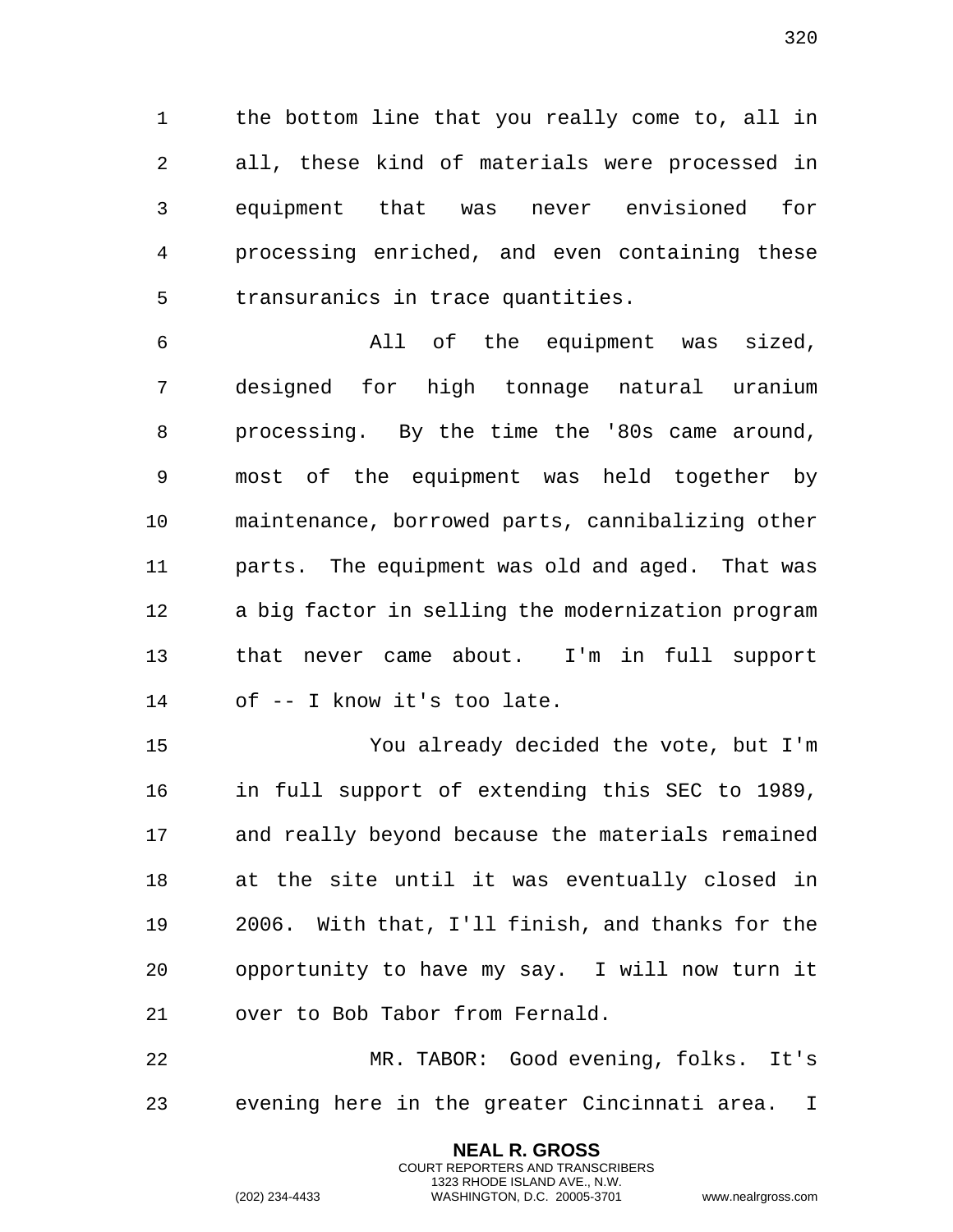the bottom line that you really come to, all in all, these kind of materials were processed in equipment that was never envisioned for processing enriched, and even containing these transuranics in trace quantities.

All of the equipment was sized, designed for high tonnage natural uranium processing. By the time the '80s came around, most of the equipment was held together by maintenance, borrowed parts, cannibalizing other parts. The equipment was old and aged. That was a big factor in selling the modernization program that never came about. I'm in full support of -- I know it's too late.

You already decided the vote, but I'm in full support of extending this SEC to 1989, and really beyond because the materials remained at the site until it was eventually closed in 2006. With that, I'll finish, and thanks for the opportunity to have my say. I will now turn it over to Bob Tabor from Fernald.

MR. TABOR: Good evening, folks. It's evening here in the greater Cincinnati area. I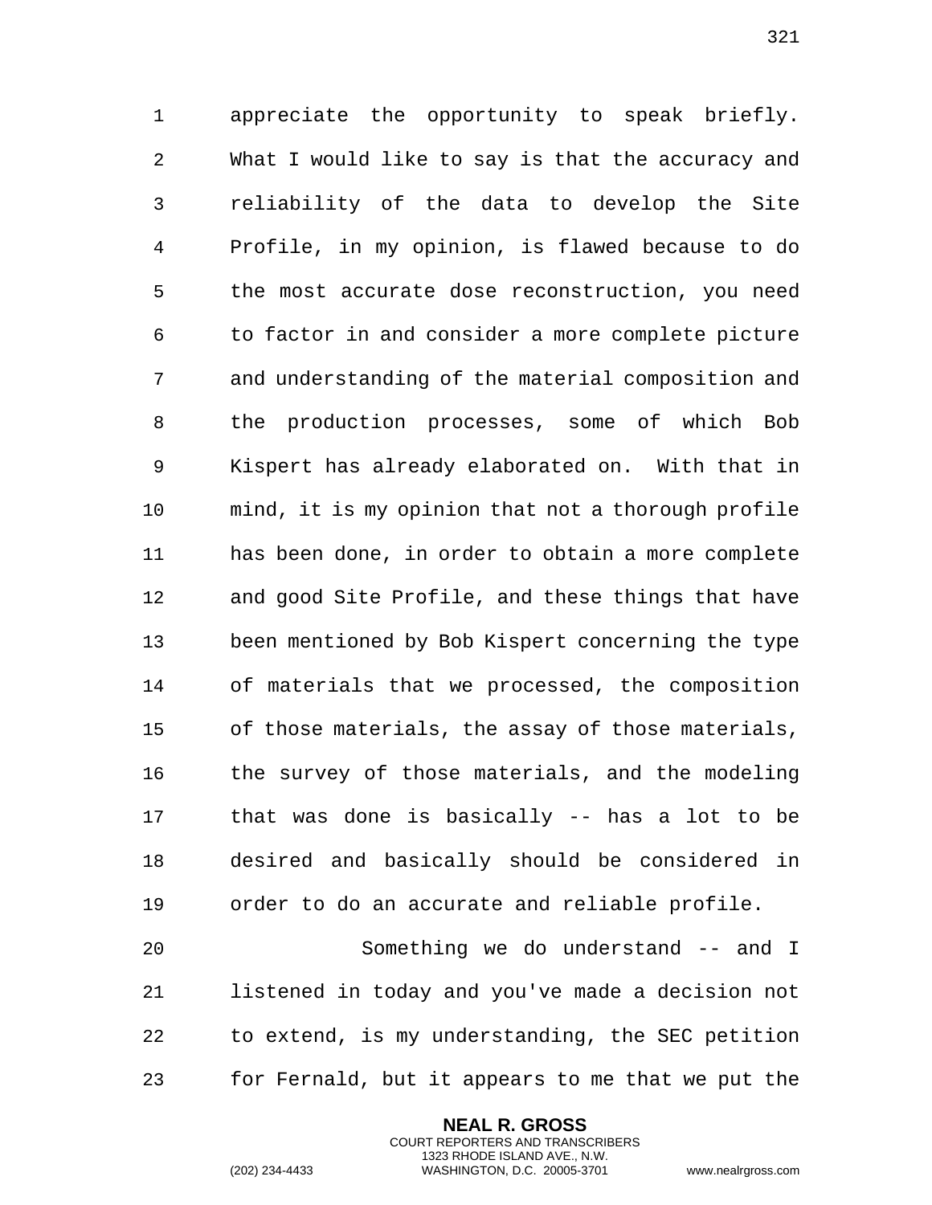appreciate the opportunity to speak briefly. What I would like to say is that the accuracy and reliability of the data to develop the Site Profile, in my opinion, is flawed because to do the most accurate dose reconstruction, you need to factor in and consider a more complete picture and understanding of the material composition and the production processes, some of which Bob Kispert has already elaborated on. With that in mind, it is my opinion that not a thorough profile has been done, in order to obtain a more complete and good Site Profile, and these things that have been mentioned by Bob Kispert concerning the type of materials that we processed, the composition of those materials, the assay of those materials, the survey of those materials, and the modeling that was done is basically -- has a lot to be desired and basically should be considered in order to do an accurate and reliable profile.

Something we do understand -- and I listened in today and you've made a decision not to extend, is my understanding, the SEC petition for Fernald, but it appears to me that we put the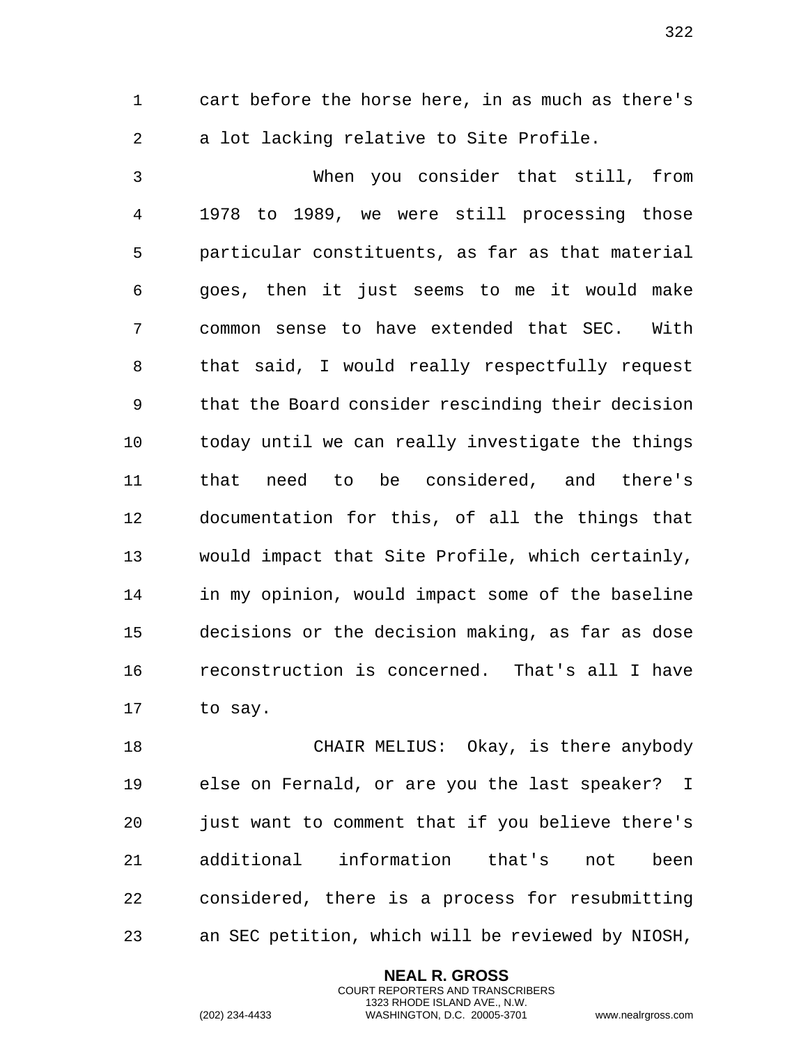cart before the horse here, in as much as there's a lot lacking relative to Site Profile.

When you consider that still, from 1978 to 1989, we were still processing those particular constituents, as far as that material goes, then it just seems to me it would make common sense to have extended that SEC. With that said, I would really respectfully request that the Board consider rescinding their decision today until we can really investigate the things that need to be considered, and there's documentation for this, of all the things that would impact that Site Profile, which certainly, in my opinion, would impact some of the baseline decisions or the decision making, as far as dose reconstruction is concerned. That's all I have to say.

CHAIR MELIUS: Okay, is there anybody else on Fernald, or are you the last speaker? I just want to comment that if you believe there's additional information that's not been considered, there is a process for resubmitting an SEC petition, which will be reviewed by NIOSH,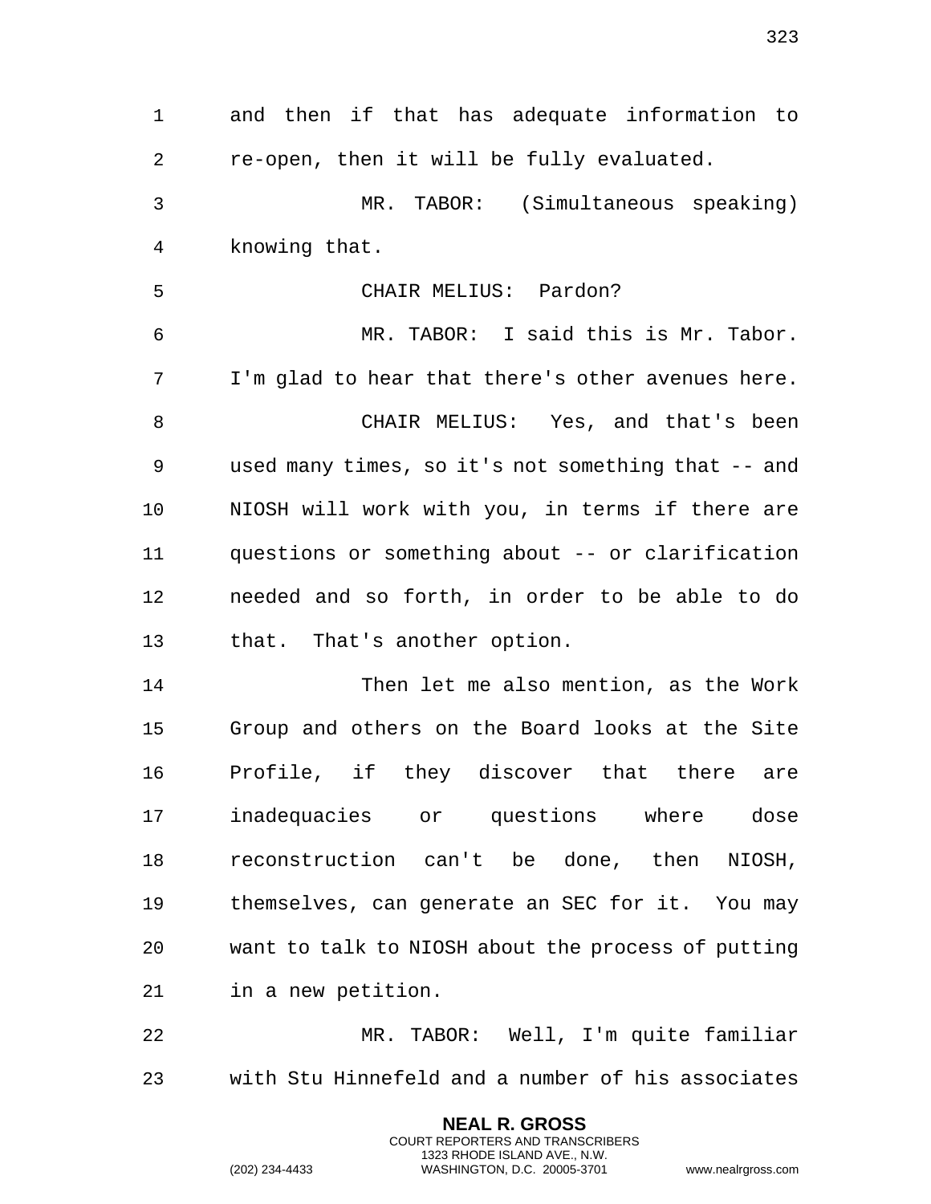and then if that has adequate information to re-open, then it will be fully evaluated.

MR. TABOR: (Simultaneous speaking) knowing that.

CHAIR MELIUS: Pardon?

MR. TABOR: I said this is Mr. Tabor. I'm glad to hear that there's other avenues here.

CHAIR MELIUS: Yes, and that's been used many times, so it's not something that -- and NIOSH will work with you, in terms if there are questions or something about -- or clarification needed and so forth, in order to be able to do that. That's another option.

Then let me also mention, as the Work Group and others on the Board looks at the Site Profile, if they discover that there are inadequacies or questions where dose reconstruction can't be done, then NIOSH, themselves, can generate an SEC for it. You may want to talk to NIOSH about the process of putting in a new petition.

MR. TABOR: Well, I'm quite familiar with Stu Hinnefeld and a number of his associates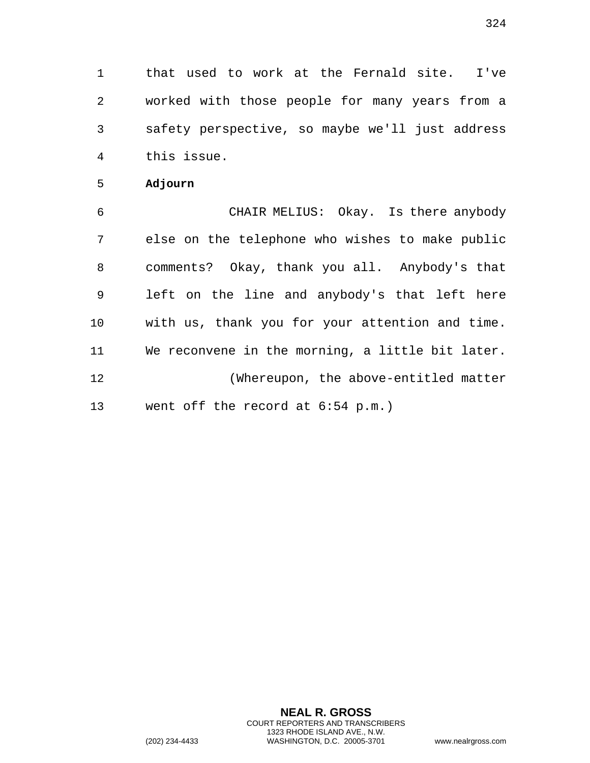that used to work at the Fernald site. I've worked with those people for many years from a safety perspective, so maybe we'll just address this issue.

**Adjourn**

CHAIR MELIUS: Okay. Is there anybody else on the telephone who wishes to make public comments? Okay, thank you all. Anybody's that left on the line and anybody's that left here with us, thank you for your attention and time. We reconvene in the morning, a little bit later.

(Whereupon, the above-entitled matter went off the record at 6:54 p.m.)